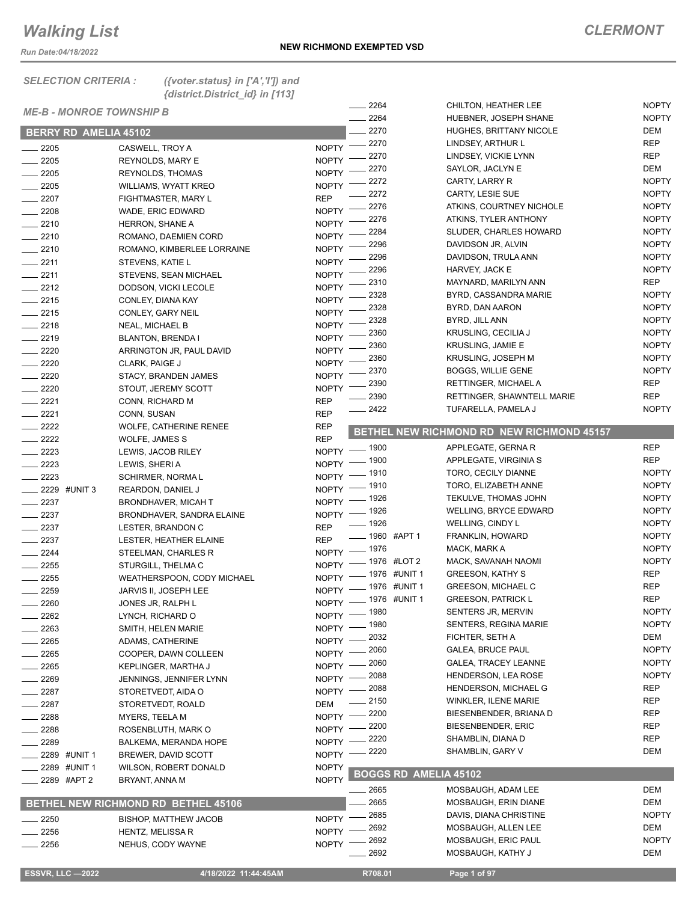# Walking List

**CLERMONT**

**NEW RICHMOND EXEMPTED VSD**

*Run Date:04/18/2022*

*SELECTION CRITERIA : ({voter.status} in ['A','I']) and {district.District_id} in [113]*

*ME-B - MONROE TOWNSHIP B*

## BERRY RD AMELIA 45102

| | | | |
|---|---|---|---|
| ____ 2205 | | CASWELL, TROY A | NOPTY |
| ____ 2205 | | REYNOLDS, MARY E | NOPTY |
| ____ 2205 | | REYNOLDS, THOMAS | NOPTY |
| ____ 2205 | | WILLIAMS, WYATT KREO | NOPTY |
| ____ 2207 | | FIGHTMASTER, MARY L | REP |
| ____ 2208 | | WADE, ERIC EDWARD | NOPTY |
| ____ 2210 | | HERRON, SHANE A | NOPTY |
| ____ 2210 | | ROMANO, DAEMIEN CORD | NOPTY |
| ____ 2210 | | ROMANO, KIMBERLEE LORRAINE | NOPTY |
| ____ 2211 | | STEVENS, KATIE L | NOPTY |
| ____ 2211 | | STEVENS, SEAN MICHAEL | NOPTY |
| ____ 2212 | | DODSON, VICKI LECOLE | NOPTY |
| ____ 2215 | | CONLEY, DIANA KAY | NOPTY |
| ____ 2215 | | CONLEY, GARY NEIL | NOPTY |
| ____ 2218 | | NEAL, MICHAEL B | NOPTY |
| ____ 2219 | | BLANTON, BRENDA I | NOPTY |
| ____ 2220 | | ARRINGTON JR, PAUL DAVID | NOPTY |
| ____ 2220 | | CLARK, PAIGE J | NOPTY |
| ____ 2220 | | STACY, BRANDEN JAMES | NOPTY |
| ____ 2220 | | STOUT, JEREMY SCOTT | NOPTY |
| ____ 2221 | | CONN, RICHARD M | REP |
| ____ 2221 | | CONN, SUSAN | REP |
| ____ 2222 | | WOLFE, CATHERINE RENEE | REP |
| ____ 2222 | | WOLFE, JAMES S | REP |
| ____ 2223 | | LEWIS, JACOB RILEY | NOPTY |
| ____ 2223 | | LEWIS, SHERI A | NOPTY |
| ____ 2223 | | SCHIRMER, NORMA L | NOPTY |
| ____ 2229 | #UNIT 3 | REARDON, DANIEL J | NOPTY |
| ____ 2237 | | BRONDHAVER, MICAH T | NOPTY |
| ____ 2237 | | BRONDHAVER, SANDRA ELAINE | NOPTY |
| ____ 2237 | | LESTER, BRANDON C | REP |
| ____ 2237 | | LESTER, HEATHER ELAINE | REP |
| ____ 2244 | | STEELMAN, CHARLES R | NOPTY |
| ____ 2255 | | STURGILL, THELMA C | NOPTY |
| ____ 2255 | | WEATHERSPOON, CODY MICHAEL | NOPTY |
| ____ 2259 | | JARVIS II, JOSEPH LEE | NOPTY |
| ____ 2260 | | JONES JR, RALPH L | NOPTY |
| ____ 2262 | | LYNCH, RICHARD O | NOPTY |
| ____ 2263 | | SMITH, HELEN MARIE | NOPTY |
| ____ 2265 | | ADAMS, CATHERINE | NOPTY |
| ____ 2265 | | COOPER, DAWN COLLEEN | NOPTY |
| ____ 2265 | | KEPLINGER, MARTHA J | NOPTY |
| ____ 2269 | | JENNINGS, JENNIFER LYNN | NOPTY |
| ____ 2287 | | STORETVEDT, AIDA O | NOPTY |
| ____ 2287 | | STORETVEDT, ROALD | DEM |
| ____ 2288 | | MYERS, TEELA M | NOPTY |
| ____ 2288 | | ROSENBLUTH, MARK O | NOPTY |
| ____ 2289 | | BALKEMA, MERANDA HOPE | NOPTY |
| ____ 2289 | #UNIT 1 | BREWER, DAVID SCOTT | NOPTY |
| ____ 2289 | #UNIT 1 | WILSON, ROBERT DONALD | NOPTY |
| ____ 2289 | #APT 2 | BRYANT, ANNA M | NOPTY |

## BETHEL NEW RICHMOND RD BETHEL 45106

| | | | |
|---|---|---|---|
| ____ 2250 | | BISHOP, MATTHEW JACOB | NOPTY |
| ____ 2256 | | HENTZ, MELISSA R | NOPTY |
| ____ 2256 | | NEHUS, CODY WAYNE | NOPTY |
| ____ 2264 | | CHILTON, HEATHER LEE | NOPTY |
| ____ 2264 | | HUEBNER, JOSEPH SHANE | NOPTY |
| ____ 2270 | | HUGHES, BRITTANY NICOLE | DEM |
| ____ 2270 | | LINDSEY, ARTHUR L | REP |
| ____ 2270 | | LINDSEY, VICKIE LYNN | REP |
| ____ 2270 | | SAYLOR, JACLYN E | DEM |
| ____ 2272 | | CARTY, LARRY R | NOPTY |
| ____ 2272 | | CARTY, LESIE SUE | NOPTY |
| ____ 2276 | | ATKINS, COURTNEY NICHOLE | NOPTY |
| ____ 2276 | | ATKINS, TYLER ANTHONY | NOPTY |
| ____ 2284 | | SLUDER, CHARLES HOWARD | NOPTY |
| ____ 2296 | | DAVIDSON JR, ALVIN | NOPTY |
| ____ 2296 | | DAVIDSON, TRULA ANN | NOPTY |
| ____ 2296 | | HARVEY, JACK E | NOPTY |
| ____ 2310 | | MAYNARD, MARILYN ANN | REP |
| ____ 2328 | | BYRD, CASSANDRA MARIE | NOPTY |
| ____ 2328 | | BYRD, DAN AARON | NOPTY |
| ____ 2328 | | BYRD, JILL ANN | NOPTY |
| ____ 2360 | | KRUSLING, CECILIA J | NOPTY |
| ____ 2360 | | KRUSLING, JAMIE E | NOPTY |
| ____ 2360 | | KRUSLING, JOSEPH M | NOPTY |
| ____ 2370 | | BOGGS, WILLIE GENE | NOPTY |
| ____ 2390 | | RETTINGER, MICHAEL A | REP |
| ____ 2390 | | RETTINGER, SHAWNTELL MARIE | REP |
| ____ 2422 | | TUFARELLA, PAMELA J | NOPTY |

## BETHEL NEW RICHMOND RD NEW RICHMOND 45157

| | | | |
|---|---|---|---|
| ____ 1900 | | APPLEGATE, GERNA R | REP |
| ____ 1900 | | APPLEGATE, VIRGINIA S | REP |
| ____ 1910 | | TORO, CECILY DIANNE | NOPTY |
| ____ 1910 | | TORO, ELIZABETH ANNE | NOPTY |
| ____ 1926 | | TEKULVE, THOMAS JOHN | NOPTY |
| ____ 1926 | | WELLING, BRYCE EDWARD | NOPTY |
| ____ 1926 | | WELLING, CINDY L | NOPTY |
| ____ 1960 | #APT 1 | FRANKLIN, HOWARD | NOPTY |
| ____ 1976 | | MACK, MARK A | NOPTY |
| ____ 1976 | #LOT 2 | MACK, SAVANAH NAOMI | NOPTY |
| ____ 1976 | #UNIT 1 | GREESON, KATHY S | REP |
| ____ 1976 | #UNIT 1 | GREESON, MICHAEL C | REP |
| ____ 1976 | #UNIT 1 | GREESON, PATRICK L | REP |
| ____ 1980 | | SENTERS JR, MERVIN | NOPTY |
| ____ 1980 | | SENTERS, REGINA MARIE | NOPTY |
| ____ 2032 | | FICHTER, SETH A | DEM |
| ____ 2060 | | GALEA, BRUCE PAUL | NOPTY |
| ____ 2060 | | GALEA, TRACEY LEANNE | NOPTY |
| ____ 2088 | | HENDERSON, LEA ROSE | NOPTY |
| ____ 2088 | | HENDERSON, MICHAEL G | REP |
| ____ 2150 | | WINKLER, ILENE MARIE | REP |
| ____ 2200 | | BIESENBENDER, BRIANA D | REP |
| ____ 2200 | | BIESENBENDER, ERIC | REP |
| ____ 2220 | | SHAMBLIN, DIANA D | REP |
| ____ 2220 | | SHAMBLIN, GARY V | DEM |

## BOGGS RD AMELIA 45102

| | | | |
|---|---|---|---|
| ____ 2665 | | MOSBAUGH, ADAM LEE | DEM |
| ____ 2665 | | MOSBAUGH, ERIN DIANE | DEM |
| ____ 2685 | | DAVIS, DIANA CHRISTINE | NOPTY |
| ____ 2692 | | MOSBAUGH, ALLEN LEE | DEM |
| ____ 2692 | | MOSBAUGH, ERIC PAUL | NOPTY |
| ____ 2692 | | MOSBAUGH, KATHY J | DEM |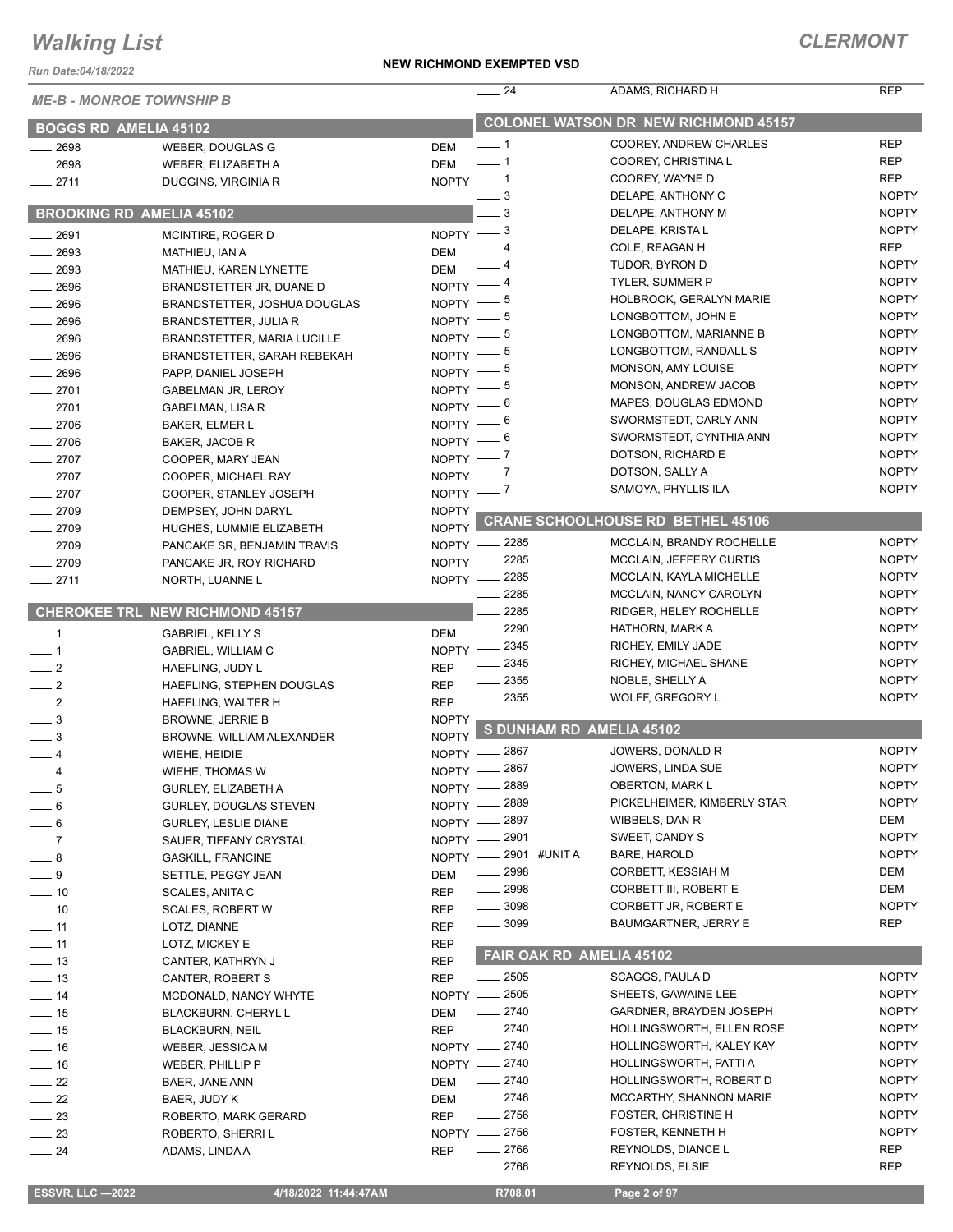# Walking List

**CLERMONT**

Run Date:04/18/2022

**NEW RICHMOND EXEMPTED VSD**

*ME-B - MONROE TOWNSHIP B*

## BOGGS RD AMELIA 45102

| | | |
|---|---|---|
| 2698 | WEBER, DOUGLAS G | DEM |
| 2698 | WEBER, ELIZABETH A | DEM |
| 2711 | DUGGINS, VIRGINIA R | NOPTY |

## BROOKING RD AMELIA 45102

| | | |
|---|---|---|
| 2691 | MCINTIRE, ROGER D | NOPTY |
| 2693 | MATHIEU, IAN A | DEM |
| 2693 | MATHIEU, KAREN LYNETTE | DEM |
| 2696 | BRANDSTETTER JR, DUANE D | NOPTY |
| 2696 | BRANDSTETTER, JOSHUA DOUGLAS | NOPTY |
| 2696 | BRANDSTETTER, JULIA R | NOPTY |
| 2696 | BRANDSTETTER, MARIA LUCILLE | NOPTY |
| 2696 | BRANDSTETTER, SARAH REBEKAH | NOPTY |
| 2696 | PAPP, DANIEL JOSEPH | NOPTY |
| 2701 | GABELMAN JR, LEROY | NOPTY |
| 2701 | GABELMAN, LISA R | NOPTY |
| 2706 | BAKER, ELMER L | NOPTY |
| 2706 | BAKER, JACOB R | NOPTY |
| 2707 | COOPER, MARY JEAN | NOPTY |
| 2707 | COOPER, MICHAEL RAY | NOPTY |
| 2707 | COOPER, STANLEY JOSEPH | NOPTY |
| 2709 | DEMPSEY, JOHN DARYL | NOPTY |
| 2709 | HUGHES, LUMMIE ELIZABETH | NOPTY |
| 2709 | PANCAKE SR, BENJAMIN TRAVIS | NOPTY |
| 2709 | PANCAKE JR, ROY RICHARD | NOPTY |
| 2711 | NORTH, LUANNE L | NOPTY |

## CHEROKEE TRL NEW RICHMOND 45157

| | | |
|---|---|---|
| 1 | GABRIEL, KELLY S | DEM |
| 1 | GABRIEL, WILLIAM C | NOPTY |
| 2 | HAEFLING, JUDY L | REP |
| 2 | HAEFLING, STEPHEN DOUGLAS | REP |
| 2 | HAEFLING, WALTER H | REP |
| 3 | BROWNE, JERRIE B | NOPTY |
| 3 | BROWNE, WILLIAM ALEXANDER | NOPTY |
| 4 | WIEHE, HEIDIE | NOPTY |
| 4 | WIEHE, THOMAS W | NOPTY |
| 5 | GURLEY, ELIZABETH A | NOPTY |
| 6 | GURLEY, DOUGLAS STEVEN | NOPTY |
| 6 | GURLEY, LESLIE DIANE | NOPTY |
| 7 | SAUER, TIFFANY CRYSTAL | NOPTY |
| 8 | GASKILL, FRANCINE | NOPTY |
| 9 | SETTLE, PEGGY JEAN | DEM |
| 10 | SCALES, ANITA C | REP |
| 10 | SCALES, ROBERT W | REP |
| 11 | LOTZ, DIANNE | REP |
| 11 | LOTZ, MICKEY E | REP |
| 13 | CANTER, KATHRYN J | REP |
| 13 | CANTER, ROBERT S | REP |
| 14 | MCDONALD, NANCY WHYTE | NOPTY |
| 15 | BLACKBURN, CHERYL L | DEM |
| 15 | BLACKBURN, NEIL | REP |
| 16 | WEBER, JESSICA M | NOPTY |
| 16 | WEBER, PHILLIP P | NOPTY |
| 22 | BAER, JANE ANN | DEM |
| 22 | BAER, JUDY K | DEM |
| 23 | ROBERTO, MARK GERARD | REP |
| 23 | ROBERTO, SHERRI L | NOPTY |
| 24 | ADAMS, LINDA A | REP |
| 24 | ADAMS, RICHARD H | REP |

## COLONEL WATSON DR NEW RICHMOND 45157

| | | |
|---|---|---|
| 1 | COOREY, ANDREW CHARLES | REP |
| 1 | COOREY, CHRISTINA L | REP |
| 1 | COOREY, WAYNE D | REP |
| 3 | DELAPE, ANTHONY C | NOPTY |
| 3 | DELAPE, ANTHONY M | NOPTY |
| 3 | DELAPE, KRISTA L | NOPTY |
| 4 | COLE, REAGAN H | REP |
| 4 | TUDOR, BYRON D | NOPTY |
| 4 | TYLER, SUMMER P | NOPTY |
| 5 | HOLBROOK, GERALYN MARIE | NOPTY |
| 5 | LONGBOTTOM, JOHN E | NOPTY |
| 5 | LONGBOTTOM, MARIANNE B | NOPTY |
| 5 | LONGBOTTOM, RANDALL S | NOPTY |
| 5 | MONSON, AMY LOUISE | NOPTY |
| 5 | MONSON, ANDREW JACOB | NOPTY |
| 6 | MAPES, DOUGLAS EDMOND | NOPTY |
| 6 | SWORMSTEDT, CARLY ANN | NOPTY |
| 6 | SWORMSTEDT, CYNTHIA ANN | NOPTY |
| 7 | DOTSON, RICHARD E | NOPTY |
| 7 | DOTSON, SALLY A | NOPTY |
| 7 | SAMOYA, PHYLLIS ILA | NOPTY |

## CRANE SCHOOLHOUSE RD BETHEL 45106

| | | |
|---|---|---|
| 2285 | MCCLAIN, BRANDY ROCHELLE | NOPTY |
| 2285 | MCCLAIN, JEFFERY CURTIS | NOPTY |
| 2285 | MCCLAIN, KAYLA MICHELLE | NOPTY |
| 2285 | MCCLAIN, NANCY CAROLYN | NOPTY |
| 2285 | RIDGER, HELEY ROCHELLE | NOPTY |
| 2290 | HATHORN, MARK A | NOPTY |
| 2345 | RICHEY, EMILY JADE | NOPTY |
| 2345 | RICHEY, MICHAEL SHANE | NOPTY |
| 2355 | NOBLE, SHELLY A | NOPTY |
| 2355 | WOLFF, GREGORY L | NOPTY |

## S DUNHAM RD AMELIA 45102

| | | |
|---|---|---|
| 2867 | JOWERS, DONALD R | NOPTY |
| 2867 | JOWERS, LINDA SUE | NOPTY |
| 2889 | OBERTON, MARK L | NOPTY |
| 2889 | PICKELHEIMER, KIMBERLY STAR | NOPTY |
| 2897 | WIBBELS, DAN R | DEM |
| 2901 | SWEET, CANDY S | NOPTY |
| 2901 #UNIT A | BARE, HAROLD | NOPTY |
| 2998 | CORBETT, KESSIAH M | DEM |
| 2998 | CORBETT III, ROBERT E | DEM |
| 3098 | CORBETT JR, ROBERT E | NOPTY |
| 3099 | BAUMGARTNER, JERRY E | REP |

## FAIR OAK RD AMELIA 45102

| | | |
|---|---|---|
| 2505 | SCAGGS, PAULA D | NOPTY |
| 2505 | SHEETS, GAWAINE LEE | NOPTY |
| 2740 | GARDNER, BRAYDEN JOSEPH | NOPTY |
| 2740 | HOLLINGSWORTH, ELLEN ROSE | NOPTY |
| 2740 | HOLLINGSWORTH, KALEY KAY | NOPTY |
| 2740 | HOLLINGSWORTH, PATTI A | NOPTY |
| 2740 | HOLLINGSWORTH, ROBERT D | NOPTY |
| 2746 | MCCARTHY, SHANNON MARIE | NOPTY |
| 2756 | FOSTER, CHRISTINE H | NOPTY |
| 2756 | FOSTER, KENNETH H | NOPTY |
| 2766 | REYNOLDS, DIANCE L | REP |
| 2766 | REYNOLDS, ELSIE | REP |

ESSVR, LLC —2022 | 4/18/2022 11:44:47AM | R708.01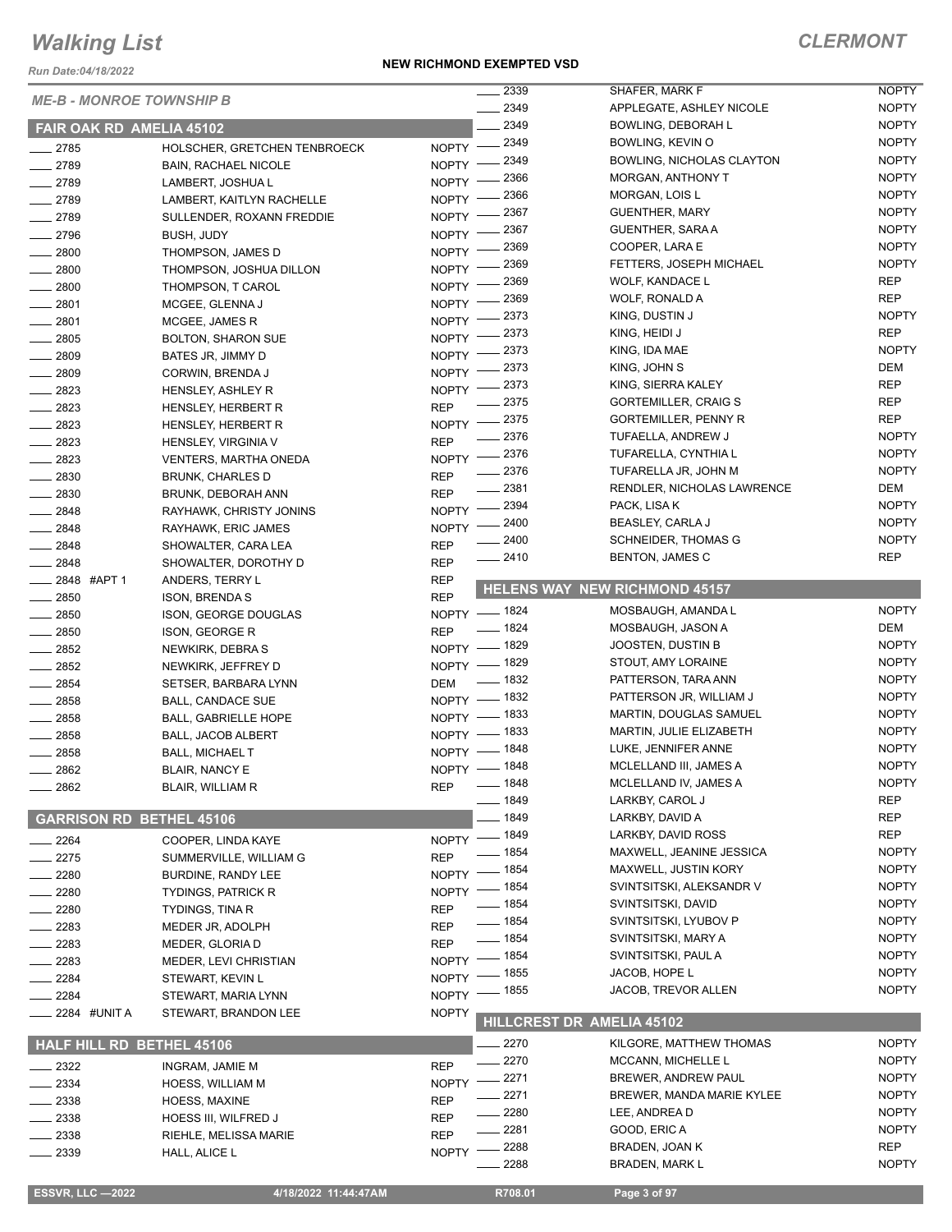# Walking List

**CLERMONT**

Run Date:04/18/2022

**NEW RICHMOND EXEMPTED VSD**

*ME-B - MONROE TOWNSHIP B*

## FAIR OAK RD AMELIA 45102

| | | |
|---|---|---|
| 2785 | HOLSCHER, GRETCHEN TENBROECK | NOPTY |
| 2789 | BAIN, RACHAEL NICOLE | NOPTY |
| 2789 | LAMBERT, JOSHUA L | NOPTY |
| 2789 | LAMBERT, KAITLYN RACHELLE | NOPTY |
| 2789 | SULLENDER, ROXANN FREDDIE | NOPTY |
| 2796 | BUSH, JUDY | NOPTY |
| 2800 | THOMPSON, JAMES D | NOPTY |
| 2800 | THOMPSON, JOSHUA DILLON | NOPTY |
| 2800 | THOMPSON, T CAROL | NOPTY |
| 2801 | MCGEE, GLENNA J | NOPTY |
| 2801 | MCGEE, JAMES R | NOPTY |
| 2805 | BOLTON, SHARON SUE | NOPTY |
| 2809 | BATES JR, JIMMY D | NOPTY |
| 2809 | CORWIN, BRENDA J | NOPTY |
| 2823 | HENSLEY, ASHLEY R | NOPTY |
| 2823 | HENSLEY, HERBERT R | REP |
| 2823 | HENSLEY, HERBERT R | NOPTY |
| 2823 | HENSLEY, VIRGINIA V | REP |
| 2823 | VENTERS, MARTHA ONEDA | NOPTY |
| 2830 | BRUNK, CHARLES D | REP |
| 2830 | BRUNK, DEBORAH ANN | REP |
| 2848 | RAYHAWK, CHRISTY JONINS | NOPTY |
| 2848 | RAYHAWK, ERIC JAMES | NOPTY |
| 2848 | SHOWALTER, CARA LEA | REP |
| 2848 | SHOWALTER, DOROTHY D | REP |
| 2848 #APT 1 | ANDERS, TERRY L | REP |
| 2850 | ISON, BRENDA S | REP |
| 2850 | ISON, GEORGE DOUGLAS | NOPTY |
| 2850 | ISON, GEORGE R | REP |
| 2852 | NEWKIRK, DEBRA S | NOPTY |
| 2852 | NEWKIRK, JEFFREY D | NOPTY |
| 2854 | SETSER, BARBARA LYNN | DEM |
| 2858 | BALL, CANDACE SUE | NOPTY |
| 2858 | BALL, GABRIELLE HOPE | NOPTY |
| 2858 | BALL, JACOB ALBERT | NOPTY |
| 2858 | BALL, MICHAEL T | NOPTY |
| 2862 | BLAIR, NANCY E | NOPTY |
| 2862 | BLAIR, WILLIAM R | REP |

## GARRISON RD BETHEL 45106

| | | |
|---|---|---|
| 2264 | COOPER, LINDA KAYE | NOPTY |
| 2275 | SUMMERVILLE, WILLIAM G | REP |
| 2280 | BURDINE, RANDY LEE | NOPTY |
| 2280 | TYDINGS, PATRICK R | NOPTY |
| 2280 | TYDINGS, TINA R | REP |
| 2283 | MEDER JR, ADOLPH | REP |
| 2283 | MEDER, GLORIA D | REP |
| 2283 | MEDER, LEVI CHRISTIAN | NOPTY |
| 2284 | STEWART, KEVIN L | NOPTY |
| 2284 | STEWART, MARIA LYNN | NOPTY |
| 2284 #UNIT A | STEWART, BRANDON LEE | NOPTY |

## HALF HILL RD BETHEL 45106

| | | |
|---|---|---|
| 2322 | INGRAM, JAMIE M | REP |
| 2334 | HOESS, WILLIAM M | NOPTY |
| 2338 | HOESS, MAXINE | REP |
| 2338 | HOESS III, WILFRED J | REP |
| 2338 | RIEHLE, MELISSA MARIE | REP |
| 2339 | HALL, ALICE L | NOPTY |
| 2339 | SHAFER, MARK F | NOPTY |
| 2349 | APPLEGATE, ASHLEY NICOLE | NOPTY |
| 2349 | BOWLING, DEBORAH L | NOPTY |
| 2349 | BOWLING, KEVIN O | NOPTY |
| 2349 | BOWLING, NICHOLAS CLAYTON | NOPTY |
| 2366 | MORGAN, ANTHONY T | NOPTY |
| 2366 | MORGAN, LOIS L | NOPTY |
| 2367 | GUENTHER, MARY | NOPTY |
| 2367 | GUENTHER, SARA A | NOPTY |
| 2369 | COOPER, LARA E | NOPTY |
| 2369 | FETTERS, JOSEPH MICHAEL | NOPTY |
| 2369 | WOLF, KANDACE L | REP |
| 2369 | WOLF, RONALD A | REP |
| 2373 | KING, DUSTIN J | NOPTY |
| 2373 | KING, HEIDI J | REP |
| 2373 | KING, IDA MAE | NOPTY |
| 2373 | KING, JOHN S | DEM |
| 2373 | KING, SIERRA KALEY | REP |
| 2375 | GORTEMILLER, CRAIG S | REP |
| 2375 | GORTEMILLER, PENNY R | REP |
| 2376 | TUFAELLA, ANDREW J | NOPTY |
| 2376 | TUFARELLA, CYNTHIA L | NOPTY |
| 2376 | TUFARELLA JR, JOHN M | NOPTY |
| 2381 | RENDLER, NICHOLAS LAWRENCE | DEM |
| 2394 | PACK, LISA K | NOPTY |
| 2400 | BEASLEY, CARLA J | NOPTY |
| 2400 | SCHNEIDER, THOMAS G | NOPTY |
| 2410 | BENTON, JAMES C | REP |

## HELENS WAY NEW RICHMOND 45157

| | | |
|---|---|---|
| 1824 | MOSBAUGH, AMANDA L | NOPTY |
| 1824 | MOSBAUGH, JASON A | DEM |
| 1829 | JOOSTEN, DUSTIN B | NOPTY |
| 1829 | STOUT, AMY LORAINE | NOPTY |
| 1832 | PATTERSON, TARA ANN | NOPTY |
| 1832 | PATTERSON JR, WILLIAM J | NOPTY |
| 1833 | MARTIN, DOUGLAS SAMUEL | NOPTY |
| 1833 | MARTIN, JULIE ELIZABETH | NOPTY |
| 1848 | LUKE, JENNIFER ANNE | NOPTY |
| 1848 | MCLELLAND III, JAMES A | NOPTY |
| 1848 | MCLELLAND IV, JAMES A | NOPTY |
| 1849 | LARKBY, CAROL J | REP |
| 1849 | LARKBY, DAVID A | REP |
| 1849 | LARKBY, DAVID ROSS | REP |
| 1854 | MAXWELL, JEANINE JESSICA | NOPTY |
| 1854 | MAXWELL, JUSTIN KORY | NOPTY |
| 1854 | SVINTSITSKI, ALEKSANDR V | NOPTY |
| 1854 | SVINTSITSKI, DAVID | NOPTY |
| 1854 | SVINTSITSKI, LYUBOV P | NOPTY |
| 1854 | SVINTSITSKI, MARY A | NOPTY |
| 1854 | SVINTSITSKI, PAUL A | NOPTY |
| 1855 | JACOB, HOPE L | NOPTY |
| 1855 | JACOB, TREVOR ALLEN | NOPTY |

## HILLCREST DR AMELIA 45102

| | | |
|---|---|---|
| 2270 | KILGORE, MATTHEW THOMAS | NOPTY |
| 2270 | MCCANN, MICHELLE L | NOPTY |
| 2271 | BREWER, ANDREW PAUL | NOPTY |
| 2271 | BREWER, MANDA MARIE KYLEE | NOPTY |
| 2280 | LEE, ANDREA D | NOPTY |
| 2281 | GOOD, ERIC A | NOPTY |
| 2288 | BRADEN, JOAN K | REP |
| 2288 | BRADEN, MARK L | NOPTY |

ESSVR, LLC —2022 | 4/18/2022 11:44:47AM | R708.01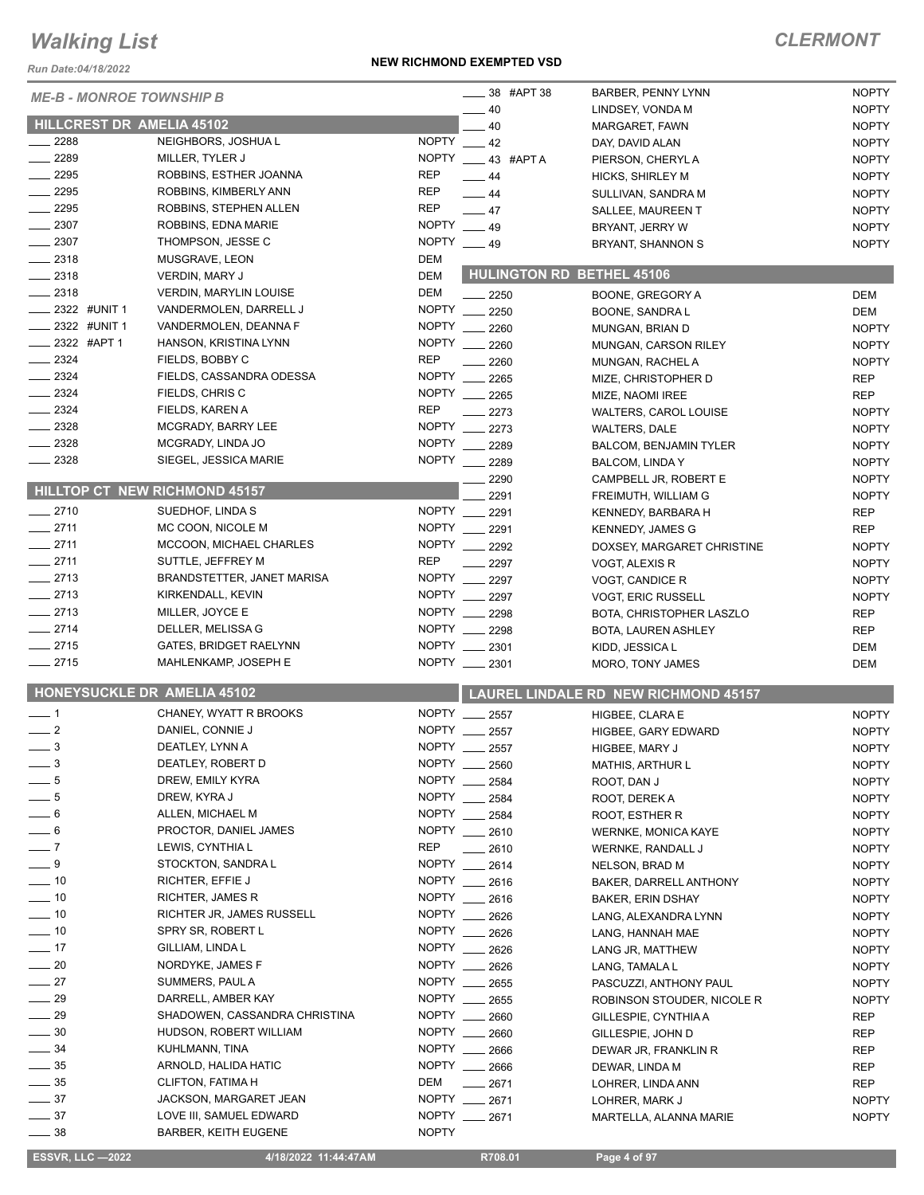# Walking List

**CLERMONT**

Run Date:04/18/2022

**NEW RICHMOND EXEMPTED VSD**

*ME-B - MONROE TOWNSHIP B*

## HILLCREST DR AMELIA 45102

| | | |
|---|---|---|
| ____ 2288 | NEIGHBORS, JOSHUA L | NOPTY |
| ____ 2289 | MILLER, TYLER J | NOPTY |
| ____ 2295 | ROBBINS, ESTHER JOANNA | REP |
| ____ 2295 | ROBBINS, KIMBERLY ANN | REP |
| ____ 2295 | ROBBINS, STEPHEN ALLEN | REP |
| ____ 2307 | ROBBINS, EDNA MARIE | NOPTY |
| ____ 2307 | THOMPSON, JESSE C | NOPTY |
| ____ 2318 | MUSGRAVE, LEON | DEM |
| ____ 2318 | VERDIN, MARY J | DEM |
| ____ 2318 | VERDIN, MARYLIN LOUISE | DEM |
| ____ 2322 #UNIT 1 | VANDERMOLEN, DARRELL J | NOPTY |
| ____ 2322 #UNIT 1 | VANDERMOLEN, DEANNA F | NOPTY |
| ____ 2322 #APT 1 | HANSON, KRISTINA LYNN | NOPTY |
| ____ 2324 | FIELDS, BOBBY C | REP |
| ____ 2324 | FIELDS, CASSANDRA ODESSA | NOPTY |
| ____ 2324 | FIELDS, CHRIS C | NOPTY |
| ____ 2324 | FIELDS, KAREN A | REP |
| ____ 2328 | MCGRADY, BARRY LEE | NOPTY |
| ____ 2328 | MCGRADY, LINDA JO | NOPTY |
| ____ 2328 | SIEGEL, JESSICA MARIE | NOPTY |

## HILLTOP CT NEW RICHMOND 45157

| | | |
|---|---|---|
| ____ 2710 | SUEDHOF, LINDA S | NOPTY |
| ____ 2711 | MC COON, NICOLE M | NOPTY |
| ____ 2711 | MCCOON, MICHAEL CHARLES | NOPTY |
| ____ 2711 | SUTTLE, JEFFREY M | REP |
| ____ 2713 | BRANDSTETTER, JANET MARISA | NOPTY |
| ____ 2713 | KIRKENDALL, KEVIN | NOPTY |
| ____ 2713 | MILLER, JOYCE E | NOPTY |
| ____ 2714 | DELLER, MELISSA G | NOPTY |
| ____ 2715 | GATES, BRIDGET RAELYNN | NOPTY |
| ____ 2715 | MAHLENKAMP, JOSEPH E | NOPTY |

## HONEYSUCKLE DR AMELIA 45102

| | | |
|---|---|---|
| ____ 1 | CHANEY, WYATT R BROOKS | NOPTY |
| ____ 2 | DANIEL, CONNIE J | NOPTY |
| ____ 3 | DEATLEY, LYNN A | NOPTY |
| ____ 3 | DEATLEY, ROBERT D | NOPTY |
| ____ 5 | DREW, EMILY KYRA | NOPTY |
| ____ 5 | DREW, KYRA J | NOPTY |
| ____ 6 | ALLEN, MICHAEL M | NOPTY |
| ____ 6 | PROCTOR, DANIEL JAMES | NOPTY |
| ____ 7 | LEWIS, CYNTHIA L | REP |
| ____ 9 | STOCKTON, SANDRA L | NOPTY |
| ____ 10 | RICHTER, EFFIE J | NOPTY |
| ____ 10 | RICHTER, JAMES R | NOPTY |
| ____ 10 | RICHTER JR, JAMES RUSSELL | NOPTY |
| ____ 10 | SPRY SR, ROBERT L | NOPTY |
| ____ 17 | GILLIAM, LINDA L | NOPTY |
| ____ 20 | NORDYKE, JAMES F | NOPTY |
| ____ 27 | SUMMERS, PAUL A | NOPTY |
| ____ 29 | DARRELL, AMBER KAY | NOPTY |
| ____ 29 | SHADOWEN, CASSANDRA CHRISTINA | NOPTY |
| ____ 30 | HUDSON, ROBERT WILLIAM | NOPTY |
| ____ 34 | KUHLMANN, TINA | NOPTY |
| ____ 35 | ARNOLD, HALIDA HATIC | NOPTY |
| ____ 35 | CLIFTON, FATIMA H | DEM |
| ____ 37 | JACKSON, MARGARET JEAN | NOPTY |
| ____ 37 | LOVE III, SAMUEL EDWARD | NOPTY |
| ____ 38 | BARBER, KEITH EUGENE | NOPTY |
| ____ 38 #APT 38 | BARBER, PENNY LYNN | NOPTY |
| ____ 40 | LINDSEY, VONDA M | NOPTY |
| ____ 40 | MARGARET, FAWN | NOPTY |
| ____ 42 | DAY, DAVID ALAN | NOPTY |
| ____ 43 #APT A | PIERSON, CHERYL A | NOPTY |
| ____ 44 | HICKS, SHIRLEY M | NOPTY |
| ____ 44 | SULLIVAN, SANDRA M | NOPTY |
| ____ 47 | SALLEE, MAUREEN T | NOPTY |
| ____ 49 | BRYANT, JERRY W | NOPTY |
| ____ 49 | BRYANT, SHANNON S | NOPTY |

## HULINGTON RD BETHEL 45106

| | | |
|---|---|---|
| ____ 2250 | BOONE, GREGORY A | DEM |
| ____ 2250 | BOONE, SANDRA L | DEM |
| ____ 2260 | MUNGAN, BRIAN D | NOPTY |
| ____ 2260 | MUNGAN, CARSON RILEY | NOPTY |
| ____ 2260 | MUNGAN, RACHEL A | NOPTY |
| ____ 2265 | MIZE, CHRISTOPHER D | REP |
| ____ 2265 | MIZE, NAOMI IREE | REP |
| ____ 2273 | WALTERS, CAROL LOUISE | NOPTY |
| ____ 2273 | WALTERS, DALE | NOPTY |
| ____ 2289 | BALCOM, BENJAMIN TYLER | NOPTY |
| ____ 2289 | BALCOM, LINDA Y | NOPTY |
| ____ 2290 | CAMPBELL JR, ROBERT E | NOPTY |
| ____ 2291 | FREIMUTH, WILLIAM G | NOPTY |
| ____ 2291 | KENNEDY, BARBARA H | REP |
| ____ 2291 | KENNEDY, JAMES G | REP |
| ____ 2292 | DOXSEY, MARGARET CHRISTINE | NOPTY |
| ____ 2297 | VOGT, ALEXIS R | NOPTY |
| ____ 2297 | VOGT, CANDICE R | NOPTY |
| ____ 2297 | VOGT, ERIC RUSSELL | NOPTY |
| ____ 2298 | BOTA, CHRISTOPHER LASZLO | REP |
| ____ 2298 | BOTA, LAUREN ASHLEY | REP |
| ____ 2301 | KIDD, JESSICA L | DEM |
| ____ 2301 | MORO, TONY JAMES | DEM |

## LAUREL LINDALE RD NEW RICHMOND 45157

| | | |
|---|---|---|
| ____ 2557 | HIGBEE, CLARA E | NOPTY |
| ____ 2557 | HIGBEE, GARY EDWARD | NOPTY |
| ____ 2557 | HIGBEE, MARY J | NOPTY |
| ____ 2560 | MATHIS, ARTHUR L | NOPTY |
| ____ 2584 | ROOT, DAN J | NOPTY |
| ____ 2584 | ROOT, DEREK A | NOPTY |
| ____ 2584 | ROOT, ESTHER R | NOPTY |
| ____ 2610 | WERNKE, MONICA KAYE | NOPTY |
| ____ 2610 | WERNKE, RANDALL J | NOPTY |
| ____ 2614 | NELSON, BRAD M | NOPTY |
| ____ 2616 | BAKER, DARRELL ANTHONY | NOPTY |
| ____ 2616 | BAKER, ERIN DSHAY | NOPTY |
| ____ 2626 | LANG, ALEXANDRA LYNN | NOPTY |
| ____ 2626 | LANG, HANNAH MAE | NOPTY |
| ____ 2626 | LANG JR, MATTHEW | NOPTY |
| ____ 2626 | LANG, TAMALA L | NOPTY |
| ____ 2655 | PASCUZZI, ANTHONY PAUL | NOPTY |
| ____ 2655 | ROBINSON STOUDER, NICOLE R | NOPTY |
| ____ 2660 | GILLESPIE, CYNTHIA A | REP |
| ____ 2660 | GILLESPIE, JOHN D | REP |
| ____ 2666 | DEWAR JR, FRANKLIN R | REP |
| ____ 2666 | DEWAR, LINDA M | REP |
| ____ 2671 | LOHRER, LINDA ANN | REP |
| ____ 2671 | LOHRER, MARK J | NOPTY |
| ____ 2671 | MARTELLA, ALANNA MARIE | NOPTY |

ESSVR, LLC —2022 | 4/18/2022 11:44:47AM | R708.01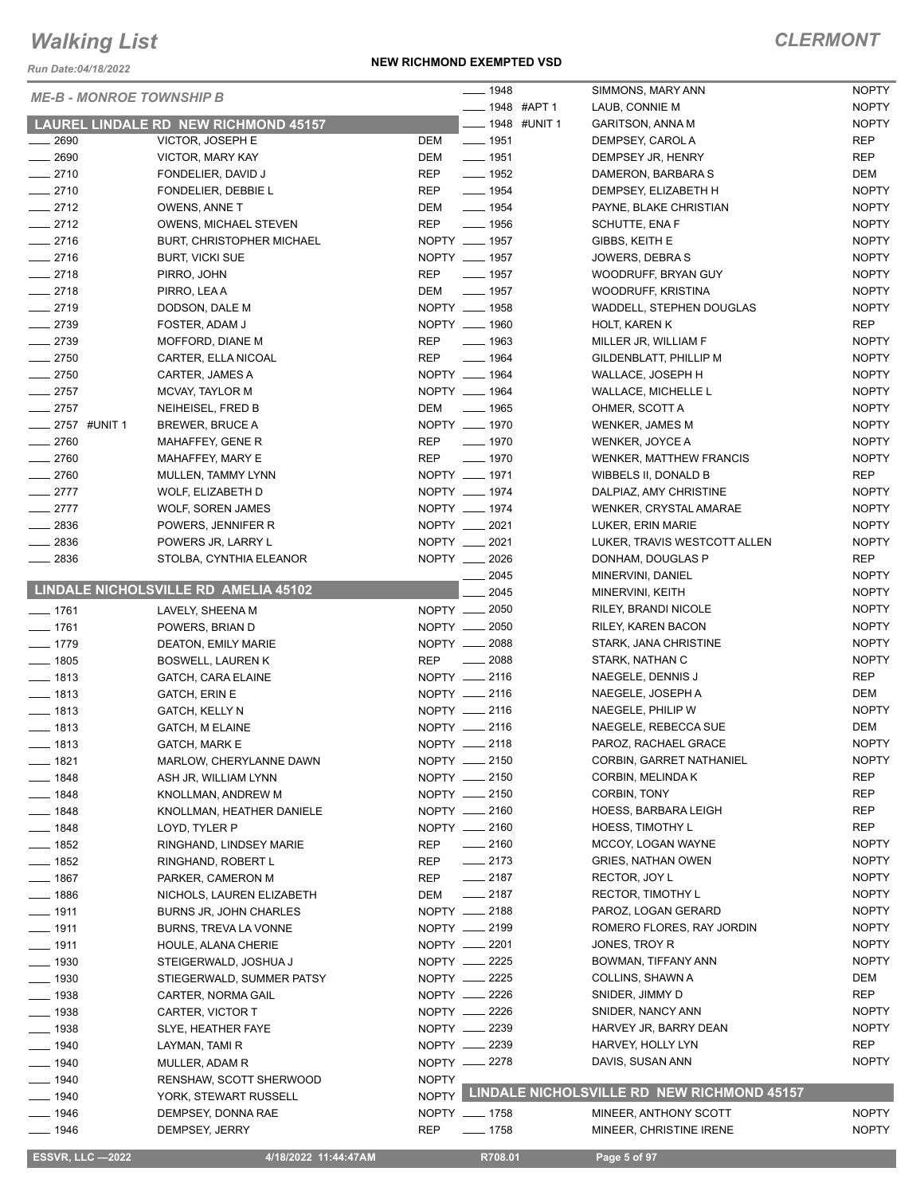# Walking List

**CLERMONT**

Run Date:04/18/2022

**NEW RICHMOND EXEMPTED VSD**

*ME-B - MONROE TOWNSHIP B*

## LAUREL LINDALE RD NEW RICHMOND 45157

| | | |
|---|---|---|
| 2690 | VICTOR, JOSEPH E | DEM |
| 2690 | VICTOR, MARY KAY | DEM |
| 2710 | FONDELIER, DAVID J | REP |
| 2710 | FONDELIER, DEBBIE L | REP |
| 2712 | OWENS, ANNE T | DEM |
| 2712 | OWENS, MICHAEL STEVEN | REP |
| 2716 | BURT, CHRISTOPHER MICHAEL | NOPTY |
| 2716 | BURT, VICKI SUE | NOPTY |
| 2718 | PIRRO, JOHN | REP |
| 2718 | PIRRO, LEA A | DEM |
| 2719 | DODSON, DALE M | NOPTY |
| 2739 | FOSTER, ADAM J | NOPTY |
| 2739 | MOFFORD, DIANE M | REP |
| 2750 | CARTER, ELLA NICOAL | REP |
| 2750 | CARTER, JAMES A | NOPTY |
| 2757 | MCVAY, TAYLOR M | NOPTY |
| 2757 | NEIHEISEL, FRED B | DEM |
| 2757 #UNIT 1 | BREWER, BRUCE A | NOPTY |
| 2760 | MAHAFFEY, GENE R | REP |
| 2760 | MAHAFFEY, MARY E | REP |
| 2760 | MULLEN, TAMMY LYNN | NOPTY |
| 2777 | WOLF, ELIZABETH D | NOPTY |
| 2777 | WOLF, SOREN JAMES | NOPTY |
| 2836 | POWERS, JENNIFER R | NOPTY |
| 2836 | POWERS JR, LARRY L | NOPTY |
| 2836 | STOLBA, CYNTHIA ELEANOR | NOPTY |

## LINDALE NICHOLSVILLE RD AMELIA 45102

| | | |
|---|---|---|
| 1761 | LAVELY, SHEENA M | NOPTY |
| 1761 | POWERS, BRIAN D | NOPTY |
| 1779 | DEATON, EMILY MARIE | NOPTY |
| 1805 | BOSWELL, LAUREN K | REP |
| 1813 | GATCH, CARA ELAINE | NOPTY |
| 1813 | GATCH, ERIN E | NOPTY |
| 1813 | GATCH, KELLY N | NOPTY |
| 1813 | GATCH, M ELAINE | NOPTY |
| 1813 | GATCH, MARK E | NOPTY |
| 1821 | MARLOW, CHERYLANNE DAWN | NOPTY |
| 1848 | ASH JR, WILLIAM LYNN | NOPTY |
| 1848 | KNOLLMAN, ANDREW M | NOPTY |
| 1848 | KNOLLMAN, HEATHER DANIELE | NOPTY |
| 1848 | LOYD, TYLER P | NOPTY |
| 1852 | RINGHAND, LINDSEY MARIE | REP |
| 1852 | RINGHAND, ROBERT L | REP |
| 1867 | PARKER, CAMERON M | REP |
| 1886 | NICHOLS, LAUREN ELIZABETH | DEM |
| 1911 | BURNS JR, JOHN CHARLES | NOPTY |
| 1911 | BURNS, TREVA LA VONNE | NOPTY |
| 1911 | HOULE, ALANA CHERIE | NOPTY |
| 1930 | STEIGERWALD, JOSHUA J | NOPTY |
| 1930 | STIEGERWALD, SUMMER PATSY | NOPTY |
| 1938 | CARTER, NORMA GAIL | NOPTY |
| 1938 | CARTER, VICTOR T | NOPTY |
| 1938 | SLYE, HEATHER FAYE | NOPTY |
| 1940 | LAYMAN, TAMI R | NOPTY |
| 1940 | MULLER, ADAM R | NOPTY |
| 1940 | RENSHAW, SCOTT SHERWOOD | NOPTY |
| 1940 | YORK, STEWART RUSSELL | NOPTY |
| 1946 | DEMPSEY, DONNA RAE | NOPTY |
| 1946 | DEMPSEY, JERRY | REP |
| 1948 | SIMMONS, MARY ANN | NOPTY |
| 1948 #APT 1 | LAUB, CONNIE M | NOPTY |
| 1948 #UNIT 1 | GARITSON, ANNA M | NOPTY |
| 1951 | DEMPSEY, CAROL A | REP |
| 1951 | DEMPSEY JR, HENRY | REP |
| 1952 | DAMERON, BARBARA S | DEM |
| 1954 | DEMPSEY, ELIZABETH H | NOPTY |
| 1954 | PAYNE, BLAKE CHRISTIAN | NOPTY |
| 1956 | SCHUTTE, ENA F | NOPTY |
| 1957 | GIBBS, KEITH E | NOPTY |
| 1957 | JOWERS, DEBRA S | NOPTY |
| 1957 | WOODRUFF, BRYAN GUY | NOPTY |
| 1957 | WOODRUFF, KRISTINA | NOPTY |
| 1958 | WADDELL, STEPHEN DOUGLAS | NOPTY |
| 1960 | HOLT, KAREN K | REP |
| 1963 | MILLER JR, WILLIAM F | NOPTY |
| 1964 | GILDENBLATT, PHILLIP M | NOPTY |
| 1964 | WALLACE, JOSEPH H | NOPTY |
| 1964 | WALLACE, MICHELLE L | NOPTY |
| 1965 | OHMER, SCOTT A | NOPTY |
| 1970 | WENKER, JAMES M | NOPTY |
| 1970 | WENKER, JOYCE A | NOPTY |
| 1970 | WENKER, MATTHEW FRANCIS | NOPTY |
| 1971 | WIBBELS II, DONALD B | REP |
| 1974 | DALPIAZ, AMY CHRISTINE | NOPTY |
| 1974 | WENKER, CRYSTAL AMARAE | NOPTY |
| 2021 | LUKER, ERIN MARIE | NOPTY |
| 2021 | LUKER, TRAVIS WESTCOTT ALLEN | NOPTY |
| 2026 | DONHAM, DOUGLAS P | REP |
| 2045 | MINERVINI, DANIEL | NOPTY |
| 2045 | MINERVINI, KEITH | NOPTY |
| 2050 | RILEY, BRANDI NICOLE | NOPTY |
| 2050 | RILEY, KAREN BACON | NOPTY |
| 2088 | STARK, JANA CHRISTINE | NOPTY |
| 2088 | STARK, NATHAN C | NOPTY |
| 2116 | NAEGELE, DENNIS J | REP |
| 2116 | NAEGELE, JOSEPH A | DEM |
| 2116 | NAEGELE, PHILIP W | NOPTY |
| 2116 | NAEGELE, REBECCA SUE | DEM |
| 2118 | PAROZ, RACHAEL GRACE | NOPTY |
| 2150 | CORBIN, GARRET NATHANIEL | NOPTY |
| 2150 | CORBIN, MELINDA K | REP |
| 2150 | CORBIN, TONY | REP |
| 2160 | HOESS, BARBARA LEIGH | REP |
| 2160 | HOESS, TIMOTHY L | REP |
| 2160 | MCCOY, LOGAN WAYNE | NOPTY |
| 2173 | GRIES, NATHAN OWEN | NOPTY |
| 2187 | RECTOR, JOY L | NOPTY |
| 2187 | RECTOR, TIMOTHY L | NOPTY |
| 2188 | PAROZ, LOGAN GERARD | NOPTY |
| 2199 | ROMERO FLORES, RAY JORDIN | NOPTY |
| 2201 | JONES, TROY R | NOPTY |
| 2225 | BOWMAN, TIFFANY ANN | NOPTY |
| 2225 | COLLINS, SHAWN A | DEM |
| 2226 | SNIDER, JIMMY D | REP |
| 2226 | SNIDER, NANCY ANN | NOPTY |
| 2239 | HARVEY JR, BARRY DEAN | NOPTY |
| 2239 | HARVEY, HOLLY LYN | REP |
| 2278 | DAVIS, SUSAN ANN | NOPTY |

## LINDALE NICHOLSVILLE RD NEW RICHMOND 45157

| | | |
|---|---|---|
| 1758 | MINEER, ANTHONY SCOTT | NOPTY |
| 1758 | MINEER, CHRISTINE IRENE | NOPTY |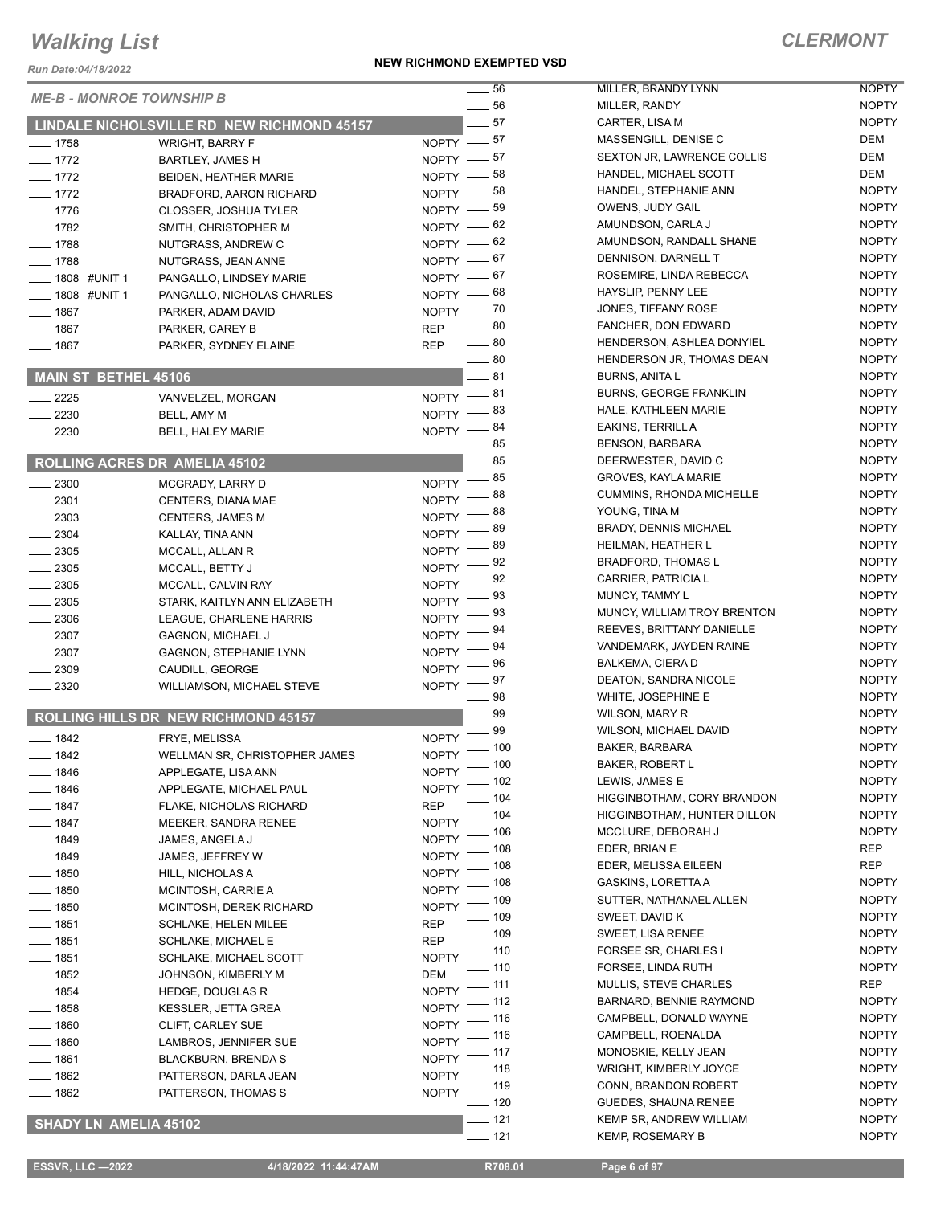# Walking List

# CLERMONT

**NEW RICHMOND EXEMPTED VSD**

*Run Date:04/18/2022*

*ME-B - MONROE TOWNSHIP B*

## LINDALE NICHOLSVILLE RD NEW RICHMOND 45157

| | | |
|---|---|---|
| ___ 1758 | WRIGHT, BARRY F | NOPTY |
| ___ 1772 | BARTLEY, JAMES H | NOPTY |
| ___ 1772 | BEIDEN, HEATHER MARIE | NOPTY |
| ___ 1772 | BRADFORD, AARON RICHARD | NOPTY |
| ___ 1776 | CLOSSER, JOSHUA TYLER | NOPTY |
| ___ 1782 | SMITH, CHRISTOPHER M | NOPTY |
| ___ 1788 | NUTGRASS, ANDREW C | NOPTY |
| ___ 1788 | NUTGRASS, JEAN ANNE | NOPTY |
| ___ 1808 #UNIT 1 | PANGALLO, LINDSEY MARIE | NOPTY |
| ___ 1808 #UNIT 1 | PANGALLO, NICHOLAS CHARLES | NOPTY |
| ___ 1867 | PARKER, ADAM DAVID | NOPTY |
| ___ 1867 | PARKER, CAREY B | REP |
| ___ 1867 | PARKER, SYDNEY ELAINE | REP |

## MAIN ST BETHEL 45106

| | | |
|---|---|---|
| ___ 2225 | VANVELZEL, MORGAN | NOPTY |
| ___ 2230 | BELL, AMY M | NOPTY |
| ___ 2230 | BELL, HALEY MARIE | NOPTY |

## ROLLING ACRES DR AMELIA 45102

| | | |
|---|---|---|
| ___ 2300 | MCGRADY, LARRY D | NOPTY |
| ___ 2301 | CENTERS, DIANA MAE | NOPTY |
| ___ 2303 | CENTERS, JAMES M | NOPTY |
| ___ 2304 | KALLAY, TINA ANN | NOPTY |
| ___ 2305 | MCCALL, ALLAN R | NOPTY |
| ___ 2305 | MCCALL, BETTY J | NOPTY |
| ___ 2305 | MCCALL, CALVIN RAY | NOPTY |
| ___ 2305 | STARK, KAITLYN ANN ELIZABETH | NOPTY |
| ___ 2306 | LEAGUE, CHARLENE HARRIS | NOPTY |
| ___ 2307 | GAGNON, MICHAEL J | NOPTY |
| ___ 2307 | GAGNON, STEPHANIE LYNN | NOPTY |
| ___ 2309 | CAUDILL, GEORGE | NOPTY |
| ___ 2320 | WILLIAMSON, MICHAEL STEVE | NOPTY |

## ROLLING HILLS DR NEW RICHMOND 45157

| | | |
|---|---|---|
| ___ 1842 | FRYE, MELISSA | NOPTY |
| ___ 1842 | WELLMAN SR, CHRISTOPHER JAMES | NOPTY |
| ___ 1846 | APPLEGATE, LISA ANN | NOPTY |
| ___ 1846 | APPLEGATE, MICHAEL PAUL | NOPTY |
| ___ 1847 | FLAKE, NICHOLAS RICHARD | REP |
| ___ 1847 | MEEKER, SANDRA RENEE | NOPTY |
| ___ 1849 | JAMES, ANGELA J | NOPTY |
| ___ 1849 | JAMES, JEFFREY W | NOPTY |
| ___ 1850 | HILL, NICHOLAS A | NOPTY |
| ___ 1850 | MCINTOSH, CARRIE A | NOPTY |
| ___ 1850 | MCINTOSH, DEREK RICHARD | NOPTY |
| ___ 1851 | SCHLAKE, HELEN MILEE | REP |
| ___ 1851 | SCHLAKE, MICHAEL E | REP |
| ___ 1851 | SCHLAKE, MICHAEL SCOTT | NOPTY |
| ___ 1852 | JOHNSON, KIMBERLY M | DEM |
| ___ 1854 | HEDGE, DOUGLAS R | NOPTY |
| ___ 1858 | KESSLER, JETTA GREA | NOPTY |
| ___ 1860 | CLIFT, CARLEY SUE | NOPTY |
| ___ 1860 | LAMBROS, JENNIFER SUE | NOPTY |
| ___ 1861 | BLACKBURN, BRENDA S | NOPTY |
| ___ 1862 | PATTERSON, DARLA JEAN | NOPTY |
| ___ 1862 | PATTERSON, THOMAS S | NOPTY |

## SHADY LN AMELIA 45102

| | | |
|---|---|---|
| ___ 56 | MILLER, BRANDY LYNN | NOPTY |
| ___ 56 | MILLER, RANDY | NOPTY |
| ___ 57 | CARTER, LISA M | NOPTY |
| ___ 57 | MASSENGILL, DENISE C | DEM |
| ___ 57 | SEXTON JR, LAWRENCE COLLIS | DEM |
| ___ 58 | HANDEL, MICHAEL SCOTT | DEM |
| ___ 58 | HANDEL, STEPHANIE ANN | NOPTY |
| ___ 59 | OWENS, JUDY GAIL | NOPTY |
| ___ 62 | AMUNDSON, CARLA J | NOPTY |
| ___ 62 | AMUNDSON, RANDALL SHANE | NOPTY |
| ___ 67 | DENNISON, DARNELL T | NOPTY |
| ___ 67 | ROSEMIRE, LINDA REBECCA | NOPTY |
| ___ 68 | HAYSLIP, PENNY LEE | NOPTY |
| ___ 70 | JONES, TIFFANY ROSE | NOPTY |
| ___ 80 | FANCHER, DON EDWARD | NOPTY |
| ___ 80 | HENDERSON, ASHLEA DONYIEL | NOPTY |
| ___ 80 | HENDERSON JR, THOMAS DEAN | NOPTY |
| ___ 81 | BURNS, ANITA L | NOPTY |
| ___ 81 | BURNS, GEORGE FRANKLIN | NOPTY |
| ___ 83 | HALE, KATHLEEN MARIE | NOPTY |
| ___ 84 | EAKINS, TERRILL A | NOPTY |
| ___ 85 | BENSON, BARBARA | NOPTY |
| ___ 85 | DEERWESTER, DAVID C | NOPTY |
| ___ 85 | GROVES, KAYLA MARIE | NOPTY |
| ___ 88 | CUMMINS, RHONDA MICHELLE | NOPTY |
| ___ 88 | YOUNG, TINA M | NOPTY |
| ___ 89 | BRADY, DENNIS MICHAEL | NOPTY |
| ___ 89 | HEILMAN, HEATHER L | NOPTY |
| ___ 92 | BRADFORD, THOMAS L | NOPTY |
| ___ 92 | CARRIER, PATRICIA L | NOPTY |
| ___ 93 | MUNCY, TAMMY L | NOPTY |
| ___ 93 | MUNCY, WILLIAM TROY BRENTON | NOPTY |
| ___ 94 | REEVES, BRITTANY DANIELLE | NOPTY |
| ___ 94 | VANDEMARK, JAYDEN RAINE | NOPTY |
| ___ 96 | BALKEMA, CIERA D | NOPTY |
| ___ 97 | DEATON, SANDRA NICOLE | NOPTY |
| ___ 98 | WHITE, JOSEPHINE E | NOPTY |
| ___ 99 | WILSON, MARY R | NOPTY |
| ___ 99 | WILSON, MICHAEL DAVID | NOPTY |
| ___ 100 | BAKER, BARBARA | NOPTY |
| ___ 100 | BAKER, ROBERT L | NOPTY |
| ___ 102 | LEWIS, JAMES E | NOPTY |
| ___ 104 | HIGGINBOTHAM, CORY BRANDON | NOPTY |
| ___ 104 | HIGGINBOTHAM, HUNTER DILLON | NOPTY |
| ___ 106 | MCCLURE, DEBORAH J | NOPTY |
| ___ 108 | EDER, BRIAN E | REP |
| ___ 108 | EDER, MELISSA EILEEN | REP |
| ___ 108 | GASKINS, LORETTA A | NOPTY |
| ___ 109 | SUTTER, NATHANAEL ALLEN | NOPTY |
| ___ 109 | SWEET, DAVID K | NOPTY |
| ___ 109 | SWEET, LISA RENEE | NOPTY |
| ___ 110 | FORSEE SR, CHARLES I | NOPTY |
| ___ 110 | FORSEE, LINDA RUTH | NOPTY |
| ___ 111 | MULLIS, STEVE CHARLES | REP |
| ___ 112 | BARNARD, BENNIE RAYMOND | NOPTY |
| ___ 116 | CAMPBELL, DONALD WAYNE | NOPTY |
| ___ 116 | CAMPBELL, ROENALDA | NOPTY |
| ___ 117 | MONOSKIE, KELLY JEAN | NOPTY |
| ___ 118 | WRIGHT, KIMBERLY JOYCE | NOPTY |
| ___ 119 | CONN, BRANDON ROBERT | NOPTY |
| ___ 120 | GUEDES, SHAUNA RENEE | NOPTY |
| ___ 121 | KEMP SR, ANDREW WILLIAM | NOPTY |
| ___ 121 | KEMP, ROSEMARY B | NOPTY |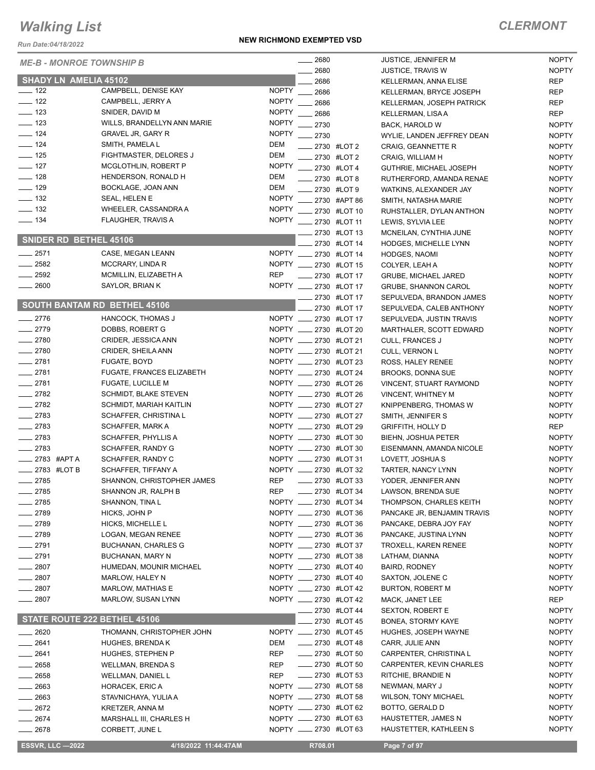# Walking List

**CLERMONT**

Run Date:04/18/2022

**NEW RICHMOND EXEMPTED VSD**

*ME-B - MONROE TOWNSHIP B*

## SHADY LN AMELIA 45102

| | | |
|---|---|---|
| ____ 122 | CAMPBELL, DENISE KAY | NOPTY |
| ____ 122 | CAMPBELL, JERRY A | NOPTY |
| ____ 123 | SNIDER, DAVID M | NOPTY |
| ____ 123 | WILLS, BRANDELLYN ANN MARIE | NOPTY |
| ____ 124 | GRAVEL JR, GARY R | NOPTY |
| ____ 124 | SMITH, PAMELA L | DEM |
| ____ 125 | FIGHTMASTER, DELORES J | DEM |
| ____ 127 | MCGLOTHLIN, ROBERT P | NOPTY |
| ____ 128 | HENDERSON, RONALD H | DEM |
| ____ 129 | BOCKLAGE, JOAN ANN | DEM |
| ____ 132 | SEAL, HELEN E | NOPTY |
| ____ 132 | WHEELER, CASSANDRA A | NOPTY |
| ____ 134 | FLAUGHER, TRAVIS A | NOPTY |

## SNIDER RD BETHEL 45106

| | | |
|---|---|---|
| ____ 2571 | CASE, MEGAN LEANN | NOPTY |
| ____ 2582 | MCCRARY, LINDA R | NOPTY |
| ____ 2592 | MCMILLIN, ELIZABETH A | REP |
| ____ 2600 | SAYLOR, BRIAN K | NOPTY |

## SOUTH BANTAM RD BETHEL 45106

| | | |
|---|---|---|
| ____ 2776 | HANCOCK, THOMAS J | NOPTY |
| ____ 2779 | DOBBS, ROBERT G | NOPTY |
| ____ 2780 | CRIDER, JESSICA ANN | NOPTY |
| ____ 2780 | CRIDER, SHEILA ANN | NOPTY |
| ____ 2781 | FUGATE, BOYD | NOPTY |
| ____ 2781 | FUGATE, FRANCES ELIZABETH | NOPTY |
| ____ 2781 | FUGATE, LUCILLE M | NOPTY |
| ____ 2782 | SCHMIDT, BLAKE STEVEN | NOPTY |
| ____ 2782 | SCHMIDT, MARIAH KAITLIN | NOPTY |
| ____ 2783 | SCHAFFER, CHRISTINA L | NOPTY |
| ____ 2783 | SCHAFFER, MARK A | NOPTY |
| ____ 2783 | SCHAFFER, PHYLLIS A | NOPTY |
| ____ 2783 | SCHAFFER, RANDY G | NOPTY |
| ____ 2783 #APT A | SCHAFFER, RANDY C | NOPTY |
| ____ 2783 #LOT B | SCHAFFER, TIFFANY A | NOPTY |
| ____ 2785 | SHANNON, CHRISTOPHER JAMES | REP |
| ____ 2785 | SHANNON JR, RALPH B | REP |
| ____ 2785 | SHANNON, TINA L | NOPTY |
| ____ 2789 | HICKS, JOHN P | NOPTY |
| ____ 2789 | HICKS, MICHELLE L | NOPTY |
| ____ 2789 | LOGAN, MEGAN RENEE | NOPTY |
| ____ 2791 | BUCHANAN, CHARLES G | NOPTY |
| ____ 2791 | BUCHANAN, MARY N | NOPTY |
| ____ 2807 | HUMEDAN, MOUNIR MICHAEL | NOPTY |
| ____ 2807 | MARLOW, HALEY N | NOPTY |
| ____ 2807 | MARLOW, MATHIAS E | NOPTY |
| ____ 2807 | MARLOW, SUSAN LYNN | NOPTY |

## STATE ROUTE 222 BETHEL 45106

| | | |
|---|---|---|
| ____ 2620 | THOMANN, CHRISTOPHER JOHN | NOPTY |
| ____ 2641 | HUGHES, BRENDA K | DEM |
| ____ 2641 | HUGHES, STEPHEN P | REP |
| ____ 2658 | WELLMAN, BRENDA S | REP |
| ____ 2658 | WELLMAN, DANIEL L | REP |
| ____ 2663 | HORACEK, ERIC A | NOPTY |
| ____ 2663 | STAVNICHAYA, YULIA A | NOPTY |
| ____ 2672 | KRETZER, ANNA M | NOPTY |
| ____ 2674 | MARSHALL III, CHARLES H | NOPTY |
| ____ 2678 | CORBETT, JUNE L | NOPTY |
| ____ 2680 | JUSTICE, JENNIFER M | NOPTY |
| ____ 2680 | JUSTICE, TRAVIS W | NOPTY |
| ____ 2686 | KELLERMAN, ANNA ELISE | REP |
| ____ 2686 | KELLERMAN, BRYCE JOSEPH | REP |
| ____ 2686 | KELLERMAN, JOSEPH PATRICK | REP |
| ____ 2686 | KELLERMAN, LISA A | REP |
| ____ 2730 | BACK, HAROLD W | NOPTY |
| ____ 2730 | WYLIE, LANDEN JEFFREY DEAN | NOPTY |
| ____ 2730 #LOT 2 | CRAIG, GEANNETTE R | NOPTY |
| ____ 2730 #LOT 2 | CRAIG, WILLIAM H | NOPTY |
| ____ 2730 #LOT 4 | GUTHRIE, MICHAEL JOSEPH | NOPTY |
| ____ 2730 #LOT 8 | RUTHERFORD, AMANDA RENAE | NOPTY |
| ____ 2730 #LOT 9 | WATKINS, ALEXANDER JAY | NOPTY |
| ____ 2730 #APT 86 | SMITH, NATASHA MARIE | NOPTY |
| ____ 2730 #LOT 10 | RUHSTALLER, DYLAN ANTHON | NOPTY |
| ____ 2730 #LOT 11 | LEWIS, SYLVIA LEE | NOPTY |
| ____ 2730 #LOT 13 | MCNEILAN, CYNTHIA JUNE | NOPTY |
| ____ 2730 #LOT 14 | HODGES, MICHELLE LYNN | NOPTY |
| ____ 2730 #LOT 14 | HODGES, NAOMI | NOPTY |
| ____ 2730 #LOT 15 | COLYER, LEAH A | NOPTY |
| ____ 2730 #LOT 17 | GRUBE, MICHAEL JARED | NOPTY |
| ____ 2730 #LOT 17 | GRUBE, SHANNON CAROL | NOPTY |
| ____ 2730 #LOT 17 | SEPULVEDA, BRANDON JAMES | NOPTY |
| ____ 2730 #LOT 17 | SEPULVEDA, CALEB ANTHONY | NOPTY |
| ____ 2730 #LOT 17 | SEPULVEDA, JUSTIN TRAVIS | NOPTY |
| ____ 2730 #LOT 20 | MARTHALER, SCOTT EDWARD | NOPTY |
| ____ 2730 #LOT 21 | CULL, FRANCES J | NOPTY |
| ____ 2730 #LOT 21 | CULL, VERNON L | NOPTY |
| ____ 2730 #LOT 23 | ROSS, HALEY RENEE | NOPTY |
| ____ 2730 #LOT 24 | BROOKS, DONNA SUE | NOPTY |
| ____ 2730 #LOT 26 | VINCENT, STUART RAYMOND | NOPTY |
| ____ 2730 #LOT 26 | VINCENT, WHITNEY M | NOPTY |
| ____ 2730 #LOT 27 | KNIPPENBERG, THOMAS W | NOPTY |
| ____ 2730 #LOT 27 | SMITH, JENNIFER S | NOPTY |
| ____ 2730 #LOT 29 | GRIFFITH, HOLLY D | REP |
| ____ 2730 #LOT 30 | BIEHN, JOSHUA PETER | NOPTY |
| ____ 2730 #LOT 30 | EISENMANN, AMANDA NICOLE | NOPTY |
| ____ 2730 #LOT 31 | LOVETT, JOSHUA S | NOPTY |
| ____ 2730 #LOT 32 | TARTER, NANCY LYNN | NOPTY |
| ____ 2730 #LOT 33 | YODER, JENNIFER ANN | NOPTY |
| ____ 2730 #LOT 34 | LAWSON, BRENDA SUE | NOPTY |
| ____ 2730 #LOT 34 | THOMPSON, CHARLES KEITH | NOPTY |
| ____ 2730 #LOT 36 | PANCAKE JR, BENJAMIN TRAVIS | NOPTY |
| ____ 2730 #LOT 36 | PANCAKE, DEBRA JOY FAY | NOPTY |
| ____ 2730 #LOT 36 | PANCAKE, JUSTINA LYNN | NOPTY |
| ____ 2730 #LOT 37 | TROXELL, KAREN RENEE | NOPTY |
| ____ 2730 #LOT 38 | LATHAM, DIANNA | NOPTY |
| ____ 2730 #LOT 40 | BAIRD, RODNEY | NOPTY |
| ____ 2730 #LOT 40 | SAXTON, JOLENE C | NOPTY |
| ____ 2730 #LOT 42 | BURTON, ROBERT M | NOPTY |
| ____ 2730 #LOT 42 | MACK, JANET LEE | REP |
| ____ 2730 #LOT 44 | SEXTON, ROBERT E | NOPTY |
| ____ 2730 #LOT 45 | BONEA, STORMY KAYE | NOPTY |
| ____ 2730 #LOT 45 | HUGHES, JOSEPH WAYNE | NOPTY |
| ____ 2730 #LOT 48 | CARR, JULIE ANN | NOPTY |
| ____ 2730 #LOT 50 | CARPENTER, CHRISTINA L | NOPTY |
| ____ 2730 #LOT 50 | CARPENTER, KEVIN CHARLES | NOPTY |
| ____ 2730 #LOT 53 | RITCHIE, BRANDIE N | NOPTY |
| ____ 2730 #LOT 58 | NEWMAN, MARY J | NOPTY |
| ____ 2730 #LOT 58 | WILSON, TONY MICHAEL | NOPTY |
| ____ 2730 #LOT 62 | BOTTO, GERALD D | NOPTY |
| ____ 2730 #LOT 63 | HAUSTETTER, JAMES N | NOPTY |
| ____ 2730 #LOT 63 | HAUSTETTER, KATHLEEN S | NOPTY |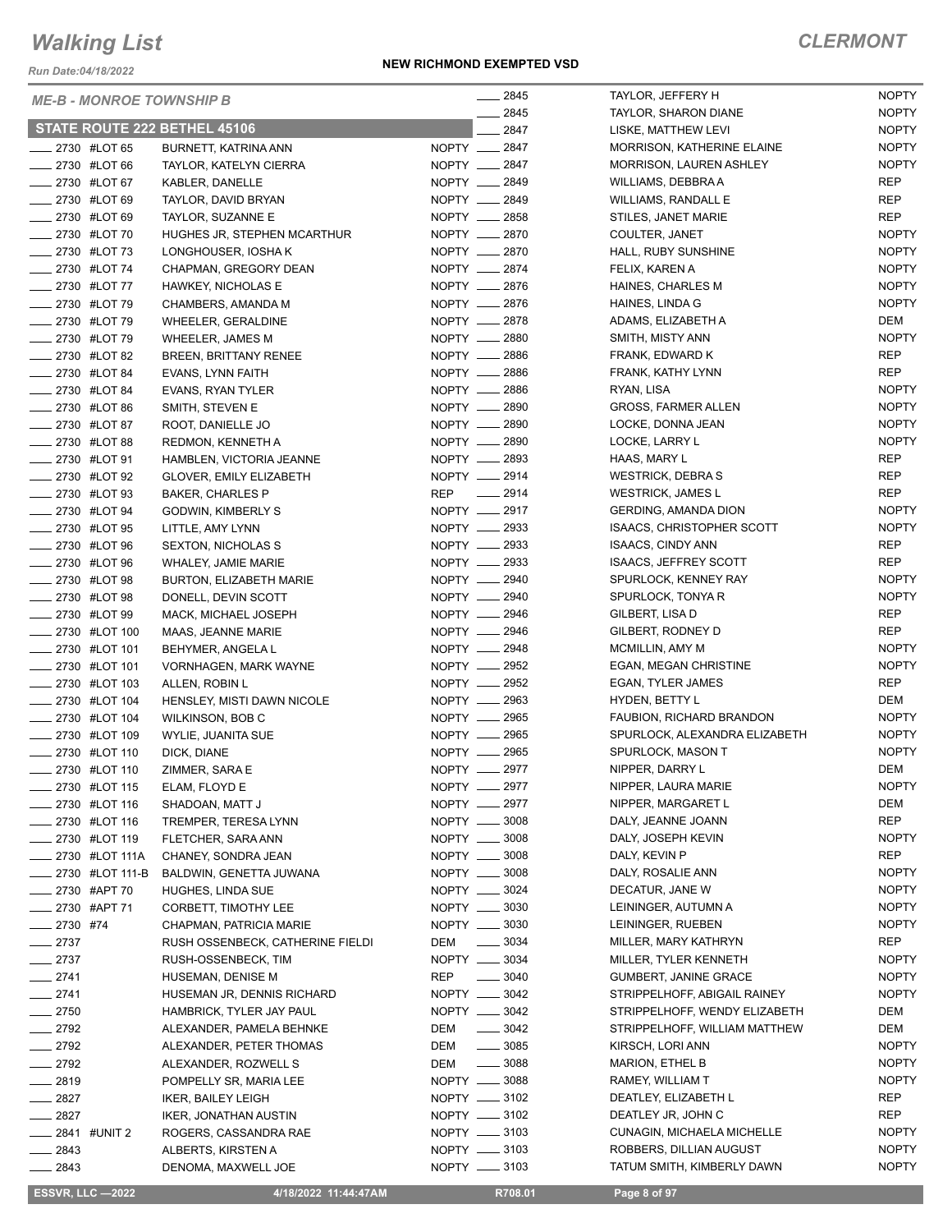# Walking List

## CLERMONT

Run Date:04/18/2022

**NEW RICHMOND EXEMPTED VSD**

*ME-B - MONROE TOWNSHIP B*

### STATE ROUTE 222 BETHEL 45106

| | | | |
|---|---|---|---|
| ____ 2730 #LOT 65 | BURNETT, KATRINA ANN | NOPTY |
| ____ 2730 #LOT 66 | TAYLOR, KATELYN CIERRA | NOPTY |
| ____ 2730 #LOT 67 | KABLER, DANELLE | NOPTY |
| ____ 2730 #LOT 69 | TAYLOR, DAVID BRYAN | NOPTY |
| ____ 2730 #LOT 69 | TAYLOR, SUZANNE E | NOPTY |
| ____ 2730 #LOT 70 | HUGHES JR, STEPHEN MCARTHUR | NOPTY |
| ____ 2730 #LOT 73 | LONGHOUSER, IOSHA K | NOPTY |
| ____ 2730 #LOT 74 | CHAPMAN, GREGORY DEAN | NOPTY |
| ____ 2730 #LOT 77 | HAWKEY, NICHOLAS E | NOPTY |
| ____ 2730 #LOT 79 | CHAMBERS, AMANDA M | NOPTY |
| ____ 2730 #LOT 79 | WHEELER, GERALDINE | NOPTY |
| ____ 2730 #LOT 79 | WHEELER, JAMES M | NOPTY |
| ____ 2730 #LOT 82 | BREEN, BRITTANY RENEE | NOPTY |
| ____ 2730 #LOT 84 | EVANS, LYNN FAITH | NOPTY |
| ____ 2730 #LOT 84 | EVANS, RYAN TYLER | NOPTY |
| ____ 2730 #LOT 86 | SMITH, STEVEN E | NOPTY |
| ____ 2730 #LOT 87 | ROOT, DANIELLE JO | NOPTY |
| ____ 2730 #LOT 88 | REDMON, KENNETH A | NOPTY |
| ____ 2730 #LOT 91 | HAMBLEN, VICTORIA JEANNE | NOPTY |
| ____ 2730 #LOT 92 | GLOVER, EMILY ELIZABETH | NOPTY |
| ____ 2730 #LOT 93 | BAKER, CHARLES P | REP |
| ____ 2730 #LOT 94 | GODWIN, KIMBERLY S | NOPTY |
| ____ 2730 #LOT 95 | LITTLE, AMY LYNN | NOPTY |
| ____ 2730 #LOT 96 | SEXTON, NICHOLAS S | NOPTY |
| ____ 2730 #LOT 96 | WHALEY, JAMIE MARIE | NOPTY |
| ____ 2730 #LOT 98 | BURTON, ELIZABETH MARIE | NOPTY |
| ____ 2730 #LOT 98 | DONELL, DEVIN SCOTT | NOPTY |
| ____ 2730 #LOT 99 | MACK, MICHAEL JOSEPH | NOPTY |
| ____ 2730 #LOT 100 | MAAS, JEANNE MARIE | NOPTY |
| ____ 2730 #LOT 101 | BEHYMER, ANGELA L | NOPTY |
| ____ 2730 #LOT 101 | VORNHAGEN, MARK WAYNE | NOPTY |
| ____ 2730 #LOT 103 | ALLEN, ROBIN L | NOPTY |
| ____ 2730 #LOT 104 | HENSLEY, MISTI DAWN NICOLE | NOPTY |
| ____ 2730 #LOT 104 | WILKINSON, BOB C | NOPTY |
| ____ 2730 #LOT 109 | WYLIE, JUANITA SUE | NOPTY |
| ____ 2730 #LOT 110 | DICK, DIANE | NOPTY |
| ____ 2730 #LOT 110 | ZIMMER, SARA E | NOPTY |
| ____ 2730 #LOT 115 | ELAM, FLOYD E | NOPTY |
| ____ 2730 #LOT 116 | SHADOAN, MATT J | NOPTY |
| ____ 2730 #LOT 116 | TREMPER, TERESA LYNN | NOPTY |
| ____ 2730 #LOT 119 | FLETCHER, SARA ANN | NOPTY |
| ____ 2730 #LOT 111A | CHANEY, SONDRA JEAN | NOPTY |
| ____ 2730 #LOT 111-B | BALDWIN, GENETTA JUWANA | NOPTY |
| ____ 2730 #APT 70 | HUGHES, LINDA SUE | NOPTY |
| ____ 2730 #APT 71 | CORBETT, TIMOTHY LEE | NOPTY |
| ____ 2730 #74 | CHAPMAN, PATRICIA MARIE | NOPTY |
| ____ 2737 | RUSH OSSENBECK, CATHERINE FIELDI | DEM |
| ____ 2737 | RUSH-OSSENBECK, TIM | NOPTY |
| ____ 2741 | HUSEMAN, DENISE M | REP |
| ____ 2741 | HUSEMAN JR, DENNIS RICHARD | NOPTY |
| ____ 2750 | HAMBRICK, TYLER JAY PAUL | NOPTY |
| ____ 2792 | ALEXANDER, PAMELA BEHNKE | DEM |
| ____ 2792 | ALEXANDER, PETER THOMAS | DEM |
| ____ 2792 | ALEXANDER, ROZWELL S | DEM |
| ____ 2819 | POMPELLY SR, MARIA LEE | NOPTY |
| ____ 2827 | IKER, BAILEY LEIGH | NOPTY |
| ____ 2827 | IKER, JONATHAN AUSTIN | NOPTY |
| ____ 2841 #UNIT 2 | ROGERS, CASSANDRA RAE | NOPTY |
| ____ 2843 | ALBERTS, KIRSTEN A | NOPTY |
| ____ 2843 | DENOMA, MAXWELL JOE | NOPTY |
| ____ 2845 | TAYLOR, JEFFERY H | NOPTY |
| ____ 2845 | TAYLOR, SHARON DIANE | NOPTY |
| ____ 2847 | LISKE, MATTHEW LEVI | NOPTY |
| ____ 2847 | MORRISON, KATHERINE ELAINE | NOPTY |
| ____ 2847 | MORRISON, LAUREN ASHLEY | NOPTY |
| ____ 2849 | WILLIAMS, DEBBRA A | REP |
| ____ 2849 | WILLIAMS, RANDALL E | REP |
| ____ 2858 | STILES, JANET MARIE | REP |
| ____ 2870 | COULTER, JANET | NOPTY |
| ____ 2870 | HALL, RUBY SUNSHINE | NOPTY |
| ____ 2874 | FELIX, KAREN A | NOPTY |
| ____ 2876 | HAINES, CHARLES M | NOPTY |
| ____ 2876 | HAINES, LINDA G | NOPTY |
| ____ 2878 | ADAMS, ELIZABETH A | DEM |
| ____ 2880 | SMITH, MISTY ANN | NOPTY |
| ____ 2886 | FRANK, EDWARD K | REP |
| ____ 2886 | FRANK, KATHY LYNN | REP |
| ____ 2886 | RYAN, LISA | NOPTY |
| ____ 2890 | GROSS, FARMER ALLEN | NOPTY |
| ____ 2890 | LOCKE, DONNA JEAN | NOPTY |
| ____ 2890 | LOCKE, LARRY L | NOPTY |
| ____ 2893 | HAAS, MARY L | REP |
| ____ 2914 | WESTRICK, DEBRA S | REP |
| ____ 2914 | WESTRICK, JAMES L | REP |
| ____ 2917 | GERDING, AMANDA DION | NOPTY |
| ____ 2933 | ISAACS, CHRISTOPHER SCOTT | NOPTY |
| ____ 2933 | ISAACS, CINDY ANN | REP |
| ____ 2933 | ISAACS, JEFFREY SCOTT | REP |
| ____ 2940 | SPURLOCK, KENNEY RAY | NOPTY |
| ____ 2940 | SPURLOCK, TONYA R | NOPTY |
| ____ 2946 | GILBERT, LISA D | REP |
| ____ 2946 | GILBERT, RODNEY D | REP |
| ____ 2948 | MCMILLIN, AMY M | NOPTY |
| ____ 2952 | EGAN, MEGAN CHRISTINE | NOPTY |
| ____ 2952 | EGAN, TYLER JAMES | REP |
| ____ 2963 | HYDEN, BETTY L | DEM |
| ____ 2965 | FAUBION, RICHARD BRANDON | NOPTY |
| ____ 2965 | SPURLOCK, ALEXANDRA ELIZABETH | NOPTY |
| ____ 2965 | SPURLOCK, MASON T | NOPTY |
| ____ 2977 | NIPPER, DARRY L | DEM |
| ____ 2977 | NIPPER, LAURA MARIE | NOPTY |
| ____ 2977 | NIPPER, MARGARET L | DEM |
| ____ 3008 | DALY, JEANNE JOANN | REP |
| ____ 3008 | DALY, JOSEPH KEVIN | NOPTY |
| ____ 3008 | DALY, KEVIN P | REP |
| ____ 3008 | DALY, ROSALIE ANN | NOPTY |
| ____ 3024 | DECATUR, JANE W | NOPTY |
| ____ 3030 | LEININGER, AUTUMN A | NOPTY |
| ____ 3030 | LEININGER, RUEBEN | NOPTY |
| ____ 3034 | MILLER, MARY KATHRYN | REP |
| ____ 3034 | MILLER, TYLER KENNETH | NOPTY |
| ____ 3040 | GUMBERT, JANINE GRACE | NOPTY |
| ____ 3042 | STRIPPELHOFF, ABIGAIL RAINEY | NOPTY |
| ____ 3042 | STRIPPELHOFF, WENDY ELIZABETH | DEM |
| ____ 3042 | STRIPPELHOFF, WILLIAM MATTHEW | DEM |
| ____ 3085 | KIRSCH, LORI ANN | NOPTY |
| ____ 3088 | MARION, ETHEL B | NOPTY |
| ____ 3088 | RAMEY, WILLIAM T | NOPTY |
| ____ 3102 | DEATLEY, ELIZABETH L | REP |
| ____ 3102 | DEATLEY JR, JOHN C | REP |
| ____ 3103 | CUNAGIN, MICHAELA MICHELLE | NOPTY |
| ____ 3103 | ROBBERS, DILLIAN AUGUST | NOPTY |
| ____ 3103 | TATUM SMITH, KIMBERLY DAWN | NOPTY |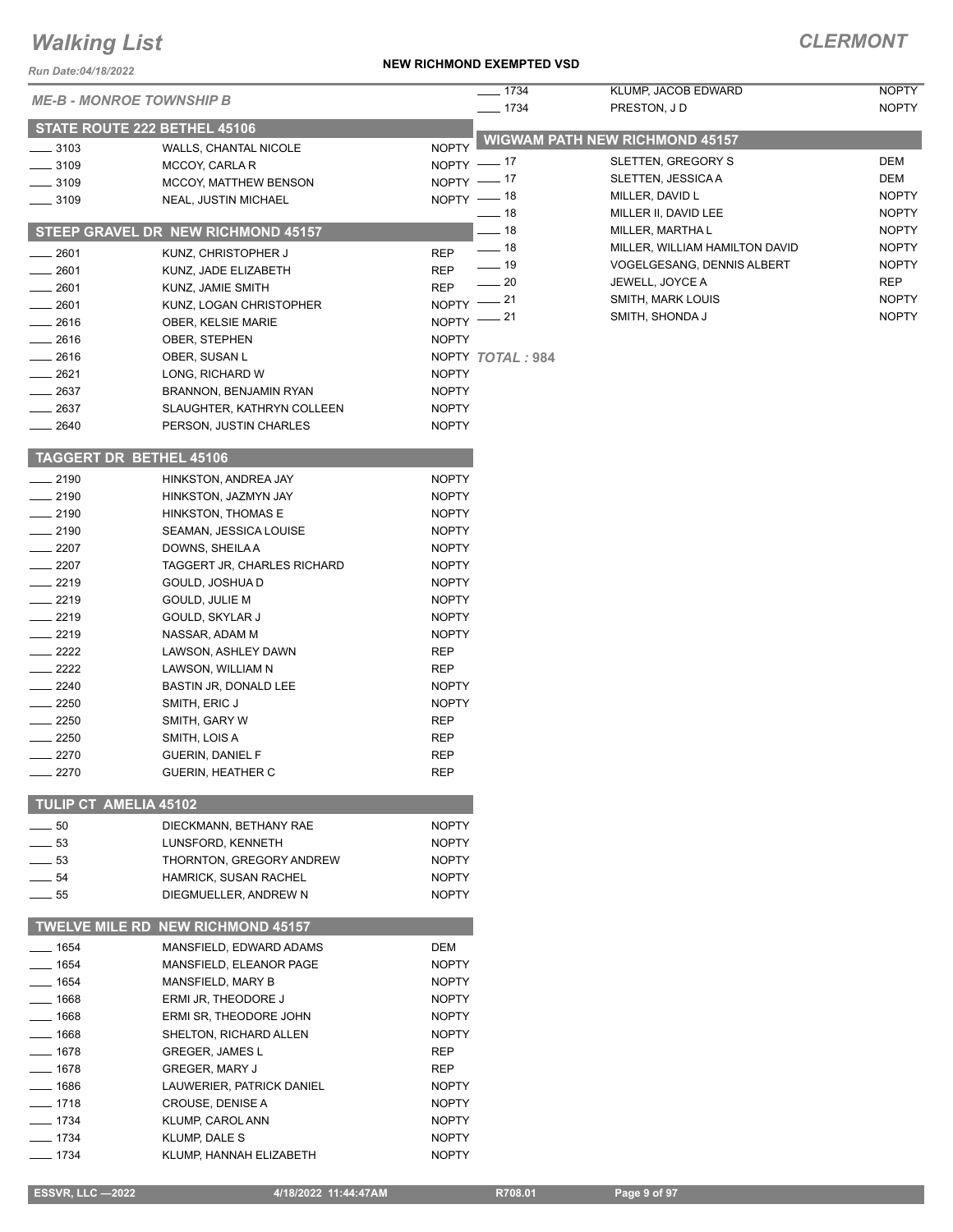# Walking List

## CLERMONT

Run Date:04/18/2022

**NEW RICHMOND EXEMPTED VSD**

*ME-B - MONROE TOWNSHIP B*

### STATE ROUTE 222 BETHEL 45106

| | | |
|---|---|---|
| 3103 | WALLS, CHANTAL NICOLE | NOPTY |
| 3109 | MCCOY, CARLA R | NOPTY |
| 3109 | MCCOY, MATTHEW BENSON | NOPTY |
| 3109 | NEAL, JUSTIN MICHAEL | NOPTY |

### STEEP GRAVEL DR NEW RICHMOND 45157

| | | |
|---|---|---|
| 2601 | KUNZ, CHRISTOPHER J | REP |
| 2601 | KUNZ, JADE ELIZABETH | REP |
| 2601 | KUNZ, JAMIE SMITH | REP |
| 2601 | KUNZ, LOGAN CHRISTOPHER | NOPTY |
| 2616 | OBER, KELSIE MARIE | NOPTY |
| 2616 | OBER, STEPHEN | NOPTY |
| 2616 | OBER, SUSAN L | NOPTY |
| 2621 | LONG, RICHARD W | NOPTY |
| 2637 | BRANNON, BENJAMIN RYAN | NOPTY |
| 2637 | SLAUGHTER, KATHRYN COLLEEN | NOPTY |
| 2640 | PERSON, JUSTIN CHARLES | NOPTY |

### TAGGERT DR BETHEL 45106

| | | |
|---|---|---|
| 2190 | HINKSTON, ANDREA JAY | NOPTY |
| 2190 | HINKSTON, JAZMYN JAY | NOPTY |
| 2190 | HINKSTON, THOMAS E | NOPTY |
| 2190 | SEAMAN, JESSICA LOUISE | NOPTY |
| 2207 | DOWNS, SHEILA A | NOPTY |
| 2207 | TAGGERT JR, CHARLES RICHARD | NOPTY |
| 2219 | GOULD, JOSHUA D | NOPTY |
| 2219 | GOULD, JULIE M | NOPTY |
| 2219 | GOULD, SKYLAR J | NOPTY |
| 2219 | NASSAR, ADAM M | NOPTY |
| 2222 | LAWSON, ASHLEY DAWN | REP |
| 2222 | LAWSON, WILLIAM N | REP |
| 2240 | BASTIN JR, DONALD LEE | NOPTY |
| 2250 | SMITH, ERIC J | NOPTY |
| 2250 | SMITH, GARY W | REP |
| 2250 | SMITH, LOIS A | REP |
| 2270 | GUERIN, DANIEL F | REP |
| 2270 | GUERIN, HEATHER C | REP |

### TULIP CT AMELIA 45102

| | | |
|---|---|---|
| 50 | DIECKMANN, BETHANY RAE | NOPTY |
| 53 | LUNSFORD, KENNETH | NOPTY |
| 53 | THORNTON, GREGORY ANDREW | NOPTY |
| 54 | HAMRICK, SUSAN RACHEL | NOPTY |
| 55 | DIEGMUELLER, ANDREW N | NOPTY |

### TWELVE MILE RD NEW RICHMOND 45157

| | | |
|---|---|---|
| 1654 | MANSFIELD, EDWARD ADAMS | DEM |
| 1654 | MANSFIELD, ELEANOR PAGE | NOPTY |
| 1654 | MANSFIELD, MARY B | NOPTY |
| 1668 | ERMI JR, THEODORE J | NOPTY |
| 1668 | ERMI SR, THEODORE JOHN | NOPTY |
| 1668 | SHELTON, RICHARD ALLEN | NOPTY |
| 1678 | GREGER, JAMES L | REP |
| 1678 | GREGER, MARY J | REP |
| 1686 | LAUWERIER, PATRICK DANIEL | NOPTY |
| 1718 | CROUSE, DENISE A | NOPTY |
| 1734 | KLUMP, CAROL ANN | NOPTY |
| 1734 | KLUMP, DALE S | NOPTY |
| 1734 | KLUMP, HANNAH ELIZABETH | NOPTY |
| 1734 | KLUMP, JACOB EDWARD | NOPTY |
| 1734 | PRESTON, J D | NOPTY |

### WIGWAM PATH NEW RICHMOND 45157

| | | |
|---|---|---|
| 17 | SLETTEN, GREGORY S | DEM |
| 17 | SLETTEN, JESSICA A | DEM |
| 18 | MILLER, DAVID L | NOPTY |
| 18 | MILLER II, DAVID LEE | NOPTY |
| 18 | MILLER, MARTHA L | NOPTY |
| 18 | MILLER, WILLIAM HAMILTON DAVID | NOPTY |
| 19 | VOGELGESANG, DENNIS ALBERT | NOPTY |
| 20 | JEWELL, JOYCE A | REP |
| 21 | SMITH, MARK LOUIS | NOPTY |
| 21 | SMITH, SHONDA J | NOPTY |

*TOTAL : 984*

ESSVR, LLC —2022 | 4/18/2022 11:44:47AM | R708.01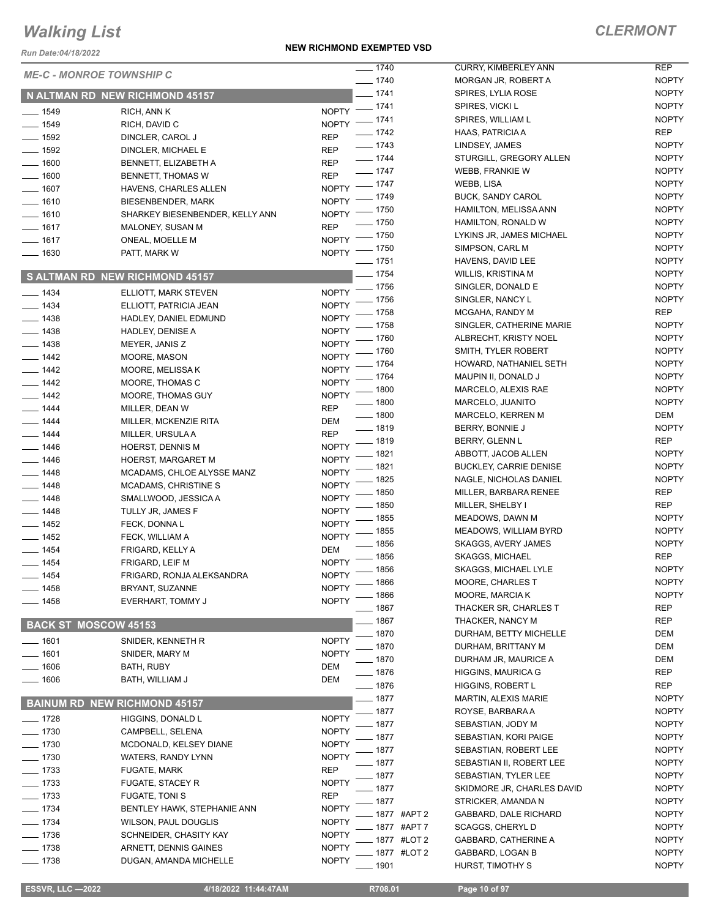# Walking List

## CLERMONT

Run Date:04/18/2022

**NEW RICHMOND EXEMPTED VSD**

*ME-C - MONROE TOWNSHIP C*

### N ALTMAN RD NEW RICHMOND 45157

| | | |
|---|---|---|
| 1549 | RICH, ANN K | NOPTY |
| 1549 | RICH, DAVID C | NOPTY |
| 1592 | DINCLER, CAROL J | REP |
| 1592 | DINCLER, MICHAEL E | REP |
| 1600 | BENNETT, ELIZABETH A | REP |
| 1600 | BENNETT, THOMAS W | REP |
| 1607 | HAVENS, CHARLES ALLEN | NOPTY |
| 1610 | BIESENBENDER, MARK | NOPTY |
| 1610 | SHARKEY BIESENBENDER, KELLY ANN | NOPTY |
| 1617 | MALONEY, SUSAN M | REP |
| 1617 | ONEAL, MOELLE M | NOPTY |
| 1630 | PATT, MARK W | NOPTY |

### S ALTMAN RD NEW RICHMOND 45157

| | | |
|---|---|---|
| 1434 | ELLIOTT, MARK STEVEN | NOPTY |
| 1434 | ELLIOTT, PATRICIA JEAN | NOPTY |
| 1438 | HADLEY, DANIEL EDMUND | NOPTY |
| 1438 | HADLEY, DENISE A | NOPTY |
| 1438 | MEYER, JANIS Z | NOPTY |
| 1442 | MOORE, MASON | NOPTY |
| 1442 | MOORE, MELISSA K | NOPTY |
| 1442 | MOORE, THOMAS C | NOPTY |
| 1442 | MOORE, THOMAS GUY | NOPTY |
| 1444 | MILLER, DEAN W | REP |
| 1444 | MILLER, MCKENZIE RITA | DEM |
| 1444 | MILLER, URSULA A | REP |
| 1446 | HOERST, DENNIS M | NOPTY |
| 1446 | HOERST, MARGARET M | NOPTY |
| 1448 | MCADAMS, CHLOE ALYSSE MANZ | NOPTY |
| 1448 | MCADAMS, CHRISTINE S | NOPTY |
| 1448 | SMALLWOOD, JESSICA A | NOPTY |
| 1448 | TULLY JR, JAMES F | NOPTY |
| 1452 | FECK, DONNA L | NOPTY |
| 1452 | FECK, WILLIAM A | NOPTY |
| 1454 | FRIGARD, KELLY A | DEM |
| 1454 | FRIGARD, LEIF M | NOPTY |
| 1454 | FRIGARD, RONJA ALEKSANDRA | NOPTY |
| 1458 | BRYANT, SUZANNE | NOPTY |
| 1458 | EVERHART, TOMMY J | NOPTY |

### BACK ST MOSCOW 45153

| | | |
|---|---|---|
| 1601 | SNIDER, KENNETH R | NOPTY |
| 1601 | SNIDER, MARY M | NOPTY |
| 1606 | BATH, RUBY | DEM |
| 1606 | BATH, WILLIAM J | DEM |

### BAINUM RD NEW RICHMOND 45157

| | | |
|---|---|---|
| 1728 | HIGGINS, DONALD L | NOPTY |
| 1730 | CAMPBELL, SELENA | NOPTY |
| 1730 | MCDONALD, KELSEY DIANE | NOPTY |
| 1730 | WATERS, RANDY LYNN | NOPTY |
| 1733 | FUGATE, MARK | REP |
| 1733 | FUGATE, STACEY R | NOPTY |
| 1733 | FUGATE, TONI S | REP |
| 1734 | BENTLEY HAWK, STEPHANIE ANN | NOPTY |
| 1734 | WILSON, PAUL DOUGLIS | NOPTY |
| 1736 | SCHNEIDER, CHASITY KAY | NOPTY |
| 1738 | ARNETT, DENNIS GAINES | NOPTY |
| 1738 | DUGAN, AMANDA MICHELLE | NOPTY |
| 1740 | CURRY, KIMBERLEY ANN | REP |
| 1740 | MORGAN JR, ROBERT A | NOPTY |
| 1741 | SPIRES, LYLIA ROSE | NOPTY |
| 1741 | SPIRES, VICKI L | NOPTY |
| 1741 | SPIRES, WILLIAM L | NOPTY |
| 1742 | HAAS, PATRICIA A | REP |
| 1743 | LINDSEY, JAMES | NOPTY |
| 1744 | STURGILL, GREGORY ALLEN | NOPTY |
| 1747 | WEBB, FRANKIE W | NOPTY |
| 1747 | WEBB, LISA | NOPTY |
| 1749 | BUCK, SANDY CAROL | NOPTY |
| 1750 | HAMILTON, MELISSA ANN | NOPTY |
| 1750 | HAMILTON, RONALD W | NOPTY |
| 1750 | LYKINS JR, JAMES MICHAEL | NOPTY |
| 1750 | SIMPSON, CARL M | NOPTY |
| 1751 | HAVENS, DAVID LEE | NOPTY |
| 1754 | WILLIS, KRISTINA M | NOPTY |
| 1756 | SINGLER, DONALD E | NOPTY |
| 1756 | SINGLER, NANCY L | NOPTY |
| 1758 | MCGAHA, RANDY M | REP |
| 1758 | SINGLER, CATHERINE MARIE | NOPTY |
| 1760 | ALBRECHT, KRISTY NOEL | NOPTY |
| 1760 | SMITH, TYLER ROBERT | NOPTY |
| 1764 | HOWARD, NATHANIEL SETH | NOPTY |
| 1764 | MAUPIN II, DONALD J | NOPTY |
| 1800 | MARCELO, ALEXIS RAE | NOPTY |
| 1800 | MARCELO, JUANITO | NOPTY |
| 1800 | MARCELO, KERREN M | DEM |
| 1819 | BERRY, BONNIE J | NOPTY |
| 1819 | BERRY, GLENN L | REP |
| 1821 | ABBOTT, JACOB ALLEN | NOPTY |
| 1821 | BUCKLEY, CARRIE DENISE | NOPTY |
| 1825 | NAGLE, NICHOLAS DANIEL | NOPTY |
| 1850 | MILLER, BARBARA RENEE | REP |
| 1850 | MILLER, SHELBY I | REP |
| 1855 | MEADOWS, DAWN M | NOPTY |
| 1855 | MEADOWS, WILLIAM BYRD | NOPTY |
| 1856 | SKAGGS, AVERY JAMES | NOPTY |
| 1856 | SKAGGS, MICHAEL | REP |
| 1856 | SKAGGS, MICHAEL LYLE | NOPTY |
| 1866 | MOORE, CHARLES T | NOPTY |
| 1866 | MOORE, MARCIA K | NOPTY |
| 1867 | THACKER SR, CHARLES T | REP |
| 1867 | THACKER, NANCY M | REP |
| 1870 | DURHAM, BETTY MICHELLE | DEM |
| 1870 | DURHAM, BRITTANY M | DEM |
| 1870 | DURHAM JR, MAURICE A | DEM |
| 1876 | HIGGINS, MAURICA G | REP |
| 1876 | HIGGINS, ROBERT L | REP |
| 1877 | MARTIN, ALEXIS MARIE | NOPTY |
| 1877 | ROYSE, BARBARA A | NOPTY |
| 1877 | SEBASTIAN, JODY M | NOPTY |
| 1877 | SEBASTIAN, KORI PAIGE | NOPTY |
| 1877 | SEBASTIAN, ROBERT LEE | NOPTY |
| 1877 | SEBASTIAN II, ROBERT LEE | NOPTY |
| 1877 | SEBASTIAN, TYLER LEE | NOPTY |
| 1877 | SKIDMORE JR, CHARLES DAVID | NOPTY |
| 1877 | STRICKER, AMANDA N | NOPTY |
| 1877 #APT 2 | GABBARD, DALE RICHARD | NOPTY |
| 1877 #APT 7 | SCAGGS, CHERYL D | NOPTY |
| 1877 #LOT 2 | GABBARD, CATHERINE A | NOPTY |
| 1877 #LOT 2 | GABBARD, LOGAN B | NOPTY |
| 1901 | HURST, TIMOTHY S | NOPTY |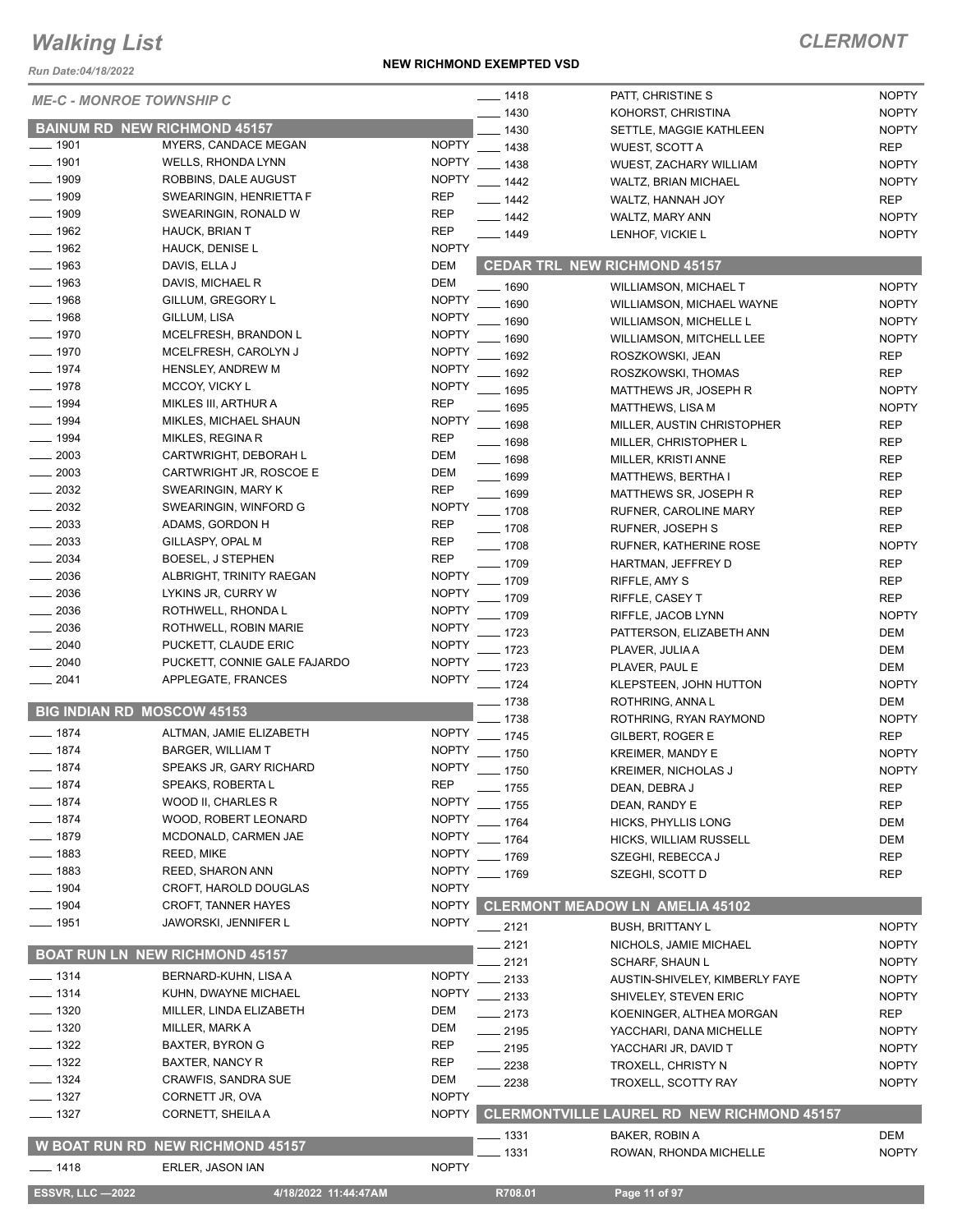# Walking List

**CLERMONT**

Run Date:04/18/2022

**NEW RICHMOND EXEMPTED VSD**

*ME-C - MONROE TOWNSHIP C*

## BAINUM RD NEW RICHMOND 45157

| | | |
|---|---|---|
| ____ 1901 | MYERS, CANDACE MEGAN | NOPTY |
| ____ 1901 | WELLS, RHONDA LYNN | NOPTY |
| ____ 1909 | ROBBINS, DALE AUGUST | NOPTY |
| ____ 1909 | SWEARINGIN, HENRIETTA F | REP |
| ____ 1909 | SWEARINGIN, RONALD W | REP |
| ____ 1962 | HAUCK, BRIAN T | REP |
| ____ 1962 | HAUCK, DENISE L | NOPTY |
| ____ 1963 | DAVIS, ELLA J | DEM |
| ____ 1963 | DAVIS, MICHAEL R | DEM |
| ____ 1968 | GILLUM, GREGORY L | NOPTY |
| ____ 1968 | GILLUM, LISA | NOPTY |
| ____ 1970 | MCELFRESH, BRANDON L | NOPTY |
| ____ 1970 | MCELFRESH, CAROLYN J | NOPTY |
| ____ 1974 | HENSLEY, ANDREW M | NOPTY |
| ____ 1978 | MCCOY, VICKY L | NOPTY |
| ____ 1994 | MIKLES III, ARTHUR A | REP |
| ____ 1994 | MIKLES, MICHAEL SHAUN | NOPTY |
| ____ 1994 | MIKLES, REGINA R | REP |
| ____ 2003 | CARTWRIGHT, DEBORAH L | DEM |
| ____ 2003 | CARTWRIGHT JR, ROSCOE E | DEM |
| ____ 2032 | SWEARINGIN, MARY K | REP |
| ____ 2032 | SWEARINGIN, WINFORD G | NOPTY |
| ____ 2033 | ADAMS, GORDON H | REP |
| ____ 2033 | GILLASPY, OPAL M | REP |
| ____ 2034 | BOESEL, J STEPHEN | REP |
| ____ 2036 | ALBRIGHT, TRINITY RAEGAN | NOPTY |
| ____ 2036 | LYKINS JR, CURRY W | NOPTY |
| ____ 2036 | ROTHWELL, RHONDA L | NOPTY |
| ____ 2036 | ROTHWELL, ROBIN MARIE | NOPTY |
| ____ 2040 | PUCKETT, CLAUDE ERIC | NOPTY |
| ____ 2040 | PUCKETT, CONNIE GALE FAJARDO | NOPTY |
| ____ 2041 | APPLEGATE, FRANCES | NOPTY |

## BIG INDIAN RD MOSCOW 45153

| | | |
|---|---|---|
| ____ 1874 | ALTMAN, JAMIE ELIZABETH | NOPTY |
| ____ 1874 | BARGER, WILLIAM T | NOPTY |
| ____ 1874 | SPEAKS JR, GARY RICHARD | NOPTY |
| ____ 1874 | SPEAKS, ROBERTA L | REP |
| ____ 1874 | WOOD II, CHARLES R | NOPTY |
| ____ 1874 | WOOD, ROBERT LEONARD | NOPTY |
| ____ 1879 | MCDONALD, CARMEN JAE | NOPTY |
| ____ 1883 | REED, MIKE | NOPTY |
| ____ 1883 | REED, SHARON ANN | NOPTY |
| ____ 1904 | CROFT, HAROLD DOUGLAS | NOPTY |
| ____ 1904 | CROFT, TANNER HAYES | NOPTY |
| ____ 1951 | JAWORSKI, JENNIFER L | NOPTY |

## BOAT RUN LN NEW RICHMOND 45157

| | | |
|---|---|---|
| ____ 1314 | BERNARD-KUHN, LISA A | NOPTY |
| ____ 1314 | KUHN, DWAYNE MICHAEL | NOPTY |
| ____ 1320 | MILLER, LINDA ELIZABETH | DEM |
| ____ 1320 | MILLER, MARK A | DEM |
| ____ 1322 | BAXTER, BYRON G | REP |
| ____ 1322 | BAXTER, NANCY R | REP |
| ____ 1324 | CRAWFIS, SANDRA SUE | DEM |
| ____ 1327 | CORNETT JR, OVA | NOPTY |
| ____ 1327 | CORNETT, SHEILA A | NOPTY |

## W BOAT RUN RD NEW RICHMOND 45157

| | | |
|---|---|---|
| ____ 1418 | ERLER, JASON IAN | NOPTY |
| ____ 1418 | PATT, CHRISTINE S | NOPTY |
| ____ 1430 | KOHORST, CHRISTINA | NOPTY |
| ____ 1430 | SETTLE, MAGGIE KATHLEEN | NOPTY |
| ____ 1438 | WUEST, SCOTT A | REP |
| ____ 1438 | WUEST, ZACHARY WILLIAM | NOPTY |
| ____ 1442 | WALTZ, BRIAN MICHAEL | NOPTY |
| ____ 1442 | WALTZ, HANNAH JOY | REP |
| ____ 1442 | WALTZ, MARY ANN | NOPTY |
| ____ 1449 | LENHOF, VICKIE L | NOPTY |

## CEDAR TRL NEW RICHMOND 45157

| | | |
|---|---|---|
| ____ 1690 | WILLIAMSON, MICHAEL T | NOPTY |
| ____ 1690 | WILLIAMSON, MICHAEL WAYNE | NOPTY |
| ____ 1690 | WILLIAMSON, MICHELLE L | NOPTY |
| ____ 1690 | WILLIAMSON, MITCHELL LEE | NOPTY |
| ____ 1692 | ROSZKOWSKI, JEAN | REP |
| ____ 1692 | ROSZKOWSKI, THOMAS | REP |
| ____ 1695 | MATTHEWS JR, JOSEPH R | NOPTY |
| ____ 1695 | MATTHEWS, LISA M | NOPTY |
| ____ 1698 | MILLER, AUSTIN CHRISTOPHER | REP |
| ____ 1698 | MILLER, CHRISTOPHER L | REP |
| ____ 1698 | MILLER, KRISTI ANNE | REP |
| ____ 1699 | MATTHEWS, BERTHA I | REP |
| ____ 1699 | MATTHEWS SR, JOSEPH R | REP |
| ____ 1708 | RUFNER, CAROLINE MARY | REP |
| ____ 1708 | RUFNER, JOSEPH S | REP |
| ____ 1708 | RUFNER, KATHERINE ROSE | NOPTY |
| ____ 1709 | HARTMAN, JEFFREY D | REP |
| ____ 1709 | RIFFLE, AMY S | REP |
| ____ 1709 | RIFFLE, CASEY T | REP |
| ____ 1709 | RIFFLE, JACOB LYNN | NOPTY |
| ____ 1723 | PATTERSON, ELIZABETH ANN | DEM |
| ____ 1723 | PLAVER, JULIA A | DEM |
| ____ 1723 | PLAVER, PAUL E | DEM |
| ____ 1724 | KLEPSTEEN, JOHN HUTTON | NOPTY |
| ____ 1738 | ROTHRING, ANNA L | DEM |
| ____ 1738 | ROTHRING, RYAN RAYMOND | NOPTY |
| ____ 1745 | GILBERT, ROGER E | REP |
| ____ 1750 | KREIMER, MANDY E | NOPTY |
| ____ 1750 | KREIMER, NICHOLAS J | NOPTY |
| ____ 1755 | DEAN, DEBRA J | REP |
| ____ 1755 | DEAN, RANDY E | REP |
| ____ 1764 | HICKS, PHYLLIS LONG | DEM |
| ____ 1764 | HICKS, WILLIAM RUSSELL | DEM |
| ____ 1769 | SZEGHI, REBECCA J | REP |
| ____ 1769 | SZEGHI, SCOTT D | REP |

## CLERMONT MEADOW LN AMELIA 45102

| | | |
|---|---|---|
| ____ 2121 | BUSH, BRITTANY L | NOPTY |
| ____ 2121 | NICHOLS, JAMIE MICHAEL | NOPTY |
| ____ 2121 | SCHARF, SHAUN L | NOPTY |
| ____ 2133 | AUSTIN-SHIVELEY, KIMBERLY FAYE | NOPTY |
| ____ 2133 | SHIVELEY, STEVEN ERIC | NOPTY |
| ____ 2173 | KOENINGER, ALTHEA MORGAN | REP |
| ____ 2195 | YACCHARI, DANA MICHELLE | NOPTY |
| ____ 2195 | YACCHARI JR, DAVID T | NOPTY |
| ____ 2238 | TROXELL, CHRISTY N | NOPTY |
| ____ 2238 | TROXELL, SCOTTY RAY | NOPTY |

## CLERMONTVILLE LAUREL RD NEW RICHMOND 45157

| | | |
|---|---|---|
| ____ 1331 | BAKER, ROBIN A | DEM |
| ____ 1331 | ROWAN, RHONDA MICHELLE | NOPTY |

ESSVR, LLC —2022 | 4/18/2022 11:44:47AM | R708.01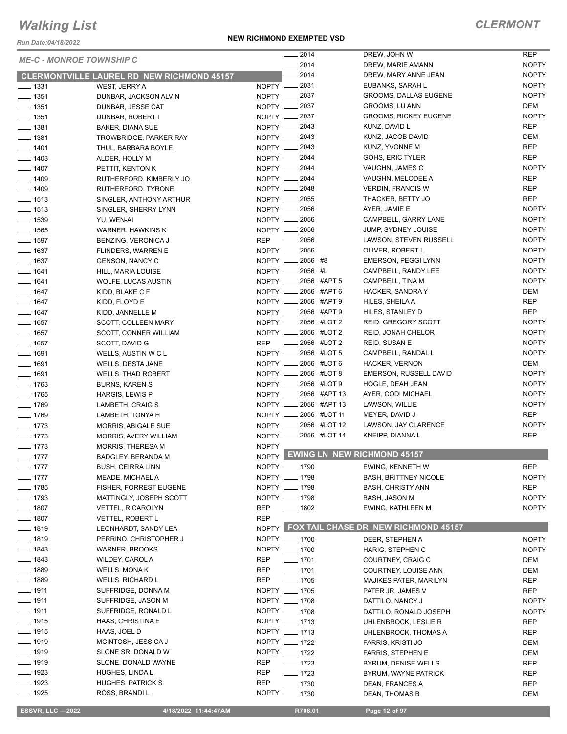# Walking List

## CLERMONT

Run Date:04/18/2022

**NEW RICHMOND EXEMPTED VSD**

### ME-C - MONROE TOWNSHIP C

### CLERMONTVILLE LAUREL RD NEW RICHMOND 45157

| | | |
|---|---|---|
| ____ 1331 | WEST, JERRY A | NOPTY |
| ____ 1351 | DUNBAR, JACKSON ALVIN | NOPTY |
| ____ 1351 | DUNBAR, JESSE CAT | NOPTY |
| ____ 1351 | DUNBAR, ROBERT I | NOPTY |
| ____ 1381 | BAKER, DIANA SUE | NOPTY |
| ____ 1381 | TROWBRIDGE, PARKER RAY | NOPTY |
| ____ 1401 | THUL, BARBARA BOYLE | NOPTY |
| ____ 1403 | ALDER, HOLLY M | NOPTY |
| ____ 1407 | PETTIT, KENTON K | NOPTY |
| ____ 1409 | RUTHERFORD, KIMBERLY JO | NOPTY |
| ____ 1409 | RUTHERFORD, TYRONE | NOPTY |
| ____ 1513 | SINGLER, ANTHONY ARTHUR | NOPTY |
| ____ 1513 | SINGLER, SHERRY LYNN | NOPTY |
| ____ 1539 | YU, WEN-AI | NOPTY |
| ____ 1565 | WARNER, HAWKINS K | NOPTY |
| ____ 1597 | BENZING, VERONICA J | REP |
| ____ 1637 | FLINDERS, WARREN E | NOPTY |
| ____ 1637 | GENSON, NANCY C | NOPTY |
| ____ 1641 | HILL, MARIA LOUISE | NOPTY |
| ____ 1641 | WOLFE, LUCAS AUSTIN | NOPTY |
| ____ 1647 | KIDD, BLAKE C F | NOPTY |
| ____ 1647 | KIDD, FLOYD E | NOPTY |
| ____ 1647 | KIDD, JANNELLE M | NOPTY |
| ____ 1657 | SCOTT, COLLEEN MARY | NOPTY |
| ____ 1657 | SCOTT, CONNER WILLIAM | NOPTY |
| ____ 1657 | SCOTT, DAVID G | REP |
| ____ 1691 | WELLS, AUSTIN W C L | NOPTY |
| ____ 1691 | WELLS, DESTA JANE | NOPTY |
| ____ 1691 | WELLS, THAD ROBERT | NOPTY |
| ____ 1763 | BURNS, KAREN S | NOPTY |
| ____ 1765 | HARGIS, LEWIS P | NOPTY |
| ____ 1769 | LAMBETH, CRAIG S | NOPTY |
| ____ 1769 | LAMBETH, TONYA H | NOPTY |
| ____ 1773 | MORRIS, ABIGALE SUE | NOPTY |
| ____ 1773 | MORRIS, AVERY WILLIAM | NOPTY |
| ____ 1773 | MORRIS, THERESA M | NOPTY |
| ____ 1777 | BADGLEY, BERANDA M | NOPTY |
| ____ 1777 | BUSH, CEIRRA LINN | NOPTY |
| ____ 1777 | MEADE, MICHAEL A | NOPTY |
| ____ 1785 | FISHER, FORREST EUGENE | NOPTY |
| ____ 1793 | MATTINGLY, JOSEPH SCOTT | NOPTY |
| ____ 1807 | VETTEL, R CAROLYN | REP |
| ____ 1807 | VETTEL, ROBERT L | REP |
| ____ 1819 | LEONHARDT, SANDY LEA | NOPTY |
| ____ 1819 | PERRINO, CHRISTOPHER J | NOPTY |
| ____ 1843 | WARNER, BROOKS | NOPTY |
| ____ 1843 | WILDEY, CAROL A | REP |
| ____ 1889 | WELLS, MONA K | REP |
| ____ 1889 | WELLS, RICHARD L | REP |
| ____ 1911 | SUFFRIDGE, DONNA M | NOPTY |
| ____ 1911 | SUFFRIDGE, JASON M | NOPTY |
| ____ 1911 | SUFFRIDGE, RONALD L | NOPTY |
| ____ 1915 | HAAS, CHRISTINA E | NOPTY |
| ____ 1915 | HAAS, JOEL D | NOPTY |
| ____ 1919 | MCINTOSH, JESSICA J | NOPTY |
| ____ 1919 | SLONE SR, DONALD W | NOPTY |
| ____ 1919 | SLONE, DONALD WAYNE | REP |
| ____ 1923 | HUGHES, LINDA L | REP |
| ____ 1923 | HUGHES, PATRICK S | REP |
| ____ 1925 | ROSS, BRANDI L | NOPTY |
| ____ 2014 | DREW, JOHN W | REP |
| ____ 2014 | DREW, MARIE AMANN | NOPTY |
| ____ 2014 | DREW, MARY ANNE JEAN | NOPTY |
| ____ 2031 | EUBANKS, SARAH L | NOPTY |
| ____ 2037 | GROOMS, DALLAS EUGENE | NOPTY |
| ____ 2037 | GROOMS, LU ANN | DEM |
| ____ 2037 | GROOMS, RICKEY EUGENE | NOPTY |
| ____ 2043 | KUNZ, DAVID L | REP |
| ____ 2043 | KUNZ, JACOB DAVID | DEM |
| ____ 2043 | KUNZ, YVONNE M | REP |
| ____ 2044 | GOHS, ERIC TYLER | REP |
| ____ 2044 | VAUGHN, JAMES C | NOPTY |
| ____ 2044 | VAUGHN, MELODEE A | REP |
| ____ 2048 | VERDIN, FRANCIS W | REP |
| ____ 2055 | THACKER, BETTY JO | REP |
| ____ 2056 | AYER, JAMIE E | NOPTY |
| ____ 2056 | CAMPBELL, GARRY LANE | NOPTY |
| ____ 2056 | JUMP, SYDNEY LOUISE | NOPTY |
| ____ 2056 | LAWSON, STEVEN RUSSELL | NOPTY |
| ____ 2056 | OLIVER, ROBERT L | NOPTY |
| ____ 2056 #8 | EMERSON, PEGGI LYNN | NOPTY |
| ____ 2056 #L | CAMPBELL, RANDY LEE | NOPTY |
| ____ 2056 #APT 5 | CAMPBELL, TINA M | NOPTY |
| ____ 2056 #APT 6 | HACKER, SANDRA Y | DEM |
| ____ 2056 #APT 9 | HILES, SHEILA A | REP |
| ____ 2056 #APT 9 | HILES, STANLEY D | REP |
| ____ 2056 #LOT 2 | REID, GREGORY SCOTT | NOPTY |
| ____ 2056 #LOT 2 | REID, JONAH CHELOR | NOPTY |
| ____ 2056 #LOT 2 | REID, SUSAN E | NOPTY |
| ____ 2056 #LOT 5 | CAMPBELL, RANDAL L | NOPTY |
| ____ 2056 #LOT 6 | HACKER, VERNON | DEM |
| ____ 2056 #LOT 8 | EMERSON, RUSSELL DAVID | NOPTY |
| ____ 2056 #LOT 9 | HOGLE, DEAH JEAN | NOPTY |
| ____ 2056 #APT 13 | AYER, CODI MICHAEL | NOPTY |
| ____ 2056 #APT 13 | LAWSON, WILLIE | NOPTY |
| ____ 2056 #LOT 11 | MEYER, DAVID J | REP |
| ____ 2056 #LOT 12 | LAWSON, JAY CLARENCE | NOPTY |
| ____ 2056 #LOT 14 | KNEIPP, DIANNA L | REP |

### EWING LN NEW RICHMOND 45157

| | | |
|---|---|---|
| ____ 1790 | EWING, KENNETH W | REP |
| ____ 1798 | BASH, BRITTNEY NICOLE | NOPTY |
| ____ 1798 | BASH, CHRISTY ANN | REP |
| ____ 1798 | BASH, JASON M | NOPTY |
| ____ 1802 | EWING, KATHLEEN M | NOPTY |

### FOX TAIL CHASE DR NEW RICHMOND 45157

| | | |
|---|---|---|
| ____ 1700 | DEER, STEPHEN A | NOPTY |
| ____ 1700 | HARIG, STEPHEN C | NOPTY |
| ____ 1701 | COURTNEY, CRAIG C | DEM |
| ____ 1701 | COURTNEY, LOUISE ANN | DEM |
| ____ 1705 | MAJIKES PATER, MARILYN | REP |
| ____ 1705 | PATER JR, JAMES V | REP |
| ____ 1708 | DATTILO, NANCY J | NOPTY |
| ____ 1708 | DATTILO, RONALD JOSEPH | NOPTY |
| ____ 1713 | UHLENBROCK, LESLIE R | REP |
| ____ 1713 | UHLENBROCK, THOMAS A | REP |
| ____ 1722 | FARRIS, KRISTI JO | DEM |
| ____ 1722 | FARRIS, STEPHEN E | DEM |
| ____ 1723 | BYRUM, DENISE WELLS | REP |
| ____ 1723 | BYRUM, WAYNE PATRICK | REP |
| ____ 1730 | DEAN, FRANCES A | REP |
| ____ 1730 | DEAN, THOMAS B | DEM |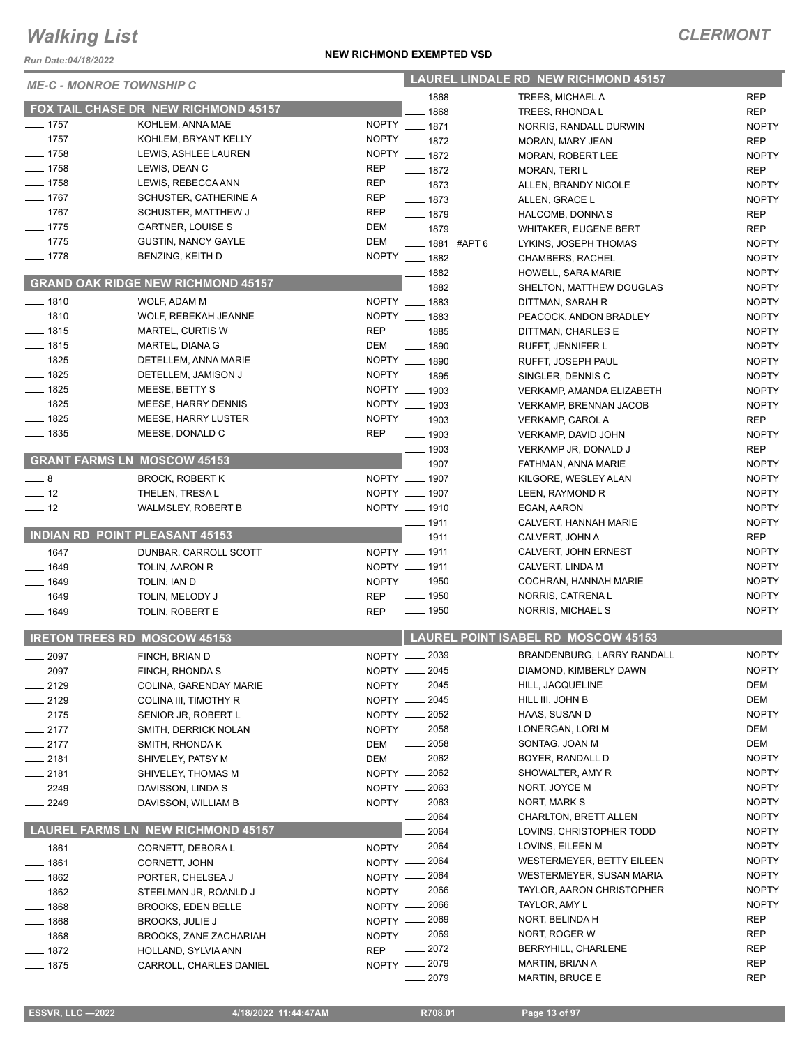# Walking List

**CLERMONT**

Run Date:04/18/2022

**NEW RICHMOND EXEMPTED VSD**

*ME-C - MONROE TOWNSHIP C*

## FOX TAIL CHASE DR NEW RICHMOND 45157

| | | |
|---|---|---|
| ___ 1757 | KOHLEM, ANNA MAE | NOPTY |
| ___ 1757 | KOHLEM, BRYANT KELLY | NOPTY |
| ___ 1758 | LEWIS, ASHLEE LAUREN | NOPTY |
| ___ 1758 | LEWIS, DEAN C | REP |
| ___ 1758 | LEWIS, REBECCA ANN | REP |
| ___ 1767 | SCHUSTER, CATHERINE A | REP |
| ___ 1767 | SCHUSTER, MATTHEW J | REP |
| ___ 1775 | GARTNER, LOUISE S | DEM |
| ___ 1775 | GUSTIN, NANCY GAYLE | DEM |
| ___ 1778 | BENZING, KEITH D | NOPTY |

## GRAND OAK RIDGE NEW RICHMOND 45157

| | | |
|---|---|---|
| ___ 1810 | WOLF, ADAM M | NOPTY |
| ___ 1810 | WOLF, REBEKAH JEANNE | NOPTY |
| ___ 1815 | MARTEL, CURTIS W | REP |
| ___ 1815 | MARTEL, DIANA G | DEM |
| ___ 1825 | DETELLEM, ANNA MARIE | NOPTY |
| ___ 1825 | DETELLEM, JAMISON J | NOPTY |
| ___ 1825 | MEESE, BETTY S | NOPTY |
| ___ 1825 | MEESE, HARRY DENNIS | NOPTY |
| ___ 1825 | MEESE, HARRY LUSTER | NOPTY |
| ___ 1835 | MEESE, DONALD C | REP |

## GRANT FARMS LN MOSCOW 45153

| | | |
|---|---|---|
| ___ 8 | BROCK, ROBERT K | NOPTY |
| ___ 12 | THELEN, TRESA L | NOPTY |
| ___ 12 | WALMSLEY, ROBERT B | NOPTY |

## INDIAN RD POINT PLEASANT 45153

| | | |
|---|---|---|
| ___ 1647 | DUNBAR, CARROLL SCOTT | NOPTY |
| ___ 1649 | TOLIN, AARON R | NOPTY |
| ___ 1649 | TOLIN, IAN D | NOPTY |
| ___ 1649 | TOLIN, MELODY J | REP |
| ___ 1649 | TOLIN, ROBERT E | REP |

## IRETON TREES RD MOSCOW 45153

| | | |
|---|---|---|
| ___ 2097 | FINCH, BRIAN D | NOPTY |
| ___ 2097 | FINCH, RHONDA S | NOPTY |
| ___ 2129 | COLINA, GARENDAY MARIE | NOPTY |
| ___ 2129 | COLINA III, TIMOTHY R | NOPTY |
| ___ 2175 | SENIOR JR, ROBERT L | NOPTY |
| ___ 2177 | SMITH, DERRICK NOLAN | NOPTY |
| ___ 2177 | SMITH, RHONDA K | DEM |
| ___ 2181 | SHIVELEY, PATSY M | DEM |
| ___ 2181 | SHIVELEY, THOMAS M | NOPTY |
| ___ 2249 | DAVISSON, LINDA S | NOPTY |
| ___ 2249 | DAVISSON, WILLIAM B | NOPTY |

## LAUREL FARMS LN NEW RICHMOND 45157

| | | |
|---|---|---|
| ___ 1861 | CORNETT, DEBORA L | NOPTY |
| ___ 1861 | CORNETT, JOHN | NOPTY |
| ___ 1862 | PORTER, CHELSEA J | NOPTY |
| ___ 1862 | STEELMAN JR, ROANLD J | NOPTY |
| ___ 1868 | BROOKS, EDEN BELLE | NOPTY |
| ___ 1868 | BROOKS, JULIE J | NOPTY |
| ___ 1868 | BROOKS, ZANE ZACHARIAH | NOPTY |
| ___ 1872 | HOLLAND, SYLVIA ANN | REP |
| ___ 1875 | CARROLL, CHARLES DANIEL | NOPTY |

## LAUREL LINDALE RD NEW RICHMOND 45157

| | | |
|---|---|---|
| ___ 1868 | TREES, MICHAEL A | REP |
| ___ 1868 | TREES, RHONDA L | REP |
| ___ 1871 | NORRIS, RANDALL DURWIN | NOPTY |
| ___ 1872 | MORAN, MARY JEAN | REP |
| ___ 1872 | MORAN, ROBERT LEE | NOPTY |
| ___ 1872 | MORAN, TERI L | REP |
| ___ 1873 | ALLEN, BRANDY NICOLE | NOPTY |
| ___ 1873 | ALLEN, GRACE L | NOPTY |
| ___ 1879 | HALCOMB, DONNA S | REP |
| ___ 1879 | WHITAKER, EUGENE BERT | REP |
| ___ 1881 #APT 6 | LYKINS, JOSEPH THOMAS | NOPTY |
| ___ 1882 | CHAMBERS, RACHEL | NOPTY |
| ___ 1882 | HOWELL, SARA MARIE | NOPTY |
| ___ 1882 | SHELTON, MATTHEW DOUGLAS | NOPTY |
| ___ 1883 | DITTMAN, SARAH R | NOPTY |
| ___ 1883 | PEACOCK, ANDON BRADLEY | NOPTY |
| ___ 1885 | DITTMAN, CHARLES E | NOPTY |
| ___ 1890 | RUFFT, JENNIFER L | NOPTY |
| ___ 1890 | RUFFT, JOSEPH PAUL | NOPTY |
| ___ 1895 | SINGLER, DENNIS C | NOPTY |
| ___ 1903 | VERKAMP, AMANDA ELIZABETH | NOPTY |
| ___ 1903 | VERKAMP, BRENNAN JACOB | NOPTY |
| ___ 1903 | VERKAMP, CAROL A | REP |
| ___ 1903 | VERKAMP, DAVID JOHN | NOPTY |
| ___ 1903 | VERKAMP JR, DONALD J | REP |
| ___ 1907 | FATHMAN, ANNA MARIE | NOPTY |
| ___ 1907 | KILGORE, WESLEY ALAN | NOPTY |
| ___ 1907 | LEEN, RAYMOND R | NOPTY |
| ___ 1910 | EGAN, AARON | NOPTY |
| ___ 1911 | CALVERT, HANNAH MARIE | NOPTY |
| ___ 1911 | CALVERT, JOHN A | REP |
| ___ 1911 | CALVERT, JOHN ERNEST | NOPTY |
| ___ 1911 | CALVERT, LINDA M | NOPTY |
| ___ 1950 | COCHRAN, HANNAH MARIE | NOPTY |
| ___ 1950 | NORRIS, CATRENA L | NOPTY |
| ___ 1950 | NORRIS, MICHAEL S | NOPTY |

## LAUREL POINT ISABEL RD MOSCOW 45153

| | | |
|---|---|---|
| ___ 2039 | BRANDENBURG, LARRY RANDALL | NOPTY |
| ___ 2045 | DIAMOND, KIMBERLY DAWN | NOPTY |
| ___ 2045 | HILL, JACQUELINE | DEM |
| ___ 2045 | HILL III, JOHN B | DEM |
| ___ 2052 | HAAS, SUSAN D | NOPTY |
| ___ 2058 | LONERGAN, LORI M | DEM |
| ___ 2058 | SONTAG, JOAN M | DEM |
| ___ 2062 | BOYER, RANDALL D | NOPTY |
| ___ 2062 | SHOWALTER, AMY R | NOPTY |
| ___ 2063 | NORT, JOYCE M | NOPTY |
| ___ 2063 | NORT, MARK S | NOPTY |
| ___ 2064 | CHARLTON, BRETT ALLEN | NOPTY |
| ___ 2064 | LOVINS, CHRISTOPHER TODD | NOPTY |
| ___ 2064 | LOVINS, EILEEN M | NOPTY |
| ___ 2064 | WESTERMEYER, BETTY EILEEN | NOPTY |
| ___ 2064 | WESTERMEYER, SUSAN MARIA | NOPTY |
| ___ 2066 | TAYLOR, AARON CHRISTOPHER | NOPTY |
| ___ 2066 | TAYLOR, AMY L | NOPTY |
| ___ 2069 | NORT, BELINDA H | REP |
| ___ 2069 | NORT, ROGER W | REP |
| ___ 2072 | BERRYHILL, CHARLENE | REP |
| ___ 2079 | MARTIN, BRIAN A | REP |
| ___ 2079 | MARTIN, BRUCE E | REP |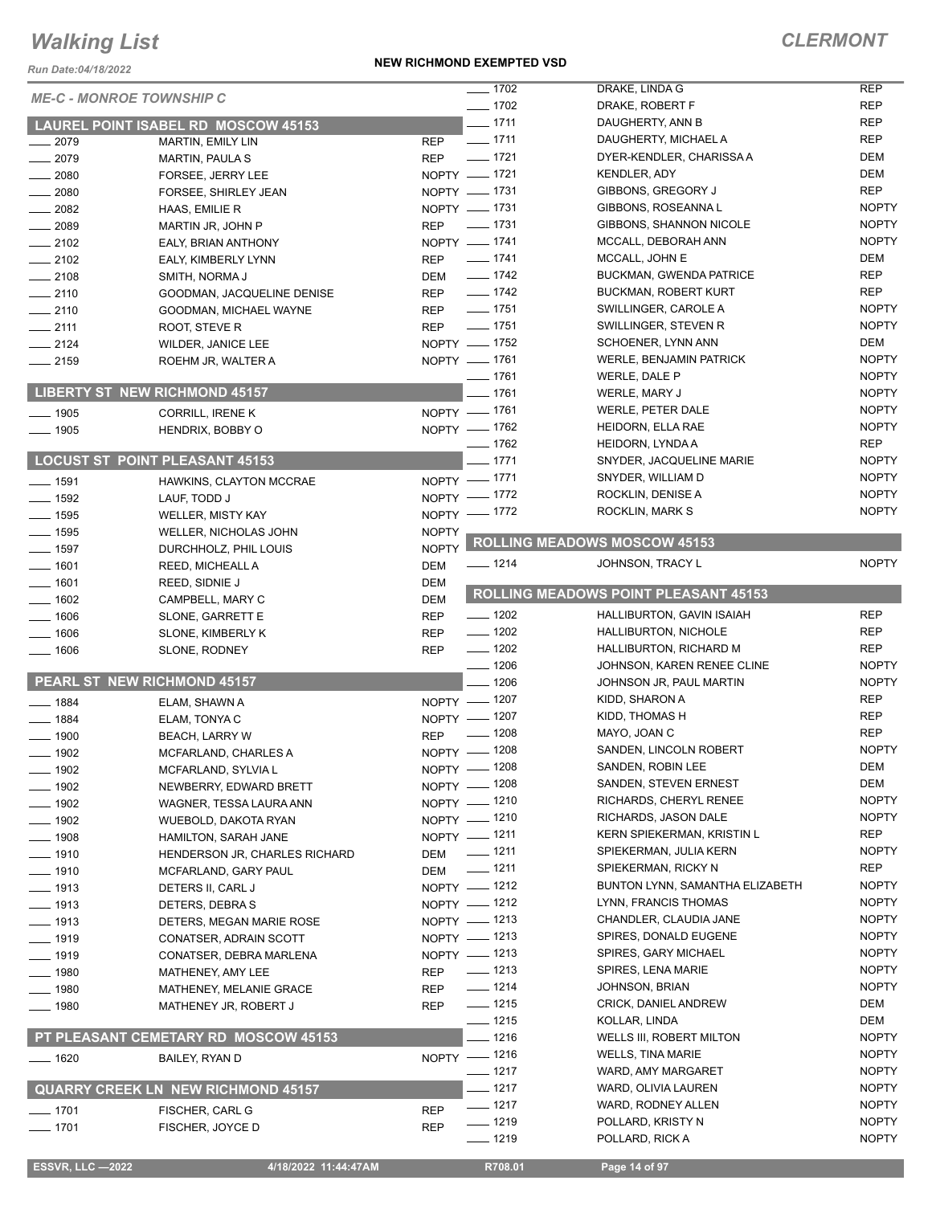# Walking List

## CLERMONT

Run Date:04/18/2022

**NEW RICHMOND EXEMPTED VSD**

*ME-C - MONROE TOWNSHIP C*

### LAUREL POINT ISABEL RD MOSCOW 45153

| | | |
|---|---|---|
| ____ 2079 | MARTIN, EMILY LIN | REP |
| ____ 2079 | MARTIN, PAULA S | REP |
| ____ 2080 | FORSEE, JERRY LEE | NOPTY |
| ____ 2080 | FORSEE, SHIRLEY JEAN | NOPTY |
| ____ 2082 | HAAS, EMILIE R | NOPTY |
| ____ 2089 | MARTIN JR, JOHN P | REP |
| ____ 2102 | EALY, BRIAN ANTHONY | NOPTY |
| ____ 2102 | EALY, KIMBERLY LYNN | REP |
| ____ 2108 | SMITH, NORMA J | DEM |
| ____ 2110 | GOODMAN, JACQUELINE DENISE | REP |
| ____ 2110 | GOODMAN, MICHAEL WAYNE | REP |
| ____ 2111 | ROOT, STEVE R | REP |
| ____ 2124 | WILDER, JANICE LEE | NOPTY |
| ____ 2159 | ROEHM JR, WALTER A | NOPTY |

### LIBERTY ST NEW RICHMOND 45157

| | | |
|---|---|---|
| ____ 1905 | CORRILL, IRENE K | NOPTY |
| ____ 1905 | HENDRIX, BOBBY O | NOPTY |

### LOCUST ST POINT PLEASANT 45153

| | | |
|---|---|---|
| ____ 1591 | HAWKINS, CLAYTON MCCRAE | NOPTY |
| ____ 1592 | LAUF, TODD J | NOPTY |
| ____ 1595 | WELLER, MISTY KAY | NOPTY |
| ____ 1595 | WELLER, NICHOLAS JOHN | NOPTY |
| ____ 1597 | DURCHHOLZ, PHIL LOUIS | NOPTY |
| ____ 1601 | REED, MICHEALL A | DEM |
| ____ 1601 | REED, SIDNIE J | DEM |
| ____ 1602 | CAMPBELL, MARY C | DEM |
| ____ 1606 | SLONE, GARRETT E | REP |
| ____ 1606 | SLONE, KIMBERLY K | REP |
| ____ 1606 | SLONE, RODNEY | REP |

### PEARL ST NEW RICHMOND 45157

| | | |
|---|---|---|
| ____ 1884 | ELAM, SHAWN A | NOPTY |
| ____ 1884 | ELAM, TONYA C | NOPTY |
| ____ 1900 | BEACH, LARRY W | REP |
| ____ 1902 | MCFARLAND, CHARLES A | NOPTY |
| ____ 1902 | MCFARLAND, SYLVIA L | NOPTY |
| ____ 1902 | NEWBERRY, EDWARD BRETT | NOPTY |
| ____ 1902 | WAGNER, TESSA LAURA ANN | NOPTY |
| ____ 1902 | WUEBOLD, DAKOTA RYAN | NOPTY |
| ____ 1908 | HAMILTON, SARAH JANE | NOPTY |
| ____ 1910 | HENDERSON JR, CHARLES RICHARD | DEM |
| ____ 1910 | MCFARLAND, GARY PAUL | DEM |
| ____ 1913 | DETERS II, CARL J | NOPTY |
| ____ 1913 | DETERS, DEBRA S | NOPTY |
| ____ 1913 | DETERS, MEGAN MARIE ROSE | NOPTY |
| ____ 1919 | CONATSER, ADRAIN SCOTT | NOPTY |
| ____ 1919 | CONATSER, DEBRA MARLENA | NOPTY |
| ____ 1980 | MATHENEY, AMY LEE | REP |
| ____ 1980 | MATHENEY, MELANIE GRACE | REP |
| ____ 1980 | MATHENEY JR, ROBERT J | REP |

### PT PLEASANT CEMETARY RD MOSCOW 45153

| | | |
|---|---|---|
| ____ 1620 | BAILEY, RYAN D | NOPTY |

### QUARRY CREEK LN NEW RICHMOND 45157

| | | |
|---|---|---|
| ____ 1701 | FISCHER, CARL G | REP |
| ____ 1701 | FISCHER, JOYCE D | REP |
| ____ 1702 | DRAKE, LINDA G | REP |
| ____ 1702 | DRAKE, ROBERT F | REP |
| ____ 1711 | DAUGHERTY, ANN B | REP |
| ____ 1711 | DAUGHERTY, MICHAEL A | REP |
| ____ 1721 | DYER-KENDLER, CHARISSA A | DEM |
| ____ 1721 | KENDLER, ADY | DEM |
| ____ 1731 | GIBBONS, GREGORY J | REP |
| ____ 1731 | GIBBONS, ROSEANNA L | NOPTY |
| ____ 1731 | GIBBONS, SHANNON NICOLE | NOPTY |
| ____ 1741 | MCCALL, DEBORAH ANN | NOPTY |
| ____ 1741 | MCCALL, JOHN E | DEM |
| ____ 1742 | BUCKMAN, GWENDA PATRICE | REP |
| ____ 1742 | BUCKMAN, ROBERT KURT | REP |
| ____ 1751 | SWILLINGER, CAROLE A | NOPTY |
| ____ 1751 | SWILLINGER, STEVEN R | NOPTY |
| ____ 1752 | SCHOENER, LYNN ANN | DEM |
| ____ 1761 | WERLE, BENJAMIN PATRICK | NOPTY |
| ____ 1761 | WERLE, DALE P | NOPTY |
| ____ 1761 | WERLE, MARY J | NOPTY |
| ____ 1761 | WERLE, PETER DALE | NOPTY |
| ____ 1762 | HEIDORN, ELLA RAE | NOPTY |
| ____ 1762 | HEIDORN, LYNDA A | REP |
| ____ 1771 | SNYDER, JACQUELINE MARIE | NOPTY |
| ____ 1771 | SNYDER, WILLIAM D | NOPTY |
| ____ 1772 | ROCKLIN, DENISE A | NOPTY |
| ____ 1772 | ROCKLIN, MARK S | NOPTY |

### ROLLING MEADOWS MOSCOW 45153

| | | |
|---|---|---|
| ____ 1214 | JOHNSON, TRACY L | NOPTY |

### ROLLING MEADOWS POINT PLEASANT 45153

| | | |
|---|---|---|
| ____ 1202 | HALLIBURTON, GAVIN ISAIAH | REP |
| ____ 1202 | HALLIBURTON, NICHOLE | REP |
| ____ 1202 | HALLIBURTON, RICHARD M | REP |
| ____ 1206 | JOHNSON, KAREN RENEE CLINE | NOPTY |
| ____ 1206 | JOHNSON JR, PAUL MARTIN | NOPTY |
| ____ 1207 | KIDD, SHARON A | REP |
| ____ 1207 | KIDD, THOMAS H | REP |
| ____ 1208 | MAYO, JOAN C | REP |
| ____ 1208 | SANDEN, LINCOLN ROBERT | NOPTY |
| ____ 1208 | SANDEN, ROBIN LEE | DEM |
| ____ 1208 | SANDEN, STEVEN ERNEST | DEM |
| ____ 1210 | RICHARDS, CHERYL RENEE | NOPTY |
| ____ 1210 | RICHARDS, JASON DALE | NOPTY |
| ____ 1211 | KERN SPIEKERMAN, KRISTIN L | REP |
| ____ 1211 | SPIEKERMAN, JULIA KERN | NOPTY |
| ____ 1211 | SPIEKERMAN, RICKY N | REP |
| ____ 1212 | BUNTON LYNN, SAMANTHA ELIZABETH | NOPTY |
| ____ 1212 | LYNN, FRANCIS THOMAS | NOPTY |
| ____ 1213 | CHANDLER, CLAUDIA JANE | NOPTY |
| ____ 1213 | SPIRES, DONALD EUGENE | NOPTY |
| ____ 1213 | SPIRES, GARY MICHAEL | NOPTY |
| ____ 1213 | SPIRES, LENA MARIE | NOPTY |
| ____ 1214 | JOHNSON, BRIAN | NOPTY |
| ____ 1215 | CRICK, DANIEL ANDREW | DEM |
| ____ 1215 | KOLLAR, LINDA | DEM |
| ____ 1216 | WELLS III, ROBERT MILTON | NOPTY |
| ____ 1216 | WELLS, TINA MARIE | NOPTY |
| ____ 1217 | WARD, AMY MARGARET | NOPTY |
| ____ 1217 | WARD, OLIVIA LAUREN | NOPTY |
| ____ 1217 | WARD, RODNEY ALLEN | NOPTY |
| ____ 1219 | POLLARD, KRISTY N | NOPTY |
| ____ 1219 | POLLARD, RICK A | NOPTY |

ESSVR, LLC —2022    4/18/2022 11:44:47AM    R708.01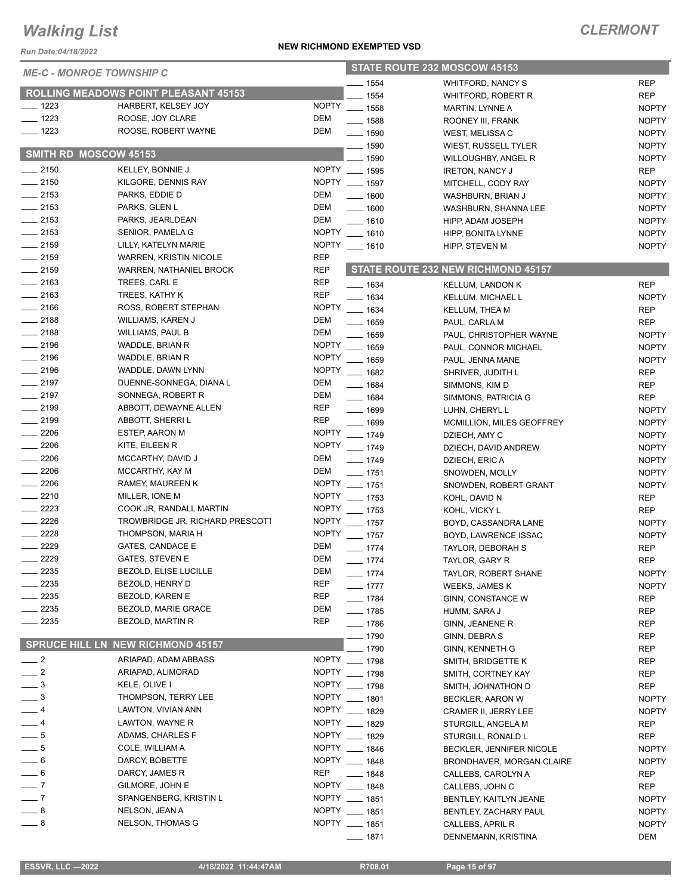# Walking List

## CLERMONT

*Run Date:04/18/2022*

**NEW RICHMOND EXEMPTED VSD**

*ME-C - MONROE TOWNSHIP C*

### ROLLING MEADOWS POINT PLEASANT 45153

| | | |
|---|---|---|
| ___ 1223 | HARBERT, KELSEY JOY | NOPTY |
| ___ 1223 | ROOSE, JOY CLARE | DEM |
| ___ 1223 | ROOSE, ROBERT WAYNE | DEM |

### SMITH RD MOSCOW 45153

| | | |
|---|---|---|
| ___ 2150 | KELLEY, BONNIE J | NOPTY |
| ___ 2150 | KILGORE, DENNIS RAY | NOPTY |
| ___ 2153 | PARKS, EDDIE D | DEM |
| ___ 2153 | PARKS, GLEN L | DEM |
| ___ 2153 | PARKS, JEARLDEAN | DEM |
| ___ 2153 | SENIOR, PAMELA G | NOPTY |
| ___ 2159 | LILLY, KATELYN MARIE | NOPTY |
| ___ 2159 | WARREN, KRISTIN NICOLE | REP |
| ___ 2159 | WARREN, NATHANIEL BROCK | REP |
| ___ 2163 | TREES, CARL E | REP |
| ___ 2163 | TREES, KATHY K | REP |
| ___ 2166 | ROSS, ROBERT STEPHAN | NOPTY |
| ___ 2188 | WILLIAMS, KAREN J | DEM |
| ___ 2188 | WILLIAMS, PAUL B | DEM |
| ___ 2196 | WADDLE, BRIAN R | NOPTY |
| ___ 2196 | WADDLE, BRIAN R | NOPTY |
| ___ 2196 | WADDLE, DAWN LYNN | NOPTY |
| ___ 2197 | DUENNE-SONNEGA, DIANA L | DEM |
| ___ 2197 | SONNEGA, ROBERT R | DEM |
| ___ 2199 | ABBOTT, DEWAYNE ALLEN | REP |
| ___ 2199 | ABBOTT, SHERRI L | REP |
| ___ 2206 | ESTEP, AARON M | NOPTY |
| ___ 2206 | KITE, EILEEN R | NOPTY |
| ___ 2206 | MCCARTHY, DAVID J | DEM |
| ___ 2206 | MCCARTHY, KAY M | DEM |
| ___ 2206 | RAMEY, MAUREEN K | NOPTY |
| ___ 2210 | MILLER, IONE M | NOPTY |
| ___ 2223 | COOK JR, RANDALL MARTIN | NOPTY |
| ___ 2226 | TROWBRIDGE JR, RICHARD PRESCOTT | NOPTY |
| ___ 2228 | THOMPSON, MARIA H | NOPTY |
| ___ 2229 | GATES, CANDACE E | DEM |
| ___ 2229 | GATES, STEVEN E | DEM |
| ___ 2235 | BEZOLD, ELISE LUCILLE | DEM |
| ___ 2235 | BEZOLD, HENRY D | REP |
| ___ 2235 | BEZOLD, KAREN E | REP |
| ___ 2235 | BEZOLD, MARIE GRACE | DEM |
| ___ 2235 | BEZOLD, MARTIN R | REP |

### SPRUCE HILL LN NEW RICHMOND 45157

| | | |
|---|---|---|
| ___ 2 | ARIAPAD, ADAM ABBASS | NOPTY |
| ___ 2 | ARIAPAD, ALIMORAD | NOPTY |
| ___ 3 | KELE, OLIVE I | NOPTY |
| ___ 3 | THOMPSON, TERRY LEE | NOPTY |
| ___ 4 | LAWTON, VIVIAN ANN | NOPTY |
| ___ 4 | LAWTON, WAYNE R | NOPTY |
| ___ 5 | ADAMS, CHARLES F | NOPTY |
| ___ 5 | COLE, WILLIAM A | NOPTY |
| ___ 6 | DARCY, BOBETTE | NOPTY |
| ___ 6 | DARCY, JAMES R | REP |
| ___ 7 | GILMORE, JOHN E | NOPTY |
| ___ 7 | SPANGENBERG, KRISTIN L | NOPTY |
| ___ 8 | NELSON, JEAN A | NOPTY |
| ___ 8 | NELSON, THOMAS G | NOPTY |

### STATE ROUTE 232 MOSCOW 45153

| | | |
|---|---|---|
| ___ 1554 | WHITFORD, NANCY S | REP |
| ___ 1554 | WHITFORD, ROBERT R | REP |
| ___ 1558 | MARTIN, LYNNE A | NOPTY |
| ___ 1588 | ROONEY III, FRANK | NOPTY |
| ___ 1590 | WEST, MELISSA C | NOPTY |
| ___ 1590 | WIEST, RUSSELL TYLER | NOPTY |
| ___ 1590 | WILLOUGHBY, ANGEL R | NOPTY |
| ___ 1595 | IRETON, NANCY J | REP |
| ___ 1597 | MITCHELL, CODY RAY | NOPTY |
| ___ 1600 | WASHBURN, BRIAN J | NOPTY |
| ___ 1600 | WASHBURN, SHANNA LEE | NOPTY |
| ___ 1610 | HIPP, ADAM JOSEPH | NOPTY |
| ___ 1610 | HIPP, BONITA LYNNE | NOPTY |
| ___ 1610 | HIPP, STEVEN M | NOPTY |

### STATE ROUTE 232 NEW RICHMOND 45157

| | | |
|---|---|---|
| ___ 1634 | KELLUM, LANDON K | REP |
| ___ 1634 | KELLUM, MICHAEL L | NOPTY |
| ___ 1634 | KELLUM, THEA M | REP |
| ___ 1659 | PAUL, CARLA M | REP |
| ___ 1659 | PAUL, CHRISTOPHER WAYNE | NOPTY |
| ___ 1659 | PAUL, CONNOR MICHAEL | NOPTY |
| ___ 1659 | PAUL, JENNA MANE | NOPTY |
| ___ 1682 | SHRIVER, JUDITH L | REP |
| ___ 1684 | SIMMONS, KIM D | REP |
| ___ 1684 | SIMMONS, PATRICIA G | REP |
| ___ 1699 | LUHN, CHERYL L | NOPTY |
| ___ 1699 | MCMILLION, MILES GEOFFREY | NOPTY |
| ___ 1749 | DZIECH, AMY C | NOPTY |
| ___ 1749 | DZIECH, DAVID ANDREW | NOPTY |
| ___ 1749 | DZIECH, ERIC A | NOPTY |
| ___ 1751 | SNOWDEN, MOLLY | NOPTY |
| ___ 1751 | SNOWDEN, ROBERT GRANT | NOPTY |
| ___ 1753 | KOHL, DAVID N | REP |
| ___ 1753 | KOHL, VICKY L | REP |
| ___ 1757 | BOYD, CASSANDRA LANE | NOPTY |
| ___ 1757 | BOYD, LAWRENCE ISSAC | NOPTY |
| ___ 1774 | TAYLOR, DEBORAH S | REP |
| ___ 1774 | TAYLOR, GARY R | REP |
| ___ 1774 | TAYLOR, ROBERT SHANE | NOPTY |
| ___ 1777 | WEEKS, JAMES K | NOPTY |
| ___ 1784 | GINN, CONSTANCE W | REP |
| ___ 1785 | HUMM, SARA J | REP |
| ___ 1786 | GINN, JEANENE R | REP |
| ___ 1790 | GINN, DEBRA S | REP |
| ___ 1790 | GINN, KENNETH G | REP |
| ___ 1798 | SMITH, BRIDGETTE K | REP |
| ___ 1798 | SMITH, CORTNEY KAY | REP |
| ___ 1798 | SMITH, JOHNATHON D | REP |
| ___ 1801 | BECKLER, AARON W | NOPTY |
| ___ 1829 | CRAMER II, JERRY LEE | NOPTY |
| ___ 1829 | STURGILL, ANGELA M | REP |
| ___ 1829 | STURGILL, RONALD L | REP |
| ___ 1846 | BECKLER, JENNIFER NICOLE | NOPTY |
| ___ 1848 | BRONDHAVER, MORGAN CLAIRE | NOPTY |
| ___ 1848 | CALLEBS, CAROLYN A | REP |
| ___ 1848 | CALLEBS, JOHN C | REP |
| ___ 1851 | BENTLEY, KAITLYN JEANE | NOPTY |
| ___ 1851 | BENTLEY, ZACHARY PAUL | NOPTY |
| ___ 1851 | CALLEBS, APRIL R | NOPTY |
| ___ 1871 | DENNEMANN, KRISTINA | DEM |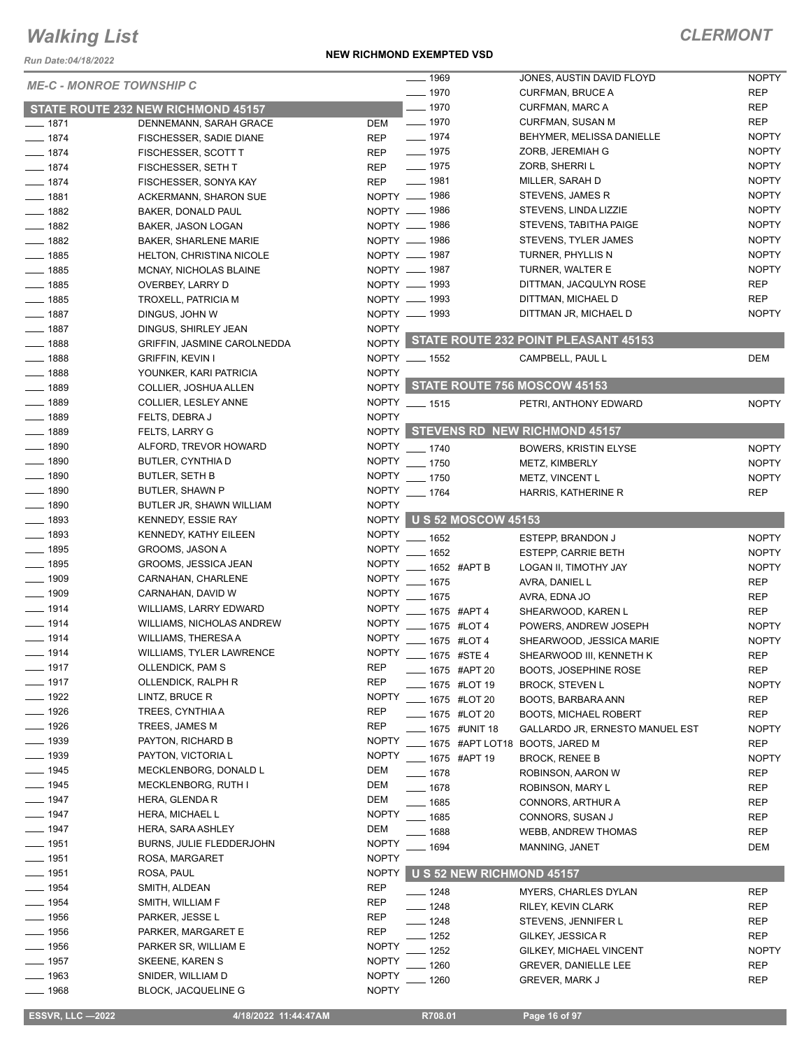# Walking List

**CLERMONT**

Run Date:04/18/2022

**NEW RICHMOND EXEMPTED VSD**

*ME-C - MONROE TOWNSHIP C*

## STATE ROUTE 232 NEW RICHMOND 45157

| | | |
|---|---|---|
| ____ 1871 | DENNEMANN, SARAH GRACE | DEM |
| ____ 1874 | FISCHESSER, SADIE DIANE | REP |
| ____ 1874 | FISCHESSER, SCOTT T | REP |
| ____ 1874 | FISCHESSER, SETH T | REP |
| ____ 1874 | FISCHESSER, SONYA KAY | REP |
| ____ 1881 | ACKERMANN, SHARON SUE | NOPTY |
| ____ 1882 | BAKER, DONALD PAUL | NOPTY |
| ____ 1882 | BAKER, JASON LOGAN | NOPTY |
| ____ 1882 | BAKER, SHARLENE MARIE | NOPTY |
| ____ 1885 | HELTON, CHRISTINA NICOLE | NOPTY |
| ____ 1885 | MCNAY, NICHOLAS BLAINE | NOPTY |
| ____ 1885 | OVERBEY, LARRY D | NOPTY |
| ____ 1885 | TROXELL, PATRICIA M | NOPTY |
| ____ 1887 | DINGUS, JOHN W | NOPTY |
| ____ 1887 | DINGUS, SHIRLEY JEAN | NOPTY |
| ____ 1888 | GRIFFIN, JASMINE CAROLNEDDA | NOPTY |
| ____ 1888 | GRIFFIN, KEVIN I | NOPTY |
| ____ 1888 | YOUNKER, KARI PATRICIA | NOPTY |
| ____ 1889 | COLLIER, JOSHUA ALLEN | NOPTY |
| ____ 1889 | COLLIER, LESLEY ANNE | NOPTY |
| ____ 1889 | FELTS, DEBRA J | NOPTY |
| ____ 1889 | FELTS, LARRY G | NOPTY |
| ____ 1890 | ALFORD, TREVOR HOWARD | NOPTY |
| ____ 1890 | BUTLER, CYNTHIA D | NOPTY |
| ____ 1890 | BUTLER, SETH B | NOPTY |
| ____ 1890 | BUTLER, SHAWN P | NOPTY |
| ____ 1890 | BUTLER JR, SHAWN WILLIAM | NOPTY |
| ____ 1893 | KENNEDY, ESSIE RAY | NOPTY |
| ____ 1893 | KENNEDY, KATHY EILEEN | NOPTY |
| ____ 1895 | GROOMS, JASON A | NOPTY |
| ____ 1895 | GROOMS, JESSICA JEAN | NOPTY |
| ____ 1909 | CARNAHAN, CHARLENE | NOPTY |
| ____ 1909 | CARNAHAN, DAVID W | NOPTY |
| ____ 1914 | WILLIAMS, LARRY EDWARD | NOPTY |
| ____ 1914 | WILLIAMS, NICHOLAS ANDREW | NOPTY |
| ____ 1914 | WILLIAMS, THERESA A | NOPTY |
| ____ 1914 | WILLIAMS, TYLER LAWRENCE | NOPTY |
| ____ 1917 | OLLENDICK, PAM S | REP |
| ____ 1917 | OLLENDICK, RALPH R | REP |
| ____ 1922 | LINTZ, BRUCE R | NOPTY |
| ____ 1926 | TREES, CYNTHIA A | REP |
| ____ 1926 | TREES, JAMES M | REP |
| ____ 1939 | PAYTON, RICHARD B | NOPTY |
| ____ 1939 | PAYTON, VICTORIA L | NOPTY |
| ____ 1945 | MECKLENBORG, DONALD L | DEM |
| ____ 1945 | MECKLENBORG, RUTH I | DEM |
| ____ 1947 | HERA, GLENDA R | DEM |
| ____ 1947 | HERA, MICHAEL L | NOPTY |
| ____ 1947 | HERA, SARA ASHLEY | DEM |
| ____ 1951 | BURNS, JULIE FLEDDERJOHN | NOPTY |
| ____ 1951 | ROSA, MARGARET | NOPTY |
| ____ 1951 | ROSA, PAUL | NOPTY |
| ____ 1954 | SMITH, ALDEAN | REP |
| ____ 1954 | SMITH, WILLIAM F | REP |
| ____ 1956 | PARKER, JESSE L | REP |
| ____ 1956 | PARKER, MARGARET E | REP |
| ____ 1956 | PARKER SR, WILLIAM E | NOPTY |
| ____ 1957 | SKEENE, KAREN S | NOPTY |
| ____ 1963 | SNIDER, WILLIAM D | NOPTY |
| ____ 1968 | BLOCK, JACQUELINE G | NOPTY |
| ____ 1969 | JONES, AUSTIN DAVID FLOYD | NOPTY |
| ____ 1970 | CURFMAN, BRUCE A | REP |
| ____ 1970 | CURFMAN, MARC A | REP |
| ____ 1970 | CURFMAN, SUSAN M | REP |
| ____ 1974 | BEHYMER, MELISSA DANIELLE | NOPTY |
| ____ 1975 | ZORB, JEREMIAH G | NOPTY |
| ____ 1975 | ZORB, SHERRI L | NOPTY |
| ____ 1981 | MILLER, SARAH D | NOPTY |
| ____ 1986 | STEVENS, JAMES R | NOPTY |
| ____ 1986 | STEVENS, LINDA LIZZIE | NOPTY |
| ____ 1986 | STEVENS, TABITHA PAIGE | NOPTY |
| ____ 1986 | STEVENS, TYLER JAMES | NOPTY |
| ____ 1987 | TURNER, PHYLLIS N | NOPTY |
| ____ 1987 | TURNER, WALTER E | NOPTY |
| ____ 1993 | DITTMAN, JACQULYN ROSE | REP |
| ____ 1993 | DITTMAN, MICHAEL D | REP |
| ____ 1993 | DITTMAN JR, MICHAEL D | NOPTY |

## STATE ROUTE 232 POINT PLEASANT 45153

| | | |
|---|---|---|
| ____ 1552 | CAMPBELL, PAUL L | DEM |

## STATE ROUTE 756 MOSCOW 45153

| | | |
|---|---|---|
| ____ 1515 | PETRI, ANTHONY EDWARD | NOPTY |

## STEVENS RD NEW RICHMOND 45157

| | | |
|---|---|---|
| ____ 1740 | BOWERS, KRISTIN ELYSE | NOPTY |
| ____ 1750 | METZ, KIMBERLY | NOPTY |
| ____ 1750 | METZ, VINCENT L | NOPTY |
| ____ 1764 | HARRIS, KATHERINE R | REP |

## U S 52 MOSCOW 45153

| | | |
|---|---|---|
| ____ 1652 | ESTEPP, BRANDON J | NOPTY |
| ____ 1652 | ESTEPP, CARRIE BETH | NOPTY |
| ____ 1652 #APT B | LOGAN II, TIMOTHY JAY | NOPTY |
| ____ 1675 | AVRA, DANIEL L | REP |
| ____ 1675 | AVRA, EDNA JO | REP |
| ____ 1675 #APT 4 | SHEARWOOD, KAREN L | REP |
| ____ 1675 #LOT 4 | POWERS, ANDREW JOSEPH | NOPTY |
| ____ 1675 #LOT 4 | SHEARWOOD, JESSICA MARIE | NOPTY |
| ____ 1675 #STE 4 | SHEARWOOD III, KENNETH K | REP |
| ____ 1675 #APT 20 | BOOTS, JOSEPHINE ROSE | REP |
| ____ 1675 #LOT 19 | BROCK, STEVEN L | NOPTY |
| ____ 1675 #LOT 20 | BOOTS, BARBARA ANN | REP |
| ____ 1675 #LOT 20 | BOOTS, MICHAEL ROBERT | REP |
| ____ 1675 #UNIT 18 | GALLARDO JR, ERNESTO MANUEL EST | NOPTY |
| ____ 1675 #APT LOT18 | BOOTS, JARED M | REP |
| ____ 1675 #APT 19 | BROCK, RENEE B | NOPTY |
| ____ 1678 | ROBINSON, AARON W | REP |
| ____ 1678 | ROBINSON, MARY L | REP |
| ____ 1685 | CONNORS, ARTHUR A | REP |
| ____ 1685 | CONNORS, SUSAN J | REP |
| ____ 1688 | WEBB, ANDREW THOMAS | REP |
| ____ 1694 | MANNING, JANET | DEM |

## U S 52 NEW RICHMOND 45157

| | | |
|---|---|---|
| ____ 1248 | MYERS, CHARLES DYLAN | REP |
| ____ 1248 | RILEY, KEVIN CLARK | REP |
| ____ 1248 | STEVENS, JENNIFER L | REP |
| ____ 1252 | GILKEY, JESSICA R | REP |
| ____ 1252 | GILKEY, MICHAEL VINCENT | NOPTY |
| ____ 1260 | GREVER, DANIELLE LEE | REP |
| ____ 1260 | GREVER, MARK J | REP |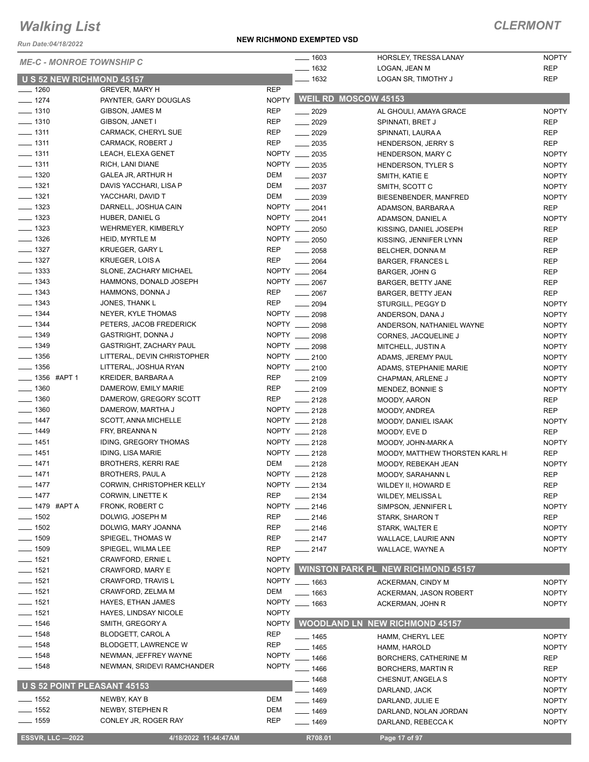# Walking List

## CLERMONT

Run Date:04/18/2022

**NEW RICHMOND EXEMPTED VSD**

### ME-C - MONROE TOWNSHIP C

### U S 52 NEW RICHMOND 45157

| | | |
|---|---|---|
| ___ 1260 | GREVER, MARY H | REP |
| ___ 1274 | PAYNTER, GARY DOUGLAS | NOPTY |
| ___ 1310 | GIBSON, JAMES M | REP |
| ___ 1310 | GIBSON, JANET I | REP |
| ___ 1311 | CARMACK, CHERYL SUE | REP |
| ___ 1311 | CARMACK, ROBERT J | REP |
| ___ 1311 | LEACH, ELEXA GENET | NOPTY |
| ___ 1311 | RICH, LANI DIANE | NOPTY |
| ___ 1320 | GALEA JR, ARTHUR H | DEM |
| ___ 1321 | DAVIS YACCHARI, LISA P | DEM |
| ___ 1321 | YACCHARI, DAVID T | DEM |
| ___ 1323 | DARNELL, JOSHUA CAIN | NOPTY |
| ___ 1323 | HUBER, DANIEL G | NOPTY |
| ___ 1323 | WEHRMEYER, KIMBERLY | NOPTY |
| ___ 1326 | HEID, MYRTLE M | NOPTY |
| ___ 1327 | KRUEGER, GARY L | REP |
| ___ 1327 | KRUEGER, LOIS A | REP |
| ___ 1333 | SLONE, ZACHARY MICHAEL | NOPTY |
| ___ 1343 | HAMMONS, DONALD JOSEPH | NOPTY |
| ___ 1343 | HAMMONS, DONNA J | REP |
| ___ 1343 | JONES, THANK L | REP |
| ___ 1344 | NEYER, KYLE THOMAS | NOPTY |
| ___ 1344 | PETERS, JACOB FREDERICK | NOPTY |
| ___ 1349 | GASTRIGHT, DONNA J | NOPTY |
| ___ 1349 | GASTRIGHT, ZACHARY PAUL | NOPTY |
| ___ 1356 | LITTERAL, DEVIN CHRISTOPHER | NOPTY |
| ___ 1356 | LITTERAL, JOSHUA RYAN | NOPTY |
| ___ 1356 #APT 1 | KREIDER, BARBARA A | REP |
| ___ 1360 | DAMEROW, EMILY MARIE | REP |
| ___ 1360 | DAMEROW, GREGORY SCOTT | REP |
| ___ 1360 | DAMEROW, MARTHA J | NOPTY |
| ___ 1447 | SCOTT, ANNA MICHELLE | NOPTY |
| ___ 1449 | FRY, BREANNA N | NOPTY |
| ___ 1451 | IDING, GREGORY THOMAS | NOPTY |
| ___ 1451 | IDING, LISA MARIE | NOPTY |
| ___ 1471 | BROTHERS, KERRI RAE | DEM |
| ___ 1471 | BROTHERS, PAUL A | NOPTY |
| ___ 1477 | CORWIN, CHRISTOPHER KELLY | NOPTY |
| ___ 1477 | CORWIN, LINETTE K | REP |
| ___ 1479 #APT A | FRONK, ROBERT C | NOPTY |
| ___ 1502 | DOLWIG, JOSEPH M | REP |
| ___ 1502 | DOLWIG, MARY JOANNA | REP |
| ___ 1509 | SPIEGEL, THOMAS W | REP |
| ___ 1509 | SPIEGEL, WILMA LEE | REP |
| ___ 1521 | CRAWFORD, ERNIE L | NOPTY |
| ___ 1521 | CRAWFORD, MARY E | NOPTY |
| ___ 1521 | CRAWFORD, TRAVIS L | NOPTY |
| ___ 1521 | CRAWFORD, ZELMA M | DEM |
| ___ 1521 | HAYES, ETHAN JAMES | NOPTY |
| ___ 1521 | HAYES, LINDSAY NICOLE | NOPTY |
| ___ 1546 | SMITH, GREGORY A | NOPTY |
| ___ 1548 | BLODGETT, CAROL A | REP |
| ___ 1548 | BLODGETT, LAWRENCE W | REP |
| ___ 1548 | NEWMAN, JEFFREY WAYNE | NOPTY |
| ___ 1548 | NEWMAN, SRIDEVI RAMCHANDER | NOPTY |

### U S 52 POINT PLEASANT 45153

| | | |
|---|---|---|
| ___ 1552 | NEWBY, KAY B | DEM |
| ___ 1552 | NEWBY, STEPHEN R | DEM |
| ___ 1559 | CONLEY JR, ROGER RAY | REP |
| ___ 1603 | HORSLEY, TRESSA LANAY | NOPTY |
| ___ 1632 | LOGAN, JEAN M | REP |
| ___ 1632 | LOGAN SR, TIMOTHY J | REP |

### WEIL RD MOSCOW 45153

| | | |
|---|---|---|
| ___ 2029 | AL GHOULI, AMAYA GRACE | NOPTY |
| ___ 2029 | SPINNATI, BRET J | REP |
| ___ 2029 | SPINNATI, LAURA A | REP |
| ___ 2035 | HENDERSON, JERRY S | REP |
| ___ 2035 | HENDERSON, MARY C | NOPTY |
| ___ 2035 | HENDERSON, TYLER S | NOPTY |
| ___ 2037 | SMITH, KATIE E | NOPTY |
| ___ 2037 | SMITH, SCOTT C | NOPTY |
| ___ 2039 | BIESENBENDER, MANFRED | NOPTY |
| ___ 2041 | ADAMSON, BARBARA A | REP |
| ___ 2041 | ADAMSON, DANIEL A | NOPTY |
| ___ 2050 | KISSING, DANIEL JOSEPH | REP |
| ___ 2050 | KISSING, JENNIFER LYNN | REP |
| ___ 2058 | BELCHER, DONNA M | REP |
| ___ 2064 | BARGER, FRANCES L | REP |
| ___ 2064 | BARGER, JOHN G | REP |
| ___ 2067 | BARGER, BETTY JANE | REP |
| ___ 2067 | BARGER, BETTY JEAN | REP |
| ___ 2094 | STURGILL, PEGGY D | NOPTY |
| ___ 2098 | ANDERSON, DANA J | NOPTY |
| ___ 2098 | ANDERSON, NATHANIEL WAYNE | NOPTY |
| ___ 2098 | CORNES, JACQUELINE J | NOPTY |
| ___ 2098 | MITCHELL, JUSTIN A | NOPTY |
| ___ 2100 | ADAMS, JEREMY PAUL | NOPTY |
| ___ 2100 | ADAMS, STEPHANIE MARIE | NOPTY |
| ___ 2109 | CHAPMAN, ARLENE J | NOPTY |
| ___ 2109 | MENDEZ, BONNIE S | NOPTY |
| ___ 2128 | MOODY, AARON | REP |
| ___ 2128 | MOODY, ANDREA | REP |
| ___ 2128 | MOODY, DANIEL ISAAK | NOPTY |
| ___ 2128 | MOODY, EVE D | REP |
| ___ 2128 | MOODY, JOHN-MARK A | NOPTY |
| ___ 2128 | MOODY, MATTHEW THORSTEN KARL H | REP |
| ___ 2128 | MOODY, REBEKAH JEAN | NOPTY |
| ___ 2128 | MOODY, SARAHANN L | REP |
| ___ 2134 | WILDEY II, HOWARD E | REP |
| ___ 2134 | WILDEY, MELISSA L | REP |
| ___ 2146 | SIMPSON, JENNIFER L | NOPTY |
| ___ 2146 | STARK, SHARON T | REP |
| ___ 2146 | STARK, WALTER E | NOPTY |
| ___ 2147 | WALLACE, LAURIE ANN | NOPTY |
| ___ 2147 | WALLACE, WAYNE A | NOPTY |

### WINSTON PARK PL NEW RICHMOND 45157

| | | |
|---|---|---|
| ___ 1663 | ACKERMAN, CINDY M | NOPTY |
| ___ 1663 | ACKERMAN, JASON ROBERT | NOPTY |
| ___ 1663 | ACKERMAN, JOHN R | NOPTY |

### WOODLAND LN NEW RICHMOND 45157

| | | |
|---|---|---|
| ___ 1465 | HAMM, CHERYL LEE | NOPTY |
| ___ 1465 | HAMM, HAROLD | NOPTY |
| ___ 1466 | BORCHERS, CATHERINE M | REP |
| ___ 1466 | BORCHERS, MARTIN R | REP |
| ___ 1468 | CHESNUT, ANGELA S | NOPTY |
| ___ 1469 | DARLAND, JACK | NOPTY |
| ___ 1469 | DARLAND, JULIE E | NOPTY |
| ___ 1469 | DARLAND, NOLAN JORDAN | NOPTY |
| ___ 1469 | DARLAND, REBECCA K | NOPTY |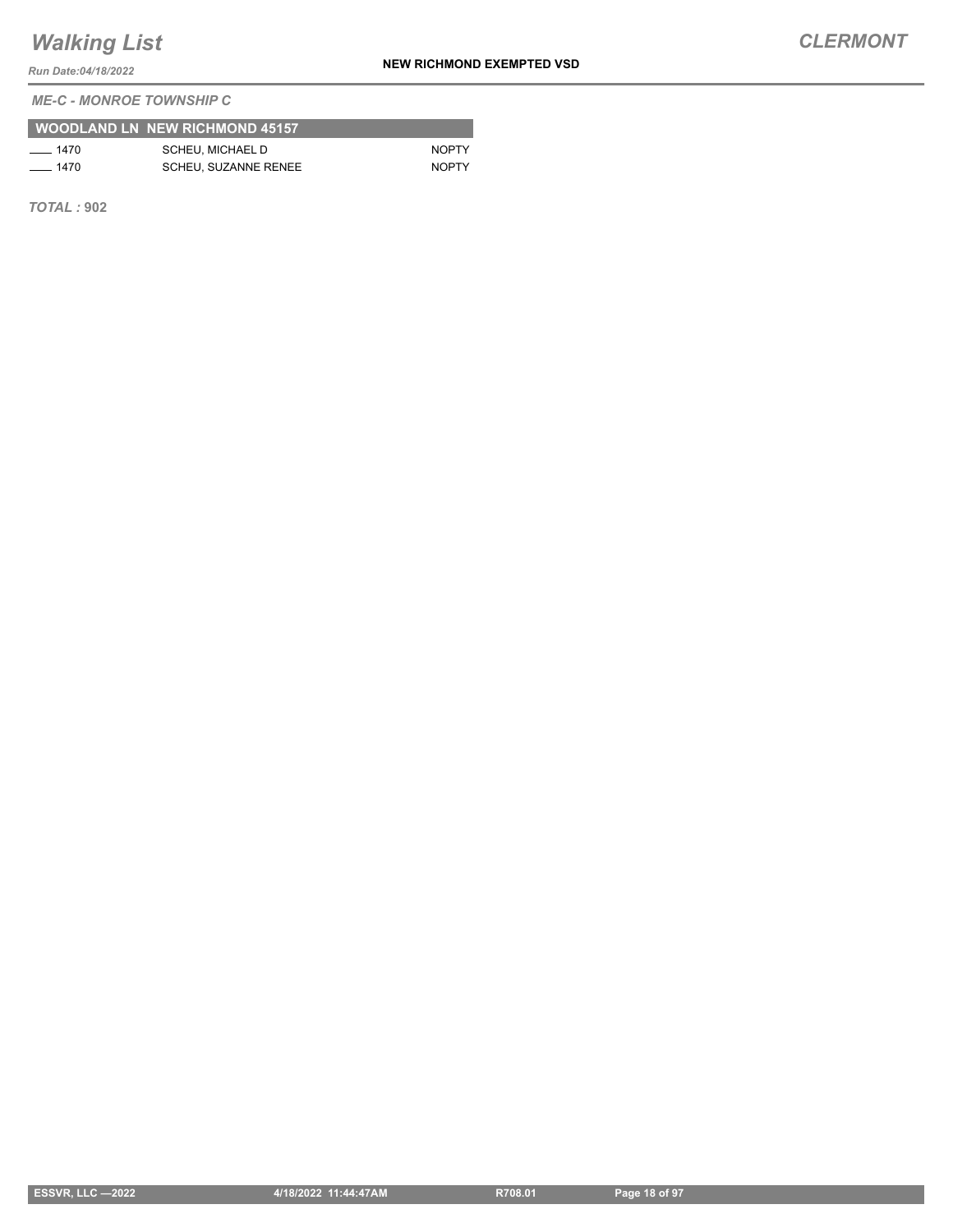*ME-C - MONROE TOWNSHIP C*

**WOODLAND LN NEW RICHMOND 45157**

| | | |
|---|---|---|
| ____ 1470 | SCHEU, MICHAEL D | NOPTY |
| ____ 1470 | SCHEU, SUZANNE RENEE | NOPTY |

***TOTAL :*** **902**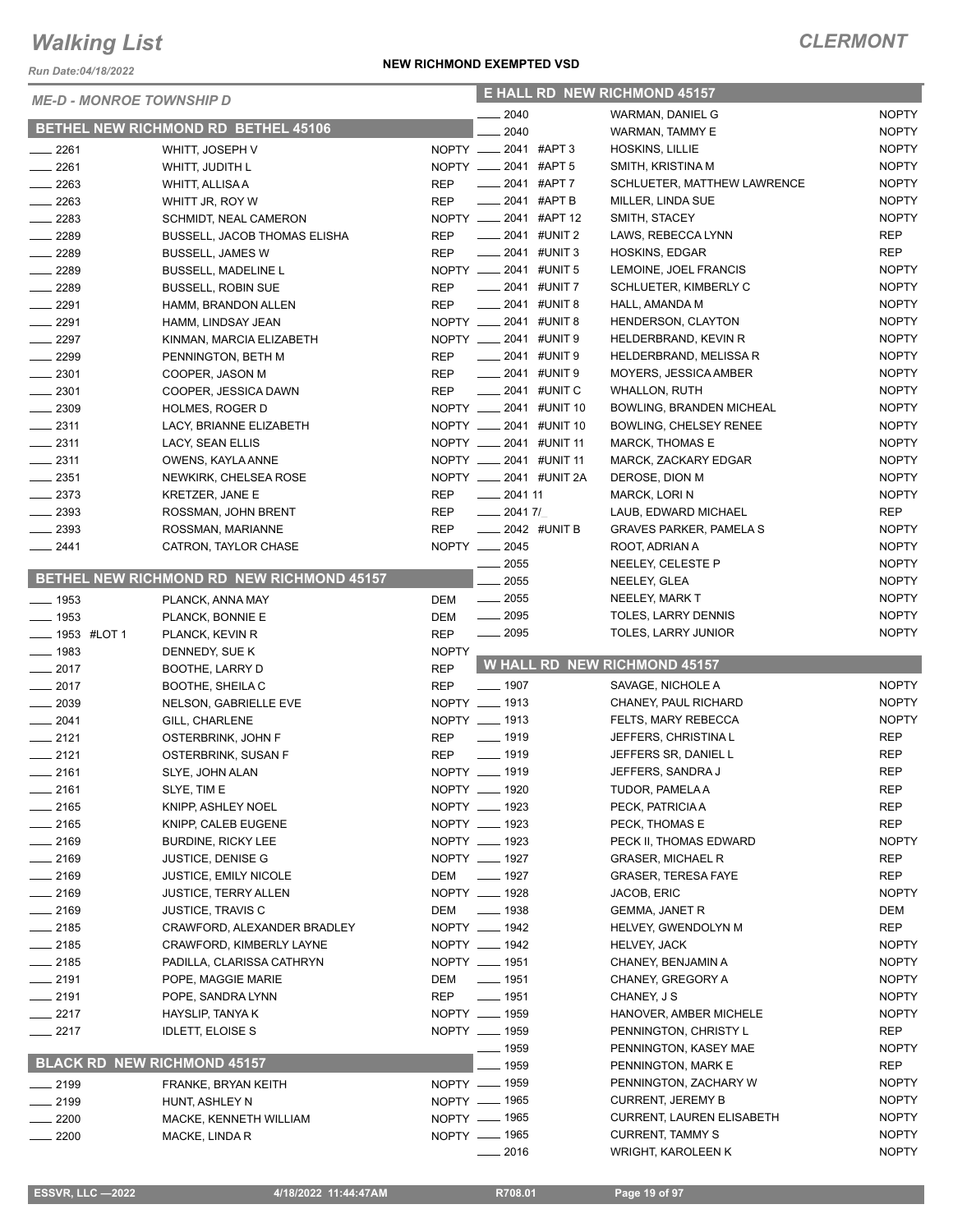# Walking List

## CLERMONT

Run Date:04/18/2022

**NEW RICHMOND EXEMPTED VSD**

*ME-D - MONROE TOWNSHIP D*

### BETHEL NEW RICHMOND RD BETHEL 45106

| | | |
|---|---|---|
| ____ 2261 | WHITT, JOSEPH V | NOPTY |
| ____ 2261 | WHITT, JUDITH L | NOPTY |
| ____ 2263 | WHITT, ALLISA A | REP |
| ____ 2263 | WHITT JR, ROY W | REP |
| ____ 2283 | SCHMIDT, NEAL CAMERON | NOPTY |
| ____ 2289 | BUSSELL, JACOB THOMAS ELISHA | REP |
| ____ 2289 | BUSSELL, JAMES W | REP |
| ____ 2289 | BUSSELL, MADELINE L | NOPTY |
| ____ 2289 | BUSSELL, ROBIN SUE | REP |
| ____ 2291 | HAMM, BRANDON ALLEN | REP |
| ____ 2291 | HAMM, LINDSAY JEAN | NOPTY |
| ____ 2297 | KINMAN, MARCIA ELIZABETH | NOPTY |
| ____ 2299 | PENNINGTON, BETH M | REP |
| ____ 2301 | COOPER, JASON M | REP |
| ____ 2301 | COOPER, JESSICA DAWN | REP |
| ____ 2309 | HOLMES, ROGER D | NOPTY |
| ____ 2311 | LACY, BRIANNE ELIZABETH | NOPTY |
| ____ 2311 | LACY, SEAN ELLIS | NOPTY |
| ____ 2311 | OWENS, KAYLA ANNE | NOPTY |
| ____ 2351 | NEWKIRK, CHELSEA ROSE | NOPTY |
| ____ 2373 | KRETZER, JANE E | REP |
| ____ 2393 | ROSSMAN, JOHN BRENT | REP |
| ____ 2393 | ROSSMAN, MARIANNE | REP |
| ____ 2441 | CATRON, TAYLOR CHASE | NOPTY |

### BETHEL NEW RICHMOND RD NEW RICHMOND 45157

| | | |
|---|---|---|
| ____ 1953 | PLANCK, ANNA MAY | DEM |
| ____ 1953 | PLANCK, BONNIE E | DEM |
| ____ 1953 #LOT 1 | PLANCK, KEVIN R | REP |
| ____ 1983 | DENNEDY, SUE K | NOPTY |
| ____ 2017 | BOOTHE, LARRY D | REP |
| ____ 2017 | BOOTHE, SHEILA C | REP |
| ____ 2039 | NELSON, GABRIELLE EVE | NOPTY |
| ____ 2041 | GILL, CHARLENE | NOPTY |
| ____ 2121 | OSTERBRINK, JOHN F | REP |
| ____ 2121 | OSTERBRINK, SUSAN F | REP |
| ____ 2161 | SLYE, JOHN ALAN | NOPTY |
| ____ 2161 | SLYE, TIM E | NOPTY |
| ____ 2165 | KNIPP, ASHLEY NOEL | NOPTY |
| ____ 2165 | KNIPP, CALEB EUGENE | NOPTY |
| ____ 2169 | BURDINE, RICKY LEE | NOPTY |
| ____ 2169 | JUSTICE, DENISE G | NOPTY |
| ____ 2169 | JUSTICE, EMILY NICOLE | DEM |
| ____ 2169 | JUSTICE, TERRY ALLEN | NOPTY |
| ____ 2169 | JUSTICE, TRAVIS C | DEM |
| ____ 2185 | CRAWFORD, ALEXANDER BRADLEY | NOPTY |
| ____ 2185 | CRAWFORD, KIMBERLY LAYNE | NOPTY |
| ____ 2185 | PADILLA, CLARISSA CATHRYN | NOPTY |
| ____ 2191 | POPE, MAGGIE MARIE | DEM |
| ____ 2191 | POPE, SANDRA LYNN | REP |
| ____ 2217 | HAYSLIP, TANYA K | NOPTY |
| ____ 2217 | IDLETT, ELOISE S | NOPTY |

### BLACK RD NEW RICHMOND 45157

| | | |
|---|---|---|
| ____ 2199 | FRANKE, BRYAN KEITH | NOPTY |
| ____ 2199 | HUNT, ASHLEY N | NOPTY |
| ____ 2200 | MACKE, KENNETH WILLIAM | NOPTY |
| ____ 2200 | MACKE, LINDA R | NOPTY |

### E HALL RD NEW RICHMOND 45157

| | | |
|---|---|---|
| ____ 2040 | WARMAN, DANIEL G | NOPTY |
| ____ 2040 | WARMAN, TAMMY E | NOPTY |
| ____ 2041 #APT 3 | HOSKINS, LILLIE | NOPTY |
| ____ 2041 #APT 5 | SMITH, KRISTINA M | NOPTY |
| ____ 2041 #APT 7 | SCHLUETER, MATTHEW LAWRENCE | NOPTY |
| ____ 2041 #APT B | MILLER, LINDA SUE | NOPTY |
| ____ 2041 #APT 12 | SMITH, STACEY | NOPTY |
| ____ 2041 #UNIT 2 | LAWS, REBECCA LYNN | REP |
| ____ 2041 #UNIT 3 | HOSKINS, EDGAR | REP |
| ____ 2041 #UNIT 5 | LEMOINE, JOEL FRANCIS | NOPTY |
| ____ 2041 #UNIT 7 | SCHLUETER, KIMBERLY C | NOPTY |
| ____ 2041 #UNIT 8 | HALL, AMANDA M | NOPTY |
| ____ 2041 #UNIT 8 | HENDERSON, CLAYTON | NOPTY |
| ____ 2041 #UNIT 9 | HELDERBRAND, KEVIN R | NOPTY |
| ____ 2041 #UNIT 9 | HELDERBRAND, MELISSA R | NOPTY |
| ____ 2041 #UNIT 9 | MOYERS, JESSICA AMBER | NOPTY |
| ____ 2041 #UNIT C | WHALLON, RUTH | NOPTY |
| ____ 2041 #UNIT 10 | BOWLING, BRANDEN MICHEAL | NOPTY |
| ____ 2041 #UNIT 10 | BOWLING, CHELSEY RENEE | NOPTY |
| ____ 2041 #UNIT 11 | MARCK, THOMAS E | NOPTY |
| ____ 2041 #UNIT 11 | MARCK, ZACKARY EDGAR | NOPTY |
| ____ 2041 #UNIT 2A | DEROSE, DION M | NOPTY |
| ____ 2041 11 | MARCK, LORI N | NOPTY |
| ____ 2041 7/_ | LAUB, EDWARD MICHAEL | REP |
| ____ 2042 #UNIT B | GRAVES PARKER, PAMELA S | NOPTY |
| ____ 2045 | ROOT, ADRIAN A | NOPTY |
| ____ 2055 | NEELEY, CELESTE P | NOPTY |
| ____ 2055 | NEELEY, GLEA | NOPTY |
| ____ 2055 | NEELEY, MARK T | NOPTY |
| ____ 2095 | TOLES, LARRY DENNIS | NOPTY |
| ____ 2095 | TOLES, LARRY JUNIOR | NOPTY |

### W HALL RD NEW RICHMOND 45157

| | | |
|---|---|---|
| ____ 1907 | SAVAGE, NICHOLE A | NOPTY |
| ____ 1913 | CHANEY, PAUL RICHARD | NOPTY |
| ____ 1913 | FELTS, MARY REBECCA | NOPTY |
| ____ 1919 | JEFFERS, CHRISTINA L | REP |
| ____ 1919 | JEFFERS SR, DANIEL L | REP |
| ____ 1919 | JEFFERS, SANDRA J | REP |
| ____ 1920 | TUDOR, PAMELA A | REP |
| ____ 1923 | PECK, PATRICIA A | REP |
| ____ 1923 | PECK, THOMAS E | REP |
| ____ 1923 | PECK II, THOMAS EDWARD | NOPTY |
| ____ 1927 | GRASER, MICHAEL R | REP |
| ____ 1927 | GRASER, TERESA FAYE | REP |
| ____ 1928 | JACOB, ERIC | NOPTY |
| ____ 1938 | GEMMA, JANET R | DEM |
| ____ 1942 | HELVEY, GWENDOLYN M | REP |
| ____ 1942 | HELVEY, JACK | NOPTY |
| ____ 1951 | CHANEY, BENJAMIN A | NOPTY |
| ____ 1951 | CHANEY, GREGORY A | NOPTY |
| ____ 1951 | CHANEY, J S | NOPTY |
| ____ 1959 | HANOVER, AMBER MICHELE | NOPTY |
| ____ 1959 | PENNINGTON, CHRISTY L | REP |
| ____ 1959 | PENNINGTON, KASEY MAE | NOPTY |
| ____ 1959 | PENNINGTON, MARK E | REP |
| ____ 1959 | PENNINGTON, ZACHARY W | NOPTY |
| ____ 1965 | CURRENT, JEREMY B | NOPTY |
| ____ 1965 | CURRENT, LAUREN ELISABETH | NOPTY |
| ____ 1965 | CURRENT, TAMMY S | NOPTY |
| ____ 2016 | WRIGHT, KAROLEEN K | NOPTY |

ESSVR, LLC —2022 4/18/2022 11:44:47AM R708.01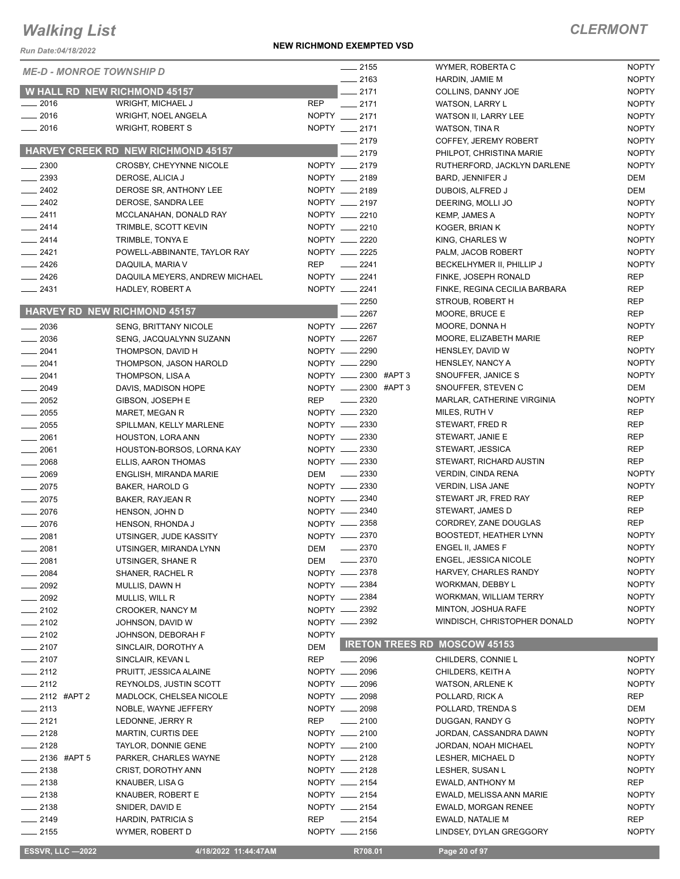# Walking List

**CLERMONT**

Run Date:04/18/2022

**NEW RICHMOND EXEMPTED VSD**

*ME-D - MONROE TOWNSHIP D*

## W HALL RD NEW RICHMOND 45157

| | | |
|---|---|---|
| 2016 | WRIGHT, MICHAEL J | REP |
| 2016 | WRIGHT, NOEL ANGELA | NOPTY |
| 2016 | WRIGHT, ROBERT S | NOPTY |

## HARVEY CREEK RD NEW RICHMOND 45157

| | | |
|---|---|---|
| 2300 | CROSBY, CHEYYNNE NICOLE | NOPTY |
| 2393 | DEROSE, ALICIA J | NOPTY |
| 2402 | DEROSE SR, ANTHONY LEE | NOPTY |
| 2402 | DEROSE, SANDRA LEE | NOPTY |
| 2411 | MCCLANAHAN, DONALD RAY | NOPTY |
| 2414 | TRIMBLE, SCOTT KEVIN | NOPTY |
| 2414 | TRIMBLE, TONYA E | NOPTY |
| 2421 | POWELL-ABBINANTE, TAYLOR RAY | NOPTY |
| 2426 | DAQUILA, MARIA V | REP |
| 2426 | DAQUILA MEYERS, ANDREW MICHAEL | NOPTY |
| 2431 | HADLEY, ROBERT A | NOPTY |

## HARVEY RD NEW RICHMOND 45157

| | | |
|---|---|---|
| 2036 | SENG, BRITTANY NICOLE | NOPTY |
| 2036 | SENG, JACQUALYNN SUZANN | NOPTY |
| 2041 | THOMPSON, DAVID H | NOPTY |
| 2041 | THOMPSON, JASON HAROLD | NOPTY |
| 2041 | THOMPSON, LISA A | NOPTY |
| 2049 | DAVIS, MADISON HOPE | NOPTY |
| 2052 | GIBSON, JOSEPH E | REP |
| 2055 | MARET, MEGAN R | NOPTY |
| 2055 | SPILLMAN, KELLY MARLENE | NOPTY |
| 2061 | HOUSTON, LORA ANN | NOPTY |
| 2061 | HOUSTON-BORSOS, LORNA KAY | NOPTY |
| 2068 | ELLIS, AARON THOMAS | NOPTY |
| 2069 | ENGLISH, MIRANDA MARIE | DEM |
| 2075 | BAKER, HAROLD G | NOPTY |
| 2075 | BAKER, RAYJEAN R | NOPTY |
| 2076 | HENSON, JOHN D | NOPTY |
| 2076 | HENSON, RHONDA J | NOPTY |
| 2081 | UTSINGER, JUDE KASSITY | NOPTY |
| 2081 | UTSINGER, MIRANDA LYNN | DEM |
| 2081 | UTSINGER, SHANE R | DEM |
| 2084 | SHANER, RACHEL R | NOPTY |
| 2092 | MULLIS, DAWN H | NOPTY |
| 2092 | MULLIS, WILL R | NOPTY |
| 2102 | CROOKER, NANCY M | NOPTY |
| 2102 | JOHNSON, DAVID W | NOPTY |
| 2102 | JOHNSON, DEBORAH F | NOPTY |
| 2107 | SINCLAIR, DOROTHY A | DEM |
| 2107 | SINCLAIR, KEVAN L | REP |
| 2112 | PRUITT, JESSICA ALAINE | NOPTY |
| 2112 | REYNOLDS, JUSTIN SCOTT | NOPTY |
| 2112 #APT 2 | MADLOCK, CHELSEA NICOLE | NOPTY |
| 2113 | NOBLE, WAYNE JEFFERY | NOPTY |
| 2121 | LEDONNE, JERRY R | REP |
| 2128 | MARTIN, CURTIS DEE | NOPTY |
| 2128 | TAYLOR, DONNIE GENE | NOPTY |
| 2136 #APT 5 | PARKER, CHARLES WAYNE | NOPTY |
| 2138 | CRIST, DOROTHY ANN | NOPTY |
| 2138 | KNAUBER, LISA G | NOPTY |
| 2138 | KNAUBER, ROBERT E | NOPTY |
| 2138 | SNIDER, DAVID E | NOPTY |
| 2149 | HARDIN, PATRICIA S | REP |
| 2155 | WYMER, ROBERT D | NOPTY |
| 2155 | WYMER, ROBERTA C | NOPTY |
| 2163 | HARDIN, JAMIE M | NOPTY |
| 2171 | COLLINS, DANNY JOE | NOPTY |
| 2171 | WATSON, LARRY L | NOPTY |
| 2171 | WATSON II, LARRY LEE | NOPTY |
| 2171 | WATSON, TINA R | NOPTY |
| 2179 | COFFEY, JEREMY ROBERT | NOPTY |
| 2179 | PHILPOT, CHRISTINA MARIE | NOPTY |
| 2179 | RUTHERFORD, JACKLYN DARLENE | NOPTY |
| 2189 | BARD, JENNIFER J | DEM |
| 2189 | DUBOIS, ALFRED J | DEM |
| 2197 | DEERING, MOLLI JO | NOPTY |
| 2210 | KEMP, JAMES A | NOPTY |
| 2210 | KOGER, BRIAN K | NOPTY |
| 2220 | KING, CHARLES W | NOPTY |
| 2225 | PALM, JACOB ROBERT | NOPTY |
| 2241 | BECKELHYMER II, PHILLIP J | NOPTY |
| 2241 | FINKE, JOSEPH RONALD | REP |
| 2241 | FINKE, REGINA CECILIA BARBARA | REP |
| 2250 | STROUB, ROBERT H | REP |
| 2267 | MOORE, BRUCE E | REP |
| 2267 | MOORE, DONNA H | NOPTY |
| 2267 | MOORE, ELIZABETH MARIE | REP |
| 2290 | HENSLEY, DAVID W | NOPTY |
| 2290 | HENSLEY, NANCY A | NOPTY |
| 2300 #APT 3 | SNOUFFER, JANICE S | NOPTY |
| 2300 #APT 3 | SNOUFFER, STEVEN C | DEM |
| 2320 | MARLAR, CATHERINE VIRGINIA | NOPTY |
| 2320 | MILES, RUTH V | REP |
| 2330 | STEWART, FRED R | REP |
| 2330 | STEWART, JANIE E | REP |
| 2330 | STEWART, JESSICA | REP |
| 2330 | STEWART, RICHARD AUSTIN | REP |
| 2330 | VERDIN, CINDA RENA | NOPTY |
| 2330 | VERDIN, LISA JANE | NOPTY |
| 2340 | STEWART JR, FRED RAY | REP |
| 2340 | STEWART, JAMES D | REP |
| 2358 | CORDREY, ZANE DOUGLAS | REP |
| 2370 | BOOSTEDT, HEATHER LYNN | NOPTY |
| 2370 | ENGEL II, JAMES F | NOPTY |
| 2370 | ENGEL, JESSICA NICOLE | NOPTY |
| 2378 | HARVEY, CHARLES RANDY | NOPTY |
| 2384 | WORKMAN, DEBBY L | NOPTY |
| 2384 | WORKMAN, WILLIAM TERRY | NOPTY |
| 2392 | MINTON, JOSHUA RAFE | NOPTY |
| 2392 | WINDISCH, CHRISTOPHER DONALD | NOPTY |

## IRETON TREES RD MOSCOW 45153

| | | |
|---|---|---|
| 2096 | CHILDERS, CONNIE L | NOPTY |
| 2096 | CHILDERS, KEITH A | NOPTY |
| 2096 | WATSON, ARLENE K | NOPTY |
| 2098 | POLLARD, RICK A | REP |
| 2098 | POLLARD, TRENDA S | DEM |
| 2100 | DUGGAN, RANDY G | NOPTY |
| 2100 | JORDAN, CASSANDRA DAWN | NOPTY |
| 2100 | JORDAN, NOAH MICHAEL | NOPTY |
| 2128 | LESHER, MICHAEL D | NOPTY |
| 2128 | LESHER, SUSAN L | NOPTY |
| 2154 | EWALD, ANTHONY M | REP |
| 2154 | EWALD, MELISSA ANN MARIE | NOPTY |
| 2154 | EWALD, MORGAN RENEE | NOPTY |
| 2154 | EWALD, NATALIE M | REP |
| 2156 | LINDSEY, DYLAN GREGGORY | NOPTY |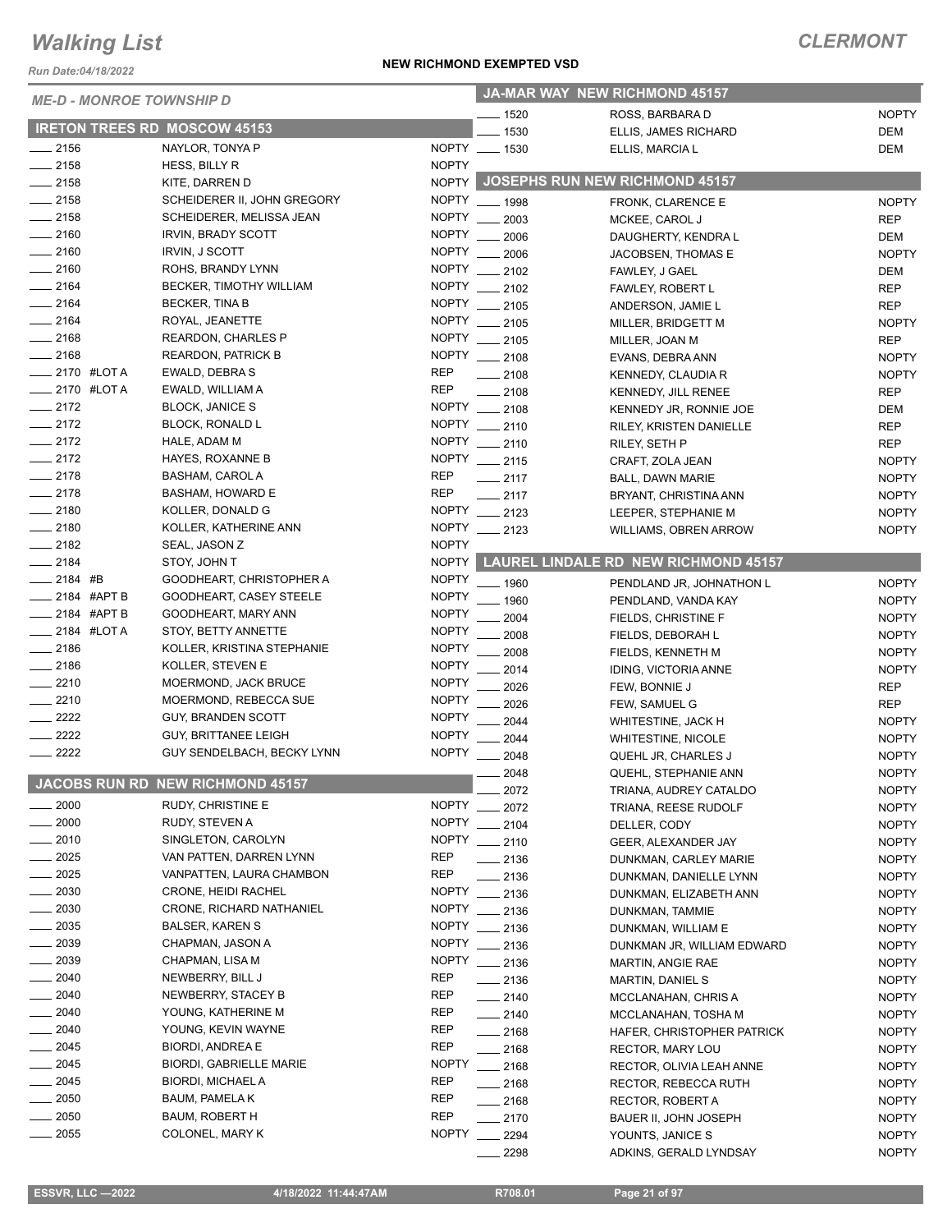# Walking List

**CLERMONT**

Run Date:04/18/2022

**NEW RICHMOND EXEMPTED VSD**

*ME-D - MONROE TOWNSHIP D*

## IRETON TREES RD MOSCOW 45153

| | | |
|---|---|---|
| ___ 2156 | NAYLOR, TONYA P | NOPTY |
| ___ 2158 | HESS, BILLY R | NOPTY |
| ___ 2158 | KITE, DARREN D | NOPTY |
| ___ 2158 | SCHEIDERER II, JOHN GREGORY | NOPTY |
| ___ 2158 | SCHEIDERER, MELISSA JEAN | NOPTY |
| ___ 2160 | IRVIN, BRADY SCOTT | NOPTY |
| ___ 2160 | IRVIN, J SCOTT | NOPTY |
| ___ 2160 | ROHS, BRANDY LYNN | NOPTY |
| ___ 2164 | BECKER, TIMOTHY WILLIAM | NOPTY |
| ___ 2164 | BECKER, TINA B | NOPTY |
| ___ 2164 | ROYAL, JEANETTE | NOPTY |
| ___ 2168 | REARDON, CHARLES P | NOPTY |
| ___ 2168 | REARDON, PATRICK B | NOPTY |
| ___ 2170 #LOT A | EWALD, DEBRA S | REP |
| ___ 2170 #LOT A | EWALD, WILLIAM A | REP |
| ___ 2172 | BLOCK, JANICE S | NOPTY |
| ___ 2172 | BLOCK, RONALD L | NOPTY |
| ___ 2172 | HALE, ADAM M | NOPTY |
| ___ 2172 | HAYES, ROXANNE B | NOPTY |
| ___ 2178 | BASHAM, CAROL A | REP |
| ___ 2178 | BASHAM, HOWARD E | REP |
| ___ 2180 | KOLLER, DONALD G | NOPTY |
| ___ 2180 | KOLLER, KATHERINE ANN | NOPTY |
| ___ 2182 | SEAL, JASON Z | NOPTY |
| ___ 2184 | STOY, JOHN T | NOPTY |
| ___ 2184 #B | GOODHEART, CHRISTOPHER A | NOPTY |
| ___ 2184 #APT B | GOODHEART, CASEY STEELE | NOPTY |
| ___ 2184 #APT B | GOODHEART, MARY ANN | NOPTY |
| ___ 2184 #LOT A | STOY, BETTY ANNETTE | NOPTY |
| ___ 2186 | KOLLER, KRISTINA STEPHANIE | NOPTY |
| ___ 2186 | KOLLER, STEVEN E | NOPTY |
| ___ 2210 | MOERMOND, JACK BRUCE | NOPTY |
| ___ 2210 | MOERMOND, REBECCA SUE | NOPTY |
| ___ 2222 | GUY, BRANDEN SCOTT | NOPTY |
| ___ 2222 | GUY, BRITTANEE LEIGH | NOPTY |
| ___ 2222 | GUY SENDELBACH, BECKY LYNN | NOPTY |

## JACOBS RUN RD NEW RICHMOND 45157

| | | |
|---|---|---|
| ___ 2000 | RUDY, CHRISTINE E | NOPTY |
| ___ 2000 | RUDY, STEVEN A | NOPTY |
| ___ 2010 | SINGLETON, CAROLYN | NOPTY |
| ___ 2025 | VAN PATTEN, DARREN LYNN | REP |
| ___ 2025 | VANPATTEN, LAURA CHAMBON | REP |
| ___ 2030 | CRONE, HEIDI RACHEL | NOPTY |
| ___ 2030 | CRONE, RICHARD NATHANIEL | NOPTY |
| ___ 2035 | BALSER, KAREN S | NOPTY |
| ___ 2039 | CHAPMAN, JASON A | NOPTY |
| ___ 2039 | CHAPMAN, LISA M | NOPTY |
| ___ 2040 | NEWBERRY, BILL J | REP |
| ___ 2040 | NEWBERRY, STACEY B | REP |
| ___ 2040 | YOUNG, KATHERINE M | REP |
| ___ 2040 | YOUNG, KEVIN WAYNE | REP |
| ___ 2045 | BIORDI, ANDREA E | REP |
| ___ 2045 | BIORDI, GABRIELLE MARIE | NOPTY |
| ___ 2045 | BIORDI, MICHAEL A | REP |
| ___ 2050 | BAUM, PAMELA K | REP |
| ___ 2050 | BAUM, ROBERT H | REP |
| ___ 2055 | COLONEL, MARY K | NOPTY |

## JA-MAR WAY NEW RICHMOND 45157

| | | |
|---|---|---|
| ___ 1520 | ROSS, BARBARA D | NOPTY |
| ___ 1530 | ELLIS, JAMES RICHARD | DEM |
| ___ 1530 | ELLIS, MARCIA L | DEM |

## JOSEPHS RUN NEW RICHMOND 45157

| | | |
|---|---|---|
| ___ 1998 | FRONK, CLARENCE E | NOPTY |
| ___ 2003 | MCKEE, CAROL J | REP |
| ___ 2006 | DAUGHERTY, KENDRA L | DEM |
| ___ 2006 | JACOBSEN, THOMAS E | NOPTY |
| ___ 2102 | FAWLEY, J GAEL | DEM |
| ___ 2102 | FAWLEY, ROBERT L | REP |
| ___ 2105 | ANDERSON, JAMIE L | REP |
| ___ 2105 | MILLER, BRIDGETT M | NOPTY |
| ___ 2105 | MILLER, JOAN M | REP |
| ___ 2108 | EVANS, DEBRA ANN | NOPTY |
| ___ 2108 | KENNEDY, CLAUDIA R | NOPTY |
| ___ 2108 | KENNEDY, JILL RENEE | REP |
| ___ 2108 | KENNEDY JR, RONNIE JOE | DEM |
| ___ 2110 | RILEY, KRISTEN DANIELLE | REP |
| ___ 2110 | RILEY, SETH P | REP |
| ___ 2115 | CRAFT, ZOLA JEAN | NOPTY |
| ___ 2117 | BALL, DAWN MARIE | NOPTY |
| ___ 2117 | BRYANT, CHRISTINA ANN | NOPTY |
| ___ 2123 | LEEPER, STEPHANIE M | NOPTY |
| ___ 2123 | WILLIAMS, OBREN ARROW | NOPTY |

## LAUREL LINDALE RD NEW RICHMOND 45157

| | | |
|---|---|---|
| ___ 1960 | PENDLAND JR, JOHNATHON L | NOPTY |
| ___ 1960 | PENDLAND, VANDA KAY | NOPTY |
| ___ 2004 | FIELDS, CHRISTINE F | NOPTY |
| ___ 2008 | FIELDS, DEBORAH L | NOPTY |
| ___ 2008 | FIELDS, KENNETH M | NOPTY |
| ___ 2014 | IDING, VICTORIA ANNE | NOPTY |
| ___ 2026 | FEW, BONNIE J | REP |
| ___ 2026 | FEW, SAMUEL G | REP |
| ___ 2044 | WHITESTINE, JACK H | NOPTY |
| ___ 2044 | WHITESTINE, NICOLE | NOPTY |
| ___ 2048 | QUEHL JR, CHARLES J | NOPTY |
| ___ 2048 | QUEHL, STEPHANIE ANN | NOPTY |
| ___ 2072 | TRIANA, AUDREY CATALDO | NOPTY |
| ___ 2072 | TRIANA, REESE RUDOLF | NOPTY |
| ___ 2104 | DELLER, CODY | NOPTY |
| ___ 2110 | GEER, ALEXANDER JAY | NOPTY |
| ___ 2136 | DUNKMAN, CARLEY MARIE | NOPTY |
| ___ 2136 | DUNKMAN, DANIELLE LYNN | NOPTY |
| ___ 2136 | DUNKMAN, ELIZABETH ANN | NOPTY |
| ___ 2136 | DUNKMAN, TAMMIE | NOPTY |
| ___ 2136 | DUNKMAN, WILLIAM E | NOPTY |
| ___ 2136 | DUNKMAN JR, WILLIAM EDWARD | NOPTY |
| ___ 2136 | MARTIN, ANGIE RAE | NOPTY |
| ___ 2136 | MARTIN, DANIEL S | NOPTY |
| ___ 2140 | MCCLANAHAN, CHRIS A | NOPTY |
| ___ 2140 | MCCLANAHAN, TOSHA M | NOPTY |
| ___ 2168 | HAFER, CHRISTOPHER PATRICK | NOPTY |
| ___ 2168 | RECTOR, MARY LOU | NOPTY |
| ___ 2168 | RECTOR, OLIVIA LEAH ANNE | NOPTY |
| ___ 2168 | RECTOR, REBECCA RUTH | NOPTY |
| ___ 2168 | RECTOR, ROBERT A | NOPTY |
| ___ 2170 | BAUER II, JOHN JOSEPH | NOPTY |
| ___ 2294 | YOUNTS, JANICE S | NOPTY |
| ___ 2298 | ADKINS, GERALD LYNDSAY | NOPTY |

ESSVR, LLC —2022 | 4/18/2022 11:44:47AM | R708.01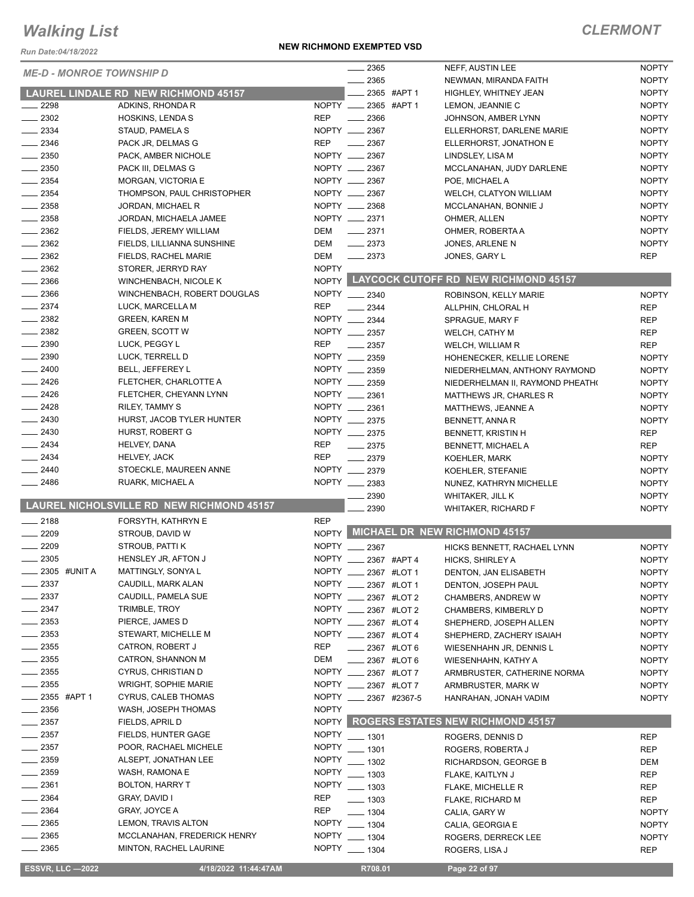# Walking List

## CLERMONT

*Run Date:04/18/2022*

**NEW RICHMOND EXEMPTED VSD**

*ME-D - MONROE TOWNSHIP D*

### LAUREL LINDALE RD NEW RICHMOND 45157

| | | |
|---|---|---|
| ____ 2298 | ADKINS, RHONDA R | NOPTY |
| ____ 2302 | HOSKINS, LENDA S | REP |
| ____ 2334 | STAUD, PAMELA S | NOPTY |
| ____ 2346 | PACK JR, DELMAS G | REP |
| ____ 2350 | PACK, AMBER NICHOLE | NOPTY |
| ____ 2350 | PACK III, DELMAS G | NOPTY |
| ____ 2354 | MORGAN, VICTORIA E | NOPTY |
| ____ 2354 | THOMPSON, PAUL CHRISTOPHER | NOPTY |
| ____ 2358 | JORDAN, MICHAEL R | NOPTY |
| ____ 2358 | JORDAN, MICHAELA JAMEE | NOPTY |
| ____ 2362 | FIELDS, JEREMY WILLIAM | DEM |
| ____ 2362 | FIELDS, LILLIANNA SUNSHINE | DEM |
| ____ 2362 | FIELDS, RACHEL MARIE | DEM |
| ____ 2362 | STORER, JERRYD RAY | NOPTY |
| ____ 2366 | WINCHENBACH, NICOLE K | NOPTY |
| ____ 2366 | WINCHENBACH, ROBERT DOUGLAS | NOPTY |
| ____ 2374 | LUCK, MARCELLA M | REP |
| ____ 2382 | GREEN, KAREN M | NOPTY |
| ____ 2382 | GREEN, SCOTT W | NOPTY |
| ____ 2390 | LUCK, PEGGY L | REP |
| ____ 2390 | LUCK, TERRELL D | NOPTY |
| ____ 2400 | BELL, JEFFEREY L | NOPTY |
| ____ 2426 | FLETCHER, CHARLOTTE A | NOPTY |
| ____ 2426 | FLETCHER, CHEYANN LYNN | NOPTY |
| ____ 2428 | RILEY, TAMMY S | NOPTY |
| ____ 2430 | HURST, JACOB TYLER HUNTER | NOPTY |
| ____ 2430 | HURST, ROBERT G | NOPTY |
| ____ 2434 | HELVEY, DANA | REP |
| ____ 2434 | HELVEY, JACK | REP |
| ____ 2440 | STOECKLE, MAUREEN ANNE | NOPTY |
| ____ 2486 | RUARK, MICHAEL A | NOPTY |

### LAUREL NICHOLSVILLE RD NEW RICHMOND 45157

| | | |
|---|---|---|
| ____ 2188 | FORSYTH, KATHRYN E | REP |
| ____ 2209 | STROUB, DAVID W | NOPTY |
| ____ 2209 | STROUB, PATTI K | NOPTY |
| ____ 2305 | HENSLEY JR, AFTON J | NOPTY |
| ____ 2305 #UNIT A | MATTINGLY, SONYA L | NOPTY |
| ____ 2337 | CAUDILL, MARK ALAN | NOPTY |
| ____ 2337 | CAUDILL, PAMELA SUE | NOPTY |
| ____ 2347 | TRIMBLE, TROY | NOPTY |
| ____ 2353 | PIERCE, JAMES D | NOPTY |
| ____ 2353 | STEWART, MICHELLE M | NOPTY |
| ____ 2355 | CATRON, ROBERT J | REP |
| ____ 2355 | CATRON, SHANNON M | DEM |
| ____ 2355 | CYRUS, CHRISTIAN D | NOPTY |
| ____ 2355 | WRIGHT, SOPHIE MARIE | NOPTY |
| ____ 2355 #APT 1 | CYRUS, CALEB THOMAS | NOPTY |
| ____ 2356 | WASH, JOSEPH THOMAS | NOPTY |
| ____ 2357 | FIELDS, APRIL D | NOPTY |
| ____ 2357 | FIELDS, HUNTER GAGE | NOPTY |
| ____ 2357 | POOR, RACHAEL MICHELE | NOPTY |
| ____ 2359 | ALSEPT, JONATHAN LEE | NOPTY |
| ____ 2359 | WASH, RAMONA E | NOPTY |
| ____ 2361 | BOLTON, HARRY T | NOPTY |
| ____ 2364 | GRAY, DAVID I | REP |
| ____ 2364 | GRAY, JOYCE A | REP |
| ____ 2365 | LEMON, TRAVIS ALTON | NOPTY |
| ____ 2365 | MCCLANAHAN, FREDERICK HENRY | NOPTY |
| ____ 2365 | MINTON, RACHEL LAURINE | NOPTY |
| ____ 2365 | NEFF, AUSTIN LEE | NOPTY |
| ____ 2365 | NEWMAN, MIRANDA FAITH | NOPTY |
| ____ 2365 #APT 1 | HIGHLEY, WHITNEY JEAN | NOPTY |
| ____ 2365 #APT 1 | LEMON, JEANNIE C | NOPTY |
| ____ 2366 | JOHNSON, AMBER LYNN | NOPTY |
| ____ 2367 | ELLERHORST, DARLENE MARIE | NOPTY |
| ____ 2367 | ELLERHORST, JONATHON E | NOPTY |
| ____ 2367 | LINDSLEY, LISA M | NOPTY |
| ____ 2367 | MCCLANAHAN, JUDY DARLENE | NOPTY |
| ____ 2367 | POE, MICHAEL A | NOPTY |
| ____ 2367 | WELCH, CLATYON WILLIAM | NOPTY |
| ____ 2368 | MCCLANAHAN, BONNIE J | NOPTY |
| ____ 2371 | OHMER, ALLEN | NOPTY |
| ____ 2371 | OHMER, ROBERTA A | NOPTY |
| ____ 2373 | JONES, ARLENE N | NOPTY |
| ____ 2373 | JONES, GARY L | REP |

### LAYCOCK CUTOFF RD NEW RICHMOND 45157

| | | |
|---|---|---|
| ____ 2340 | ROBINSON, KELLY MARIE | NOPTY |
| ____ 2344 | ALLPHIN, CHLORAL H | REP |
| ____ 2344 | SPRAGUE, MARY F | REP |
| ____ 2357 | WELCH, CATHY M | REP |
| ____ 2357 | WELCH, WILLIAM R | REP |
| ____ 2359 | HOHENECKER, KELLIE LORENE | NOPTY |
| ____ 2359 | NIEDERHELMAN, ANTHONY RAYMOND | NOPTY |
| ____ 2359 | NIEDERHELMAN II, RAYMOND PHEATH( | NOPTY |
| ____ 2361 | MATTHEWS JR, CHARLES R | NOPTY |
| ____ 2361 | MATTHEWS, JEANNE A | NOPTY |
| ____ 2375 | BENNETT, ANNA R | NOPTY |
| ____ 2375 | BENNETT, KRISTIN H | REP |
| ____ 2375 | BENNETT, MICHAEL A | REP |
| ____ 2379 | KOEHLER, MARK | NOPTY |
| ____ 2379 | KOEHLER, STEFANIE | NOPTY |
| ____ 2383 | NUNEZ, KATHRYN MICHELLE | NOPTY |
| ____ 2390 | WHITAKER, JILL K | NOPTY |
| ____ 2390 | WHITAKER, RICHARD F | NOPTY |

### MICHAEL DR NEW RICHMOND 45157

| | | |
|---|---|---|
| ____ 2367 | HICKS BENNETT, RACHAEL LYNN | NOPTY |
| ____ 2367 #APT 4 | HICKS, SHIRLEY A | NOPTY |
| ____ 2367 #LOT 1 | DENTON, JAN ELISABETH | NOPTY |
| ____ 2367 #LOT 1 | DENTON, JOSEPH PAUL | NOPTY |
| ____ 2367 #LOT 2 | CHAMBERS, ANDREW W | NOPTY |
| ____ 2367 #LOT 2 | CHAMBERS, KIMBERLY D | NOPTY |
| ____ 2367 #LOT 4 | SHEPHERD, JOSEPH ALLEN | NOPTY |
| ____ 2367 #LOT 4 | SHEPHERD, ZACHERY ISAIAH | NOPTY |
| ____ 2367 #LOT 6 | WIESENHAHN JR, DENNIS L | NOPTY |
| ____ 2367 #LOT 6 | WIESENHAHN, KATHY A | NOPTY |
| ____ 2367 #LOT 7 | ARMBRUSTER, CATHERINE NORMA | NOPTY |
| ____ 2367 #LOT 7 | ARMBRUSTER, MARK W | NOPTY |
| ____ 2367 #2367-5 | HANRAHAN, JONAH VADIM | NOPTY |

### ROGERS ESTATES NEW RICHMOND 45157

| | | |
|---|---|---|
| ____ 1301 | ROGERS, DENNIS D | REP |
| ____ 1301 | ROGERS, ROBERTA J | REP |
| ____ 1302 | RICHARDSON, GEORGE B | DEM |
| ____ 1303 | FLAKE, KAITLYN J | REP |
| ____ 1303 | FLAKE, MICHELLE R | REP |
| ____ 1303 | FLAKE, RICHARD M | REP |
| ____ 1304 | CALIA, GARY W | NOPTY |
| ____ 1304 | CALIA, GEORGIA E | NOPTY |
| ____ 1304 | ROGERS, DERRECK LEE | NOPTY |
| ____ 1304 | ROGERS, LISA J | REP |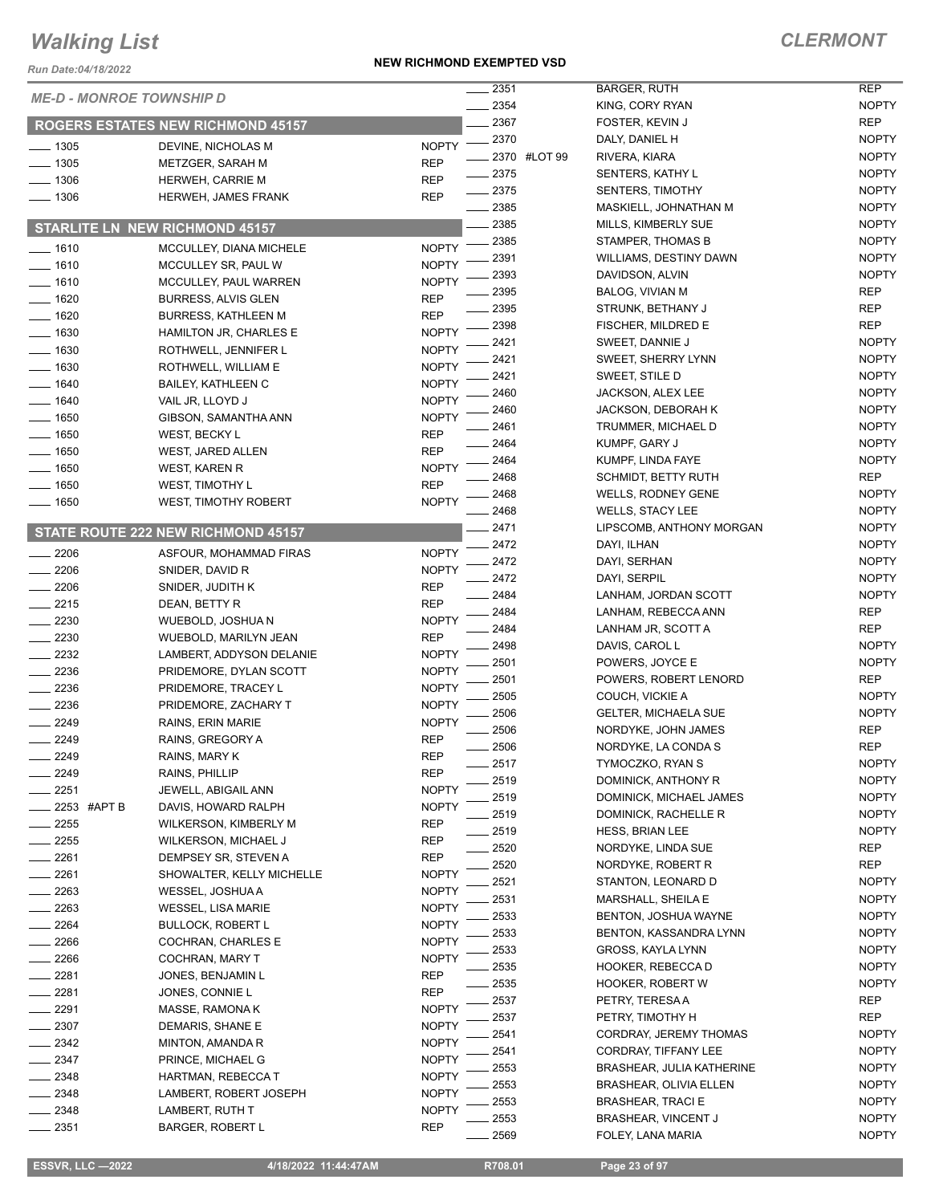# Walking List

## CLERMONT

Run Date:04/18/2022

**NEW RICHMOND EXEMPTED VSD**

*ME-D - MONROE TOWNSHIP D*

### ROGERS ESTATES NEW RICHMOND 45157

| | | |
|---|---|---|
| ____ 1305 | DEVINE, NICHOLAS M | NOPTY |
| ____ 1305 | METZGER, SARAH M | REP |
| ____ 1306 | HERWEH, CARRIE M | REP |
| ____ 1306 | HERWEH, JAMES FRANK | REP |

### STARLITE LN NEW RICHMOND 45157

| | | |
|---|---|---|
| ____ 1610 | MCCULLEY, DIANA MICHELE | NOPTY |
| ____ 1610 | MCCULLEY SR, PAUL W | NOPTY |
| ____ 1610 | MCCULLEY, PAUL WARREN | NOPTY |
| ____ 1620 | BURRESS, ALVIS GLEN | REP |
| ____ 1620 | BURRESS, KATHLEEN M | REP |
| ____ 1630 | HAMILTON JR, CHARLES E | NOPTY |
| ____ 1630 | ROTHWELL, JENNIFER L | NOPTY |
| ____ 1630 | ROTHWELL, WILLIAM E | NOPTY |
| ____ 1640 | BAILEY, KATHLEEN C | NOPTY |
| ____ 1640 | VAIL JR, LLOYD J | NOPTY |
| ____ 1650 | GIBSON, SAMANTHA ANN | NOPTY |
| ____ 1650 | WEST, BECKY L | REP |
| ____ 1650 | WEST, JARED ALLEN | REP |
| ____ 1650 | WEST, KAREN R | NOPTY |
| ____ 1650 | WEST, TIMOTHY L | REP |
| ____ 1650 | WEST, TIMOTHY ROBERT | NOPTY |

### STATE ROUTE 222 NEW RICHMOND 45157

| | | |
|---|---|---|
| ____ 2206 | ASFOUR, MOHAMMAD FIRAS | NOPTY |
| ____ 2206 | SNIDER, DAVID R | NOPTY |
| ____ 2206 | SNIDER, JUDITH K | REP |
| ____ 2215 | DEAN, BETTY R | REP |
| ____ 2230 | WUEBOLD, JOSHUA N | NOPTY |
| ____ 2230 | WUEBOLD, MARILYN JEAN | REP |
| ____ 2232 | LAMBERT, ADDYSON DELANIE | NOPTY |
| ____ 2236 | PRIDEMORE, DYLAN SCOTT | NOPTY |
| ____ 2236 | PRIDEMORE, TRACEY L | NOPTY |
| ____ 2236 | PRIDEMORE, ZACHARY T | NOPTY |
| ____ 2249 | RAINS, ERIN MARIE | NOPTY |
| ____ 2249 | RAINS, GREGORY A | REP |
| ____ 2249 | RAINS, MARY K | REP |
| ____ 2249 | RAINS, PHILLIP | REP |
| ____ 2251 | JEWELL, ABIGAIL ANN | NOPTY |
| ____ 2253 #APT B | DAVIS, HOWARD RALPH | NOPTY |
| ____ 2255 | WILKERSON, KIMBERLY M | REP |
| ____ 2255 | WILKERSON, MICHAEL J | REP |
| ____ 2261 | DEMPSEY SR, STEVEN A | REP |
| ____ 2261 | SHOWALTER, KELLY MICHELLE | NOPTY |
| ____ 2263 | WESSEL, JOSHUA A | NOPTY |
| ____ 2263 | WESSEL, LISA MARIE | NOPTY |
| ____ 2264 | BULLOCK, ROBERT L | NOPTY |
| ____ 2266 | COCHRAN, CHARLES E | NOPTY |
| ____ 2266 | COCHRAN, MARY T | NOPTY |
| ____ 2281 | JONES, BENJAMIN L | REP |
| ____ 2281 | JONES, CONNIE L | REP |
| ____ 2291 | MASSE, RAMONA K | NOPTY |
| ____ 2307 | DEMARIS, SHANE E | NOPTY |
| ____ 2342 | MINTON, AMANDA R | NOPTY |
| ____ 2347 | PRINCE, MICHAEL G | NOPTY |
| ____ 2348 | HARTMAN, REBECCA T | NOPTY |
| ____ 2348 | LAMBERT, ROBERT JOSEPH | NOPTY |
| ____ 2348 | LAMBERT, RUTH T | NOPTY |
| ____ 2351 | BARGER, ROBERT L | REP |
| ____ 2351 | BARGER, RUTH | REP |
| ____ 2354 | KING, CORY RYAN | NOPTY |
| ____ 2367 | FOSTER, KEVIN J | REP |
| ____ 2370 | DALY, DANIEL H | NOPTY |
| ____ 2370 #LOT 99 | RIVERA, KIARA | NOPTY |
| ____ 2375 | SENTERS, KATHY L | NOPTY |
| ____ 2375 | SENTERS, TIMOTHY | NOPTY |
| ____ 2385 | MASKIELL, JOHNATHAN M | NOPTY |
| ____ 2385 | MILLS, KIMBERLY SUE | NOPTY |
| ____ 2385 | STAMPER, THOMAS B | NOPTY |
| ____ 2391 | WILLIAMS, DESTINY DAWN | NOPTY |
| ____ 2393 | DAVIDSON, ALVIN | NOPTY |
| ____ 2395 | BALOG, VIVIAN M | REP |
| ____ 2395 | STRUNK, BETHANY J | REP |
| ____ 2398 | FISCHER, MILDRED E | REP |
| ____ 2421 | SWEET, DANNIE J | NOPTY |
| ____ 2421 | SWEET, SHERRY LYNN | NOPTY |
| ____ 2421 | SWEET, STILE D | NOPTY |
| ____ 2460 | JACKSON, ALEX LEE | NOPTY |
| ____ 2460 | JACKSON, DEBORAH K | NOPTY |
| ____ 2461 | TRUMMER, MICHAEL D | NOPTY |
| ____ 2464 | KUMPF, GARY J | NOPTY |
| ____ 2464 | KUMPF, LINDA FAYE | NOPTY |
| ____ 2468 | SCHMIDT, BETTY RUTH | REP |
| ____ 2468 | WELLS, RODNEY GENE | NOPTY |
| ____ 2468 | WELLS, STACY LEE | NOPTY |
| ____ 2471 | LIPSCOMB, ANTHONY MORGAN | NOPTY |
| ____ 2472 | DAYI, ILHAN | NOPTY |
| ____ 2472 | DAYI, SERHAN | NOPTY |
| ____ 2472 | DAYI, SERPIL | NOPTY |
| ____ 2484 | LANHAM, JORDAN SCOTT | NOPTY |
| ____ 2484 | LANHAM, REBECCA ANN | REP |
| ____ 2484 | LANHAM JR, SCOTT A | REP |
| ____ 2498 | DAVIS, CAROL L | NOPTY |
| ____ 2501 | POWERS, JOYCE E | NOPTY |
| ____ 2501 | POWERS, ROBERT LENORD | REP |
| ____ 2505 | COUCH, VICKIE A | NOPTY |
| ____ 2506 | GELTER, MICHAELA SUE | NOPTY |
| ____ 2506 | NORDYKE, JOHN JAMES | REP |
| ____ 2506 | NORDYKE, LA CONDA S | REP |
| ____ 2517 | TYMOCZKO, RYAN S | NOPTY |
| ____ 2519 | DOMINICK, ANTHONY R | NOPTY |
| ____ 2519 | DOMINICK, MICHAEL JAMES | NOPTY |
| ____ 2519 | DOMINICK, RACHELLE R | NOPTY |
| ____ 2519 | HESS, BRIAN LEE | NOPTY |
| ____ 2520 | NORDYKE, LINDA SUE | REP |
| ____ 2520 | NORDYKE, ROBERT R | REP |
| ____ 2521 | STANTON, LEONARD D | NOPTY |
| ____ 2531 | MARSHALL, SHEILA E | NOPTY |
| ____ 2533 | BENTON, JOSHUA WAYNE | NOPTY |
| ____ 2533 | BENTON, KASSANDRA LYNN | NOPTY |
| ____ 2533 | GROSS, KAYLA LYNN | NOPTY |
| ____ 2535 | HOOKER, REBECCA D | NOPTY |
| ____ 2535 | HOOKER, ROBERT W | NOPTY |
| ____ 2537 | PETRY, TERESA A | REP |
| ____ 2537 | PETRY, TIMOTHY H | REP |
| ____ 2541 | CORDRAY, JEREMY THOMAS | NOPTY |
| ____ 2541 | CORDRAY, TIFFANY LEE | NOPTY |
| ____ 2553 | BRASHEAR, JULIA KATHERINE | NOPTY |
| ____ 2553 | BRASHEAR, OLIVIA ELLEN | NOPTY |
| ____ 2553 | BRASHEAR, TRACI E | NOPTY |
| ____ 2553 | BRASHEAR, VINCENT J | NOPTY |
| ____ 2569 | FOLEY, LANA MARIA | NOPTY |

ESSVR, LLC —2022 4/18/2022 11:44:47AM R708.01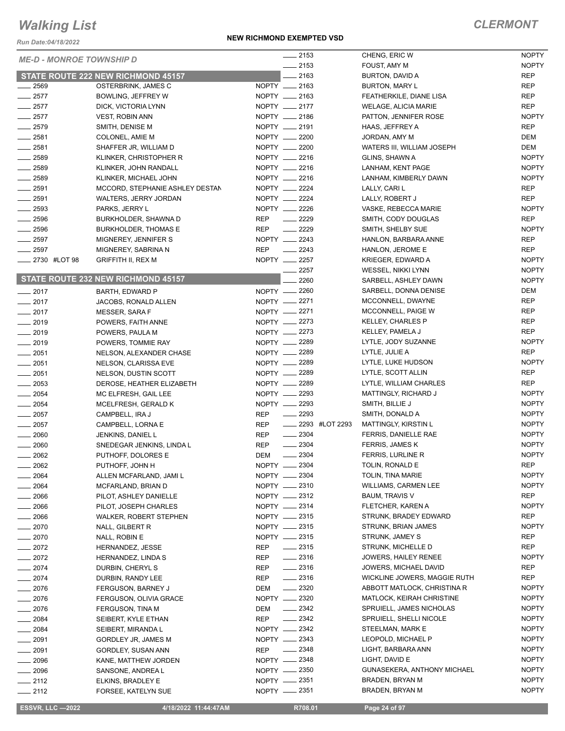# Walking List

## CLERMONT

Run Date:04/18/2022

**NEW RICHMOND EXEMPTED VSD**

*ME-D - MONROE TOWNSHIP D*

### STATE ROUTE 222 NEW RICHMOND 45157

| | | |
|---|---|---|
| ___ 2569 | OSTERBRINK, JAMES C | NOPTY |
| ___ 2577 | BOWLING, JEFFREY W | NOPTY |
| ___ 2577 | DICK, VICTORIA LYNN | NOPTY |
| ___ 2577 | VEST, ROBIN ANN | NOPTY |
| ___ 2579 | SMITH, DENISE M | NOPTY |
| ___ 2581 | COLONEL, AMIE M | NOPTY |
| ___ 2581 | SHAFFER JR, WILLIAM D | NOPTY |
| ___ 2589 | KLINKER, CHRISTOPHER R | NOPTY |
| ___ 2589 | KLINKER, JOHN RANDALL | NOPTY |
| ___ 2589 | KLINKER, MICHAEL JOHN | NOPTY |
| ___ 2591 | MCCORD, STEPHANIE ASHLEY DESTAN | NOPTY |
| ___ 2591 | WALTERS, JERRY JORDAN | NOPTY |
| ___ 2593 | PARKS, JERRY L | NOPTY |
| ___ 2596 | BURKHOLDER, SHAWNA D | REP |
| ___ 2596 | BURKHOLDER, THOMAS E | REP |
| ___ 2597 | MIGNEREY, JENNIFER S | NOPTY |
| ___ 2597 | MIGNEREY, SABRINA N | REP |
| ___ 2730 #LOT 98 | GRIFFITH II, REX M | NOPTY |

### STATE ROUTE 232 NEW RICHMOND 45157

| | | |
|---|---|---|
| ___ 2017 | BARTH, EDWARD P | NOPTY |
| ___ 2017 | JACOBS, RONALD ALLEN | NOPTY |
| ___ 2017 | MESSER, SARA F | NOPTY |
| ___ 2019 | POWERS, FAITH ANNE | NOPTY |
| ___ 2019 | POWERS, PAULA M | NOPTY |
| ___ 2019 | POWERS, TOMMIE RAY | NOPTY |
| ___ 2051 | NELSON, ALEXANDER CHASE | NOPTY |
| ___ 2051 | NELSON, CLARISSA EVE | NOPTY |
| ___ 2051 | NELSON, DUSTIN SCOTT | NOPTY |
| ___ 2053 | DEROSE, HEATHER ELIZABETH | NOPTY |
| ___ 2054 | MC ELFRESH, GAIL LEE | NOPTY |
| ___ 2054 | MCELFRESH, GERALD K | NOPTY |
| ___ 2057 | CAMPBELL, IRA J | REP |
| ___ 2057 | CAMPBELL, LORNA E | REP |
| ___ 2060 | JENKINS, DANIEL L | REP |
| ___ 2060 | SNEDEGAR JENKINS, LINDA L | REP |
| ___ 2062 | PUTHOFF, DOLORES E | DEM |
| ___ 2062 | PUTHOFF, JOHN H | NOPTY |
| ___ 2064 | ALLEN MCFARLAND, JAMI L | NOPTY |
| ___ 2064 | MCFARLAND, BRIAN D | NOPTY |
| ___ 2066 | PILOT, ASHLEY DANIELLE | NOPTY |
| ___ 2066 | PILOT, JOSEPH CHARLES | NOPTY |
| ___ 2066 | WALKER, ROBERT STEPHEN | NOPTY |
| ___ 2070 | NALL, GILBERT R | NOPTY |
| ___ 2070 | NALL, ROBIN E | NOPTY |
| ___ 2072 | HERNANDEZ, JESSE | REP |
| ___ 2072 | HERNANDEZ, LINDA S | REP |
| ___ 2074 | DURBIN, CHERYL S | REP |
| ___ 2074 | DURBIN, RANDY LEE | REP |
| ___ 2076 | FERGUSON, BARNEY J | DEM |
| ___ 2076 | FERGUSON, OLIVIA GRACE | NOPTY |
| ___ 2076 | FERGUSON, TINA M | DEM |
| ___ 2084 | SEIBERT, KYLE ETHAN | REP |
| ___ 2084 | SEIBERT, MIRANDA L | NOPTY |
| ___ 2091 | GORDLEY JR, JAMES M | NOPTY |
| ___ 2091 | GORDLEY, SUSAN ANN | REP |
| ___ 2096 | KANE, MATTHEW JORDEN | NOPTY |
| ___ 2096 | SANSONE, ANDREA L | NOPTY |
| ___ 2112 | ELKINS, BRADLEY E | NOPTY |
| ___ 2112 | FORSEE, KATELYN SUE | NOPTY |
| ___ 2153 | CHENG, ERIC W | NOPTY |
| ___ 2153 | FOUST, AMY M | NOPTY |
| ___ 2163 | BURTON, DAVID A | REP |
| ___ 2163 | BURTON, MARY L | REP |
| ___ 2163 | FEATHERKILE, DIANE LISA | REP |
| ___ 2177 | WELAGE, ALICIA MARIE | REP |
| ___ 2186 | PATTON, JENNIFER ROSE | NOPTY |
| ___ 2191 | HAAS, JEFFREY A | REP |
| ___ 2200 | JORDAN, AMY M | DEM |
| ___ 2200 | WATERS III, WILLIAM JOSEPH | DEM |
| ___ 2216 | GLINS, SHAWN A | NOPTY |
| ___ 2216 | LANHAM, KENT PAGE | NOPTY |
| ___ 2216 | LANHAM, KIMBERLY DAWN | NOPTY |
| ___ 2224 | LALLY, CARI L | REP |
| ___ 2224 | LALLY, ROBERT J | REP |
| ___ 2226 | VASKE, REBECCA MARIE | NOPTY |
| ___ 2229 | SMITH, CODY DOUGLAS | REP |
| ___ 2229 | SMITH, SHELBY SUE | NOPTY |
| ___ 2243 | HANLON, BARBARA ANNE | REP |
| ___ 2243 | HANLON, JEROME E | REP |
| ___ 2257 | KRIEGER, EDWARD A | NOPTY |
| ___ 2257 | WESSEL, NIKKI LYNN | NOPTY |
| ___ 2260 | SARBELL, ASHLEY DAWN | NOPTY |
| ___ 2260 | SARBELL, DONNA DENISE | DEM |
| ___ 2271 | MCCONNELL, DWAYNE | REP |
| ___ 2271 | MCCONNELL, PAIGE W | REP |
| ___ 2273 | KELLEY, CHARLES P | REP |
| ___ 2273 | KELLEY, PAMELA J | REP |
| ___ 2289 | LYTLE, JODY SUZANNE | NOPTY |
| ___ 2289 | LYTLE, JULIE A | REP |
| ___ 2289 | LYTLE, LUKE HUDSON | NOPTY |
| ___ 2289 | LYTLE, SCOTT ALLIN | REP |
| ___ 2289 | LYTLE, WILLIAM CHARLES | REP |
| ___ 2293 | MATTINGLY, RICHARD J | NOPTY |
| ___ 2293 | SMITH, BILLIE J | NOPTY |
| ___ 2293 | SMITH, DONALD A | NOPTY |
| ___ 2293 #LOT 2293 | MATTINGLY, KIRSTIN L | NOPTY |
| ___ 2304 | FERRIS, DANIELLE RAE | NOPTY |
| ___ 2304 | FERRIS, JAMES K | NOPTY |
| ___ 2304 | FERRIS, LURLINE R | NOPTY |
| ___ 2304 | TOLIN, RONALD E | REP |
| ___ 2304 | TOLIN, TINA MARIE | NOPTY |
| ___ 2310 | WILLIAMS, CARMEN LEE | NOPTY |
| ___ 2312 | BAUM, TRAVIS V | REP |
| ___ 2314 | FLETCHER, KAREN A | NOPTY |
| ___ 2315 | STRUNK, BRADEY EDWARD | REP |
| ___ 2315 | STRUNK, BRIAN JAMES | NOPTY |
| ___ 2315 | STRUNK, JAMEY S | REP |
| ___ 2315 | STRUNK, MICHELLE D | REP |
| ___ 2316 | JOWERS, HAILEY RENEE | NOPTY |
| ___ 2316 | JOWERS, MICHAEL DAVID | REP |
| ___ 2316 | WICKLINE JOWERS, MAGGIE RUTH | REP |
| ___ 2320 | ABBOTT MATLOCK, CHRISTINA R | NOPTY |
| ___ 2320 | MATLOCK, KEIRAH CHRISTINE | NOPTY |
| ___ 2342 | SPRUIELL, JAMES NICHOLAS | NOPTY |
| ___ 2342 | SPRUIELL, SHELLI NICOLE | NOPTY |
| ___ 2342 | STEELMAN, MARK E | NOPTY |
| ___ 2343 | LEOPOLD, MICHAEL P | NOPTY |
| ___ 2348 | LIGHT, BARBARA ANN | NOPTY |
| ___ 2348 | LIGHT, DAVID E | NOPTY |
| ___ 2350 | GUNASEKERA, ANTHONY MICHAEL | NOPTY |
| ___ 2351 | BRADEN, BRYAN M | NOPTY |
| ___ 2351 | BRADEN, BRYAN M | NOPTY |

ESSVR, LLC —2022 | 4/18/2022 11:44:47AM | R708.01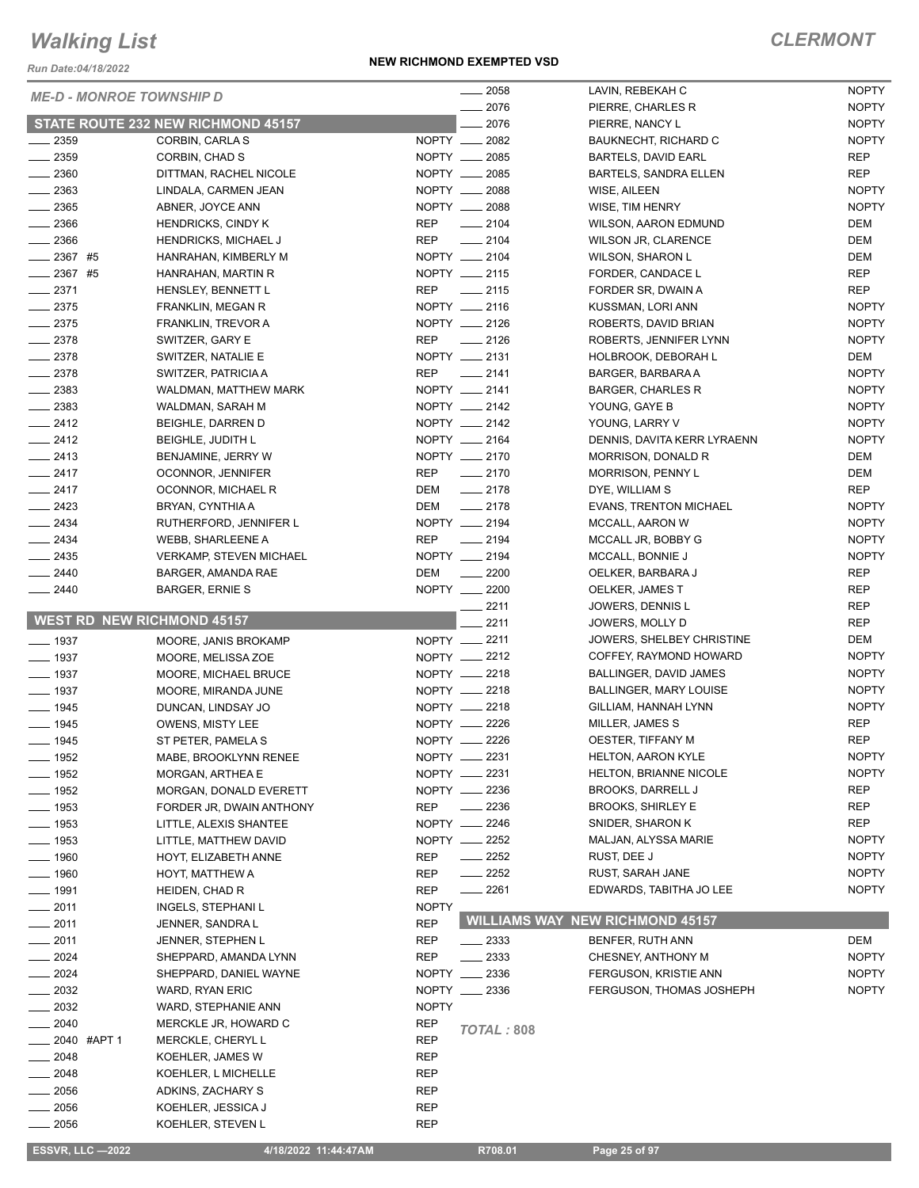# Walking List

**CLERMONT**

Run Date:04/18/2022

**NEW RICHMOND EXEMPTED VSD**

*ME-D - MONROE TOWNSHIP D*

## STATE ROUTE 232 NEW RICHMOND 45157

| | | |
|---|---|---|
| ____ 2359 | CORBIN, CARLA S | NOPTY |
| ____ 2359 | CORBIN, CHAD S | NOPTY |
| ____ 2360 | DITTMAN, RACHEL NICOLE | NOPTY |
| ____ 2363 | LINDALA, CARMEN JEAN | NOPTY |
| ____ 2365 | ABNER, JOYCE ANN | NOPTY |
| ____ 2366 | HENDRICKS, CINDY K | REP |
| ____ 2366 | HENDRICKS, MICHAEL J | REP |
| ____ 2367 #5 | HANRAHAN, KIMBERLY M | NOPTY |
| ____ 2367 #5 | HANRAHAN, MARTIN R | NOPTY |
| ____ 2371 | HENSLEY, BENNETT L | REP |
| ____ 2375 | FRANKLIN, MEGAN R | NOPTY |
| ____ 2375 | FRANKLIN, TREVOR A | NOPTY |
| ____ 2378 | SWITZER, GARY E | REP |
| ____ 2378 | SWITZER, NATALIE E | NOPTY |
| ____ 2378 | SWITZER, PATRICIA A | REP |
| ____ 2383 | WALDMAN, MATTHEW MARK | NOPTY |
| ____ 2383 | WALDMAN, SARAH M | NOPTY |
| ____ 2412 | BEIGHLE, DARREN D | NOPTY |
| ____ 2412 | BEIGHLE, JUDITH L | NOPTY |
| ____ 2413 | BENJAMINE, JERRY W | NOPTY |
| ____ 2417 | OCONNOR, JENNIFER | REP |
| ____ 2417 | OCONNOR, MICHAEL R | DEM |
| ____ 2423 | BRYAN, CYNTHIA A | DEM |
| ____ 2434 | RUTHERFORD, JENNIFER L | NOPTY |
| ____ 2434 | WEBB, SHARLEENE A | REP |
| ____ 2435 | VERKAMP, STEVEN MICHAEL | NOPTY |
| ____ 2440 | BARGER, AMANDA RAE | DEM |
| ____ 2440 | BARGER, ERNIE S | NOPTY |

## WEST RD NEW RICHMOND 45157

| | | |
|---|---|---|
| ____ 1937 | MOORE, JANIS BROKAMP | NOPTY |
| ____ 1937 | MOORE, MELISSA ZOE | NOPTY |
| ____ 1937 | MOORE, MICHAEL BRUCE | NOPTY |
| ____ 1937 | MOORE, MIRANDA JUNE | NOPTY |
| ____ 1945 | DUNCAN, LINDSAY JO | NOPTY |
| ____ 1945 | OWENS, MISTY LEE | NOPTY |
| ____ 1945 | ST PETER, PAMELA S | NOPTY |
| ____ 1952 | MABE, BROOKLYNN RENEE | NOPTY |
| ____ 1952 | MORGAN, ARTHEA E | NOPTY |
| ____ 1952 | MORGAN, DONALD EVERETT | NOPTY |
| ____ 1953 | FORDER JR, DWAIN ANTHONY | REP |
| ____ 1953 | LITTLE, ALEXIS SHANTEE | NOPTY |
| ____ 1953 | LITTLE, MATTHEW DAVID | NOPTY |
| ____ 1960 | HOYT, ELIZABETH ANNE | REP |
| ____ 1960 | HOYT, MATTHEW A | REP |
| ____ 1991 | HEIDEN, CHAD R | REP |
| ____ 2011 | INGELS, STEPHANI L | NOPTY |
| ____ 2011 | JENNER, SANDRA L | REP |
| ____ 2011 | JENNER, STEPHEN L | REP |
| ____ 2024 | SHEPPARD, AMANDA LYNN | REP |
| ____ 2024 | SHEPPARD, DANIEL WAYNE | NOPTY |
| ____ 2032 | WARD, RYAN ERIC | NOPTY |
| ____ 2032 | WARD, STEPHANIE ANN | NOPTY |
| ____ 2040 | MERCKLE JR, HOWARD C | REP |
| ____ 2040 #APT 1 | MERCKLE, CHERYL L | REP |
| ____ 2048 | KOEHLER, JAMES W | REP |
| ____ 2048 | KOEHLER, L MICHELLE | REP |
| ____ 2056 | ADKINS, ZACHARY S | REP |
| ____ 2056 | KOEHLER, JESSICA J | REP |
| ____ 2056 | KOEHLER, STEVEN L | REP |
| ____ 2058 | LAVIN, REBEKAH C | NOPTY |
| ____ 2076 | PIERRE, CHARLES R | NOPTY |
| ____ 2076 | PIERRE, NANCY L | NOPTY |
| ____ 2082 | BAUKNECHT, RICHARD C | NOPTY |
| ____ 2085 | BARTELS, DAVID EARL | REP |
| ____ 2085 | BARTELS, SANDRA ELLEN | REP |
| ____ 2088 | WISE, AILEEN | NOPTY |
| ____ 2088 | WISE, TIM HENRY | NOPTY |
| ____ 2104 | WILSON, AARON EDMUND | DEM |
| ____ 2104 | WILSON JR, CLARENCE | DEM |
| ____ 2104 | WILSON, SHARON L | DEM |
| ____ 2115 | FORDER, CANDACE L | REP |
| ____ 2115 | FORDER SR, DWAIN A | REP |
| ____ 2116 | KUSSMAN, LORI ANN | NOPTY |
| ____ 2126 | ROBERTS, DAVID BRIAN | NOPTY |
| ____ 2126 | ROBERTS, JENNIFER LYNN | NOPTY |
| ____ 2131 | HOLBROOK, DEBORAH L | DEM |
| ____ 2141 | BARGER, BARBARA A | NOPTY |
| ____ 2141 | BARGER, CHARLES R | NOPTY |
| ____ 2142 | YOUNG, GAYE B | NOPTY |
| ____ 2142 | YOUNG, LARRY V | NOPTY |
| ____ 2164 | DENNIS, DAVITA KERR LYRAENN | NOPTY |
| ____ 2170 | MORRISON, DONALD R | DEM |
| ____ 2170 | MORRISON, PENNY L | DEM |
| ____ 2178 | DYE, WILLIAM S | REP |
| ____ 2178 | EVANS, TRENTON MICHAEL | NOPTY |
| ____ 2194 | MCCALL, AARON W | NOPTY |
| ____ 2194 | MCCALL JR, BOBBY G | NOPTY |
| ____ 2194 | MCCALL, BONNIE J | NOPTY |
| ____ 2200 | OELKER, BARBARA J | REP |
| ____ 2200 | OELKER, JAMES T | REP |
| ____ 2211 | JOWERS, DENNIS L | REP |
| ____ 2211 | JOWERS, MOLLY D | REP |
| ____ 2211 | JOWERS, SHELBEY CHRISTINE | DEM |
| ____ 2212 | COFFEY, RAYMOND HOWARD | NOPTY |
| ____ 2218 | BALLINGER, DAVID JAMES | NOPTY |
| ____ 2218 | BALLINGER, MARY LOUISE | NOPTY |
| ____ 2218 | GILLIAM, HANNAH LYNN | NOPTY |
| ____ 2226 | MILLER, JAMES S | REP |
| ____ 2226 | OESTER, TIFFANY M | REP |
| ____ 2231 | HELTON, AARON KYLE | NOPTY |
| ____ 2231 | HELTON, BRIANNE NICOLE | NOPTY |
| ____ 2236 | BROOKS, DARRELL J | REP |
| ____ 2236 | BROOKS, SHIRLEY E | REP |
| ____ 2246 | SNIDER, SHARON K | REP |
| ____ 2252 | MALJAN, ALYSSA MARIE | NOPTY |
| ____ 2252 | RUST, DEE J | NOPTY |
| ____ 2252 | RUST, SARAH JANE | NOPTY |
| ____ 2261 | EDWARDS, TABITHA JO LEE | NOPTY |

## WILLIAMS WAY NEW RICHMOND 45157

| | | |
|---|---|---|
| ____ 2333 | BENFER, RUTH ANN | DEM |
| ____ 2333 | CHESNEY, ANTHONY M | NOPTY |
| ____ 2336 | FERGUSON, KRISTIE ANN | NOPTY |
| ____ 2336 | FERGUSON, THOMAS JOSHEPH | NOPTY |

*TOTAL : 808*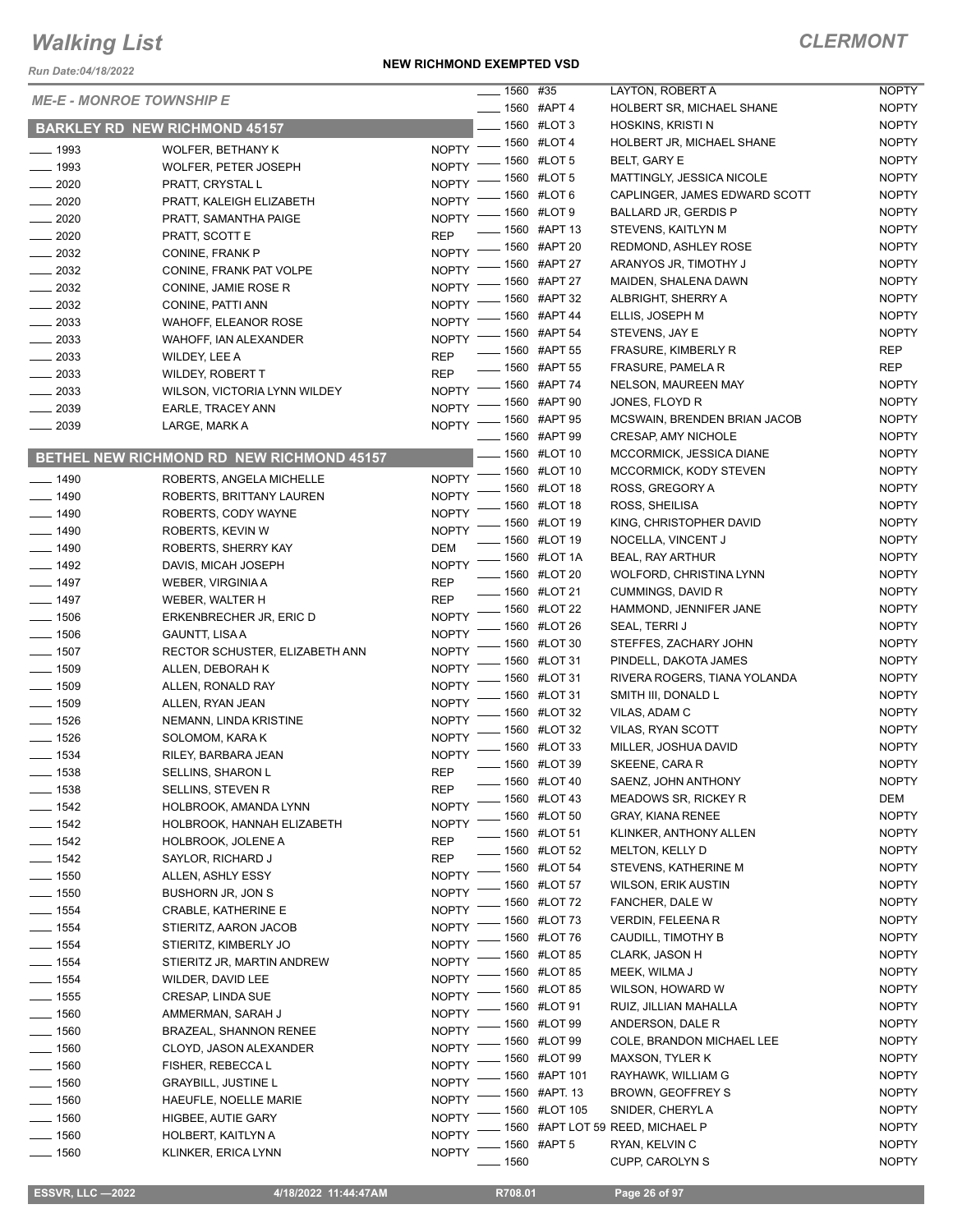# Walking List

## CLERMONT

Run Date:04/18/2022

**NEW RICHMOND EXEMPTED VSD**

*ME-E - MONROE TOWNSHIP E*

### BARKLEY RD NEW RICHMOND 45157

| | | |
|---|---|---|
| ____ 1993 | WOLFER, BETHANY K | NOPTY |
| ____ 1993 | WOLFER, PETER JOSEPH | NOPTY |
| ____ 2020 | PRATT, CRYSTAL L | NOPTY |
| ____ 2020 | PRATT, KALEIGH ELIZABETH | NOPTY |
| ____ 2020 | PRATT, SAMANTHA PAIGE | NOPTY |
| ____ 2020 | PRATT, SCOTT E | REP |
| ____ 2032 | CONINE, FRANK P | NOPTY |
| ____ 2032 | CONINE, FRANK PAT VOLPE | NOPTY |
| ____ 2032 | CONINE, JAMIE ROSE R | NOPTY |
| ____ 2032 | CONINE, PATTI ANN | NOPTY |
| ____ 2033 | WAHOFF, ELEANOR ROSE | NOPTY |
| ____ 2033 | WAHOFF, IAN ALEXANDER | NOPTY |
| ____ 2033 | WILDEY, LEE A | REP |
| ____ 2033 | WILDEY, ROBERT T | REP |
| ____ 2033 | WILSON, VICTORIA LYNN WILDEY | NOPTY |
| ____ 2039 | EARLE, TRACEY ANN | NOPTY |
| ____ 2039 | LARGE, MARK A | NOPTY |

### BETHEL NEW RICHMOND RD NEW RICHMOND 45157

| | | |
|---|---|---|
| ____ 1490 | ROBERTS, ANGELA MICHELLE | NOPTY |
| ____ 1490 | ROBERTS, BRITTANY LAUREN | NOPTY |
| ____ 1490 | ROBERTS, CODY WAYNE | NOPTY |
| ____ 1490 | ROBERTS, KEVIN W | NOPTY |
| ____ 1490 | ROBERTS, SHERRY KAY | DEM |
| ____ 1492 | DAVIS, MICAH JOSEPH | NOPTY |
| ____ 1497 | WEBER, VIRGINIA A | REP |
| ____ 1497 | WEBER, WALTER H | REP |
| ____ 1506 | ERKENBRECHER JR, ERIC D | NOPTY |
| ____ 1506 | GAUNTT, LISA A | NOPTY |
| ____ 1507 | RECTOR SCHUSTER, ELIZABETH ANN | NOPTY |
| ____ 1509 | ALLEN, DEBORAH K | NOPTY |
| ____ 1509 | ALLEN, RONALD RAY | NOPTY |
| ____ 1509 | ALLEN, RYAN JEAN | NOPTY |
| ____ 1526 | NEMANN, LINDA KRISTINE | NOPTY |
| ____ 1526 | SOLOMOM, KARA K | NOPTY |
| ____ 1534 | RILEY, BARBARA JEAN | NOPTY |
| ____ 1538 | SELLINS, SHARON L | REP |
| ____ 1538 | SELLINS, STEVEN R | REP |
| ____ 1542 | HOLBROOK, AMANDA LYNN | NOPTY |
| ____ 1542 | HOLBROOK, HANNAH ELIZABETH | NOPTY |
| ____ 1542 | HOLBROOK, JOLENE A | REP |
| ____ 1542 | SAYLOR, RICHARD J | REP |
| ____ 1550 | ALLEN, ASHLY ESSY | NOPTY |
| ____ 1550 | BUSHORN JR, JON S | NOPTY |
| ____ 1554 | CRABLE, KATHERINE E | NOPTY |
| ____ 1554 | STIERITZ, AARON JACOB | NOPTY |
| ____ 1554 | STIERITZ, KIMBERLY JO | NOPTY |
| ____ 1554 | STIERITZ JR, MARTIN ANDREW | NOPTY |
| ____ 1554 | WILDER, DAVID LEE | NOPTY |
| ____ 1555 | CRESAP, LINDA SUE | NOPTY |
| ____ 1560 | AMMERMAN, SARAH J | NOPTY |
| ____ 1560 | BRAZEAL, SHANNON RENEE | NOPTY |
| ____ 1560 | CLOYD, JASON ALEXANDER | NOPTY |
| ____ 1560 | FISHER, REBECCA L | NOPTY |
| ____ 1560 | GRAYBILL, JUSTINE L | NOPTY |
| ____ 1560 | HAEUFLE, NOELLE MARIE | NOPTY |
| ____ 1560 | HIGBEE, AUTIE GARY | NOPTY |
| ____ 1560 | HOLBERT, KAITLYN A | NOPTY |
| ____ 1560 | KLINKER, ERICA LYNN | NOPTY |
| ____ 1560 #35 | LAYTON, ROBERT A | NOPTY |
| ____ 1560 #APT 4 | HOLBERT SR, MICHAEL SHANE | NOPTY |
| ____ 1560 #LOT 3 | HOSKINS, KRISTI N | NOPTY |
| ____ 1560 #LOT 4 | HOLBERT JR, MICHAEL SHANE | NOPTY |
| ____ 1560 #LOT 5 | BELT, GARY E | NOPTY |
| ____ 1560 #LOT 5 | MATTINGLY, JESSICA NICOLE | NOPTY |
| ____ 1560 #LOT 6 | CAPLINGER, JAMES EDWARD SCOTT | NOPTY |
| ____ 1560 #LOT 9 | BALLARD JR, GERDIS P | NOPTY |
| ____ 1560 #APT 13 | STEVENS, KAITLYN M | NOPTY |
| ____ 1560 #APT 20 | REDMOND, ASHLEY ROSE | NOPTY |
| ____ 1560 #APT 27 | ARANYOS JR, TIMOTHY J | NOPTY |
| ____ 1560 #APT 27 | MAIDEN, SHALENA DAWN | NOPTY |
| ____ 1560 #APT 32 | ALBRIGHT, SHERRY A | NOPTY |
| ____ 1560 #APT 44 | ELLIS, JOSEPH M | NOPTY |
| ____ 1560 #APT 54 | STEVENS, JAY E | NOPTY |
| ____ 1560 #APT 55 | FRASURE, KIMBERLY R | REP |
| ____ 1560 #APT 55 | FRASURE, PAMELA R | REP |
| ____ 1560 #APT 74 | NELSON, MAUREEN MAY | NOPTY |
| ____ 1560 #APT 90 | JONES, FLOYD R | NOPTY |
| ____ 1560 #APT 95 | MCSWAIN, BRENDEN BRIAN JACOB | NOPTY |
| ____ 1560 #APT 99 | CRESAP, AMY NICHOLE | NOPTY |
| ____ 1560 #LOT 10 | MCCORMICK, JESSICA DIANE | NOPTY |
| ____ 1560 #LOT 10 | MCCORMICK, KODY STEVEN | NOPTY |
| ____ 1560 #LOT 18 | ROSS, GREGORY A | NOPTY |
| ____ 1560 #LOT 18 | ROSS, SHEILISA | NOPTY |
| ____ 1560 #LOT 19 | KING, CHRISTOPHER DAVID | NOPTY |
| ____ 1560 #LOT 19 | NOCELLA, VINCENT J | NOPTY |
| ____ 1560 #LOT 1A | BEAL, RAY ARTHUR | NOPTY |
| ____ 1560 #LOT 20 | WOLFORD, CHRISTINA LYNN | NOPTY |
| ____ 1560 #LOT 21 | CUMMINGS, DAVID R | NOPTY |
| ____ 1560 #LOT 22 | HAMMOND, JENNIFER JANE | NOPTY |
| ____ 1560 #LOT 26 | SEAL, TERRI J | NOPTY |
| ____ 1560 #LOT 30 | STEFFES, ZACHARY JOHN | NOPTY |
| ____ 1560 #LOT 31 | PINDELL, DAKOTA JAMES | NOPTY |
| ____ 1560 #LOT 31 | RIVERA ROGERS, TIANA YOLANDA | NOPTY |
| ____ 1560 #LOT 31 | SMITH III, DONALD L | NOPTY |
| ____ 1560 #LOT 32 | VILAS, ADAM C | NOPTY |
| ____ 1560 #LOT 32 | VILAS, RYAN SCOTT | NOPTY |
| ____ 1560 #LOT 33 | MILLER, JOSHUA DAVID | NOPTY |
| ____ 1560 #LOT 39 | SKEENE, CARA R | NOPTY |
| ____ 1560 #LOT 40 | SAENZ, JOHN ANTHONY | NOPTY |
| ____ 1560 #LOT 43 | MEADOWS SR, RICKEY R | DEM |
| ____ 1560 #LOT 50 | GRAY, KIANA RENEE | NOPTY |
| ____ 1560 #LOT 51 | KLINKER, ANTHONY ALLEN | NOPTY |
| ____ 1560 #LOT 52 | MELTON, KELLY D | NOPTY |
| ____ 1560 #LOT 54 | STEVENS, KATHERINE M | NOPTY |
| ____ 1560 #LOT 57 | WILSON, ERIK AUSTIN | NOPTY |
| ____ 1560 #LOT 72 | FANCHER, DALE W | NOPTY |
| ____ 1560 #LOT 73 | VERDIN, FELEENA R | NOPTY |
| ____ 1560 #LOT 76 | CAUDILL, TIMOTHY B | NOPTY |
| ____ 1560 #LOT 85 | CLARK, JASON H | NOPTY |
| ____ 1560 #LOT 85 | MEEK, WILMA J | NOPTY |
| ____ 1560 #LOT 85 | WILSON, HOWARD W | NOPTY |
| ____ 1560 #LOT 91 | RUIZ, JILLIAN MAHALLA | NOPTY |
| ____ 1560 #LOT 99 | ANDERSON, DALE R | NOPTY |
| ____ 1560 #LOT 99 | COLE, BRANDON MICHAEL LEE | NOPTY |
| ____ 1560 #LOT 99 | MAXSON, TYLER K | NOPTY |
| ____ 1560 #APT 101 | RAYHAWK, WILLIAM G | NOPTY |
| ____ 1560 #APT. 13 | BROWN, GEOFFREY S | NOPTY |
| ____ 1560 #LOT 105 | SNIDER, CHERYL A | NOPTY |
| ____ 1560 #APT LOT 59 | REED, MICHAEL P | NOPTY |
| ____ 1560 #APT 5 | RYAN, KELVIN C | NOPTY |
| ____ 1560 | CUPP, CAROLYN S | NOPTY |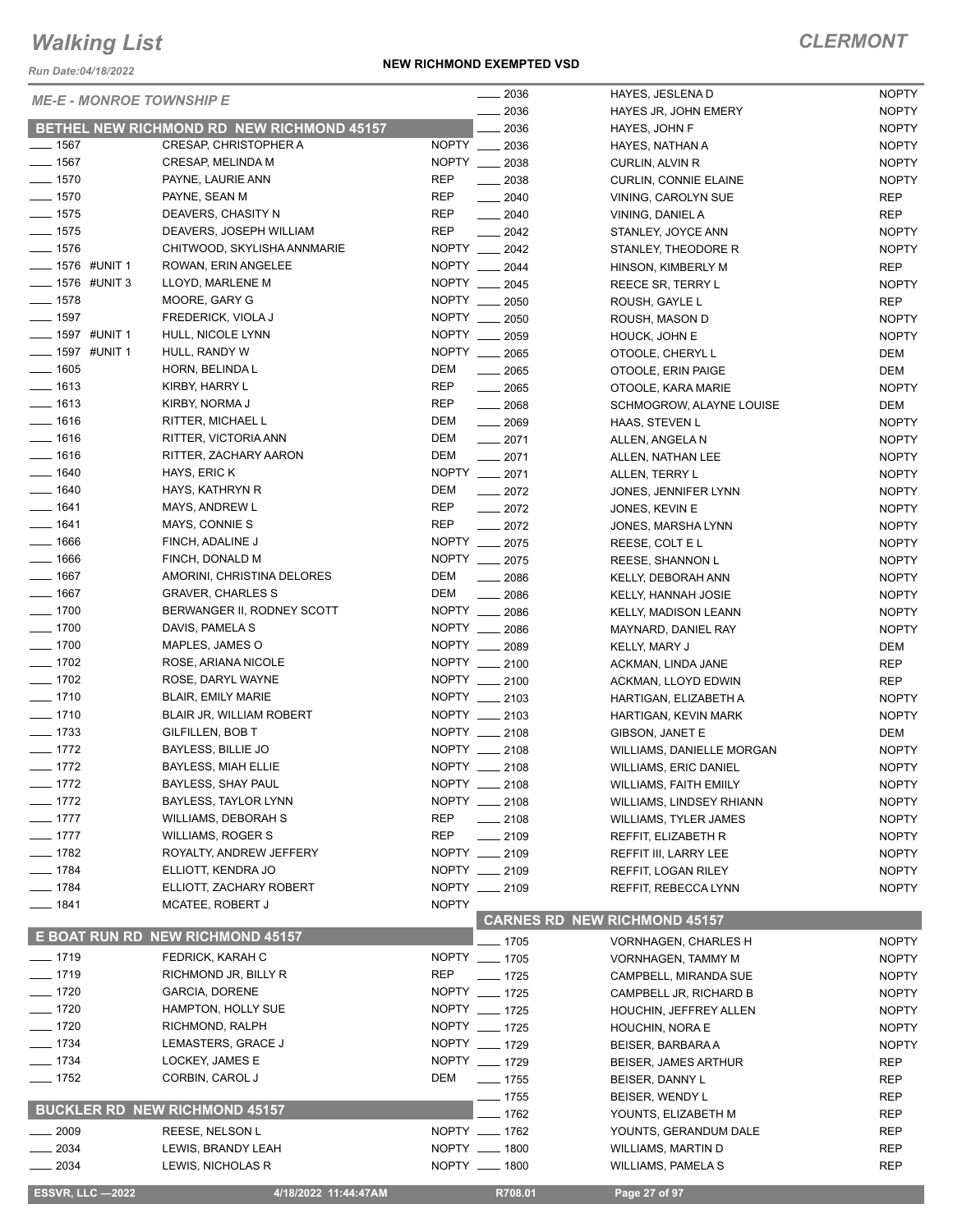# Walking List

## CLERMONT

Run Date:04/18/2022

**NEW RICHMOND EXEMPTED VSD**

*ME-E - MONROE TOWNSHIP E*

### BETHEL NEW RICHMOND RD NEW RICHMOND 45157

| | | |
|---|---|---|
| ____ 1567 | CRESAP, CHRISTOPHER A | NOPTY |
| ____ 1567 | CRESAP, MELINDA M | NOPTY |
| ____ 1570 | PAYNE, LAURIE ANN | REP |
| ____ 1570 | PAYNE, SEAN M | REP |
| ____ 1575 | DEAVERS, CHASITY N | REP |
| ____ 1575 | DEAVERS, JOSEPH WILLIAM | REP |
| ____ 1576 | CHITWOOD, SKYLISHA ANNMARIE | NOPTY |
| ____ 1576 #UNIT 1 | ROWAN, ERIN ANGELEE | NOPTY |
| ____ 1576 #UNIT 3 | LLOYD, MARLENE M | NOPTY |
| ____ 1578 | MOORE, GARY G | NOPTY |
| ____ 1597 | FREDERICK, VIOLA J | NOPTY |
| ____ 1597 #UNIT 1 | HULL, NICOLE LYNN | NOPTY |
| ____ 1597 #UNIT 1 | HULL, RANDY W | NOPTY |
| ____ 1605 | HORN, BELINDA L | DEM |
| ____ 1613 | KIRBY, HARRY L | REP |
| ____ 1613 | KIRBY, NORMA J | REP |
| ____ 1616 | RITTER, MICHAEL L | DEM |
| ____ 1616 | RITTER, VICTORIA ANN | DEM |
| ____ 1616 | RITTER, ZACHARY AARON | DEM |
| ____ 1640 | HAYS, ERIC K | NOPTY |
| ____ 1640 | HAYS, KATHRYN R | DEM |
| ____ 1641 | MAYS, ANDREW L | REP |
| ____ 1641 | MAYS, CONNIE S | REP |
| ____ 1666 | FINCH, ADALINE J | NOPTY |
| ____ 1666 | FINCH, DONALD M | NOPTY |
| ____ 1667 | AMORINI, CHRISTINA DELORES | DEM |
| ____ 1667 | GRAVER, CHARLES S | DEM |
| ____ 1700 | BERWANGER II, RODNEY SCOTT | NOPTY |
| ____ 1700 | DAVIS, PAMELA S | NOPTY |
| ____ 1700 | MAPLES, JAMES O | NOPTY |
| ____ 1702 | ROSE, ARIANA NICOLE | NOPTY |
| ____ 1702 | ROSE, DARYL WAYNE | NOPTY |
| ____ 1710 | BLAIR, EMILY MARIE | NOPTY |
| ____ 1710 | BLAIR JR, WILLIAM ROBERT | NOPTY |
| ____ 1733 | GILFILLEN, BOB T | NOPTY |
| ____ 1772 | BAYLESS, BILLIE JO | NOPTY |
| ____ 1772 | BAYLESS, MIAH ELLIE | NOPTY |
| ____ 1772 | BAYLESS, SHAY PAUL | NOPTY |
| ____ 1772 | BAYLESS, TAYLOR LYNN | NOPTY |
| ____ 1777 | WILLIAMS, DEBORAH S | REP |
| ____ 1777 | WILLIAMS, ROGER S | REP |
| ____ 1782 | ROYALTY, ANDREW JEFFERY | NOPTY |
| ____ 1784 | ELLIOTT, KENDRA JO | NOPTY |
| ____ 1784 | ELLIOTT, ZACHARY ROBERT | NOPTY |
| ____ 1841 | MCATEE, ROBERT J | NOPTY |

### E BOAT RUN RD NEW RICHMOND 45157

| | | |
|---|---|---|
| ____ 1719 | FEDRICK, KARAH C | NOPTY |
| ____ 1719 | RICHMOND JR, BILLY R | REP |
| ____ 1720 | GARCIA, DORENE | NOPTY |
| ____ 1720 | HAMPTON, HOLLY SUE | NOPTY |
| ____ 1720 | RICHMOND, RALPH | NOPTY |
| ____ 1734 | LEMASTERS, GRACE J | NOPTY |
| ____ 1734 | LOCKEY, JAMES E | NOPTY |
| ____ 1752 | CORBIN, CAROL J | DEM |

### BUCKLER RD NEW RICHMOND 45157

| | | |
|---|---|---|
| ____ 2009 | REESE, NELSON L | NOPTY |
| ____ 2034 | LEWIS, BRANDY LEAH | NOPTY |
| ____ 2034 | LEWIS, NICHOLAS R | NOPTY |
| ____ 2036 | HAYES, JESLENA D | NOPTY |
| ____ 2036 | HAYES JR, JOHN EMERY | NOPTY |
| ____ 2036 | HAYES, JOHN F | NOPTY |
| ____ 2036 | HAYES, NATHAN A | NOPTY |
| ____ 2038 | CURLIN, ALVIN R | NOPTY |
| ____ 2038 | CURLIN, CONNIE ELAINE | NOPTY |
| ____ 2040 | VINING, CAROLYN SUE | REP |
| ____ 2040 | VINING, DANIEL A | REP |
| ____ 2042 | STANLEY, JOYCE ANN | NOPTY |
| ____ 2042 | STANLEY, THEODORE R | NOPTY |
| ____ 2044 | HINSON, KIMBERLY M | REP |
| ____ 2045 | REECE SR, TERRY L | NOPTY |
| ____ 2050 | ROUSH, GAYLE L | REP |
| ____ 2050 | ROUSH, MASON D | NOPTY |
| ____ 2059 | HOUCK, JOHN E | NOPTY |
| ____ 2065 | OTOOLE, CHERYL L | DEM |
| ____ 2065 | OTOOLE, ERIN PAIGE | DEM |
| ____ 2065 | OTOOLE, KARA MARIE | NOPTY |
| ____ 2068 | SCHMOGROW, ALAYNE LOUISE | DEM |
| ____ 2069 | HAAS, STEVEN L | NOPTY |
| ____ 2071 | ALLEN, ANGELA N | NOPTY |
| ____ 2071 | ALLEN, NATHAN LEE | NOPTY |
| ____ 2071 | ALLEN, TERRY L | NOPTY |
| ____ 2072 | JONES, JENNIFER LYNN | NOPTY |
| ____ 2072 | JONES, KEVIN E | NOPTY |
| ____ 2072 | JONES, MARSHA LYNN | NOPTY |
| ____ 2075 | REESE, COLT E L | NOPTY |
| ____ 2075 | REESE, SHANNON L | NOPTY |
| ____ 2086 | KELLY, DEBORAH ANN | NOPTY |
| ____ 2086 | KELLY, HANNAH JOSIE | NOPTY |
| ____ 2086 | KELLY, MADISON LEANN | NOPTY |
| ____ 2086 | MAYNARD, DANIEL RAY | NOPTY |
| ____ 2089 | KELLY, MARY J | DEM |
| ____ 2100 | ACKMAN, LINDA JANE | REP |
| ____ 2100 | ACKMAN, LLOYD EDWIN | REP |
| ____ 2103 | HARTIGAN, ELIZABETH A | NOPTY |
| ____ 2103 | HARTIGAN, KEVIN MARK | NOPTY |
| ____ 2108 | GIBSON, JANET E | DEM |
| ____ 2108 | WILLIAMS, DANIELLE MORGAN | NOPTY |
| ____ 2108 | WILLIAMS, ERIC DANIEL | NOPTY |
| ____ 2108 | WILLIAMS, FAITH EMIILY | NOPTY |
| ____ 2108 | WILLIAMS, LINDSEY RHIANN | NOPTY |
| ____ 2108 | WILLIAMS, TYLER JAMES | NOPTY |
| ____ 2109 | REFFIT, ELIZABETH R | NOPTY |
| ____ 2109 | REFFIT III, LARRY LEE | NOPTY |
| ____ 2109 | REFFIT, LOGAN RILEY | NOPTY |
| ____ 2109 | REFFIT, REBECCA LYNN | NOPTY |

### CARNES RD NEW RICHMOND 45157

| | | |
|---|---|---|
| ____ 1705 | VORNHAGEN, CHARLES H | NOPTY |
| ____ 1705 | VORNHAGEN, TAMMY M | NOPTY |
| ____ 1725 | CAMPBELL, MIRANDA SUE | NOPTY |
| ____ 1725 | CAMPBELL JR, RICHARD B | NOPTY |
| ____ 1725 | HOUCHIN, JEFFREY ALLEN | NOPTY |
| ____ 1725 | HOUCHIN, NORA E | NOPTY |
| ____ 1729 | BEISER, BARBARA A | NOPTY |
| ____ 1729 | BEISER, JAMES ARTHUR | REP |
| ____ 1755 | BEISER, DANNY L | REP |
| ____ 1755 | BEISER, WENDY L | REP |
| ____ 1762 | YOUNTS, ELIZABETH M | REP |
| ____ 1762 | YOUNTS, GERANDUM DALE | REP |
| ____ 1800 | WILLIAMS, MARTIN D | REP |
| ____ 1800 | WILLIAMS, PAMELA S | REP |

ESSVR, LLC —2022 | 4/18/2022 11:44:47AM | R708.01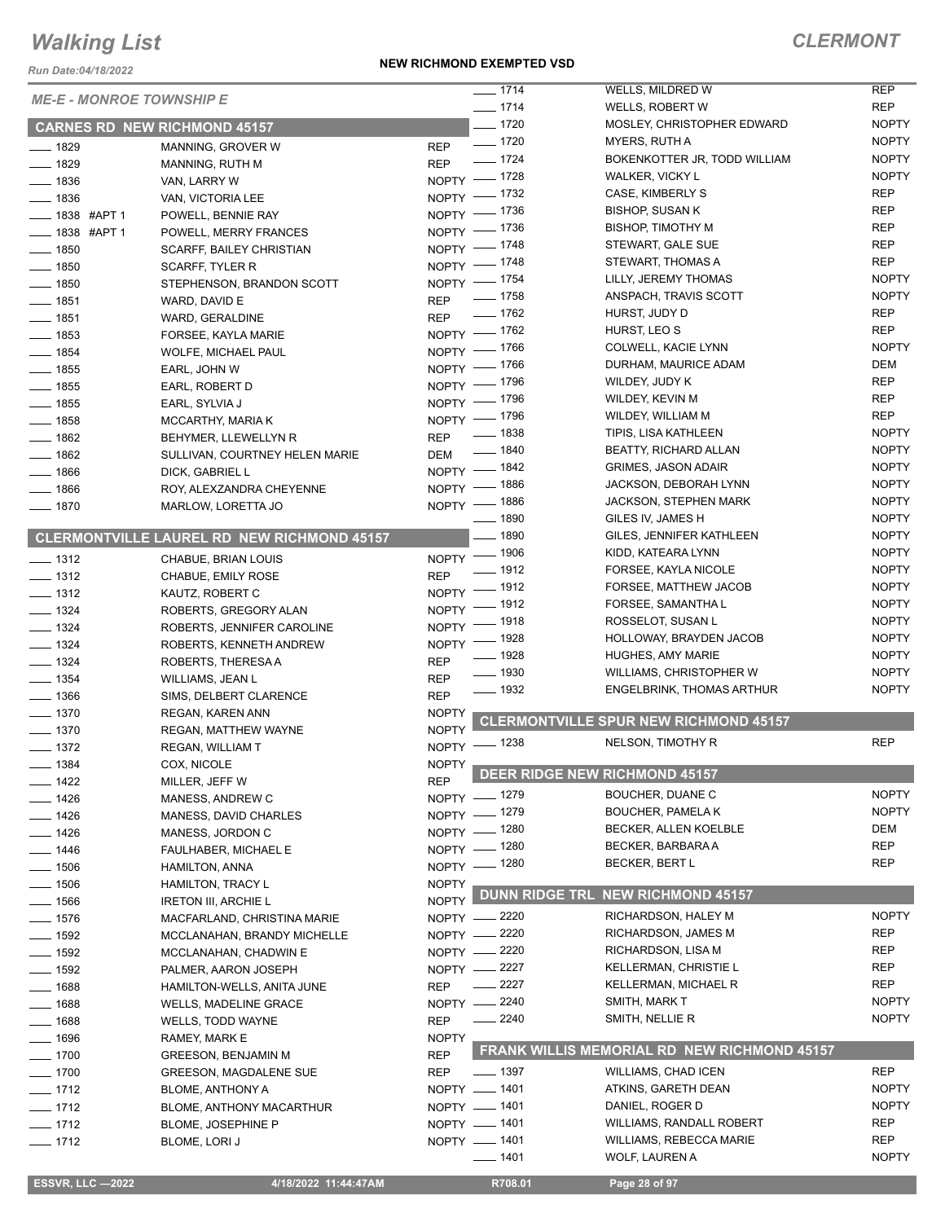# Walking List

## CLERMONT

**NEW RICHMOND EXEMPTED VSD**

Run Date:04/18/2022

*ME-E - MONROE TOWNSHIP E*

### CARNES RD NEW RICHMOND 45157

| | | |
|---|---|---|
| ____ 1829 | MANNING, GROVER W | REP |
| ____ 1829 | MANNING, RUTH M | REP |
| ____ 1836 | VAN, LARRY W | NOPTY |
| ____ 1836 | VAN, VICTORIA LEE | NOPTY |
| ____ 1838 #APT 1 | POWELL, BENNIE RAY | NOPTY |
| ____ 1838 #APT 1 | POWELL, MERRY FRANCES | NOPTY |
| ____ 1850 | SCARFF, BAILEY CHRISTIAN | NOPTY |
| ____ 1850 | SCARFF, TYLER R | NOPTY |
| ____ 1850 | STEPHENSON, BRANDON SCOTT | NOPTY |
| ____ 1851 | WARD, DAVID E | REP |
| ____ 1851 | WARD, GERALDINE | REP |
| ____ 1853 | FORSEE, KAYLA MARIE | NOPTY |
| ____ 1854 | WOLFE, MICHAEL PAUL | NOPTY |
| ____ 1855 | EARL, JOHN W | NOPTY |
| ____ 1855 | EARL, ROBERT D | NOPTY |
| ____ 1855 | EARL, SYLVIA J | NOPTY |
| ____ 1858 | MCCARTHY, MARIA K | NOPTY |
| ____ 1862 | BEHYMER, LLEWELLYN R | REP |
| ____ 1862 | SULLIVAN, COURTNEY HELEN MARIE | DEM |
| ____ 1866 | DICK, GABRIEL L | NOPTY |
| ____ 1866 | ROY, ALEXZANDRA CHEYENNE | NOPTY |
| ____ 1870 | MARLOW, LORETTA JO | NOPTY |

### CLERMONTVILLE LAUREL RD NEW RICHMOND 45157

| | | |
|---|---|---|
| ____ 1312 | CHABUE, BRIAN LOUIS | NOPTY |
| ____ 1312 | CHABUE, EMILY ROSE | REP |
| ____ 1312 | KAUTZ, ROBERT C | NOPTY |
| ____ 1324 | ROBERTS, GREGORY ALAN | NOPTY |
| ____ 1324 | ROBERTS, JENNIFER CAROLINE | NOPTY |
| ____ 1324 | ROBERTS, KENNETH ANDREW | NOPTY |
| ____ 1324 | ROBERTS, THERESA A | REP |
| ____ 1354 | WILLIAMS, JEAN L | REP |
| ____ 1366 | SIMS, DELBERT CLARENCE | REP |
| ____ 1370 | REGAN, KAREN ANN | NOPTY |
| ____ 1370 | REGAN, MATTHEW WAYNE | NOPTY |
| ____ 1372 | REGAN, WILLIAM T | NOPTY |
| ____ 1384 | COX, NICOLE | NOPTY |
| ____ 1422 | MILLER, JEFF W | REP |
| ____ 1426 | MANESS, ANDREW C | NOPTY |
| ____ 1426 | MANESS, DAVID CHARLES | NOPTY |
| ____ 1426 | MANESS, JORDON C | NOPTY |
| ____ 1446 | FAULHABER, MICHAEL E | NOPTY |
| ____ 1506 | HAMILTON, ANNA | NOPTY |
| ____ 1506 | HAMILTON, TRACY L | NOPTY |
| ____ 1566 | IRETON III, ARCHIE L | NOPTY |
| ____ 1576 | MACFARLAND, CHRISTINA MARIE | NOPTY |
| ____ 1592 | MCCLANAHAN, BRANDY MICHELLE | NOPTY |
| ____ 1592 | MCCLANAHAN, CHADWIN E | NOPTY |
| ____ 1592 | PALMER, AARON JOSEPH | NOPTY |
| ____ 1688 | HAMILTON-WELLS, ANITA JUNE | REP |
| ____ 1688 | WELLS, MADELINE GRACE | NOPTY |
| ____ 1688 | WELLS, TODD WAYNE | REP |
| ____ 1696 | RAMEY, MARK E | NOPTY |
| ____ 1700 | GREESON, BENJAMIN M | REP |
| ____ 1700 | GREESON, MAGDALENE SUE | REP |
| ____ 1712 | BLOME, ANTHONY A | NOPTY |
| ____ 1712 | BLOME, ANTHONY MACARTHUR | NOPTY |
| ____ 1712 | BLOME, JOSEPHINE P | NOPTY |
| ____ 1712 | BLOME, LORI J | NOPTY |
| ____ 1714 | WELLS, MILDRED W | REP |
| ____ 1714 | WELLS, ROBERT W | REP |
| ____ 1720 | MOSLEY, CHRISTOPHER EDWARD | NOPTY |
| ____ 1720 | MYERS, RUTH A | NOPTY |
| ____ 1724 | BOKENKOTTER JR, TODD WILLIAM | NOPTY |
| ____ 1728 | WALKER, VICKY L | NOPTY |
| ____ 1732 | CASE, KIMBERLY S | REP |
| ____ 1736 | BISHOP, SUSAN K | REP |
| ____ 1736 | BISHOP, TIMOTHY M | REP |
| ____ 1748 | STEWART, GALE SUE | REP |
| ____ 1748 | STEWART, THOMAS A | REP |
| ____ 1754 | LILLY, JEREMY THOMAS | NOPTY |
| ____ 1758 | ANSPACH, TRAVIS SCOTT | NOPTY |
| ____ 1762 | HURST, JUDY D | REP |
| ____ 1762 | HURST, LEO S | REP |
| ____ 1766 | COLWELL, KACIE LYNN | NOPTY |
| ____ 1766 | DURHAM, MAURICE ADAM | DEM |
| ____ 1796 | WILDEY, JUDY K | REP |
| ____ 1796 | WILDEY, KEVIN M | REP |
| ____ 1796 | WILDEY, WILLIAM M | REP |
| ____ 1838 | TIPIS, LISA KATHLEEN | NOPTY |
| ____ 1840 | BEATTY, RICHARD ALLAN | NOPTY |
| ____ 1842 | GRIMES, JASON ADAIR | NOPTY |
| ____ 1886 | JACKSON, DEBORAH LYNN | NOPTY |
| ____ 1886 | JACKSON, STEPHEN MARK | NOPTY |
| ____ 1890 | GILES IV, JAMES H | NOPTY |
| ____ 1890 | GILES, JENNIFER KATHLEEN | NOPTY |
| ____ 1906 | KIDD, KATEARA LYNN | NOPTY |
| ____ 1912 | FORSEE, KAYLA NICOLE | NOPTY |
| ____ 1912 | FORSEE, MATTHEW JACOB | NOPTY |
| ____ 1912 | FORSEE, SAMANTHA L | NOPTY |
| ____ 1918 | ROSSELOT, SUSAN L | NOPTY |
| ____ 1928 | HOLLOWAY, BRAYDEN JACOB | NOPTY |
| ____ 1928 | HUGHES, AMY MARIE | NOPTY |
| ____ 1930 | WILLIAMS, CHRISTOPHER W | NOPTY |
| ____ 1932 | ENGELBRINK, THOMAS ARTHUR | NOPTY |

### CLERMONTVILLE SPUR NEW RICHMOND 45157

| | | |
|---|---|---|
| ____ 1238 | NELSON, TIMOTHY R | REP |

### DEER RIDGE NEW RICHMOND 45157

| | | |
|---|---|---|
| ____ 1279 | BOUCHER, DUANE C | NOPTY |
| ____ 1279 | BOUCHER, PAMELA K | NOPTY |
| ____ 1280 | BECKER, ALLEN KOELBLE | DEM |
| ____ 1280 | BECKER, BARBARA A | REP |
| ____ 1280 | BECKER, BERT L | REP |

### DUNN RIDGE TRL NEW RICHMOND 45157

| | | |
|---|---|---|
| ____ 2220 | RICHARDSON, HALEY M | NOPTY |
| ____ 2220 | RICHARDSON, JAMES M | REP |
| ____ 2220 | RICHARDSON, LISA M | REP |
| ____ 2227 | KELLERMAN, CHRISTIE L | REP |
| ____ 2227 | KELLERMAN, MICHAEL R | REP |
| ____ 2240 | SMITH, MARK T | NOPTY |
| ____ 2240 | SMITH, NELLIE R | NOPTY |

### FRANK WILLIS MEMORIAL RD NEW RICHMOND 45157

| | | |
|---|---|---|
| ____ 1397 | WILLIAMS, CHAD ICEN | REP |
| ____ 1401 | ATKINS, GARETH DEAN | NOPTY |
| ____ 1401 | DANIEL, ROGER D | NOPTY |
| ____ 1401 | WILLIAMS, RANDALL ROBERT | REP |
| ____ 1401 | WILLIAMS, REBECCA MARIE | REP |
| ____ 1401 | WOLF, LAUREN A | NOPTY |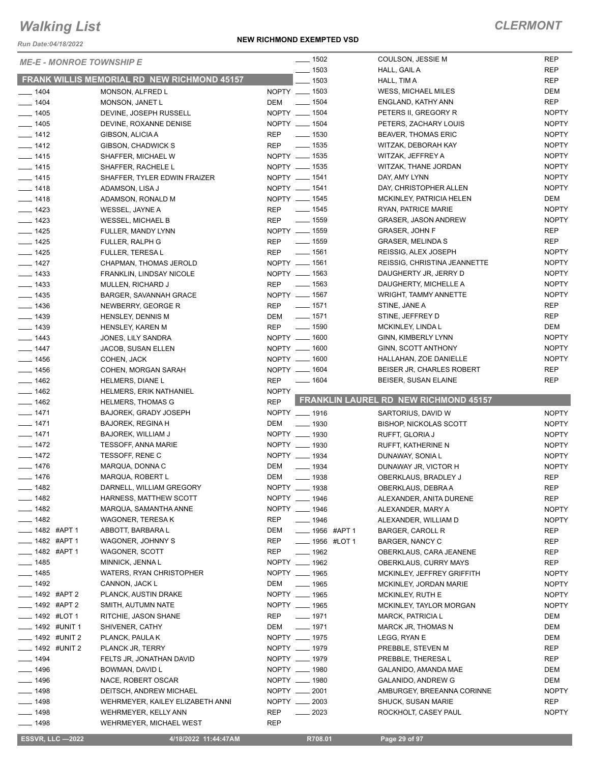# Walking List

**CLERMONT**

Run Date:04/18/2022

**NEW RICHMOND EXEMPTED VSD**

*ME-E - MONROE TOWNSHIP E*

## FRANK WILLIS MEMORIAL RD NEW RICHMOND 45157

| | | |
|---|---|---|
| ____ 1404 | MONSON, ALFRED L | NOPTY |
| ____ 1404 | MONSON, JANET L | DEM |
| ____ 1405 | DEVINE, JOSEPH RUSSELL | NOPTY |
| ____ 1405 | DEVINE, ROXANNE DENISE | NOPTY |
| ____ 1412 | GIBSON, ALICIA A | REP |
| ____ 1412 | GIBSON, CHADWICK S | REP |
| ____ 1415 | SHAFFER, MICHAEL W | NOPTY |
| ____ 1415 | SHAFFER, RACHELE L | NOPTY |
| ____ 1415 | SHAFFER, TYLER EDWIN FRAIZER | NOPTY |
| ____ 1418 | ADAMSON, LISA J | NOPTY |
| ____ 1418 | ADAMSON, RONALD M | NOPTY |
| ____ 1423 | WESSEL, JAYNE A | REP |
| ____ 1423 | WESSEL, MICHAEL B | REP |
| ____ 1425 | FULLER, MANDY LYNN | NOPTY |
| ____ 1425 | FULLER, RALPH G | REP |
| ____ 1425 | FULLER, TERESA L | REP |
| ____ 1427 | CHAPMAN, THOMAS JEROLD | NOPTY |
| ____ 1433 | FRANKLIN, LINDSAY NICOLE | NOPTY |
| ____ 1433 | MULLEN, RICHARD J | REP |
| ____ 1435 | BARGER, SAVANNAH GRACE | NOPTY |
| ____ 1436 | NEWBERRY, GEORGE R | REP |
| ____ 1439 | HENSLEY, DENNIS M | DEM |
| ____ 1439 | HENSLEY, KAREN M | REP |
| ____ 1443 | JONES, LILY SANDRA | NOPTY |
| ____ 1447 | JACOB, SUSAN ELLEN | NOPTY |
| ____ 1456 | COHEN, JACK | NOPTY |
| ____ 1456 | COHEN, MORGAN SARAH | NOPTY |
| ____ 1462 | HELMERS, DIANE L | REP |
| ____ 1462 | HELMERS, ERIK NATHANIEL | NOPTY |
| ____ 1462 | HELMERS, THOMAS G | REP |
| ____ 1471 | BAJOREK, GRADY JOSEPH | NOPTY |
| ____ 1471 | BAJOREK, REGINA H | DEM |
| ____ 1471 | BAJOREK, WILLIAM J | NOPTY |
| ____ 1472 | TESSOFF, ANNA MARIE | NOPTY |
| ____ 1472 | TESSOFF, RENE C | NOPTY |
| ____ 1476 | MARQUA, DONNA C | DEM |
| ____ 1476 | MARQUA, ROBERT L | DEM |
| ____ 1482 | DARNELL, WILLIAM GREGORY | NOPTY |
| ____ 1482 | HARNESS, MATTHEW SCOTT | NOPTY |
| ____ 1482 | MARQUA, SAMANTHA ANNE | NOPTY |
| ____ 1482 | WAGONER, TERESA K | REP |
| ____ 1482 #APT 1 | ABBOTT, BARBARA L | DEM |
| ____ 1482 #APT 1 | WAGONER, JOHNNY S | REP |
| ____ 1482 #APT 1 | WAGONER, SCOTT | REP |
| ____ 1485 | MINNICK, JENNA L | NOPTY |
| ____ 1485 | WATERS, RYAN CHRISTOPHER | NOPTY |
| ____ 1492 | CANNON, JACK L | DEM |
| ____ 1492 #APT 2 | PLANCK, AUSTIN DRAKE | NOPTY |
| ____ 1492 #APT 2 | SMITH, AUTUMN NATE | NOPTY |
| ____ 1492 #LOT 1 | RITCHIE, JASON SHANE | REP |
| ____ 1492 #UNIT 1 | SHIVENER, CATHY | DEM |
| ____ 1492 #UNIT 2 | PLANCK, PAULA K | NOPTY |
| ____ 1492 #UNIT 2 | PLANCK JR, TERRY | NOPTY |
| ____ 1494 | FELTS JR, JONATHAN DAVID | NOPTY |
| ____ 1496 | BOWMAN, DAVID L | NOPTY |
| ____ 1496 | NACE, ROBERT OSCAR | NOPTY |
| ____ 1498 | DEITSCH, ANDREW MICHAEL | NOPTY |
| ____ 1498 | WEHRMEYER, KAILEY ELIZABETH ANNI | NOPTY |
| ____ 1498 | WEHRMEYER, KELLY ANN | REP |
| ____ 1498 | WEHRMEYER, MICHAEL WEST | REP |
| ____ 1502 | COULSON, JESSIE M | REP |
| ____ 1503 | HALL, GAIL A | REP |
| ____ 1503 | HALL, TIM A | REP |
| ____ 1503 | WESS, MICHAEL MILES | DEM |
| ____ 1504 | ENGLAND, KATHY ANN | REP |
| ____ 1504 | PETERS II, GREGORY R | NOPTY |
| ____ 1504 | PETERS, ZACHARY LOUIS | NOPTY |
| ____ 1530 | BEAVER, THOMAS ERIC | NOPTY |
| ____ 1535 | WITZAK, DEBORAH KAY | NOPTY |
| ____ 1535 | WITZAK, JEFFREY A | NOPTY |
| ____ 1535 | WITZAK, THANE JORDAN | NOPTY |
| ____ 1541 | DAY, AMY LYNN | NOPTY |
| ____ 1541 | DAY, CHRISTOPHER ALLEN | NOPTY |
| ____ 1545 | MCKINLEY, PATRICIA HELEN | DEM |
| ____ 1545 | RYAN, PATRICE MARIE | NOPTY |
| ____ 1559 | GRASER, JASON ANDREW | NOPTY |
| ____ 1559 | GRASER, JOHN F | REP |
| ____ 1559 | GRASER, MELINDA S | REP |
| ____ 1561 | REISSIG, ALEX JOSEPH | NOPTY |
| ____ 1561 | REISSIG, CHRISTINA JEANNETTE | NOPTY |
| ____ 1563 | DAUGHERTY JR, JERRY D | NOPTY |
| ____ 1563 | DAUGHERTY, MICHELLE A | NOPTY |
| ____ 1567 | WRIGHT, TAMMY ANNETTE | NOPTY |
| ____ 1571 | STINE, JANE A | REP |
| ____ 1571 | STINE, JEFFREY D | REP |
| ____ 1590 | MCKINLEY, LINDA L | DEM |
| ____ 1600 | GINN, KIMBERLY LYNN | NOPTY |
| ____ 1600 | GINN, SCOTT ANTHONY | NOPTY |
| ____ 1600 | HALLAHAN, ZOE DANIELLE | NOPTY |
| ____ 1604 | BEISER JR, CHARLES ROBERT | REP |
| ____ 1604 | BEISER, SUSAN ELAINE | REP |

## FRANKLIN LAUREL RD NEW RICHMOND 45157

| | | |
|---|---|---|
| ____ 1916 | SARTORIUS, DAVID W | NOPTY |
| ____ 1930 | BISHOP, NICKOLAS SCOTT | NOPTY |
| ____ 1930 | RUFFT, GLORIA J | NOPTY |
| ____ 1930 | RUFFT, KATHERINE N | NOPTY |
| ____ 1934 | DUNAWAY, SONIA L | NOPTY |
| ____ 1934 | DUNAWAY JR, VICTOR H | NOPTY |
| ____ 1938 | OBERKLAUS, BRADLEY J | REP |
| ____ 1938 | OBERKLAUS, DEBRA A | REP |
| ____ 1946 | ALEXANDER, ANITA DURENE | REP |
| ____ 1946 | ALEXANDER, MARY A | NOPTY |
| ____ 1946 | ALEXANDER, WILLIAM D | NOPTY |
| ____ 1956 #APT 1 | BARGER, CAROLL R | REP |
| ____ 1956 #LOT 1 | BARGER, NANCY C | REP |
| ____ 1962 | OBERKLAUS, CARA JEANENE | REP |
| ____ 1962 | OBERKLAUS, CURRY MAYS | REP |
| ____ 1965 | MCKINLEY, JEFFREY GRIFFITH | NOPTY |
| ____ 1965 | MCKINLEY, JORDAN MARIE | NOPTY |
| ____ 1965 | MCKINLEY, RUTH E | NOPTY |
| ____ 1965 | MCKINLEY, TAYLOR MORGAN | NOPTY |
| ____ 1971 | MARCK, PATRICIA L | DEM |
| ____ 1971 | MARCK JR, THOMAS N | DEM |
| ____ 1975 | LEGG, RYAN E | DEM |
| ____ 1979 | PREBBLE, STEVEN M | REP |
| ____ 1979 | PREBBLE, THERESA L | REP |
| ____ 1980 | GALANIDO, AMANDA MAE | DEM |
| ____ 1980 | GALANIDO, ANDREW G | DEM |
| ____ 2001 | AMBURGEY, BREEANNA CORINNE | NOPTY |
| ____ 2003 | SHUCK, SUSAN MARIE | REP |
| ____ 2023 | ROCKHOLT, CASEY PAUL | NOPTY |

ESSVR, LLC —2022 | 4/18/2022 11:44:47AM | R708.01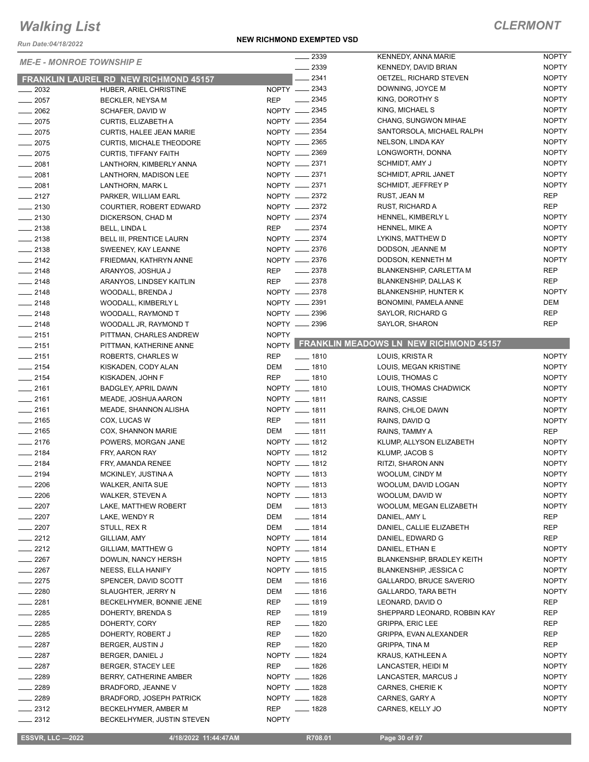# Walking List

**CLERMONT**

Run Date:04/18/2022

**NEW RICHMOND EXEMPTED VSD**

*ME-E - MONROE TOWNSHIP E*

## FRANKLIN LAUREL RD NEW RICHMOND 45157

| | | |
|---|---|---|
| ____ 2032 | HUBER, ARIEL CHRISTINE | NOPTY |
| ____ 2057 | BECKLER, NEYSA M | REP |
| ____ 2062 | SCHAFER, DAVID W | NOPTY |
| ____ 2075 | CURTIS, ELIZABETH A | NOPTY |
| ____ 2075 | CURTIS, HALEE JEAN MARIE | NOPTY |
| ____ 2075 | CURTIS, MICHALE THEODORE | NOPTY |
| ____ 2075 | CURTIS, TIFFANY FAITH | NOPTY |
| ____ 2081 | LANTHORN, KIMBERLY ANNA | NOPTY |
| ____ 2081 | LANTHORN, MADISON LEE | NOPTY |
| ____ 2081 | LANTHORN, MARK L | NOPTY |
| ____ 2127 | PARKER, WILLIAM EARL | NOPTY |
| ____ 2130 | COURTIER, ROBERT EDWARD | NOPTY |
| ____ 2130 | DICKERSON, CHAD M | NOPTY |
| ____ 2138 | BELL, LINDA L | REP |
| ____ 2138 | BELL III, PRENTICE LAURN | NOPTY |
| ____ 2138 | SWEENEY, KAY LEANNE | NOPTY |
| ____ 2142 | FRIEDMAN, KATHRYN ANNE | NOPTY |
| ____ 2148 | ARANYOS, JOSHUA J | REP |
| ____ 2148 | ARANYOS, LINDSEY KAITLIN | REP |
| ____ 2148 | WOODALL, BRENDA J | NOPTY |
| ____ 2148 | WOODALL, KIMBERLY L | NOPTY |
| ____ 2148 | WOODALL, RAYMOND T | NOPTY |
| ____ 2148 | WOODALL JR, RAYMOND T | NOPTY |
| ____ 2151 | PITTMAN, CHARLES ANDREW | NOPTY |
| ____ 2151 | PITTMAN, KATHERINE ANNE | NOPTY |
| ____ 2151 | ROBERTS, CHARLES W | REP |
| ____ 2154 | KISKADEN, CODY ALAN | DEM |
| ____ 2154 | KISKADEN, JOHN F | REP |
| ____ 2161 | BADGLEY, APRIL DAWN | NOPTY |
| ____ 2161 | MEADE, JOSHUA AARON | NOPTY |
| ____ 2161 | MEADE, SHANNON ALISHA | NOPTY |
| ____ 2165 | COX, LUCAS W | REP |
| ____ 2165 | COX, SHANNON MARIE | DEM |
| ____ 2176 | POWERS, MORGAN JANE | NOPTY |
| ____ 2184 | FRY, AARON RAY | NOPTY |
| ____ 2184 | FRY, AMANDA RENEE | NOPTY |
| ____ 2194 | MCKINLEY, JUSTINA A | NOPTY |
| ____ 2206 | WALKER, ANITA SUE | NOPTY |
| ____ 2206 | WALKER, STEVEN A | NOPTY |
| ____ 2207 | LAKE, MATTHEW ROBERT | DEM |
| ____ 2207 | LAKE, WENDY R | DEM |
| ____ 2207 | STULL, REX R | DEM |
| ____ 2212 | GILLIAM, AMY | NOPTY |
| ____ 2212 | GILLIAM, MATTHEW G | NOPTY |
| ____ 2267 | DOWLIN, NANCY HERSH | NOPTY |
| ____ 2267 | NEESS, ELLA HANIFY | NOPTY |
| ____ 2275 | SPENCER, DAVID SCOTT | DEM |
| ____ 2280 | SLAUGHTER, JERRY N | DEM |
| ____ 2281 | BECKELHYMER, BONNIE JENE | REP |
| ____ 2285 | DOHERTY, BRENDA S | REP |
| ____ 2285 | DOHERTY, CORY | REP |
| ____ 2285 | DOHERTY, ROBERT J | REP |
| ____ 2287 | BERGER, AUSTIN J | REP |
| ____ 2287 | BERGER, DANIEL J | NOPTY |
| ____ 2287 | BERGER, STACEY LEE | REP |
| ____ 2289 | BERRY, CATHERINE AMBER | NOPTY |
| ____ 2289 | BRADFORD, JEANNE V | NOPTY |
| ____ 2289 | BRADFORD, JOSEPH PATRICK | NOPTY |
| ____ 2312 | BECKELHYMER, AMBER M | REP |
| ____ 2312 | BECKELHYMER, JUSTIN STEVEN | NOPTY |
| ____ 2339 | KENNEDY, ANNA MARIE | NOPTY |
| ____ 2339 | KENNEDY, DAVID BRIAN | NOPTY |
| ____ 2341 | OETZEL, RICHARD STEVEN | NOPTY |
| ____ 2343 | DOWNING, JOYCE M | NOPTY |
| ____ 2345 | KING, DOROTHY S | NOPTY |
| ____ 2345 | KING, MICHAEL S | NOPTY |
| ____ 2354 | CHANG, SUNGWON MIHAE | NOPTY |
| ____ 2354 | SANTORSOLA, MICHAEL RALPH | NOPTY |
| ____ 2365 | NELSON, LINDA KAY | NOPTY |
| ____ 2369 | LONGWORTH, DONNA | NOPTY |
| ____ 2371 | SCHMIDT, AMY J | NOPTY |
| ____ 2371 | SCHMIDT, APRIL JANET | NOPTY |
| ____ 2371 | SCHMIDT, JEFFREY P | NOPTY |
| ____ 2372 | RUST, JEAN M | REP |
| ____ 2372 | RUST, RICHARD A | REP |
| ____ 2374 | HENNEL, KIMBERLY L | NOPTY |
| ____ 2374 | HENNEL, MIKE A | NOPTY |
| ____ 2374 | LYKINS, MATTHEW D | NOPTY |
| ____ 2376 | DODSON, JEANNE M | NOPTY |
| ____ 2376 | DODSON, KENNETH M | NOPTY |
| ____ 2378 | BLANKENSHIP, CARLETTA M | REP |
| ____ 2378 | BLANKENSHIP, DALLAS K | REP |
| ____ 2378 | BLANKENSHIP, HUNTER K | NOPTY |
| ____ 2391 | BONOMINI, PAMELA ANNE | DEM |
| ____ 2396 | SAYLOR, RICHARD G | REP |
| ____ 2396 | SAYLOR, SHARON | REP |

## FRANKLIN MEADOWS LN NEW RICHMOND 45157

| | | |
|---|---|---|
| ____ 1810 | LOUIS, KRISTA R | NOPTY |
| ____ 1810 | LOUIS, MEGAN KRISTINE | NOPTY |
| ____ 1810 | LOUIS, THOMAS C | NOPTY |
| ____ 1810 | LOUIS, THOMAS CHADWICK | NOPTY |
| ____ 1811 | RAINS, CASSIE | NOPTY |
| ____ 1811 | RAINS, CHLOE DAWN | NOPTY |
| ____ 1811 | RAINS, DAVID Q | NOPTY |
| ____ 1811 | RAINS, TAMMY A | REP |
| ____ 1812 | KLUMP, ALLYSON ELIZABETH | NOPTY |
| ____ 1812 | KLUMP, JACOB S | NOPTY |
| ____ 1812 | RITZI, SHARON ANN | NOPTY |
| ____ 1813 | WOOLUM, CINDY M | NOPTY |
| ____ 1813 | WOOLUM, DAVID LOGAN | NOPTY |
| ____ 1813 | WOOLUM, DAVID W | NOPTY |
| ____ 1813 | WOOLUM, MEGAN ELIZABETH | NOPTY |
| ____ 1814 | DANIEL, AMY L | REP |
| ____ 1814 | DANIEL, CALLIE ELIZABETH | REP |
| ____ 1814 | DANIEL, EDWARD G | REP |
| ____ 1814 | DANIEL, ETHAN E | NOPTY |
| ____ 1815 | BLANKENSHIP, BRADLEY KEITH | NOPTY |
| ____ 1815 | BLANKENSHIP, JESSICA C | NOPTY |
| ____ 1816 | GALLARDO, BRUCE SAVERIO | NOPTY |
| ____ 1816 | GALLARDO, TARA BETH | NOPTY |
| ____ 1819 | LEONARD, DAVID O | REP |
| ____ 1819 | SHEPPARD LEONARD, ROBBIN KAY | REP |
| ____ 1820 | GRIPPA, ERIC LEE | REP |
| ____ 1820 | GRIPPA, EVAN ALEXANDER | REP |
| ____ 1820 | GRIPPA, TINA M | REP |
| ____ 1824 | KRAUS, KATHLEEN A | NOPTY |
| ____ 1826 | LANCASTER, HEIDI M | NOPTY |
| ____ 1826 | LANCASTER, MARCUS J | NOPTY |
| ____ 1828 | CARNES, CHERIE K | NOPTY |
| ____ 1828 | CARNES, GARY A | NOPTY |
| ____ 1828 | CARNES, KELLY JO | NOPTY |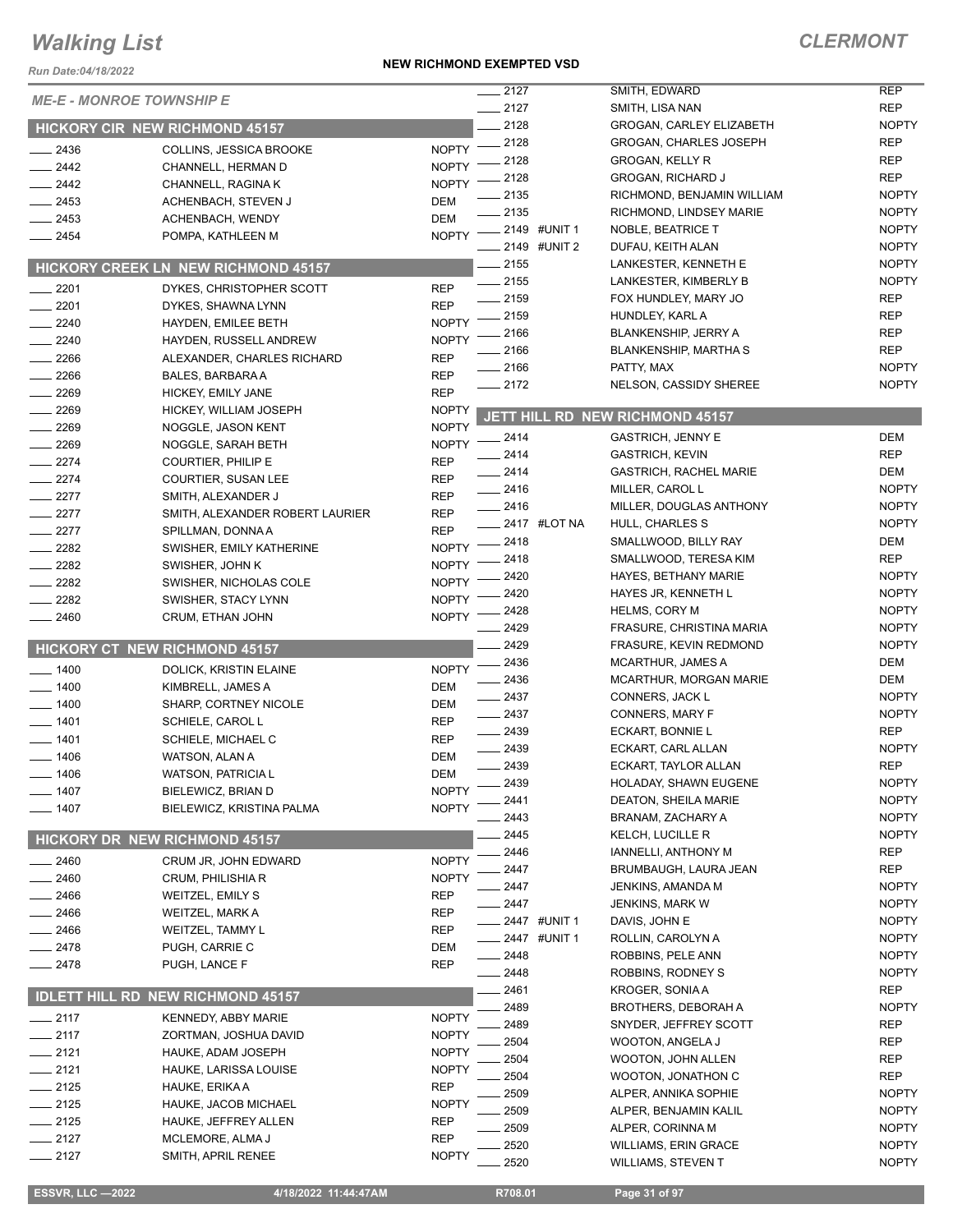# Walking List

## CLERMONT

Run Date:04/18/2022

**NEW RICHMOND EXEMPTED VSD**

*ME-E - MONROE TOWNSHIP E*

### HICKORY CIR NEW RICHMOND 45157

| | | |
|---|---|---|
| 2436 | COLLINS, JESSICA BROOKE | NOPTY |
| 2442 | CHANNELL, HERMAN D | NOPTY |
| 2442 | CHANNELL, RAGINA K | NOPTY |
| 2453 | ACHENBACH, STEVEN J | DEM |
| 2453 | ACHENBACH, WENDY | DEM |
| 2454 | POMPA, KATHLEEN M | NOPTY |

### HICKORY CREEK LN NEW RICHMOND 45157

| | | |
|---|---|---|
| 2201 | DYKES, CHRISTOPHER SCOTT | REP |
| 2201 | DYKES, SHAWNA LYNN | REP |
| 2240 | HAYDEN, EMILEE BETH | NOPTY |
| 2240 | HAYDEN, RUSSELL ANDREW | NOPTY |
| 2266 | ALEXANDER, CHARLES RICHARD | REP |
| 2266 | BALES, BARBARA A | REP |
| 2269 | HICKEY, EMILY JANE | REP |
| 2269 | HICKEY, WILLIAM JOSEPH | NOPTY |
| 2269 | NOGGLE, JASON KENT | NOPTY |
| 2269 | NOGGLE, SARAH BETH | NOPTY |
| 2274 | COURTIER, PHILIP E | REP |
| 2274 | COURTIER, SUSAN LEE | REP |
| 2277 | SMITH, ALEXANDER J | REP |
| 2277 | SMITH, ALEXANDER ROBERT LAURIER | REP |
| 2277 | SPILLMAN, DONNA A | REP |
| 2282 | SWISHER, EMILY KATHERINE | NOPTY |
| 2282 | SWISHER, JOHN K | NOPTY |
| 2282 | SWISHER, NICHOLAS COLE | NOPTY |
| 2282 | SWISHER, STACY LYNN | NOPTY |
| 2460 | CRUM, ETHAN JOHN | NOPTY |

### HICKORY CT NEW RICHMOND 45157

| | | |
|---|---|---|
| 1400 | DOLICK, KRISTIN ELAINE | NOPTY |
| 1400 | KIMBRELL, JAMES A | DEM |
| 1400 | SHARP, CORTNEY NICOLE | DEM |
| 1401 | SCHIELE, CAROL L | REP |
| 1401 | SCHIELE, MICHAEL C | REP |
| 1406 | WATSON, ALAN A | DEM |
| 1406 | WATSON, PATRICIA L | DEM |
| 1407 | BIELEWICZ, BRIAN D | NOPTY |
| 1407 | BIELEWICZ, KRISTINA PALMA | NOPTY |

### HICKORY DR NEW RICHMOND 45157

| | | |
|---|---|---|
| 2460 | CRUM JR, JOHN EDWARD | NOPTY |
| 2460 | CRUM, PHILISHIA R | NOPTY |
| 2466 | WEITZEL, EMILY S | REP |
| 2466 | WEITZEL, MARK A | REP |
| 2466 | WEITZEL, TAMMY L | REP |
| 2478 | PUGH, CARRIE C | DEM |
| 2478 | PUGH, LANCE F | REP |

### IDLETT HILL RD NEW RICHMOND 45157

| | | |
|---|---|---|
| 2117 | KENNEDY, ABBY MARIE | NOPTY |
| 2117 | ZORTMAN, JOSHUA DAVID | NOPTY |
| 2121 | HAUKE, ADAM JOSEPH | NOPTY |
| 2121 | HAUKE, LARISSA LOUISE | NOPTY |
| 2125 | HAUKE, ERIKA A | REP |
| 2125 | HAUKE, JACOB MICHAEL | NOPTY |
| 2125 | HAUKE, JEFFREY ALLEN | REP |
| 2127 | MCLEMORE, ALMA J | REP |
| 2127 | SMITH, APRIL RENEE | NOPTY |
| 2127 | SMITH, EDWARD | REP |
| 2127 | SMITH, LISA NAN | REP |
| 2128 | GROGAN, CARLEY ELIZABETH | NOPTY |
| 2128 | GROGAN, CHARLES JOSEPH | REP |
| 2128 | GROGAN, KELLY R | REP |
| 2128 | GROGAN, RICHARD J | REP |
| 2135 | RICHMOND, BENJAMIN WILLIAM | NOPTY |
| 2135 | RICHMOND, LINDSEY MARIE | NOPTY |
| 2149 #UNIT 1 | NOBLE, BEATRICE T | NOPTY |
| 2149 #UNIT 2 | DUFAU, KEITH ALAN | NOPTY |
| 2155 | LANKESTER, KENNETH E | NOPTY |
| 2155 | LANKESTER, KIMBERLY B | NOPTY |
| 2159 | FOX HUNDLEY, MARY JO | REP |
| 2159 | HUNDLEY, KARL A | REP |
| 2166 | BLANKENSHIP, JERRY A | REP |
| 2166 | BLANKENSHIP, MARTHA S | REP |
| 2166 | PATTY, MAX | NOPTY |
| 2172 | NELSON, CASSIDY SHEREE | NOPTY |

### JETT HILL RD NEW RICHMOND 45157

| | | |
|---|---|---|
| 2414 | GASTRICH, JENNY E | DEM |
| 2414 | GASTRICH, KEVIN | REP |
| 2414 | GASTRICH, RACHEL MARIE | DEM |
| 2416 | MILLER, CAROL L | NOPTY |
| 2416 | MILLER, DOUGLAS ANTHONY | NOPTY |
| 2417 #LOT NA | HULL, CHARLES S | NOPTY |
| 2418 | SMALLWOOD, BILLY RAY | DEM |
| 2418 | SMALLWOOD, TERESA KIM | REP |
| 2420 | HAYES, BETHANY MARIE | NOPTY |
| 2420 | HAYES JR, KENNETH L | NOPTY |
| 2428 | HELMS, CORY M | NOPTY |
| 2429 | FRASURE, CHRISTINA MARIA | NOPTY |
| 2429 | FRASURE, KEVIN REDMOND | NOPTY |
| 2436 | MCARTHUR, JAMES A | DEM |
| 2436 | MCARTHUR, MORGAN MARIE | DEM |
| 2437 | CONNERS, JACK L | NOPTY |
| 2437 | CONNERS, MARY F | NOPTY |
| 2439 | ECKART, BONNIE L | REP |
| 2439 | ECKART, CARL ALLAN | NOPTY |
| 2439 | ECKART, TAYLOR ALLAN | REP |
| 2439 | HOLADAY, SHAWN EUGENE | NOPTY |
| 2441 | DEATON, SHEILA MARIE | NOPTY |
| 2443 | BRANAM, ZACHARY A | NOPTY |
| 2445 | KELCH, LUCILLE R | NOPTY |
| 2446 | IANNELLI, ANTHONY M | REP |
| 2447 | BRUMBAUGH, LAURA JEAN | REP |
| 2447 | JENKINS, AMANDA M | NOPTY |
| 2447 | JENKINS, MARK W | NOPTY |
| 2447 #UNIT 1 | DAVIS, JOHN E | NOPTY |
| 2447 #UNIT 1 | ROLLIN, CAROLYN A | NOPTY |
| 2448 | ROBBINS, PELE ANN | NOPTY |
| 2448 | ROBBINS, RODNEY S | NOPTY |
| 2461 | KROGER, SONIA A | REP |
| 2489 | BROTHERS, DEBORAH A | NOPTY |
| 2489 | SNYDER, JEFFREY SCOTT | REP |
| 2504 | WOOTON, ANGELA J | REP |
| 2504 | WOOTON, JOHN ALLEN | REP |
| 2504 | WOOTON, JONATHON C | REP |
| 2509 | ALPER, ANNIKA SOPHIE | NOPTY |
| 2509 | ALPER, BENJAMIN KALIL | NOPTY |
| 2509 | ALPER, CORINNA M | NOPTY |
| 2520 | WILLIAMS, ERIN GRACE | NOPTY |
| 2520 | WILLIAMS, STEVEN T | NOPTY |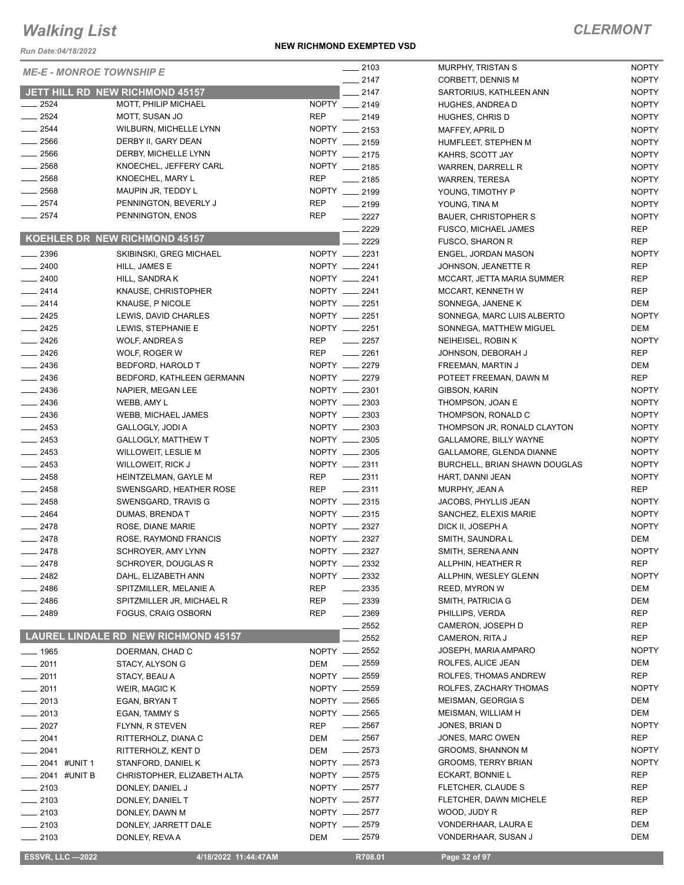# Walking List

**CLERMONT**

Run Date:04/18/2022

**NEW RICHMOND EXEMPTED VSD**

*ME-E - MONROE TOWNSHIP E*

## JETT HILL RD NEW RICHMOND 45157

| | | |
|---|---|---|
| 2524 | MOTT, PHILIP MICHAEL | NOPTY |
| 2524 | MOTT, SUSAN JO | REP |
| 2544 | WILBURN, MICHELLE LYNN | NOPTY |
| 2566 | DERBY II, GARY DEAN | NOPTY |
| 2566 | DERBY, MICHELLE LYNN | NOPTY |
| 2568 | KNOECHEL, JEFFERY CARL | NOPTY |
| 2568 | KNOECHEL, MARY L | REP |
| 2568 | MAUPIN JR, TEDDY L | NOPTY |
| 2574 | PENNINGTON, BEVERLY J | REP |
| 2574 | PENNINGTON, ENOS | REP |

## KOEHLER DR NEW RICHMOND 45157

| | | |
|---|---|---|
| 2396 | SKIBINSKI, GREG MICHAEL | NOPTY |
| 2400 | HILL, JAMES E | NOPTY |
| 2400 | HILL, SANDRA K | NOPTY |
| 2414 | KNAUSE, CHRISTOPHER | NOPTY |
| 2414 | KNAUSE, P NICOLE | NOPTY |
| 2425 | LEWIS, DAVID CHARLES | NOPTY |
| 2425 | LEWIS, STEPHANIE E | NOPTY |
| 2426 | WOLF, ANDREA S | REP |
| 2426 | WOLF, ROGER W | REP |
| 2436 | BEDFORD, HAROLD T | NOPTY |
| 2436 | BEDFORD, KATHLEEN GERMANN | NOPTY |
| 2436 | NAPIER, MEGAN LEE | NOPTY |
| 2436 | WEBB, AMY L | NOPTY |
| 2436 | WEBB, MICHAEL JAMES | NOPTY |
| 2453 | GALLOGLY, JODI A | NOPTY |
| 2453 | GALLOGLY, MATTHEW T | NOPTY |
| 2453 | WILLOWEIT, LESLIE M | NOPTY |
| 2453 | WILLOWEIT, RICK J | NOPTY |
| 2458 | HEINTZELMAN, GAYLE M | REP |
| 2458 | SWENSGARD, HEATHER ROSE | REP |
| 2458 | SWENSGARD, TRAVIS G | NOPTY |
| 2464 | DUMAS, BRENDA T | NOPTY |
| 2478 | ROSE, DIANE MARIE | NOPTY |
| 2478 | ROSE, RAYMOND FRANCIS | NOPTY |
| 2478 | SCHROYER, AMY LYNN | NOPTY |
| 2478 | SCHROYER, DOUGLAS R | NOPTY |
| 2482 | DAHL, ELIZABETH ANN | NOPTY |
| 2486 | SPITZMILLER, MELANIE A | REP |
| 2486 | SPITZMILLER JR, MICHAEL R | REP |
| 2489 | FOGUS, CRAIG OSBORN | REP |

## LAUREL LINDALE RD NEW RICHMOND 45157

| | | |
|---|---|---|
| 1965 | DOERMAN, CHAD C | NOPTY |
| 2011 | STACY, ALYSON G | DEM |
| 2011 | STACY, BEAU A | NOPTY |
| 2011 | WEIR, MAGIC K | NOPTY |
| 2013 | EGAN, BRYAN T | NOPTY |
| 2013 | EGAN, TAMMY S | NOPTY |
| 2027 | FLYNN, R STEVEN | REP |
| 2041 | RITTERHOLZ, DIANA C | DEM |
| 2041 | RITTERHOLZ, KENT D | DEM |
| 2041 #UNIT 1 | STANFORD, DANIEL K | NOPTY |
| 2041 #UNIT B | CHRISTOPHER, ELIZABETH ALTA | NOPTY |
| 2103 | DONLEY, DANIEL J | NOPTY |
| 2103 | DONLEY, DANIEL T | NOPTY |
| 2103 | DONLEY, DAWN M | NOPTY |
| 2103 | DONLEY, JARRETT DALE | NOPTY |
| 2103 | DONLEY, REVA A | DEM |
| 2103 | MURPHY, TRISTAN S | NOPTY |
| 2147 | CORBETT, DENNIS M | NOPTY |
| 2147 | SARTORIUS, KATHLEEN ANN | NOPTY |
| 2149 | HUGHES, ANDREA D | NOPTY |
| 2149 | HUGHES, CHRIS D | NOPTY |
| 2153 | MAFFEY, APRIL D | NOPTY |
| 2159 | HUMFLEET, STEPHEN M | NOPTY |
| 2175 | KAHRS, SCOTT JAY | NOPTY |
| 2185 | WARREN, DARRELL R | NOPTY |
| 2185 | WARREN, TERESA | NOPTY |
| 2199 | YOUNG, TIMOTHY P | NOPTY |
| 2199 | YOUNG, TINA M | NOPTY |
| 2227 | BAUER, CHRISTOPHER S | NOPTY |
| 2229 | FUSCO, MICHAEL JAMES | REP |
| 2229 | FUSCO, SHARON R | REP |
| 2231 | ENGEL, JORDAN MASON | NOPTY |
| 2241 | JOHNSON, JEANETTE R | REP |
| 2241 | MCCART, JETTA MARIA SUMMER | REP |
| 2241 | MCCART, KENNETH W | REP |
| 2251 | SONNEGA, JANENE K | DEM |
| 2251 | SONNEGA, MARC LUIS ALBERTO | NOPTY |
| 2251 | SONNEGA, MATTHEW MIGUEL | DEM |
| 2257 | NEIHEISEL, ROBIN K | NOPTY |
| 2261 | JOHNSON, DEBORAH J | REP |
| 2279 | FREEMAN, MARTIN J | DEM |
| 2279 | POTEET FREEMAN, DAWN M | REP |
| 2301 | GIBSON, KARIN | NOPTY |
| 2303 | THOMPSON, JOAN E | NOPTY |
| 2303 | THOMPSON, RONALD C | NOPTY |
| 2303 | THOMPSON JR, RONALD CLAYTON | NOPTY |
| 2305 | GALLAMORE, BILLY WAYNE | NOPTY |
| 2305 | GALLAMORE, GLENDA DIANNE | NOPTY |
| 2311 | BURCHELL, BRIAN SHAWN DOUGLAS | NOPTY |
| 2311 | HART, DANNI JEAN | NOPTY |
| 2311 | MURPHY, JEAN A | REP |
| 2315 | JACOBS, PHYLLIS JEAN | NOPTY |
| 2315 | SANCHEZ, ELEXIS MARIE | NOPTY |
| 2327 | DICK II, JOSEPH A | NOPTY |
| 2327 | SMITH, SAUNDRA L | DEM |
| 2327 | SMITH, SERENA ANN | NOPTY |
| 2332 | ALLPHIN, HEATHER R | REP |
| 2332 | ALLPHIN, WESLEY GLENN | NOPTY |
| 2335 | REED, MYRON W | DEM |
| 2339 | SMITH, PATRICIA G | DEM |
| 2369 | PHILLIPS, VERDA | REP |
| 2552 | CAMERON, JOSEPH D | REP |
| 2552 | CAMERON, RITA J | REP |
| 2552 | JOSEPH, MARIA AMPARO | NOPTY |
| 2559 | ROLFES, ALICE JEAN | DEM |
| 2559 | ROLFES, THOMAS ANDREW | REP |
| 2559 | ROLFES, ZACHARY THOMAS | NOPTY |
| 2565 | MEISMAN, GEORGIA S | DEM |
| 2565 | MEISMAN, WILLIAM H | DEM |
| 2567 | JONES, BRIAN D | NOPTY |
| 2567 | JONES, MARC OWEN | REP |
| 2573 | GROOMS, SHANNON M | NOPTY |
| 2573 | GROOMS, TERRY BRIAN | NOPTY |
| 2575 | ECKART, BONNIE L | REP |
| 2577 | FLETCHER, CLAUDE S | REP |
| 2577 | FLETCHER, DAWN MICHELE | REP |
| 2577 | WOOD, JUDY R | REP |
| 2579 | VONDERHAAR, LAURA E | DEM |
| 2579 | VONDERHAAR, SUSAN J | DEM |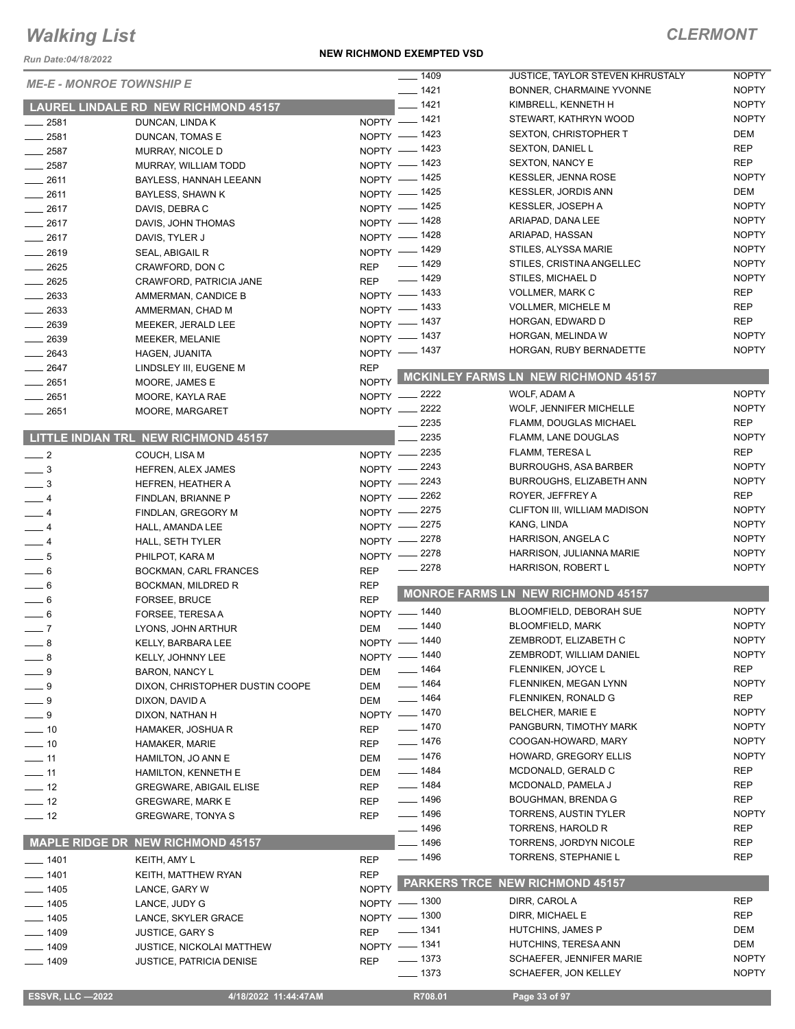# Walking List

## CLERMONT

Run Date:04/18/2022

**NEW RICHMOND EXEMPTED VSD**

*ME-E - MONROE TOWNSHIP E*

### LAUREL LINDALE RD NEW RICHMOND 45157

| | | |
|---|---|---|
| 2581 | DUNCAN, LINDA K | NOPTY |
| 2581 | DUNCAN, TOMAS E | NOPTY |
| 2587 | MURRAY, NICOLE D | NOPTY |
| 2587 | MURRAY, WILLIAM TODD | NOPTY |
| 2611 | BAYLESS, HANNAH LEEANN | NOPTY |
| 2611 | BAYLESS, SHAWN K | NOPTY |
| 2617 | DAVIS, DEBRA C | NOPTY |
| 2617 | DAVIS, JOHN THOMAS | NOPTY |
| 2617 | DAVIS, TYLER J | NOPTY |
| 2619 | SEAL, ABIGAIL R | NOPTY |
| 2625 | CRAWFORD, DON C | REP |
| 2625 | CRAWFORD, PATRICIA JANE | REP |
| 2633 | AMMERMAN, CANDICE B | NOPTY |
| 2633 | AMMERMAN, CHAD M | NOPTY |
| 2639 | MEEKER, JERALD LEE | NOPTY |
| 2639 | MEEKER, MELANIE | NOPTY |
| 2643 | HAGEN, JUANITA | NOPTY |
| 2647 | LINDSLEY III, EUGENE M | REP |
| 2651 | MOORE, JAMES E | NOPTY |
| 2651 | MOORE, KAYLA RAE | NOPTY |
| 2651 | MOORE, MARGARET | NOPTY |

### LITTLE INDIAN TRL NEW RICHMOND 45157

| | | |
|---|---|---|
| 2 | COUCH, LISA M | NOPTY |
| 3 | HEFREN, ALEX JAMES | NOPTY |
| 3 | HEFREN, HEATHER A | NOPTY |
| 4 | FINDLAN, BRIANNE P | NOPTY |
| 4 | FINDLAN, GREGORY M | NOPTY |
| 4 | HALL, AMANDA LEE | NOPTY |
| 4 | HALL, SETH TYLER | NOPTY |
| 5 | PHILPOT, KARA M | NOPTY |
| 6 | BOCKMAN, CARL FRANCES | REP |
| 6 | BOCKMAN, MILDRED R | REP |
| 6 | FORSEE, BRUCE | REP |
| 6 | FORSEE, TERESA A | NOPTY |
| 7 | LYONS, JOHN ARTHUR | DEM |
| 8 | KELLY, BARBARA LEE | NOPTY |
| 8 | KELLY, JOHNNY LEE | NOPTY |
| 9 | BARON, NANCY L | DEM |
| 9 | DIXON, CHRISTOPHER DUSTIN COOPE | DEM |
| 9 | DIXON, DAVID A | DEM |
| 9 | DIXON, NATHAN H | NOPTY |
| 10 | HAMAKER, JOSHUA R | REP |
| 10 | HAMAKER, MARIE | REP |
| 11 | HAMILTON, JO ANN E | DEM |
| 11 | HAMILTON, KENNETH E | DEM |
| 12 | GREGWARE, ABIGAIL ELISE | REP |
| 12 | GREGWARE, MARK E | REP |
| 12 | GREGWARE, TONYA S | REP |

### MAPLE RIDGE DR NEW RICHMOND 45157

| | | |
|---|---|---|
| 1401 | KEITH, AMY L | REP |
| 1401 | KEITH, MATTHEW RYAN | REP |
| 1405 | LANCE, GARY W | NOPTY |
| 1405 | LANCE, JUDY G | NOPTY |
| 1405 | LANCE, SKYLER GRACE | NOPTY |
| 1409 | JUSTICE, GARY S | REP |
| 1409 | JUSTICE, NICKOLAI MATTHEW | NOPTY |
| 1409 | JUSTICE, PATRICIA DENISE | REP |
| 1409 | JUSTICE, TAYLOR STEVEN KHRUSTALY | NOPTY |
| 1421 | BONNER, CHARMAINE YVONNE | NOPTY |
| 1421 | KIMBRELL, KENNETH H | NOPTY |
| 1421 | STEWART, KATHRYN WOOD | NOPTY |
| 1423 | SEXTON, CHRISTOPHER T | DEM |
| 1423 | SEXTON, DANIEL L | REP |
| 1423 | SEXTON, NANCY E | REP |
| 1425 | KESSLER, JENNA ROSE | NOPTY |
| 1425 | KESSLER, JORDIS ANN | DEM |
| 1425 | KESSLER, JOSEPH A | NOPTY |
| 1428 | ARIAPAD, DANA LEE | NOPTY |
| 1428 | ARIAPAD, HASSAN | NOPTY |
| 1429 | STILES, ALYSSA MARIE | NOPTY |
| 1429 | STILES, CRISTINA ANGELLEC | NOPTY |
| 1429 | STILES, MICHAEL D | NOPTY |
| 1433 | VOLLMER, MARK C | REP |
| 1433 | VOLLMER, MICHELE M | REP |
| 1437 | HORGAN, EDWARD D | REP |
| 1437 | HORGAN, MELINDA W | NOPTY |
| 1437 | HORGAN, RUBY BERNADETTE | NOPTY |

### MCKINLEY FARMS LN NEW RICHMOND 45157

| | | |
|---|---|---|
| 2222 | WOLF, ADAM A | NOPTY |
| 2222 | WOLF, JENNIFER MICHELLE | NOPTY |
| 2235 | FLAMM, DOUGLAS MICHAEL | REP |
| 2235 | FLAMM, LANE DOUGLAS | NOPTY |
| 2235 | FLAMM, TERESA L | REP |
| 2243 | BURROUGHS, ASA BARBER | NOPTY |
| 2243 | BURROUGHS, ELIZABETH ANN | NOPTY |
| 2262 | ROYER, JEFFREY A | REP |
| 2275 | CLIFTON III, WILLIAM MADISON | NOPTY |
| 2275 | KANG, LINDA | NOPTY |
| 2278 | HARRISON, ANGELA C | NOPTY |
| 2278 | HARRISON, JULIANNA MARIE | NOPTY |
| 2278 | HARRISON, ROBERT L | NOPTY |

### MONROE FARMS LN NEW RICHMOND 45157

| | | |
|---|---|---|
| 1440 | BLOOMFIELD, DEBORAH SUE | NOPTY |
| 1440 | BLOOMFIELD, MARK | NOPTY |
| 1440 | ZEMBRODT, ELIZABETH C | NOPTY |
| 1440 | ZEMBRODT, WILLIAM DANIEL | NOPTY |
| 1464 | FLENNIKEN, JOYCE L | REP |
| 1464 | FLENNIKEN, MEGAN LYNN | NOPTY |
| 1464 | FLENNIKEN, RONALD G | REP |
| 1470 | BELCHER, MARIE E | NOPTY |
| 1470 | PANGBURN, TIMOTHY MARK | NOPTY |
| 1476 | COOGAN-HOWARD, MARY | NOPTY |
| 1476 | HOWARD, GREGORY ELLIS | NOPTY |
| 1484 | MCDONALD, GERALD C | REP |
| 1484 | MCDONALD, PAMELA J | REP |
| 1496 | BOUGHMAN, BRENDA G | REP |
| 1496 | TORRENS, AUSTIN TYLER | NOPTY |
| 1496 | TORRENS, HAROLD R | REP |
| 1496 | TORRENS, JORDYN NICOLE | REP |
| 1496 | TORRENS, STEPHANIE L | REP |

### PARKERS TRCE NEW RICHMOND 45157

| | | |
|---|---|---|
| 1300 | DIRR, CAROL A | REP |
| 1300 | DIRR, MICHAEL E | REP |
| 1341 | HUTCHINS, JAMES P | DEM |
| 1341 | HUTCHINS, TERESA ANN | DEM |
| 1373 | SCHAEFER, JENNIFER MARIE | NOPTY |
| 1373 | SCHAEFER, JON KELLEY | NOPTY |

ESSVR, LLC —2022 | 4/18/2022 11:44:47AM | R708.01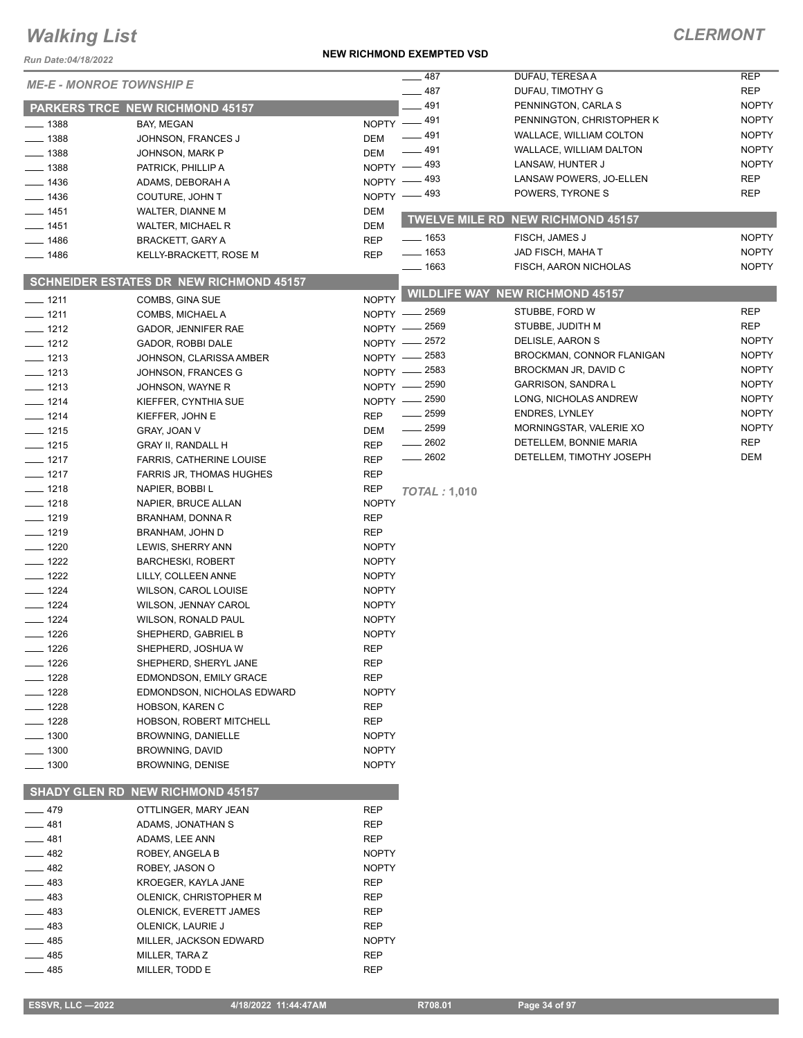# Walking List

**CLERMONT**

Run Date:04/18/2022

**NEW RICHMOND EXEMPTED VSD**

*ME-E - MONROE TOWNSHIP E*

## PARKERS TRCE NEW RICHMOND 45157

| | | |
|---|---|---|
| ___ 1388 | BAY, MEGAN | NOPTY |
| ___ 1388 | JOHNSON, FRANCES J | DEM |
| ___ 1388 | JOHNSON, MARK P | DEM |
| ___ 1388 | PATRICK, PHILLIP A | NOPTY |
| ___ 1436 | ADAMS, DEBORAH A | NOPTY |
| ___ 1436 | COUTURE, JOHN T | NOPTY |
| ___ 1451 | WALTER, DIANNE M | DEM |
| ___ 1451 | WALTER, MICHAEL R | DEM |
| ___ 1486 | BRACKETT, GARY A | REP |
| ___ 1486 | KELLY-BRACKETT, ROSE M | REP |

## SCHNEIDER ESTATES DR NEW RICHMOND 45157

| | | |
|---|---|---|
| ___ 1211 | COMBS, GINA SUE | NOPTY |
| ___ 1211 | COMBS, MICHAEL A | NOPTY |
| ___ 1212 | GADOR, JENNIFER RAE | NOPTY |
| ___ 1212 | GADOR, ROBBI DALE | NOPTY |
| ___ 1213 | JOHNSON, CLARISSA AMBER | NOPTY |
| ___ 1213 | JOHNSON, FRANCES G | NOPTY |
| ___ 1213 | JOHNSON, WAYNE R | NOPTY |
| ___ 1214 | KIEFFER, CYNTHIA SUE | NOPTY |
| ___ 1214 | KIEFFER, JOHN E | REP |
| ___ 1215 | GRAY, JOAN V | DEM |
| ___ 1215 | GRAY II, RANDALL H | REP |
| ___ 1217 | FARRIS, CATHERINE LOUISE | REP |
| ___ 1217 | FARRIS JR, THOMAS HUGHES | REP |
| ___ 1218 | NAPIER, BOBBI L | REP |
| ___ 1218 | NAPIER, BRUCE ALLAN | NOPTY |
| ___ 1219 | BRANHAM, DONNA R | REP |
| ___ 1219 | BRANHAM, JOHN D | REP |
| ___ 1220 | LEWIS, SHERRY ANN | NOPTY |
| ___ 1222 | BARCHESKI, ROBERT | NOPTY |
| ___ 1222 | LILLY, COLLEEN ANNE | NOPTY |
| ___ 1224 | WILSON, CAROL LOUISE | NOPTY |
| ___ 1224 | WILSON, JENNAY CAROL | NOPTY |
| ___ 1224 | WILSON, RONALD PAUL | NOPTY |
| ___ 1226 | SHEPHERD, GABRIEL B | NOPTY |
| ___ 1226 | SHEPHERD, JOSHUA W | REP |
| ___ 1226 | SHEPHERD, SHERYL JANE | REP |
| ___ 1228 | EDMONDSON, EMILY GRACE | REP |
| ___ 1228 | EDMONDSON, NICHOLAS EDWARD | NOPTY |
| ___ 1228 | HOBSON, KAREN C | REP |
| ___ 1228 | HOBSON, ROBERT MITCHELL | REP |
| ___ 1300 | BROWNING, DANIELLE | NOPTY |
| ___ 1300 | BROWNING, DAVID | NOPTY |
| ___ 1300 | BROWNING, DENISE | NOPTY |

## SHADY GLEN RD NEW RICHMOND 45157

| | | |
|---|---|---|
| ___ 479 | OTTLINGER, MARY JEAN | REP |
| ___ 481 | ADAMS, JONATHAN S | REP |
| ___ 481 | ADAMS, LEE ANN | REP |
| ___ 482 | ROBEY, ANGELA B | NOPTY |
| ___ 482 | ROBEY, JASON O | NOPTY |
| ___ 483 | KROEGER, KAYLA JANE | REP |
| ___ 483 | OLENICK, CHRISTOPHER M | REP |
| ___ 483 | OLENICK, EVERETT JAMES | REP |
| ___ 483 | OLENICK, LAURIE J | REP |
| ___ 485 | MILLER, JACKSON EDWARD | NOPTY |
| ___ 485 | MILLER, TARA Z | REP |
| ___ 485 | MILLER, TODD E | REP |
| ___ 487 | DUFAU, TERESA A | REP |
| ___ 487 | DUFAU, TIMOTHY G | REP |
| ___ 491 | PENNINGTON, CARLA S | NOPTY |
| ___ 491 | PENNINGTON, CHRISTOPHER K | NOPTY |
| ___ 491 | WALLACE, WILLIAM COLTON | NOPTY |
| ___ 491 | WALLACE, WILLIAM DALTON | NOPTY |
| ___ 493 | LANSAW, HUNTER J | NOPTY |
| ___ 493 | LANSAW POWERS, JO-ELLEN | REP |
| ___ 493 | POWERS, TYRONE S | REP |

## TWELVE MILE RD NEW RICHMOND 45157

| | | |
|---|---|---|
| ___ 1653 | FISCH, JAMES J | NOPTY |
| ___ 1653 | JAD FISCH, MAHA T | NOPTY |
| ___ 1663 | FISCH, AARON NICHOLAS | NOPTY |

## WILDLIFE WAY NEW RICHMOND 45157

| | | |
|---|---|---|
| ___ 2569 | STUBBE, FORD W | REP |
| ___ 2569 | STUBBE, JUDITH M | REP |
| ___ 2572 | DELISLE, AARON S | NOPTY |
| ___ 2583 | BROCKMAN, CONNOR FLANIGAN | NOPTY |
| ___ 2583 | BROCKMAN JR, DAVID C | NOPTY |
| ___ 2590 | GARRISON, SANDRA L | NOPTY |
| ___ 2590 | LONG, NICHOLAS ANDREW | NOPTY |
| ___ 2599 | ENDRES, LYNLEY | NOPTY |
| ___ 2599 | MORNINGSTAR, VALERIE XO | NOPTY |
| ___ 2602 | DETELLEM, BONNIE MARIA | REP |
| ___ 2602 | DETELLEM, TIMOTHY JOSEPH | DEM |

*TOTAL :* **1,010**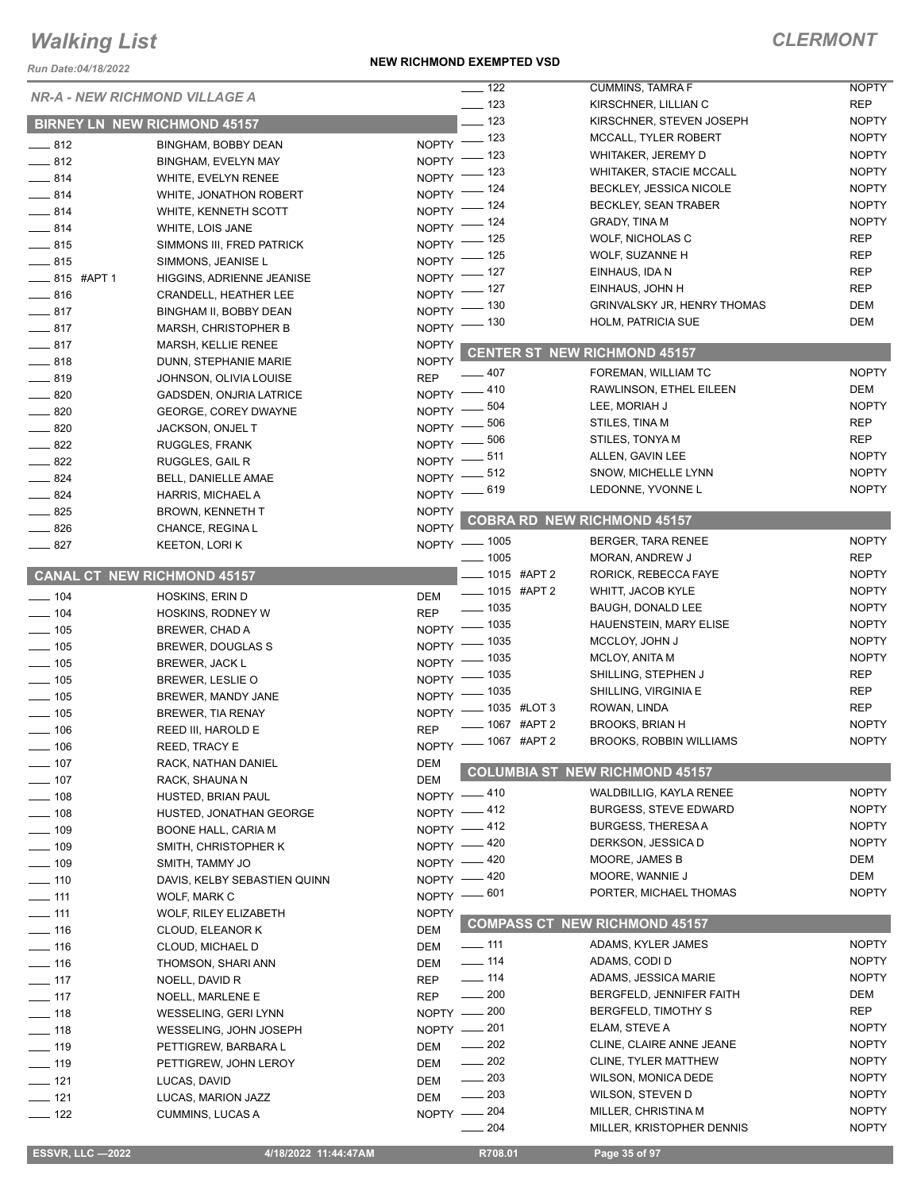# Walking List

## CLERMONT

Run Date:04/18/2022

**NEW RICHMOND EXEMPTED VSD**

*NR-A - NEW RICHMOND VILLAGE A*

### BIRNEY LN NEW RICHMOND 45157

| | | |
|---|---|---|
| ___ 812 | BINGHAM, BOBBY DEAN | NOPTY |
| ___ 812 | BINGHAM, EVELYN MAY | NOPTY |
| ___ 814 | WHITE, EVELYN RENEE | NOPTY |
| ___ 814 | WHITE, JONATHON ROBERT | NOPTY |
| ___ 814 | WHITE, KENNETH SCOTT | NOPTY |
| ___ 814 | WHITE, LOIS JANE | NOPTY |
| ___ 815 | SIMMONS III, FRED PATRICK | NOPTY |
| ___ 815 | SIMMONS, JEANISE L | NOPTY |
| ___ 815 #APT 1 | HIGGINS, ADRIENNE JEANISE | NOPTY |
| ___ 816 | CRANDELL, HEATHER LEE | NOPTY |
| ___ 817 | BINGHAM II, BOBBY DEAN | NOPTY |
| ___ 817 | MARSH, CHRISTOPHER B | NOPTY |
| ___ 817 | MARSH, KELLIE RENEE | NOPTY |
| ___ 818 | DUNN, STEPHANIE MARIE | NOPTY |
| ___ 819 | JOHNSON, OLIVIA LOUISE | REP |
| ___ 820 | GADSDEN, ONJRIA LATRICE | NOPTY |
| ___ 820 | GEORGE, COREY DWAYNE | NOPTY |
| ___ 820 | JACKSON, ONJEL T | NOPTY |
| ___ 822 | RUGGLES, FRANK | NOPTY |
| ___ 822 | RUGGLES, GAIL R | NOPTY |
| ___ 824 | BELL, DANIELLE AMAE | NOPTY |
| ___ 824 | HARRIS, MICHAEL A | NOPTY |
| ___ 825 | BROWN, KENNETH T | NOPTY |
| ___ 826 | CHANCE, REGINA L | NOPTY |
| ___ 827 | KEETON, LORI K | NOPTY |

### CANAL CT NEW RICHMOND 45157

| | | |
|---|---|---|
| ___ 104 | HOSKINS, ERIN D | DEM |
| ___ 104 | HOSKINS, RODNEY W | REP |
| ___ 105 | BREWER, CHAD A | NOPTY |
| ___ 105 | BREWER, DOUGLAS S | NOPTY |
| ___ 105 | BREWER, JACK L | NOPTY |
| ___ 105 | BREWER, LESLIE O | NOPTY |
| ___ 105 | BREWER, MANDY JANE | NOPTY |
| ___ 105 | BREWER, TIA RENAY | NOPTY |
| ___ 106 | REED III, HAROLD E | REP |
| ___ 106 | REED, TRACEY E | NOPTY |
| ___ 107 | RACK, NATHAN DANIEL | DEM |
| ___ 107 | RACK, SHAUNA N | DEM |
| ___ 108 | HUSTED, BRIAN PAUL | NOPTY |
| ___ 108 | HUSTED, JONATHAN GEORGE | NOPTY |
| ___ 109 | BOONE HALL, CARIA M | NOPTY |
| ___ 109 | SMITH, CHRISTOPHER K | NOPTY |
| ___ 109 | SMITH, TAMMY JO | NOPTY |
| ___ 110 | DAVIS, KELBY SEBASTIEN QUINN | NOPTY |
| ___ 111 | WOLF, MARK C | NOPTY |
| ___ 111 | WOLF, RILEY ELIZABETH | NOPTY |
| ___ 116 | CLOUD, ELEANOR K | DEM |
| ___ 116 | CLOUD, MICHAEL D | DEM |
| ___ 116 | THOMSON, SHARI ANN | DEM |
| ___ 117 | NOELL, DAVID R | REP |
| ___ 117 | NOELL, MARLENE E | REP |
| ___ 118 | WESSELING, GERI LYNN | NOPTY |
| ___ 118 | WESSELING, JOHN JOSEPH | NOPTY |
| ___ 119 | PETTIGREW, BARBARA L | DEM |
| ___ 119 | PETTIGREW, JOHN LEROY | DEM |
| ___ 121 | LUCAS, DAVID | DEM |
| ___ 121 | LUCAS, MARION JAZZ | DEM |
| ___ 122 | CUMMINS, LUCAS A | NOPTY |
| ___ 122 | CUMMINS, TAMRA F | NOPTY |
| ___ 123 | KIRSCHNER, LILLIAN C | REP |
| ___ 123 | KIRSCHNER, STEVEN JOSEPH | NOPTY |
| ___ 123 | MCCALL, TYLER ROBERT | NOPTY |
| ___ 123 | WHITAKER, JEREMY D | NOPTY |
| ___ 123 | WHITAKER, STACIE MCCALL | NOPTY |
| ___ 124 | BECKLEY, JESSICA NICOLE | NOPTY |
| ___ 124 | BECKLEY, SEAN TRABER | NOPTY |
| ___ 124 | GRADY, TINA M | NOPTY |
| ___ 125 | WOLF, NICHOLAS C | REP |
| ___ 125 | WOLF, SUZANNE H | REP |
| ___ 127 | EINHAUS, IDA N | REP |
| ___ 127 | EINHAUS, JOHN H | REP |
| ___ 130 | GRINVALSKY JR, HENRY THOMAS | DEM |
| ___ 130 | HOLM, PATRICIA SUE | DEM |

### CENTER ST NEW RICHMOND 45157

| | | |
|---|---|---|
| ___ 407 | FOREMAN, WILLIAM TC | NOPTY |
| ___ 410 | RAWLINSON, ETHEL EILEEN | DEM |
| ___ 504 | LEE, MORIAH J | NOPTY |
| ___ 506 | STILES, TINA M | REP |
| ___ 506 | STILES, TONYA M | REP |
| ___ 511 | ALLEN, GAVIN LEE | NOPTY |
| ___ 512 | SNOW, MICHELLE LYNN | NOPTY |
| ___ 619 | LEDONNE, YVONNE L | NOPTY |

### COBRA RD NEW RICHMOND 45157

| | | |
|---|---|---|
| ___ 1005 | BERGER, TARA RENEE | NOPTY |
| ___ 1005 | MORAN, ANDREW J | REP |
| ___ 1015 #APT 2 | RORICK, REBECCA FAYE | NOPTY |
| ___ 1015 #APT 2 | WHITT, JACOB KYLE | NOPTY |
| ___ 1035 | BAUGH, DONALD LEE | NOPTY |
| ___ 1035 | HAUENSTEIN, MARY ELISE | NOPTY |
| ___ 1035 | MCCLOY, JOHN J | NOPTY |
| ___ 1035 | MCLOY, ANITA M | NOPTY |
| ___ 1035 | SHILLING, STEPHEN J | REP |
| ___ 1035 | SHILLING, VIRGINIA E | REP |
| ___ 1035 #LOT 3 | ROWAN, LINDA | REP |
| ___ 1067 #APT 2 | BROOKS, BRIAN H | NOPTY |
| ___ 1067 #APT 2 | BROOKS, ROBBIN WILLIAMS | NOPTY |

### COLUMBIA ST NEW RICHMOND 45157

| | | |
|---|---|---|
| ___ 410 | WALDBILLIG, KAYLA RENEE | NOPTY |
| ___ 412 | BURGESS, STEVE EDWARD | NOPTY |
| ___ 412 | BURGESS, THERESA A | NOPTY |
| ___ 420 | DERKSON, JESSICA D | NOPTY |
| ___ 420 | MOORE, JAMES B | DEM |
| ___ 420 | MOORE, WANNIE J | DEM |
| ___ 601 | PORTER, MICHAEL THOMAS | NOPTY |

### COMPASS CT NEW RICHMOND 45157

| | | |
|---|---|---|
| ___ 111 | ADAMS, KYLER JAMES | NOPTY |
| ___ 114 | ADAMS, CODI D | NOPTY |
| ___ 114 | ADAMS, JESSICA MARIE | NOPTY |
| ___ 200 | BERGFELD, JENNIFER FAITH | DEM |
| ___ 200 | BERGFELD, TIMOTHY S | REP |
| ___ 201 | ELAM, STEVE A | NOPTY |
| ___ 202 | CLINE, CLAIRE ANNE JEANE | NOPTY |
| ___ 202 | CLINE, TYLER MATTHEW | NOPTY |
| ___ 203 | WILSON, MONICA DEDE | NOPTY |
| ___ 203 | WILSON, STEVEN D | NOPTY |
| ___ 204 | MILLER, CHRISTINA M | NOPTY |
| ___ 204 | MILLER, KRISTOPHER DENNIS | NOPTY |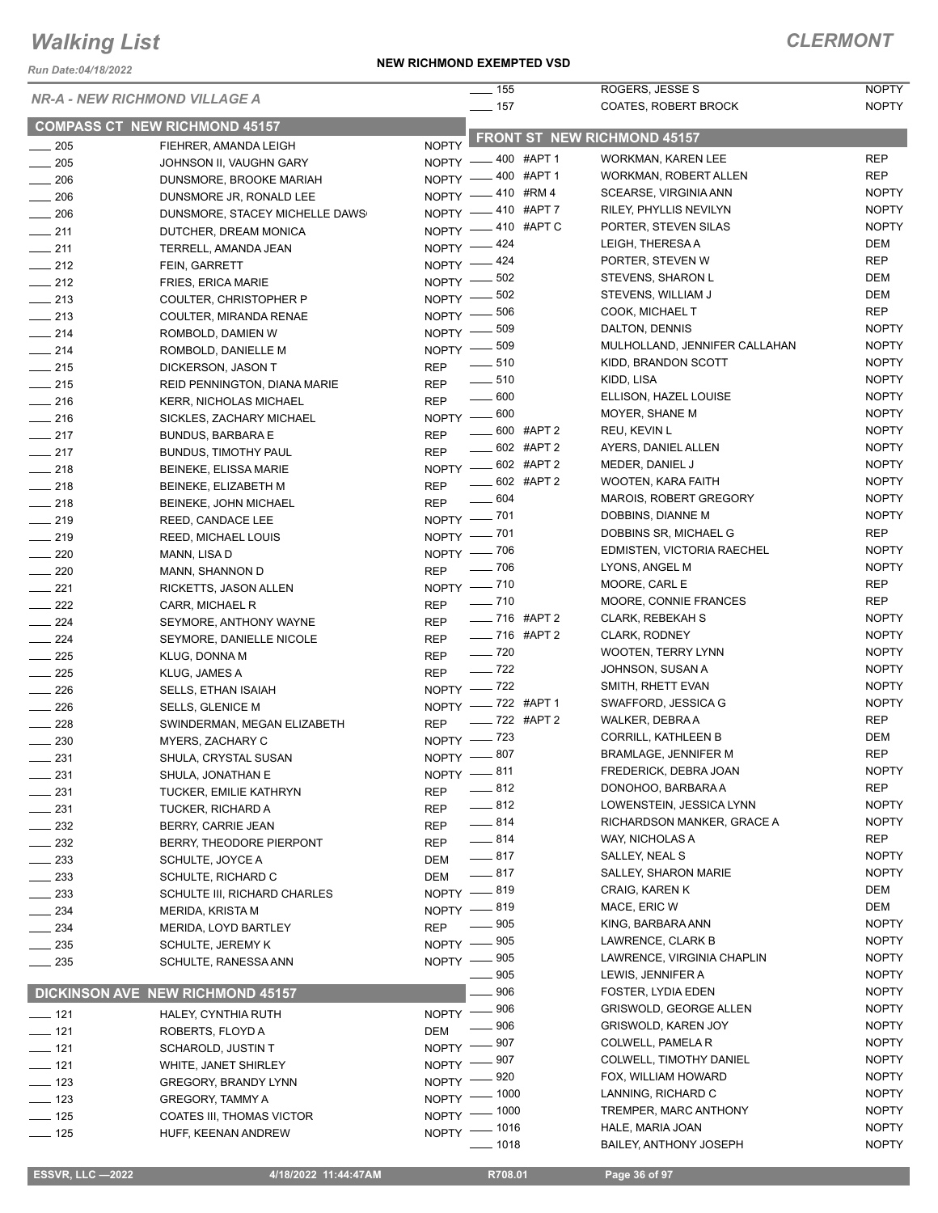# Walking List

## CLERMONT

**NEW RICHMOND EXEMPTED VSD**

Run Date:04/18/2022

### NR-A - NEW RICHMOND VILLAGE A

#### COMPASS CT NEW RICHMOND 45157

| | | |
|---|---|---|
| ___ 205 | FIEHRER, AMANDA LEIGH | NOPTY |
| ___ 205 | JOHNSON II, VAUGHN GARY | NOPTY |
| ___ 206 | DUNSMORE, BROOKE MARIAH | NOPTY |
| ___ 206 | DUNSMORE JR, RONALD LEE | NOPTY |
| ___ 206 | DUNSMORE, STACEY MICHELLE DAWS | NOPTY |
| ___ 211 | DUTCHER, DREAM MONICA | NOPTY |
| ___ 211 | TERRELL, AMANDA JEAN | NOPTY |
| ___ 212 | FEIN, GARRETT | NOPTY |
| ___ 212 | FRIES, ERICA MARIE | NOPTY |
| ___ 213 | COULTER, CHRISTOPHER P | NOPTY |
| ___ 213 | COULTER, MIRANDA RENAE | NOPTY |
| ___ 214 | ROMBOLD, DAMIEN W | NOPTY |
| ___ 214 | ROMBOLD, DANIELLE M | NOPTY |
| ___ 215 | DICKERSON, JASON T | REP |
| ___ 215 | REID PENNINGTON, DIANA MARIE | REP |
| ___ 216 | KERR, NICHOLAS MICHAEL | REP |
| ___ 216 | SICKLES, ZACHARY MICHAEL | NOPTY |
| ___ 217 | BUNDUS, BARBARA E | REP |
| ___ 217 | BUNDUS, TIMOTHY PAUL | REP |
| ___ 218 | BEINEKE, ELISSA MARIE | NOPTY |
| ___ 218 | BEINEKE, ELIZABETH M | REP |
| ___ 218 | BEINEKE, JOHN MICHAEL | REP |
| ___ 219 | REED, CANDACE LEE | NOPTY |
| ___ 219 | REED, MICHAEL LOUIS | NOPTY |
| ___ 220 | MANN, LISA D | NOPTY |
| ___ 220 | MANN, SHANNON D | REP |
| ___ 221 | RICKETTS, JASON ALLEN | NOPTY |
| ___ 222 | CARR, MICHAEL R | REP |
| ___ 224 | SEYMORE, ANTHONY WAYNE | REP |
| ___ 224 | SEYMORE, DANIELLE NICOLE | REP |
| ___ 225 | KLUG, DONNA M | REP |
| ___ 225 | KLUG, JAMES A | REP |
| ___ 226 | SELLS, ETHAN ISAIAH | NOPTY |
| ___ 226 | SELLS, GLENICE M | NOPTY |
| ___ 228 | SWINDERMAN, MEGAN ELIZABETH | REP |
| ___ 230 | MYERS, ZACHARY C | NOPTY |
| ___ 231 | SHULA, CRYSTAL SUSAN | NOPTY |
| ___ 231 | SHULA, JONATHAN E | NOPTY |
| ___ 231 | TUCKER, EMILIE KATHRYN | REP |
| ___ 231 | TUCKER, RICHARD A | REP |
| ___ 232 | BERRY, CARRIE JEAN | REP |
| ___ 232 | BERRY, THEODORE PIERPONT | REP |
| ___ 233 | SCHULTE, JOYCE A | DEM |
| ___ 233 | SCHULTE, RICHARD C | DEM |
| ___ 233 | SCHULTE III, RICHARD CHARLES | NOPTY |
| ___ 234 | MERIDA, KRISTA M | NOPTY |
| ___ 234 | MERIDA, LOYD BARTLEY | REP |
| ___ 235 | SCHULTE, JEREMY K | NOPTY |
| ___ 235 | SCHULTE, RANESSA ANN | NOPTY |

#### DICKINSON AVE NEW RICHMOND 45157

| | | |
|---|---|---|
| ___ 121 | HALEY, CYNTHIA RUTH | NOPTY |
| ___ 121 | ROBERTS, FLOYD A | DEM |
| ___ 121 | SCHAROLD, JUSTIN T | NOPTY |
| ___ 121 | WHITE, JANET SHIRLEY | NOPTY |
| ___ 123 | GREGORY, BRANDY LYNN | NOPTY |
| ___ 123 | GREGORY, TAMMY A | NOPTY |
| ___ 125 | COATES III, THOMAS VICTOR | NOPTY |
| ___ 125 | HUFF, KEENAN ANDREW | NOPTY |
| ___ 155 | ROGERS, JESSE S | NOPTY |
| ___ 157 | COATES, ROBERT BROCK | NOPTY |

#### FRONT ST NEW RICHMOND 45157

| | | |
|---|---|---|
| ___ 400 #APT 1 | WORKMAN, KAREN LEE | REP |
| ___ 400 #APT 1 | WORKMAN, ROBERT ALLEN | REP |
| ___ 410 #RM 4 | SCEARSE, VIRGINIA ANN | NOPTY |
| ___ 410 #APT 7 | RILEY, PHYLLIS NEVILYN | NOPTY |
| ___ 410 #APT C | PORTER, STEVEN SILAS | NOPTY |
| ___ 424 | LEIGH, THERESA A | DEM |
| ___ 424 | PORTER, STEVEN W | REP |
| ___ 502 | STEVENS, SHARON L | DEM |
| ___ 502 | STEVENS, WILLIAM J | DEM |
| ___ 506 | COOK, MICHAEL T | REP |
| ___ 509 | DALTON, DENNIS | NOPTY |
| ___ 509 | MULHOLLAND, JENNIFER CALLAHAN | NOPTY |
| ___ 510 | KIDD, BRANDON SCOTT | NOPTY |
| ___ 510 | KIDD, LISA | NOPTY |
| ___ 600 | ELLISON, HAZEL LOUISE | NOPTY |
| ___ 600 | MOYER, SHANE M | NOPTY |
| ___ 600 #APT 2 | REU, KEVIN L | NOPTY |
| ___ 602 #APT 2 | AYERS, DANIEL ALLEN | NOPTY |
| ___ 602 #APT 2 | MEDER, DANIEL J | NOPTY |
| ___ 602 #APT 2 | WOOTEN, KARA FAITH | NOPTY |
| ___ 604 | MAROIS, ROBERT GREGORY | NOPTY |
| ___ 701 | DOBBINS, DIANNE M | NOPTY |
| ___ 701 | DOBBINS SR, MICHAEL G | REP |
| ___ 706 | EDMISTEN, VICTORIA RAECHEL | NOPTY |
| ___ 706 | LYONS, ANGEL M | NOPTY |
| ___ 710 | MOORE, CARL E | REP |
| ___ 710 | MOORE, CONNIE FRANCES | REP |
| ___ 716 #APT 2 | CLARK, REBEKAH S | NOPTY |
| ___ 716 #APT 2 | CLARK, RODNEY | NOPTY |
| ___ 720 | WOOTEN, TERRY LYNN | NOPTY |
| ___ 722 | JOHNSON, SUSAN A | NOPTY |
| ___ 722 | SMITH, RHETT EVAN | NOPTY |
| ___ 722 #APT 1 | SWAFFORD, JESSICA G | NOPTY |
| ___ 722 #APT 2 | WALKER, DEBRA A | REP |
| ___ 723 | CORRILL, KATHLEEN B | DEM |
| ___ 807 | BRAMLAGE, JENNIFER M | REP |
| ___ 811 | FREDERICK, DEBRA JOAN | NOPTY |
| ___ 812 | DONOHOO, BARBARA A | REP |
| ___ 812 | LOWENSTEIN, JESSICA LYNN | NOPTY |
| ___ 814 | RICHARDSON MANKER, GRACE A | NOPTY |
| ___ 814 | WAY, NICHOLAS A | REP |
| ___ 817 | SALLEY, NEAL S | NOPTY |
| ___ 817 | SALLEY, SHARON MARIE | NOPTY |
| ___ 819 | CRAIG, KAREN K | DEM |
| ___ 819 | MACE, ERIC W | DEM |
| ___ 905 | KING, BARBARA ANN | NOPTY |
| ___ 905 | LAWRENCE, CLARK B | NOPTY |
| ___ 905 | LAWRENCE, VIRGINIA CHAPLIN | NOPTY |
| ___ 905 | LEWIS, JENNIFER A | NOPTY |
| ___ 906 | FOSTER, LYDIA EDEN | NOPTY |
| ___ 906 | GRISWOLD, GEORGE ALLEN | NOPTY |
| ___ 906 | GRISWOLD, KAREN JOY | NOPTY |
| ___ 907 | COLWELL, PAMELA R | NOPTY |
| ___ 907 | COLWELL, TIMOTHY DANIEL | NOPTY |
| ___ 920 | FOX, WILLIAM HOWARD | NOPTY |
| ___ 1000 | LANNING, RICHARD C | NOPTY |
| ___ 1000 | TREMPER, MARC ANTHONY | NOPTY |
| ___ 1016 | HALE, MARIA JOAN | NOPTY |
| ___ 1018 | BAILEY, ANTHONY JOSEPH | NOPTY |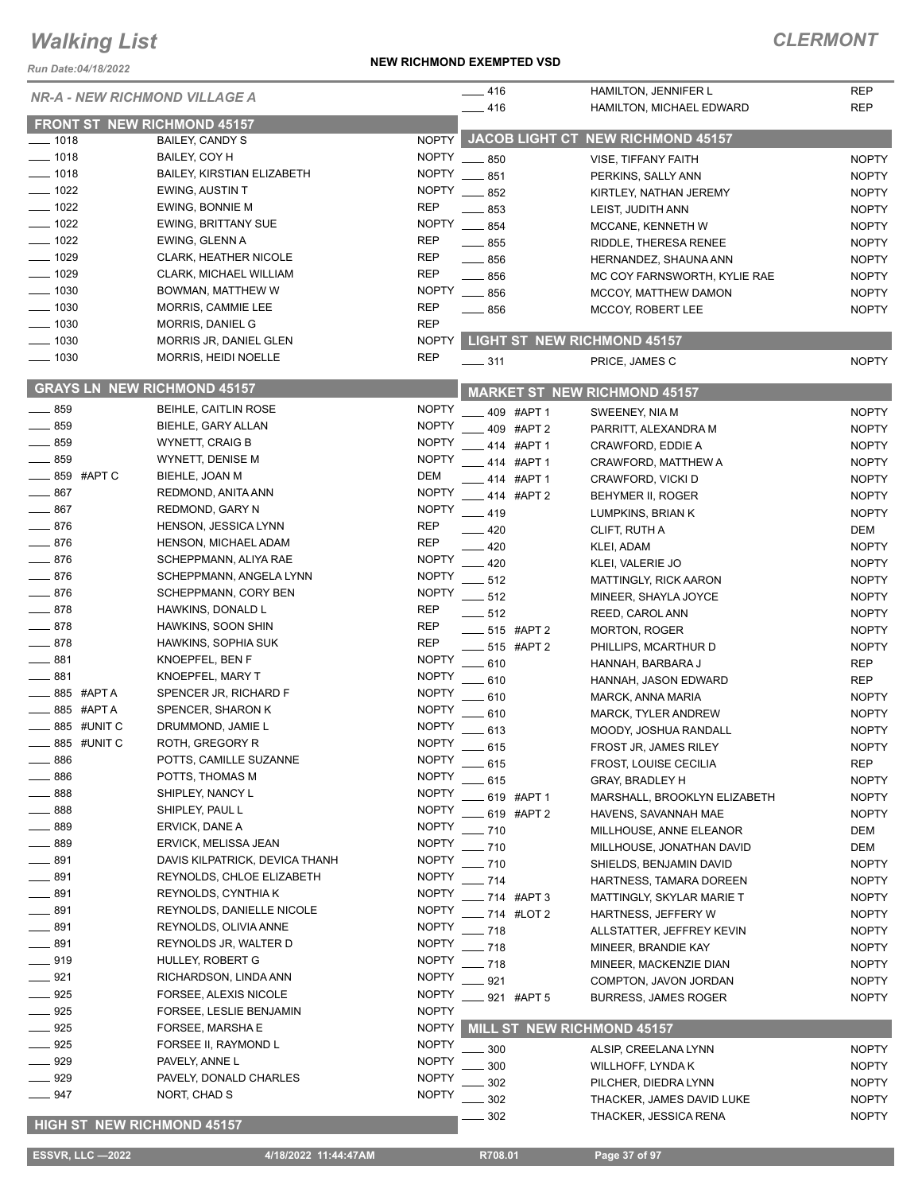# Walking List

## CLERMONT

Run Date:04/18/2022

**NEW RICHMOND EXEMPTED VSD**

### NR-A - NEW RICHMOND VILLAGE A

#### FRONT ST NEW RICHMOND 45157

| No. | Name | Party |
|---|---|---|
| ___ 1018 | BAILEY, CANDY S | NOPTY |
| ___ 1018 | BAILEY, COY H | NOPTY |
| ___ 1018 | BAILEY, KIRSTIAN ELIZABETH | NOPTY |
| ___ 1022 | EWING, AUSTIN T | NOPTY |
| ___ 1022 | EWING, BONNIE M | REP |
| ___ 1022 | EWING, BRITTANY SUE | NOPTY |
| ___ 1022 | EWING, GLENN A | REP |
| ___ 1029 | CLARK, HEATHER NICOLE | REP |
| ___ 1029 | CLARK, MICHAEL WILLIAM | REP |
| ___ 1030 | BOWMAN, MATTHEW W | NOPTY |
| ___ 1030 | MORRIS, CAMMIE LEE | REP |
| ___ 1030 | MORRIS, DANIEL G | REP |
| ___ 1030 | MORRIS JR, DANIEL GLEN | NOPTY |
| ___ 1030 | MORRIS, HEIDI NOELLE | REP |

#### GRAYS LN NEW RICHMOND 45157

| No. | Name | Party |
|---|---|---|
| ___ 859 | BEIHLE, CAITLIN ROSE | NOPTY |
| ___ 859 | BIEHLE, GARY ALLAN | NOPTY |
| ___ 859 | WYNETT, CRAIG B | NOPTY |
| ___ 859 | WYNETT, DENISE M | NOPTY |
| ___ 859 #APT C | BIEHLE, JOAN M | DEM |
| ___ 867 | REDMOND, ANITA ANN | NOPTY |
| ___ 867 | REDMOND, GARY N | NOPTY |
| ___ 876 | HENSON, JESSICA LYNN | REP |
| ___ 876 | HENSON, MICHAEL ADAM | REP |
| ___ 876 | SCHEPPMANN, ALIYA RAE | NOPTY |
| ___ 876 | SCHEPPMANN, ANGELA LYNN | NOPTY |
| ___ 876 | SCHEPPMANN, CORY BEN | NOPTY |
| ___ 878 | HAWKINS, DONALD L | REP |
| ___ 878 | HAWKINS, SOON SHIN | REP |
| ___ 878 | HAWKINS, SOPHIA SUK | REP |
| ___ 881 | KNOEPFEL, BEN F | NOPTY |
| ___ 881 | KNOEPFEL, MARY T | NOPTY |
| ___ 885 #APT A | SPENCER JR, RICHARD F | NOPTY |
| ___ 885 #APT A | SPENCER, SHARON K | NOPTY |
| ___ 885 #UNIT C | DRUMMOND, JAMIE L | NOPTY |
| ___ 885 #UNIT C | ROTH, GREGORY R | NOPTY |
| ___ 886 | POTTS, CAMILLE SUZANNE | NOPTY |
| ___ 886 | POTTS, THOMAS M | NOPTY |
| ___ 888 | SHIPLEY, NANCY L | NOPTY |
| ___ 888 | SHIPLEY, PAUL L | NOPTY |
| ___ 889 | ERVICK, DANE A | NOPTY |
| ___ 889 | ERVICK, MELISSA JEAN | NOPTY |
| ___ 891 | DAVIS KILPATRICK, DEVICA THANH | NOPTY |
| ___ 891 | REYNOLDS, CHLOE ELIZABETH | NOPTY |
| ___ 891 | REYNOLDS, CYNTHIA K | NOPTY |
| ___ 891 | REYNOLDS, DANIELLE NICOLE | NOPTY |
| ___ 891 | REYNOLDS, OLIVIA ANNE | NOPTY |
| ___ 891 | REYNOLDS JR, WALTER D | NOPTY |
| ___ 919 | HULLEY, ROBERT G | NOPTY |
| ___ 921 | RICHARDSON, LINDA ANN | NOPTY |
| ___ 925 | FORSEE, ALEXIS NICOLE | NOPTY |
| ___ 925 | FORSEE, LESLIE BENJAMIN | NOPTY |
| ___ 925 | FORSEE, MARSHA E | NOPTY |
| ___ 925 | FORSEE II, RAYMOND L | NOPTY |
| ___ 929 | PAVELY, ANNE L | NOPTY |
| ___ 929 | PAVELY, DONALD CHARLES | NOPTY |
| ___ 947 | NORT, CHAD S | NOPTY |

#### HIGH ST NEW RICHMOND 45157

| No. | Name | Party |
|---|---|---|
| ___ 416 | HAMILTON, JENNIFER L | REP |
| ___ 416 | HAMILTON, MICHAEL EDWARD | REP |

#### JACOB LIGHT CT NEW RICHMOND 45157

| No. | Name | Party |
|---|---|---|
| ___ 850 | VISE, TIFFANY FAITH | NOPTY |
| ___ 851 | PERKINS, SALLY ANN | NOPTY |
| ___ 852 | KIRTLEY, NATHAN JEREMY | NOPTY |
| ___ 853 | LEIST, JUDITH ANN | NOPTY |
| ___ 854 | MCCANE, KENNETH W | NOPTY |
| ___ 855 | RIDDLE, THERESA RENEE | NOPTY |
| ___ 856 | HERNANDEZ, SHAUNA ANN | NOPTY |
| ___ 856 | MC COY FARNSWORTH, KYLIE RAE | NOPTY |
| ___ 856 | MCCOY, MATTHEW DAMON | NOPTY |
| ___ 856 | MCCOY, ROBERT LEE | NOPTY |

#### LIGHT ST NEW RICHMOND 45157

| No. | Name | Party |
|---|---|---|
| ___ 311 | PRICE, JAMES C | NOPTY |

#### MARKET ST NEW RICHMOND 45157

| No. | Name | Party |
|---|---|---|
| ___ 409 #APT 1 | SWEENEY, NIA M | NOPTY |
| ___ 409 #APT 2 | PARRITT, ALEXANDRA M | NOPTY |
| ___ 414 #APT 1 | CRAWFORD, EDDIE A | NOPTY |
| ___ 414 #APT 1 | CRAWFORD, MATTHEW A | NOPTY |
| ___ 414 #APT 1 | CRAWFORD, VICKI D | NOPTY |
| ___ 414 #APT 2 | BEHYMER II, ROGER | NOPTY |
| ___ 419 | LUMPKINS, BRIAN K | NOPTY |
| ___ 420 | CLIFT, RUTH A | DEM |
| ___ 420 | KLEI, ADAM | NOPTY |
| ___ 420 | KLEI, VALERIE JO | NOPTY |
| ___ 512 | MATTINGLY, RICK AARON | NOPTY |
| ___ 512 | MINEER, SHAYLA JOYCE | NOPTY |
| ___ 512 | REED, CAROL ANN | NOPTY |
| ___ 515 #APT 2 | MORTON, ROGER | NOPTY |
| ___ 515 #APT 2 | PHILLIPS, MCARTHUR D | NOPTY |
| ___ 610 | HANNAH, BARBARA J | REP |
| ___ 610 | HANNAH, JASON EDWARD | REP |
| ___ 610 | MARCK, ANNA MARIA | NOPTY |
| ___ 610 | MARCK, TYLER ANDREW | NOPTY |
| ___ 613 | MOODY, JOSHUA RANDALL | NOPTY |
| ___ 615 | FROST JR, JAMES RILEY | NOPTY |
| ___ 615 | FROST, LOUISE CECILIA | REP |
| ___ 615 | GRAY, BRADLEY H | NOPTY |
| ___ 619 #APT 1 | MARSHALL, BROOKLYN ELIZABETH | NOPTY |
| ___ 619 #APT 2 | HAVENS, SAVANNAH MAE | NOPTY |
| ___ 710 | MILLHOUSE, ANNE ELEANOR | DEM |
| ___ 710 | MILLHOUSE, JONATHAN DAVID | DEM |
| ___ 710 | SHIELDS, BENJAMIN DAVID | NOPTY |
| ___ 714 | HARTNESS, TAMARA DOREEN | NOPTY |
| ___ 714 #APT 3 | MATTINGLY, SKYLAR MARIE T | NOPTY |
| ___ 714 #LOT 2 | HARTNESS, JEFFERY W | NOPTY |
| ___ 718 | ALLSTATTER, JEFFREY KEVIN | NOPTY |
| ___ 718 | MINEER, BRANDIE KAY | NOPTY |
| ___ 718 | MINEER, MACKENZIE DIAN | NOPTY |
| ___ 921 | COMPTON, JAVON JORDAN | NOPTY |
| ___ 921 #APT 5 | BURRESS, JAMES ROGER | NOPTY |

#### MILL ST NEW RICHMOND 45157

| No. | Name | Party |
|---|---|---|
| ___ 300 | ALSIP, CREELANA LYNN | NOPTY |
| ___ 300 | WILLHOFF, LYNDA K | NOPTY |
| ___ 302 | PILCHER, DIEDRA LYNN | NOPTY |
| ___ 302 | THACKER, JAMES DAVID LUKE | NOPTY |
| ___ 302 | THACKER, JESSICA RENA | NOPTY |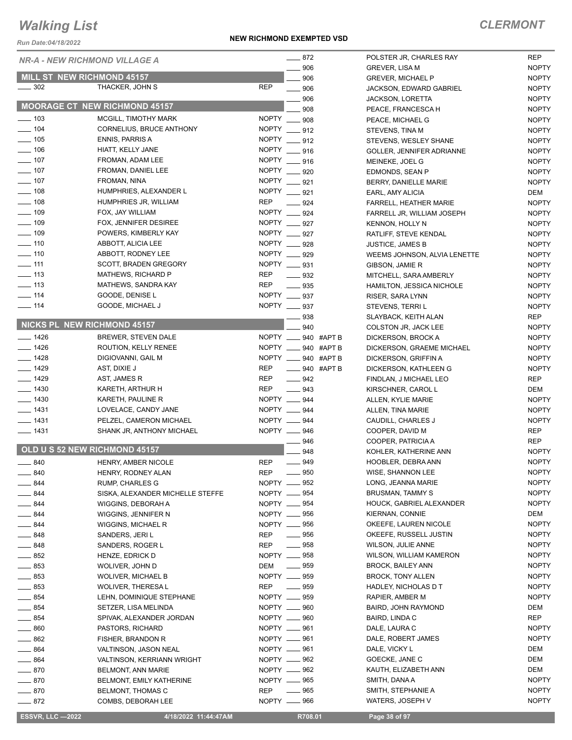# Walking List

## CLERMONT

Run Date:04/18/2022

**NEW RICHMOND EXEMPTED VSD**

### NR-A - NEW RICHMOND VILLAGE A

#### MILL ST NEW RICHMOND 45157

| No. | Name | Party |
|---|---|---|
| ___ 302 | THACKER, JOHN S | REP |

#### MOORAGE CT NEW RICHMOND 45157

| No. | Name | Party |
|---|---|---|
| ___ 103 | MCGILL, TIMOTHY MARK | NOPTY |
| ___ 104 | CORNELIUS, BRUCE ANTHONY | NOPTY |
| ___ 105 | ENNIS, PARRIS A | NOPTY |
| ___ 106 | HIATT, KELLY JANE | NOPTY |
| ___ 107 | FROMAN, ADAM LEE | NOPTY |
| ___ 107 | FROMAN, DANIEL LEE | NOPTY |
| ___ 107 | FROMAN, NINA | NOPTY |
| ___ 108 | HUMPHRIES, ALEXANDER L | NOPTY |
| ___ 108 | HUMPHRIES JR, WILLIAM | REP |
| ___ 109 | FOX, JAY WILLIAM | NOPTY |
| ___ 109 | FOX, JENNIFER DESIREE | NOPTY |
| ___ 109 | POWERS, KIMBERLY KAY | NOPTY |
| ___ 110 | ABBOTT, ALICIA LEE | NOPTY |
| ___ 110 | ABBOTT, RODNEY LEE | NOPTY |
| ___ 111 | SCOTT, BRADEN GREGORY | NOPTY |
| ___ 113 | MATHEWS, RICHARD P | REP |
| ___ 113 | MATHEWS, SANDRA KAY | REP |
| ___ 114 | GOODE, DENISE L | NOPTY |
| ___ 114 | GOODE, MICHAEL J | NOPTY |

#### NICKS PL NEW RICHMOND 45157

| No. | Name | Party |
|---|---|---|
| ___ 1426 | BREWER, STEVEN DALE | NOPTY |
| ___ 1426 | ROUTION, KELLY RENEE | NOPTY |
| ___ 1428 | DIGIOVANNI, GAIL M | NOPTY |
| ___ 1429 | AST, DIXIE J | REP |
| ___ 1429 | AST, JAMES R | REP |
| ___ 1430 | KARETH, ARTHUR H | REP |
| ___ 1430 | KARETH, PAULINE R | NOPTY |
| ___ 1431 | LOVELACE, CANDY JANE | NOPTY |
| ___ 1431 | PELZEL, CAMERON MICHAEL | NOPTY |
| ___ 1431 | SHANK JR, ANTHONY MICHAEL | NOPTY |

#### OLD U S 52 NEW RICHMOND 45157

| No. | Name | Party |
|---|---|---|
| ___ 840 | HENRY, AMBER NICOLE | REP |
| ___ 840 | HENRY, RODNEY ALAN | REP |
| ___ 844 | RUMP, CHARLES G | NOPTY |
| ___ 844 | SISKA, ALEXANDER MICHELLE STEFFE | NOPTY |
| ___ 844 | WIGGINS, DEBORAH A | NOPTY |
| ___ 844 | WIGGINS, JENNIFER N | NOPTY |
| ___ 844 | WIGGINS, MICHAEL R | NOPTY |
| ___ 848 | SANDERS, JERI L | REP |
| ___ 848 | SANDERS, ROGER L | REP |
| ___ 852 | HENZE, EDRICK D | NOPTY |
| ___ 853 | WOLIVER, JOHN D | DEM |
| ___ 853 | WOLIVER, MICHAEL B | NOPTY |
| ___ 853 | WOLIVER, THERESA L | REP |
| ___ 854 | LEHN, DOMINIQUE STEPHANE | NOPTY |
| ___ 854 | SETZER, LISA MELINDA | NOPTY |
| ___ 854 | SPIVAK, ALEXANDER JORDAN | NOPTY |
| ___ 860 | PASTORS, RICHARD | NOPTY |
| ___ 862 | FISHER, BRANDON R | NOPTY |
| ___ 864 | VALTINSON, JASON NEAL | NOPTY |
| ___ 864 | VALTINSON, KERRIANN WRIGHT | NOPTY |
| ___ 870 | BELMONT, ANN MARIE | NOPTY |
| ___ 870 | BELMONT, EMILY KATHERINE | NOPTY |
| ___ 870 | BELMONT, THOMAS C | REP |
| ___ 872 | COMBS, DEBORAH LEE | NOPTY |
| ___ 872 | POLSTER JR, CHARLES RAY | REP |
| ___ 906 | GREVER, LISA M | NOPTY |
| ___ 906 | GREVER, MICHAEL P | NOPTY |
| ___ 906 | JACKSON, EDWARD GABRIEL | NOPTY |
| ___ 906 | JACKSON, LORETTA | NOPTY |
| ___ 908 | PEACE, FRANCESCA H | NOPTY |
| ___ 908 | PEACE, MICHAEL G | NOPTY |
| ___ 912 | STEVENS, TINA M | NOPTY |
| ___ 912 | STEVENS, WESLEY SHANE | NOPTY |
| ___ 916 | GOLLER, JENNIFER ADRIANNE | NOPTY |
| ___ 916 | MEINEKE, JOEL G | NOPTY |
| ___ 920 | EDMONDS, SEAN P | NOPTY |
| ___ 921 | BERRY, DANIELLE MARIE | NOPTY |
| ___ 921 | EARL, AMY ALICIA | DEM |
| ___ 924 | FARRELL, HEATHER MARIE | NOPTY |
| ___ 924 | FARRELL JR, WILLIAM JOSEPH | NOPTY |
| ___ 927 | KENNON, HOLLY N | NOPTY |
| ___ 927 | RATLIFF, STEVE KENDAL | NOPTY |
| ___ 928 | JUSTICE, JAMES B | NOPTY |
| ___ 929 | WEEMS JOHNSON, ALVIA LENETTE | NOPTY |
| ___ 931 | GIBSON, JAMIE R | NOPTY |
| ___ 932 | MITCHELL, SARA AMBERLY | NOPTY |
| ___ 935 | HAMILTON, JESSICA NICHOLE | NOPTY |
| ___ 937 | RISER, SARA LYNN | NOPTY |
| ___ 937 | STEVENS, TERRI L | NOPTY |
| ___ 938 | SLAYBACK, KEITH ALAN | REP |
| ___ 940 | COLSTON JR, JACK LEE | NOPTY |
| ___ 940 #APT B | DICKERSON, BROCK A | NOPTY |
| ___ 940 #APT B | DICKERSON, GRAEME MICHAEL | NOPTY |
| ___ 940 #APT B | DICKERSON, GRIFFIN A | NOPTY |
| ___ 940 #APT B | DICKERSON, KATHLEEN G | NOPTY |
| ___ 942 | FINDLAN, J MICHAEL LEO | REP |
| ___ 943 | KIRSCHNER, CAROL L | DEM |
| ___ 944 | ALLEN, KYLIE MARIE | NOPTY |
| ___ 944 | ALLEN, TINA MARIE | NOPTY |
| ___ 944 | CAUDILL, CHARLES J | NOPTY |
| ___ 946 | COOPER, DAVID M | REP |
| ___ 946 | COOPER, PATRICIA A | REP |
| ___ 948 | KOHLER, KATHERINE ANN | NOPTY |
| ___ 949 | HOOBLER, DEBRA ANN | NOPTY |
| ___ 950 | WISE, SHANNON LEE | NOPTY |
| ___ 952 | LONG, JEANNA MARIE | NOPTY |
| ___ 954 | BRUSMAN, TAMMY S | NOPTY |
| ___ 954 | HOUCK, GABRIEL ALEXANDER | NOPTY |
| ___ 956 | KIERNAN, CONNIE | DEM |
| ___ 956 | OKEEFE, LAUREN NICOLE | NOPTY |
| ___ 956 | OKEEFE, RUSSELL JUSTIN | NOPTY |
| ___ 958 | WILSON, JULIE ANNE | NOPTY |
| ___ 958 | WILSON, WILLIAM KAMERON | NOPTY |
| ___ 959 | BROCK, BAILEY ANN | NOPTY |
| ___ 959 | BROCK, TONY ALLEN | NOPTY |
| ___ 959 | HADLEY, NICHOLAS D T | NOPTY |
| ___ 959 | RAPIER, AMBER M | NOPTY |
| ___ 960 | BAIRD, JOHN RAYMOND | DEM |
| ___ 960 | BAIRD, LINDA C | REP |
| ___ 961 | DALE, LAURA C | NOPTY |
| ___ 961 | DALE, ROBERT JAMES | NOPTY |
| ___ 961 | DALE, VICKY L | DEM |
| ___ 962 | GOECKE, JANE C | DEM |
| ___ 962 | KAUTH, ELIZABETH ANN | DEM |
| ___ 965 | SMITH, DANA A | NOPTY |
| ___ 965 | SMITH, STEPHANIE A | NOPTY |
| ___ 966 | WATERS, JOSEPH V | NOPTY |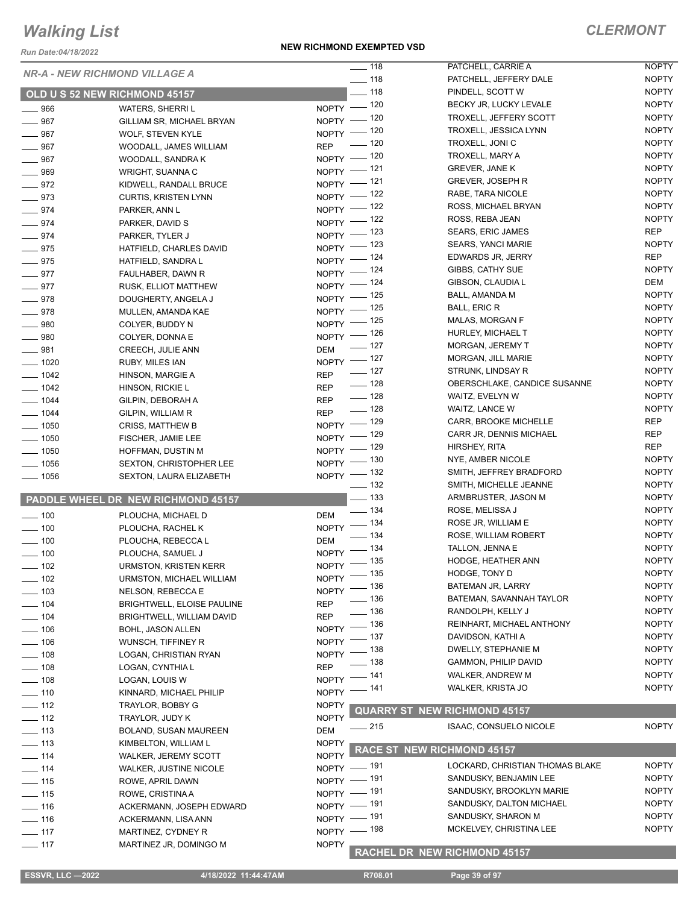# Walking List

*CLERMONT*

Run Date:04/18/2022

**NEW RICHMOND EXEMPTED VSD**

## NR-A - NEW RICHMOND VILLAGE A

### OLD U S 52 NEW RICHMOND 45157

| No. | Name | Party |
|---|---|---|
| 966 | WATERS, SHERRI L | NOPTY |
| 967 | GILLIAM SR, MICHAEL BRYAN | NOPTY |
| 967 | WOLF, STEVEN KYLE | NOPTY |
| 967 | WOODALL, JAMES WILLIAM | REP |
| 967 | WOODALL, SANDRA K | NOPTY |
| 969 | WRIGHT, SUANNA C | NOPTY |
| 972 | KIDWELL, RANDALL BRUCE | NOPTY |
| 973 | CURTIS, KRISTEN LYNN | NOPTY |
| 974 | PARKER, ANN L | NOPTY |
| 974 | PARKER, DAVID S | NOPTY |
| 974 | PARKER, TYLER J | NOPTY |
| 975 | HATFIELD, CHARLES DAVID | NOPTY |
| 975 | HATFIELD, SANDRA L | NOPTY |
| 977 | FAULHABER, DAWN R | NOPTY |
| 977 | RUSK, ELLIOT MATTHEW | NOPTY |
| 978 | DOUGHERTY, ANGELA J | NOPTY |
| 978 | MULLEN, AMANDA KAE | NOPTY |
| 980 | COLYER, BUDDY N | NOPTY |
| 980 | COLYER, DONNA E | NOPTY |
| 981 | CREECH, JULIE ANN | DEM |
| 1020 | RUBY, MILES IAN | NOPTY |
| 1042 | HINSON, MARGIE A | REP |
| 1042 | HINSON, RICKIE L | REP |
| 1044 | GILPIN, DEBORAH A | REP |
| 1044 | GILPIN, WILLIAM R | REP |
| 1050 | CRISS, MATTHEW B | NOPTY |
| 1050 | FISCHER, JAMIE LEE | NOPTY |
| 1050 | HOFFMAN, DUSTIN M | NOPTY |
| 1056 | SEXTON, CHRISTOPHER LEE | NOPTY |
| 1056 | SEXTON, LAURA ELIZABETH | NOPTY |

### PADDLE WHEEL DR NEW RICHMOND 45157

| No. | Name | Party |
|---|---|---|
| 100 | PLOUCHA, MICHAEL D | DEM |
| 100 | PLOUCHA, RACHEL K | NOPTY |
| 100 | PLOUCHA, REBECCA L | DEM |
| 100 | PLOUCHA, SAMUEL J | NOPTY |
| 102 | URMSTON, KRISTEN KERR | NOPTY |
| 102 | URMSTON, MICHAEL WILLIAM | NOPTY |
| 103 | NELSON, REBECCA E | NOPTY |
| 104 | BRIGHTWELL, ELOISE PAULINE | REP |
| 104 | BRIGHTWELL, WILLIAM DAVID | REP |
| 106 | BOHL, JASON ALLEN | NOPTY |
| 106 | WUNSCH, TIFFINEY R | NOPTY |
| 108 | LOGAN, CHRISTIAN RYAN | NOPTY |
| 108 | LOGAN, CYNTHIA L | REP |
| 108 | LOGAN, LOUIS W | NOPTY |
| 110 | KINNARD, MICHAEL PHILIP | NOPTY |
| 112 | TRAYLOR, BOBBY G | NOPTY |
| 112 | TRAYLOR, JUDY K | NOPTY |
| 113 | BOLAND, SUSAN MAUREEN | DEM |
| 113 | KIMBELTON, WILLIAM L | NOPTY |
| 114 | WALKER, JEREMY SCOTT | NOPTY |
| 114 | WALKER, JUSTINE NICOLE | NOPTY |
| 115 | ROWE, APRIL DAWN | NOPTY |
| 115 | ROWE, CRISTINA A | NOPTY |
| 116 | ACKERMANN, JOSEPH EDWARD | NOPTY |
| 116 | ACKERMANN, LISA ANN | NOPTY |
| 117 | MARTINEZ, CYDNEY R | NOPTY |
| 117 | MARTINEZ JR, DOMINGO M | NOPTY |
| 118 | PATCHELL, CARRIE A | NOPTY |
| 118 | PATCHELL, JEFFERY DALE | NOPTY |
| 118 | PINDELL, SCOTT W | NOPTY |
| 120 | BECKY JR, LUCKY LEVALE | NOPTY |
| 120 | TROXELL, JEFFERY SCOTT | NOPTY |
| 120 | TROXELL, JESSICA LYNN | NOPTY |
| 120 | TROXELL, JONI C | NOPTY |
| 120 | TROXELL, MARY A | NOPTY |
| 121 | GREVER, JANE K | NOPTY |
| 121 | GREVER, JOSEPH R | NOPTY |
| 122 | RABE, TARA NICOLE | NOPTY |
| 122 | ROSS, MICHAEL BRYAN | NOPTY |
| 122 | ROSS, REBA JEAN | NOPTY |
| 123 | SEARS, ERIC JAMES | REP |
| 123 | SEARS, YANCI MARIE | NOPTY |
| 124 | EDWARDS JR, JERRY | REP |
| 124 | GIBBS, CATHY SUE | NOPTY |
| 124 | GIBSON, CLAUDIA L | DEM |
| 125 | BALL, AMANDA M | NOPTY |
| 125 | BALL, ERIC R | NOPTY |
| 125 | MALAS, MORGAN F | NOPTY |
| 126 | HURLEY, MICHAEL T | NOPTY |
| 127 | MORGAN, JEREMY T | NOPTY |
| 127 | MORGAN, JILL MARIE | NOPTY |
| 127 | STRUNK, LINDSAY R | NOPTY |
| 128 | OBERSCHLAKE, CANDICE SUSANNE | NOPTY |
| 128 | WAITZ, EVELYN W | NOPTY |
| 128 | WAITZ, LANCE W | NOPTY |
| 129 | CARR, BROOKE MICHELLE | REP |
| 129 | CARR JR, DENNIS MICHAEL | REP |
| 129 | HIRSHEY, RITA | REP |
| 130 | NYE, AMBER NICOLE | NOPTY |
| 132 | SMITH, JEFFREY BRADFORD | NOPTY |
| 132 | SMITH, MICHELLE JEANNE | NOPTY |
| 133 | ARMBRUSTER, JASON M | NOPTY |
| 134 | ROSE, MELISSA J | NOPTY |
| 134 | ROSE JR, WILLIAM E | NOPTY |
| 134 | ROSE, WILLIAM ROBERT | NOPTY |
| 134 | TALLON, JENNA E | NOPTY |
| 135 | HODGE, HEATHER ANN | NOPTY |
| 135 | HODGE, TONY D | NOPTY |
| 136 | BATEMAN JR, LARRY | NOPTY |
| 136 | BATEMAN, SAVANNAH TAYLOR | NOPTY |
| 136 | RANDOLPH, KELLY J | NOPTY |
| 136 | REINHART, MICHAEL ANTHONY | NOPTY |
| 137 | DAVIDSON, KATHI A | NOPTY |
| 138 | DWELLY, STEPHANIE M | NOPTY |
| 138 | GAMMON, PHILIP DAVID | NOPTY |
| 141 | WALKER, ANDREW M | NOPTY |
| 141 | WALKER, KRISTA JO | NOPTY |

### QUARRY ST NEW RICHMOND 45157

| No. | Name | Party |
|---|---|---|
| 215 | ISAAC, CONSUELO NICOLE | NOPTY |

### RACE ST NEW RICHMOND 45157

| No. | Name | Party |
|---|---|---|
| 191 | LOCKARD, CHRISTIAN THOMAS BLAKE | NOPTY |
| 191 | SANDUSKY, BENJAMIN LEE | NOPTY |
| 191 | SANDUSKY, BROOKLYN MARIE | NOPTY |
| 191 | SANDUSKY, DALTON MICHAEL | NOPTY |
| 191 | SANDUSKY, SHARON M | NOPTY |
| 198 | MCKELVEY, CHRISTINA LEE | NOPTY |

### RACHEL DR NEW RICHMOND 45157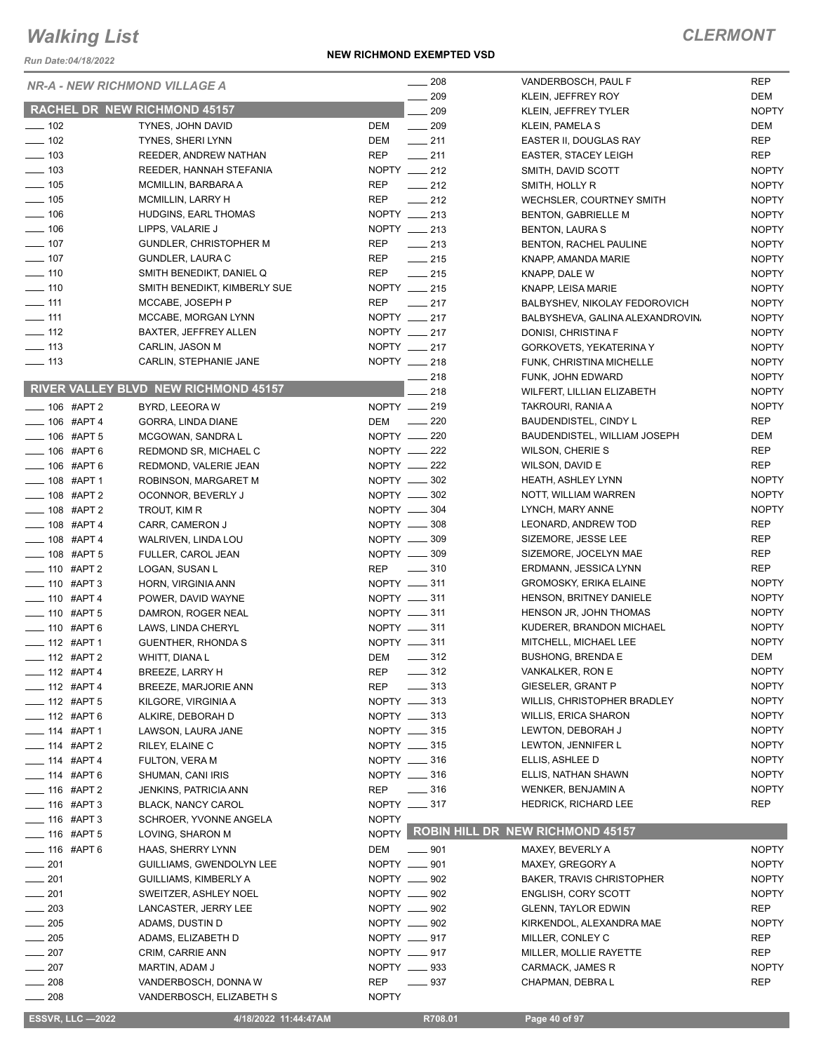# Walking List

**CLERMONT**

Run Date:04/18/2022

**NEW RICHMOND EXEMPTED VSD**

*NR-A - NEW RICHMOND VILLAGE A*

## RACHEL DR NEW RICHMOND 45157

| No. | Name | Party |
|---|---|---|
| ___ 102 | TYNES, JOHN DAVID | DEM |
| ___ 102 | TYNES, SHERI LYNN | DEM |
| ___ 103 | REEDER, ANDREW NATHAN | REP |
| ___ 103 | REEDER, HANNAH STEFANIA | NOPTY |
| ___ 105 | MCMILLIN, BARBARA A | REP |
| ___ 105 | MCMILLIN, LARRY H | REP |
| ___ 106 | HUDGINS, EARL THOMAS | NOPTY |
| ___ 106 | LIPPS, VALARIE J | NOPTY |
| ___ 107 | GUNDLER, CHRISTOPHER M | REP |
| ___ 107 | GUNDLER, LAURA C | REP |
| ___ 110 | SMITH BENEDIKT, DANIEL Q | REP |
| ___ 110 | SMITH BENEDIKT, KIMBERLY SUE | NOPTY |
| ___ 111 | MCCABE, JOSEPH P | REP |
| ___ 111 | MCCABE, MORGAN LYNN | NOPTY |
| ___ 112 | BAXTER, JEFFREY ALLEN | NOPTY |
| ___ 113 | CARLIN, JASON M | NOPTY |
| ___ 113 | CARLIN, STEPHANIE JANE | NOPTY |

## RIVER VALLEY BLVD NEW RICHMOND 45157

| No. | Name | Party |
|---|---|---|
| ___ 106 #APT 2 | BYRD, LEEORA W | NOPTY |
| ___ 106 #APT 4 | GORRA, LINDA DIANE | DEM |
| ___ 106 #APT 5 | MCGOWAN, SANDRA L | NOPTY |
| ___ 106 #APT 6 | REDMOND SR, MICHAEL C | NOPTY |
| ___ 106 #APT 6 | REDMOND, VALERIE JEAN | NOPTY |
| ___ 108 #APT 1 | ROBINSON, MARGARET M | NOPTY |
| ___ 108 #APT 2 | OCONNOR, BEVERLY J | NOPTY |
| ___ 108 #APT 2 | TROUT, KIM R | NOPTY |
| ___ 108 #APT 4 | CARR, CAMERON J | NOPTY |
| ___ 108 #APT 4 | WALRIVEN, LINDA LOU | NOPTY |
| ___ 108 #APT 5 | FULLER, CAROL JEAN | NOPTY |
| ___ 110 #APT 2 | LOGAN, SUSAN L | REP |
| ___ 110 #APT 3 | HORN, VIRGINIA ANN | NOPTY |
| ___ 110 #APT 4 | POWER, DAVID WAYNE | NOPTY |
| ___ 110 #APT 5 | DAMRON, ROGER NEAL | NOPTY |
| ___ 110 #APT 6 | LAWS, LINDA CHERYL | NOPTY |
| ___ 112 #APT 1 | GUENTHER, RHONDA S | NOPTY |
| ___ 112 #APT 2 | WHITT, DIANA L | DEM |
| ___ 112 #APT 4 | BREEZE, LARRY H | REP |
| ___ 112 #APT 4 | BREEZE, MARJORIE ANN | REP |
| ___ 112 #APT 5 | KILGORE, VIRGINIA A | NOPTY |
| ___ 112 #APT 6 | ALKIRE, DEBORAH D | NOPTY |
| ___ 114 #APT 1 | LAWSON, LAURA JANE | NOPTY |
| ___ 114 #APT 2 | RILEY, ELAINE C | NOPTY |
| ___ 114 #APT 4 | FULTON, VERA M | NOPTY |
| ___ 114 #APT 6 | SHUMAN, CANI IRIS | NOPTY |
| ___ 116 #APT 2 | JENKINS, PATRICIA ANN | REP |
| ___ 116 #APT 3 | BLACK, NANCY CAROL | NOPTY |
| ___ 116 #APT 3 | SCHROER, YVONNE ANGELA | NOPTY |
| ___ 116 #APT 5 | LOVING, SHARON M | NOPTY |
| ___ 116 #APT 6 | HAAS, SHERRY LYNN | DEM |
| ___ 201 | GUILLIAMS, GWENDOLYN LEE | NOPTY |
| ___ 201 | GUILLIAMS, KIMBERLY A | NOPTY |
| ___ 201 | SWEITZER, ASHLEY NOEL | NOPTY |
| ___ 203 | LANCASTER, JERRY LEE | NOPTY |
| ___ 205 | ADAMS, DUSTIN D | NOPTY |
| ___ 205 | ADAMS, ELIZABETH D | NOPTY |
| ___ 207 | CRIM, CARRIE ANN | NOPTY |
| ___ 207 | MARTIN, ADAM J | NOPTY |
| ___ 208 | VANDERBOSCH, DONNA W | REP |
| ___ 208 | VANDERBOSCH, ELIZABETH S | NOPTY |
| ___ 208 | VANDERBOSCH, PAUL F | REP |
| ___ 209 | KLEIN, JEFFREY ROY | DEM |
| ___ 209 | KLEIN, JEFFREY TYLER | NOPTY |
| ___ 209 | KLEIN, PAMELA S | DEM |
| ___ 211 | EASTER II, DOUGLAS RAY | REP |
| ___ 211 | EASTER, STACEY LEIGH | REP |
| ___ 212 | SMITH, DAVID SCOTT | NOPTY |
| ___ 212 | SMITH, HOLLY R | NOPTY |
| ___ 212 | WECHSLER, COURTNEY SMITH | NOPTY |
| ___ 213 | BENTON, GABRIELLE M | NOPTY |
| ___ 213 | BENTON, LAURA S | NOPTY |
| ___ 213 | BENTON, RACHEL PAULINE | NOPTY |
| ___ 215 | KNAPP, AMANDA MARIE | NOPTY |
| ___ 215 | KNAPP, DALE W | NOPTY |
| ___ 215 | KNAPP, LEISA MARIE | NOPTY |
| ___ 217 | BALBYSHEV, NIKOLAY FEDOROVICH | NOPTY |
| ___ 217 | BALBYSHEVA, GALINA ALEXANDROVIN/ | NOPTY |
| ___ 217 | DONISI, CHRISTINA F | NOPTY |
| ___ 217 | GORKOVETS, YEKATERINA Y | NOPTY |
| ___ 218 | FUNK, CHRISTINA MICHELLE | NOPTY |
| ___ 218 | FUNK, JOHN EDWARD | NOPTY |
| ___ 218 | WILFERT, LILLIAN ELIZABETH | NOPTY |
| ___ 219 | TAKROURI, RANIA A | NOPTY |
| ___ 220 | BAUDENDISTEL, CINDY L | REP |
| ___ 220 | BAUDENDISTEL, WILLIAM JOSEPH | DEM |
| ___ 222 | WILSON, CHERIE S | REP |
| ___ 222 | WILSON, DAVID E | REP |
| ___ 302 | HEATH, ASHLEY LYNN | NOPTY |
| ___ 302 | NOTT, WILLIAM WARREN | NOPTY |
| ___ 304 | LYNCH, MARY ANNE | NOPTY |
| ___ 308 | LEONARD, ANDREW TOD | REP |
| ___ 309 | SIZEMORE, JESSE LEE | REP |
| ___ 309 | SIZEMORE, JOCELYN MAE | REP |
| ___ 310 | ERDMANN, JESSICA LYNN | REP |
| ___ 311 | GROMOSKY, ERIKA ELAINE | NOPTY |
| ___ 311 | HENSON, BRITNEY DANIELE | NOPTY |
| ___ 311 | HENSON JR, JOHN THOMAS | NOPTY |
| ___ 311 | KUDERER, BRANDON MICHAEL | NOPTY |
| ___ 311 | MITCHELL, MICHAEL LEE | NOPTY |
| ___ 312 | BUSHONG, BRENDA E | DEM |
| ___ 312 | VANKALKER, RON E | NOPTY |
| ___ 313 | GIESELER, GRANT P | NOPTY |
| ___ 313 | WILLIS, CHRISTOPHER BRADLEY | NOPTY |
| ___ 313 | WILLIS, ERICA SHARON | NOPTY |
| ___ 315 | LEWTON, DEBORAH J | NOPTY |
| ___ 315 | LEWTON, JENNIFER L | NOPTY |
| ___ 316 | ELLIS, ASHLEE D | NOPTY |
| ___ 316 | ELLIS, NATHAN SHAWN | NOPTY |
| ___ 316 | WENKER, BENJAMIN A | NOPTY |
| ___ 317 | HEDRICK, RICHARD LEE | REP |

## ROBIN HILL DR NEW RICHMOND 45157

| No. | Name | Party |
|---|---|---|
| ___ 901 | MAXEY, BEVERLY A | NOPTY |
| ___ 901 | MAXEY, GREGORY A | NOPTY |
| ___ 902 | BAKER, TRAVIS CHRISTOPHER | NOPTY |
| ___ 902 | ENGLISH, CORY SCOTT | NOPTY |
| ___ 902 | GLENN, TAYLOR EDWIN | REP |
| ___ 902 | KIRKENDOL, ALEXANDRA MAE | NOPTY |
| ___ 917 | MILLER, CONLEY C | REP |
| ___ 917 | MILLER, MOLLIE RAYETTE | REP |
| ___ 933 | CARMACK, JAMES R | NOPTY |
| ___ 937 | CHAPMAN, DEBRA L | REP |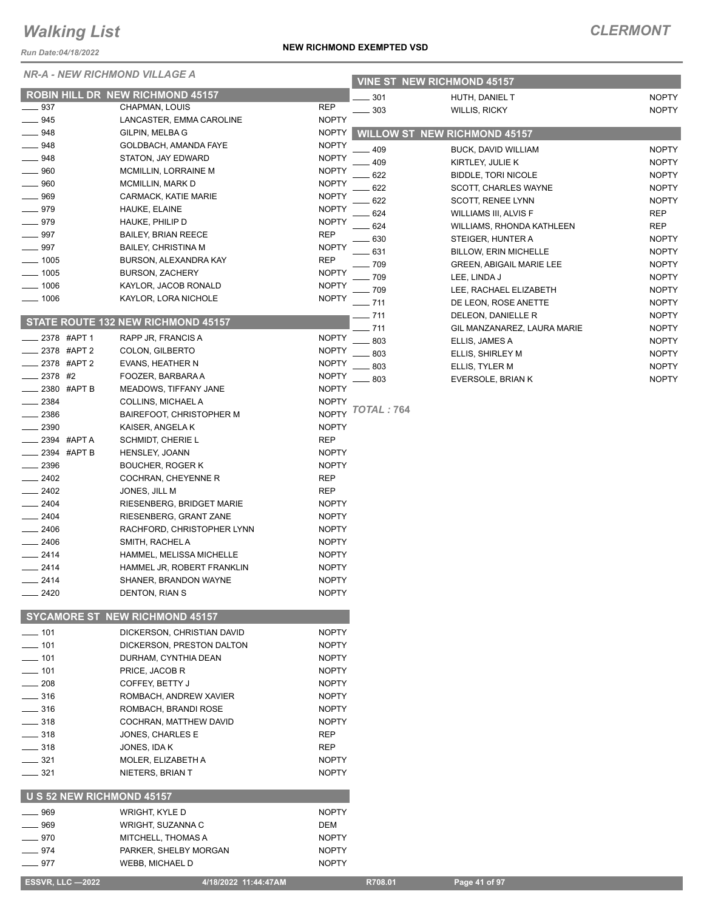# Walking List

**CLERMONT**

*Run Date:04/18/2022*

**NEW RICHMOND EXEMPTED VSD**

*NR-A - NEW RICHMOND VILLAGE A*

## ROBIN HILL DR NEW RICHMOND 45157

| No. | Name | Party |
|---|---|---|
| ____ 937 | CHAPMAN, LOUIS | REP |
| ____ 945 | LANCASTER, EMMA CAROLINE | NOPTY |
| ____ 948 | GILPIN, MELBA G | NOPTY |
| ____ 948 | GOLDBACH, AMANDA FAYE | NOPTY |
| ____ 948 | STATON, JAY EDWARD | NOPTY |
| ____ 960 | MCMILLIN, LORRAINE M | NOPTY |
| ____ 960 | MCMILLIN, MARK D | NOPTY |
| ____ 969 | CARMACK, KATIE MARIE | NOPTY |
| ____ 979 | HAUKE, ELAINE | NOPTY |
| ____ 979 | HAUKE, PHILIP D | NOPTY |
| ____ 997 | BAILEY, BRIAN REECE | REP |
| ____ 997 | BAILEY, CHRISTINA M | NOPTY |
| ____ 1005 | BURSON, ALEXANDRA KAY | REP |
| ____ 1005 | BURSON, ZACHERY | NOPTY |
| ____ 1006 | KAYLOR, JACOB RONALD | NOPTY |
| ____ 1006 | KAYLOR, LORA NICHOLE | NOPTY |

## STATE ROUTE 132 NEW RICHMOND 45157

| No. | Name | Party |
|---|---|---|
| ____ 2378 #APT 1 | RAPP JR, FRANCIS A | NOPTY |
| ____ 2378 #APT 2 | COLON, GILBERTO | NOPTY |
| ____ 2378 #APT 2 | EVANS, HEATHER N | NOPTY |
| ____ 2378 #2 | FOOZER, BARBARA A | NOPTY |
| ____ 2380 #APT B | MEADOWS, TIFFANY JANE | NOPTY |
| ____ 2384 | COLLINS, MICHAEL A | NOPTY |
| ____ 2386 | BAIREFOOT, CHRISTOPHER M | NOPTY |
| ____ 2390 | KAISER, ANGELA K | NOPTY |
| ____ 2394 #APT A | SCHMIDT, CHERIE L | REP |
| ____ 2394 #APT B | HENSLEY, JOANN | NOPTY |
| ____ 2396 | BOUCHER, ROGER K | NOPTY |
| ____ 2402 | COCHRAN, CHEYENNE R | REP |
| ____ 2402 | JONES, JILL M | REP |
| ____ 2404 | RIESENBERG, BRIDGET MARIE | NOPTY |
| ____ 2404 | RIESENBERG, GRANT ZANE | NOPTY |
| ____ 2406 | RACHFORD, CHRISTOPHER LYNN | NOPTY |
| ____ 2406 | SMITH, RACHEL A | NOPTY |
| ____ 2414 | HAMMEL, MELISSA MICHELLE | NOPTY |
| ____ 2414 | HAMMEL JR, ROBERT FRANKLIN | NOPTY |
| ____ 2414 | SHANER, BRANDON WAYNE | NOPTY |
| ____ 2420 | DENTON, RIAN S | NOPTY |

## SYCAMORE ST NEW RICHMOND 45157

| No. | Name | Party |
|---|---|---|
| ____ 101 | DICKERSON, CHRISTIAN DAVID | NOPTY |
| ____ 101 | DICKERSON, PRESTON DALTON | NOPTY |
| ____ 101 | DURHAM, CYNTHIA DEAN | NOPTY |
| ____ 101 | PRICE, JACOB R | NOPTY |
| ____ 208 | COFFEY, BETTY J | NOPTY |
| ____ 316 | ROMBACH, ANDREW XAVIER | NOPTY |
| ____ 316 | ROMBACH, BRANDI ROSE | NOPTY |
| ____ 318 | COCHRAN, MATTHEW DAVID | NOPTY |
| ____ 318 | JONES, CHARLES E | REP |
| ____ 318 | JONES, IDA K | REP |
| ____ 321 | MOLER, ELIZABETH A | NOPTY |
| ____ 321 | NIETERS, BRIAN T | NOPTY |

## U S 52 NEW RICHMOND 45157

| No. | Name | Party |
|---|---|---|
| ____ 969 | WRIGHT, KYLE D | NOPTY |
| ____ 969 | WRIGHT, SUZANNA C | DEM |
| ____ 970 | MITCHELL, THOMAS A | NOPTY |
| ____ 974 | PARKER, SHELBY MORGAN | NOPTY |
| ____ 977 | WEBB, MICHAEL D | NOPTY |

## VINE ST NEW RICHMOND 45157

| No. | Name | Party |
|---|---|---|
| ____ 301 | HUTH, DANIEL T | NOPTY |
| ____ 303 | WILLIS, RICKY | NOPTY |

## WILLOW ST NEW RICHMOND 45157

| No. | Name | Party |
|---|---|---|
| ____ 409 | BUCK, DAVID WILLIAM | NOPTY |
| ____ 409 | KIRTLEY, JULIE K | NOPTY |
| ____ 622 | BIDDLE, TORI NICOLE | NOPTY |
| ____ 622 | SCOTT, CHARLES WAYNE | NOPTY |
| ____ 622 | SCOTT, RENEE LYNN | NOPTY |
| ____ 624 | WILLIAMS III, ALVIS F | REP |
| ____ 624 | WILLIAMS, RHONDA KATHLEEN | REP |
| ____ 630 | STEIGER, HUNTER A | NOPTY |
| ____ 631 | BILLOW, ERIN MICHELLE | NOPTY |
| ____ 709 | GREEN, ABIGAIL MARIE LEE | NOPTY |
| ____ 709 | LEE, LINDA J | NOPTY |
| ____ 709 | LEE, RACHAEL ELIZABETH | NOPTY |
| ____ 711 | DE LEON, ROSE ANETTE | NOPTY |
| ____ 711 | DELEON, DANIELLE R | NOPTY |
| ____ 711 | GIL MANZANAREZ, LAURA MARIE | NOPTY |
| ____ 803 | ELLIS, JAMES A | NOPTY |
| ____ 803 | ELLIS, SHIRLEY M | NOPTY |
| ____ 803 | ELLIS, TYLER M | NOPTY |
| ____ 803 | EVERSOLE, BRIAN K | NOPTY |

*TOTAL : 764*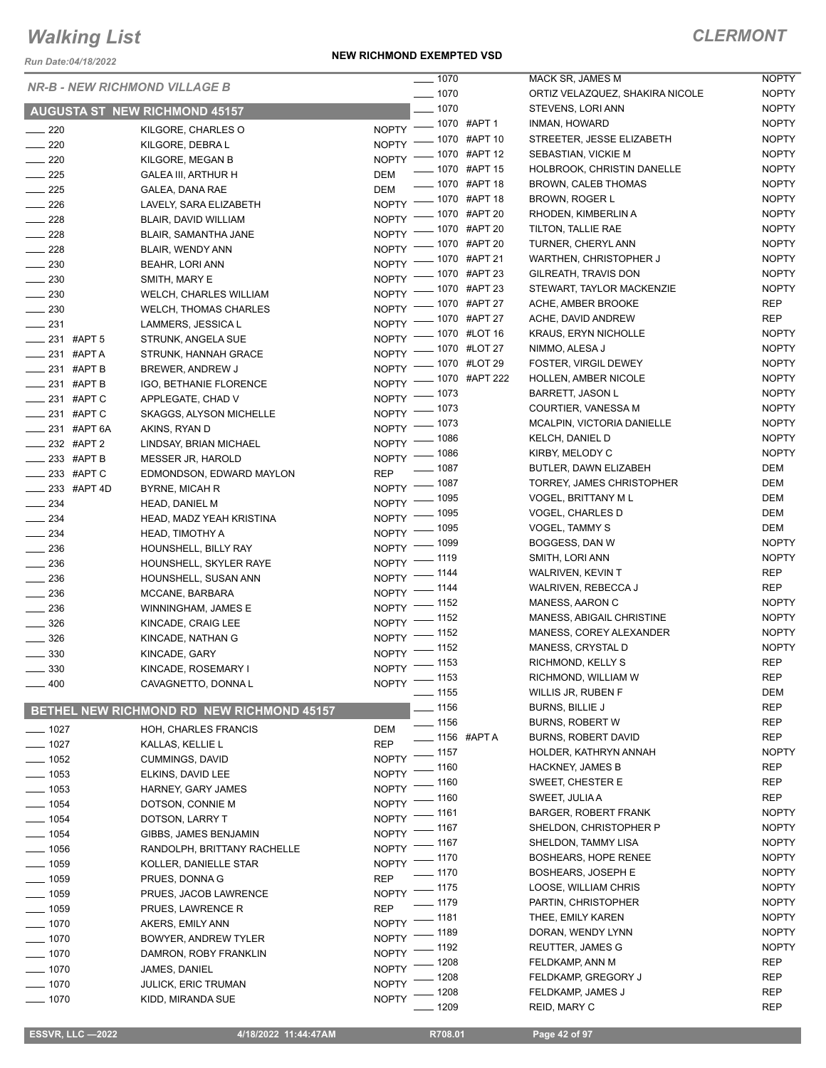# Walking List

**CLERMONT**

Run Date:04/18/2022

**NEW RICHMOND EXEMPTED VSD**

## NR-B - NEW RICHMOND VILLAGE B

### AUGUSTA ST NEW RICHMOND 45157

| Address | Name | Party |
|---|---|---|
| 220 | KILGORE, CHARLES O | NOPTY |
| 220 | KILGORE, DEBRA L | NOPTY |
| 220 | KILGORE, MEGAN B | NOPTY |
| 225 | GALEA III, ARTHUR H | DEM |
| 225 | GALEA, DANA RAE | DEM |
| 226 | LAVELY, SARA ELIZABETH | NOPTY |
| 228 | BLAIR, DAVID WILLIAM | NOPTY |
| 228 | BLAIR, SAMANTHA JANE | NOPTY |
| 228 | BLAIR, WENDY ANN | NOPTY |
| 230 | BEAHR, LORI ANN | NOPTY |
| 230 | SMITH, MARY E | NOPTY |
| 230 | WELCH, CHARLES WILLIAM | NOPTY |
| 230 | WELCH, THOMAS CHARLES | NOPTY |
| 231 | LAMMERS, JESSICA L | NOPTY |
| 231 #APT 5 | STRUNK, ANGELA SUE | NOPTY |
| 231 #APT A | STRUNK, HANNAH GRACE | NOPTY |
| 231 #APT B | BREWER, ANDREW J | NOPTY |
| 231 #APT B | IGO, BETHANIE FLORENCE | NOPTY |
| 231 #APT C | APPLEGATE, CHAD V | NOPTY |
| 231 #APT C | SKAGGS, ALYSON MICHELLE | NOPTY |
| 231 #APT 6A | AKINS, RYAN D | NOPTY |
| 232 #APT 2 | LINDSAY, BRIAN MICHAEL | NOPTY |
| 233 #APT B | MESSER JR, HAROLD | NOPTY |
| 233 #APT C | EDMONDSON, EDWARD MAYLON | REP |
| 233 #APT 4D | BYRNE, MICAH R | NOPTY |
| 234 | HEAD, DANIEL M | NOPTY |
| 234 | HEAD, MADZ YEAH KRISTINA | NOPTY |
| 234 | HEAD, TIMOTHY A | NOPTY |
| 236 | HOUNSHELL, BILLY RAY | NOPTY |
| 236 | HOUNSHELL, SKYLER RAYE | NOPTY |
| 236 | HOUNSHELL, SUSAN ANN | NOPTY |
| 236 | MCCANE, BARBARA | NOPTY |
| 236 | WINNINGHAM, JAMES E | NOPTY |
| 326 | KINCADE, CRAIG LEE | NOPTY |
| 326 | KINCADE, NATHAN G | NOPTY |
| 330 | KINCADE, GARY | NOPTY |
| 330 | KINCADE, ROSEMARY I | NOPTY |
| 400 | CAVAGNETTO, DONNA L | NOPTY |

### BETHEL NEW RICHMOND RD NEW RICHMOND 45157

| Address | Name | Party |
|---|---|---|
| 1027 | HOH, CHARLES FRANCIS | DEM |
| 1027 | KALLAS, KELLIE L | REP |
| 1052 | CUMMINGS, DAVID | NOPTY |
| 1053 | ELKINS, DAVID LEE | NOPTY |
| 1053 | HARNEY, GARY JAMES | NOPTY |
| 1054 | DOTSON, CONNIE M | NOPTY |
| 1054 | DOTSON, LARRY T | NOPTY |
| 1054 | GIBBS, JAMES BENJAMIN | NOPTY |
| 1056 | RANDOLPH, BRITTANY RACHELLE | NOPTY |
| 1059 | KOLLER, DANIELLE STAR | NOPTY |
| 1059 | PRUES, DONNA G | REP |
| 1059 | PRUES, JACOB LAWRENCE | NOPTY |
| 1059 | PRUES, LAWRENCE R | REP |
| 1070 | AKERS, EMILY ANN | NOPTY |
| 1070 | BOWYER, ANDREW TYLER | NOPTY |
| 1070 | DAMRON, ROBY FRANKLIN | NOPTY |
| 1070 | JAMES, DANIEL | NOPTY |
| 1070 | JULICK, ERIC TRUMAN | NOPTY |
| 1070 | KIDD, MIRANDA SUE | NOPTY |
| 1070 | MACK SR, JAMES M | NOPTY |
| 1070 | ORTIZ VELAZQUEZ, SHAKIRA NICOLE | NOPTY |
| 1070 | STEVENS, LORI ANN | NOPTY |
| 1070 #APT 1 | INMAN, HOWARD | NOPTY |
| 1070 #APT 10 | STREETER, JESSE ELIZABETH | NOPTY |
| 1070 #APT 12 | SEBASTIAN, VICKIE M | NOPTY |
| 1070 #APT 15 | HOLBROOK, CHRISTIN DANELLE | NOPTY |
| 1070 #APT 18 | BROWN, CALEB THOMAS | NOPTY |
| 1070 #APT 18 | BROWN, ROGER L | NOPTY |
| 1070 #APT 20 | RHODEN, KIMBERLIN A | NOPTY |
| 1070 #APT 20 | TILTON, TALLIE RAE | NOPTY |
| 1070 #APT 20 | TURNER, CHERYL ANN | NOPTY |
| 1070 #APT 21 | WARTHEN, CHRISTOPHER J | NOPTY |
| 1070 #APT 23 | GILREATH, TRAVIS DON | NOPTY |
| 1070 #APT 23 | STEWART, TAYLOR MACKENZIE | NOPTY |
| 1070 #APT 27 | ACHE, AMBER BROOKE | REP |
| 1070 #APT 27 | ACHE, DAVID ANDREW | REP |
| 1070 #LOT 16 | KRAUS, ERYN NICHOLLE | NOPTY |
| 1070 #LOT 27 | NIMMO, ALESA J | NOPTY |
| 1070 #LOT 29 | FOSTER, VIRGIL DEWEY | NOPTY |
| 1070 #APT 222 | HOLLEN, AMBER NICOLE | NOPTY |
| 1073 | BARRETT, JASON L | NOPTY |
| 1073 | COURTIER, VANESSA M | NOPTY |
| 1073 | MCALPIN, VICTORIA DANIELLE | NOPTY |
| 1086 | KELCH, DANIEL D | NOPTY |
| 1086 | KIRBY, MELODY C | NOPTY |
| 1087 | BUTLER, DAWN ELIZABEH | DEM |
| 1087 | TORREY, JAMES CHRISTOPHER | DEM |
| 1095 | VOGEL, BRITTANY M L | DEM |
| 1095 | VOGEL, CHARLES D | DEM |
| 1095 | VOGEL, TAMMY S | DEM |
| 1099 | BOGGESS, DAN W | NOPTY |
| 1119 | SMITH, LORI ANN | NOPTY |
| 1144 | WALRIVEN, KEVIN T | REP |
| 1144 | WALRIVEN, REBECCA J | REP |
| 1152 | MANESS, AARON C | NOPTY |
| 1152 | MANESS, ABIGAIL CHRISTINE | NOPTY |
| 1152 | MANESS, COREY ALEXANDER | NOPTY |
| 1152 | MANESS, CRYSTAL D | NOPTY |
| 1153 | RICHMOND, KELLY S | REP |
| 1153 | RICHMOND, WILLIAM W | REP |
| 1155 | WILLIS JR, RUBEN F | DEM |
| 1156 | BURNS, BILLIE J | REP |
| 1156 | BURNS, ROBERT W | REP |
| 1156 #APT A | BURNS, ROBERT DAVID | REP |
| 1157 | HOLDER, KATHRYN ANNAH | NOPTY |
| 1160 | HACKNEY, JAMES B | REP |
| 1160 | SWEET, CHESTER E | REP |
| 1160 | SWEET, JULIA A | REP |
| 1161 | BARGER, ROBERT FRANK | NOPTY |
| 1167 | SHELDON, CHRISTOPHER P | NOPTY |
| 1167 | SHELDON, TAMMY LISA | NOPTY |
| 1170 | BOSHEARS, HOPE RENEE | NOPTY |
| 1170 | BOSHEARS, JOSEPH E | NOPTY |
| 1175 | LOOSE, WILLIAM CHRIS | NOPTY |
| 1179 | PARTIN, CHRISTOPHER | NOPTY |
| 1181 | THEE, EMILY KAREN | NOPTY |
| 1189 | DORAN, WENDY LYNN | NOPTY |
| 1192 | REUTTER, JAMES G | NOPTY |
| 1208 | FELDKAMP, ANN M | REP |
| 1208 | FELDKAMP, GREGORY J | REP |
| 1208 | FELDKAMP, JAMES J | REP |
| 1209 | REID, MARY C | REP |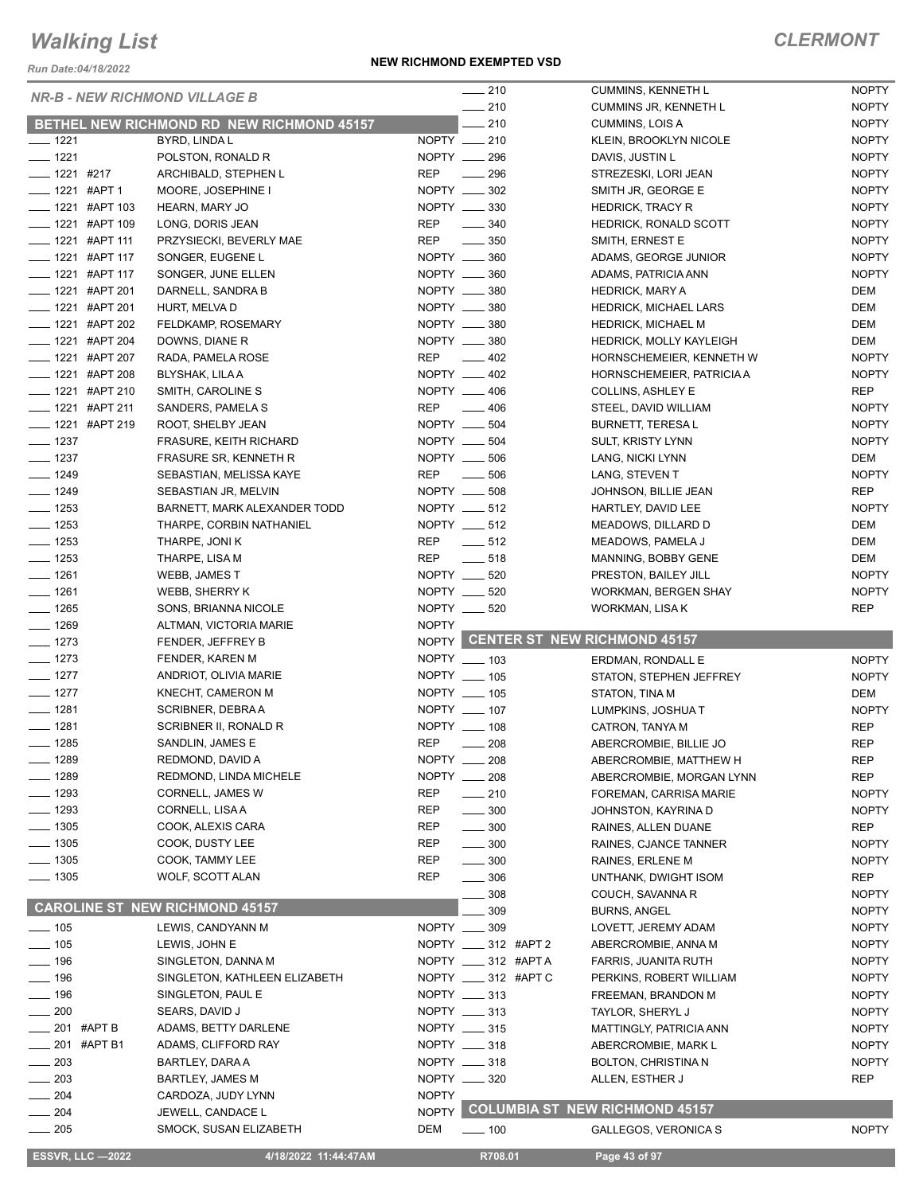# Walking List

**CLERMONT**

Run Date:04/18/2022

**NEW RICHMOND EXEMPTED VSD**

## NR-B - NEW RICHMOND VILLAGE B

### BETHEL NEW RICHMOND RD NEW RICHMOND 45157

| Number | Name | Party |
|---|---|---|
| ____ 1221 | BYRD, LINDA L | NOPTY |
| ____ 1221 | POLSTON, RONALD R | NOPTY |
| ____ 1221 #217 | ARCHIBALD, STEPHEN L | REP |
| ____ 1221 #APT 1 | MOORE, JOSEPHINE I | NOPTY |
| ____ 1221 #APT 103 | HEARN, MARY JO | NOPTY |
| ____ 1221 #APT 109 | LONG, DORIS JEAN | REP |
| ____ 1221 #APT 111 | PRZYSIECKI, BEVERLY MAE | REP |
| ____ 1221 #APT 117 | SONGER, EUGENE L | NOPTY |
| ____ 1221 #APT 117 | SONGER, JUNE ELLEN | NOPTY |
| ____ 1221 #APT 201 | DARNELL, SANDRA B | NOPTY |
| ____ 1221 #APT 201 | HURT, MELVA D | NOPTY |
| ____ 1221 #APT 202 | FELDKAMP, ROSEMARY | NOPTY |
| ____ 1221 #APT 204 | DOWNS, DIANE R | NOPTY |
| ____ 1221 #APT 207 | RADA, PAMELA ROSE | REP |
| ____ 1221 #APT 208 | BLYSHAK, LILA A | NOPTY |
| ____ 1221 #APT 210 | SMITH, CAROLINE S | NOPTY |
| ____ 1221 #APT 211 | SANDERS, PAMELA S | REP |
| ____ 1221 #APT 219 | ROOT, SHELBY JEAN | NOPTY |
| ____ 1237 | FRASURE, KEITH RICHARD | NOPTY |
| ____ 1237 | FRASURE SR, KENNETH R | NOPTY |
| ____ 1249 | SEBASTIAN, MELISSA KAYE | REP |
| ____ 1249 | SEBASTIAN JR, MELVIN | NOPTY |
| ____ 1253 | BARNETT, MARK ALEXANDER TODD | NOPTY |
| ____ 1253 | THARPE, CORBIN NATHANIEL | NOPTY |
| ____ 1253 | THARPE, JONI K | REP |
| ____ 1253 | THARPE, LISA M | REP |
| ____ 1261 | WEBB, JAMES T | NOPTY |
| ____ 1261 | WEBB, SHERRY K | NOPTY |
| ____ 1265 | SONS, BRIANNA NICOLE | NOPTY |
| ____ 1269 | ALTMAN, VICTORIA MARIE | NOPTY |
| ____ 1273 | FENDER, JEFFREY B | NOPTY |
| ____ 1273 | FENDER, KAREN M | NOPTY |
| ____ 1277 | ANDRIOT, OLIVIA MARIE | NOPTY |
| ____ 1277 | KNECHT, CAMERON M | NOPTY |
| ____ 1281 | SCRIBNER, DEBRA A | NOPTY |
| ____ 1281 | SCRIBNER II, RONALD R | NOPTY |
| ____ 1285 | SANDLIN, JAMES E | REP |
| ____ 1289 | REDMOND, DAVID A | NOPTY |
| ____ 1289 | REDMOND, LINDA MICHELE | NOPTY |
| ____ 1293 | CORNELL, JAMES W | REP |
| ____ 1293 | CORNELL, LISA A | REP |
| ____ 1305 | COOK, ALEXIS CARA | REP |
| ____ 1305 | COOK, DUSTY LEE | REP |
| ____ 1305 | COOK, TAMMY LEE | REP |
| ____ 1305 | WOLF, SCOTT ALAN | REP |

### CAROLINE ST NEW RICHMOND 45157

| Number | Name | Party |
|---|---|---|
| ____ 105 | LEWIS, CANDYANN M | NOPTY |
| ____ 105 | LEWIS, JOHN E | NOPTY |
| ____ 196 | SINGLETON, DANNA M | NOPTY |
| ____ 196 | SINGLETON, KATHLEEN ELIZABETH | NOPTY |
| ____ 196 | SINGLETON, PAUL E | NOPTY |
| ____ 200 | SEARS, DAVID J | NOPTY |
| ____ 201 #APT B | ADAMS, BETTY DARLENE | NOPTY |
| ____ 201 #APT B1 | ADAMS, CLIFFORD RAY | NOPTY |
| ____ 203 | BARTLEY, DARA A | NOPTY |
| ____ 203 | BARTLEY, JAMES M | NOPTY |
| ____ 204 | CARDOZA, JUDY LYNN | NOPTY |
| ____ 204 | JEWELL, CANDACE L | NOPTY |
| ____ 205 | SMOCK, SUSAN ELIZABETH | DEM |
| ____ 210 | CUMMINS, KENNETH L | NOPTY |
| ____ 210 | CUMMINS JR, KENNETH L | NOPTY |
| ____ 210 | CUMMINS, LOIS A | NOPTY |
| ____ 210 | KLEIN, BROOKLYN NICOLE | NOPTY |
| ____ 296 | DAVIS, JUSTIN L | NOPTY |
| ____ 296 | STREZESKI, LORI JEAN | NOPTY |
| ____ 302 | SMITH JR, GEORGE E | NOPTY |
| ____ 330 | HEDRICK, TRACY R | NOPTY |
| ____ 340 | HEDRICK, RONALD SCOTT | NOPTY |
| ____ 350 | SMITH, ERNEST E | NOPTY |
| ____ 360 | ADAMS, GEORGE JUNIOR | NOPTY |
| ____ 360 | ADAMS, PATRICIA ANN | NOPTY |
| ____ 380 | HEDRICK, MARY A | DEM |
| ____ 380 | HEDRICK, MICHAEL LARS | DEM |
| ____ 380 | HEDRICK, MICHAEL M | DEM |
| ____ 380 | HEDRICK, MOLLY KAYLEIGH | DEM |
| ____ 402 | HORNSCHEMEIER, KENNETH W | NOPTY |
| ____ 402 | HORNSCHEMEIER, PATRICIA A | NOPTY |
| ____ 406 | COLLINS, ASHLEY E | REP |
| ____ 406 | STEEL, DAVID WILLIAM | NOPTY |
| ____ 504 | BURNETT, TERESA L | NOPTY |
| ____ 504 | SULT, KRISTY LYNN | NOPTY |
| ____ 506 | LANG, NICKI LYNN | DEM |
| ____ 506 | LANG, STEVEN T | NOPTY |
| ____ 508 | JOHNSON, BILLIE JEAN | REP |
| ____ 512 | HARTLEY, DAVID LEE | NOPTY |
| ____ 512 | MEADOWS, DILLARD D | DEM |
| ____ 512 | MEADOWS, PAMELA J | DEM |
| ____ 518 | MANNING, BOBBY GENE | DEM |
| ____ 520 | PRESTON, BAILEY JILL | NOPTY |
| ____ 520 | WORKMAN, BERGEN SHAY | NOPTY |
| ____ 520 | WORKMAN, LISA K | REP |

### CENTER ST NEW RICHMOND 45157

| Number | Name | Party |
|---|---|---|
| ____ 103 | ERDMAN, RONDALL E | NOPTY |
| ____ 105 | STATON, STEPHEN JEFFREY | NOPTY |
| ____ 105 | STATON, TINA M | DEM |
| ____ 107 | LUMPKINS, JOSHUA T | NOPTY |
| ____ 108 | CATRON, TANYA M | REP |
| ____ 208 | ABERCROMBIE, BILLIE JO | REP |
| ____ 208 | ABERCROMBIE, MATTHEW H | REP |
| ____ 208 | ABERCROMBIE, MORGAN LYNN | REP |
| ____ 210 | FOREMAN, CARRISA MARIE | NOPTY |
| ____ 300 | JOHNSTON, KAYRINA D | NOPTY |
| ____ 300 | RAINES, ALLEN DUANE | REP |
| ____ 300 | RAINES, CJANCE TANNER | NOPTY |
| ____ 300 | RAINES, ERLENE M | NOPTY |
| ____ 306 | UNTHANK, DWIGHT ISOM | REP |
| ____ 308 | COUCH, SAVANNA R | NOPTY |
| ____ 309 | BURNS, ANGEL | NOPTY |
| ____ 309 | LOVETT, JEREMY ADAM | NOPTY |
| ____ 312 #APT 2 | ABERCROMBIE, ANNA M | NOPTY |
| ____ 312 #APT A | FARRIS, JUANITA RUTH | NOPTY |
| ____ 312 #APT C | PERKINS, ROBERT WILLIAM | NOPTY |
| ____ 313 | FREEMAN, BRANDON M | NOPTY |
| ____ 313 | TAYLOR, SHERYL J | NOPTY |
| ____ 315 | MATTINGLY, PATRICIA ANN | NOPTY |
| ____ 318 | ABERCROMBIE, MARK L | NOPTY |
| ____ 318 | BOLTON, CHRISTINA N | NOPTY |
| ____ 320 | ALLEN, ESTHER J | REP |

### COLUMBIA ST NEW RICHMOND 45157

| Number | Name | Party |
|---|---|---|
| ____ 100 | GALLEGOS, VERONICA S | NOPTY |

ESSVR, LLC —2022 | 4/18/2022 11:44:47AM | R708.01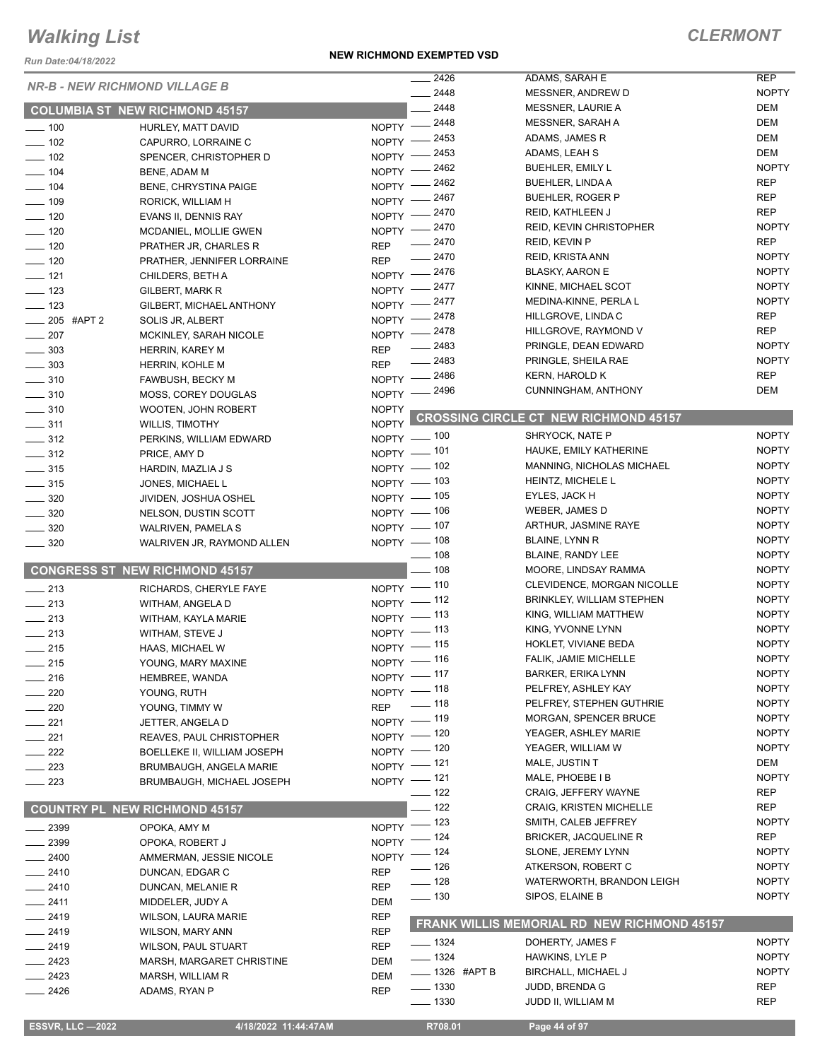# Walking List

## CLERMONT

**NEW RICHMOND EXEMPTED VSD**

Run Date:04/18/2022

### NR-B - NEW RICHMOND VILLAGE B

#### COLUMBIA ST NEW RICHMOND 45157

| No. | Name | Party |
|---|---|---|
| 100 | HURLEY, MATT DAVID | NOPTY |
| 102 | CAPURRO, LORRAINE C | NOPTY |
| 102 | SPENCER, CHRISTOPHER D | NOPTY |
| 104 | BENE, ADAM M | NOPTY |
| 104 | BENE, CHRYSTINA PAIGE | NOPTY |
| 109 | RORICK, WILLIAM H | NOPTY |
| 120 | EVANS II, DENNIS RAY | NOPTY |
| 120 | MCDANIEL, MOLLIE GWEN | NOPTY |
| 120 | PRATHER JR, CHARLES R | REP |
| 120 | PRATHER, JENNIFER LORRAINE | REP |
| 121 | CHILDERS, BETH A | NOPTY |
| 123 | GILBERT, MARK R | NOPTY |
| 123 | GILBERT, MICHAEL ANTHONY | NOPTY |
| 205 #APT 2 | SOLIS JR, ALBERT | NOPTY |
| 207 | MCKINLEY, SARAH NICOLE | NOPTY |
| 303 | HERRIN, KAREY M | REP |
| 303 | HERRIN, KOHLE M | REP |
| 310 | FAWBUSH, BECKY M | NOPTY |
| 310 | MOSS, COREY DOUGLAS | NOPTY |
| 310 | WOOTEN, JOHN ROBERT | NOPTY |
| 311 | WILLIS, TIMOTHY | NOPTY |
| 312 | PERKINS, WILLIAM EDWARD | NOPTY |
| 312 | PRICE, AMY D | NOPTY |
| 315 | HARDIN, MAZLIA J S | NOPTY |
| 315 | JONES, MICHAEL L | NOPTY |
| 320 | JIVIDEN, JOSHUA OSHEL | NOPTY |
| 320 | NELSON, DUSTIN SCOTT | NOPTY |
| 320 | WALRIVEN, PAMELA S | NOPTY |
| 320 | WALRIVEN JR, RAYMOND ALLEN | NOPTY |

#### CONGRESS ST NEW RICHMOND 45157

| No. | Name | Party |
|---|---|---|
| 213 | RICHARDS, CHERYLE FAYE | NOPTY |
| 213 | WITHAM, ANGELA D | NOPTY |
| 213 | WITHAM, KAYLA MARIE | NOPTY |
| 213 | WITHAM, STEVE J | NOPTY |
| 215 | HAAS, MICHAEL W | NOPTY |
| 215 | YOUNG, MARY MAXINE | NOPTY |
| 216 | HEMBREE, WANDA | NOPTY |
| 220 | YOUNG, RUTH | NOPTY |
| 220 | YOUNG, TIMMY W | REP |
| 221 | JETTER, ANGELA D | NOPTY |
| 221 | REAVES, PAUL CHRISTOPHER | NOPTY |
| 222 | BOELLEKE II, WILLIAM JOSEPH | NOPTY |
| 223 | BRUMBAUGH, ANGELA MARIE | NOPTY |
| 223 | BRUMBAUGH, MICHAEL JOSEPH | NOPTY |

#### COUNTRY PL NEW RICHMOND 45157

| No. | Name | Party |
|---|---|---|
| 2399 | OPOKA, AMY M | NOPTY |
| 2399 | OPOKA, ROBERT J | NOPTY |
| 2400 | AMMERMAN, JESSIE NICOLE | NOPTY |
| 2410 | DUNCAN, EDGAR C | REP |
| 2410 | DUNCAN, MELANIE R | REP |
| 2411 | MIDDELER, JUDY A | DEM |
| 2419 | WILSON, LAURA MARIE | REP |
| 2419 | WILSON, MARY ANN | REP |
| 2419 | WILSON, PAUL STUART | REP |
| 2423 | MARSH, MARGARET CHRISTINE | DEM |
| 2423 | MARSH, WILLIAM R | DEM |
| 2426 | ADAMS, RYAN P | REP |
| 2426 | ADAMS, SARAH E | REP |
| 2448 | MESSNER, ANDREW D | NOPTY |
| 2448 | MESSNER, LAURIE A | DEM |
| 2448 | MESSNER, SARAH A | DEM |
| 2453 | ADAMS, JAMES R | DEM |
| 2453 | ADAMS, LEAH S | DEM |
| 2462 | BUEHLER, EMILY L | NOPTY |
| 2462 | BUEHLER, LINDA A | REP |
| 2467 | BUEHLER, ROGER P | REP |
| 2470 | REID, KATHLEEN J | REP |
| 2470 | REID, KEVIN CHRISTOPHER | NOPTY |
| 2470 | REID, KEVIN P | REP |
| 2470 | REID, KRISTA ANN | NOPTY |
| 2476 | BLASKY, AARON E | NOPTY |
| 2477 | KINNE, MICHAEL SCOT | NOPTY |
| 2477 | MEDINA-KINNE, PERLA L | NOPTY |
| 2478 | HILLGROVE, LINDA C | REP |
| 2478 | HILLGROVE, RAYMOND V | REP |
| 2483 | PRINGLE, DEAN EDWARD | NOPTY |
| 2483 | PRINGLE, SHEILA RAE | NOPTY |
| 2486 | KERN, HAROLD K | REP |
| 2496 | CUNNINGHAM, ANTHONY | DEM |

#### CROSSING CIRCLE CT NEW RICHMOND 45157

| No. | Name | Party |
|---|---|---|
| 100 | SHRYOCK, NATE P | NOPTY |
| 101 | HAUKE, EMILY KATHERINE | NOPTY |
| 102 | MANNING, NICHOLAS MICHAEL | NOPTY |
| 103 | HEINTZ, MICHELE L | NOPTY |
| 105 | EYLES, JACK H | NOPTY |
| 106 | WEBER, JAMES D | NOPTY |
| 107 | ARTHUR, JASMINE RAYE | NOPTY |
| 108 | BLAINE, LYNN R | NOPTY |
| 108 | BLAINE, RANDY LEE | NOPTY |
| 108 | MOORE, LINDSAY RAMMA | NOPTY |
| 110 | CLEVIDENCE, MORGAN NICOLLE | NOPTY |
| 112 | BRINKLEY, WILLIAM STEPHEN | NOPTY |
| 113 | KING, WILLIAM MATTHEW | NOPTY |
| 113 | KING, YVONNE LYNN | NOPTY |
| 115 | HOKLET, VIVIANE BEDA | NOPTY |
| 116 | FALIK, JAMIE MICHELLE | NOPTY |
| 117 | BARKER, ERIKA LYNN | NOPTY |
| 118 | PELFREY, ASHLEY KAY | NOPTY |
| 118 | PELFREY, STEPHEN GUTHRIE | NOPTY |
| 119 | MORGAN, SPENCER BRUCE | NOPTY |
| 120 | YEAGER, ASHLEY MARIE | NOPTY |
| 120 | YEAGER, WILLIAM W | NOPTY |
| 121 | MALE, JUSTIN T | DEM |
| 121 | MALE, PHOEBE I B | NOPTY |
| 122 | CRAIG, JEFFERY WAYNE | REP |
| 122 | CRAIG, KRISTEN MICHELLE | REP |
| 123 | SMITH, CALEB JEFFREY | NOPTY |
| 124 | BRICKER, JACQUELINE R | REP |
| 124 | SLONE, JEREMY LYNN | NOPTY |
| 126 | ATKERSON, ROBERT C | NOPTY |
| 128 | WATERWORTH, BRANDON LEIGH | NOPTY |
| 130 | SIPOS, ELAINE B | NOPTY |

#### FRANK WILLIS MEMORIAL RD NEW RICHMOND 45157

| No. | Name | Party |
|---|---|---|
| 1324 | DOHERTY, JAMES F | NOPTY |
| 1324 | HAWKINS, LYLE P | NOPTY |
| 1326 #APT B | BIRCHALL, MICHAEL J | NOPTY |
| 1330 | JUDD, BRENDA G | REP |
| 1330 | JUDD II, WILLIAM M | REP |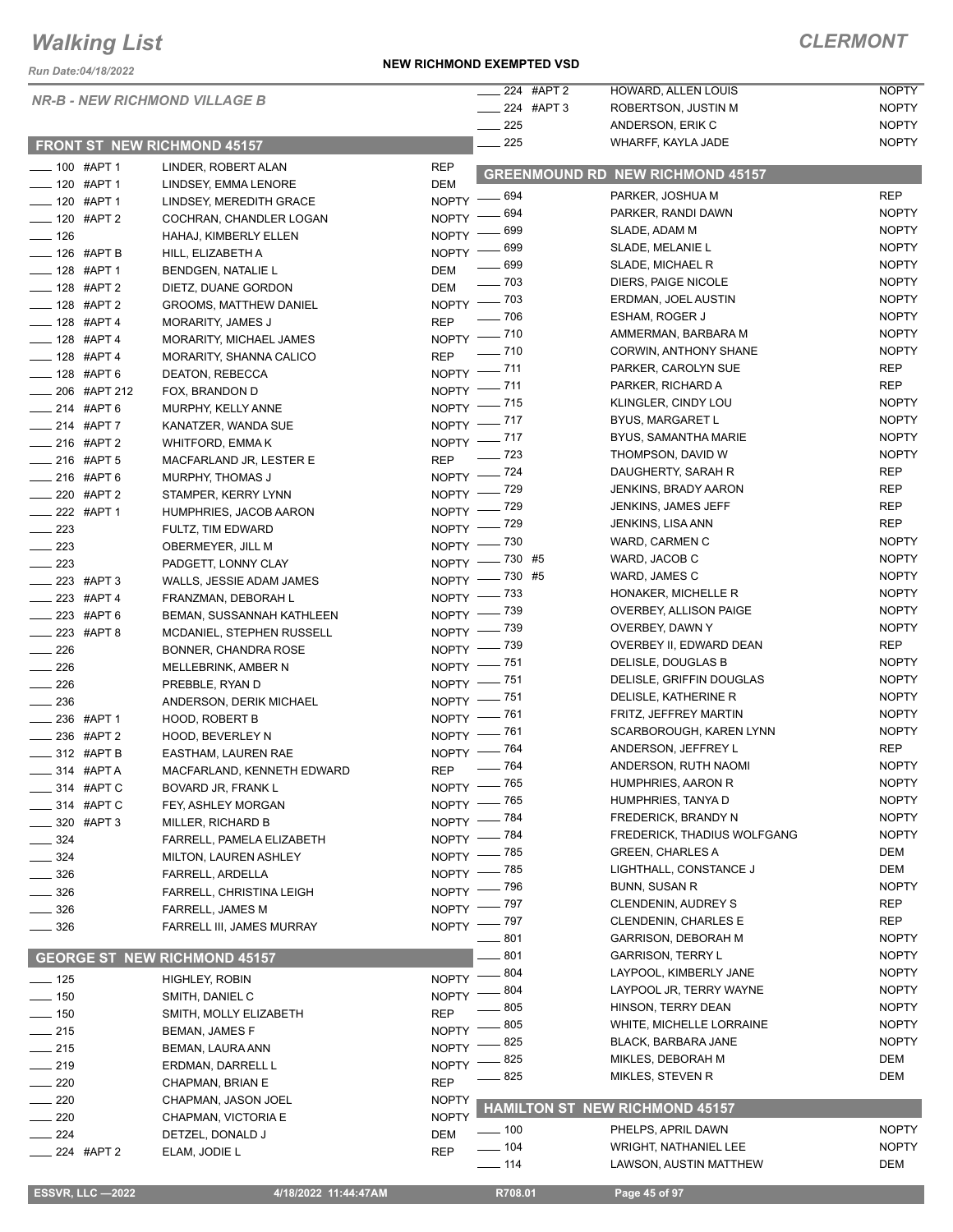# Walking List

**CLERMONT**

Run Date:04/18/2022

**NEW RICHMOND EXEMPTED VSD**

## NR-B - NEW RICHMOND VILLAGE B

### FRONT ST NEW RICHMOND 45157

| No. | Name | Party |
|---|---|---|
| 100 #APT 1 | LINDER, ROBERT ALAN | REP |
| 120 #APT 1 | LINDSEY, EMMA LENORE | DEM |
| 120 #APT 1 | LINDSEY, MEREDITH GRACE | NOPTY |
| 120 #APT 2 | COCHRAN, CHANDLER LOGAN | NOPTY |
| 126 | HAHAJ, KIMBERLY ELLEN | NOPTY |
| 126 #APT B | HILL, ELIZABETH A | NOPTY |
| 128 #APT 1 | BENDGEN, NATALIE L | DEM |
| 128 #APT 2 | DIETZ, DUANE GORDON | DEM |
| 128 #APT 2 | GROOMS, MATTHEW DANIEL | NOPTY |
| 128 #APT 4 | MORARITY, JAMES J | REP |
| 128 #APT 4 | MORARITY, MICHAEL JAMES | NOPTY |
| 128 #APT 4 | MORARITY, SHANNA CALICO | REP |
| 128 #APT 6 | DEATON, REBECCA | NOPTY |
| 206 #APT 212 | FOX, BRANDON D | NOPTY |
| 214 #APT 6 | MURPHY, KELLY ANNE | NOPTY |
| 214 #APT 7 | KANATZER, WANDA SUE | NOPTY |
| 216 #APT 2 | WHITFORD, EMMA K | NOPTY |
| 216 #APT 5 | MACFARLAND JR, LESTER E | REP |
| 216 #APT 6 | MURPHY, THOMAS J | NOPTY |
| 220 #APT 2 | STAMPER, KERRY LYNN | NOPTY |
| 222 #APT 1 | HUMPHRIES, JACOB AARON | NOPTY |
| 223 | FULTZ, TIM EDWARD | NOPTY |
| 223 | OBERMEYER, JILL M | NOPTY |
| 223 | PADGETT, LONNY CLAY | NOPTY |
| 223 #APT 3 | WALLS, JESSIE ADAM JAMES | NOPTY |
| 223 #APT 4 | FRANZMAN, DEBORAH L | NOPTY |
| 223 #APT 6 | BEMAN, SUSSANNAH KATHLEEN | NOPTY |
| 223 #APT 8 | MCDANIEL, STEPHEN RUSSELL | NOPTY |
| 226 | BONNER, CHANDRA ROSE | NOPTY |
| 226 | MELLEBRINK, AMBER N | NOPTY |
| 226 | PREBBLE, RYAN D | NOPTY |
| 236 | ANDERSON, DERIK MICHAEL | NOPTY |
| 236 #APT 1 | HOOD, ROBERT B | NOPTY |
| 236 #APT 2 | HOOD, BEVERLEY N | NOPTY |
| 312 #APT B | EASTHAM, LAUREN RAE | NOPTY |
| 314 #APT A | MACFARLAND, KENNETH EDWARD | REP |
| 314 #APT C | BOVARD JR, FRANK L | NOPTY |
| 314 #APT C | FEY, ASHLEY MORGAN | NOPTY |
| 320 #APT 3 | MILLER, RICHARD B | NOPTY |
| 324 | FARRELL, PAMELA ELIZABETH | NOPTY |
| 324 | MILTON, LAUREN ASHLEY | NOPTY |
| 326 | FARRELL, ARDELLA | NOPTY |
| 326 | FARRELL, CHRISTINA LEIGH | NOPTY |
| 326 | FARRELL, JAMES M | NOPTY |
| 326 | FARRELL III, JAMES MURRAY | NOPTY |

### GEORGE ST NEW RICHMOND 45157

| No. | Name | Party |
|---|---|---|
| 125 | HIGHLEY, ROBIN | NOPTY |
| 150 | SMITH, DANIEL C | NOPTY |
| 150 | SMITH, MOLLY ELIZABETH | REP |
| 215 | BEMAN, JAMES F | NOPTY |
| 215 | BEMAN, LAURA ANN | NOPTY |
| 219 | ERDMAN, DARRELL L | NOPTY |
| 220 | CHAPMAN, BRIAN E | REP |
| 220 | CHAPMAN, JASON JOEL | NOPTY |
| 220 | CHAPMAN, VICTORIA E | NOPTY |
| 224 | DETZEL, DONALD J | DEM |
| 224 #APT 2 | ELAM, JODIE L | REP |
| 224 #APT 2 | HOWARD, ALLEN LOUIS | NOPTY |
| 224 #APT 3 | ROBERTSON, JUSTIN M | NOPTY |
| 225 | ANDERSON, ERIK C | NOPTY |
| 225 | WHARFF, KAYLA JADE | NOPTY |

### GREENMOUND RD NEW RICHMOND 45157

| No. | Name | Party |
|---|---|---|
| 694 | PARKER, JOSHUA M | REP |
| 694 | PARKER, RANDI DAWN | NOPTY |
| 699 | SLADE, ADAM M | NOPTY |
| 699 | SLADE, MELANIE L | NOPTY |
| 699 | SLADE, MICHAEL R | NOPTY |
| 703 | DIERS, PAIGE NICOLE | NOPTY |
| 703 | ERDMAN, JOEL AUSTIN | NOPTY |
| 706 | ESHAM, ROGER J | NOPTY |
| 710 | AMMERMAN, BARBARA M | NOPTY |
| 710 | CORWIN, ANTHONY SHANE | NOPTY |
| 711 | PARKER, CAROLYN SUE | REP |
| 711 | PARKER, RICHARD A | REP |
| 715 | KLINGLER, CINDY LOU | NOPTY |
| 717 | BYUS, MARGARET L | NOPTY |
| 717 | BYUS, SAMANTHA MARIE | NOPTY |
| 723 | THOMPSON, DAVID W | NOPTY |
| 724 | DAUGHERTY, SARAH R | REP |
| 729 | JENKINS, BRADY AARON | REP |
| 729 | JENKINS, JAMES JEFF | REP |
| 729 | JENKINS, LISA ANN | REP |
| 730 | WARD, CARMEN C | NOPTY |
| 730 #5 | WARD, JACOB C | NOPTY |
| 730 #5 | WARD, JAMES C | NOPTY |
| 733 | HONAKER, MICHELLE R | NOPTY |
| 739 | OVERBEY, ALLISON PAIGE | NOPTY |
| 739 | OVERBEY, DAWN Y | NOPTY |
| 739 | OVERBEY II, EDWARD DEAN | REP |
| 751 | DELISLE, DOUGLAS B | NOPTY |
| 751 | DELISLE, GRIFFIN DOUGLAS | NOPTY |
| 751 | DELISLE, KATHERINE R | NOPTY |
| 761 | FRITZ, JEFFREY MARTIN | NOPTY |
| 761 | SCARBOROUGH, KAREN LYNN | NOPTY |
| 764 | ANDERSON, JEFFREY L | REP |
| 764 | ANDERSON, RUTH NAOMI | NOPTY |
| 765 | HUMPHRIES, AARON R | NOPTY |
| 765 | HUMPHRIES, TANYA D | NOPTY |
| 784 | FREDERICK, BRANDY N | NOPTY |
| 784 | FREDERICK, THADIUS WOLFGANG | NOPTY |
| 785 | GREEN, CHARLES A | DEM |
| 785 | LIGHTHALL, CONSTANCE J | DEM |
| 796 | BUNN, SUSAN R | NOPTY |
| 797 | CLENDENIN, AUDREY S | REP |
| 797 | CLENDENIN, CHARLES E | REP |
| 801 | GARRISON, DEBORAH M | NOPTY |
| 801 | GARRISON, TERRY L | NOPTY |
| 804 | LAYPOOL, KIMBERLY JANE | NOPTY |
| 804 | LAYPOOL JR, TERRY WAYNE | NOPTY |
| 805 | HINSON, TERRY DEAN | NOPTY |
| 805 | WHITE, MICHELLE LORRAINE | NOPTY |
| 825 | BLACK, BARBARA JANE | NOPTY |
| 825 | MIKLES, DEBORAH M | DEM |
| 825 | MIKLES, STEVEN R | DEM |

### HAMILTON ST NEW RICHMOND 45157

| No. | Name | Party |
|---|---|---|
| 100 | PHELPS, APRIL DAWN | NOPTY |
| 104 | WRIGHT, NATHANIEL LEE | NOPTY |
| 114 | LAWSON, AUSTIN MATTHEW | DEM |

ESSVR, LLC —2022 | 4/18/2022 11:44:47AM | R708.01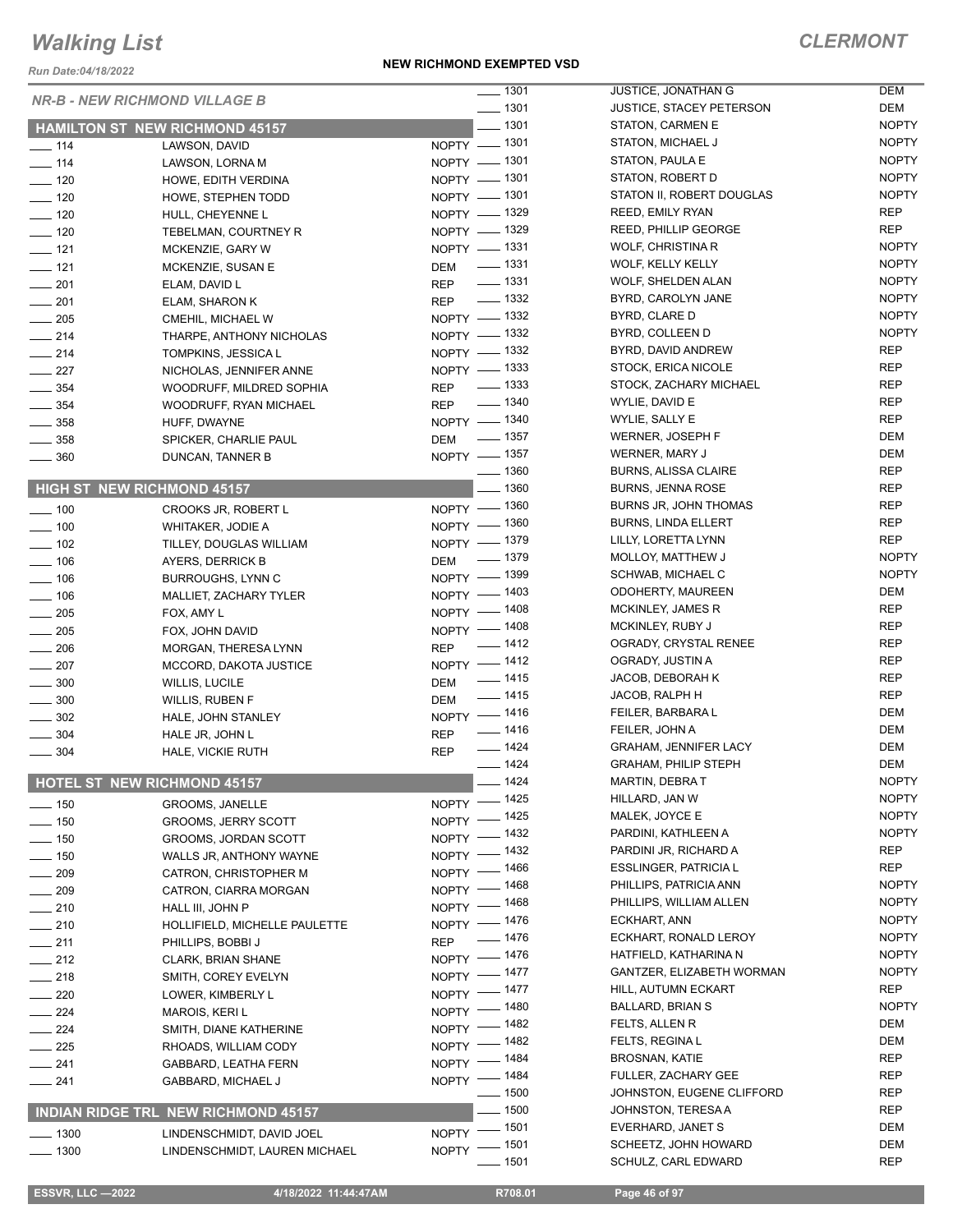# Walking List

**CLERMONT**

Run Date:04/18/2022

**NEW RICHMOND EXEMPTED VSD**

## NR-B - NEW RICHMOND VILLAGE B

### HAMILTON ST NEW RICHMOND 45157

| No. | Name | Party |
|---|---|---|
| 114 | LAWSON, DAVID | NOPTY |
| 114 | LAWSON, LORNA M | NOPTY |
| 120 | HOWE, EDITH VERDINA | NOPTY |
| 120 | HOWE, STEPHEN TODD | NOPTY |
| 120 | HULL, CHEYENNE L | NOPTY |
| 120 | TEBELMAN, COURTNEY R | NOPTY |
| 121 | MCKENZIE, GARY W | NOPTY |
| 121 | MCKENZIE, SUSAN E | DEM |
| 201 | ELAM, DAVID L | REP |
| 201 | ELAM, SHARON K | REP |
| 205 | CMEHIL, MICHAEL W | NOPTY |
| 214 | THARPE, ANTHONY NICHOLAS | NOPTY |
| 214 | TOMPKINS, JESSICA L | NOPTY |
| 227 | NICHOLAS, JENNIFER ANNE | NOPTY |
| 354 | WOODRUFF, MILDRED SOPHIA | REP |
| 354 | WOODRUFF, RYAN MICHAEL | REP |
| 358 | HUFF, DWAYNE | NOPTY |
| 358 | SPICKER, CHARLIE PAUL | DEM |
| 360 | DUNCAN, TANNER B | NOPTY |

### HIGH ST NEW RICHMOND 45157

| No. | Name | Party |
|---|---|---|
| 100 | CROOKS JR, ROBERT L | NOPTY |
| 100 | WHITAKER, JODIE A | NOPTY |
| 102 | TILLEY, DOUGLAS WILLIAM | NOPTY |
| 106 | AYERS, DERRICK B | DEM |
| 106 | BURROUGHS, LYNN C | NOPTY |
| 106 | MALLIET, ZACHARY TYLER | NOPTY |
| 205 | FOX, AMY L | NOPTY |
| 205 | FOX, JOHN DAVID | NOPTY |
| 206 | MORGAN, THERESA LYNN | REP |
| 207 | MCCORD, DAKOTA JUSTICE | NOPTY |
| 300 | WILLIS, LUCILE | DEM |
| 300 | WILLIS, RUBEN F | DEM |
| 302 | HALE, JOHN STANLEY | NOPTY |
| 304 | HALE JR, JOHN L | REP |
| 304 | HALE, VICKIE RUTH | REP |

### HOTEL ST NEW RICHMOND 45157

| No. | Name | Party |
|---|---|---|
| 150 | GROOMS, JANELLE | NOPTY |
| 150 | GROOMS, JERRY SCOTT | NOPTY |
| 150 | GROOMS, JORDAN SCOTT | NOPTY |
| 150 | WALLS JR, ANTHONY WAYNE | NOPTY |
| 209 | CATRON, CHRISTOPHER M | NOPTY |
| 209 | CATRON, CIARRA MORGAN | NOPTY |
| 210 | HALL III, JOHN P | NOPTY |
| 210 | HOLLIFIELD, MICHELLE PAULETTE | NOPTY |
| 211 | PHILLIPS, BOBBI J | REP |
| 212 | CLARK, BRIAN SHANE | NOPTY |
| 218 | SMITH, COREY EVELYN | NOPTY |
| 220 | LOWER, KIMBERLY L | NOPTY |
| 224 | MAROIS, KERI L | NOPTY |
| 224 | SMITH, DIANE KATHERINE | NOPTY |
| 225 | RHOADS, WILLIAM CODY | NOPTY |
| 241 | GABBARD, LEATHA FERN | NOPTY |
| 241 | GABBARD, MICHAEL J | NOPTY |

### INDIAN RIDGE TRL NEW RICHMOND 45157

| No. | Name | Party |
|---|---|---|
| 1300 | LINDENSCHMIDT, DAVID JOEL | NOPTY |
| 1300 | LINDENSCHMIDT, LAUREN MICHAEL | NOPTY |
| 1301 | JUSTICE, JONATHAN G | DEM |
| 1301 | JUSTICE, STACEY PETERSON | DEM |
| 1301 | STATON, CARMEN E | NOPTY |
| 1301 | STATON, MICHAEL J | NOPTY |
| 1301 | STATON, PAULA E | NOPTY |
| 1301 | STATON, ROBERT D | NOPTY |
| 1301 | STATON II, ROBERT DOUGLAS | NOPTY |
| 1329 | REED, EMILY RYAN | REP |
| 1329 | REED, PHILLIP GEORGE | REP |
| 1331 | WOLF, CHRISTINA R | NOPTY |
| 1331 | WOLF, KELLY KELLY | NOPTY |
| 1331 | WOLF, SHELDEN ALAN | NOPTY |
| 1332 | BYRD, CAROLYN JANE | NOPTY |
| 1332 | BYRD, CLARE D | NOPTY |
| 1332 | BYRD, COLLEEN D | NOPTY |
| 1332 | BYRD, DAVID ANDREW | REP |
| 1333 | STOCK, ERICA NICOLE | REP |
| 1333 | STOCK, ZACHARY MICHAEL | REP |
| 1340 | WYLIE, DAVID E | REP |
| 1340 | WYLIE, SALLY E | REP |
| 1357 | WERNER, JOSEPH F | DEM |
| 1357 | WERNER, MARY J | DEM |
| 1360 | BURNS, ALISSA CLAIRE | REP |
| 1360 | BURNS, JENNA ROSE | REP |
| 1360 | BURNS JR, JOHN THOMAS | REP |
| 1360 | BURNS, LINDA ELLERT | REP |
| 1379 | LILLY, LORETTA LYNN | REP |
| 1379 | MOLLOY, MATTHEW J | NOPTY |
| 1399 | SCHWAB, MICHAEL C | NOPTY |
| 1403 | ODOHERTY, MAUREEN | DEM |
| 1408 | MCKINLEY, JAMES R | REP |
| 1408 | MCKINLEY, RUBY J | REP |
| 1412 | OGRADY, CRYSTAL RENEE | REP |
| 1412 | OGRADY, JUSTIN A | REP |
| 1415 | JACOB, DEBORAH K | REP |
| 1415 | JACOB, RALPH H | REP |
| 1416 | FEILER, BARBARA L | DEM |
| 1416 | FEILER, JOHN A | DEM |
| 1424 | GRAHAM, JENNIFER LACY | DEM |
| 1424 | GRAHAM, PHILIP STEPH | DEM |
| 1424 | MARTIN, DEBRA T | NOPTY |
| 1425 | HILLARD, JAN W | NOPTY |
| 1425 | MALEK, JOYCE E | NOPTY |
| 1432 | PARDINI, KATHLEEN A | NOPTY |
| 1432 | PARDINI JR, RICHARD A | REP |
| 1466 | ESSLINGER, PATRICIA L | REP |
| 1468 | PHILLIPS, PATRICIA ANN | NOPTY |
| 1468 | PHILLIPS, WILLIAM ALLEN | NOPTY |
| 1476 | ECKHART, ANN | NOPTY |
| 1476 | ECKHART, RONALD LEROY | NOPTY |
| 1476 | HATFIELD, KATHARINA N | NOPTY |
| 1477 | GANTZER, ELIZABETH WORMAN | NOPTY |
| 1477 | HILL, AUTUMN ECKART | REP |
| 1480 | BALLARD, BRIAN S | NOPTY |
| 1482 | FELTS, ALLEN R | DEM |
| 1482 | FELTS, REGINA L | DEM |
| 1484 | BROSNAN, KATIE | REP |
| 1484 | FULLER, ZACHARY GEE | REP |
| 1500 | JOHNSTON, EUGENE CLIFFORD | REP |
| 1500 | JOHNSTON, TERESA A | REP |
| 1501 | EVERHARD, JANET S | DEM |
| 1501 | SCHEETZ, JOHN HOWARD | DEM |
| 1501 | SCHULZ, CARL EDWARD | REP |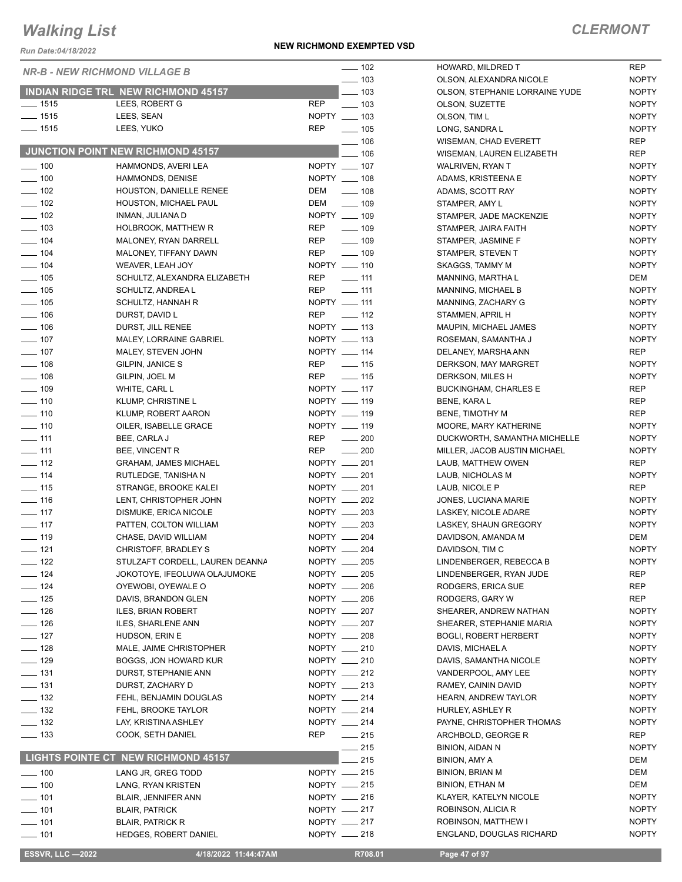# Walking List

## CLERMONT

Run Date:04/18/2022

**NEW RICHMOND EXEMPTED VSD**

*NR-B - NEW RICHMOND VILLAGE B*

### INDIAN RIDGE TRL NEW RICHMOND 45157

| No. | Name | Party |
|---|---|---|
| ___ 1515 | LEES, ROBERT G | REP |
| ___ 1515 | LEES, SEAN | NOPTY |
| ___ 1515 | LEES, YUKO | REP |

### JUNCTION POINT NEW RICHMOND 45157

| No. | Name | Party |
|---|---|---|
| ___ 100 | HAMMONDS, AVERI LEA | NOPTY |
| ___ 100 | HAMMONDS, DENISE | NOPTY |
| ___ 102 | HOUSTON, DANIELLE RENEE | DEM |
| ___ 102 | HOUSTON, MICHAEL PAUL | DEM |
| ___ 102 | INMAN, JULIANA D | NOPTY |
| ___ 103 | HOLBROOK, MATTHEW R | REP |
| ___ 104 | MALONEY, RYAN DARRELL | REP |
| ___ 104 | MALONEY, TIFFANY DAWN | REP |
| ___ 104 | WEAVER, LEAH JOY | NOPTY |
| ___ 105 | SCHULTZ, ALEXANDRA ELIZABETH | REP |
| ___ 105 | SCHULTZ, ANDREA L | REP |
| ___ 105 | SCHULTZ, HANNAH R | NOPTY |
| ___ 106 | DURST, DAVID L | REP |
| ___ 106 | DURST, JILL RENEE | NOPTY |
| ___ 107 | MALEY, LORRAINE GABRIEL | NOPTY |
| ___ 107 | MALEY, STEVEN JOHN | NOPTY |
| ___ 108 | GILPIN, JANICE S | REP |
| ___ 108 | GILPIN, JOEL M | REP |
| ___ 109 | WHITE, CARL L | NOPTY |
| ___ 110 | KLUMP, CHRISTINE L | NOPTY |
| ___ 110 | KLUMP, ROBERT AARON | NOPTY |
| ___ 110 | OILER, ISABELLE GRACE | NOPTY |
| ___ 111 | BEE, CARLA J | REP |
| ___ 111 | BEE, VINCENT R | REP |
| ___ 112 | GRAHAM, JAMES MICHAEL | NOPTY |
| ___ 114 | RUTLEDGE, TANISHA N | NOPTY |
| ___ 115 | STRANGE, BROOKE KALEI | NOPTY |
| ___ 116 | LENT, CHRISTOPHER JOHN | NOPTY |
| ___ 117 | DISMUKE, ERICA NICOLE | NOPTY |
| ___ 117 | PATTEN, COLTON WILLIAM | NOPTY |
| ___ 119 | CHASE, DAVID WILLIAM | NOPTY |
| ___ 121 | CHRISTOFF, BRADLEY S | NOPTY |
| ___ 122 | STULZAFT CORDELL, LAUREN DEANNA | NOPTY |
| ___ 124 | JOKOTOYE, IFEOLUWA OLAJUMOKE | NOPTY |
| ___ 124 | OYEWOBI, OYEWALE O | NOPTY |
| ___ 125 | DAVIS, BRANDON GLEN | NOPTY |
| ___ 126 | ILES, BRIAN ROBERT | NOPTY |
| ___ 126 | ILES, SHARLENE ANN | NOPTY |
| ___ 127 | HUDSON, ERIN E | NOPTY |
| ___ 128 | MALE, JAIME CHRISTOPHER | NOPTY |
| ___ 129 | BOGGS, JON HOWARD KUR | NOPTY |
| ___ 131 | DURST, STEPHANIE ANN | NOPTY |
| ___ 131 | DURST, ZACHARY D | NOPTY |
| ___ 132 | FEHL, BENJAMIN DOUGLAS | NOPTY |
| ___ 132 | FEHL, BROOKE TAYLOR | NOPTY |
| ___ 132 | LAY, KRISTINA ASHLEY | NOPTY |
| ___ 133 | COOK, SETH DANIEL | REP |

### LIGHTS POINTE CT NEW RICHMOND 45157

| No. | Name | Party |
|---|---|---|
| ___ 100 | LANG JR, GREG TODD | NOPTY |
| ___ 100 | LANG, RYAN KRISTEN | NOPTY |
| ___ 101 | BLAIR, JENNIFER ANN | NOPTY |
| ___ 101 | BLAIR, PATRICK | NOPTY |
| ___ 101 | BLAIR, PATRICK R | NOPTY |
| ___ 101 | HEDGES, ROBERT DANIEL | NOPTY |
| ___ 102 | HOWARD, MILDRED T | REP |
| ___ 103 | OLSON, ALEXANDRA NICOLE | NOPTY |
| ___ 103 | OLSON, STEPHANIE LORRAINE YUDE | NOPTY |
| ___ 103 | OLSON, SUZETTE | NOPTY |
| ___ 103 | OLSON, TIM L | NOPTY |
| ___ 105 | LONG, SANDRA L | NOPTY |
| ___ 106 | WISEMAN, CHAD EVERETT | REP |
| ___ 106 | WISEMAN, LAUREN ELIZABETH | REP |
| ___ 107 | WALRIVEN, RYAN T | NOPTY |
| ___ 108 | ADAMS, KRISTEENA E | NOPTY |
| ___ 108 | ADAMS, SCOTT RAY | NOPTY |
| ___ 109 | STAMPER, AMY L | NOPTY |
| ___ 109 | STAMPER, JADE MACKENZIE | NOPTY |
| ___ 109 | STAMPER, JAIRA FAITH | NOPTY |
| ___ 109 | STAMPER, JASMINE F | NOPTY |
| ___ 109 | STAMPER, STEVEN T | NOPTY |
| ___ 110 | SKAGGS, TAMMY M | NOPTY |
| ___ 111 | MANNING, MARTHA L | DEM |
| ___ 111 | MANNING, MICHAEL B | NOPTY |
| ___ 111 | MANNING, ZACHARY G | NOPTY |
| ___ 112 | STAMMEN, APRIL H | NOPTY |
| ___ 113 | MAUPIN, MICHAEL JAMES | NOPTY |
| ___ 113 | ROSEMAN, SAMANTHA J | NOPTY |
| ___ 114 | DELANEY, MARSHA ANN | REP |
| ___ 115 | DERKSON, MAY MARGRET | NOPTY |
| ___ 115 | DERKSON, MILES H | NOPTY |
| ___ 117 | BUCKINGHAM, CHARLES E | REP |
| ___ 119 | BENE, KARA L | REP |
| ___ 119 | BENE, TIMOTHY M | REP |
| ___ 119 | MOORE, MARY KATHERINE | NOPTY |
| ___ 200 | DUCKWORTH, SAMANTHA MICHELLE | NOPTY |
| ___ 200 | MILLER, JACOB AUSTIN MICHAEL | NOPTY |
| ___ 201 | LAUB, MATTHEW OWEN | REP |
| ___ 201 | LAUB, NICHOLAS M | NOPTY |
| ___ 201 | LAUB, NICOLE P | REP |
| ___ 202 | JONES, LUCIANA MARIE | NOPTY |
| ___ 203 | LASKEY, NICOLE ADARE | NOPTY |
| ___ 203 | LASKEY, SHAUN GREGORY | NOPTY |
| ___ 204 | DAVIDSON, AMANDA M | DEM |
| ___ 204 | DAVIDSON, TIM C | NOPTY |
| ___ 205 | LINDENBERGER, REBECCA B | NOPTY |
| ___ 205 | LINDENBERGER, RYAN JUDE | REP |
| ___ 206 | RODGERS, ERICA SUE | REP |
| ___ 206 | RODGERS, GARY W | REP |
| ___ 207 | SHEARER, ANDREW NATHAN | NOPTY |
| ___ 207 | SHEARER, STEPHANIE MARIA | NOPTY |
| ___ 208 | BOGLI, ROBERT HERBERT | NOPTY |
| ___ 210 | DAVIS, MICHAEL A | NOPTY |
| ___ 210 | DAVIS, SAMANTHA NICOLE | NOPTY |
| ___ 212 | VANDERPOOL, AMY LEE | NOPTY |
| ___ 213 | RAMEY, CAININ DAVID | NOPTY |
| ___ 214 | HEARN, ANDREW TAYLOR | NOPTY |
| ___ 214 | HURLEY, ASHLEY R | NOPTY |
| ___ 214 | PAYNE, CHRISTOPHER THOMAS | NOPTY |
| ___ 215 | ARCHBOLD, GEORGE R | REP |
| ___ 215 | BINION, AIDAN N | NOPTY |
| ___ 215 | BINION, AMY A | DEM |
| ___ 215 | BINION, BRIAN M | DEM |
| ___ 215 | BINION, ETHAN M | DEM |
| ___ 216 | KLAYER, KATELYN NICOLE | NOPTY |
| ___ 217 | ROBINSON, ALICIA R | NOPTY |
| ___ 217 | ROBINSON, MATTHEW I | NOPTY |
| ___ 218 | ENGLAND, DOUGLAS RICHARD | NOPTY |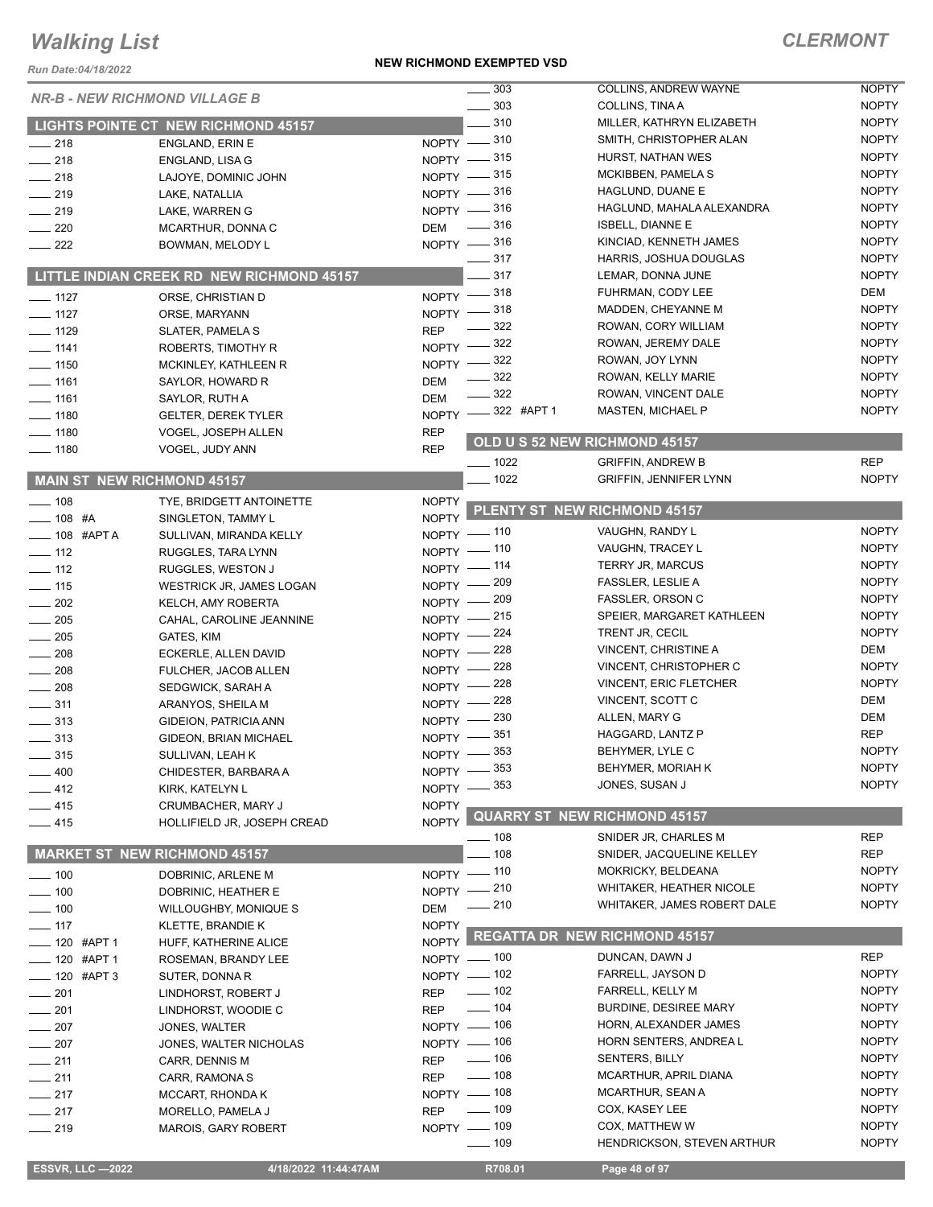# Walking List

## CLERMONT

Run Date:04/18/2022

**NEW RICHMOND EXEMPTED VSD**

### NR-B - NEW RICHMOND VILLAGE B

#### LIGHTS POINTE CT NEW RICHMOND 45157

| No. | Name | Party |
|---|---|---|
| 218 | ENGLAND, ERIN E | NOPTY |
| 218 | ENGLAND, LISA G | NOPTY |
| 218 | LAJOYE, DOMINIC JOHN | NOPTY |
| 219 | LAKE, NATALLIA | NOPTY |
| 219 | LAKE, WARREN G | NOPTY |
| 220 | MCARTHUR, DONNA C | DEM |
| 222 | BOWMAN, MELODY L | NOPTY |

#### LITTLE INDIAN CREEK RD NEW RICHMOND 45157

| No. | Name | Party |
|---|---|---|
| 1127 | ORSE, CHRISTIAN D | NOPTY |
| 1127 | ORSE, MARYANN | NOPTY |
| 1129 | SLATER, PAMELA S | REP |
| 1141 | ROBERTS, TIMOTHY R | NOPTY |
| 1150 | MCKINLEY, KATHLEEN R | NOPTY |
| 1161 | SAYLOR, HOWARD R | DEM |
| 1161 | SAYLOR, RUTH A | DEM |
| 1180 | GELTER, DEREK TYLER | NOPTY |
| 1180 | VOGEL, JOSEPH ALLEN | REP |
| 1180 | VOGEL, JUDY ANN | REP |

#### MAIN ST NEW RICHMOND 45157

| No. | Name | Party |
|---|---|---|
| 108 | TYE, BRIDGETT ANTOINETTE | NOPTY |
| 108 #A | SINGLETON, TAMMY L | NOPTY |
| 108 #APT A | SULLIVAN, MIRANDA KELLY | NOPTY |
| 112 | RUGGLES, TARA LYNN | NOPTY |
| 112 | RUGGLES, WESTON J | NOPTY |
| 115 | WESTRICK JR, JAMES LOGAN | NOPTY |
| 202 | KELCH, AMY ROBERTA | NOPTY |
| 205 | CAHAL, CAROLINE JEANNINE | NOPTY |
| 205 | GATES, KIM | NOPTY |
| 208 | ECKERLE, ALLEN DAVID | NOPTY |
| 208 | FULCHER, JACOB ALLEN | NOPTY |
| 208 | SEDGWICK, SARAH A | NOPTY |
| 311 | ARANYOS, SHEILA M | NOPTY |
| 313 | GIDEION, PATRICIA ANN | NOPTY |
| 313 | GIDEON, BRIAN MICHAEL | NOPTY |
| 315 | SULLIVAN, LEAH K | NOPTY |
| 400 | CHIDESTER, BARBARA A | NOPTY |
| 412 | KIRK, KATELYN L | NOPTY |
| 415 | CRUMBACHER, MARY J | NOPTY |
| 415 | HOLLIFIELD JR, JOSEPH CREAD | NOPTY |

#### MARKET ST NEW RICHMOND 45157

| No. | Name | Party |
|---|---|---|
| 100 | DOBRINIC, ARLENE M | NOPTY |
| 100 | DOBRINIC, HEATHER E | NOPTY |
| 100 | WILLOUGHBY, MONIQUE S | DEM |
| 117 | KLETTE, BRANDIE K | NOPTY |
| 120 #APT 1 | HUFF, KATHERINE ALICE | NOPTY |
| 120 #APT 1 | ROSEMAN, BRANDY LEE | NOPTY |
| 120 #APT 3 | SUTER, DONNA R | NOPTY |
| 201 | LINDHORST, ROBERT J | REP |
| 201 | LINDHORST, WOODIE C | REP |
| 207 | JONES, WALTER | NOPTY |
| 207 | JONES, WALTER NICHOLAS | NOPTY |
| 211 | CARR, DENNIS M | REP |
| 211 | CARR, RAMONA S | REP |
| 217 | MCCART, RHONDA K | NOPTY |
| 217 | MORELLO, PAMELA J | REP |
| 219 | MAROIS, GARY ROBERT | NOPTY |
| 303 | COLLINS, ANDREW WAYNE | NOPTY |
| 303 | COLLINS, TINA A | NOPTY |
| 310 | MILLER, KATHRYN ELIZABETH | NOPTY |
| 310 | SMITH, CHRISTOPHER ALAN | NOPTY |
| 315 | HURST, NATHAN WES | NOPTY |
| 315 | MCKIBBEN, PAMELA S | NOPTY |
| 316 | HAGLUND, DUANE E | NOPTY |
| 316 | HAGLUND, MAHALA ALEXANDRA | NOPTY |
| 316 | ISBELL, DIANNE E | NOPTY |
| 316 | KINCIAD, KENNETH JAMES | NOPTY |
| 317 | HARRIS, JOSHUA DOUGLAS | NOPTY |
| 317 | LEMAR, DONNA JUNE | NOPTY |
| 318 | FUHRMAN, CODY LEE | DEM |
| 318 | MADDEN, CHEYANNE M | NOPTY |
| 322 | ROWAN, CORY WILLIAM | NOPTY |
| 322 | ROWAN, JEREMY DALE | NOPTY |
| 322 | ROWAN, JOY LYNN | NOPTY |
| 322 | ROWAN, KELLY MARIE | NOPTY |
| 322 | ROWAN, VINCENT DALE | NOPTY |
| 322 #APT 1 | MASTEN, MICHAEL P | NOPTY |

#### OLD U S 52 NEW RICHMOND 45157

| No. | Name | Party |
|---|---|---|
| 1022 | GRIFFIN, ANDREW B | REP |
| 1022 | GRIFFIN, JENNIFER LYNN | NOPTY |

#### PLENTY ST NEW RICHMOND 45157

| No. | Name | Party |
|---|---|---|
| 110 | VAUGHN, RANDY L | NOPTY |
| 110 | VAUGHN, TRACEY L | NOPTY |
| 114 | TERRY JR, MARCUS | NOPTY |
| 209 | FASSLER, LESLIE A | NOPTY |
| 209 | FASSLER, ORSON C | NOPTY |
| 215 | SPEIER, MARGARET KATHLEEN | NOPTY |
| 224 | TRENT JR, CECIL | NOPTY |
| 228 | VINCENT, CHRISTINE A | DEM |
| 228 | VINCENT, CHRISTOPHER C | NOPTY |
| 228 | VINCENT, ERIC FLETCHER | NOPTY |
| 228 | VINCENT, SCOTT C | DEM |
| 230 | ALLEN, MARY G | DEM |
| 351 | HAGGARD, LANTZ P | REP |
| 353 | BEHYMER, LYLE C | NOPTY |
| 353 | BEHYMER, MORIAH K | NOPTY |
| 353 | JONES, SUSAN J | NOPTY |

#### QUARRY ST NEW RICHMOND 45157

| No. | Name | Party |
|---|---|---|
| 108 | SNIDER JR, CHARLES M | REP |
| 108 | SNIDER, JACQUELINE KELLEY | REP |
| 110 | MOKRICKY, BELDEANA | NOPTY |
| 210 | WHITAKER, HEATHER NICOLE | NOPTY |
| 210 | WHITAKER, JAMES ROBERT DALE | NOPTY |

#### REGATTA DR NEW RICHMOND 45157

| No. | Name | Party |
|---|---|---|
| 100 | DUNCAN, DAWN J | REP |
| 102 | FARRELL, JAYSON D | NOPTY |
| 102 | FARRELL, KELLY M | NOPTY |
| 104 | BURDINE, DESIREE MARY | NOPTY |
| 106 | HORN, ALEXANDER JAMES | NOPTY |
| 106 | HORN SENTERS, ANDREA L | NOPTY |
| 106 | SENTERS, BILLY | NOPTY |
| 108 | MCARTHUR, APRIL DIANA | NOPTY |
| 108 | MCARTHUR, SEAN A | NOPTY |
| 109 | COX, KASEY LEE | NOPTY |
| 109 | COX, MATTHEW W | NOPTY |
| 109 | HENDRICKSON, STEVEN ARTHUR | NOPTY |

ESSVR, LLC —2022 | 4/18/2022 11:44:47AM | R708.01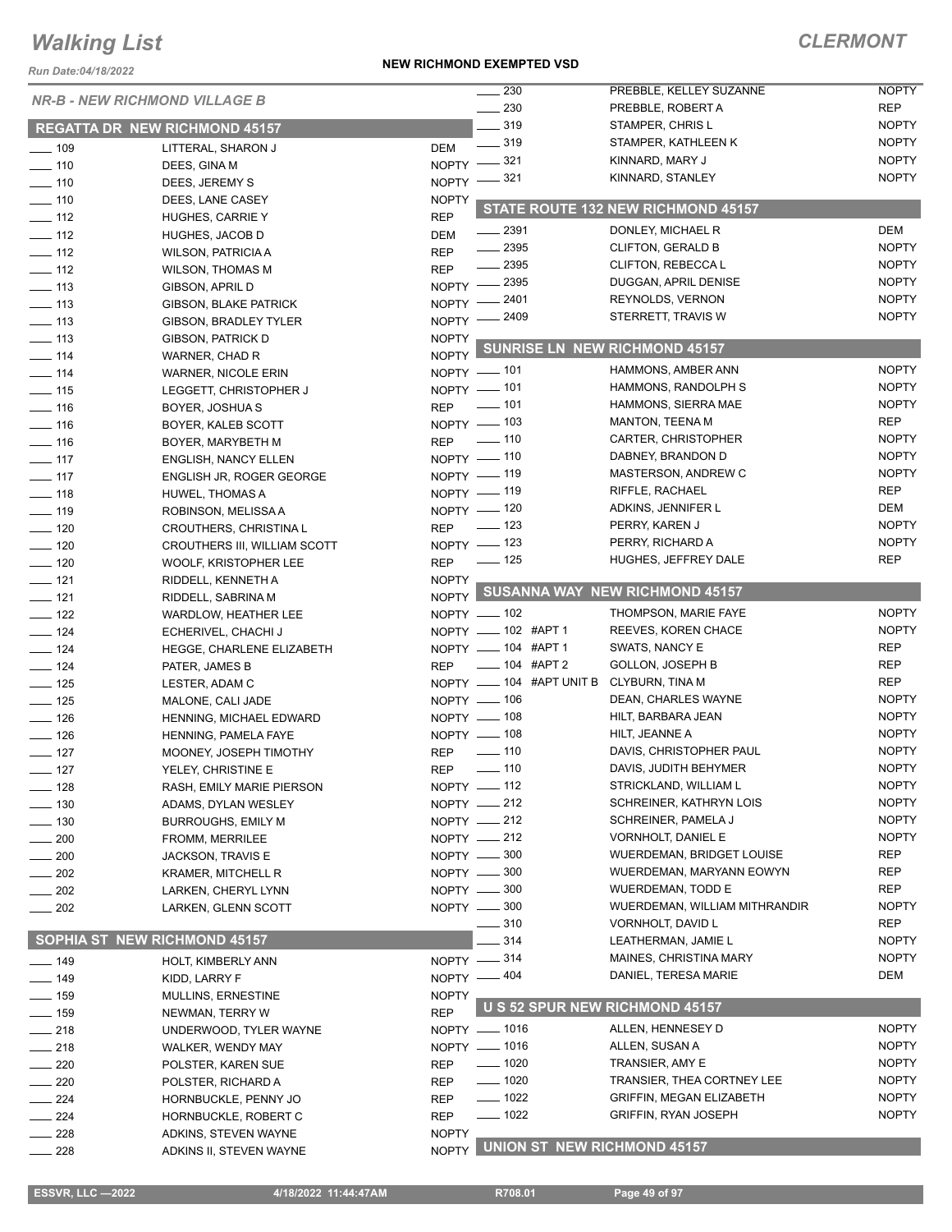# Walking List

**CLERMONT**

Run Date:04/18/2022

**NEW RICHMOND EXEMPTED VSD**

*NR-B - NEW RICHMOND VILLAGE B*

## REGATTA DR NEW RICHMOND 45157

| No. | Name | Party |
|---|---|---|
| ___ 109 | LITTERAL, SHARON J | DEM |
| ___ 110 | DEES, GINA M | NOPTY |
| ___ 110 | DEES, JEREMY S | NOPTY |
| ___ 110 | DEES, LANE CASEY | NOPTY |
| ___ 112 | HUGHES, CARRIE Y | REP |
| ___ 112 | HUGHES, JACOB D | DEM |
| ___ 112 | WILSON, PATRICIA A | REP |
| ___ 112 | WILSON, THOMAS M | REP |
| ___ 113 | GIBSON, APRIL D | NOPTY |
| ___ 113 | GIBSON, BLAKE PATRICK | NOPTY |
| ___ 113 | GIBSON, BRADLEY TYLER | NOPTY |
| ___ 113 | GIBSON, PATRICK D | NOPTY |
| ___ 114 | WARNER, CHAD R | NOPTY |
| ___ 114 | WARNER, NICOLE ERIN | NOPTY |
| ___ 115 | LEGGETT, CHRISTOPHER J | NOPTY |
| ___ 116 | BOYER, JOSHUA S | REP |
| ___ 116 | BOYER, KALEB SCOTT | NOPTY |
| ___ 116 | BOYER, MARYBETH M | REP |
| ___ 117 | ENGLISH, NANCY ELLEN | NOPTY |
| ___ 117 | ENGLISH JR, ROGER GEORGE | NOPTY |
| ___ 118 | HUWEL, THOMAS A | NOPTY |
| ___ 119 | ROBINSON, MELISSA A | NOPTY |
| ___ 120 | CROUTHERS, CHRISTINA L | REP |
| ___ 120 | CROUTHERS III, WILLIAM SCOTT | NOPTY |
| ___ 120 | WOOLF, KRISTOPHER LEE | REP |
| ___ 121 | RIDDELL, KENNETH A | NOPTY |
| ___ 121 | RIDDELL, SABRINA M | NOPTY |
| ___ 122 | WARDLOW, HEATHER LEE | NOPTY |
| ___ 124 | ECHERIVEL, CHACHI J | NOPTY |
| ___ 124 | HEGGE, CHARLENE ELIZABETH | NOPTY |
| ___ 124 | PATER, JAMES B | REP |
| ___ 125 | LESTER, ADAM C | NOPTY |
| ___ 125 | MALONE, CALI JADE | NOPTY |
| ___ 126 | HENNING, MICHAEL EDWARD | NOPTY |
| ___ 126 | HENNING, PAMELA FAYE | NOPTY |
| ___ 127 | MOONEY, JOSEPH TIMOTHY | REP |
| ___ 127 | YELEY, CHRISTINE E | REP |
| ___ 128 | RASH, EMILY MARIE PIERSON | NOPTY |
| ___ 130 | ADAMS, DYLAN WESLEY | NOPTY |
| ___ 130 | BURROUGHS, EMILY M | NOPTY |
| ___ 200 | FROMM, MERRILEE | NOPTY |
| ___ 200 | JACKSON, TRAVIS E | NOPTY |
| ___ 202 | KRAMER, MITCHELL R | NOPTY |
| ___ 202 | LARKEN, CHERYL LYNN | NOPTY |
| ___ 202 | LARKEN, GLENN SCOTT | NOPTY |

## SOPHIA ST NEW RICHMOND 45157

| No. | Name | Party |
|---|---|---|
| ___ 149 | HOLT, KIMBERLY ANN | NOPTY |
| ___ 149 | KIDD, LARRY F | NOPTY |
| ___ 159 | MULLINS, ERNESTINE | NOPTY |
| ___ 159 | NEWMAN, TERRY W | REP |
| ___ 218 | UNDERWOOD, TYLER WAYNE | NOPTY |
| ___ 218 | WALKER, WENDY MAY | NOPTY |
| ___ 220 | POLSTER, KAREN SUE | REP |
| ___ 220 | POLSTER, RICHARD A | REP |
| ___ 224 | HORNBUCKLE, PENNY JO | REP |
| ___ 224 | HORNBUCKLE, ROBERT C | REP |
| ___ 228 | ADKINS, STEVEN WAYNE | NOPTY |
| ___ 228 | ADKINS II, STEVEN WAYNE | NOPTY |
| ___ 230 | PREBBLE, KELLEY SUZANNE | NOPTY |
| ___ 230 | PREBBLE, ROBERT A | REP |
| ___ 319 | STAMPER, CHRIS L | NOPTY |
| ___ 319 | STAMPER, KATHLEEN K | NOPTY |
| ___ 321 | KINNARD, MARY J | NOPTY |
| ___ 321 | KINNARD, STANLEY | NOPTY |

## STATE ROUTE 132 NEW RICHMOND 45157

| No. | Name | Party |
|---|---|---|
| ___ 2391 | DONLEY, MICHAEL R | DEM |
| ___ 2395 | CLIFTON, GERALD B | NOPTY |
| ___ 2395 | CLIFTON, REBECCA L | NOPTY |
| ___ 2395 | DUGGAN, APRIL DENISE | NOPTY |
| ___ 2401 | REYNOLDS, VERNON | NOPTY |
| ___ 2409 | STERRETT, TRAVIS W | NOPTY |

## SUNRISE LN NEW RICHMOND 45157

| No. | Name | Party |
|---|---|---|
| ___ 101 | HAMMONS, AMBER ANN | NOPTY |
| ___ 101 | HAMMONS, RANDOLPH S | NOPTY |
| ___ 101 | HAMMONS, SIERRA MAE | NOPTY |
| ___ 103 | MANTON, TEENA M | REP |
| ___ 110 | CARTER, CHRISTOPHER | NOPTY |
| ___ 110 | DABNEY, BRANDON D | NOPTY |
| ___ 119 | MASTERSON, ANDREW C | NOPTY |
| ___ 119 | RIFFLE, RACHAEL | REP |
| ___ 120 | ADKINS, JENNIFER L | DEM |
| ___ 123 | PERRY, KAREN J | NOPTY |
| ___ 123 | PERRY, RICHARD A | NOPTY |
| ___ 125 | HUGHES, JEFFREY DALE | REP |

## SUSANNA WAY NEW RICHMOND 45157

| No. | Name | Party |
|---|---|---|
| ___ 102 | THOMPSON, MARIE FAYE | NOPTY |
| ___ 102 #APT 1 | REEVES, KOREN CHACE | NOPTY |
| ___ 104 #APT 1 | SWATS, NANCY E | REP |
| ___ 104 #APT 2 | GOLLON, JOSEPH B | REP |
| ___ 104 #APT UNIT B | CLYBURN, TINA M | REP |
| ___ 106 | DEAN, CHARLES WAYNE | NOPTY |
| ___ 108 | HILT, BARBARA JEAN | NOPTY |
| ___ 108 | HILT, JEANNE A | NOPTY |
| ___ 110 | DAVIS, CHRISTOPHER PAUL | NOPTY |
| ___ 110 | DAVIS, JUDITH BEHYMER | NOPTY |
| ___ 112 | STRICKLAND, WILLIAM L | NOPTY |
| ___ 212 | SCHREINER, KATHRYN LOIS | NOPTY |
| ___ 212 | SCHREINER, PAMELA J | NOPTY |
| ___ 212 | VORNHOLT, DANIEL E | NOPTY |
| ___ 300 | WUERDEMAN, BRIDGET LOUISE | REP |
| ___ 300 | WUERDEMAN, MARYANN EOWYN | REP |
| ___ 300 | WUERDEMAN, TODD E | REP |
| ___ 300 | WUERDEMAN, WILLIAM MITHRANDIR | NOPTY |
| ___ 310 | VORNHOLT, DAVID L | REP |
| ___ 314 | LEATHERMAN, JAMIE L | NOPTY |
| ___ 314 | MAINES, CHRISTINA MARY | NOPTY |
| ___ 404 | DANIEL, TERESA MARIE | DEM |

## U S 52 SPUR NEW RICHMOND 45157

| No. | Name | Party |
|---|---|---|
| ___ 1016 | ALLEN, HENNESEY D | NOPTY |
| ___ 1016 | ALLEN, SUSAN A | NOPTY |
| ___ 1020 | TRANSIER, AMY E | NOPTY |
| ___ 1020 | TRANSIER, THEA CORTNEY LEE | NOPTY |
| ___ 1022 | GRIFFIN, MEGAN ELIZABETH | NOPTY |
| ___ 1022 | GRIFFIN, RYAN JOSEPH | NOPTY |

## UNION ST NEW RICHMOND 45157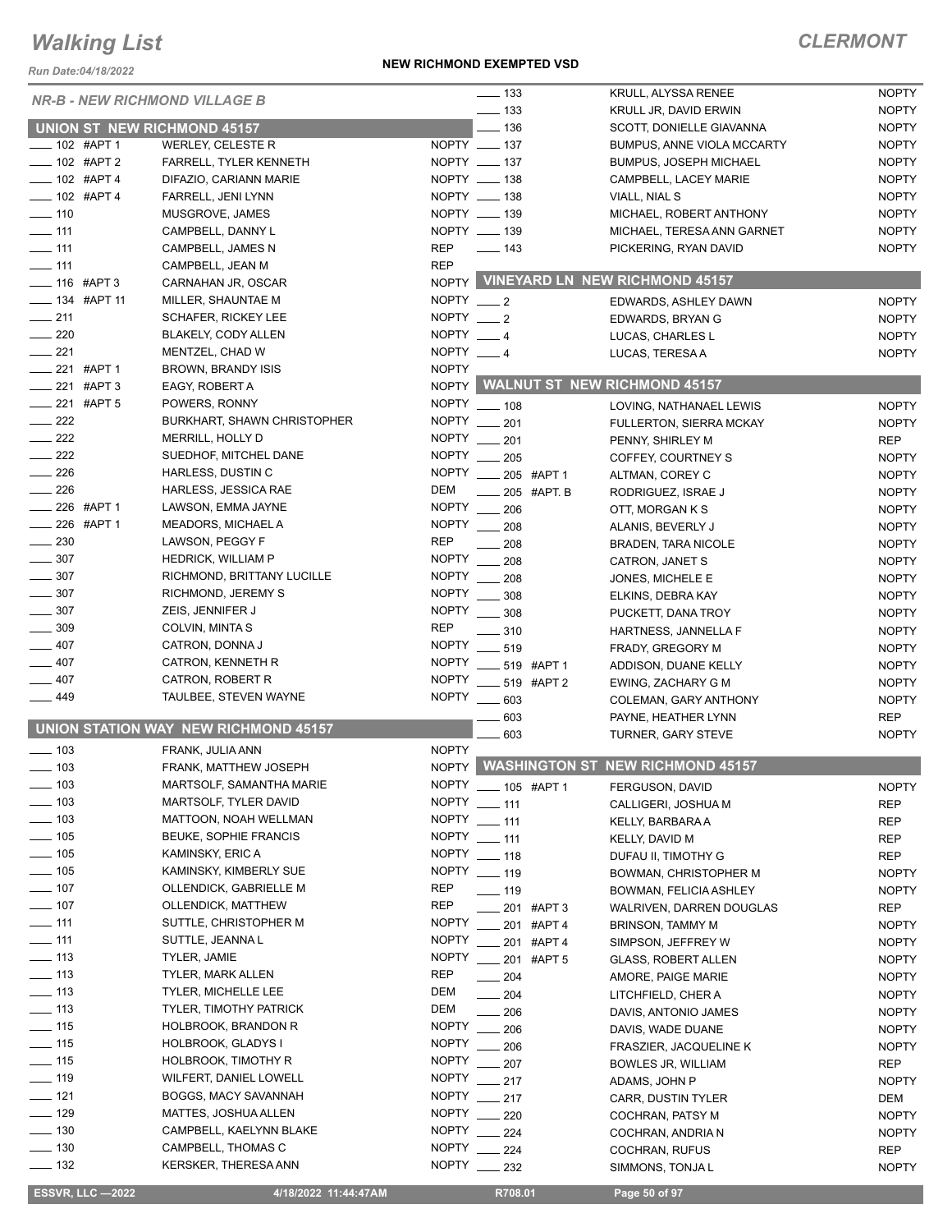# Walking List

## CLERMONT

Run Date:04/18/2022

**NEW RICHMOND EXEMPTED VSD**

### NR-B - NEW RICHMOND VILLAGE B

#### UNION ST NEW RICHMOND 45157

| No. | Name | Party |
|---|---|---|
| ___ 102 #APT 1 | WERLEY, CELESTE R | NOPTY |
| ___ 102 #APT 2 | FARRELL, TYLER KENNETH | NOPTY |
| ___ 102 #APT 4 | DIFAZIO, CARIANN MARIE | NOPTY |
| ___ 102 #APT 4 | FARRELL, JENI LYNN | NOPTY |
| ___ 110 | MUSGROVE, JAMES | NOPTY |
| ___ 111 | CAMPBELL, DANNY L | NOPTY |
| ___ 111 | CAMPBELL, JAMES N | REP |
| ___ 111 | CAMPBELL, JEAN M | REP |
| ___ 116 #APT 3 | CARNAHAN JR, OSCAR | NOPTY |
| ___ 134 #APT 11 | MILLER, SHAUNTAE M | NOPTY |
| ___ 211 | SCHAFER, RICKEY LEE | NOPTY |
| ___ 220 | BLAKELY, CODY ALLEN | NOPTY |
| ___ 221 | MENTZEL, CHAD W | NOPTY |
| ___ 221 #APT 1 | BROWN, BRANDY ISIS | NOPTY |
| ___ 221 #APT 3 | EAGY, ROBERT A | NOPTY |
| ___ 221 #APT 5 | POWERS, RONNY | NOPTY |
| ___ 222 | BURKHART, SHAWN CHRISTOPHER | NOPTY |
| ___ 222 | MERRILL, HOLLY D | NOPTY |
| ___ 222 | SUEDHOF, MITCHEL DANE | NOPTY |
| ___ 226 | HARLESS, DUSTIN C | NOPTY |
| ___ 226 | HARLESS, JESSICA RAE | DEM |
| ___ 226 #APT 1 | LAWSON, EMMA JAYNE | NOPTY |
| ___ 226 #APT 1 | MEADORS, MICHAEL A | NOPTY |
| ___ 230 | LAWSON, PEGGY F | REP |
| ___ 307 | HEDRICK, WILLIAM P | NOPTY |
| ___ 307 | RICHMOND, BRITTANY LUCILLE | NOPTY |
| ___ 307 | RICHMOND, JEREMY S | NOPTY |
| ___ 307 | ZEIS, JENNIFER J | NOPTY |
| ___ 309 | COLVIN, MINTA S | REP |
| ___ 407 | CATRON, DONNA J | NOPTY |
| ___ 407 | CATRON, KENNETH R | NOPTY |
| ___ 407 | CATRON, ROBERT R | NOPTY |
| ___ 449 | TAULBEE, STEVEN WAYNE | NOPTY |

#### UNION STATION WAY NEW RICHMOND 45157

| No. | Name | Party |
|---|---|---|
| ___ 103 | FRANK, JULIA ANN | NOPTY |
| ___ 103 | FRANK, MATTHEW JOSEPH | NOPTY |
| ___ 103 | MARTSOLF, SAMANTHA MARIE | NOPTY |
| ___ 103 | MARTSOLF, TYLER DAVID | NOPTY |
| ___ 103 | MATTOON, NOAH WELLMAN | NOPTY |
| ___ 105 | BEUKE, SOPHIE FRANCIS | NOPTY |
| ___ 105 | KAMINSKY, ERIC A | NOPTY |
| ___ 105 | KAMINSKY, KIMBERLY SUE | NOPTY |
| ___ 107 | OLLENDICK, GABRIELLE M | REP |
| ___ 107 | OLLENDICK, MATTHEW | REP |
| ___ 111 | SUTTLE, CHRISTOPHER M | NOPTY |
| ___ 111 | SUTTLE, JEANNA L | NOPTY |
| ___ 113 | TYLER, JAMIE | NOPTY |
| ___ 113 | TYLER, MARK ALLEN | REP |
| ___ 113 | TYLER, MICHELLE LEE | DEM |
| ___ 113 | TYLER, TIMOTHY PATRICK | DEM |
| ___ 115 | HOLBROOK, BRANDON R | NOPTY |
| ___ 115 | HOLBROOK, GLADYS I | NOPTY |
| ___ 115 | HOLBROOK, TIMOTHY R | NOPTY |
| ___ 119 | WILFERT, DANIEL LOWELL | NOPTY |
| ___ 121 | BOGGS, MACY SAVANNAH | NOPTY |
| ___ 129 | MATTES, JOSHUA ALLEN | NOPTY |
| ___ 130 | CAMPBELL, KAELYNN BLAKE | NOPTY |
| ___ 130 | CAMPBELL, THOMAS C | NOPTY |
| ___ 132 | KERSKER, THERESA ANN | NOPTY |
| ___ 133 | KRULL, ALYSSA RENEE | NOPTY |
| ___ 133 | KRULL JR, DAVID ERWIN | NOPTY |
| ___ 136 | SCOTT, DONIELLE GIAVANNA | NOPTY |
| ___ 137 | BUMPUS, ANNE VIOLA MCCARTY | NOPTY |
| ___ 137 | BUMPUS, JOSEPH MICHAEL | NOPTY |
| ___ 138 | CAMPBELL, LACEY MARIE | NOPTY |
| ___ 138 | VIALL, NIAL S | NOPTY |
| ___ 139 | MICHAEL, ROBERT ANTHONY | NOPTY |
| ___ 139 | MICHAEL, TERESA ANN GARNET | NOPTY |
| ___ 143 | PICKERING, RYAN DAVID | NOPTY |

#### VINEYARD LN NEW RICHMOND 45157

| No. | Name | Party |
|---|---|---|
| ___ 2 | EDWARDS, ASHLEY DAWN | NOPTY |
| ___ 2 | EDWARDS, BRYAN G | NOPTY |
| ___ 4 | LUCAS, CHARLES L | NOPTY |
| ___ 4 | LUCAS, TERESA A | NOPTY |

#### WALNUT ST NEW RICHMOND 45157

| No. | Name | Party |
|---|---|---|
| ___ 108 | LOVING, NATHANAEL LEWIS | NOPTY |
| ___ 201 | FULLERTON, SIERRA MCKAY | NOPTY |
| ___ 201 | PENNY, SHIRLEY M | REP |
| ___ 205 | COFFEY, COURTNEY S | NOPTY |
| ___ 205 #APT 1 | ALTMAN, COREY C | NOPTY |
| ___ 205 #APT. B | RODRIGUEZ, ISRAE J | NOPTY |
| ___ 206 | OTT, MORGAN K S | NOPTY |
| ___ 208 | ALANIS, BEVERLY J | NOPTY |
| ___ 208 | BRADEN, TARA NICOLE | NOPTY |
| ___ 208 | CATRON, JANET S | NOPTY |
| ___ 208 | JONES, MICHELE E | NOPTY |
| ___ 308 | ELKINS, DEBRA KAY | NOPTY |
| ___ 308 | PUCKETT, DANA TROY | NOPTY |
| ___ 310 | HARTNESS, JANNELLA F | NOPTY |
| ___ 519 | FRADY, GREGORY M | NOPTY |
| ___ 519 #APT 1 | ADDISON, DUANE KELLY | NOPTY |
| ___ 519 #APT 2 | EWING, ZACHARY G M | NOPTY |
| ___ 603 | COLEMAN, GARY ANTHONY | NOPTY |
| ___ 603 | PAYNE, HEATHER LYNN | REP |
| ___ 603 | TURNER, GARY STEVE | NOPTY |

#### WASHINGTON ST NEW RICHMOND 45157

| No. | Name | Party |
|---|---|---|
| ___ 105 #APT 1 | FERGUSON, DAVID | NOPTY |
| ___ 111 | CALLIGERI, JOSHUA M | REP |
| ___ 111 | KELLY, BARBARA A | REP |
| ___ 111 | KELLY, DAVID M | REP |
| ___ 118 | DUFAU II, TIMOTHY G | REP |
| ___ 119 | BOWMAN, CHRISTOPHER M | NOPTY |
| ___ 119 | BOWMAN, FELICIA ASHLEY | NOPTY |
| ___ 201 #APT 3 | WALRIVEN, DARREN DOUGLAS | REP |
| ___ 201 #APT 4 | BRINSON, TAMMY M | NOPTY |
| ___ 201 #APT 4 | SIMPSON, JEFFREY W | NOPTY |
| ___ 201 #APT 5 | GLASS, ROBERT ALLEN | NOPTY |
| ___ 204 | AMORE, PAIGE MARIE | NOPTY |
| ___ 204 | LITCHFIELD, CHER A | NOPTY |
| ___ 206 | DAVIS, ANTONIO JAMES | NOPTY |
| ___ 206 | DAVIS, WADE DUANE | NOPTY |
| ___ 206 | FRASZIER, JACQUELINE K | NOPTY |
| ___ 207 | BOWLES JR, WILLIAM | REP |
| ___ 217 | ADAMS, JOHN P | NOPTY |
| ___ 217 | CARR, DUSTIN TYLER | DEM |
| ___ 220 | COCHRAN, PATSY M | NOPTY |
| ___ 224 | COCHRAN, ANDRIA N | NOPTY |
| ___ 224 | COCHRAN, RUFUS | REP |
| ___ 232 | SIMMONS, TONJA L | NOPTY |

ESSVR, LLC —2022 | 4/18/2022 11:44:47AM | R708.01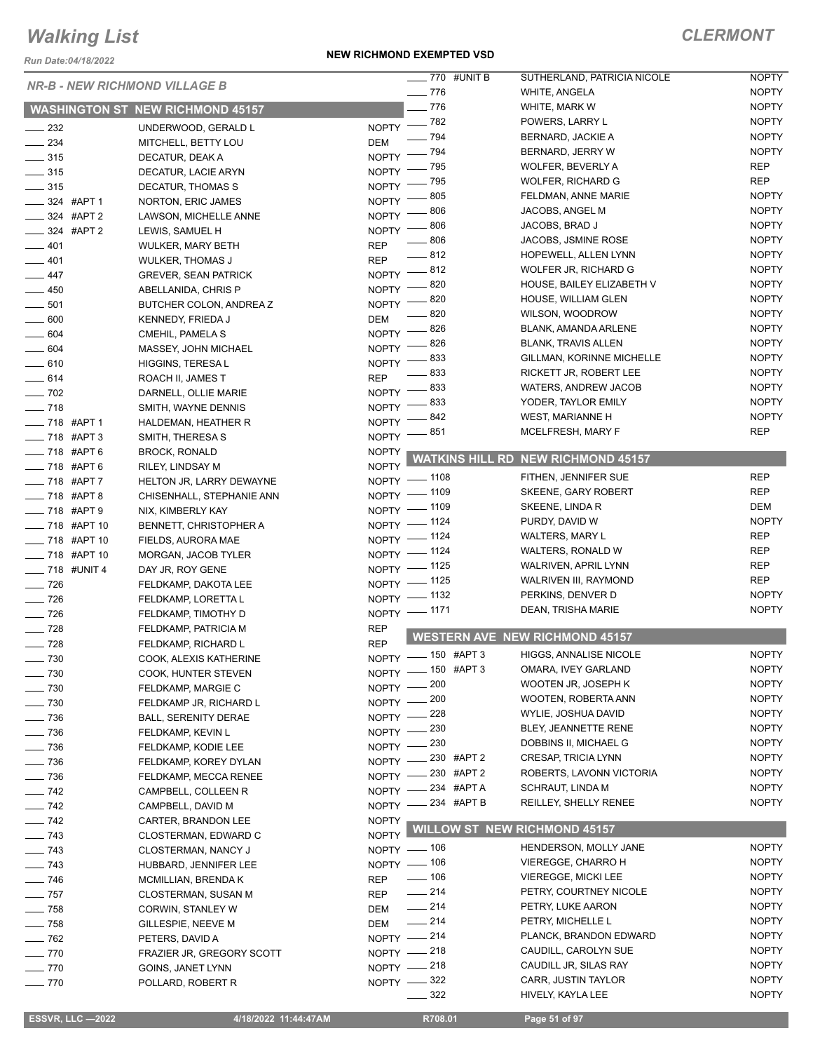# Walking List

## CLERMONT

Run Date:04/18/2022

**NEW RICHMOND EXEMPTED VSD**

### NR-B - NEW RICHMOND VILLAGE B

#### WASHINGTON ST NEW RICHMOND 45157

| Address | Name | Party |
|---|---|---|
| 232 | UNDERWOOD, GERALD L | NOPTY |
| 234 | MITCHELL, BETTY LOU | DEM |
| 315 | DECATUR, DEAK A | NOPTY |
| 315 | DECATUR, LACIE ARYN | NOPTY |
| 315 | DECATUR, THOMAS S | NOPTY |
| 324 #APT 1 | NORTON, ERIC JAMES | NOPTY |
| 324 #APT 2 | LAWSON, MICHELLE ANNE | NOPTY |
| 324 #APT 2 | LEWIS, SAMUEL H | NOPTY |
| 401 | WULKER, MARY BETH | REP |
| 401 | WULKER, THOMAS J | REP |
| 447 | GREVER, SEAN PATRICK | NOPTY |
| 450 | ABELLANIDA, CHRIS P | NOPTY |
| 501 | BUTCHER COLON, ANDREA Z | NOPTY |
| 600 | KENNEDY, FRIEDA J | DEM |
| 604 | CMEHIL, PAMELA S | NOPTY |
| 604 | MASSEY, JOHN MICHAEL | NOPTY |
| 610 | HIGGINS, TERESA L | NOPTY |
| 614 | ROACH II, JAMES T | REP |
| 702 | DARNELL, OLLIE MARIE | NOPTY |
| 718 | SMITH, WAYNE DENNIS | NOPTY |
| 718 #APT 1 | HALDEMAN, HEATHER R | NOPTY |
| 718 #APT 3 | SMITH, THERESA S | NOPTY |
| 718 #APT 6 | BROCK, RONALD | NOPTY |
| 718 #APT 6 | RILEY, LINDSAY M | NOPTY |
| 718 #APT 7 | HELTON JR, LARRY DEWAYNE | NOPTY |
| 718 #APT 8 | CHISENHALL, STEPHANIE ANN | NOPTY |
| 718 #APT 9 | NIX, KIMBERLY KAY | NOPTY |
| 718 #APT 10 | BENNETT, CHRISTOPHER A | NOPTY |
| 718 #APT 10 | FIELDS, AURORA MAE | NOPTY |
| 718 #APT 10 | MORGAN, JACOB TYLER | NOPTY |
| 718 #UNIT 4 | DAY JR, ROY GENE | NOPTY |
| 726 | FELDKAMP, DAKOTA LEE | NOPTY |
| 726 | FELDKAMP, LORETTA L | NOPTY |
| 726 | FELDKAMP, TIMOTHY D | NOPTY |
| 728 | FELDKAMP, PATRICIA M | REP |
| 728 | FELDKAMP, RICHARD L | REP |
| 730 | COOK, ALEXIS KATHERINE | NOPTY |
| 730 | COOK, HUNTER STEVEN | NOPTY |
| 730 | FELDKAMP, MARGIE C | NOPTY |
| 730 | FELDKAMP JR, RICHARD L | NOPTY |
| 736 | BALL, SERENITY DERAE | NOPTY |
| 736 | FELDKAMP, KEVIN L | NOPTY |
| 736 | FELDKAMP, KODIE LEE | NOPTY |
| 736 | FELDKAMP, KOREY DYLAN | NOPTY |
| 736 | FELDKAMP, MECCA RENEE | NOPTY |
| 742 | CAMPBELL, COLLEEN R | NOPTY |
| 742 | CAMPBELL, DAVID M | NOPTY |
| 742 | CARTER, BRANDON LEE | NOPTY |
| 743 | CLOSTERMAN, EDWARD C | NOPTY |
| 743 | CLOSTERMAN, NANCY J | NOPTY |
| 743 | HUBBARD, JENNIFER LEE | NOPTY |
| 746 | MCMILLIAN, BRENDA K | REP |
| 757 | CLOSTERMAN, SUSAN M | REP |
| 758 | CORWIN, STANLEY W | DEM |
| 758 | GILLESPIE, NEEVE M | DEM |
| 762 | PETERS, DAVID A | NOPTY |
| 770 | FRAZIER JR, GREGORY SCOTT | NOPTY |
| 770 | GOINS, JANET LYNN | NOPTY |
| 770 | POLLARD, ROBERT R | NOPTY |
| 770 #UNIT B | SUTHERLAND, PATRICIA NICOLE | NOPTY |
| 776 | WHITE, ANGELA | NOPTY |
| 776 | WHITE, MARK W | NOPTY |
| 782 | POWERS, LARRY L | NOPTY |
| 794 | BERNARD, JACKIE A | NOPTY |
| 794 | BERNARD, JERRY W | NOPTY |
| 795 | WOLFER, BEVERLY A | REP |
| 795 | WOLFER, RICHARD G | REP |
| 805 | FELDMAN, ANNE MARIE | NOPTY |
| 806 | JACOBS, ANGEL M | NOPTY |
| 806 | JACOBS, BRAD J | NOPTY |
| 806 | JACOBS, JSMINE ROSE | NOPTY |
| 812 | HOPEWELL, ALLEN LYNN | NOPTY |
| 812 | WOLFER JR, RICHARD G | NOPTY |
| 820 | HOUSE, BAILEY ELIZABETH V | NOPTY |
| 820 | HOUSE, WILLIAM GLEN | NOPTY |
| 820 | WILSON, WOODROW | NOPTY |
| 826 | BLANK, AMANDA ARLENE | NOPTY |
| 826 | BLANK, TRAVIS ALLEN | NOPTY |
| 833 | GILLMAN, KORINNE MICHELLE | NOPTY |
| 833 | RICKETT JR, ROBERT LEE | NOPTY |
| 833 | WATERS, ANDREW JACOB | NOPTY |
| 833 | YODER, TAYLOR EMILY | NOPTY |
| 842 | WEST, MARIANNE H | NOPTY |
| 851 | MCELFRESH, MARY F | REP |

#### WATKINS HILL RD NEW RICHMOND 45157

| Address | Name | Party |
|---|---|---|
| 1108 | FITHEN, JENNIFER SUE | REP |
| 1109 | SKEENE, GARY ROBERT | REP |
| 1109 | SKEENE, LINDA R | DEM |
| 1124 | PURDY, DAVID W | NOPTY |
| 1124 | WALTERS, MARY L | REP |
| 1124 | WALTERS, RONALD W | REP |
| 1125 | WALRIVEN, APRIL LYNN | REP |
| 1125 | WALRIVEN III, RAYMOND | REP |
| 1132 | PERKINS, DENVER D | NOPTY |
| 1171 | DEAN, TRISHA MARIE | NOPTY |

#### WESTERN AVE NEW RICHMOND 45157

| Address | Name | Party |
|---|---|---|
| 150 #APT 3 | HIGGS, ANNALISE NICOLE | NOPTY |
| 150 #APT 3 | OMARA, IVEY GARLAND | NOPTY |
| 200 | WOOTEN JR, JOSEPH K | NOPTY |
| 200 | WOOTEN, ROBERTA ANN | NOPTY |
| 228 | WYLIE, JOSHUA DAVID | NOPTY |
| 230 | BLEY, JEANNETTE RENE | NOPTY |
| 230 | DOBBINS II, MICHAEL G | NOPTY |
| 230 #APT 2 | CRESAP, TRICIA LYNN | NOPTY |
| 230 #APT 2 | ROBERTS, LAVONN VICTORIA | NOPTY |
| 234 #APT A | SCHRAUT, LINDA M | NOPTY |
| 234 #APT B | REILLEY, SHELLY RENEE | NOPTY |

#### WILLOW ST NEW RICHMOND 45157

| Address | Name | Party |
|---|---|---|
| 106 | HENDERSON, MOLLY JANE | NOPTY |
| 106 | VIEREGGE, CHARRO H | NOPTY |
| 106 | VIEREGGE, MICKI LEE | NOPTY |
| 214 | PETRY, COURTNEY NICOLE | NOPTY |
| 214 | PETRY, LUKE AARON | NOPTY |
| 214 | PETRY, MICHELLE L | NOPTY |
| 214 | PLANCK, BRANDON EDWARD | NOPTY |
| 218 | CAUDILL, CAROLYN SUE | NOPTY |
| 218 | CAUDILL JR, SILAS RAY | NOPTY |
| 322 | CARR, JUSTIN TAYLOR | NOPTY |
| 322 | HIVELY, KAYLA LEE | NOPTY |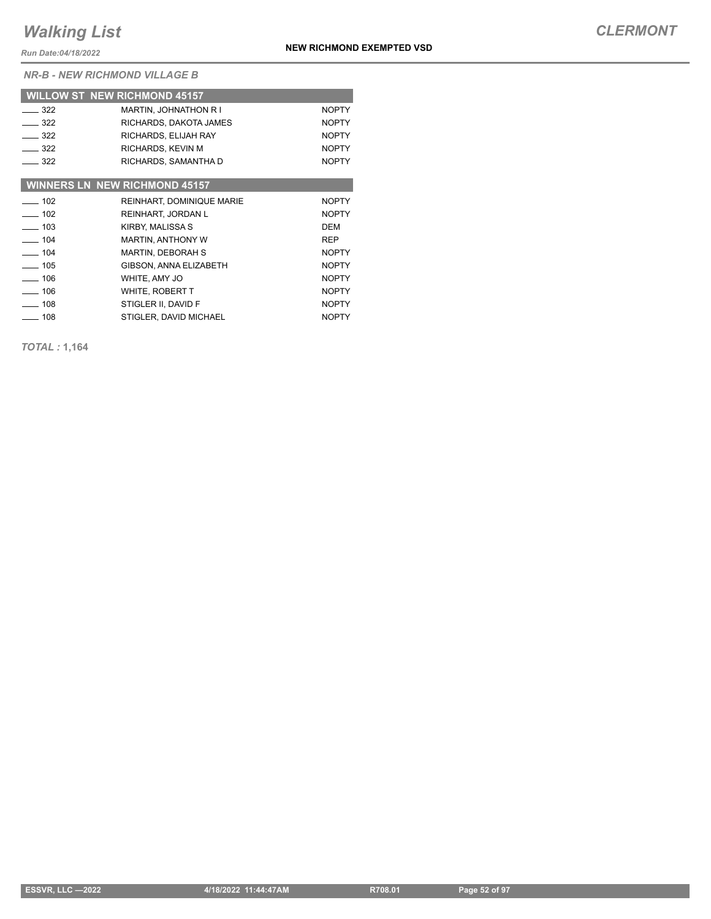# Walking List

**CLERMONT**

Run Date:04/18/2022

**NEW RICHMOND EXEMPTED VSD**

*NR-B - NEW RICHMOND VILLAGE B*

## WILLOW ST NEW RICHMOND 45157

| | | |
|---|---|---|
| ____ 322 | MARTIN, JOHNATHON R I | NOPTY |
| ____ 322 | RICHARDS, DAKOTA JAMES | NOPTY |
| ____ 322 | RICHARDS, ELIJAH RAY | NOPTY |
| ____ 322 | RICHARDS, KEVIN M | NOPTY |
| ____ 322 | RICHARDS, SAMANTHA D | NOPTY |

## WINNERS LN NEW RICHMOND 45157

| | | |
|---|---|---|
| ____ 102 | REINHART, DOMINIQUE MARIE | NOPTY |
| ____ 102 | REINHART, JORDAN L | NOPTY |
| ____ 103 | KIRBY, MALISSA S | DEM |
| ____ 104 | MARTIN, ANTHONY W | REP |
| ____ 104 | MARTIN, DEBORAH S | NOPTY |
| ____ 105 | GIBSON, ANNA ELIZABETH | NOPTY |
| ____ 106 | WHITE, AMY JO | NOPTY |
| ____ 106 | WHITE, ROBERT T | NOPTY |
| ____ 108 | STIGLER II, DAVID F | NOPTY |
| ____ 108 | STIGLER, DAVID MICHAEL | NOPTY |

*TOTAL :* **1,164**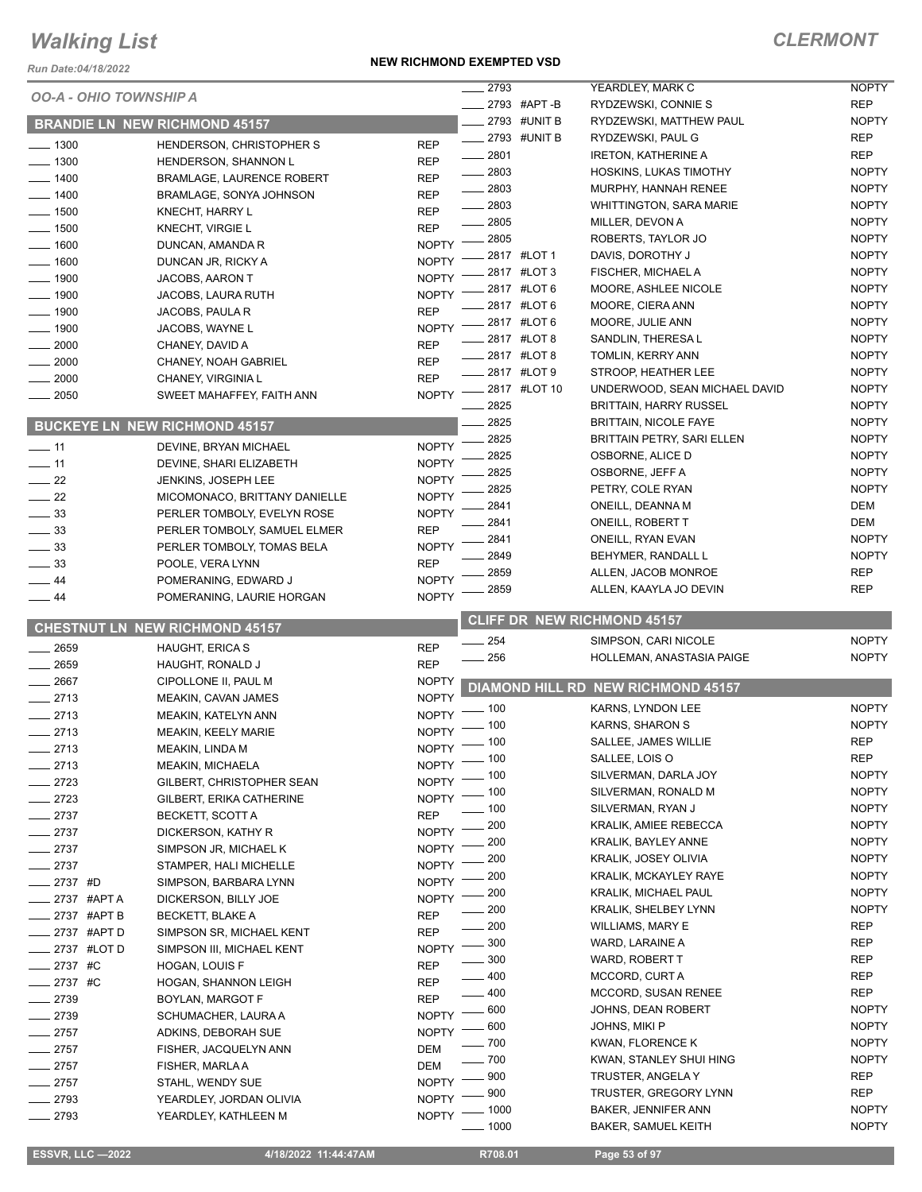# Walking List

**CLERMONT**

Run Date:04/18/2022

**NEW RICHMOND EXEMPTED VSD**

*OO-A - OHIO TOWNSHIP A*

## BRANDIE LN NEW RICHMOND 45157

| No. | Name | Party |
|---|---|---|
| 1300 | HENDERSON, CHRISTOPHER S | REP |
| 1300 | HENDERSON, SHANNON L | REP |
| 1400 | BRAMLAGE, LAURENCE ROBERT | REP |
| 1400 | BRAMLAGE, SONYA JOHNSON | REP |
| 1500 | KNECHT, HARRY L | REP |
| 1500 | KNECHT, VIRGIE L | REP |
| 1600 | DUNCAN, AMANDA R | NOPTY |
| 1600 | DUNCAN JR, RICKY A | NOPTY |
| 1900 | JACOBS, AARON T | NOPTY |
| 1900 | JACOBS, LAURA RUTH | NOPTY |
| 1900 | JACOBS, PAULA R | REP |
| 1900 | JACOBS, WAYNE L | NOPTY |
| 2000 | CHANEY, DAVID A | REP |
| 2000 | CHANEY, NOAH GABRIEL | REP |
| 2000 | CHANEY, VIRGINIA L | REP |
| 2050 | SWEET MAHAFFEY, FAITH ANN | NOPTY |

## BUCKEYE LN NEW RICHMOND 45157

| No. | Name | Party |
|---|---|---|
| 11 | DEVINE, BRYAN MICHAEL | NOPTY |
| 11 | DEVINE, SHARI ELIZABETH | NOPTY |
| 22 | JENKINS, JOSEPH LEE | NOPTY |
| 22 | MICOMONACO, BRITTANY DANIELLE | NOPTY |
| 33 | PERLER TOMBOLY, EVELYN ROSE | NOPTY |
| 33 | PERLER TOMBOLY, SAMUEL ELMER | REP |
| 33 | PERLER TOMBOLY, TOMAS BELA | NOPTY |
| 33 | POOLE, VERA LYNN | REP |
| 44 | POMERANING, EDWARD J | NOPTY |
| 44 | POMERANING, LAURIE HORGAN | NOPTY |

## CHESTNUT LN NEW RICHMOND 45157

| No. | Name | Party |
|---|---|---|
| 2659 | HAUGHT, ERICA S | REP |
| 2659 | HAUGHT, RONALD J | REP |
| 2667 | CIPOLLONE II, PAUL M | NOPTY |
| 2713 | MEAKIN, CAVAN JAMES | NOPTY |
| 2713 | MEAKIN, KATELYN ANN | NOPTY |
| 2713 | MEAKIN, KEELY MARIE | NOPTY |
| 2713 | MEAKIN, LINDA M | NOPTY |
| 2713 | MEAKIN, MICHAELA | NOPTY |
| 2723 | GILBERT, CHRISTOPHER SEAN | NOPTY |
| 2723 | GILBERT, ERIKA CATHERINE | NOPTY |
| 2737 | BECKETT, SCOTT A | REP |
| 2737 | DICKERSON, KATHY R | NOPTY |
| 2737 | SIMPSON JR, MICHAEL K | NOPTY |
| 2737 | STAMPER, HALI MICHELLE | NOPTY |
| 2737 #D | SIMPSON, BARBARA LYNN | NOPTY |
| 2737 #APT A | DICKERSON, BILLY JOE | NOPTY |
| 2737 #APT B | BECKETT, BLAKE A | REP |
| 2737 #APT D | SIMPSON SR, MICHAEL KENT | REP |
| 2737 #LOT D | SIMPSON III, MICHAEL KENT | NOPTY |
| 2737 #C | HOGAN, LOUIS F | REP |
| 2737 #C | HOGAN, SHANNON LEIGH | REP |
| 2739 | BOYLAN, MARGOT F | REP |
| 2739 | SCHUMACHER, LAURA A | NOPTY |
| 2757 | ADKINS, DEBORAH SUE | NOPTY |
| 2757 | FISHER, JACQUELYN ANN | DEM |
| 2757 | FISHER, MARLA A | DEM |
| 2757 | STAHL, WENDY SUE | NOPTY |
| 2793 | YEARDLEY, JORDAN OLIVIA | NOPTY |
| 2793 | YEARDLEY, KATHLEEN M | NOPTY |
| 2793 | YEARDLEY, MARK C | NOPTY |
| 2793 #APT -B | RYDZEWSKI, CONNIE S | REP |
| 2793 #UNIT B | RYDZEWSKI, MATTHEW PAUL | NOPTY |
| 2793 #UNIT B | RYDZEWSKI, PAUL G | REP |
| 2801 | IRETON, KATHERINE A | REP |
| 2803 | HOSKINS, LUKAS TIMOTHY | NOPTY |
| 2803 | MURPHY, HANNAH RENEE | NOPTY |
| 2803 | WHITTINGTON, SARA MARIE | NOPTY |
| 2805 | MILLER, DEVON A | NOPTY |
| 2805 | ROBERTS, TAYLOR JO | NOPTY |
| 2817 #LOT 1 | DAVIS, DOROTHY J | NOPTY |
| 2817 #LOT 3 | FISCHER, MICHAEL A | NOPTY |
| 2817 #LOT 6 | MOORE, ASHLEE NICOLE | NOPTY |
| 2817 #LOT 6 | MOORE, CIERA ANN | NOPTY |
| 2817 #LOT 6 | MOORE, JULIE ANN | NOPTY |
| 2817 #LOT 8 | SANDLIN, THERESA L | NOPTY |
| 2817 #LOT 8 | TOMLIN, KERRY ANN | NOPTY |
| 2817 #LOT 9 | STROOP, HEATHER LEE | NOPTY |
| 2817 #LOT 10 | UNDERWOOD, SEAN MICHAEL DAVID | NOPTY |
| 2825 | BRITTAIN, HARRY RUSSEL | NOPTY |
| 2825 | BRITTAIN, NICOLE FAYE | NOPTY |
| 2825 | BRITTAIN PETRY, SARI ELLEN | NOPTY |
| 2825 | OSBORNE, ALICE D | NOPTY |
| 2825 | OSBORNE, JEFF A | NOPTY |
| 2825 | PETRY, COLE RYAN | NOPTY |
| 2841 | ONEILL, DEANNA M | DEM |
| 2841 | ONEILL, ROBERT T | DEM |
| 2841 | ONEILL, RYAN EVAN | NOPTY |
| 2849 | BEHYMER, RANDALL L | NOPTY |
| 2859 | ALLEN, JACOB MONROE | REP |
| 2859 | ALLEN, KAAYLA JO DEVIN | REP |

## CLIFF DR NEW RICHMOND 45157

| No. | Name | Party |
|---|---|---|
| 254 | SIMPSON, CARI NICOLE | NOPTY |
| 256 | HOLLEMAN, ANASTASIA PAIGE | NOPTY |

## DIAMOND HILL RD NEW RICHMOND 45157

| No. | Name | Party |
|---|---|---|
| 100 | KARNS, LYNDON LEE | NOPTY |
| 100 | KARNS, SHARON S | NOPTY |
| 100 | SALLEE, JAMES WILLIE | REP |
| 100 | SALLEE, LOIS O | REP |
| 100 | SILVERMAN, DARLA JOY | NOPTY |
| 100 | SILVERMAN, RONALD M | NOPTY |
| 100 | SILVERMAN, RYAN J | NOPTY |
| 200 | KRALIK, AMIEE REBECCA | NOPTY |
| 200 | KRALIK, BAYLEY ANNE | NOPTY |
| 200 | KRALIK, JOSEY OLIVIA | NOPTY |
| 200 | KRALIK, MCKAYLEY RAYE | NOPTY |
| 200 | KRALIK, MICHAEL PAUL | NOPTY |
| 200 | KRALIK, SHELBEY LYNN | NOPTY |
| 200 | WILLIAMS, MARY E | REP |
| 300 | WARD, LARAINE A | REP |
| 300 | WARD, ROBERT T | REP |
| 400 | MCCORD, CURT A | REP |
| 400 | MCCORD, SUSAN RENEE | REP |
| 600 | JOHNS, DEAN ROBERT | NOPTY |
| 600 | JOHNS, MIKI P | NOPTY |
| 700 | KWAN, FLORENCE K | NOPTY |
| 700 | KWAN, STANLEY SHUI HING | NOPTY |
| 900 | TRUSTER, ANGELA Y | REP |
| 900 | TRUSTER, GREGORY LYNN | REP |
| 1000 | BAKER, JENNIFER ANN | NOPTY |
| 1000 | BAKER, SAMUEL KEITH | NOPTY |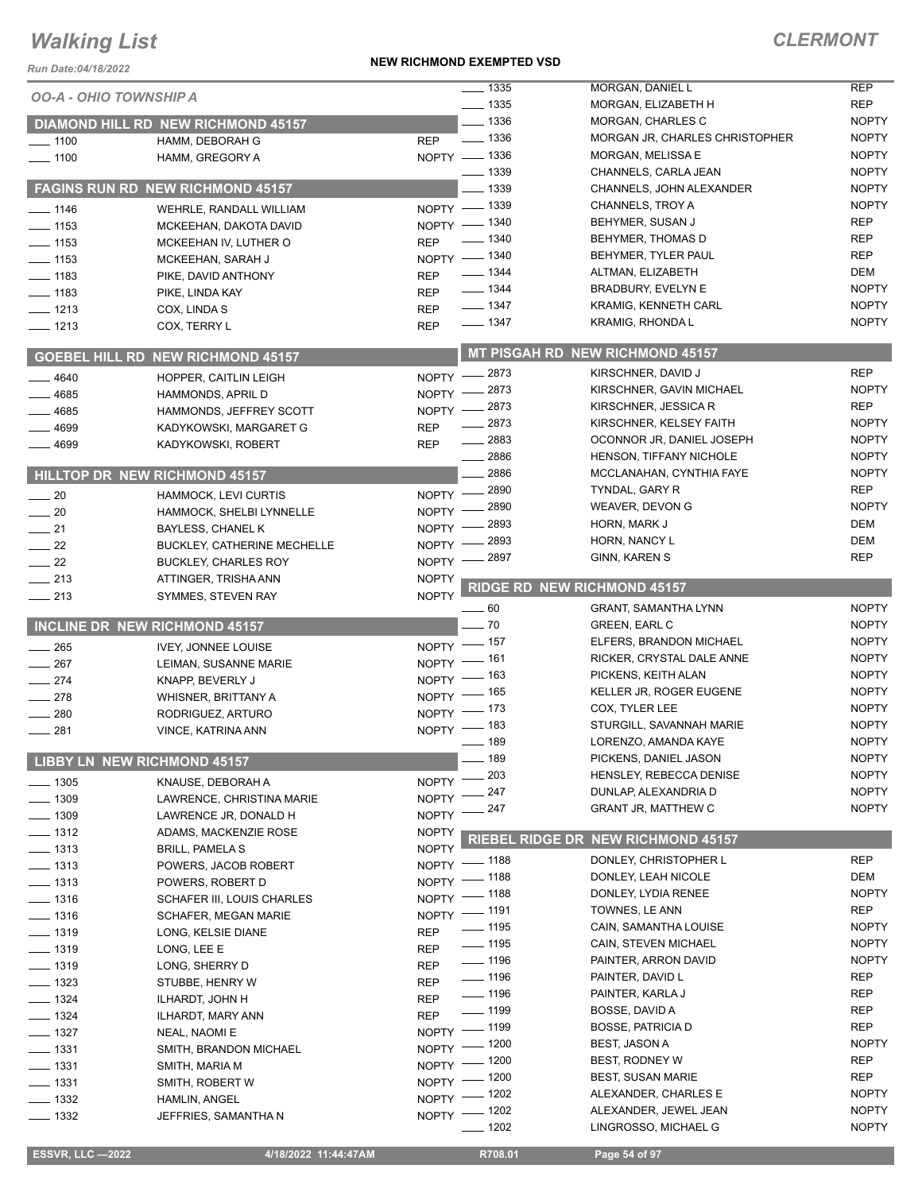# Walking List

## CLERMONT

**NEW RICHMOND EXEMPTED VSD**

Run Date:04/18/2022

*OO-A - OHIO TOWNSHIP A*

### DIAMOND HILL RD NEW RICHMOND 45157

| No. | Name | Party |
|---|---|---|
| 1100 | HAMM, DEBORAH G | REP |
| 1100 | HAMM, GREGORY A | NOPTY |

### FAGINS RUN RD NEW RICHMOND 45157

| No. | Name | Party |
|---|---|---|
| 1146 | WEHRLE, RANDALL WILLIAM | NOPTY |
| 1153 | MCKEEHAN, DAKOTA DAVID | NOPTY |
| 1153 | MCKEEHAN IV, LUTHER O | REP |
| 1153 | MCKEEHAN, SARAH J | NOPTY |
| 1183 | PIKE, DAVID ANTHONY | REP |
| 1183 | PIKE, LINDA KAY | REP |
| 1213 | COX, LINDA S | REP |
| 1213 | COX, TERRY L | REP |

### GOEBEL HILL RD NEW RICHMOND 45157

| No. | Name | Party |
|---|---|---|
| 4640 | HOPPER, CAITLIN LEIGH | NOPTY |
| 4685 | HAMMONDS, APRIL D | NOPTY |
| 4685 | HAMMONDS, JEFFREY SCOTT | NOPTY |
| 4699 | KADYKOWSKI, MARGARET G | REP |
| 4699 | KADYKOWSKI, ROBERT | REP |

### HILLTOP DR NEW RICHMOND 45157

| No. | Name | Party |
|---|---|---|
| 20 | HAMMOCK, LEVI CURTIS | NOPTY |
| 20 | HAMMOCK, SHELBI LYNNELLE | NOPTY |
| 21 | BAYLESS, CHANEL K | NOPTY |
| 22 | BUCKLEY, CATHERINE MECHELLE | NOPTY |
| 22 | BUCKLEY, CHARLES ROY | NOPTY |
| 213 | ATTINGER, TRISHA ANN | NOPTY |
| 213 | SYMMES, STEVEN RAY | NOPTY |

### INCLINE DR NEW RICHMOND 45157

| No. | Name | Party |
|---|---|---|
| 265 | IVEY, JONNEE LOUISE | NOPTY |
| 267 | LEIMAN, SUSANNE MARIE | NOPTY |
| 274 | KNAPP, BEVERLY J | NOPTY |
| 278 | WHISNER, BRITTANY A | NOPTY |
| 280 | RODRIGUEZ, ARTURO | NOPTY |
| 281 | VINCE, KATRINA ANN | NOPTY |

### LIBBY LN NEW RICHMOND 45157

| No. | Name | Party |
|---|---|---|
| 1305 | KNAUSE, DEBORAH A | NOPTY |
| 1309 | LAWRENCE, CHRISTINA MARIE | NOPTY |
| 1309 | LAWRENCE JR, DONALD H | NOPTY |
| 1312 | ADAMS, MACKENZIE ROSE | NOPTY |
| 1313 | BRILL, PAMELA S | NOPTY |
| 1313 | POWERS, JACOB ROBERT | NOPTY |
| 1313 | POWERS, ROBERT D | NOPTY |
| 1316 | SCHAFER III, LOUIS CHARLES | NOPTY |
| 1316 | SCHAFER, MEGAN MARIE | NOPTY |
| 1319 | LONG, KELSIE DIANE | REP |
| 1319 | LONG, LEE E | REP |
| 1319 | LONG, SHERRY D | REP |
| 1323 | STUBBE, HENRY W | REP |
| 1324 | ILHARDT, JOHN H | REP |
| 1324 | ILHARDT, MARY ANN | REP |
| 1327 | NEAL, NAOMI E | NOPTY |
| 1331 | SMITH, BRANDON MICHAEL | NOPTY |
| 1331 | SMITH, MARIA M | NOPTY |
| 1331 | SMITH, ROBERT W | NOPTY |
| 1332 | HAMLIN, ANGEL | NOPTY |
| 1332 | JEFFRIES, SAMANTHA N | NOPTY |
| 1335 | MORGAN, DANIEL L | REP |
| 1335 | MORGAN, ELIZABETH H | REP |
| 1336 | MORGAN, CHARLES C | NOPTY |
| 1336 | MORGAN JR, CHARLES CHRISTOPHER | NOPTY |
| 1336 | MORGAN, MELISSA E | NOPTY |
| 1339 | CHANNELS, CARLA JEAN | NOPTY |
| 1339 | CHANNELS, JOHN ALEXANDER | NOPTY |
| 1339 | CHANNELS, TROY A | NOPTY |
| 1340 | BEHYMER, SUSAN J | REP |
| 1340 | BEHYMER, THOMAS D | REP |
| 1340 | BEHYMER, TYLER PAUL | REP |
| 1344 | ALTMAN, ELIZABETH | DEM |
| 1344 | BRADBURY, EVELYN E | NOPTY |
| 1347 | KRAMIG, KENNETH CARL | NOPTY |
| 1347 | KRAMIG, RHONDA L | NOPTY |

### MT PISGAH RD NEW RICHMOND 45157

| No. | Name | Party |
|---|---|---|
| 2873 | KIRSCHNER, DAVID J | REP |
| 2873 | KIRSCHNER, GAVIN MICHAEL | NOPTY |
| 2873 | KIRSCHNER, JESSICA R | REP |
| 2873 | KIRSCHNER, KELSEY FAITH | NOPTY |
| 2883 | OCONNOR JR, DANIEL JOSEPH | NOPTY |
| 2886 | HENSON, TIFFANY NICHOLE | NOPTY |
| 2886 | MCCLANAHAN, CYNTHIA FAYE | NOPTY |
| 2890 | TYNDAL, GARY R | REP |
| 2890 | WEAVER, DEVON G | NOPTY |
| 2893 | HORN, MARK J | DEM |
| 2893 | HORN, NANCY L | DEM |
| 2897 | GINN, KAREN S | REP |

### RIDGE RD NEW RICHMOND 45157

| No. | Name | Party |
|---|---|---|
| 60 | GRANT, SAMANTHA LYNN | NOPTY |
| 70 | GREEN, EARL C | NOPTY |
| 157 | ELFERS, BRANDON MICHAEL | NOPTY |
| 161 | RICKER, CRYSTAL DALE ANNE | NOPTY |
| 163 | PICKENS, KEITH ALAN | NOPTY |
| 165 | KELLER JR, ROGER EUGENE | NOPTY |
| 173 | COX, TYLER LEE | NOPTY |
| 183 | STURGILL, SAVANNAH MARIE | NOPTY |
| 189 | LORENZO, AMANDA KAYE | NOPTY |
| 189 | PICKENS, DANIEL JASON | NOPTY |
| 203 | HENSLEY, REBECCA DENISE | NOPTY |
| 247 | DUNLAP, ALEXANDRIA D | NOPTY |
| 247 | GRANT JR, MATTHEW C | NOPTY |

### RIEBEL RIDGE DR NEW RICHMOND 45157

| No. | Name | Party |
|---|---|---|
| 1188 | DONLEY, CHRISTOPHER L | REP |
| 1188 | DONLEY, LEAH NICOLE | DEM |
| 1188 | DONLEY, LYDIA RENEE | NOPTY |
| 1191 | TOWNES, LE ANN | REP |
| 1195 | CAIN, SAMANTHA LOUISE | NOPTY |
| 1195 | CAIN, STEVEN MICHAEL | NOPTY |
| 1196 | PAINTER, ARRON DAVID | NOPTY |
| 1196 | PAINTER, DAVID L | REP |
| 1196 | PAINTER, KARLA J | REP |
| 1199 | BOSSE, DAVID A | REP |
| 1199 | BOSSE, PATRICIA D | REP |
| 1200 | BEST, JASON A | NOPTY |
| 1200 | BEST, RODNEY W | REP |
| 1200 | BEST, SUSAN MARIE | REP |
| 1202 | ALEXANDER, CHARLES E | NOPTY |
| 1202 | ALEXANDER, JEWEL JEAN | NOPTY |
| 1202 | LINGROSSO, MICHAEL G | NOPTY |

ESSVR, LLC —2022 | 4/18/2022 11:44:47AM | R708.01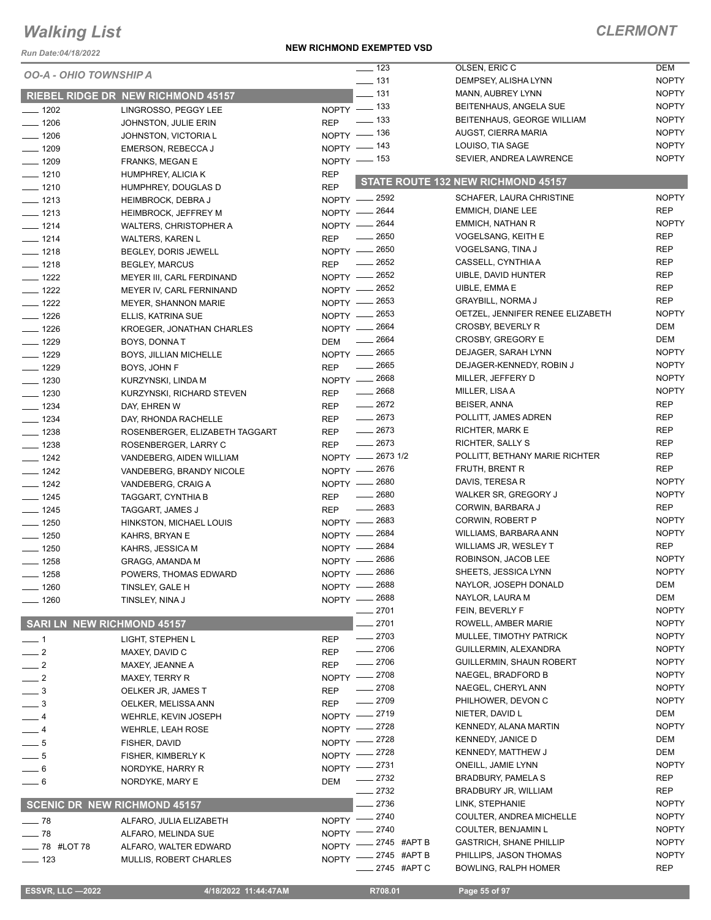# Walking List

**CLERMONT**

Run Date:04/18/2022

**NEW RICHMOND EXEMPTED VSD**

*OO-A - OHIO TOWNSHIP A*

## RIEBEL RIDGE DR NEW RICHMOND 45157

| No. | Name | Party |
|---|---|---|
| 1202 | LINGROSSO, PEGGY LEE | NOPTY |
| 1206 | JOHNSTON, JULIE ERIN | REP |
| 1206 | JOHNSTON, VICTORIA L | NOPTY |
| 1209 | EMERSON, REBECCA J | NOPTY |
| 1209 | FRANKS, MEGAN E | NOPTY |
| 1210 | HUMPHREY, ALICIA K | REP |
| 1210 | HUMPHREY, DOUGLAS D | REP |
| 1213 | HEIMBROCK, DEBRA J | NOPTY |
| 1213 | HEIMBROCK, JEFFREY M | NOPTY |
| 1214 | WALTERS, CHRISTOPHER A | NOPTY |
| 1214 | WALTERS, KAREN L | REP |
| 1218 | BEGLEY, DORIS JEWELL | NOPTY |
| 1218 | BEGLEY, MARCUS | REP |
| 1222 | MEYER III, CARL FERDINAND | NOPTY |
| 1222 | MEYER IV, CARL FERNINAND | NOPTY |
| 1222 | MEYER, SHANNON MARIE | NOPTY |
| 1226 | ELLIS, KATRINA SUE | NOPTY |
| 1226 | KROEGER, JONATHAN CHARLES | NOPTY |
| 1229 | BOYS, DONNA T | DEM |
| 1229 | BOYS, JILLIAN MICHELLE | NOPTY |
| 1229 | BOYS, JOHN F | REP |
| 1230 | KURZYNSKI, LINDA M | NOPTY |
| 1230 | KURZYNSKI, RICHARD STEVEN | REP |
| 1234 | DAY, EHREN W | REP |
| 1234 | DAY, RHONDA RACHELLE | REP |
| 1238 | ROSENBERGER, ELIZABETH TAGGART | REP |
| 1238 | ROSENBERGER, LARRY C | REP |
| 1242 | VANDEBERG, AIDEN WILLIAM | NOPTY |
| 1242 | VANDEBERG, BRANDY NICOLE | NOPTY |
| 1242 | VANDEBERG, CRAIG A | NOPTY |
| 1245 | TAGGART, CYNTHIA B | REP |
| 1245 | TAGGART, JAMES J | REP |
| 1250 | HINKSTON, MICHAEL LOUIS | NOPTY |
| 1250 | KAHRS, BRYAN E | NOPTY |
| 1250 | KAHRS, JESSICA M | NOPTY |
| 1258 | GRAGG, AMANDA M | NOPTY |
| 1258 | POWERS, THOMAS EDWARD | NOPTY |
| 1260 | TINSLEY, GALE H | NOPTY |
| 1260 | TINSLEY, NINA J | NOPTY |

## SARI LN NEW RICHMOND 45157

| No. | Name | Party |
|---|---|---|
| 1 | LIGHT, STEPHEN L | REP |
| 2 | MAXEY, DAVID C | REP |
| 2 | MAXEY, JEANNE A | REP |
| 2 | MAXEY, TERRY R | NOPTY |
| 3 | OELKER JR, JAMES T | REP |
| 3 | OELKER, MELISSA ANN | REP |
| 4 | WEHRLE, KEVIN JOSEPH | NOPTY |
| 4 | WEHRLE, LEAH ROSE | NOPTY |
| 5 | FISHER, DAVID | NOPTY |
| 5 | FISHER, KIMBERLY K | NOPTY |
| 6 | NORDYKE, HARRY R | NOPTY |
| 6 | NORDYKE, MARY E | DEM |

## SCENIC DR NEW RICHMOND 45157

| No. | Name | Party |
|---|---|---|
| 78 | ALFARO, JULIA ELIZABETH | NOPTY |
| 78 | ALFARO, MELINDA SUE | NOPTY |
| 78 #LOT 78 | ALFARO, WALTER EDWARD | NOPTY |
| 123 | MULLIS, ROBERT CHARLES | NOPTY |
| 123 | OLSEN, ERIC C | DEM |
| 131 | DEMPSEY, ALISHA LYNN | NOPTY |
| 131 | MANN, AUBREY LYNN | NOPTY |
| 133 | BEITENHAUS, ANGELA SUE | NOPTY |
| 133 | BEITENHAUS, GEORGE WILLIAM | NOPTY |
| 136 | AUGST, CIERRA MARIA | NOPTY |
| 143 | LOUISO, TIA SAGE | NOPTY |
| 153 | SEVIER, ANDREA LAWRENCE | NOPTY |

## STATE ROUTE 132 NEW RICHMOND 45157

| No. | Name | Party |
|---|---|---|
| 2592 | SCHAFER, LAURA CHRISTINE | NOPTY |
| 2644 | EMMICH, DIANE LEE | REP |
| 2644 | EMMICH, NATHAN R | NOPTY |
| 2650 | VOGELSANG, KEITH E | REP |
| 2650 | VOGELSANG, TINA J | REP |
| 2652 | CASSELL, CYNTHIA A | REP |
| 2652 | UIBLE, DAVID HUNTER | REP |
| 2652 | UIBLE, EMMA E | REP |
| 2653 | GRAYBILL, NORMA J | REP |
| 2653 | OETZEL, JENNIFER RENEE ELIZABETH | NOPTY |
| 2664 | CROSBY, BEVERLY R | DEM |
| 2664 | CROSBY, GREGORY E | DEM |
| 2665 | DEJAGER, SARAH LYNN | NOPTY |
| 2665 | DEJAGER-KENNEDY, ROBIN J | NOPTY |
| 2668 | MILLER, JEFFERY D | NOPTY |
| 2668 | MILLER, LISA A | NOPTY |
| 2672 | BEISER, ANNA | REP |
| 2673 | POLLITT, JAMES ADREN | REP |
| 2673 | RICHTER, MARK E | REP |
| 2673 | RICHTER, SALLY S | REP |
| 2673 1/2 | POLLITT, BETHANY MARIE RICHTER | REP |
| 2676 | FRUTH, BRENT R | REP |
| 2680 | DAVIS, TERESA R | NOPTY |
| 2680 | WALKER SR, GREGORY J | NOPTY |
| 2683 | CORWIN, BARBARA J | REP |
| 2683 | CORWIN, ROBERT P | NOPTY |
| 2684 | WILLIAMS, BARBARA ANN | NOPTY |
| 2684 | WILLIAMS JR, WESLEY T | REP |
| 2686 | ROBINSON, JACOB LEE | NOPTY |
| 2686 | SHEETS, JESSICA LYNN | NOPTY |
| 2688 | NAYLOR, JOSEPH DONALD | DEM |
| 2688 | NAYLOR, LAURA M | DEM |
| 2701 | FEIN, BEVERLY F | NOPTY |
| 2701 | ROWELL, AMBER MARIE | NOPTY |
| 2703 | MULLEE, TIMOTHY PATRICK | NOPTY |
| 2706 | GUILLERMIN, ALEXANDRA | NOPTY |
| 2706 | GUILLERMIN, SHAUN ROBERT | NOPTY |
| 2708 | NAEGEL, BRADFORD B | NOPTY |
| 2708 | NAEGEL, CHERYL ANN | NOPTY |
| 2709 | PHILHOWER, DEVON C | NOPTY |
| 2719 | NIETER, DAVID L | DEM |
| 2728 | KENNEDY, ALANA MARTIN | NOPTY |
| 2728 | KENNEDY, JANICE D | DEM |
| 2728 | KENNEDY, MATTHEW J | DEM |
| 2731 | ONEILL, JAMIE LYNN | NOPTY |
| 2732 | BRADBURY, PAMELA S | REP |
| 2732 | BRADBURY JR, WILLIAM | REP |
| 2736 | LINK, STEPHANIE | NOPTY |
| 2740 | COULTER, ANDREA MICHELLE | NOPTY |
| 2740 | COULTER, BENJAMIN L | NOPTY |
| 2745 #APT B | GASTRICH, SHANE PHILLIP | NOPTY |
| 2745 #APT B | PHILLIPS, JASON THOMAS | NOPTY |
| 2745 #APT C | BOWLING, RALPH HOMER | REP |

ESSVR, LLC —2022 | 4/18/2022 11:44:47AM | R708.01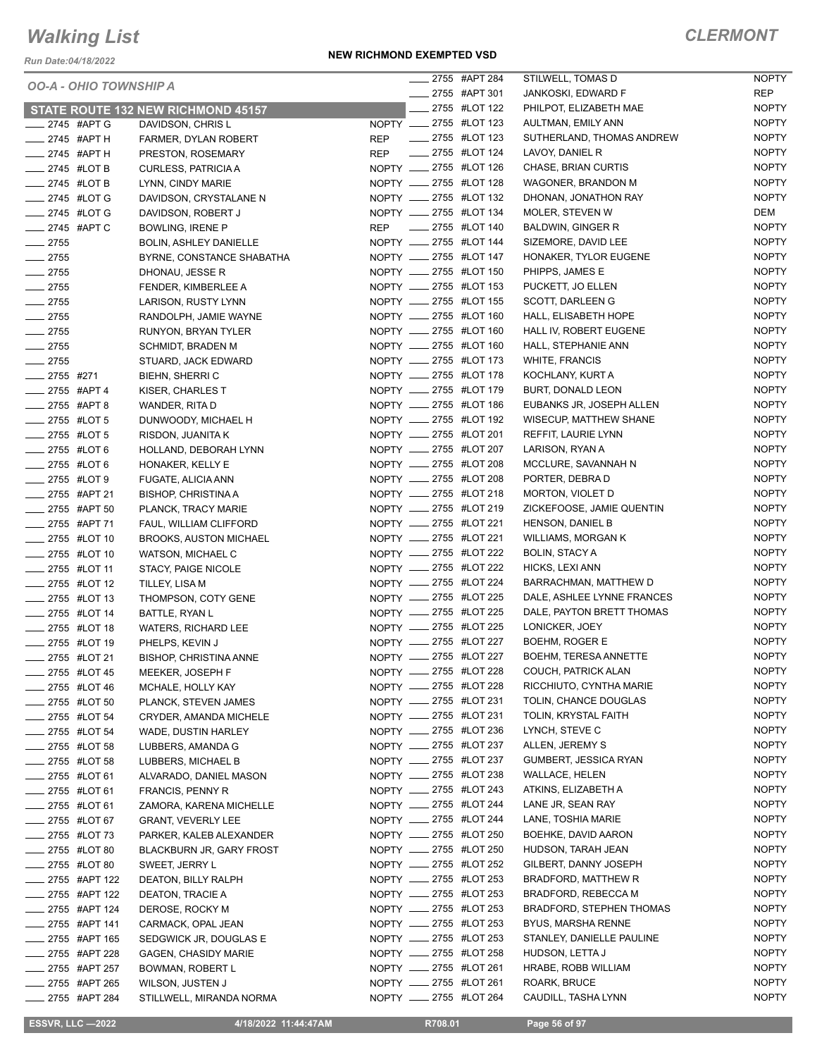# Walking List

**CLERMONT**

Run Date:04/18/2022

**NEW RICHMOND EXEMPTED VSD**

OO-A - OHIO TOWNSHIP A

## STATE ROUTE 132 NEW RICHMOND 45157

| Address | Name | Party |
|---|---|---|
| ____ 2745 #APT G | DAVIDSON, CHRIS L | NOPTY |
| ____ 2745 #APT H | FARMER, DYLAN ROBERT | REP |
| ____ 2745 #APT H | PRESTON, ROSEMARY | REP |
| ____ 2745 #LOT B | CURLESS, PATRICIA A | NOPTY |
| ____ 2745 #LOT B | LYNN, CINDY MARIE | NOPTY |
| ____ 2745 #LOT G | DAVIDSON, CRYSTALANE N | NOPTY |
| ____ 2745 #LOT G | DAVIDSON, ROBERT J | NOPTY |
| ____ 2745 #APT C | BOWLING, IRENE P | REP |
| ____ 2755 | BOLIN, ASHLEY DANIELLE | NOPTY |
| ____ 2755 | BYRNE, CONSTANCE SHABATHA | NOPTY |
| ____ 2755 | DHONAU, JESSE R | NOPTY |
| ____ 2755 | FENDER, KIMBERLEE A | NOPTY |
| ____ 2755 | LARISON, RUSTY LYNN | NOPTY |
| ____ 2755 | RANDOLPH, JAMIE WAYNE | NOPTY |
| ____ 2755 | RUNYON, BRYAN TYLER | NOPTY |
| ____ 2755 | SCHMIDT, BRADEN M | NOPTY |
| ____ 2755 | STUARD, JACK EDWARD | NOPTY |
| ____ 2755 #271 | BIEHN, SHERRI C | NOPTY |
| ____ 2755 #APT 4 | KISER, CHARLES T | NOPTY |
| ____ 2755 #APT 8 | WANDER, RITA D | NOPTY |
| ____ 2755 #LOT 5 | DUNWOODY, MICHAEL H | NOPTY |
| ____ 2755 #LOT 5 | RISDON, JUANITA K | NOPTY |
| ____ 2755 #LOT 6 | HOLLAND, DEBORAH LYNN | NOPTY |
| ____ 2755 #LOT 6 | HONAKER, KELLY E | NOPTY |
| ____ 2755 #LOT 9 | FUGATE, ALICIA ANN | NOPTY |
| ____ 2755 #APT 21 | BISHOP, CHRISTINA A | NOPTY |
| ____ 2755 #APT 50 | PLANCK, TRACY MARIE | NOPTY |
| ____ 2755 #APT 71 | FAUL, WILLIAM CLIFFORD | NOPTY |
| ____ 2755 #LOT 10 | BROOKS, AUSTON MICHAEL | NOPTY |
| ____ 2755 #LOT 10 | WATSON, MICHAEL C | NOPTY |
| ____ 2755 #LOT 11 | STACY, PAIGE NICOLE | NOPTY |
| ____ 2755 #LOT 12 | TILLEY, LISA M | NOPTY |
| ____ 2755 #LOT 13 | THOMPSON, COTY GENE | NOPTY |
| ____ 2755 #LOT 14 | BATTLE, RYAN L | NOPTY |
| ____ 2755 #LOT 18 | WATERS, RICHARD LEE | NOPTY |
| ____ 2755 #LOT 19 | PHELPS, KEVIN J | NOPTY |
| ____ 2755 #LOT 21 | BISHOP, CHRISTINA ANNE | NOPTY |
| ____ 2755 #LOT 45 | MEEKER, JOSEPH F | NOPTY |
| ____ 2755 #LOT 46 | MCHALE, HOLLY KAY | NOPTY |
| ____ 2755 #LOT 50 | PLANCK, STEVEN JAMES | NOPTY |
| ____ 2755 #LOT 54 | CRYDER, AMANDA MICHELE | NOPTY |
| ____ 2755 #LOT 54 | WADE, DUSTIN HARLEY | NOPTY |
| ____ 2755 #LOT 58 | LUBBERS, AMANDA G | NOPTY |
| ____ 2755 #LOT 58 | LUBBERS, MICHAEL B | NOPTY |
| ____ 2755 #LOT 61 | ALVARADO, DANIEL MASON | NOPTY |
| ____ 2755 #LOT 61 | FRANCIS, PENNY R | NOPTY |
| ____ 2755 #LOT 61 | ZAMORA, KARENA MICHELLE | NOPTY |
| ____ 2755 #LOT 67 | GRANT, VEVERLY LEE | NOPTY |
| ____ 2755 #LOT 73 | PARKER, KALEB ALEXANDER | NOPTY |
| ____ 2755 #LOT 80 | BLACKBURN JR, GARY FROST | NOPTY |
| ____ 2755 #LOT 80 | SWEET, JERRY L | NOPTY |
| ____ 2755 #APT 122 | DEATON, BILLY RALPH | NOPTY |
| ____ 2755 #APT 122 | DEATON, TRACIE A | NOPTY |
| ____ 2755 #APT 124 | DEROSE, ROCKY M | NOPTY |
| ____ 2755 #APT 141 | CARMACK, OPAL JEAN | NOPTY |
| ____ 2755 #APT 165 | SEDGWICK JR, DOUGLAS E | NOPTY |
| ____ 2755 #APT 228 | GAGEN, CHASIDY MARIE | NOPTY |
| ____ 2755 #APT 257 | BOWMAN, ROBERT L | NOPTY |
| ____ 2755 #APT 265 | WILSON, JUSTEN J | NOPTY |
| ____ 2755 #APT 284 | STILLWELL, MIRANDA NORMA | NOPTY |
| ____ 2755 #APT 284 | STILWELL, TOMAS D | NOPTY |
| ____ 2755 #APT 301 | JANKOSKI, EDWARD F | REP |
| ____ 2755 #LOT 122 | PHILPOT, ELIZABETH MAE | NOPTY |
| ____ 2755 #LOT 123 | AULTMAN, EMILY ANN | NOPTY |
| ____ 2755 #LOT 123 | SUTHERLAND, THOMAS ANDREW | NOPTY |
| ____ 2755 #LOT 124 | LAVOY, DANIEL R | NOPTY |
| ____ 2755 #LOT 126 | CHASE, BRIAN CURTIS | NOPTY |
| ____ 2755 #LOT 128 | WAGONER, BRANDON M | NOPTY |
| ____ 2755 #LOT 132 | DHONAN, JONATHON RAY | NOPTY |
| ____ 2755 #LOT 134 | MOLER, STEVEN W | DEM |
| ____ 2755 #LOT 140 | BALDWIN, GINGER R | NOPTY |
| ____ 2755 #LOT 144 | SIZEMORE, DAVID LEE | NOPTY |
| ____ 2755 #LOT 147 | HONAKER, TYLOR EUGENE | NOPTY |
| ____ 2755 #LOT 150 | PHIPPS, JAMES E | NOPTY |
| ____ 2755 #LOT 153 | PUCKETT, JO ELLEN | NOPTY |
| ____ 2755 #LOT 155 | SCOTT, DARLEEN G | NOPTY |
| ____ 2755 #LOT 160 | HALL, ELISABETH HOPE | NOPTY |
| ____ 2755 #LOT 160 | HALL IV, ROBERT EUGENE | NOPTY |
| ____ 2755 #LOT 160 | HALL, STEPHANIE ANN | NOPTY |
| ____ 2755 #LOT 173 | WHITE, FRANCIS | NOPTY |
| ____ 2755 #LOT 178 | KOCHLANY, KURT A | NOPTY |
| ____ 2755 #LOT 179 | BURT, DONALD LEON | NOPTY |
| ____ 2755 #LOT 186 | EUBANKS JR, JOSEPH ALLEN | NOPTY |
| ____ 2755 #LOT 192 | WISECUP, MATTHEW SHANE | NOPTY |
| ____ 2755 #LOT 201 | REFFIT, LAURIE LYNN | NOPTY |
| ____ 2755 #LOT 207 | LARISON, RYAN A | NOPTY |
| ____ 2755 #LOT 208 | MCCLURE, SAVANNAH N | NOPTY |
| ____ 2755 #LOT 208 | PORTER, DEBRA D | NOPTY |
| ____ 2755 #LOT 218 | MORTON, VIOLET D | NOPTY |
| ____ 2755 #LOT 219 | ZICKEFOOSE, JAMIE QUENTIN | NOPTY |
| ____ 2755 #LOT 221 | HENSON, DANIEL B | NOPTY |
| ____ 2755 #LOT 221 | WILLIAMS, MORGAN K | NOPTY |
| ____ 2755 #LOT 222 | BOLIN, STACY A | NOPTY |
| ____ 2755 #LOT 222 | HICKS, LEXI ANN | NOPTY |
| ____ 2755 #LOT 224 | BARRACHMAN, MATTHEW D | NOPTY |
| ____ 2755 #LOT 225 | DALE, ASHLEE LYNNE FRANCES | NOPTY |
| ____ 2755 #LOT 225 | DALE, PAYTON BRETT THOMAS | NOPTY |
| ____ 2755 #LOT 225 | LONICKER, JOEY | NOPTY |
| ____ 2755 #LOT 227 | BOEHM, ROGER E | NOPTY |
| ____ 2755 #LOT 227 | BOEHM, TERESA ANNETTE | NOPTY |
| ____ 2755 #LOT 228 | COUCH, PATRICK ALAN | NOPTY |
| ____ 2755 #LOT 228 | RICCHIUTO, CYNTHA MARIE | NOPTY |
| ____ 2755 #LOT 231 | TOLIN, CHANCE DOUGLAS | NOPTY |
| ____ 2755 #LOT 231 | TOLIN, KRYSTAL FAITH | NOPTY |
| ____ 2755 #LOT 236 | LYNCH, STEVE C | NOPTY |
| ____ 2755 #LOT 237 | ALLEN, JEREMY S | NOPTY |
| ____ 2755 #LOT 237 | GUMBERT, JESSICA RYAN | NOPTY |
| ____ 2755 #LOT 238 | WALLACE, HELEN | NOPTY |
| ____ 2755 #LOT 243 | ATKINS, ELIZABETH A | NOPTY |
| ____ 2755 #LOT 244 | LANE JR, SEAN RAY | NOPTY |
| ____ 2755 #LOT 244 | LANE, TOSHIA MARIE | NOPTY |
| ____ 2755 #LOT 250 | BOEHKE, DAVID AARON | NOPTY |
| ____ 2755 #LOT 250 | HUDSON, TARAH JEAN | NOPTY |
| ____ 2755 #LOT 252 | GILBERT, DANNY JOSEPH | NOPTY |
| ____ 2755 #LOT 253 | BRADFORD, MATTHEW R | NOPTY |
| ____ 2755 #LOT 253 | BRADFORD, REBECCA M | NOPTY |
| ____ 2755 #LOT 253 | BRADFORD, STEPHEN THOMAS | NOPTY |
| ____ 2755 #LOT 253 | BYUS, MARSHA RENNE | NOPTY |
| ____ 2755 #LOT 253 | STANLEY, DANIELLE PAULINE | NOPTY |
| ____ 2755 #LOT 258 | HUDSON, LETTA J | NOPTY |
| ____ 2755 #LOT 261 | HRABE, ROBB WILLIAM | NOPTY |
| ____ 2755 #LOT 261 | ROARK, BRUCE | NOPTY |
| ____ 2755 #LOT 264 | CAUDILL, TASHA LYNN | NOPTY |

ESSVR, LLC —2022 | 4/18/2022 11:44:47AM | R708.01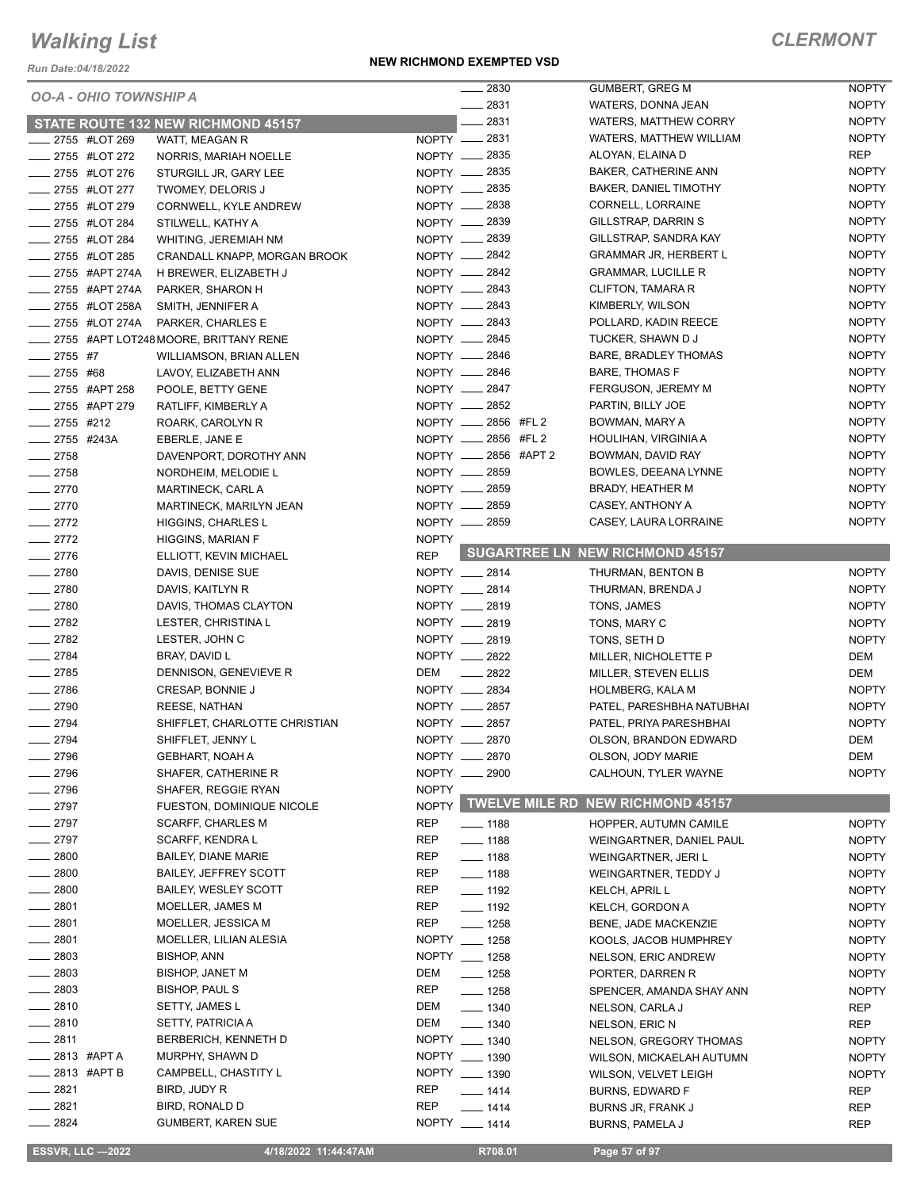# Walking List

**CLERMONT**

Run Date:04/18/2022

**NEW RICHMOND EXEMPTED VSD**

*OO-A - OHIO TOWNSHIP A*

## STATE ROUTE 132 NEW RICHMOND 45157

| Number | Name | Party |
|---|---|---|
| ____ 2755 #LOT 269 | WATT, MEAGAN R | NOPTY |
| ____ 2755 #LOT 272 | NORRIS, MARIAH NOELLE | NOPTY |
| ____ 2755 #LOT 276 | STURGILL JR, GARY LEE | NOPTY |
| ____ 2755 #LOT 277 | TWOMEY, DELORIS J | NOPTY |
| ____ 2755 #LOT 279 | CORNWELL, KYLE ANDREW | NOPTY |
| ____ 2755 #LOT 284 | STILWELL, KATHY A | NOPTY |
| ____ 2755 #LOT 284 | WHITING, JEREMIAH NM | NOPTY |
| ____ 2755 #LOT 285 | CRANDALL KNAPP, MORGAN BROOK | NOPTY |
| ____ 2755 #APT 274A | H BREWER, ELIZABETH J | NOPTY |
| ____ 2755 #APT 274A | PARKER, SHARON H | NOPTY |
| ____ 2755 #LOT 258A | SMITH, JENNIFER A | NOPTY |
| ____ 2755 #LOT 274A | PARKER, CHARLES E | NOPTY |
| ____ 2755 #APT LOT248 | MOORE, BRITTANY RENE | NOPTY |
| ____ 2755 #7 | WILLIAMSON, BRIAN ALLEN | NOPTY |
| ____ 2755 #68 | LAVOY, ELIZABETH ANN | NOPTY |
| ____ 2755 #APT 258 | POOLE, BETTY GENE | NOPTY |
| ____ 2755 #APT 279 | RATLIFF, KIMBERLY A | NOPTY |
| ____ 2755 #212 | ROARK, CAROLYN R | NOPTY |
| ____ 2755 #243A | EBERLE, JANE E | NOPTY |
| ____ 2758 | DAVENPORT, DOROTHY ANN | NOPTY |
| ____ 2758 | NORDHEIM, MELODIE L | NOPTY |
| ____ 2770 | MARTINECK, CARL A | NOPTY |
| ____ 2770 | MARTINECK, MARILYN JEAN | NOPTY |
| ____ 2772 | HIGGINS, CHARLES L | NOPTY |
| ____ 2772 | HIGGINS, MARIAN F | NOPTY |
| ____ 2776 | ELLIOTT, KEVIN MICHAEL | REP |
| ____ 2780 | DAVIS, DENISE SUE | NOPTY |
| ____ 2780 | DAVIS, KAITLYN R | NOPTY |
| ____ 2780 | DAVIS, THOMAS CLAYTON | NOPTY |
| ____ 2782 | LESTER, CHRISTINA L | NOPTY |
| ____ 2782 | LESTER, JOHN C | NOPTY |
| ____ 2784 | BRAY, DAVID L | NOPTY |
| ____ 2785 | DENNISON, GENEVIEVE R | DEM |
| ____ 2786 | CRESAP, BONNIE J | NOPTY |
| ____ 2790 | REESE, NATHAN | NOPTY |
| ____ 2794 | SHIFFLET, CHARLOTTE CHRISTIAN | NOPTY |
| ____ 2794 | SHIFFLET, JENNY L | NOPTY |
| ____ 2796 | GEBHART, NOAH A | NOPTY |
| ____ 2796 | SHAFER, CATHERINE R | NOPTY |
| ____ 2796 | SHAFER, REGGIE RYAN | NOPTY |
| ____ 2797 | FUESTON, DOMINIQUE NICOLE | NOPTY |
| ____ 2797 | SCARFF, CHARLES M | REP |
| ____ 2797 | SCARFF, KENDRA L | REP |
| ____ 2800 | BAILEY, DIANE MARIE | REP |
| ____ 2800 | BAILEY, JEFFREY SCOTT | REP |
| ____ 2800 | BAILEY, WESLEY SCOTT | REP |
| ____ 2801 | MOELLER, JAMES M | REP |
| ____ 2801 | MOELLER, JESSICA M | REP |
| ____ 2801 | MOELLER, LILIAN ALESIA | NOPTY |
| ____ 2803 | BISHOP, ANN | NOPTY |
| ____ 2803 | BISHOP, JANET M | DEM |
| ____ 2803 | BISHOP, PAUL S | REP |
| ____ 2810 | SETTY, JAMES L | DEM |
| ____ 2810 | SETTY, PATRICIA A | DEM |
| ____ 2811 | BERBERICH, KENNETH D | NOPTY |
| ____ 2813 #APT A | MURPHY, SHAWN D | NOPTY |
| ____ 2813 #APT B | CAMPBELL, CHASTITY L | NOPTY |
| ____ 2821 | BIRD, JUDY R | REP |
| ____ 2821 | BIRD, RONALD D | REP |
| ____ 2824 | GUMBERT, KAREN SUE | NOPTY |
| ____ 2830 | GUMBERT, GREG M | NOPTY |
| ____ 2831 | WATERS, DONNA JEAN | NOPTY |
| ____ 2831 | WATERS, MATTHEW CORRY | NOPTY |
| ____ 2831 | WATERS, MATTHEW WILLIAM | NOPTY |
| ____ 2835 | ALOYAN, ELAINA D | REP |
| ____ 2835 | BAKER, CATHERINE ANN | NOPTY |
| ____ 2835 | BAKER, DANIEL TIMOTHY | NOPTY |
| ____ 2838 | CORNELL, LORRAINE | NOPTY |
| ____ 2839 | GILLSTRAP, DARRIN S | NOPTY |
| ____ 2839 | GILLSTRAP, SANDRA KAY | NOPTY |
| ____ 2842 | GRAMMAR JR, HERBERT L | NOPTY |
| ____ 2842 | GRAMMAR, LUCILLE R | NOPTY |
| ____ 2843 | CLIFTON, TAMARA R | NOPTY |
| ____ 2843 | KIMBERLY, WILSON | NOPTY |
| ____ 2843 | POLLARD, KADIN REECE | NOPTY |
| ____ 2845 | TUCKER, SHAWN D J | NOPTY |
| ____ 2846 | BARE, BRADLEY THOMAS | NOPTY |
| ____ 2846 | BARE, THOMAS F | NOPTY |
| ____ 2847 | FERGUSON, JEREMY M | NOPTY |
| ____ 2852 | PARTIN, BILLY JOE | NOPTY |
| ____ 2856 #FL 2 | BOWMAN, MARY A | NOPTY |
| ____ 2856 #FL 2 | HOULIHAN, VIRGINIA A | NOPTY |
| ____ 2856 #APT 2 | BOWMAN, DAVID RAY | NOPTY |
| ____ 2859 | BOWLES, DEEANA LYNNE | NOPTY |
| ____ 2859 | BRADY, HEATHER M | NOPTY |
| ____ 2859 | CASEY, ANTHONY A | NOPTY |
| ____ 2859 | CASEY, LAURA LORRAINE | NOPTY |

## SUGARTREE LN NEW RICHMOND 45157

| Number | Name | Party |
|---|---|---|
| ____ 2814 | THURMAN, BENTON B | NOPTY |
| ____ 2814 | THURMAN, BRENDA J | NOPTY |
| ____ 2819 | TONS, JAMES | NOPTY |
| ____ 2819 | TONS, MARY C | NOPTY |
| ____ 2819 | TONS, SETH D | NOPTY |
| ____ 2822 | MILLER, NICHOLETTE P | DEM |
| ____ 2822 | MILLER, STEVEN ELLIS | DEM |
| ____ 2834 | HOLMBERG, KALA M | NOPTY |
| ____ 2857 | PATEL, PARESHBHA NATUBHAI | NOPTY |
| ____ 2857 | PATEL, PRIYA PARESHBHAI | NOPTY |
| ____ 2870 | OLSON, BRANDON EDWARD | DEM |
| ____ 2870 | OLSON, JODY MARIE | DEM |
| ____ 2900 | CALHOUN, TYLER WAYNE | NOPTY |

## TWELVE MILE RD NEW RICHMOND 45157

| Number | Name | Party |
|---|---|---|
| ____ 1188 | HOPPER, AUTUMN CAMILE | NOPTY |
| ____ 1188 | WEINGARTNER, DANIEL PAUL | NOPTY |
| ____ 1188 | WEINGARTNER, JERI L | NOPTY |
| ____ 1188 | WEINGARTNER, TEDDY J | NOPTY |
| ____ 1192 | KELCH, APRIL L | NOPTY |
| ____ 1192 | KELCH, GORDON A | NOPTY |
| ____ 1258 | BENE, JADE MACKENZIE | NOPTY |
| ____ 1258 | KOOLS, JACOB HUMPHREY | NOPTY |
| ____ 1258 | NELSON, ERIC ANDREW | NOPTY |
| ____ 1258 | PORTER, DARREN R | NOPTY |
| ____ 1258 | SPENCER, AMANDA SHAY ANN | NOPTY |
| ____ 1340 | NELSON, CARLA J | REP |
| ____ 1340 | NELSON, ERIC N | REP |
| ____ 1340 | NELSON, GREGORY THOMAS | NOPTY |
| ____ 1390 | WILSON, MICKAELAH AUTUMN | NOPTY |
| ____ 1390 | WILSON, VELVET LEIGH | NOPTY |
| ____ 1414 | BURNS, EDWARD F | REP |
| ____ 1414 | BURNS JR, FRANK J | REP |
| ____ 1414 | BURNS, PAMELA J | REP |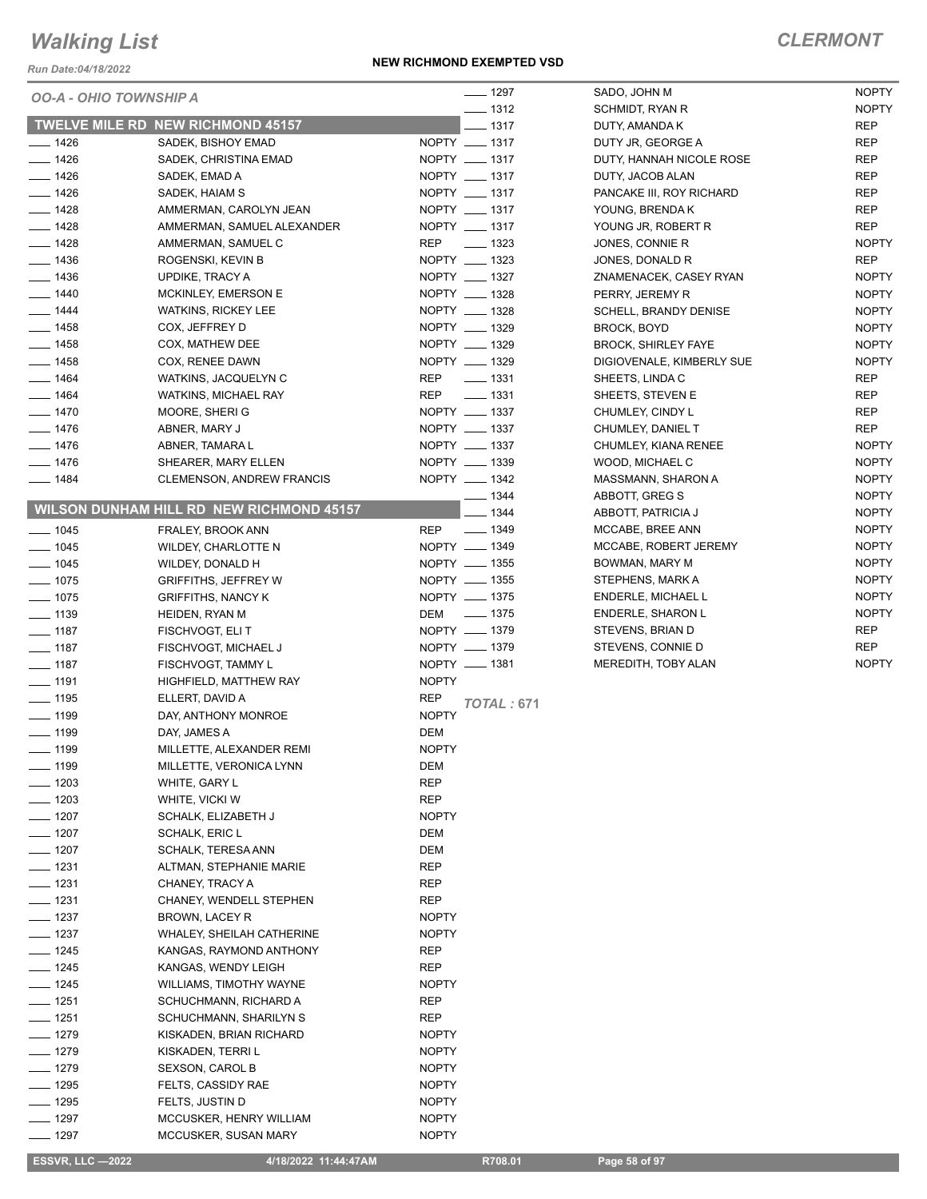# Walking List

**CLERMONT**

Run Date:04/18/2022

**NEW RICHMOND EXEMPTED VSD**

*OO-A - OHIO TOWNSHIP A*

## TWELVE MILE RD NEW RICHMOND 45157

| No. | Name | Party |
|---|---|---|
| ____ 1426 | SADEK, BISHOY EMAD | NOPTY |
| ____ 1426 | SADEK, CHRISTINA EMAD | NOPTY |
| ____ 1426 | SADEK, EMAD A | NOPTY |
| ____ 1426 | SADEK, HAIAM S | NOPTY |
| ____ 1428 | AMMERMAN, CAROLYN JEAN | NOPTY |
| ____ 1428 | AMMERMAN, SAMUEL ALEXANDER | NOPTY |
| ____ 1428 | AMMERMAN, SAMUEL C | REP |
| ____ 1436 | ROGENSKI, KEVIN B | NOPTY |
| ____ 1436 | UPDIKE, TRACY A | NOPTY |
| ____ 1440 | MCKINLEY, EMERSON E | NOPTY |
| ____ 1444 | WATKINS, RICKEY LEE | NOPTY |
| ____ 1458 | COX, JEFFREY D | NOPTY |
| ____ 1458 | COX, MATHEW DEE | NOPTY |
| ____ 1458 | COX, RENEE DAWN | NOPTY |
| ____ 1464 | WATKINS, JACQUELYN C | REP |
| ____ 1464 | WATKINS, MICHAEL RAY | REP |
| ____ 1470 | MOORE, SHERI G | NOPTY |
| ____ 1476 | ABNER, MARY J | NOPTY |
| ____ 1476 | ABNER, TAMARA L | NOPTY |
| ____ 1476 | SHEARER, MARY ELLEN | NOPTY |
| ____ 1484 | CLEMENSON, ANDREW FRANCIS | NOPTY |

## WILSON DUNHAM HILL RD NEW RICHMOND 45157

| No. | Name | Party |
|---|---|---|
| ____ 1045 | FRALEY, BROOK ANN | REP |
| ____ 1045 | WILDEY, CHARLOTTE N | NOPTY |
| ____ 1045 | WILDEY, DONALD H | NOPTY |
| ____ 1075 | GRIFFITHS, JEFFREY W | NOPTY |
| ____ 1075 | GRIFFITHS, NANCY K | NOPTY |
| ____ 1139 | HEIDEN, RYAN M | DEM |
| ____ 1187 | FISCHVOGT, ELI T | NOPTY |
| ____ 1187 | FISCHVOGT, MICHAEL J | NOPTY |
| ____ 1187 | FISCHVOGT, TAMMY L | NOPTY |
| ____ 1191 | HIGHFIELD, MATTHEW RAY | NOPTY |
| ____ 1195 | ELLERT, DAVID A | REP |
| ____ 1199 | DAY, ANTHONY MONROE | NOPTY |
| ____ 1199 | DAY, JAMES A | DEM |
| ____ 1199 | MILLETTE, ALEXANDER REMI | NOPTY |
| ____ 1199 | MILLETTE, VERONICA LYNN | DEM |
| ____ 1203 | WHITE, GARY L | REP |
| ____ 1203 | WHITE, VICKI W | REP |
| ____ 1207 | SCHALK, ELIZABETH J | NOPTY |
| ____ 1207 | SCHALK, ERIC L | DEM |
| ____ 1207 | SCHALK, TERESA ANN | DEM |
| ____ 1231 | ALTMAN, STEPHANIE MARIE | REP |
| ____ 1231 | CHANEY, TRACY A | REP |
| ____ 1231 | CHANEY, WENDELL STEPHEN | REP |
| ____ 1237 | BROWN, LACEY R | NOPTY |
| ____ 1237 | WHALEY, SHEILAH CATHERINE | NOPTY |
| ____ 1245 | KANGAS, RAYMOND ANTHONY | REP |
| ____ 1245 | KANGAS, WENDY LEIGH | REP |
| ____ 1245 | WILLIAMS, TIMOTHY WAYNE | NOPTY |
| ____ 1251 | SCHUCHMANN, RICHARD A | REP |
| ____ 1251 | SCHUCHMANN, SHARILYN S | REP |
| ____ 1279 | KISKADEN, BRIAN RICHARD | NOPTY |
| ____ 1279 | KISKADEN, TERRI L | NOPTY |
| ____ 1279 | SEXSON, CAROL B | NOPTY |
| ____ 1295 | FELTS, CASSIDY RAE | NOPTY |
| ____ 1295 | FELTS, JUSTIN D | NOPTY |
| ____ 1297 | MCCUSKER, HENRY WILLIAM | NOPTY |
| ____ 1297 | MCCUSKER, SUSAN MARY | NOPTY |
| ____ 1297 | SADO, JOHN M | NOPTY |
| ____ 1312 | SCHMIDT, RYAN R | NOPTY |
| ____ 1317 | DUTY, AMANDA K | REP |
| ____ 1317 | DUTY JR, GEORGE A | REP |
| ____ 1317 | DUTY, HANNAH NICOLE ROSE | REP |
| ____ 1317 | DUTY, JACOB ALAN | REP |
| ____ 1317 | PANCAKE III, ROY RICHARD | REP |
| ____ 1317 | YOUNG, BRENDA K | REP |
| ____ 1317 | YOUNG JR, ROBERT R | REP |
| ____ 1323 | JONES, CONNIE R | NOPTY |
| ____ 1323 | JONES, DONALD R | REP |
| ____ 1327 | ZNAMENACEK, CASEY RYAN | NOPTY |
| ____ 1328 | PERRY, JEREMY R | NOPTY |
| ____ 1328 | SCHELL, BRANDY DENISE | NOPTY |
| ____ 1329 | BROCK, BOYD | NOPTY |
| ____ 1329 | BROCK, SHIRLEY FAYE | NOPTY |
| ____ 1329 | DIGIOVENALE, KIMBERLY SUE | NOPTY |
| ____ 1331 | SHEETS, LINDA C | REP |
| ____ 1331 | SHEETS, STEVEN E | REP |
| ____ 1337 | CHUMLEY, CINDY L | REP |
| ____ 1337 | CHUMLEY, DANIEL T | REP |
| ____ 1337 | CHUMLEY, KIANA RENEE | NOPTY |
| ____ 1339 | WOOD, MICHAEL C | NOPTY |
| ____ 1342 | MASSMANN, SHARON A | NOPTY |
| ____ 1344 | ABBOTT, GREG S | NOPTY |
| ____ 1344 | ABBOTT, PATRICIA J | NOPTY |
| ____ 1349 | MCCABE, BREE ANN | NOPTY |
| ____ 1349 | MCCABE, ROBERT JEREMY | NOPTY |
| ____ 1355 | BOWMAN, MARY M | NOPTY |
| ____ 1355 | STEPHENS, MARK A | NOPTY |
| ____ 1375 | ENDERLE, MICHAEL L | NOPTY |
| ____ 1375 | ENDERLE, SHARON L | NOPTY |
| ____ 1379 | STEVENS, BRIAN D | REP |
| ____ 1379 | STEVENS, CONNIE D | REP |
| ____ 1381 | MEREDITH, TOBY ALAN | NOPTY |

*TOTAL : 671*

ESSVR, LLC —2022 | 4/18/2022 11:44:47AM | R708.01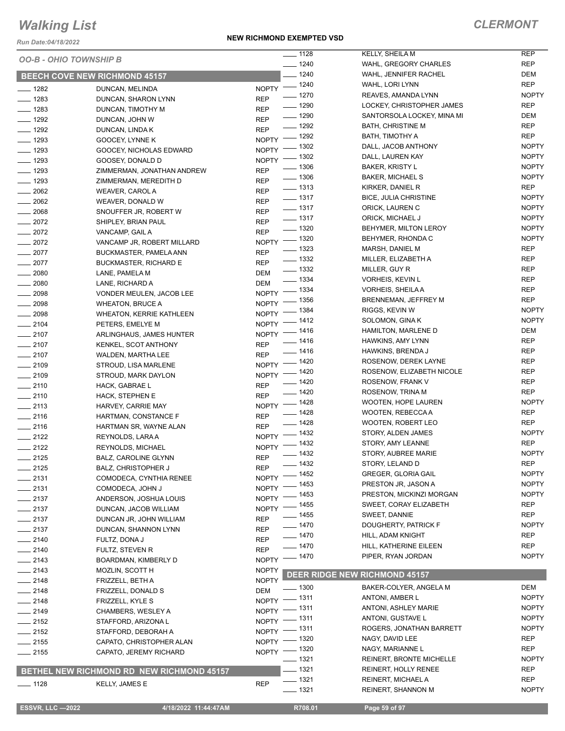# Walking List

**CLERMONT**

**NEW RICHMOND EXEMPTED VSD**

*OO-B - OHIO TOWNSHIP B*

## BEECH COVE NEW RICHMOND 45157

| No. | Name | Party |
|---|---|---|
| 1282 | DUNCAN, MELINDA | NOPTY |
| 1283 | DUNCAN, SHARON LYNN | REP |
| 1283 | DUNCAN, TIMOTHY M | REP |
| 1292 | DUNCAN, JOHN W | REP |
| 1292 | DUNCAN, LINDA K | REP |
| 1293 | GOOCEY, LYNNE K | NOPTY |
| 1293 | GOOCEY, NICHOLAS EDWARD | NOPTY |
| 1293 | GOOSEY, DONALD D | NOPTY |
| 1293 | ZIMMERMAN, JONATHAN ANDREW | REP |
| 1293 | ZIMMERMAN, MEREDITH D | REP |
| 2062 | WEAVER, CAROL A | REP |
| 2062 | WEAVER, DONALD W | REP |
| 2068 | SNOUFFER JR, ROBERT W | REP |
| 2072 | SHIPLEY, BRIAN PAUL | REP |
| 2072 | VANCAMP, GAIL A | REP |
| 2072 | VANCAMP JR, ROBERT MILLARD | NOPTY |
| 2077 | BUCKMASTER, PAMELA ANN | REP |
| 2077 | BUCKMASTER, RICHARD E | REP |
| 2080 | LANE, PAMELA M | DEM |
| 2080 | LANE, RICHARD A | DEM |
| 2098 | VONDER MEULEN, JACOB LEE | NOPTY |
| 2098 | WHEATON, BRUCE A | NOPTY |
| 2098 | WHEATON, KERRIE KATHLEEN | NOPTY |
| 2104 | PETERS, EMELYE M | NOPTY |
| 2107 | ARLINGHAUS, JAMES HUNTER | NOPTY |
| 2107 | KENKEL, SCOT ANTHONY | REP |
| 2107 | WALDEN, MARTHA LEE | REP |
| 2109 | STROUD, LISA MARLENE | NOPTY |
| 2109 | STROUD, MARK DAYLON | NOPTY |
| 2110 | HACK, GABRAE L | REP |
| 2110 | HACK, STEPHEN E | REP |
| 2113 | HARVEY, CARRIE MAY | NOPTY |
| 2116 | HARTMAN, CONSTANCE F | REP |
| 2116 | HARTMAN SR, WAYNE ALAN | REP |
| 2122 | REYNOLDS, LARA A | NOPTY |
| 2122 | REYNOLDS, MICHAEL | NOPTY |
| 2125 | BALZ, CAROLINE GLYNN | REP |
| 2125 | BALZ, CHRISTOPHER J | REP |
| 2131 | COMODECA, CYNTHIA RENEE | NOPTY |
| 2131 | COMODECA, JOHN J | NOPTY |
| 2137 | ANDERSON, JOSHUA LOUIS | NOPTY |
| 2137 | DUNCAN, JACOB WILLIAM | NOPTY |
| 2137 | DUNCAN JR, JOHN WILLIAM | REP |
| 2137 | DUNCAN, SHANNON LYNN | REP |
| 2140 | FULTZ, DONA J | REP |
| 2140 | FULTZ, STEVEN R | REP |
| 2143 | BOARDMAN, KIMBERLY D | NOPTY |
| 2143 | MOZLIN, SCOTT H | NOPTY |
| 2148 | FRIZZELL, BETH A | NOPTY |
| 2148 | FRIZZELL, DONALD S | DEM |
| 2148 | FRIZZELL, KYLE S | NOPTY |
| 2149 | CHAMBERS, WESLEY A | NOPTY |
| 2152 | STAFFORD, ARIZONA L | NOPTY |
| 2152 | STAFFORD, DEBORAH A | NOPTY |
| 2155 | CAPATO, CHRISTOPHER ALAN | NOPTY |
| 2155 | CAPATO, JEREMY RICHARD | NOPTY |

## BETHEL NEW RICHMOND RD NEW RICHMOND 45157

| No. | Name | Party |
|---|---|---|
| 1128 | KELLY, JAMES E | REP |
| 1128 | KELLY, SHEILA M | REP |
| 1240 | WAHL, GREGORY CHARLES | REP |
| 1240 | WAHL, JENNIFER RACHEL | DEM |
| 1240 | WAHL, LORI LYNN | REP |
| 1270 | REAVES, AMANDA LYNN | NOPTY |
| 1290 | LOCKEY, CHRISTOPHER JAMES | REP |
| 1290 | SANTORSOLA LOCKEY, MINA MI | DEM |
| 1292 | BATH, CHRISTINE M | REP |
| 1292 | BATH, TIMOTHY A | REP |
| 1302 | DALL, JACOB ANTHONY | NOPTY |
| 1302 | DALL, LAUREN KAY | NOPTY |
| 1306 | BAKER, KRISTY L | NOPTY |
| 1306 | BAKER, MICHAEL S | NOPTY |
| 1313 | KIRKER, DANIEL R | REP |
| 1317 | BICE, JULIA CHRISTINE | NOPTY |
| 1317 | ORICK, LAUREN C | NOPTY |
| 1317 | ORICK, MICHAEL J | NOPTY |
| 1320 | BEHYMER, MILTON LEROY | NOPTY |
| 1320 | BEHYMER, RHONDA C | NOPTY |
| 1323 | MARSH, DANIEL M | REP |
| 1332 | MILLER, ELIZABETH A | REP |
| 1332 | MILLER, GUY R | REP |
| 1334 | VORHEIS, KEVIN L | REP |
| 1334 | VORHEIS, SHEILA A | REP |
| 1356 | BRENNEMAN, JEFFREY M | REP |
| 1384 | RIGGS, KEVIN W | NOPTY |
| 1412 | SOLOMON, GINA K | NOPTY |
| 1416 | HAMILTON, MARLENE D | DEM |
| 1416 | HAWKINS, AMY LYNN | REP |
| 1416 | HAWKINS, BRENDA J | REP |
| 1420 | ROSENOW, DEREK LAYNE | REP |
| 1420 | ROSENOW, ELIZABETH NICOLE | REP |
| 1420 | ROSENOW, FRANK V | REP |
| 1420 | ROSENOW, TRINA M | REP |
| 1428 | WOOTEN, HOPE LAUREN | NOPTY |
| 1428 | WOOTEN, REBECCA A | REP |
| 1428 | WOOTEN, ROBERT LEO | REP |
| 1432 | STORY, ALDEN JAMES | NOPTY |
| 1432 | STORY, AMY LEANNE | REP |
| 1432 | STORY, AUBREE MARIE | NOPTY |
| 1432 | STORY, LELAND D | REP |
| 1452 | GREGER, GLORIA GAIL | NOPTY |
| 1453 | PRESTON JR, JASON A | NOPTY |
| 1453 | PRESTON, MICKINZI MORGAN | NOPTY |
| 1455 | SWEET, CORAY ELIZABETH | REP |
| 1455 | SWEET, DANNIE | REP |
| 1470 | DOUGHERTY, PATRICK F | NOPTY |
| 1470 | HILL, ADAM KNIGHT | REP |
| 1470 | HILL, KATHERINE EILEEN | REP |
| 1470 | PIPER, RYAN JORDAN | NOPTY |

## DEER RIDGE NEW RICHMOND 45157

| No. | Name | Party |
|---|---|---|
| 1300 | BAKER-COLYER, ANGELA M | DEM |
| 1311 | ANTONI, AMBER L | NOPTY |
| 1311 | ANTONI, ASHLEY MARIE | NOPTY |
| 1311 | ANTONI, GUSTAVE L | NOPTY |
| 1311 | ROGERS, JONATHAN BARRETT | NOPTY |
| 1320 | NAGY, DAVID LEE | REP |
| 1320 | NAGY, MARIANNE L | REP |
| 1321 | REINERT, BRONTE MICHELLE | NOPTY |
| 1321 | REINERT, HOLLY RENEE | REP |
| 1321 | REINERT, MICHAEL A | REP |
| 1321 | REINERT, SHANNON M | NOPTY |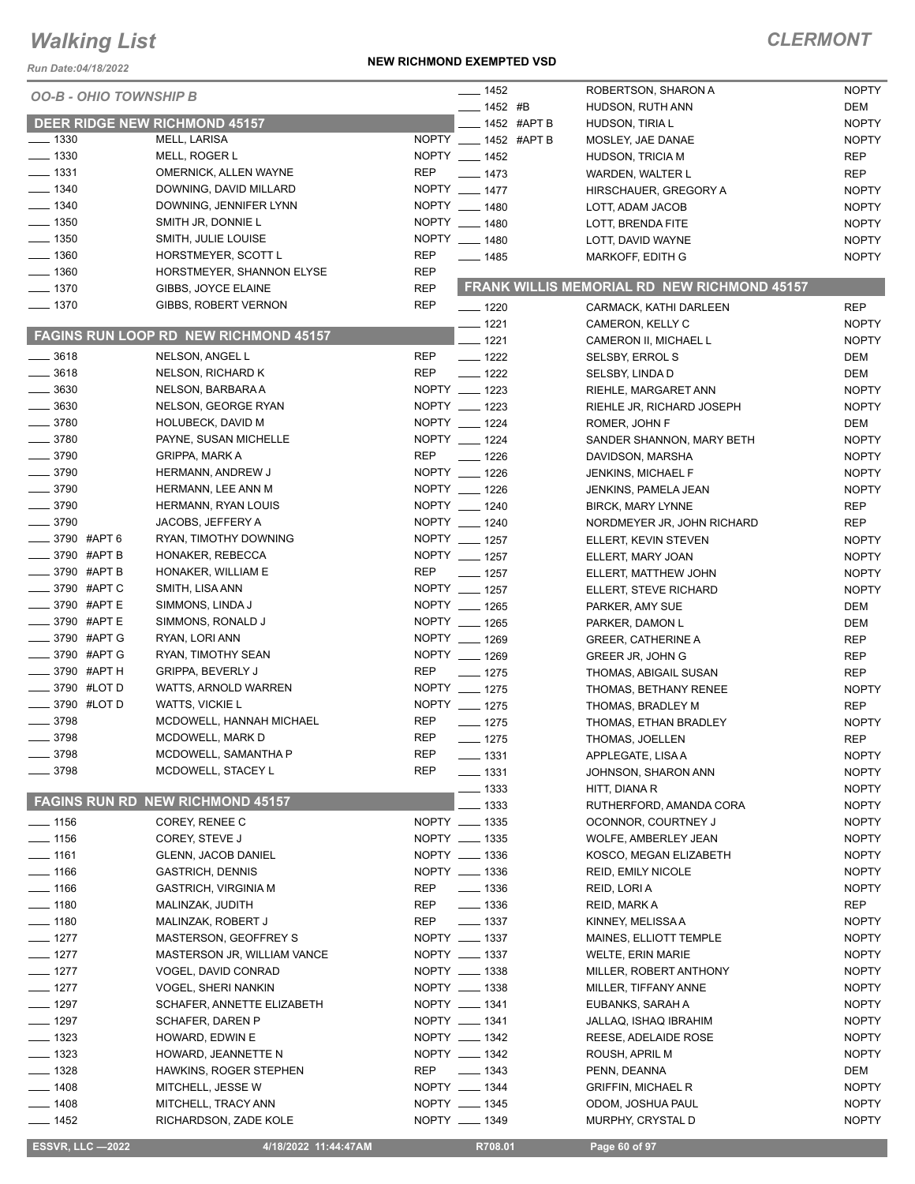# Walking List

**CLERMONT**

*Run Date:04/18/2022*

**NEW RICHMOND EXEMPTED VSD**

*OO-B - OHIO TOWNSHIP B*

## DEER RIDGE NEW RICHMOND 45157

| Address | Name | Party |
|---|---|---|
| ____ 1330 | MELL, LARISA | NOPTY |
| ____ 1330 | MELL, ROGER L | NOPTY |
| ____ 1331 | OMERNICK, ALLEN WAYNE | REP |
| ____ 1340 | DOWNING, DAVID MILLARD | NOPTY |
| ____ 1340 | DOWNING, JENNIFER LYNN | NOPTY |
| ____ 1350 | SMITH JR, DONNIE L | NOPTY |
| ____ 1350 | SMITH, JULIE LOUISE | NOPTY |
| ____ 1360 | HORSTMEYER, SCOTT L | REP |
| ____ 1360 | HORSTMEYER, SHANNON ELYSE | REP |
| ____ 1370 | GIBBS, JOYCE ELAINE | REP |
| ____ 1370 | GIBBS, ROBERT VERNON | REP |

## FAGINS RUN LOOP RD NEW RICHMOND 45157

| Address | Name | Party |
|---|---|---|
| ____ 3618 | NELSON, ANGEL L | REP |
| ____ 3618 | NELSON, RICHARD K | REP |
| ____ 3630 | NELSON, BARBARA A | NOPTY |
| ____ 3630 | NELSON, GEORGE RYAN | NOPTY |
| ____ 3780 | HOLUBECK, DAVID M | NOPTY |
| ____ 3780 | PAYNE, SUSAN MICHELLE | NOPTY |
| ____ 3790 | GRIPPA, MARK A | REP |
| ____ 3790 | HERMANN, ANDREW J | NOPTY |
| ____ 3790 | HERMANN, LEE ANN M | NOPTY |
| ____ 3790 | HERMANN, RYAN LOUIS | NOPTY |
| ____ 3790 | JACOBS, JEFFERY A | NOPTY |
| ____ 3790 #APT 6 | RYAN, TIMOTHY DOWNING | NOPTY |
| ____ 3790 #APT B | HONAKER, REBECCA | NOPTY |
| ____ 3790 #APT B | HONAKER, WILLIAM E | REP |
| ____ 3790 #APT C | SMITH, LISA ANN | NOPTY |
| ____ 3790 #APT E | SIMMONS, LINDA J | NOPTY |
| ____ 3790 #APT E | SIMMONS, RONALD J | NOPTY |
| ____ 3790 #APT G | RYAN, LORI ANN | NOPTY |
| ____ 3790 #APT G | RYAN, TIMOTHY SEAN | NOPTY |
| ____ 3790 #APT H | GRIPPA, BEVERLY J | REP |
| ____ 3790 #LOT D | WATTS, ARNOLD WARREN | NOPTY |
| ____ 3790 #LOT D | WATTS, VICKIE L | NOPTY |
| ____ 3798 | MCDOWELL, HANNAH MICHAEL | REP |
| ____ 3798 | MCDOWELL, MARK D | REP |
| ____ 3798 | MCDOWELL, SAMANTHA P | REP |
| ____ 3798 | MCDOWELL, STACEY L | REP |

## FAGINS RUN RD NEW RICHMOND 45157

| Address | Name | Party |
|---|---|---|
| ____ 1156 | COREY, RENEE C | NOPTY |
| ____ 1156 | COREY, STEVE J | NOPTY |
| ____ 1161 | GLENN, JACOB DANIEL | NOPTY |
| ____ 1166 | GASTRICH, DENNIS | NOPTY |
| ____ 1166 | GASTRICH, VIRGINIA M | REP |
| ____ 1180 | MALINZAK, JUDITH | REP |
| ____ 1180 | MALINZAK, ROBERT J | REP |
| ____ 1277 | MASTERSON, GEOFFREY S | NOPTY |
| ____ 1277 | MASTERSON JR, WILLIAM VANCE | NOPTY |
| ____ 1277 | VOGEL, DAVID CONRAD | NOPTY |
| ____ 1277 | VOGEL, SHERI NANKIN | NOPTY |
| ____ 1297 | SCHAFER, ANNETTE ELIZABETH | NOPTY |
| ____ 1297 | SCHAFER, DAREN P | NOPTY |
| ____ 1323 | HOWARD, EDWIN E | NOPTY |
| ____ 1323 | HOWARD, JEANNETTE N | NOPTY |
| ____ 1328 | HAWKINS, ROGER STEPHEN | REP |
| ____ 1408 | MITCHELL, JESSE W | NOPTY |
| ____ 1408 | MITCHELL, TRACY ANN | NOPTY |
| ____ 1452 | RICHARDSON, ZADE KOLE | NOPTY |
| ____ 1452 | ROBERTSON, SHARON A | NOPTY |
| ____ 1452 #B | HUDSON, RUTH ANN | DEM |
| ____ 1452 #APT B | HUDSON, TIRIA L | NOPTY |
| ____ 1452 #APT B | MOSLEY, JAE DANAE | NOPTY |
| ____ 1452 | HUDSON, TRICIA M | REP |
| ____ 1473 | WARDEN, WALTER L | REP |
| ____ 1477 | HIRSCHAUER, GREGORY A | NOPTY |
| ____ 1480 | LOTT, ADAM JACOB | NOPTY |
| ____ 1480 | LOTT, BRENDA FITE | NOPTY |
| ____ 1480 | LOTT, DAVID WAYNE | NOPTY |
| ____ 1485 | MARKOFF, EDITH G | NOPTY |

## FRANK WILLIS MEMORIAL RD NEW RICHMOND 45157

| Address | Name | Party |
|---|---|---|
| ____ 1220 | CARMACK, KATHI DARLEEN | REP |
| ____ 1221 | CAMERON, KELLY C | NOPTY |
| ____ 1221 | CAMERON II, MICHAEL L | NOPTY |
| ____ 1222 | SELSBY, ERROL S | DEM |
| ____ 1222 | SELSBY, LINDA D | DEM |
| ____ 1223 | RIEHLE, MARGARET ANN | NOPTY |
| ____ 1223 | RIEHLE JR, RICHARD JOSEPH | NOPTY |
| ____ 1224 | ROMER, JOHN F | DEM |
| ____ 1224 | SANDER SHANNON, MARY BETH | NOPTY |
| ____ 1226 | DAVIDSON, MARSHA | NOPTY |
| ____ 1226 | JENKINS, MICHAEL F | NOPTY |
| ____ 1226 | JENKINS, PAMELA JEAN | NOPTY |
| ____ 1240 | BIRCK, MARY LYNNE | REP |
| ____ 1240 | NORDMEYER JR, JOHN RICHARD | REP |
| ____ 1257 | ELLERT, KEVIN STEVEN | NOPTY |
| ____ 1257 | ELLERT, MARY JOAN | NOPTY |
| ____ 1257 | ELLERT, MATTHEW JOHN | NOPTY |
| ____ 1257 | ELLERT, STEVE RICHARD | NOPTY |
| ____ 1265 | PARKER, AMY SUE | DEM |
| ____ 1265 | PARKER, DAMON L | DEM |
| ____ 1269 | GREER, CATHERINE A | REP |
| ____ 1269 | GREER JR, JOHN G | REP |
| ____ 1275 | THOMAS, ABIGAIL SUSAN | REP |
| ____ 1275 | THOMAS, BETHANY RENEE | NOPTY |
| ____ 1275 | THOMAS, BRADLEY M | REP |
| ____ 1275 | THOMAS, ETHAN BRADLEY | NOPTY |
| ____ 1275 | THOMAS, JOELLEN | REP |
| ____ 1331 | APPLEGATE, LISA A | NOPTY |
| ____ 1331 | JOHNSON, SHARON ANN | NOPTY |
| ____ 1333 | HITT, DIANA R | NOPTY |
| ____ 1333 | RUTHERFORD, AMANDA CORA | NOPTY |
| ____ 1335 | OCONNOR, COURTNEY J | NOPTY |
| ____ 1335 | WOLFE, AMBERLEY JEAN | NOPTY |
| ____ 1336 | KOSCO, MEGAN ELIZABETH | NOPTY |
| ____ 1336 | REID, EMILY NICOLE | NOPTY |
| ____ 1336 | REID, LORI A | NOPTY |
| ____ 1336 | REID, MARK A | REP |
| ____ 1337 | KINNEY, MELISSA A | NOPTY |
| ____ 1337 | MAINES, ELLIOTT TEMPLE | NOPTY |
| ____ 1337 | WELTE, ERIN MARIE | NOPTY |
| ____ 1338 | MILLER, ROBERT ANTHONY | NOPTY |
| ____ 1338 | MILLER, TIFFANY ANNE | NOPTY |
| ____ 1341 | EUBANKS, SARAH A | NOPTY |
| ____ 1341 | JALLAQ, ISHAQ IBRAHIM | NOPTY |
| ____ 1342 | REESE, ADELAIDE ROSE | NOPTY |
| ____ 1342 | ROUSH, APRIL M | NOPTY |
| ____ 1343 | PENN, DEANNA | DEM |
| ____ 1344 | GRIFFIN, MICHAEL R | NOPTY |
| ____ 1345 | ODOM, JOSHUA PAUL | NOPTY |
| ____ 1349 | MURPHY, CRYSTAL D | NOPTY |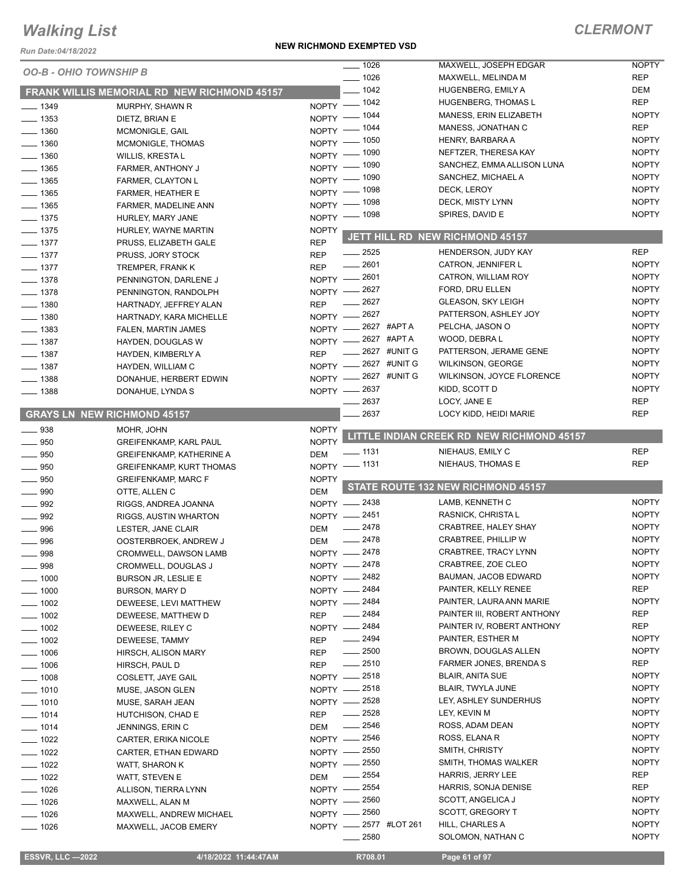# Walking List

## CLERMONT

**NEW RICHMOND EXEMPTED VSD**

Run Date:04/18/2022

*OO-B - OHIO TOWNSHIP B*

### FRANK WILLIS MEMORIAL RD NEW RICHMOND 45157

| No. | Name | Party |
|---|---|---|
| 1349 | MURPHY, SHAWN R | NOPTY |
| 1353 | DIETZ, BRIAN E | NOPTY |
| 1360 | MCMONIGLE, GAIL | NOPTY |
| 1360 | MCMONIGLE, THOMAS | NOPTY |
| 1360 | WILLIS, KRESTA L | NOPTY |
| 1365 | FARMER, ANTHONY J | NOPTY |
| 1365 | FARMER, CLAYTON L | NOPTY |
| 1365 | FARMER, HEATHER E | NOPTY |
| 1365 | FARMER, MADELINE ANN | NOPTY |
| 1375 | HURLEY, MARY JANE | NOPTY |
| 1375 | HURLEY, WAYNE MARTIN | NOPTY |
| 1377 | PRUSS, ELIZABETH GALE | REP |
| 1377 | PRUSS, JORY STOCK | REP |
| 1377 | TREMPER, FRANK K | REP |
| 1378 | PENNINGTON, DARLENE J | NOPTY |
| 1378 | PENNINGTON, RANDOLPH | NOPTY |
| 1380 | HARTNADY, JEFFREY ALAN | REP |
| 1380 | HARTNADY, KARA MICHELLE | NOPTY |
| 1383 | FALEN, MARTIN JAMES | NOPTY |
| 1387 | HAYDEN, DOUGLAS W | NOPTY |
| 1387 | HAYDEN, KIMBERLY A | REP |
| 1387 | HAYDEN, WILLIAM C | NOPTY |
| 1388 | DONAHUE, HERBERT EDWIN | NOPTY |
| 1388 | DONAHUE, LYNDA S | NOPTY |

### GRAYS LN NEW RICHMOND 45157

| No. | Name | Party |
|---|---|---|
| 938 | MOHR, JOHN | NOPTY |
| 950 | GREIFENKAMP, KARL PAUL | NOPTY |
| 950 | GREIFENKAMP, KATHERINE A | DEM |
| 950 | GREIFENKAMP, KURT THOMAS | NOPTY |
| 950 | GREIFENKAMP, MARC F | NOPTY |
| 990 | OTTE, ALLEN C | DEM |
| 992 | RIGGS, ANDREA JOANNA | NOPTY |
| 992 | RIGGS, AUSTIN WHARTON | NOPTY |
| 996 | LESTER, JANE CLAIR | DEM |
| 996 | OOSTERBROEK, ANDREW J | DEM |
| 998 | CROMWELL, DAWSON LAMB | NOPTY |
| 998 | CROMWELL, DOUGLAS J | NOPTY |
| 1000 | BURSON JR, LESLIE E | NOPTY |
| 1000 | BURSON, MARY D | NOPTY |
| 1002 | DEWEESE, LEVI MATTHEW | NOPTY |
| 1002 | DEWEESE, MATTHEW D | REP |
| 1002 | DEWEESE, RILEY C | NOPTY |
| 1002 | DEWEESE, TAMMY | REP |
| 1006 | HIRSCH, ALISON MARY | REP |
| 1006 | HIRSCH, PAUL D | REP |
| 1008 | COSLETT, JAYE GAIL | NOPTY |
| 1010 | MUSE, JASON GLEN | NOPTY |
| 1010 | MUSE, SARAH JEAN | NOPTY |
| 1014 | HUTCHISON, CHAD E | REP |
| 1014 | JENNINGS, ERIN C | DEM |
| 1022 | CARTER, ERIKA NICOLE | NOPTY |
| 1022 | CARTER, ETHAN EDWARD | NOPTY |
| 1022 | WATT, SHARON K | NOPTY |
| 1022 | WATT, STEVEN E | DEM |
| 1026 | ALLISON, TIERRA LYNN | NOPTY |
| 1026 | MAXWELL, ALAN M | NOPTY |
| 1026 | MAXWELL, ANDREW MICHAEL | NOPTY |
| 1026 | MAXWELL, JACOB EMERY | NOPTY |
| 1026 | MAXWELL, JOSEPH EDGAR | NOPTY |
| 1026 | MAXWELL, MELINDA M | REP |
| 1042 | HUGENBERG, EMILY A | DEM |
| 1042 | HUGENBERG, THOMAS L | REP |
| 1044 | MANESS, ERIN ELIZABETH | NOPTY |
| 1044 | MANESS, JONATHAN C | REP |
| 1050 | HENRY, BARBARA A | NOPTY |
| 1090 | NEFTZER, THERESA KAY | NOPTY |
| 1090 | SANCHEZ, EMMA ALLISON LUNA | NOPTY |
| 1090 | SANCHEZ, MICHAEL A | NOPTY |
| 1098 | DECK, LEROY | NOPTY |
| 1098 | DECK, MISTY LYNN | NOPTY |
| 1098 | SPIRES, DAVID E | NOPTY |

### JETT HILL RD NEW RICHMOND 45157

| No. | Name | Party |
|---|---|---|
| 2525 | HENDERSON, JUDY KAY | REP |
| 2601 | CATRON, JENNIFER L | NOPTY |
| 2601 | CATRON, WILLIAM ROY | NOPTY |
| 2627 | FORD, DRU ELLEN | NOPTY |
| 2627 | GLEASON, SKY LEIGH | NOPTY |
| 2627 | PATTERSON, ASHLEY JOY | NOPTY |
| 2627 #APT A | PELCHA, JASON O | NOPTY |
| 2627 #APT A | WOOD, DEBRA L | NOPTY |
| 2627 #UNIT G | PATTERSON, JERAME GENE | NOPTY |
| 2627 #UNIT G | WILKINSON, GEORGE | NOPTY |
| 2627 #UNIT G | WILKINSON, JOYCE FLORENCE | NOPTY |
| 2637 | KIDD, SCOTT D | NOPTY |
| 2637 | LOCY, JANE E | REP |
| 2637 | LOCY KIDD, HEIDI MARIE | REP |

### LITTLE INDIAN CREEK RD NEW RICHMOND 45157

| No. | Name | Party |
|---|---|---|
| 1131 | NIEHAUS, EMILY C | REP |
| 1131 | NIEHAUS, THOMAS E | REP |

### STATE ROUTE 132 NEW RICHMOND 45157

| No. | Name | Party |
|---|---|---|
| 2438 | LAMB, KENNETH C | NOPTY |
| 2451 | RASNICK, CHRISTA L | NOPTY |
| 2478 | CRABTREE, HALEY SHAY | NOPTY |
| 2478 | CRABTREE, PHILLIP W | NOPTY |
| 2478 | CRABTREE, TRACY LYNN | NOPTY |
| 2478 | CRABTREE, ZOE CLEO | NOPTY |
| 2482 | BAUMAN, JACOB EDWARD | NOPTY |
| 2484 | PAINTER, KELLY RENEE | REP |
| 2484 | PAINTER, LAURA ANN MARIE | NOPTY |
| 2484 | PAINTER III, ROBERT ANTHONY | REP |
| 2484 | PAINTER IV, ROBERT ANTHONY | REP |
| 2494 | PAINTER, ESTHER M | NOPTY |
| 2500 | BROWN, DOUGLAS ALLEN | NOPTY |
| 2510 | FARMER JONES, BRENDA S | REP |
| 2518 | BLAIR, ANITA SUE | NOPTY |
| 2518 | BLAIR, TWYLA JUNE | NOPTY |
| 2528 | LEY, ASHLEY SUNDERHUS | NOPTY |
| 2528 | LEY, KEVIN M | NOPTY |
| 2546 | ROSS, ADAM DEAN | NOPTY |
| 2546 | ROSS, ELANA R | NOPTY |
| 2550 | SMITH, CHRISTY | NOPTY |
| 2550 | SMITH, THOMAS WALKER | NOPTY |
| 2554 | HARRIS, JERRY LEE | REP |
| 2554 | HARRIS, SONJA DENISE | REP |
| 2560 | SCOTT, ANGELICA J | NOPTY |
| 2560 | SCOTT, GREGORY T | NOPTY |
| 2577 #LOT 261 | HILL, CHARLES A | NOPTY |
| 2580 | SOLOMON, NATHAN C | NOPTY |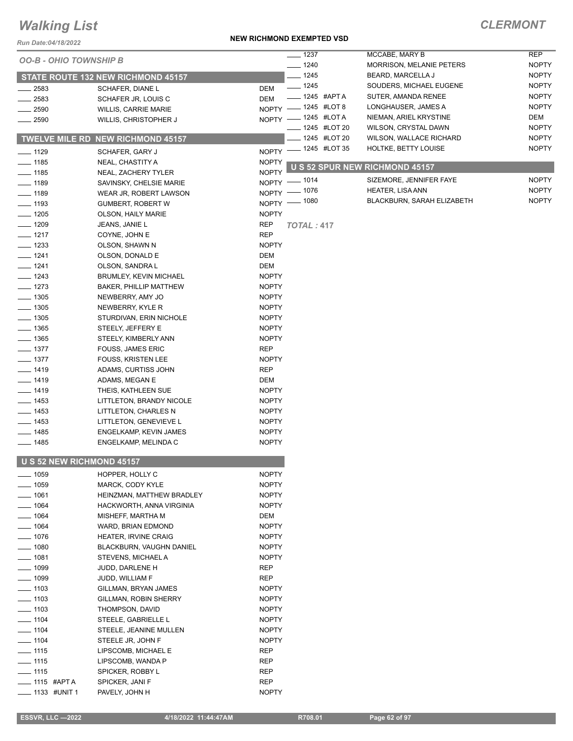# Walking List

## CLERMONT

**NEW RICHMOND EXEMPTED VSD**

Run Date:04/18/2022

*OO-B - OHIO TOWNSHIP B*

### STATE ROUTE 132 NEW RICHMOND 45157

| | | |
|---|---|---|
| ____ 2583 | SCHAFER, DIANE L | DEM |
| ____ 2583 | SCHAFER JR, LOUIS C | DEM |
| ____ 2590 | WILLIS, CARRIE MARIE | NOPTY |
| ____ 2590 | WILLIS, CHRISTOPHER J | NOPTY |

### TWELVE MILE RD NEW RICHMOND 45157

| | | |
|---|---|---|
| ____ 1129 | SCHAFER, GARY J | NOPTY |
| ____ 1185 | NEAL, CHASTITY A | NOPTY |
| ____ 1185 | NEAL, ZACHERY TYLER | NOPTY |
| ____ 1189 | SAVINSKY, CHELSIE MARIE | NOPTY |
| ____ 1189 | WEAR JR, ROBERT LAWSON | NOPTY |
| ____ 1193 | GUMBERT, ROBERT W | NOPTY |
| ____ 1205 | OLSON, HAILY MARIE | NOPTY |
| ____ 1209 | JEANS, JANIE L | REP |
| ____ 1217 | COYNE, JOHN E | REP |
| ____ 1233 | OLSON, SHAWN N | NOPTY |
| ____ 1241 | OLSON, DONALD E | DEM |
| ____ 1241 | OLSON, SANDRA L | DEM |
| ____ 1243 | BRUMLEY, KEVIN MICHAEL | NOPTY |
| ____ 1273 | BAKER, PHILLIP MATTHEW | NOPTY |
| ____ 1305 | NEWBERRY, AMY JO | NOPTY |
| ____ 1305 | NEWBERRY, KYLE R | NOPTY |
| ____ 1305 | STURDIVAN, ERIN NICHOLE | NOPTY |
| ____ 1365 | STEELY, JEFFERY E | NOPTY |
| ____ 1365 | STEELY, KIMBERLY ANN | NOPTY |
| ____ 1377 | FOUSS, JAMES ERIC | REP |
| ____ 1377 | FOUSS, KRISTEN LEE | NOPTY |
| ____ 1419 | ADAMS, CURTISS JOHN | REP |
| ____ 1419 | ADAMS, MEGAN E | DEM |
| ____ 1419 | THEIS, KATHLEEN SUE | NOPTY |
| ____ 1453 | LITTLETON, BRANDY NICOLE | NOPTY |
| ____ 1453 | LITTLETON, CHARLES N | NOPTY |
| ____ 1453 | LITTLETON, GENEVIEVE L | NOPTY |
| ____ 1485 | ENGELKAMP, KEVIN JAMES | NOPTY |
| ____ 1485 | ENGELKAMP, MELINDA C | NOPTY |

### U S 52 NEW RICHMOND 45157

| | | |
|---|---|---|
| ____ 1059 | HOPPER, HOLLY C | NOPTY |
| ____ 1059 | MARCK, CODY KYLE | NOPTY |
| ____ 1061 | HEINZMAN, MATTHEW BRADLEY | NOPTY |
| ____ 1064 | HACKWORTH, ANNA VIRGINIA | NOPTY |
| ____ 1064 | MISHEFF, MARTHA M | DEM |
| ____ 1064 | WARD, BRIAN EDMOND | NOPTY |
| ____ 1076 | HEATER, IRVINE CRAIG | NOPTY |
| ____ 1080 | BLACKBURN, VAUGHN DANIEL | NOPTY |
| ____ 1081 | STEVENS, MICHAEL A | NOPTY |
| ____ 1099 | JUDD, DARLENE H | REP |
| ____ 1099 | JUDD, WILLIAM F | REP |
| ____ 1103 | GILLMAN, BRYAN JAMES | NOPTY |
| ____ 1103 | GILLMAN, ROBIN SHERRY | NOPTY |
| ____ 1103 | THOMPSON, DAVID | NOPTY |
| ____ 1104 | STEELE, GABRIELLE L | NOPTY |
| ____ 1104 | STEELE, JEANINE MULLEN | NOPTY |
| ____ 1104 | STEELE JR, JOHN F | NOPTY |
| ____ 1115 | LIPSCOMB, MICHAEL E | REP |
| ____ 1115 | LIPSCOMB, WANDA P | REP |
| ____ 1115 | SPICKER, ROBBY L | REP |
| ____ 1115 #APT A | SPICKER, JANI F | REP |
| ____ 1133 #UNIT 1 | PAVELY, JOHN H | NOPTY |
| ____ 1237 | MCCABE, MARY B | REP |
| ____ 1240 | MORRISON, MELANIE PETERS | NOPTY |
| ____ 1245 | BEARD, MARCELLA J | NOPTY |
| ____ 1245 | SOUDERS, MICHAEL EUGENE | NOPTY |
| ____ 1245 #APT A | SUTER, AMANDA RENEE | NOPTY |
| ____ 1245 #LOT 8 | LONGHAUSER, JAMES A | NOPTY |
| ____ 1245 #LOT A | NIEMAN, ARIEL KRYSTINE | DEM |
| ____ 1245 #LOT 20 | WILSON, CRYSTAL DAWN | NOPTY |
| ____ 1245 #LOT 20 | WILSON, WALLACE RICHARD | NOPTY |
| ____ 1245 #LOT 35 | HOLTKE, BETTY LOUISE | NOPTY |

### U S 52 SPUR NEW RICHMOND 45157

| | | |
|---|---|---|
| ____ 1014 | SIZEMORE, JENNIFER FAYE | NOPTY |
| ____ 1076 | HEATER, LISA ANN | NOPTY |
| ____ 1080 | BLACKBURN, SARAH ELIZABETH | NOPTY |

*TOTAL :* **417**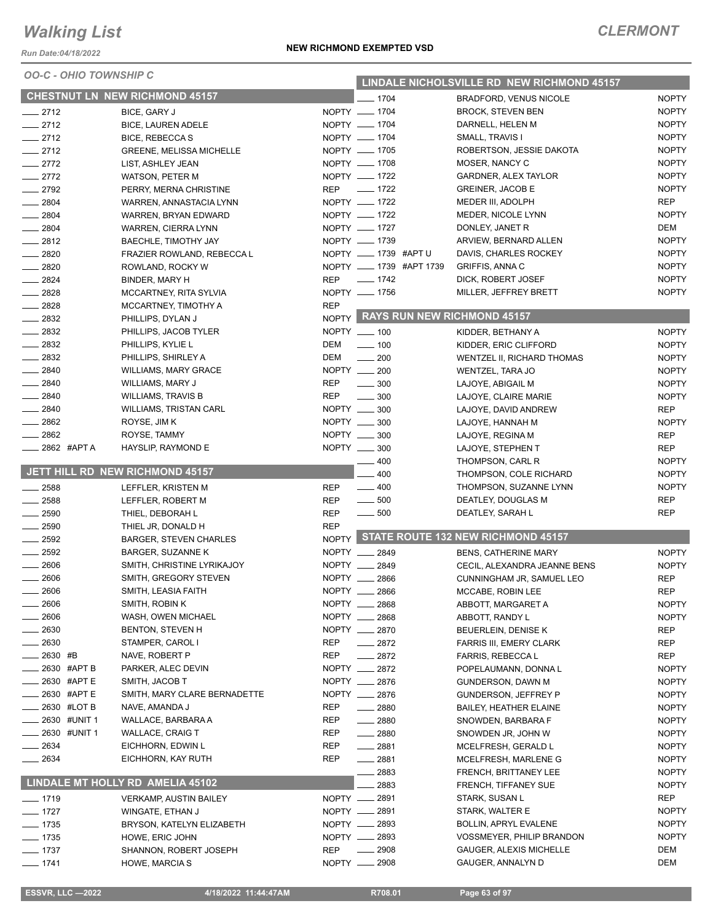# Walking List

**CLERMONT**

Run Date:04/18/2022

**NEW RICHMOND EXEMPTED VSD**

*OO-C - OHIO TOWNSHIP C*

## CHESTNUT LN NEW RICHMOND 45157

| Number | Name | Party |
|---|---|---|
| 2712 | BICE, GARY J | NOPTY |
| 2712 | BICE, LAUREN ADELE | NOPTY |
| 2712 | BICE, REBECCA S | NOPTY |
| 2712 | GREENE, MELISSA MICHELLE | NOPTY |
| 2772 | LIST, ASHLEY JEAN | NOPTY |
| 2772 | WATSON, PETER M | NOPTY |
| 2792 | PERRY, MERNA CHRISTINE | REP |
| 2804 | WARREN, ANNASTACIA LYNN | NOPTY |
| 2804 | WARREN, BRYAN EDWARD | NOPTY |
| 2804 | WARREN, CIERRA LYNN | NOPTY |
| 2812 | BAECHLE, TIMOTHY JAY | NOPTY |
| 2820 | FRAZIER ROWLAND, REBECCA L | NOPTY |
| 2820 | ROWLAND, ROCKY W | NOPTY |
| 2824 | BINDER, MARY H | REP |
| 2828 | MCCARTNEY, RITA SYLVIA | NOPTY |
| 2828 | MCCARTNEY, TIMOTHY A | REP |
| 2832 | PHILLIPS, DYLAN J | NOPTY |
| 2832 | PHILLIPS, JACOB TYLER | NOPTY |
| 2832 | PHILLIPS, KYLIE L | DEM |
| 2832 | PHILLIPS, SHIRLEY A | DEM |
| 2840 | WILLIAMS, MARY GRACE | NOPTY |
| 2840 | WILLIAMS, MARY J | REP |
| 2840 | WILLIAMS, TRAVIS B | REP |
| 2840 | WILLIAMS, TRISTAN CARL | NOPTY |
| 2862 | ROYSE, JIM K | NOPTY |
| 2862 | ROYSE, TAMMY | NOPTY |
| 2862 #APT A | HAYSLIP, RAYMOND E | NOPTY |

## JETT HILL RD NEW RICHMOND 45157

| Number | Name | Party |
|---|---|---|
| 2588 | LEFFLER, KRISTEN M | REP |
| 2588 | LEFFLER, ROBERT M | REP |
| 2590 | THIEL, DEBORAH L | REP |
| 2590 | THIEL JR, DONALD H | REP |
| 2592 | BARGER, STEVEN CHARLES | NOPTY |
| 2592 | BARGER, SUZANNE K | NOPTY |
| 2606 | SMITH, CHRISTINE LYRIKAJOY | NOPTY |
| 2606 | SMITH, GREGORY STEVEN | NOPTY |
| 2606 | SMITH, LEASIA FAITH | NOPTY |
| 2606 | SMITH, ROBIN K | NOPTY |
| 2606 | WASH, OWEN MICHAEL | NOPTY |
| 2630 | BENTON, STEVEN H | NOPTY |
| 2630 | STAMPER, CAROL I | REP |
| 2630 #B | NAVE, ROBERT P | REP |
| 2630 #APT B | PARKER, ALEC DEVIN | NOPTY |
| 2630 #APT E | SMITH, JACOB T | NOPTY |
| 2630 #APT E | SMITH, MARY CLARE BERNADETTE | NOPTY |
| 2630 #LOT B | NAVE, AMANDA J | REP |
| 2630 #UNIT 1 | WALLACE, BARBARA A | REP |
| 2630 #UNIT 1 | WALLACE, CRAIG T | REP |
| 2634 | EICHHORN, EDWIN L | REP |
| 2634 | EICHHORN, KAY RUTH | REP |

## LINDALE MT HOLLY RD AMELIA 45102

| Number | Name | Party |
|---|---|---|
| 1719 | VERKAMP, AUSTIN BAILEY | NOPTY |
| 1727 | WINGATE, ETHAN J | NOPTY |
| 1735 | BRYSON, KATELYN ELIZABETH | NOPTY |
| 1735 | HOWE, ERIC JOHN | NOPTY |
| 1737 | SHANNON, ROBERT JOSEPH | REP |
| 1741 | HOWE, MARCIA S | NOPTY |

## LINDALE NICHOLSVILLE RD NEW RICHMOND 45157

| Number | Name | Party |
|---|---|---|
| 1704 | BRADFORD, VENUS NICOLE | NOPTY |
| 1704 | BROCK, STEVEN BEN | NOPTY |
| 1704 | DARNELL, HELEN M | NOPTY |
| 1704 | SMALL, TRAVIS I | NOPTY |
| 1705 | ROBERTSON, JESSIE DAKOTA | NOPTY |
| 1708 | MOSER, NANCY C | NOPTY |
| 1722 | GARDNER, ALEX TAYLOR | NOPTY |
| 1722 | GREINER, JACOB E | NOPTY |
| 1722 | MEDER III, ADOLPH | REP |
| 1722 | MEDER, NICOLE LYNN | NOPTY |
| 1727 | DONLEY, JANET R | DEM |
| 1739 | ARVIEW, BERNARD ALLEN | NOPTY |
| 1739 #APT U | DAVIS, CHARLES ROCKEY | NOPTY |
| 1739 #APT 1739 | GRIFFIS, ANNA C | NOPTY |
| 1742 | DICK, ROBERT JOSEF | NOPTY |
| 1756 | MILLER, JEFFREY BRETT | NOPTY |

## RAYS RUN NEW RICHMOND 45157

| Number | Name | Party |
|---|---|---|
| 100 | KIDDER, BETHANY A | NOPTY |
| 100 | KIDDER, ERIC CLIFFORD | NOPTY |
| 200 | WENTZEL II, RICHARD THOMAS | NOPTY |
| 200 | WENTZEL, TARA JO | NOPTY |
| 300 | LAJOYE, ABIGAIL M | NOPTY |
| 300 | LAJOYE, CLAIRE MARIE | NOPTY |
| 300 | LAJOYE, DAVID ANDREW | REP |
| 300 | LAJOYE, HANNAH M | NOPTY |
| 300 | LAJOYE, REGINA M | REP |
| 300 | LAJOYE, STEPHEN T | REP |
| 400 | THOMPSON, CARL R | NOPTY |
| 400 | THOMPSON, COLE RICHARD | NOPTY |
| 400 | THOMPSON, SUZANNE LYNN | NOPTY |
| 500 | DEATLEY, DOUGLAS M | REP |
| 500 | DEATLEY, SARAH L | REP |

## STATE ROUTE 132 NEW RICHMOND 45157

| Number | Name | Party |
|---|---|---|
| 2849 | BENS, CATHERINE MARY | NOPTY |
| 2849 | CECIL, ALEXANDRA JEANNE BENS | NOPTY |
| 2866 | CUNNINGHAM JR, SAMUEL LEO | REP |
| 2866 | MCCABE, ROBIN LEE | REP |
| 2868 | ABBOTT, MARGARET A | NOPTY |
| 2868 | ABBOTT, RANDY L | NOPTY |
| 2870 | BEUERLEIN, DENISE K | REP |
| 2872 | FARRIS III, EMERY CLARK | REP |
| 2872 | FARRIS, REBECCA L | REP |
| 2872 | POPELAUMANN, DONNA L | NOPTY |
| 2876 | GUNDERSON, DAWN M | NOPTY |
| 2876 | GUNDERSON, JEFFREY P | NOPTY |
| 2880 | BAILEY, HEATHER ELAINE | NOPTY |
| 2880 | SNOWDEN, BARBARA F | NOPTY |
| 2880 | SNOWDEN JR, JOHN W | NOPTY |
| 2881 | MCELFRESH, GERALD L | NOPTY |
| 2881 | MCELFRESH, MARLENE G | NOPTY |
| 2883 | FRENCH, BRITTANEY LEE | NOPTY |
| 2883 | FRENCH, TIFFANEY SUE | NOPTY |
| 2891 | STARK, SUSAN L | REP |
| 2891 | STARK, WALTER E | NOPTY |
| 2893 | BOLLIN, APRYL EVALENE | NOPTY |
| 2893 | VOSSMEYER, PHILIP BRANDON | NOPTY |
| 2908 | GAUGER, ALEXIS MICHELLE | DEM |
| 2908 | GAUGER, ANNALYN D | DEM |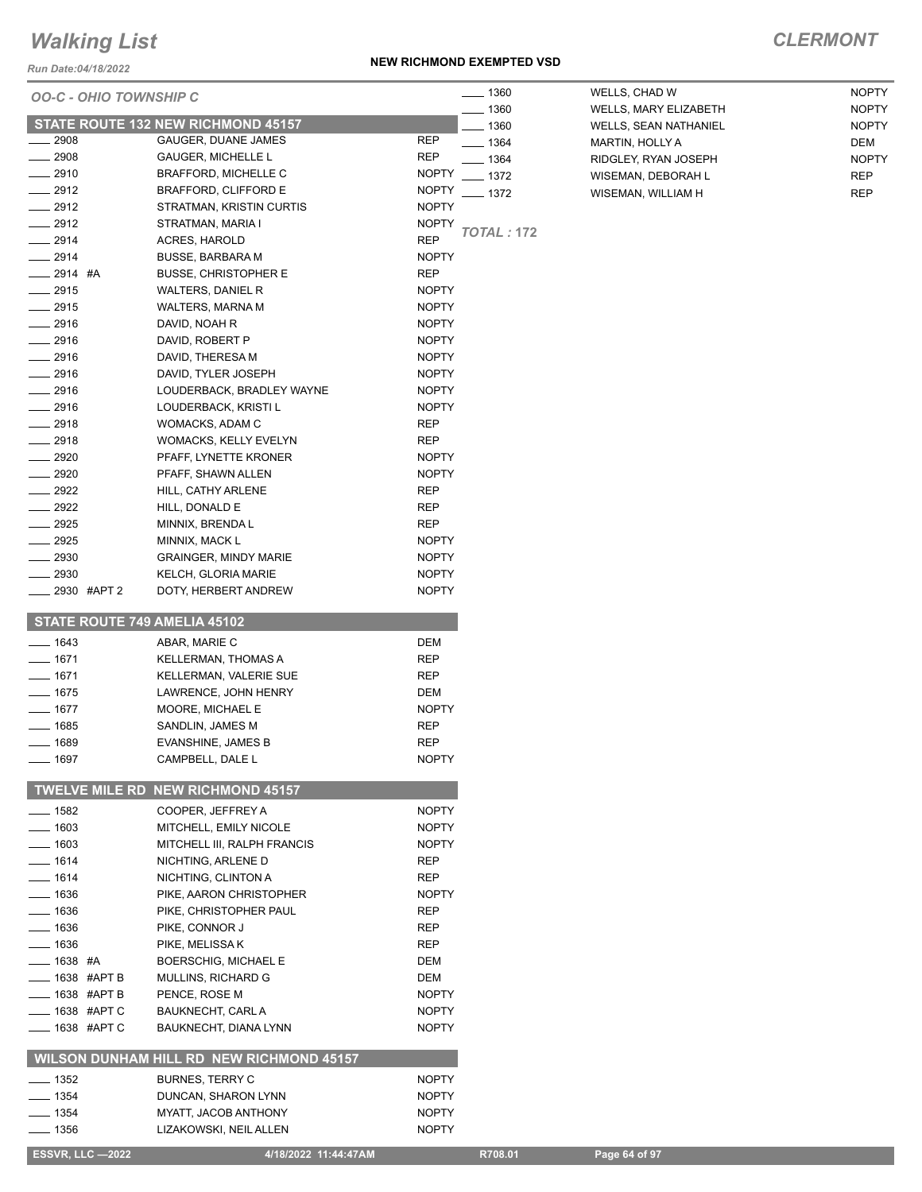# Walking List

**CLERMONT**

*Run Date:04/18/2022*

**NEW RICHMOND EXEMPTED VSD**

*OO-C - OHIO TOWNSHIP C*

## STATE ROUTE 132 NEW RICHMOND 45157

| No. | Name | Party |
|---|---|---|
| ___ 2908 | GAUGER, DUANE JAMES | REP |
| ___ 2908 | GAUGER, MICHELLE L | REP |
| ___ 2910 | BRAFFORD, MICHELLE C | NOPTY |
| ___ 2912 | BRAFFORD, CLIFFORD E | NOPTY |
| ___ 2912 | STRATMAN, KRISTIN CURTIS | NOPTY |
| ___ 2912 | STRATMAN, MARIA I | NOPTY |
| ___ 2914 | ACRES, HAROLD | REP |
| ___ 2914 | BUSSE, BARBARA M | NOPTY |
| ___ 2914 #A | BUSSE, CHRISTOPHER E | REP |
| ___ 2915 | WALTERS, DANIEL R | NOPTY |
| ___ 2915 | WALTERS, MARNA M | NOPTY |
| ___ 2916 | DAVID, NOAH R | NOPTY |
| ___ 2916 | DAVID, ROBERT P | NOPTY |
| ___ 2916 | DAVID, THERESA M | NOPTY |
| ___ 2916 | DAVID, TYLER JOSEPH | NOPTY |
| ___ 2916 | LOUDERBACK, BRADLEY WAYNE | NOPTY |
| ___ 2916 | LOUDERBACK, KRISTI L | NOPTY |
| ___ 2918 | WOMACKS, ADAM C | REP |
| ___ 2918 | WOMACKS, KELLY EVELYN | REP |
| ___ 2920 | PFAFF, LYNETTE KRONER | NOPTY |
| ___ 2920 | PFAFF, SHAWN ALLEN | NOPTY |
| ___ 2922 | HILL, CATHY ARLENE | REP |
| ___ 2922 | HILL, DONALD E | REP |
| ___ 2925 | MINNIX, BRENDA L | REP |
| ___ 2925 | MINNIX, MACK L | NOPTY |
| ___ 2930 | GRAINGER, MINDY MARIE | NOPTY |
| ___ 2930 | KELCH, GLORIA MARIE | NOPTY |
| ___ 2930 #APT 2 | DOTY, HERBERT ANDREW | NOPTY |

## STATE ROUTE 749 AMELIA 45102

| No. | Name | Party |
|---|---|---|
| ___ 1643 | ABAR, MARIE C | DEM |
| ___ 1671 | KELLERMAN, THOMAS A | REP |
| ___ 1671 | KELLERMAN, VALERIE SUE | REP |
| ___ 1675 | LAWRENCE, JOHN HENRY | DEM |
| ___ 1677 | MOORE, MICHAEL E | NOPTY |
| ___ 1685 | SANDLIN, JAMES M | REP |
| ___ 1689 | EVANSHINE, JAMES B | REP |
| ___ 1697 | CAMPBELL, DALE L | NOPTY |

## TWELVE MILE RD NEW RICHMOND 45157

| No. | Name | Party |
|---|---|---|
| ___ 1582 | COOPER, JEFFREY A | NOPTY |
| ___ 1603 | MITCHELL, EMILY NICOLE | NOPTY |
| ___ 1603 | MITCHELL III, RALPH FRANCIS | NOPTY |
| ___ 1614 | NICHTING, ARLENE D | REP |
| ___ 1614 | NICHTING, CLINTON A | REP |
| ___ 1636 | PIKE, AARON CHRISTOPHER | NOPTY |
| ___ 1636 | PIKE, CHRISTOPHER PAUL | REP |
| ___ 1636 | PIKE, CONNOR J | REP |
| ___ 1636 | PIKE, MELISSA K | REP |
| ___ 1638 #A | BOERSCHIG, MICHAEL E | DEM |
| ___ 1638 #APT B | MULLINS, RICHARD G | DEM |
| ___ 1638 #APT B | PENCE, ROSE M | NOPTY |
| ___ 1638 #APT C | BAUKNECHT, CARL A | NOPTY |
| ___ 1638 #APT C | BAUKNECHT, DIANA LYNN | NOPTY |

## WILSON DUNHAM HILL RD NEW RICHMOND 45157

| No. | Name | Party |
|---|---|---|
| ___ 1352 | BURNES, TERRY C | NOPTY |
| ___ 1354 | DUNCAN, SHARON LYNN | NOPTY |
| ___ 1354 | MYATT, JACOB ANTHONY | NOPTY |
| ___ 1356 | LIZAKOWSKI, NEIL ALLEN | NOPTY |
| ___ 1360 | WELLS, CHAD W | NOPTY |
| ___ 1360 | WELLS, MARY ELIZABETH | NOPTY |
| ___ 1360 | WELLS, SEAN NATHANIEL | NOPTY |
| ___ 1364 | MARTIN, HOLLY A | DEM |
| ___ 1364 | RIDGLEY, RYAN JOSEPH | NOPTY |
| ___ 1372 | WISEMAN, DEBORAH L | REP |
| ___ 1372 | WISEMAN, WILLIAM H | REP |

*TOTAL : 172*

ESSVR, LLC —2022 | 4/18/2022 11:44:47AM | R708.01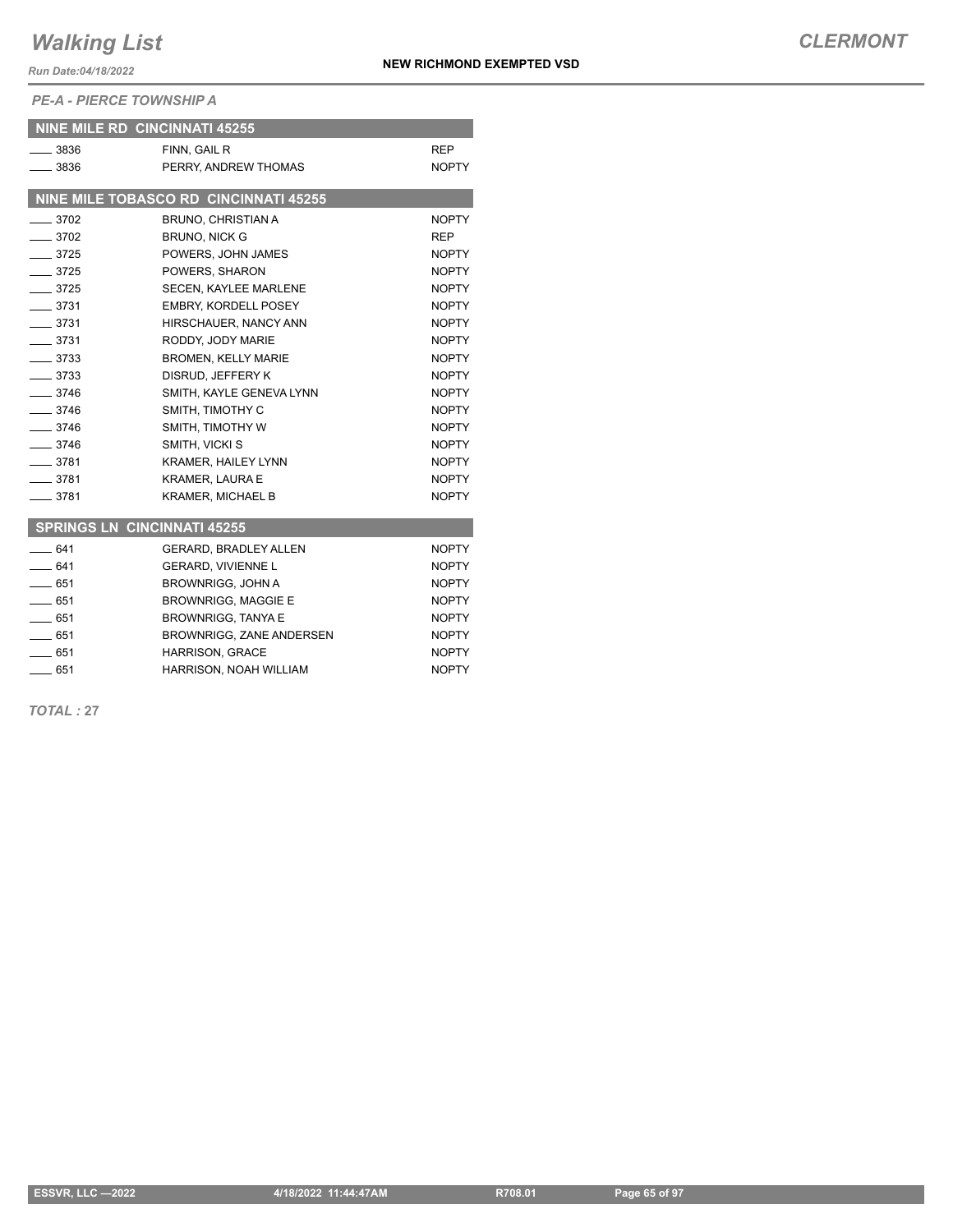# Walking List

**CLERMONT**

*Run Date:04/18/2022*

**NEW RICHMOND EXEMPTED VSD**

*PE-A - PIERCE TOWNSHIP A*

## NINE MILE RD CINCINNATI 45255

| No. | Name | Party |
|---|---|---|
| ____ 3836 | FINN, GAIL R | REP |
| ____ 3836 | PERRY, ANDREW THOMAS | NOPTY |

## NINE MILE TOBASCO RD CINCINNATI 45255

| No. | Name | Party |
|---|---|---|
| ____ 3702 | BRUNO, CHRISTIAN A | NOPTY |
| ____ 3702 | BRUNO, NICK G | REP |
| ____ 3725 | POWERS, JOHN JAMES | NOPTY |
| ____ 3725 | POWERS, SHARON | NOPTY |
| ____ 3725 | SECEN, KAYLEE MARLENE | NOPTY |
| ____ 3731 | EMBRY, KORDELL POSEY | NOPTY |
| ____ 3731 | HIRSCHAUER, NANCY ANN | NOPTY |
| ____ 3731 | RODDY, JODY MARIE | NOPTY |
| ____ 3733 | BROMEN, KELLY MARIE | NOPTY |
| ____ 3733 | DISRUD, JEFFERY K | NOPTY |
| ____ 3746 | SMITH, KAYLE GENEVA LYNN | NOPTY |
| ____ 3746 | SMITH, TIMOTHY C | NOPTY |
| ____ 3746 | SMITH, TIMOTHY W | NOPTY |
| ____ 3746 | SMITH, VICKI S | NOPTY |
| ____ 3781 | KRAMER, HAILEY LYNN | NOPTY |
| ____ 3781 | KRAMER, LAURA E | NOPTY |
| ____ 3781 | KRAMER, MICHAEL B | NOPTY |

## SPRINGS LN CINCINNATI 45255

| No. | Name | Party |
|---|---|---|
| ____ 641 | GERARD, BRADLEY ALLEN | NOPTY |
| ____ 641 | GERARD, VIVIENNE L | NOPTY |
| ____ 651 | BROWNRIGG, JOHN A | NOPTY |
| ____ 651 | BROWNRIGG, MAGGIE E | NOPTY |
| ____ 651 | BROWNRIGG, TANYA E | NOPTY |
| ____ 651 | BROWNRIGG, ZANE ANDERSEN | NOPTY |
| ____ 651 | HARRISON, GRACE | NOPTY |
| ____ 651 | HARRISON, NOAH WILLIAM | NOPTY |

***TOTAL :* 27**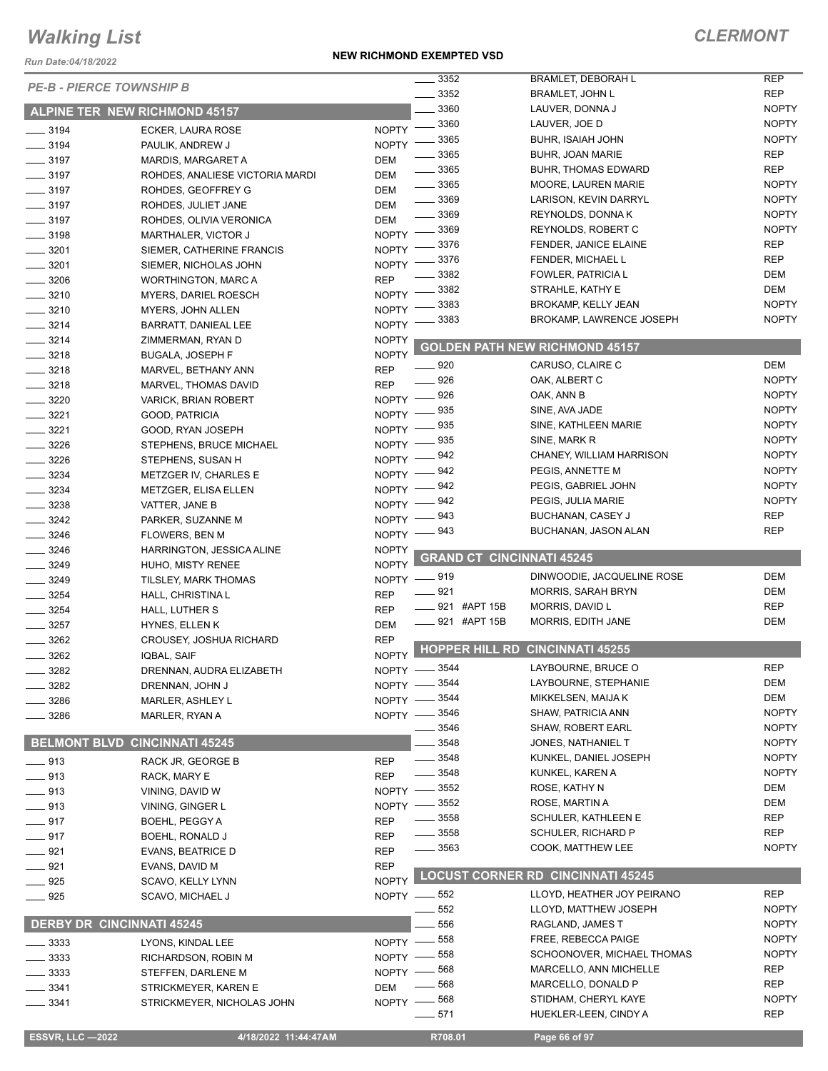# Walking List

**CLERMONT**

Run Date:04/18/2022

**NEW RICHMOND EXEMPTED VSD**

*PE-B - PIERCE TOWNSHIP B*

## ALPINE TER NEW RICHMOND 45157

| No. | Name | Party |
|---|---|---|
| 3194 | ECKER, LAURA ROSE | NOPTY |
| 3194 | PAULIK, ANDREW J | NOPTY |
| 3197 | MARDIS, MARGARET A | DEM |
| 3197 | ROHDES, ANALIESE VICTORIA MARDI | DEM |
| 3197 | ROHDES, GEOFFREY G | DEM |
| 3197 | ROHDES, JULIET JANE | DEM |
| 3197 | ROHDES, OLIVIA VERONICA | DEM |
| 3198 | MARTHALER, VICTOR J | NOPTY |
| 3201 | SIEMER, CATHERINE FRANCIS | NOPTY |
| 3201 | SIEMER, NICHOLAS JOHN | NOPTY |
| 3206 | WORTHINGTON, MARC A | REP |
| 3210 | MYERS, DARIEL ROESCH | NOPTY |
| 3210 | MYERS, JOHN ALLEN | NOPTY |
| 3214 | BARRATT, DANIEAL LEE | NOPTY |
| 3214 | ZIMMERMAN, RYAN D | NOPTY |
| 3218 | BUGALA, JOSEPH F | NOPTY |
| 3218 | MARVEL, BETHANY ANN | REP |
| 3218 | MARVEL, THOMAS DAVID | REP |
| 3220 | VARICK, BRIAN ROBERT | NOPTY |
| 3221 | GOOD, PATRICIA | NOPTY |
| 3221 | GOOD, RYAN JOSEPH | NOPTY |
| 3226 | STEPHENS, BRUCE MICHAEL | NOPTY |
| 3226 | STEPHENS, SUSAN H | NOPTY |
| 3234 | METZGER IV, CHARLES E | NOPTY |
| 3234 | METZGER, ELISA ELLEN | NOPTY |
| 3238 | VATTER, JANE B | NOPTY |
| 3242 | PARKER, SUZANNE M | NOPTY |
| 3246 | FLOWERS, BEN M | NOPTY |
| 3246 | HARRINGTON, JESSICA ALINE | NOPTY |
| 3249 | HUHO, MISTY RENEE | NOPTY |
| 3249 | TILSLEY, MARK THOMAS | NOPTY |
| 3254 | HALL, CHRISTINA L | REP |
| 3254 | HALL, LUTHER S | REP |
| 3257 | HYNES, ELLEN K | DEM |
| 3262 | CROUSEY, JOSHUA RICHARD | REP |
| 3262 | IQBAL, SAIF | NOPTY |
| 3282 | DRENNAN, AUDRA ELIZABETH | NOPTY |
| 3282 | DRENNAN, JOHN J | NOPTY |
| 3286 | MARLER, ASHLEY L | NOPTY |
| 3286 | MARLER, RYAN A | NOPTY |

## BELMONT BLVD CINCINNATI 45245

| No. | Name | Party |
|---|---|---|
| 913 | RACK JR, GEORGE B | REP |
| 913 | RACK, MARY E | REP |
| 913 | VINING, DAVID W | NOPTY |
| 913 | VINING, GINGER L | NOPTY |
| 917 | BOEHL, PEGGY A | REP |
| 917 | BOEHL, RONALD J | REP |
| 921 | EVANS, BEATRICE D | REP |
| 921 | EVANS, DAVID M | REP |
| 925 | SCAVO, KELLY LYNN | NOPTY |
| 925 | SCAVO, MICHAEL J | NOPTY |

## DERBY DR CINCINNATI 45245

| No. | Name | Party |
|---|---|---|
| 3333 | LYONS, KINDAL LEE | NOPTY |
| 3333 | RICHARDSON, ROBIN M | NOPTY |
| 3333 | STEFFEN, DARLENE M | NOPTY |
| 3341 | STRICKMEYER, KAREN E | DEM |
| 3341 | STRICKMEYER, NICHOLAS JOHN | NOPTY |
| 3352 | BRAMLET, DEBORAH L | REP |
| 3352 | BRAMLET, JOHN L | REP |
| 3360 | LAUVER, DONNA J | NOPTY |
| 3360 | LAUVER, JOE D | NOPTY |
| 3365 | BUHR, ISAIAH JOHN | NOPTY |
| 3365 | BUHR, JOAN MARIE | REP |
| 3365 | BUHR, THOMAS EDWARD | REP |
| 3365 | MOORE, LAUREN MARIE | NOPTY |
| 3369 | LARISON, KEVIN DARRYL | NOPTY |
| 3369 | REYNOLDS, DONNA K | NOPTY |
| 3369 | REYNOLDS, ROBERT C | NOPTY |
| 3376 | FENDER, JANICE ELAINE | REP |
| 3376 | FENDER, MICHAEL L | REP |
| 3382 | FOWLER, PATRICIA L | DEM |
| 3382 | STRAHLE, KATHY E | DEM |
| 3383 | BROKAMP, KELLY JEAN | NOPTY |
| 3383 | BROKAMP, LAWRENCE JOSEPH | NOPTY |

## GOLDEN PATH NEW RICHMOND 45157

| No. | Name | Party |
|---|---|---|
| 920 | CARUSO, CLAIRE C | DEM |
| 926 | OAK, ALBERT C | NOPTY |
| 926 | OAK, ANN B | NOPTY |
| 935 | SINE, AVA JADE | NOPTY |
| 935 | SINE, KATHLEEN MARIE | NOPTY |
| 935 | SINE, MARK R | NOPTY |
| 942 | CHANEY, WILLIAM HARRISON | NOPTY |
| 942 | PEGIS, ANNETTE M | NOPTY |
| 942 | PEGIS, GABRIEL JOHN | NOPTY |
| 942 | PEGIS, JULIA MARIE | NOPTY |
| 943 | BUCHANAN, CASEY J | REP |
| 943 | BUCHANAN, JASON ALAN | REP |

## GRAND CT CINCINNATI 45245

| No. | Name | Party |
|---|---|---|
| 919 | DINWOODIE, JACQUELINE ROSE | DEM |
| 921 | MORRIS, SARAH BRYN | DEM |
| 921 #APT 15B | MORRIS, DAVID L | REP |
| 921 #APT 15B | MORRIS, EDITH JANE | DEM |

## HOPPER HILL RD CINCINNATI 45255

| No. | Name | Party |
|---|---|---|
| 3544 | LAYBOURNE, BRUCE O | REP |
| 3544 | LAYBOURNE, STEPHANIE | DEM |
| 3544 | MIKKELSEN, MAIJA K | DEM |
| 3546 | SHAW, PATRICIA ANN | NOPTY |
| 3546 | SHAW, ROBERT EARL | NOPTY |
| 3548 | JONES, NATHANIEL T | NOPTY |
| 3548 | KUNKEL, DANIEL JOSEPH | NOPTY |
| 3548 | KUNKEL, KAREN A | NOPTY |
| 3552 | ROSE, KATHY N | DEM |
| 3552 | ROSE, MARTIN A | DEM |
| 3558 | SCHULER, KATHLEEN E | REP |
| 3558 | SCHULER, RICHARD P | REP |
| 3563 | COOK, MATTHEW LEE | NOPTY |

## LOCUST CORNER RD CINCINNATI 45245

| No. | Name | Party |
|---|---|---|
| 552 | LLOYD, HEATHER JOY PEIRANO | REP |
| 552 | LLOYD, MATTHEW JOSEPH | NOPTY |
| 556 | RAGLAND, JAMES T | NOPTY |
| 558 | FREE, REBECCA PAIGE | NOPTY |
| 558 | SCHOONOVER, MICHAEL THOMAS | NOPTY |
| 568 | MARCELLO, ANN MICHELLE | REP |
| 568 | MARCELLO, DONALD P | REP |
| 568 | STIDHAM, CHERYL KAYE | NOPTY |
| 571 | HUEKLER-LEEN, CINDY A | REP |

ESSVR, LLC —2022 | 4/18/2022 11:44:47AM | R708.01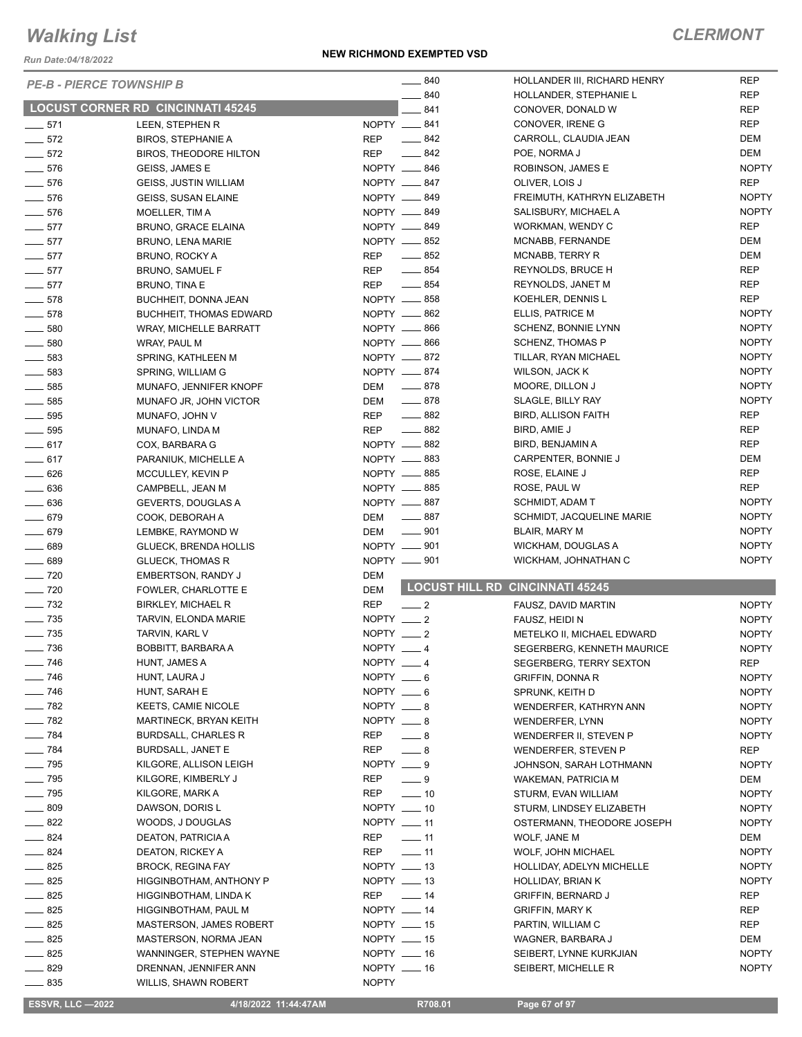# Walking List

## CLERMONT

Run Date:04/18/2022

**NEW RICHMOND EXEMPTED VSD**

*PE-B - PIERCE TOWNSHIP B*

### LOCUST CORNER RD CINCINNATI 45245

| No. | Name | Party |
|---|---|---|
| ___ 571 | LEEN, STEPHEN R | NOPTY |
| ___ 572 | BIROS, STEPHANIE A | REP |
| ___ 572 | BIROS, THEODORE HILTON | REP |
| ___ 576 | GEISS, JAMES E | NOPTY |
| ___ 576 | GEISS, JUSTIN WILLIAM | NOPTY |
| ___ 576 | GEISS, SUSAN ELAINE | NOPTY |
| ___ 576 | MOELLER, TIM A | NOPTY |
| ___ 577 | BRUNO, GRACE ELAINA | NOPTY |
| ___ 577 | BRUNO, LENA MARIE | NOPTY |
| ___ 577 | BRUNO, ROCKY A | REP |
| ___ 577 | BRUNO, SAMUEL F | REP |
| ___ 577 | BRUNO, TINA E | REP |
| ___ 578 | BUCHHEIT, DONNA JEAN | NOPTY |
| ___ 578 | BUCHHEIT, THOMAS EDWARD | NOPTY |
| ___ 580 | WRAY, MICHELLE BARRATT | NOPTY |
| ___ 580 | WRAY, PAUL M | NOPTY |
| ___ 583 | SPRING, KATHLEEN M | NOPTY |
| ___ 583 | SPRING, WILLIAM G | NOPTY |
| ___ 585 | MUNAFO, JENNIFER KNOPF | DEM |
| ___ 585 | MUNAFO JR, JOHN VICTOR | DEM |
| ___ 595 | MUNAFO, JOHN V | REP |
| ___ 595 | MUNAFO, LINDA M | REP |
| ___ 617 | COX, BARBARA G | NOPTY |
| ___ 617 | PARANIUK, MICHELLE A | NOPTY |
| ___ 626 | MCCULLEY, KEVIN P | NOPTY |
| ___ 636 | CAMPBELL, JEAN M | NOPTY |
| ___ 636 | GEVERTS, DOUGLAS A | NOPTY |
| ___ 679 | COOK, DEBORAH A | DEM |
| ___ 679 | LEMBKE, RAYMOND W | DEM |
| ___ 689 | GLUECK, BRENDA HOLLIS | NOPTY |
| ___ 689 | GLUECK, THOMAS R | NOPTY |
| ___ 720 | EMBERTSON, RANDY J | DEM |
| ___ 720 | FOWLER, CHARLOTTE E | DEM |
| ___ 732 | BIRKLEY, MICHAEL R | REP |
| ___ 735 | TARVIN, ELONDA MARIE | NOPTY |
| ___ 735 | TARVIN, KARL V | NOPTY |
| ___ 736 | BOBBITT, BARBARA A | NOPTY |
| ___ 746 | HUNT, JAMES A | NOPTY |
| ___ 746 | HUNT, LAURA J | NOPTY |
| ___ 746 | HUNT, SARAH E | NOPTY |
| ___ 782 | KEETS, CAMIE NICOLE | NOPTY |
| ___ 782 | MARTINECK, BRYAN KEITH | NOPTY |
| ___ 784 | BURDSALL, CHARLES R | REP |
| ___ 784 | BURDSALL, JANET E | REP |
| ___ 795 | KILGORE, ALLISON LEIGH | NOPTY |
| ___ 795 | KILGORE, KIMBERLY J | REP |
| ___ 795 | KILGORE, MARK A | REP |
| ___ 809 | DAWSON, DORIS L | NOPTY |
| ___ 822 | WOODS, J DOUGLAS | NOPTY |
| ___ 824 | DEATON, PATRICIA A | REP |
| ___ 824 | DEATON, RICKEY A | REP |
| ___ 825 | BROCK, REGINA FAY | NOPTY |
| ___ 825 | HIGGINBOTHAM, ANTHONY P | NOPTY |
| ___ 825 | HIGGINBOTHAM, LINDA K | REP |
| ___ 825 | HIGGINBOTHAM, PAUL M | NOPTY |
| ___ 825 | MASTERSON, JAMES ROBERT | NOPTY |
| ___ 825 | MASTERSON, NORMA JEAN | NOPTY |
| ___ 825 | WANNINGER, STEPHEN WAYNE | NOPTY |
| ___ 829 | DRENNAN, JENNIFER ANN | NOPTY |
| ___ 835 | WILLIS, SHAWN ROBERT | NOPTY |
| ___ 840 | HOLLANDER III, RICHARD HENRY | REP |
| ___ 840 | HOLLANDER, STEPHANIE L | REP |
| ___ 841 | CONOVER, DONALD W | REP |
| ___ 841 | CONOVER, IRENE G | REP |
| ___ 842 | CARROLL, CLAUDIA JEAN | DEM |
| ___ 842 | POE, NORMA J | DEM |
| ___ 846 | ROBINSON, JAMES E | NOPTY |
| ___ 847 | OLIVER, LOIS J | REP |
| ___ 849 | FREIMUTH, KATHRYN ELIZABETH | NOPTY |
| ___ 849 | SALISBURY, MICHAEL A | NOPTY |
| ___ 849 | WORKMAN, WENDY C | REP |
| ___ 852 | MCNABB, FERNANDE | DEM |
| ___ 852 | MCNABB, TERRY R | DEM |
| ___ 854 | REYNOLDS, BRUCE H | REP |
| ___ 854 | REYNOLDS, JANET M | REP |
| ___ 858 | KOEHLER, DENNIS L | REP |
| ___ 862 | ELLIS, PATRICE M | NOPTY |
| ___ 866 | SCHENZ, BONNIE LYNN | NOPTY |
| ___ 866 | SCHENZ, THOMAS P | NOPTY |
| ___ 872 | TILLAR, RYAN MICHAEL | NOPTY |
| ___ 874 | WILSON, JACK K | NOPTY |
| ___ 878 | MOORE, DILLON J | NOPTY |
| ___ 878 | SLAGLE, BILLY RAY | NOPTY |
| ___ 882 | BIRD, ALLISON FAITH | REP |
| ___ 882 | BIRD, AMIE J | REP |
| ___ 882 | BIRD, BENJAMIN A | REP |
| ___ 883 | CARPENTER, BONNIE J | DEM |
| ___ 885 | ROSE, ELAINE J | REP |
| ___ 885 | ROSE, PAUL W | REP |
| ___ 887 | SCHMIDT, ADAM T | NOPTY |
| ___ 887 | SCHMIDT, JACQUELINE MARIE | NOPTY |
| ___ 901 | BLAIR, MARY M | NOPTY |
| ___ 901 | WICKHAM, DOUGLAS A | NOPTY |
| ___ 901 | WICKHAM, JOHNATHAN C | NOPTY |

### LOCUST HILL RD CINCINNATI 45245

| No. | Name | Party |
|---|---|---|
| ___ 2 | FAUSZ, DAVID MARTIN | NOPTY |
| ___ 2 | FAUSZ, HEIDI N | NOPTY |
| ___ 2 | METELKO II, MICHAEL EDWARD | NOPTY |
| ___ 4 | SEGERBERG, KENNETH MAURICE | NOPTY |
| ___ 4 | SEGERBERG, TERRY SEXTON | REP |
| ___ 6 | GRIFFIN, DONNA R | NOPTY |
| ___ 6 | SPRUNK, KEITH D | NOPTY |
| ___ 8 | WENDERFER, KATHRYN ANN | NOPTY |
| ___ 8 | WENDERFER, LYNN | NOPTY |
| ___ 8 | WENDERFER II, STEVEN P | NOPTY |
| ___ 8 | WENDERFER, STEVEN P | REP |
| ___ 9 | JOHNSON, SARAH LOTHMANN | NOPTY |
| ___ 9 | WAKEMAN, PATRICIA M | DEM |
| ___ 10 | STURM, EVAN WILLIAM | NOPTY |
| ___ 10 | STURM, LINDSEY ELIZABETH | NOPTY |
| ___ 11 | OSTERMANN, THEODORE JOSEPH | NOPTY |
| ___ 11 | WOLF, JANE M | DEM |
| ___ 11 | WOLF, JOHN MICHAEL | NOPTY |
| ___ 13 | HOLLIDAY, ADELYN MICHELLE | NOPTY |
| ___ 13 | HOLLIDAY, BRIAN K | NOPTY |
| ___ 14 | GRIFFIN, BERNARD J | REP |
| ___ 14 | GRIFFIN, MARY K | REP |
| ___ 15 | PARTIN, WILLIAM C | REP |
| ___ 15 | WAGNER, BARBARA J | DEM |
| ___ 16 | SEIBERT, LYNNE KURKJIAN | NOPTY |
| ___ 16 | SEIBERT, MICHELLE R | NOPTY |

ESSVR, LLC —2022 | 4/18/2022 11:44:47AM | R708.01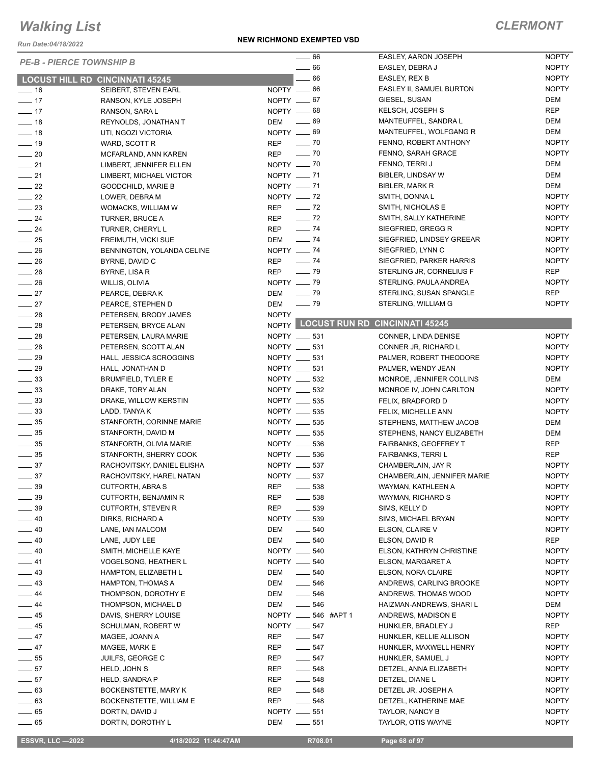# Walking List

Run Date:04/18/2022

**NEW RICHMOND EXEMPTED VSD**

## CLERMONT

*PE-B - PIERCE TOWNSHIP B*

### LOCUST HILL RD CINCINNATI 45245

| No. | Name | Party |
|---|---|---|
| ___ 16 | SEIBERT, STEVEN EARL | NOPTY |
| ___ 17 | RANSON, KYLE JOSEPH | NOPTY |
| ___ 17 | RANSON, SARA L | NOPTY |
| ___ 18 | REYNOLDS, JONATHAN T | DEM |
| ___ 18 | UTI, NGOZI VICTORIA | NOPTY |
| ___ 19 | WARD, SCOTT R | REP |
| ___ 20 | MCFARLAND, ANN KAREN | REP |
| ___ 21 | LIMBERT, JENNIFER ELLEN | NOPTY |
| ___ 21 | LIMBERT, MICHAEL VICTOR | NOPTY |
| ___ 22 | GOODCHILD, MARIE B | NOPTY |
| ___ 22 | LOWER, DEBRA M | NOPTY |
| ___ 23 | WOMACKS, WILLIAM W | REP |
| ___ 24 | TURNER, BRUCE A | REP |
| ___ 24 | TURNER, CHERYL L | REP |
| ___ 25 | FREIMUTH, VICKI SUE | DEM |
| ___ 26 | BENNINGTON, YOLANDA CELINE | NOPTY |
| ___ 26 | BYRNE, DAVID C | REP |
| ___ 26 | BYRNE, LISA R | REP |
| ___ 26 | WILLIS, OLIVIA | NOPTY |
| ___ 27 | PEARCE, DEBRA K | DEM |
| ___ 27 | PEARCE, STEPHEN D | DEM |
| ___ 28 | PETERSEN, BRODY JAMES | NOPTY |
| ___ 28 | PETERSEN, BRYCE ALAN | NOPTY |
| ___ 28 | PETERSEN, LAURA MARIE | NOPTY |
| ___ 28 | PETERSEN, SCOTT ALAN | NOPTY |
| ___ 29 | HALL, JESSICA SCROGGINS | NOPTY |
| ___ 29 | HALL, JONATHAN D | NOPTY |
| ___ 33 | BRUMFIELD, TYLER E | NOPTY |
| ___ 33 | DRAKE, TORY ALAN | NOPTY |
| ___ 33 | DRAKE, WILLOW KERSTIN | NOPTY |
| ___ 33 | LADD, TANYA K | NOPTY |
| ___ 35 | STANFORTH, CORINNE MARIE | NOPTY |
| ___ 35 | STANFORTH, DAVID M | NOPTY |
| ___ 35 | STANFORTH, OLIVIA MARIE | NOPTY |
| ___ 35 | STANFORTH, SHERRY COOK | NOPTY |
| ___ 37 | RACHOVITSKY, DANIEL ELISHA | NOPTY |
| ___ 37 | RACHOVITSKY, HAREL NATAN | NOPTY |
| ___ 39 | CUTFORTH, ABRA S | REP |
| ___ 39 | CUTFORTH, BENJAMIN R | REP |
| ___ 39 | CUTFORTH, STEVEN R | REP |
| ___ 40 | DIRKS, RICHARD A | NOPTY |
| ___ 40 | LANE, IAN MALCOM | DEM |
| ___ 40 | LANE, JUDY LEE | DEM |
| ___ 40 | SMITH, MICHELLE KAYE | NOPTY |
| ___ 41 | VOGELSONG, HEATHER L | NOPTY |
| ___ 43 | HAMPTON, ELIZABETH L | DEM |
| ___ 43 | HAMPTON, THOMAS A | DEM |
| ___ 44 | THOMPSON, DOROTHY E | DEM |
| ___ 44 | THOMPSON, MICHAEL D | DEM |
| ___ 45 | DAVIS, SHERRY LOUISE | NOPTY |
| ___ 45 | SCHULMAN, ROBERT W | NOPTY |
| ___ 47 | MAGEE, JOANN A | REP |
| ___ 47 | MAGEE, MARK E | REP |
| ___ 55 | JUILFS, GEORGE C | REP |
| ___ 57 | HELD, JOHN S | REP |
| ___ 57 | HELD, SANDRA P | REP |
| ___ 63 | BOCKENSTETTE, MARY K | REP |
| ___ 63 | BOCKENSTETTE, WILLIAM E | REP |
| ___ 65 | DORTIN, DAVID J | NOPTY |
| ___ 65 | DORTIN, DOROTHY L | DEM |
| ___ 66 | EASLEY, AARON JOSEPH | NOPTY |
| ___ 66 | EASLEY, DEBRA J | NOPTY |
| ___ 66 | EASLEY, REX B | NOPTY |
| ___ 66 | EASLEY II, SAMUEL BURTON | NOPTY |
| ___ 67 | GIESEL, SUSAN | DEM |
| ___ 68 | KELSCH, JOSEPH S | REP |
| ___ 69 | MANTEUFFEL, SANDRA L | DEM |
| ___ 69 | MANTEUFFEL, WOLFGANG R | DEM |
| ___ 70 | FENNO, ROBERT ANTHONY | NOPTY |
| ___ 70 | FENNO, SARAH GRACE | NOPTY |
| ___ 70 | FENNO, TERRI J | DEM |
| ___ 71 | BIBLER, LINDSAY W | DEM |
| ___ 71 | BIBLER, MARK R | DEM |
| ___ 72 | SMITH, DONNA L | NOPTY |
| ___ 72 | SMITH, NICHOLAS E | NOPTY |
| ___ 72 | SMITH, SALLY KATHERINE | NOPTY |
| ___ 74 | SIEGFRIED, GREGG R | NOPTY |
| ___ 74 | SIEGFRIED, LINDSEY GREEAR | NOPTY |
| ___ 74 | SIEGFRIED, LYNN C | NOPTY |
| ___ 74 | SIEGFRIED, PARKER HARRIS | NOPTY |
| ___ 79 | STERLING JR, CORNELIUS F | REP |
| ___ 79 | STERLING, PAULA ANDREA | NOPTY |
| ___ 79 | STERLING, SUSAN SPANGLE | REP |
| ___ 79 | STERLING, WILLIAM G | NOPTY |

### LOCUST RUN RD CINCINNATI 45245

| No. | Name | Party |
|---|---|---|
| ___ 531 | CONNER, LINDA DENISE | NOPTY |
| ___ 531 | CONNER JR, RICHARD L | NOPTY |
| ___ 531 | PALMER, ROBERT THEODORE | NOPTY |
| ___ 531 | PALMER, WENDY JEAN | NOPTY |
| ___ 532 | MONROE, JENNIFER COLLINS | DEM |
| ___ 532 | MONROE IV, JOHN CARLTON | NOPTY |
| ___ 535 | FELIX, BRADFORD D | NOPTY |
| ___ 535 | FELIX, MICHELLE ANN | NOPTY |
| ___ 535 | STEPHENS, MATTHEW JACOB | DEM |
| ___ 535 | STEPHENS, NANCY ELIZABETH | DEM |
| ___ 536 | FAIRBANKS, GEOFFREY T | REP |
| ___ 536 | FAIRBANKS, TERRI L | REP |
| ___ 537 | CHAMBERLAIN, JAY R | NOPTY |
| ___ 537 | CHAMBERLAIN, JENNIFER MARIE | NOPTY |
| ___ 538 | WAYMAN, KATHLEEN A | NOPTY |
| ___ 538 | WAYMAN, RICHARD S | NOPTY |
| ___ 539 | SIMS, KELLY D | NOPTY |
| ___ 539 | SIMS, MICHAEL BRYAN | NOPTY |
| ___ 540 | ELSON, CLAIRE V | NOPTY |
| ___ 540 | ELSON, DAVID R | REP |
| ___ 540 | ELSON, KATHRYN CHRISTINE | NOPTY |
| ___ 540 | ELSON, MARGARET A | NOPTY |
| ___ 540 | ELSON, NORA CLAIRE | NOPTY |
| ___ 546 | ANDREWS, CARLING BROOKE | NOPTY |
| ___ 546 | ANDREWS, THOMAS WOOD | NOPTY |
| ___ 546 | HAIZMAN-ANDREWS, SHARI L | DEM |
| ___ 546 #APT 1 | ANDREWS, MADISON E | NOPTY |
| ___ 547 | HUNKLER, BRADLEY J | REP |
| ___ 547 | HUNKLER, KELLIE ALLISON | NOPTY |
| ___ 547 | HUNKLER, MAXWELL HENRY | NOPTY |
| ___ 547 | HUNKLER, SAMUEL J | NOPTY |
| ___ 548 | DETZEL, ANNA ELIZABETH | NOPTY |
| ___ 548 | DETZEL, DIANE L | NOPTY |
| ___ 548 | DETZEL JR, JOSEPH A | NOPTY |
| ___ 548 | DETZEL, KATHERINE MAE | NOPTY |
| ___ 551 | TAYLOR, NANCY B | NOPTY |
| ___ 551 | TAYLOR, OTIS WAYNE | NOPTY |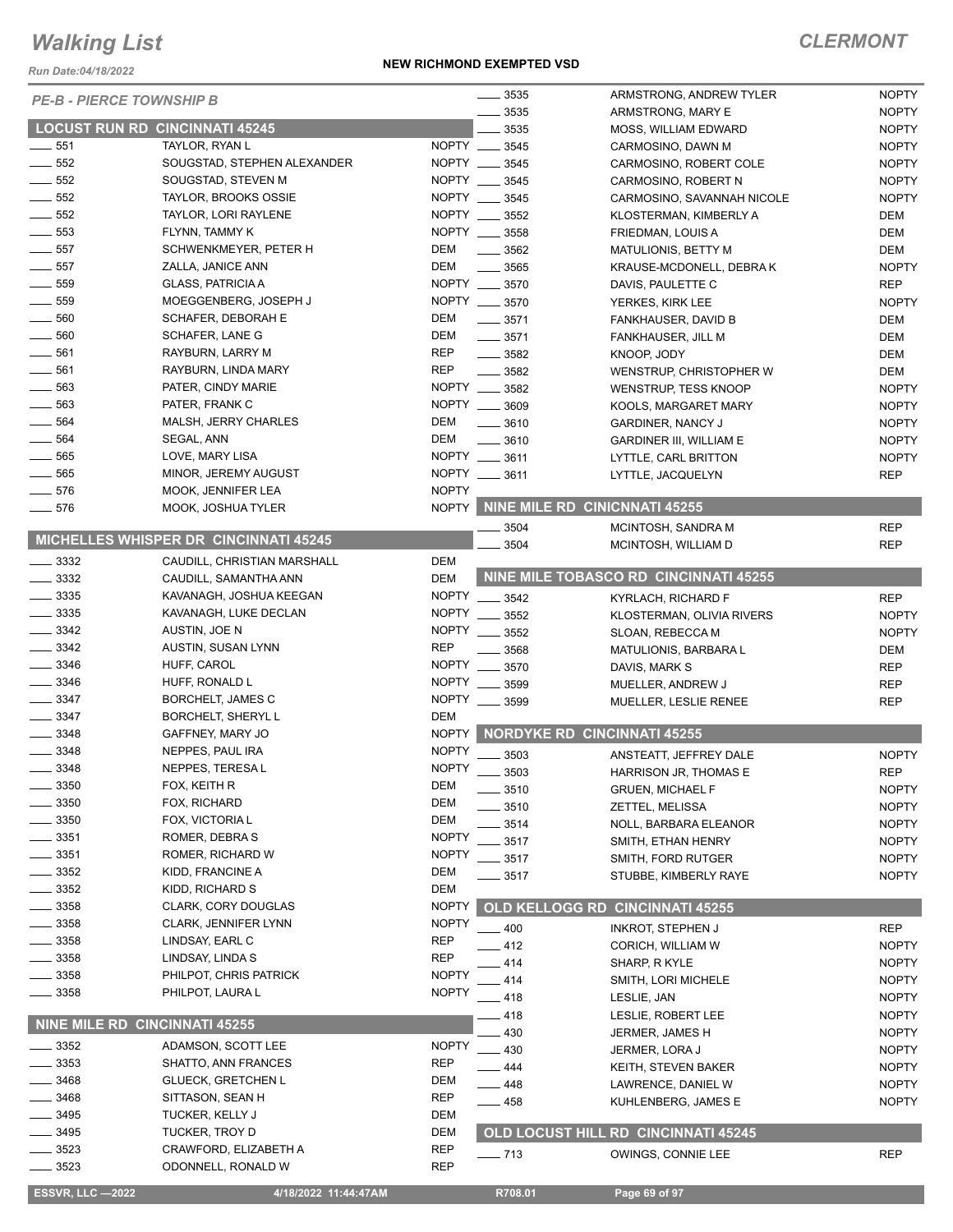# Walking List

**NEW RICHMOND EXEMPTED VSD**

**CLERMONT**

*Run Date:04/18/2022*

*PE-B - PIERCE TOWNSHIP B*

## LOCUST RUN RD CINCINNATI 45245

| No. | Name | Party |
|---|---|---|
| ____ 551 | TAYLOR, RYAN L | NOPTY |
| ____ 552 | SOUGSTAD, STEPHEN ALEXANDER | NOPTY |
| ____ 552 | SOUGSTAD, STEVEN M | NOPTY |
| ____ 552 | TAYLOR, BROOKS OSSIE | NOPTY |
| ____ 552 | TAYLOR, LORI RAYLENE | NOPTY |
| ____ 553 | FLYNN, TAMMY K | NOPTY |
| ____ 557 | SCHWENKMEYER, PETER H | DEM |
| ____ 557 | ZALLA, JANICE ANN | DEM |
| ____ 559 | GLASS, PATRICIA A | NOPTY |
| ____ 559 | MOEGGENBERG, JOSEPH J | NOPTY |
| ____ 560 | SCHAFER, DEBORAH E | DEM |
| ____ 560 | SCHAFER, LANE G | DEM |
| ____ 561 | RAYBURN, LARRY M | REP |
| ____ 561 | RAYBURN, LINDA MARY | REP |
| ____ 563 | PATER, CINDY MARIE | NOPTY |
| ____ 563 | PATER, FRANK C | NOPTY |
| ____ 564 | MALSH, JERRY CHARLES | DEM |
| ____ 564 | SEGAL, ANN | DEM |
| ____ 565 | LOVE, MARY LISA | NOPTY |
| ____ 565 | MINOR, JEREMY AUGUST | NOPTY |
| ____ 576 | MOOK, JENNIFER LEA | NOPTY |
| ____ 576 | MOOK, JOSHUA TYLER | NOPTY |

## MICHELLES WHISPER DR CINCINNATI 45245

| No. | Name | Party |
|---|---|---|
| ____ 3332 | CAUDILL, CHRISTIAN MARSHALL | DEM |
| ____ 3332 | CAUDILL, SAMANTHA ANN | DEM |
| ____ 3335 | KAVANAGH, JOSHUA KEEGAN | NOPTY |
| ____ 3335 | KAVANAGH, LUKE DECLAN | NOPTY |
| ____ 3342 | AUSTIN, JOE N | NOPTY |
| ____ 3342 | AUSTIN, SUSAN LYNN | REP |
| ____ 3346 | HUFF, CAROL | NOPTY |
| ____ 3346 | HUFF, RONALD L | NOPTY |
| ____ 3347 | BORCHELT, JAMES C | NOPTY |
| ____ 3347 | BORCHELT, SHERYL L | DEM |
| ____ 3348 | GAFFNEY, MARY JO | NOPTY |
| ____ 3348 | NEPPES, PAUL IRA | NOPTY |
| ____ 3348 | NEPPES, TERESA L | NOPTY |
| ____ 3350 | FOX, KEITH R | DEM |
| ____ 3350 | FOX, RICHARD | DEM |
| ____ 3350 | FOX, VICTORIA L | DEM |
| ____ 3351 | ROMER, DEBRA S | NOPTY |
| ____ 3351 | ROMER, RICHARD W | NOPTY |
| ____ 3352 | KIDD, FRANCINE A | DEM |
| ____ 3352 | KIDD, RICHARD S | DEM |
| ____ 3358 | CLARK, CORY DOUGLAS | NOPTY |
| ____ 3358 | CLARK, JENNIFER LYNN | NOPTY |
| ____ 3358 | LINDSAY, EARL C | REP |
| ____ 3358 | LINDSAY, LINDA S | REP |
| ____ 3358 | PHILPOT, CHRIS PATRICK | NOPTY |
| ____ 3358 | PHILPOT, LAURA L | NOPTY |

## NINE MILE RD CINCINNATI 45255

| No. | Name | Party |
|---|---|---|
| ____ 3352 | ADAMSON, SCOTT LEE | NOPTY |
| ____ 3353 | SHATTO, ANN FRANCES | REP |
| ____ 3468 | GLUECK, GRETCHEN L | DEM |
| ____ 3468 | SITTASON, SEAN H | REP |
| ____ 3495 | TUCKER, KELLY J | DEM |
| ____ 3495 | TUCKER, TROY D | DEM |
| ____ 3523 | CRAWFORD, ELIZABETH A | REP |
| ____ 3523 | ODONNELL, RONALD W | REP |
| ____ 3535 | ARMSTRONG, ANDREW TYLER | NOPTY |
| ____ 3535 | ARMSTRONG, MARY E | NOPTY |
| ____ 3535 | MOSS, WILLIAM EDWARD | NOPTY |
| ____ 3545 | CARMOSINO, DAWN M | NOPTY |
| ____ 3545 | CARMOSINO, ROBERT COLE | NOPTY |
| ____ 3545 | CARMOSINO, ROBERT N | NOPTY |
| ____ 3545 | CARMOSINO, SAVANNAH NICOLE | NOPTY |
| ____ 3552 | KLOSTERMAN, KIMBERLY A | DEM |
| ____ 3558 | FRIEDMAN, LOUIS A | DEM |
| ____ 3562 | MATULIONIS, BETTY M | DEM |
| ____ 3565 | KRAUSE-MCDONELL, DEBRA K | NOPTY |
| ____ 3570 | DAVIS, PAULETTE C | REP |
| ____ 3570 | YERKES, KIRK LEE | NOPTY |
| ____ 3571 | FANKHAUSER, DAVID B | DEM |
| ____ 3571 | FANKHAUSER, JILL M | DEM |
| ____ 3582 | KNOOP, JODY | DEM |
| ____ 3582 | WENSTRUP, CHRISTOPHER W | DEM |
| ____ 3582 | WENSTRUP, TESS KNOOP | NOPTY |
| ____ 3609 | KOOLS, MARGARET MARY | NOPTY |
| ____ 3610 | GARDINER, NANCY J | NOPTY |
| ____ 3610 | GARDINER III, WILLIAM E | NOPTY |
| ____ 3611 | LYTTLE, CARL BRITTON | NOPTY |
| ____ 3611 | LYTTLE, JACQUELYN | REP |

## NINE MILE RD CINICNNATI 45255

| No. | Name | Party |
|---|---|---|
| ____ 3504 | MCINTOSH, SANDRA M | REP |
| ____ 3504 | MCINTOSH, WILLIAM D | REP |

## NINE MILE TOBASCO RD CINCINNATI 45255

| No. | Name | Party |
|---|---|---|
| ____ 3542 | KYRLACH, RICHARD F | REP |
| ____ 3552 | KLOSTERMAN, OLIVIA RIVERS | NOPTY |
| ____ 3552 | SLOAN, REBECCA M | NOPTY |
| ____ 3568 | MATULIONIS, BARBARA L | DEM |
| ____ 3570 | DAVIS, MARK S | REP |
| ____ 3599 | MUELLER, ANDREW J | REP |
| ____ 3599 | MUELLER, LESLIE RENEE | REP |

## NORDYKE RD CINCINNATI 45255

| No. | Name | Party |
|---|---|---|
| ____ 3503 | ANSTEATT, JEFFREY DALE | NOPTY |
| ____ 3503 | HARRISON JR, THOMAS E | REP |
| ____ 3510 | GRUEN, MICHAEL F | NOPTY |
| ____ 3510 | ZETTEL, MELISSA | NOPTY |
| ____ 3514 | NOLL, BARBARA ELEANOR | NOPTY |
| ____ 3517 | SMITH, ETHAN HENRY | NOPTY |
| ____ 3517 | SMITH, FORD RUTGER | NOPTY |
| ____ 3517 | STUBBE, KIMBERLY RAYE | NOPTY |

## OLD KELLOGG RD CINCINNATI 45255

| No. | Name | Party |
|---|---|---|
| ____ 400 | INKROT, STEPHEN J | REP |
| ____ 412 | CORICH, WILLIAM W | NOPTY |
| ____ 414 | SHARP, R KYLE | NOPTY |
| ____ 414 | SMITH, LORI MICHELE | NOPTY |
| ____ 418 | LESLIE, JAN | NOPTY |
| ____ 418 | LESLIE, ROBERT LEE | NOPTY |
| ____ 430 | JERMER, JAMES H | NOPTY |
| ____ 430 | JERMER, LORA J | NOPTY |
| ____ 444 | KEITH, STEVEN BAKER | NOPTY |
| ____ 448 | LAWRENCE, DANIEL W | NOPTY |
| ____ 458 | KUHLENBERG, JAMES E | NOPTY |

## OLD LOCUST HILL RD CINCINNATI 45245

| No. | Name | Party |
|---|---|---|
| ____ 713 | OWINGS, CONNIE LEE | REP |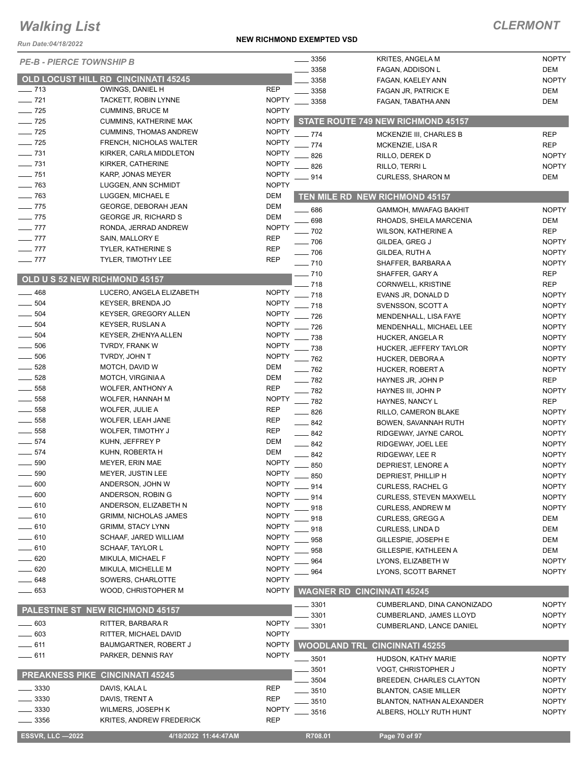# Walking List

## CLERMONT

Run Date:04/18/2022

**NEW RICHMOND EXEMPTED VSD**

*PE-B - PIERCE TOWNSHIP B*

### OLD LOCUST HILL RD CINCINNATI 45245

| No. | Name | Party |
|---|---|---|
| ___ 713 | OWINGS, DANIEL H | REP |
| ___ 721 | TACKETT, ROBIN LYNNE | NOPTY |
| ___ 725 | CUMMINS, BRUCE M | NOPTY |
| ___ 725 | CUMMINS, KATHERINE MAK | NOPTY |
| ___ 725 | CUMMINS, THOMAS ANDREW | NOPTY |
| ___ 725 | FRENCH, NICHOLAS WALTER | NOPTY |
| ___ 731 | KIRKER, CARLA MIDDLETON | NOPTY |
| ___ 731 | KIRKER, CATHERINE | NOPTY |
| ___ 751 | KARP, JONAS MEYER | NOPTY |
| ___ 763 | LUGGEN, ANN SCHMIDT | NOPTY |
| ___ 763 | LUGGEN, MICHAEL E | DEM |
| ___ 775 | GEORGE, DEBORAH JEAN | DEM |
| ___ 775 | GEORGE JR, RICHARD S | DEM |
| ___ 777 | RONDA, JERRAD ANDREW | NOPTY |
| ___ 777 | SAIN, MALLORY E | REP |
| ___ 777 | TYLER, KATHERINE S | REP |
| ___ 777 | TYLER, TIMOTHY LEE | REP |

### OLD U S 52 NEW RICHMOND 45157

| No. | Name | Party |
|---|---|---|
| ___ 468 | LUCERO, ANGELA ELIZABETH | NOPTY |
| ___ 504 | KEYSER, BRENDA JO | NOPTY |
| ___ 504 | KEYSER, GREGORY ALLEN | NOPTY |
| ___ 504 | KEYSER, RUSLAN A | NOPTY |
| ___ 504 | KEYSER, ZHENYA ALLEN | NOPTY |
| ___ 506 | TVRDY, FRANK W | NOPTY |
| ___ 506 | TVRDY, JOHN T | NOPTY |
| ___ 528 | MOTCH, DAVID W | DEM |
| ___ 528 | MOTCH, VIRGINIA A | DEM |
| ___ 558 | WOLFER, ANTHONY A | REP |
| ___ 558 | WOLFER, HANNAH M | NOPTY |
| ___ 558 | WOLFER, JULIE A | REP |
| ___ 558 | WOLFER, LEAH JANE | REP |
| ___ 558 | WOLFER, TIMOTHY J | REP |
| ___ 574 | KUHN, JEFFREY P | DEM |
| ___ 574 | KUHN, ROBERTA H | DEM |
| ___ 590 | MEYER, ERIN MAE | NOPTY |
| ___ 590 | MEYER, JUSTIN LEE | NOPTY |
| ___ 600 | ANDERSON, JOHN W | NOPTY |
| ___ 600 | ANDERSON, ROBIN G | NOPTY |
| ___ 610 | ANDERSON, ELIZABETH N | NOPTY |
| ___ 610 | GRIMM, NICHOLAS JAMES | NOPTY |
| ___ 610 | GRIMM, STACY LYNN | NOPTY |
| ___ 610 | SCHAAF, JARED WILLIAM | NOPTY |
| ___ 610 | SCHAAF, TAYLOR L | NOPTY |
| ___ 620 | MIKULA, MICHAEL F | NOPTY |
| ___ 620 | MIKULA, MICHELLE M | NOPTY |
| ___ 648 | SOWERS, CHARLOTTE | NOPTY |
| ___ 653 | WOOD, CHRISTOPHER M | NOPTY |

### PALESTINE ST NEW RICHMOND 45157

| No. | Name | Party |
|---|---|---|
| ___ 603 | RITTER, BARBARA R | NOPTY |
| ___ 603 | RITTER, MICHAEL DAVID | NOPTY |
| ___ 611 | BAUMGARTNER, ROBERT J | NOPTY |
| ___ 611 | PARKER, DENNIS RAY | NOPTY |

### PREAKNESS PIKE CINCINNATI 45245

| No. | Name | Party |
|---|---|---|
| ___ 3330 | DAVIS, KALA L | REP |
| ___ 3330 | DAVIS, TRENT A | REP |
| ___ 3330 | WILMERS, JOSEPH K | NOPTY |
| ___ 3356 | KRITES, ANDREW FREDERICK | REP |
| ___ 3356 | KRITES, ANGELA M | NOPTY |
| ___ 3358 | FAGAN, ADDISON L | DEM |
| ___ 3358 | FAGAN, KAELEY ANN | NOPTY |
| ___ 3358 | FAGAN JR, PATRICK E | DEM |
| ___ 3358 | FAGAN, TABATHA ANN | DEM |

### STATE ROUTE 749 NEW RICHMOND 45157

| No. | Name | Party |
|---|---|---|
| ___ 774 | MCKENZIE III, CHARLES B | REP |
| ___ 774 | MCKENZIE, LISA R | REP |
| ___ 826 | RILLO, DEREK D | NOPTY |
| ___ 826 | RILLO, TERRI L | NOPTY |
| ___ 914 | CURLESS, SHARON M | DEM |

### TEN MILE RD NEW RICHMOND 45157

| No. | Name | Party |
|---|---|---|
| ___ 686 | GAMMOH, MWAFAG BAKHIT | NOPTY |
| ___ 698 | RHOADS, SHEILA MARCENIA | DEM |
| ___ 702 | WILSON, KATHERINE A | REP |
| ___ 706 | GILDEA, GREG J | NOPTY |
| ___ 706 | GILDEA, RUTH A | NOPTY |
| ___ 710 | SHAFFER, BARBARA A | NOPTY |
| ___ 710 | SHAFFER, GARY A | REP |
| ___ 718 | CORNWELL, KRISTINE | REP |
| ___ 718 | EVANS JR, DONALD D | NOPTY |
| ___ 718 | SVENSSON, SCOTT A | NOPTY |
| ___ 726 | MENDENHALL, LISA FAYE | NOPTY |
| ___ 726 | MENDENHALL, MICHAEL LEE | NOPTY |
| ___ 738 | HUCKER, ANGELA R | NOPTY |
| ___ 738 | HUCKER, JEFFERY TAYLOR | NOPTY |
| ___ 762 | HUCKER, DEBORA A | NOPTY |
| ___ 762 | HUCKER, ROBERT A | NOPTY |
| ___ 782 | HAYNES JR, JOHN P | REP |
| ___ 782 | HAYNES III, JOHN P | NOPTY |
| ___ 782 | HAYNES, NANCY L | REP |
| ___ 826 | RILLO, CAMERON BLAKE | NOPTY |
| ___ 842 | BOWEN, SAVANNAH RUTH | NOPTY |
| ___ 842 | RIDGEWAY, JAYNE CAROL | NOPTY |
| ___ 842 | RIDGEWAY, JOEL LEE | NOPTY |
| ___ 842 | RIDGEWAY, LEE R | NOPTY |
| ___ 850 | DEPRIEST, LENORE A | NOPTY |
| ___ 850 | DEPRIEST, PHILLIP H | NOPTY |
| ___ 914 | CURLESS, RACHEL G | NOPTY |
| ___ 914 | CURLESS, STEVEN MAXWELL | NOPTY |
| ___ 918 | CURLESS, ANDREW M | NOPTY |
| ___ 918 | CURLESS, GREGG A | DEM |
| ___ 918 | CURLESS, LINDA D | DEM |
| ___ 958 | GILLESPIE, JOSEPH E | DEM |
| ___ 958 | GILLESPIE, KATHLEEN A | DEM |
| ___ 964 | LYONS, ELIZABETH W | NOPTY |
| ___ 964 | LYONS, SCOTT BARNET | NOPTY |

### WAGNER RD CINCINNATI 45245

| No. | Name | Party |
|---|---|---|
| ___ 3301 | CUMBERLAND, DINA CANONIZADO | NOPTY |
| ___ 3301 | CUMBERLAND, JAMES LLOYD | NOPTY |
| ___ 3301 | CUMBERLAND, LANCE DANIEL | NOPTY |

### WOODLAND TRL CINCINNATI 45255

| No. | Name | Party |
|---|---|---|
| ___ 3501 | HUDSON, KATHY MARIE | NOPTY |
| ___ 3501 | VOGT, CHRISTOPHER J | NOPTY |
| ___ 3504 | BREEDEN, CHARLES CLAYTON | NOPTY |
| ___ 3510 | BLANTON, CASIE MILLER | NOPTY |
| ___ 3510 | BLANTON, NATHAN ALEXANDER | NOPTY |
| ___ 3516 | ALBERS, HOLLY RUTH HUNT | NOPTY |

ESSVR, LLC —2022 &nbsp;&nbsp; 4/18/2022 11:44:47AM &nbsp;&nbsp; R708.01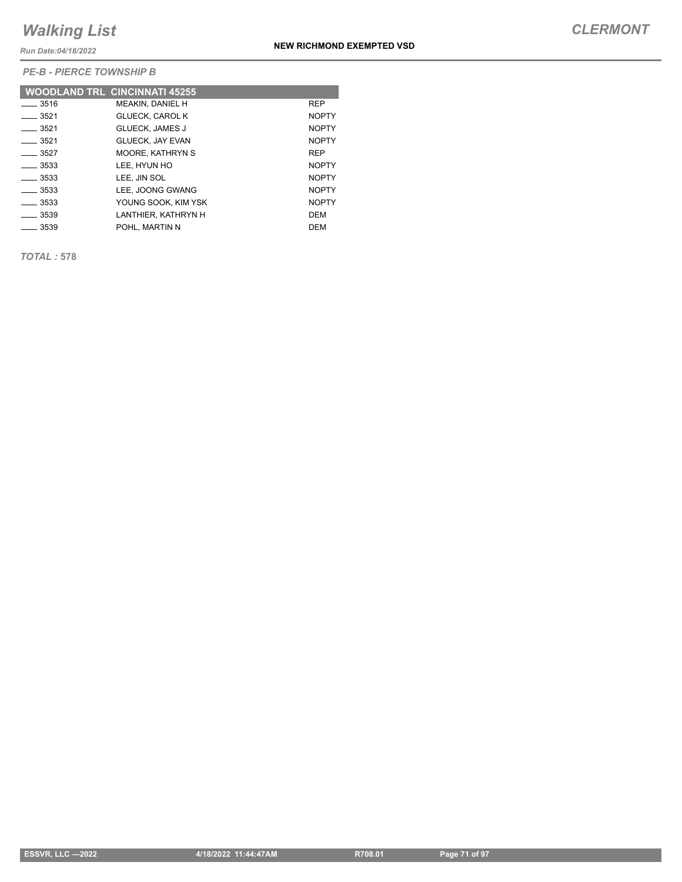*PE-B - PIERCE TOWNSHIP B*

| WOODLAND TRL CINCINNATI 45255 | | |
|---|---|---|
| ____ 3516 | MEAKIN, DANIEL H | REP |
| ____ 3521 | GLUECK, CAROL K | NOPTY |
| ____ 3521 | GLUECK, JAMES J | NOPTY |
| ____ 3521 | GLUECK, JAY EVAN | NOPTY |
| ____ 3527 | MOORE, KATHRYN S | REP |
| ____ 3533 | LEE, HYUN HO | NOPTY |
| ____ 3533 | LEE, JIN SOL | NOPTY |
| ____ 3533 | LEE, JOONG GWANG | NOPTY |
| ____ 3533 | YOUNG SOOK, KIM YSK | NOPTY |
| ____ 3539 | LANTHIER, KATHRYN H | DEM |
| ____ 3539 | POHL, MARTIN N | DEM |

***TOTAL :*** **578**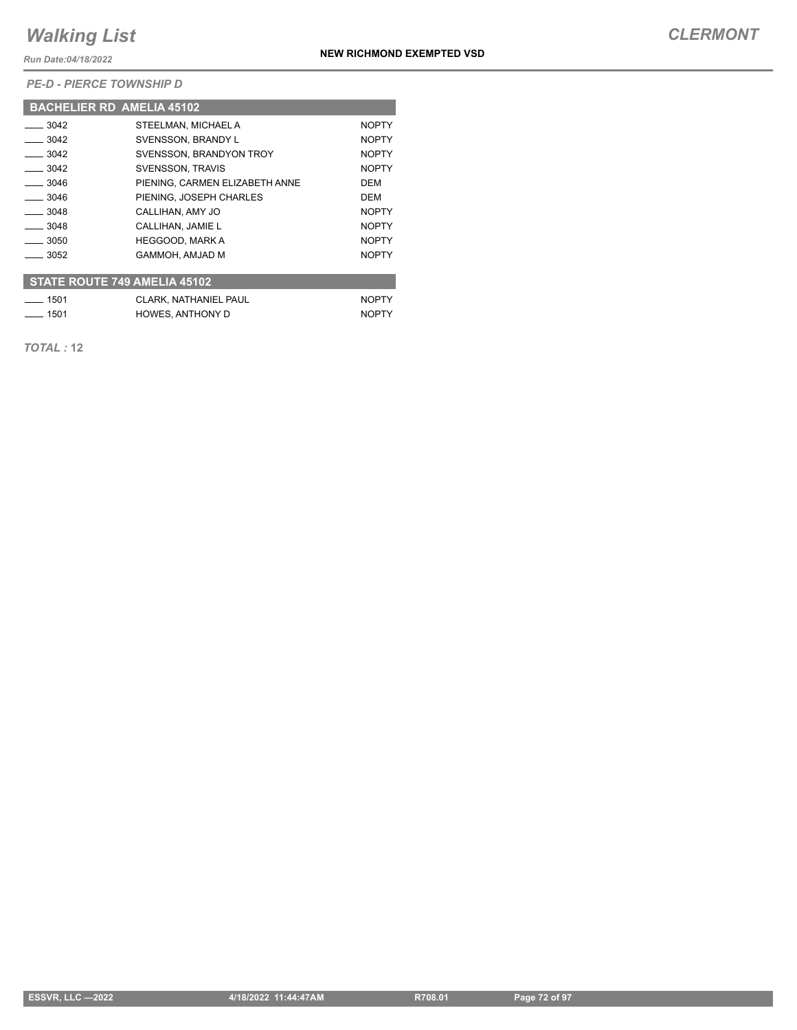# Walking List

**CLERMONT**

Run Date:04/18/2022

**NEW RICHMOND EXEMPTED VSD**

*PE-D - PIERCE TOWNSHIP D*

## BACHELIER RD AMELIA 45102

| | | |
|---|---|---|
| ____ 3042 | STEELMAN, MICHAEL A | NOPTY |
| ____ 3042 | SVENSSON, BRANDY L | NOPTY |
| ____ 3042 | SVENSSON, BRANDYON TROY | NOPTY |
| ____ 3042 | SVENSSON, TRAVIS | NOPTY |
| ____ 3046 | PIENING, CARMEN ELIZABETH ANNE | DEM |
| ____ 3046 | PIENING, JOSEPH CHARLES | DEM |
| ____ 3048 | CALLIHAN, AMY JO | NOPTY |
| ____ 3048 | CALLIHAN, JAMIE L | NOPTY |
| ____ 3050 | HEGGOOD, MARK A | NOPTY |
| ____ 3052 | GAMMOH, AMJAD M | NOPTY |

## STATE ROUTE 749 AMELIA 45102

| | | |
|---|---|---|
| ____ 1501 | CLARK, NATHANIEL PAUL | NOPTY |
| ____ 1501 | HOWES, ANTHONY D | NOPTY |

*TOTAL :* **12**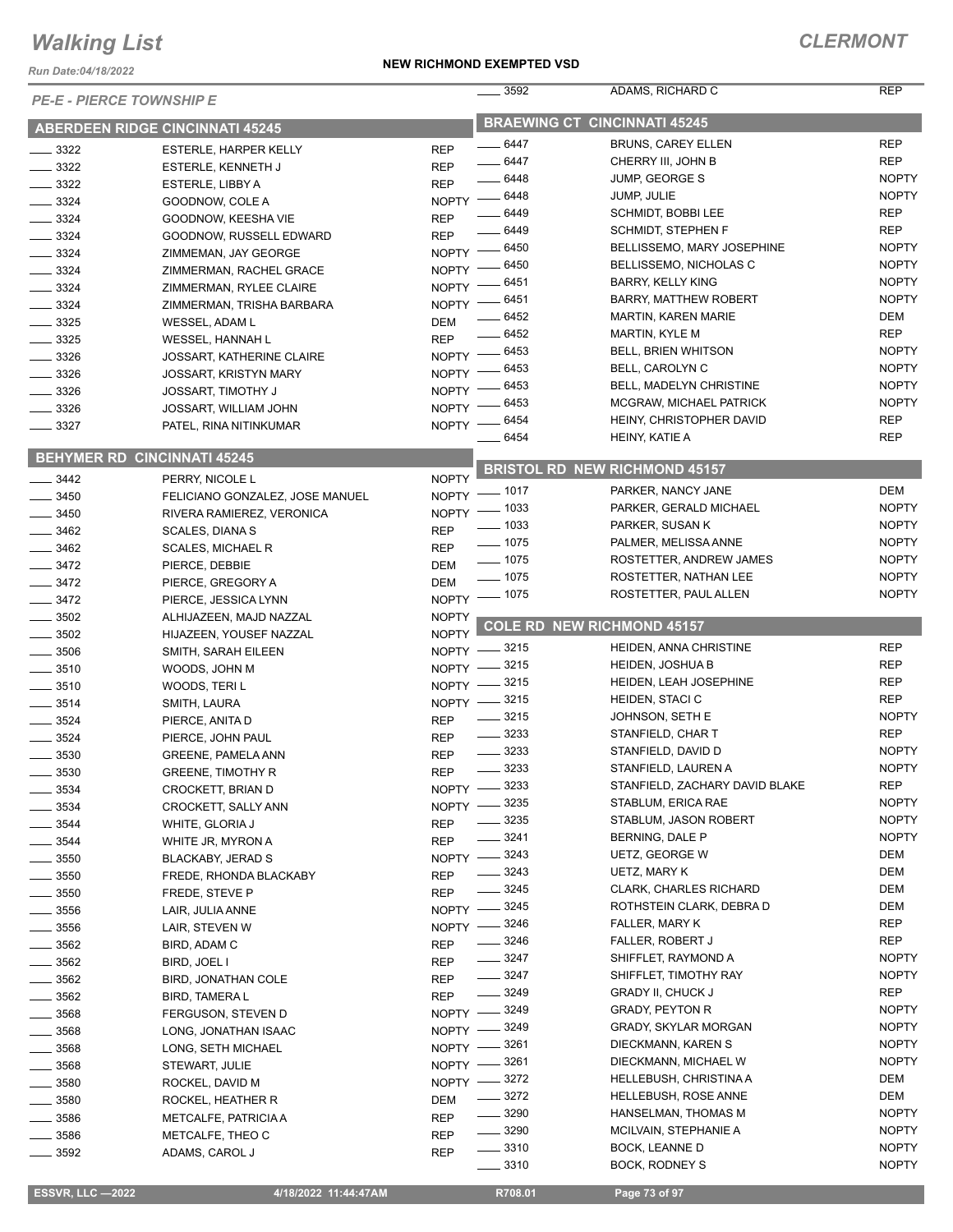# Walking List

**CLERMONT**

Run Date:04/18/2022

**NEW RICHMOND EXEMPTED VSD**

*PE-E - PIERCE TOWNSHIP E*

## ABERDEEN RIDGE CINCINNATI 45245

| No. | Name | Party |
|---|---|---|
| 3322 | ESTERLE, HARPER KELLY | REP |
| 3322 | ESTERLE, KENNETH J | REP |
| 3322 | ESTERLE, LIBBY A | REP |
| 3324 | GOODNOW, COLE A | NOPTY |
| 3324 | GOODNOW, KEESHA VIE | REP |
| 3324 | GOODNOW, RUSSELL EDWARD | REP |
| 3324 | ZIMMEMAN, JAY GEORGE | NOPTY |
| 3324 | ZIMMERMAN, RACHEL GRACE | NOPTY |
| 3324 | ZIMMERMAN, RYLEE CLAIRE | NOPTY |
| 3324 | ZIMMERMAN, TRISHA BARBARA | NOPTY |
| 3325 | WESSEL, ADAM L | DEM |
| 3325 | WESSEL, HANNAH L | REP |
| 3326 | JOSSART, KATHERINE CLAIRE | NOPTY |
| 3326 | JOSSART, KRISTYN MARY | NOPTY |
| 3326 | JOSSART, TIMOTHY J | NOPTY |
| 3326 | JOSSART, WILLIAM JOHN | NOPTY |
| 3327 | PATEL, RINA NITINKUMAR | NOPTY |

## BEHYMER RD CINCINNATI 45245

| No. | Name | Party |
|---|---|---|
| 3442 | PERRY, NICOLE L | NOPTY |
| 3450 | FELICIANO GONZALEZ, JOSE MANUEL | NOPTY |
| 3450 | RIVERA RAMIEREZ, VERONICA | NOPTY |
| 3462 | SCALES, DIANA S | REP |
| 3462 | SCALES, MICHAEL R | REP |
| 3472 | PIERCE, DEBBIE | DEM |
| 3472 | PIERCE, GREGORY A | DEM |
| 3472 | PIERCE, JESSICA LYNN | NOPTY |
| 3502 | ALHIJAZEEN, MAJD NAZZAL | NOPTY |
| 3502 | HIJAZEEN, YOUSEF NAZZAL | NOPTY |
| 3506 | SMITH, SARAH EILEEN | NOPTY |
| 3510 | WOODS, JOHN M | NOPTY |
| 3510 | WOODS, TERI L | NOPTY |
| 3514 | SMITH, LAURA | NOPTY |
| 3524 | PIERCE, ANITA D | REP |
| 3524 | PIERCE, JOHN PAUL | REP |
| 3530 | GREENE, PAMELA ANN | REP |
| 3530 | GREENE, TIMOTHY R | REP |
| 3534 | CROCKETT, BRIAN D | NOPTY |
| 3534 | CROCKETT, SALLY ANN | NOPTY |
| 3544 | WHITE, GLORIA J | REP |
| 3544 | WHITE JR, MYRON A | REP |
| 3550 | BLACKABY, JERAD S | NOPTY |
| 3550 | FREDE, RHONDA BLACKABY | REP |
| 3550 | FREDE, STEVE P | REP |
| 3556 | LAIR, JULIA ANNE | NOPTY |
| 3556 | LAIR, STEVEN W | NOPTY |
| 3562 | BIRD, ADAM C | REP |
| 3562 | BIRD, JOEL I | REP |
| 3562 | BIRD, JONATHAN COLE | REP |
| 3562 | BIRD, TAMERA L | REP |
| 3568 | FERGUSON, STEVEN D | NOPTY |
| 3568 | LONG, JONATHAN ISAAC | NOPTY |
| 3568 | LONG, SETH MICHAEL | NOPTY |
| 3568 | STEWART, JULIE | NOPTY |
| 3580 | ROCKEL, DAVID M | NOPTY |
| 3580 | ROCKEL, HEATHER R | DEM |
| 3586 | METCALFE, PATRICIA A | REP |
| 3586 | METCALFE, THEO C | REP |
| 3592 | ADAMS, CAROL J | REP |
| 3592 | ADAMS, RICHARD C | REP |

## BRAEWING CT CINCINNATI 45245

| No. | Name | Party |
|---|---|---|
| 6447 | BRUNS, CAREY ELLEN | REP |
| 6447 | CHERRY III, JOHN B | REP |
| 6448 | JUMP, GEORGE S | NOPTY |
| 6448 | JUMP, JULIE | NOPTY |
| 6449 | SCHMIDT, BOBBI LEE | REP |
| 6449 | SCHMIDT, STEPHEN F | REP |
| 6450 | BELLISSEMO, MARY JOSEPHINE | NOPTY |
| 6450 | BELLISSEMO, NICHOLAS C | NOPTY |
| 6451 | BARRY, KELLY KING | NOPTY |
| 6451 | BARRY, MATTHEW ROBERT | NOPTY |
| 6452 | MARTIN, KAREN MARIE | DEM |
| 6452 | MARTIN, KYLE M | REP |
| 6453 | BELL, BRIEN WHITSON | NOPTY |
| 6453 | BELL, CAROLYN C | NOPTY |
| 6453 | BELL, MADELYN CHRISTINE | NOPTY |
| 6453 | MCGRAW, MICHAEL PATRICK | NOPTY |
| 6454 | HEINY, CHRISTOPHER DAVID | REP |
| 6454 | HEINY, KATIE A | REP |

## BRISTOL RD NEW RICHMOND 45157

| No. | Name | Party |
|---|---|---|
| 1017 | PARKER, NANCY JANE | DEM |
| 1033 | PARKER, GERALD MICHAEL | NOPTY |
| 1033 | PARKER, SUSAN K | NOPTY |
| 1075 | PALMER, MELISSA ANNE | NOPTY |
| 1075 | ROSTETTER, ANDREW JAMES | NOPTY |
| 1075 | ROSTETTER, NATHAN LEE | NOPTY |
| 1075 | ROSTETTER, PAUL ALLEN | NOPTY |

## COLE RD NEW RICHMOND 45157

| No. | Name | Party |
|---|---|---|
| 3215 | HEIDEN, ANNA CHRISTINE | REP |
| 3215 | HEIDEN, JOSHUA B | REP |
| 3215 | HEIDEN, LEAH JOSEPHINE | REP |
| 3215 | HEIDEN, STACI C | REP |
| 3215 | JOHNSON, SETH E | NOPTY |
| 3233 | STANFIELD, CHAR T | REP |
| 3233 | STANFIELD, DAVID D | NOPTY |
| 3233 | STANFIELD, LAUREN A | NOPTY |
| 3233 | STANFIELD, ZACHARY DAVID BLAKE | REP |
| 3235 | STABLUM, ERICA RAE | NOPTY |
| 3235 | STABLUM, JASON ROBERT | NOPTY |
| 3241 | BERNING, DALE P | NOPTY |
| 3243 | UETZ, GEORGE W | DEM |
| 3243 | UETZ, MARY K | DEM |
| 3245 | CLARK, CHARLES RICHARD | DEM |
| 3245 | ROTHSTEIN CLARK, DEBRA D | DEM |
| 3246 | FALLER, MARY K | REP |
| 3246 | FALLER, ROBERT J | REP |
| 3247 | SHIFFLET, RAYMOND A | NOPTY |
| 3247 | SHIFFLET, TIMOTHY RAY | NOPTY |
| 3249 | GRADY II, CHUCK J | REP |
| 3249 | GRADY, PEYTON R | NOPTY |
| 3249 | GRADY, SKYLAR MORGAN | NOPTY |
| 3261 | DIECKMANN, KAREN S | NOPTY |
| 3261 | DIECKMANN, MICHAEL W | NOPTY |
| 3272 | HELLEBUSH, CHRISTINA A | DEM |
| 3272 | HELLEBUSH, ROSE ANNE | DEM |
| 3290 | HANSELMAN, THOMAS M | NOPTY |
| 3290 | MCILVAIN, STEPHANIE A | NOPTY |
| 3310 | BOCK, LEANNE D | NOPTY |
| 3310 | BOCK, RODNEY S | NOPTY |

ESSVR, LLC —2022 | 4/18/2022 11:44:47AM | R708.01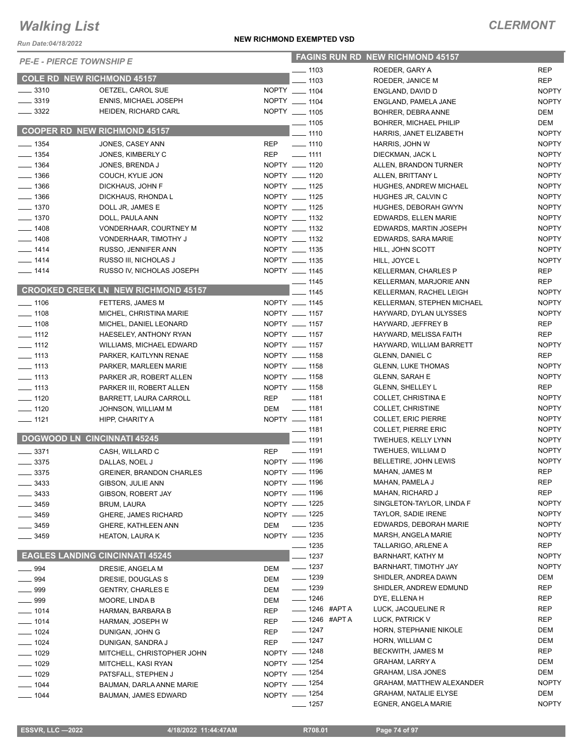# Walking List

# CLERMONT

Run Date:04/18/2022

**NEW RICHMOND EXEMPTED VSD**

*PE-E - PIERCE TOWNSHIP E*

## COLE RD NEW RICHMOND 45157

| No. | Name | Party |
|---|---|---|
| 3310 | OETZEL, CAROL SUE | NOPTY |
| 3319 | ENNIS, MICHAEL JOSEPH | NOPTY |
| 3322 | HEIDEN, RICHARD CARL | NOPTY |

## COOPER RD NEW RICHMOND 45157

| No. | Name | Party |
|---|---|---|
| 1354 | JONES, CASEY ANN | REP |
| 1354 | JONES, KIMBERLY C | REP |
| 1364 | JONES, BRENDA J | NOPTY |
| 1366 | COUCH, KYLIE JON | NOPTY |
| 1366 | DICKHAUS, JOHN F | NOPTY |
| 1366 | DICKHAUS, RHONDA L | NOPTY |
| 1370 | DOLL JR, JAMES E | NOPTY |
| 1370 | DOLL, PAULA ANN | NOPTY |
| 1408 | VONDERHAAR, COURTNEY M | NOPTY |
| 1408 | VONDERHAAR, TIMOTHY J | NOPTY |
| 1414 | RUSSO, JENNIFER ANN | NOPTY |
| 1414 | RUSSO III, NICHOLAS J | NOPTY |
| 1414 | RUSSO IV, NICHOLAS JOSEPH | NOPTY |

## CROOKED CREEK LN NEW RICHMOND 45157

| No. | Name | Party |
|---|---|---|
| 1106 | FETTERS, JAMES M | NOPTY |
| 1108 | MICHEL, CHRISTINA MARIE | NOPTY |
| 1108 | MICHEL, DANIEL LEONARD | NOPTY |
| 1112 | HAESELEY, ANTHONY RYAN | NOPTY |
| 1112 | WILLIAMS, MICHAEL EDWARD | NOPTY |
| 1113 | PARKER, KAITLYNN RENAE | NOPTY |
| 1113 | PARKER, MARLEEN MARIE | NOPTY |
| 1113 | PARKER JR, ROBERT ALLEN | NOPTY |
| 1113 | PARKER III, ROBERT ALLEN | NOPTY |
| 1120 | BARRETT, LAURA CARROLL | REP |
| 1120 | JOHNSON, WILLIAM M | DEM |
| 1121 | HIPP, CHARITY A | NOPTY |

## DOGWOOD LN CINCINNATI 45245

| No. | Name | Party |
|---|---|---|
| 3371 | CASH, WILLARD C | REP |
| 3375 | DALLAS, NOEL J | NOPTY |
| 3375 | GREINER, BRANDON CHARLES | NOPTY |
| 3433 | GIBSON, JULIE ANN | NOPTY |
| 3433 | GIBSON, ROBERT JAY | NOPTY |
| 3459 | BRUM, LAURA | NOPTY |
| 3459 | GHERE, JAMES RICHARD | NOPTY |
| 3459 | GHERE, KATHLEEN ANN | DEM |
| 3459 | HEATON, LAURA K | NOPTY |

## EAGLES LANDING CINCINNATI 45245

| No. | Name | Party |
|---|---|---|
| 994 | DRESIE, ANGELA M | DEM |
| 994 | DRESIE, DOUGLAS S | DEM |
| 999 | GENTRY, CHARLES E | DEM |
| 999 | MOORE, LINDA B | DEM |
| 1014 | HARMAN, BARBARA B | REP |
| 1014 | HARMAN, JOSEPH W | REP |
| 1024 | DUNIGAN, JOHN G | REP |
| 1024 | DUNIGAN, SANDRA J | REP |
| 1029 | MITCHELL, CHRISTOPHER JOHN | NOPTY |
| 1029 | MITCHELL, KASI RYAN | NOPTY |
| 1029 | PATSFALL, STEPHEN J | NOPTY |
| 1044 | BAUMAN, DARLA ANNE MARIE | NOPTY |
| 1044 | BAUMAN, JAMES EDWARD | NOPTY |

## FAGINS RUN RD NEW RICHMOND 45157

| No. | Name | Party |
|---|---|---|
| 1103 | ROEDER, GARY A | REP |
| 1103 | ROEDER, JANICE M | REP |
| 1104 | ENGLAND, DAVID D | NOPTY |
| 1104 | ENGLAND, PAMELA JANE | NOPTY |
| 1105 | BOHRER, DEBRA ANNE | DEM |
| 1105 | BOHRER, MICHAEL PHILIP | DEM |
| 1110 | HARRIS, JANET ELIZABETH | NOPTY |
| 1110 | HARRIS, JOHN W | NOPTY |
| 1111 | DIECKMAN, JACK L | NOPTY |
| 1120 | ALLEN, BRANDON TURNER | NOPTY |
| 1120 | ALLEN, BRITTANY L | NOPTY |
| 1125 | HUGHES, ANDREW MICHAEL | NOPTY |
| 1125 | HUGHES JR, CALVIN C | NOPTY |
| 1125 | HUGHES, DEBORAH GWYN | NOPTY |
| 1132 | EDWARDS, ELLEN MARIE | NOPTY |
| 1132 | EDWARDS, MARTIN JOSEPH | NOPTY |
| 1132 | EDWARDS, SARA MARIE | NOPTY |
| 1135 | HILL, JOHN SCOTT | NOPTY |
| 1135 | HILL, JOYCE L | NOPTY |
| 1145 | KELLERMAN, CHARLES P | REP |
| 1145 | KELLERMAN, MARJORIE ANN | REP |
| 1145 | KELLERMAN, RACHEL LEIGH | NOPTY |
| 1145 | KELLERMAN, STEPHEN MICHAEL | NOPTY |
| 1157 | HAYWARD, DYLAN ULYSSES | NOPTY |
| 1157 | HAYWARD, JEFFREY B | REP |
| 1157 | HAYWARD, MELISSA FAITH | REP |
| 1157 | HAYWARD, WILLIAM BARRETT | NOPTY |
| 1158 | GLENN, DANIEL C | REP |
| 1158 | GLENN, LUKE THOMAS | NOPTY |
| 1158 | GLENN, SARAH E | NOPTY |
| 1158 | GLENN, SHELLEY L | REP |
| 1181 | COLLET, CHRISTINA E | NOPTY |
| 1181 | COLLET, CHRISTINE | NOPTY |
| 1181 | COLLET, ERIC PIERRE | NOPTY |
| 1181 | COLLET, PIERRE ERIC | NOPTY |
| 1191 | TWEHUES, KELLY LYNN | NOPTY |
| 1191 | TWEHUES, WILLIAM D | NOPTY |
| 1196 | BELLETIRE, JOHN LEWIS | NOPTY |
| 1196 | MAHAN, JAMES M | REP |
| 1196 | MAHAN, PAMELA J | REP |
| 1196 | MAHAN, RICHARD J | REP |
| 1225 | SINGLETON-TAYLOR, LINDA F | NOPTY |
| 1225 | TAYLOR, SADIE IRENE | NOPTY |
| 1235 | EDWARDS, DEBORAH MARIE | NOPTY |
| 1235 | MARSH, ANGELA MARIE | NOPTY |
| 1235 | TALLARIGO, ARLENE A | REP |
| 1237 | BARNHART, KATHY M | NOPTY |
| 1237 | BARNHART, TIMOTHY JAY | NOPTY |
| 1239 | SHIDLER, ANDREA DAWN | DEM |
| 1239 | SHIDLER, ANDREW EDMUND | REP |
| 1246 | DYE, ELLENA H | REP |
| 1246 #APT A | LUCK, JACQUELINE R | REP |
| 1246 #APT A | LUCK, PATRICK V | REP |
| 1247 | HORN, STEPHANIE NIKOLE | DEM |
| 1247 | HORN, WILLIAM C | DEM |
| 1248 | BECKWITH, JAMES M | REP |
| 1254 | GRAHAM, LARRY A | DEM |
| 1254 | GRAHAM, LISA JONES | DEM |
| 1254 | GRAHAM, MATTHEW ALEXANDER | NOPTY |
| 1254 | GRAHAM, NATALIE ELYSE | DEM |
| 1257 | EGNER, ANGELA MARIE | NOPTY |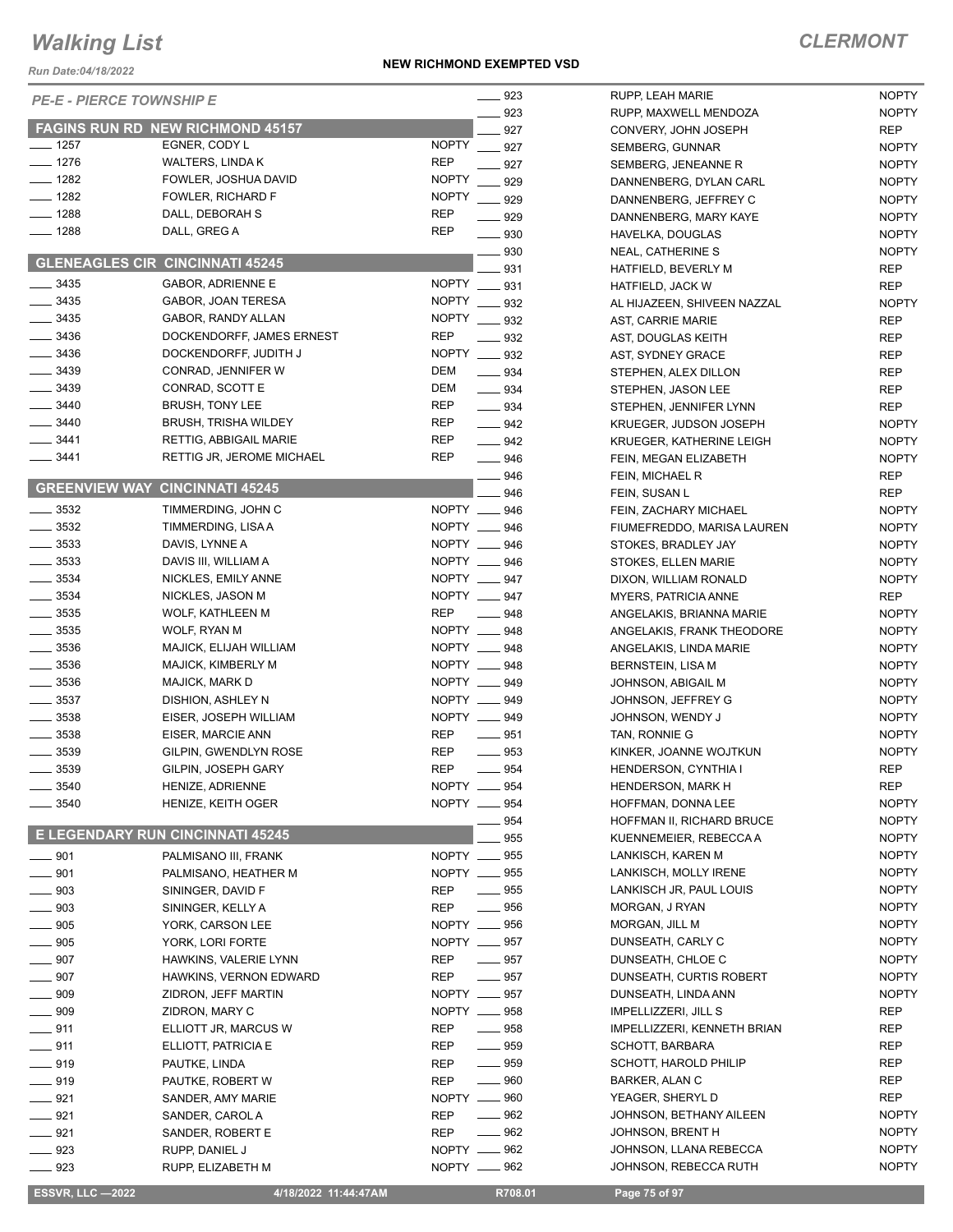# Walking List

## CLERMONT

*Run Date:04/18/2022*

**NEW RICHMOND EXEMPTED VSD**

*PE-E - PIERCE TOWNSHIP E*

### FAGINS RUN RD NEW RICHMOND 45157

| No. | Name | Party |
|---|---|---|
| 1257 | EGNER, CODY L | NOPTY |
| 1276 | WALTERS, LINDA K | REP |
| 1282 | FOWLER, JOSHUA DAVID | NOPTY |
| 1282 | FOWLER, RICHARD F | NOPTY |
| 1288 | DALL, DEBORAH S | REP |
| 1288 | DALL, GREG A | REP |

### GLENEAGLES CIR CINCINNATI 45245

| No. | Name | Party |
|---|---|---|
| 3435 | GABOR, ADRIENNE E | NOPTY |
| 3435 | GABOR, JOAN TERESA | NOPTY |
| 3435 | GABOR, RANDY ALLAN | NOPTY |
| 3436 | DOCKENDORFF, JAMES ERNEST | REP |
| 3436 | DOCKENDORFF, JUDITH J | NOPTY |
| 3439 | CONRAD, JENNIFER W | DEM |
| 3439 | CONRAD, SCOTT E | DEM |
| 3440 | BRUSH, TONY LEE | REP |
| 3440 | BRUSH, TRISHA WILDEY | REP |
| 3441 | RETTIG, ABBIGAIL MARIE | REP |
| 3441 | RETTIG JR, JEROME MICHAEL | REP |

### GREENVIEW WAY CINCINNATI 45245

| No. | Name | Party |
|---|---|---|
| 3532 | TIMMERDING, JOHN C | NOPTY |
| 3532 | TIMMERDING, LISA A | NOPTY |
| 3533 | DAVIS, LYNNE A | NOPTY |
| 3533 | DAVIS III, WILLIAM A | NOPTY |
| 3534 | NICKLES, EMILY ANNE | NOPTY |
| 3534 | NICKLES, JASON M | NOPTY |
| 3535 | WOLF, KATHLEEN M | REP |
| 3535 | WOLF, RYAN M | NOPTY |
| 3536 | MAJICK, ELIJAH WILLIAM | NOPTY |
| 3536 | MAJICK, KIMBERLY M | NOPTY |
| 3536 | MAJICK, MARK D | NOPTY |
| 3537 | DISHION, ASHLEY N | NOPTY |
| 3538 | EISER, JOSEPH WILLIAM | NOPTY |
| 3538 | EISER, MARCIE ANN | REP |
| 3539 | GILPIN, GWENDLYN ROSE | REP |
| 3539 | GILPIN, JOSEPH GARY | REP |
| 3540 | HENIZE, ADRIENNE | NOPTY |
| 3540 | HENIZE, KEITH OGER | NOPTY |

### E LEGENDARY RUN CINCINNATI 45245

| No. | Name | Party |
|---|---|---|
| 901 | PALMISANO III, FRANK | NOPTY |
| 901 | PALMISANO, HEATHER M | NOPTY |
| 903 | SININGER, DAVID F | REP |
| 903 | SININGER, KELLY A | REP |
| 905 | YORK, CARSON LEE | NOPTY |
| 905 | YORK, LORI FORTE | NOPTY |
| 907 | HAWKINS, VALERIE LYNN | REP |
| 907 | HAWKINS, VERNON EDWARD | REP |
| 909 | ZIDRON, JEFF MARTIN | NOPTY |
| 909 | ZIDRON, MARY C | NOPTY |
| 911 | ELLIOTT JR, MARCUS W | REP |
| 911 | ELLIOTT, PATRICIA E | REP |
| 919 | PAUTKE, LINDA | REP |
| 919 | PAUTKE, ROBERT W | REP |
| 921 | SANDER, AMY MARIE | NOPTY |
| 921 | SANDER, CAROL A | REP |
| 921 | SANDER, ROBERT E | REP |
| 923 | RUPP, DANIEL J | NOPTY |
| 923 | RUPP, ELIZABETH M | NOPTY |
| 923 | RUPP, LEAH MARIE | NOPTY |
| 923 | RUPP, MAXWELL MENDOZA | NOPTY |
| 927 | CONVERY, JOHN JOSEPH | REP |
| 927 | SEMBERG, GUNNAR | NOPTY |
| 927 | SEMBERG, JENEANNE R | NOPTY |
| 929 | DANNENBERG, DYLAN CARL | NOPTY |
| 929 | DANNENBERG, JEFFREY C | NOPTY |
| 929 | DANNENBERG, MARY KAYE | NOPTY |
| 930 | HAVELKA, DOUGLAS | NOPTY |
| 930 | NEAL, CATHERINE S | NOPTY |
| 931 | HATFIELD, BEVERLY M | REP |
| 931 | HATFIELD, JACK W | REP |
| 932 | AL HIJAZEEN, SHIVEEN NAZZAL | NOPTY |
| 932 | AST, CARRIE MARIE | REP |
| 932 | AST, DOUGLAS KEITH | REP |
| 932 | AST, SYDNEY GRACE | REP |
| 934 | STEPHEN, ALEX DILLON | REP |
| 934 | STEPHEN, JASON LEE | REP |
| 934 | STEPHEN, JENNIFER LYNN | REP |
| 942 | KRUEGER, JUDSON JOSEPH | NOPTY |
| 942 | KRUEGER, KATHERINE LEIGH | NOPTY |
| 946 | FEIN, MEGAN ELIZABETH | NOPTY |
| 946 | FEIN, MICHAEL R | REP |
| 946 | FEIN, SUSAN L | REP |
| 946 | FEIN, ZACHARY MICHAEL | NOPTY |
| 946 | FIUMEFREDDO, MARISA LAUREN | NOPTY |
| 946 | STOKES, BRADLEY JAY | NOPTY |
| 946 | STOKES, ELLEN MARIE | NOPTY |
| 947 | DIXON, WILLIAM RONALD | NOPTY |
| 947 | MYERS, PATRICIA ANNE | REP |
| 948 | ANGELAKIS, BRIANNA MARIE | NOPTY |
| 948 | ANGELAKIS, FRANK THEODORE | NOPTY |
| 948 | ANGELAKIS, LINDA MARIE | NOPTY |
| 948 | BERNSTEIN, LISA M | NOPTY |
| 949 | JOHNSON, ABIGAIL M | NOPTY |
| 949 | JOHNSON, JEFFREY G | NOPTY |
| 949 | JOHNSON, WENDY J | NOPTY |
| 951 | TAN, RONNIE G | NOPTY |
| 953 | KINKER, JOANNE WOJTKUN | NOPTY |
| 954 | HENDERSON, CYNTHIA I | REP |
| 954 | HENDERSON, MARK H | REP |
| 954 | HOFFMAN, DONNA LEE | NOPTY |
| 954 | HOFFMAN II, RICHARD BRUCE | NOPTY |
| 955 | KUENNEMEIER, REBECCA A | NOPTY |
| 955 | LANKISCH, KAREN M | NOPTY |
| 955 | LANKISCH, MOLLY IRENE | NOPTY |
| 955 | LANKISCH JR, PAUL LOUIS | NOPTY |
| 956 | MORGAN, J RYAN | NOPTY |
| 956 | MORGAN, JILL M | NOPTY |
| 957 | DUNSEATH, CARLY C | NOPTY |
| 957 | DUNSEATH, CHLOE C | NOPTY |
| 957 | DUNSEATH, CURTIS ROBERT | NOPTY |
| 957 | DUNSEATH, LINDA ANN | NOPTY |
| 958 | IMPELLIZZERI, JILL S | REP |
| 958 | IMPELLIZZERI, KENNETH BRIAN | REP |
| 959 | SCHOTT, BARBARA | REP |
| 959 | SCHOTT, HAROLD PHILIP | REP |
| 960 | BARKER, ALAN C | REP |
| 960 | YEAGER, SHERYL D | REP |
| 962 | JOHNSON, BETHANY AILEEN | NOPTY |
| 962 | JOHNSON, BRENT H | NOPTY |
| 962 | JOHNSON, LLANA REBECCA | NOPTY |
| 962 | JOHNSON, REBECCA RUTH | NOPTY |

ESSVR, LLC —2022 | 4/18/2022 11:44:47AM | R708.01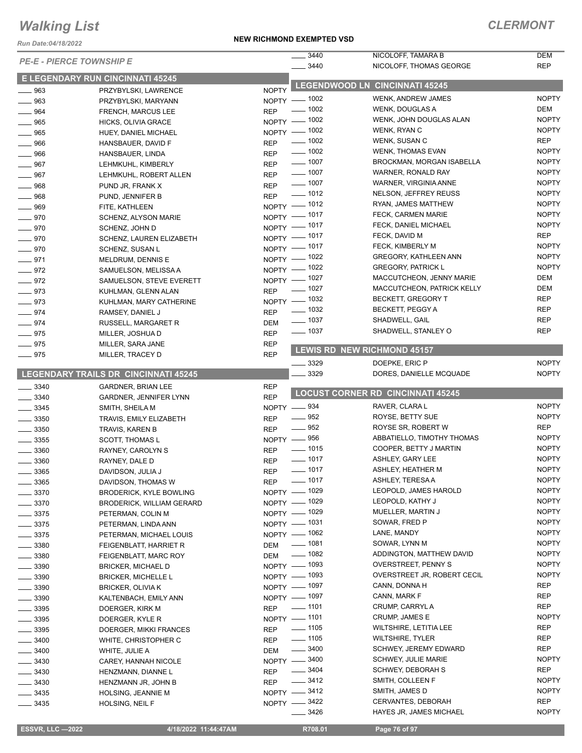# Walking List

## CLERMONT

Run Date:04/18/2022

**NEW RICHMOND EXEMPTED VSD**

*PE-E - PIERCE TOWNSHIP E*

### E LEGENDARY RUN CINCINNATI 45245

| No. | Name | Party |
|---|---|---|
| 963 | PRZYBYLSKI, LAWRENCE | NOPTY |
| 963 | PRZYBYLSKI, MARYANN | NOPTY |
| 964 | FRENCH, MARCUS LEE | REP |
| 965 | HICKS, OLIVIA GRACE | NOPTY |
| 965 | HUEY, DANIEL MICHAEL | NOPTY |
| 966 | HANSBAUER, DAVID F | REP |
| 966 | HANSBAUER, LINDA | REP |
| 967 | LEHMKUHL, KIMBERLY | REP |
| 967 | LEHMKUHL, ROBERT ALLEN | REP |
| 968 | PUND JR, FRANK X | REP |
| 968 | PUND, JENNIFER B | REP |
| 969 | FITE, KATHLEEN | NOPTY |
| 970 | SCHENZ, ALYSON MARIE | NOPTY |
| 970 | SCHENZ, JOHN D | NOPTY |
| 970 | SCHENZ, LAUREN ELIZABETH | NOPTY |
| 970 | SCHENZ, SUSAN L | NOPTY |
| 971 | MELDRUM, DENNIS E | NOPTY |
| 972 | SAMUELSON, MELISSA A | NOPTY |
| 972 | SAMUELSON, STEVE EVERETT | NOPTY |
| 973 | KUHLMAN, GLENN ALAN | REP |
| 973 | KUHLMAN, MARY CATHERINE | NOPTY |
| 974 | RAMSEY, DANIEL J | REP |
| 974 | RUSSELL, MARGARET R | DEM |
| 975 | MILLER, JOSHUA D | REP |
| 975 | MILLER, SARA JANE | REP |
| 975 | MILLER, TRACEY D | REP |

### LEGENDARY TRAILS DR CINCINNATI 45245

| No. | Name | Party |
|---|---|---|
| 3340 | GARDNER, BRIAN LEE | REP |
| 3340 | GARDNER, JENNIFER LYNN | REP |
| 3345 | SMITH, SHEILA M | NOPTY |
| 3350 | TRAVIS, EMILY ELIZABETH | REP |
| 3350 | TRAVIS, KAREN B | REP |
| 3355 | SCOTT, THOMAS L | NOPTY |
| 3360 | RAYNEY, CAROLYN S | REP |
| 3360 | RAYNEY, DALE D | REP |
| 3365 | DAVIDSON, JULIA J | REP |
| 3365 | DAVIDSON, THOMAS W | REP |
| 3370 | BRODERICK, KYLE BOWLING | NOPTY |
| 3370 | BRODERICK, WILLIAM GERARD | NOPTY |
| 3375 | PETERMAN, COLIN M | NOPTY |
| 3375 | PETERMAN, LINDA ANN | NOPTY |
| 3375 | PETERMAN, MICHAEL LOUIS | NOPTY |
| 3380 | FEIGENBLATT, HARRIET R | DEM |
| 3380 | FEIGENBLATT, MARC ROY | DEM |
| 3390 | BRICKER, MICHAEL D | NOPTY |
| 3390 | BRICKER, MICHELLE L | NOPTY |
| 3390 | BRICKER, OLIVIA K | NOPTY |
| 3390 | KALTENBACH, EMILY ANN | NOPTY |
| 3395 | DOERGER, KIRK M | REP |
| 3395 | DOERGER, KYLE R | NOPTY |
| 3395 | DOERGER, MIKKI FRANCES | REP |
| 3400 | WHITE, CHRISTOPHER C | REP |
| 3400 | WHITE, JULIE A | DEM |
| 3430 | CAREY, HANNAH NICOLE | NOPTY |
| 3430 | HENZMANN, DIANNE L | REP |
| 3430 | HENZMANN JR, JOHN B | REP |
| 3435 | HOLSING, JEANNIE M | NOPTY |
| 3435 | HOLSING, NEIL F | NOPTY |
| 3440 | NICOLOFF, TAMARA B | DEM |
| 3440 | NICOLOFF, THOMAS GEORGE | REP |

### LEGENDWOOD LN CINCINNATI 45245

| No. | Name | Party |
|---|---|---|
| 1002 | WENK, ANDREW JAMES | NOPTY |
| 1002 | WENK, DOUGLAS A | DEM |
| 1002 | WENK, JOHN DOUGLAS ALAN | NOPTY |
| 1002 | WENK, RYAN C | NOPTY |
| 1002 | WENK, SUSAN C | REP |
| 1002 | WENK, THOMAS EVAN | NOPTY |
| 1007 | BROCKMAN, MORGAN ISABELLA | NOPTY |
| 1007 | WARNER, RONALD RAY | NOPTY |
| 1007 | WARNER, VIRGINIA ANNE | NOPTY |
| 1012 | NELSON, JEFFREY REUSS | NOPTY |
| 1012 | RYAN, JAMES MATTHEW | NOPTY |
| 1017 | FECK, CARMEN MARIE | NOPTY |
| 1017 | FECK, DANIEL MICHAEL | NOPTY |
| 1017 | FECK, DAVID M | REP |
| 1017 | FECK, KIMBERLY M | NOPTY |
| 1022 | GREGORY, KATHLEEN ANN | NOPTY |
| 1022 | GREGORY, PATRICK L | NOPTY |
| 1027 | MACCUTCHEON, JENNY MARIE | DEM |
| 1027 | MACCUTCHEON, PATRICK KELLY | DEM |
| 1032 | BECKETT, GREGORY T | REP |
| 1032 | BECKETT, PEGGY A | REP |
| 1037 | SHADWELL, GAIL | REP |
| 1037 | SHADWELL, STANLEY O | REP |

### LEWIS RD NEW RICHMOND 45157

| No. | Name | Party |
|---|---|---|
| 3329 | DOEPKE, ERIC P | NOPTY |
| 3329 | DORES, DANIELLE MCQUADE | NOPTY |

### LOCUST CORNER RD CINCINNATI 45245

| No. | Name | Party |
|---|---|---|
| 934 | RAVER, CLARA L | NOPTY |
| 952 | ROYSE, BETTY SUE | NOPTY |
| 952 | ROYSE SR, ROBERT W | REP |
| 956 | ABBATIELLO, TIMOTHY THOMAS | NOPTY |
| 1015 | COOPER, BETTY J MARTIN | NOPTY |
| 1017 | ASHLEY, GARY LEE | NOPTY |
| 1017 | ASHLEY, HEATHER M | NOPTY |
| 1017 | ASHLEY, TERESA A | NOPTY |
| 1029 | LEOPOLD, JAMES HAROLD | NOPTY |
| 1029 | LEOPOLD, KATHY J | NOPTY |
| 1029 | MUELLER, MARTIN J | NOPTY |
| 1031 | SOWAR, FRED P | NOPTY |
| 1062 | LANE, MANDY | NOPTY |
| 1081 | SOWAR, LYNN M | NOPTY |
| 1082 | ADDINGTON, MATTHEW DAVID | NOPTY |
| 1093 | OVERSTREET, PENNY S | NOPTY |
| 1093 | OVERSTREET JR, ROBERT CECIL | NOPTY |
| 1097 | CANN, DONNA H | REP |
| 1097 | CANN, MARK F | REP |
| 1101 | CRUMP, CARRYL A | REP |
| 1101 | CRUMP, JAMES E | NOPTY |
| 1105 | WILTSHIRE, LETITIA LEE | REP |
| 1105 | WILTSHIRE, TYLER | REP |
| 3400 | SCHWEY, JEREMY EDWARD | REP |
| 3400 | SCHWEY, JULIE MARIE | NOPTY |
| 3404 | SCHWEY, DEBORAH S | REP |
| 3412 | SMITH, COLLEEN F | NOPTY |
| 3412 | SMITH, JAMES D | NOPTY |
| 3422 | CERVANTES, DEBORAH | REP |
| 3426 | HAYES JR, JAMES MICHAEL | NOPTY |

ESSVR, LLC —2022 | 4/18/2022 11:44:47AM | R708.01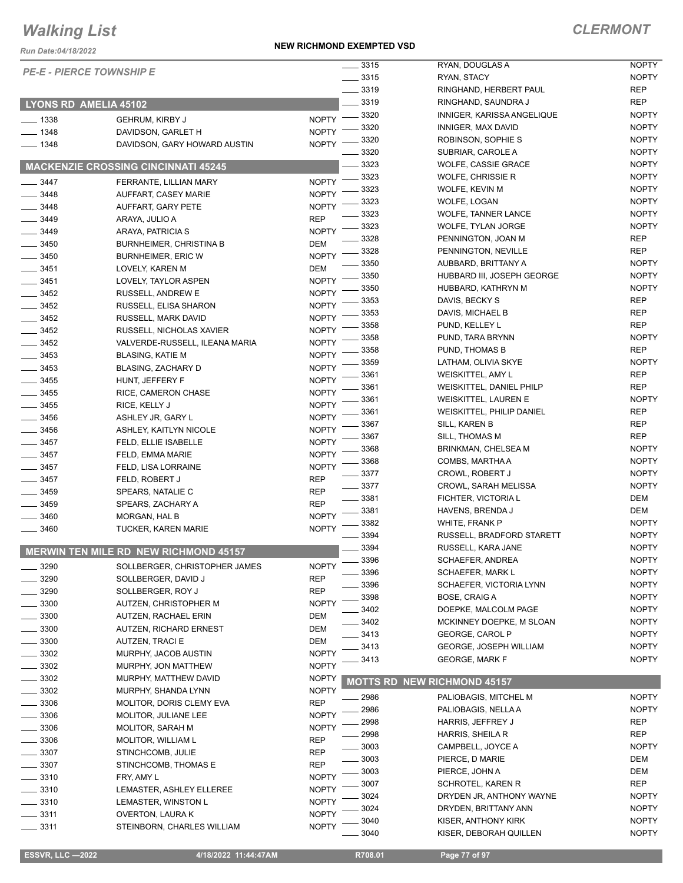# Walking List

## CLERMONT

Run Date:04/18/2022

**NEW RICHMOND EXEMPTED VSD**

*PE-E - PIERCE TOWNSHIP E*

### LYONS RD AMELIA 45102

| | | |
|---|---|---|
| ____ 1338 | GEHRUM, KIRBY J | NOPTY |
| ____ 1348 | DAVIDSON, GARLET H | NOPTY |
| ____ 1348 | DAVIDSON, GARY HOWARD AUSTIN | NOPTY |

### MACKENZIE CROSSING CINCINNATI 45245

| | | |
|---|---|---|
| ____ 3447 | FERRANTE, LILLIAN MARY | NOPTY |
| ____ 3448 | AUFFART, CASEY MARIE | NOPTY |
| ____ 3448 | AUFFART, GARY PETE | NOPTY |
| ____ 3449 | ARAYA, JULIO A | REP |
| ____ 3449 | ARAYA, PATRICIA S | NOPTY |
| ____ 3450 | BURNHEIMER, CHRISTINA B | DEM |
| ____ 3450 | BURNHEIMER, ERIC W | NOPTY |
| ____ 3451 | LOVELY, KAREN M | DEM |
| ____ 3451 | LOVELY, TAYLOR ASPEN | NOPTY |
| ____ 3452 | RUSSELL, ANDREW E | NOPTY |
| ____ 3452 | RUSSELL, ELISA SHARON | NOPTY |
| ____ 3452 | RUSSELL, MARK DAVID | NOPTY |
| ____ 3452 | RUSSELL, NICHOLAS XAVIER | NOPTY |
| ____ 3452 | VALVERDE-RUSSELL, ILEANA MARIA | NOPTY |
| ____ 3453 | BLASING, KATIE M | NOPTY |
| ____ 3453 | BLASING, ZACHARY D | NOPTY |
| ____ 3455 | HUNT, JEFFERY F | NOPTY |
| ____ 3455 | RICE, CAMERON CHASE | NOPTY |
| ____ 3455 | RICE, KELLY J | NOPTY |
| ____ 3456 | ASHLEY JR, GARY L | NOPTY |
| ____ 3456 | ASHLEY, KAITLYN NICOLE | NOPTY |
| ____ 3457 | FELD, ELLIE ISABELLE | NOPTY |
| ____ 3457 | FELD, EMMA MARIE | NOPTY |
| ____ 3457 | FELD, LISA LORRAINE | NOPTY |
| ____ 3457 | FELD, ROBERT J | REP |
| ____ 3459 | SPEARS, NATALIE C | REP |
| ____ 3459 | SPEARS, ZACHARY A | REP |
| ____ 3460 | MORGAN, HAL B | NOPTY |
| ____ 3460 | TUCKER, KAREN MARIE | NOPTY |

### MERWIN TEN MILE RD NEW RICHMOND 45157

| | | |
|---|---|---|
| ____ 3290 | SOLLBERGER, CHRISTOPHER JAMES | NOPTY |
| ____ 3290 | SOLLBERGER, DAVID J | REP |
| ____ 3290 | SOLLBERGER, ROY J | REP |
| ____ 3300 | AUTZEN, CHRISTOPHER M | NOPTY |
| ____ 3300 | AUTZEN, RACHAEL ERIN | DEM |
| ____ 3300 | AUTZEN, RICHARD ERNEST | DEM |
| ____ 3300 | AUTZEN, TRACI E | DEM |
| ____ 3302 | MURPHY, JACOB AUSTIN | NOPTY |
| ____ 3302 | MURPHY, JON MATTHEW | NOPTY |
| ____ 3302 | MURPHY, MATTHEW DAVID | NOPTY |
| ____ 3302 | MURPHY, SHANDA LYNN | NOPTY |
| ____ 3306 | MOLITOR, DORIS CLEMY EVA | REP |
| ____ 3306 | MOLITOR, JULIANE LEE | NOPTY |
| ____ 3306 | MOLITOR, SARAH M | NOPTY |
| ____ 3306 | MOLITOR, WILLIAM L | REP |
| ____ 3307 | STINCHCOMB, JULIE | REP |
| ____ 3307 | STINCHCOMB, THOMAS E | REP |
| ____ 3310 | FRY, AMY L | NOPTY |
| ____ 3310 | LEMASTER, ASHLEY ELLEREE | NOPTY |
| ____ 3310 | LEMASTER, WINSTON L | NOPTY |
| ____ 3311 | OVERTON, LAURA K | NOPTY |
| ____ 3311 | STEINBORN, CHARLES WILLIAM | NOPTY |
| ____ 3315 | RYAN, DOUGLAS A | NOPTY |
| ____ 3315 | RYAN, STACY | NOPTY |
| ____ 3319 | RINGHAND, HERBERT PAUL | REP |
| ____ 3319 | RINGHAND, SAUNDRA J | REP |
| ____ 3320 | INNIGER, KARISSA ANGELIQUE | NOPTY |
| ____ 3320 | INNIGER, MAX DAVID | NOPTY |
| ____ 3320 | ROBINSON, SOPHIE S | NOPTY |
| ____ 3320 | SUBRIAR, CAROLE A | NOPTY |
| ____ 3323 | WOLFE, CASSIE GRACE | NOPTY |
| ____ 3323 | WOLFE, CHRISSIE R | NOPTY |
| ____ 3323 | WOLFE, KEVIN M | NOPTY |
| ____ 3323 | WOLFE, LOGAN | NOPTY |
| ____ 3323 | WOLFE, TANNER LANCE | NOPTY |
| ____ 3323 | WOLFE, TYLAN JORGE | NOPTY |
| ____ 3328 | PENNINGTON, JOAN M | REP |
| ____ 3328 | PENNINGTON, NEVILLE | REP |
| ____ 3350 | AUBBARD, BRITTANY A | NOPTY |
| ____ 3350 | HUBBARD III, JOSEPH GEORGE | NOPTY |
| ____ 3350 | HUBBARD, KATHRYN M | NOPTY |
| ____ 3353 | DAVIS, BECKY S | REP |
| ____ 3353 | DAVIS, MICHAEL B | REP |
| ____ 3358 | PUND, KELLEY L | REP |
| ____ 3358 | PUND, TARA BRYNN | NOPTY |
| ____ 3358 | PUND, THOMAS B | REP |
| ____ 3359 | LATHAM, OLIVIA SKYE | NOPTY |
| ____ 3361 | WEISKITTEL, AMY L | REP |
| ____ 3361 | WEISKITTEL, DANIEL PHILP | REP |
| ____ 3361 | WEISKITTEL, LAUREN E | NOPTY |
| ____ 3361 | WEISKITTEL, PHILIP DANIEL | REP |
| ____ 3367 | SILL, KAREN B | REP |
| ____ 3367 | SILL, THOMAS M | REP |
| ____ 3368 | BRINKMAN, CHELSEA M | NOPTY |
| ____ 3368 | COMBS, MARTHA A | NOPTY |
| ____ 3377 | CROWL, ROBERT J | NOPTY |
| ____ 3377 | CROWL, SARAH MELISSA | NOPTY |
| ____ 3381 | FICHTER, VICTORIA L | DEM |
| ____ 3381 | HAVENS, BRENDA J | DEM |
| ____ 3382 | WHITE, FRANK P | NOPTY |
| ____ 3394 | RUSSELL, BRADFORD STARETT | NOPTY |
| ____ 3394 | RUSSELL, KARA JANE | NOPTY |
| ____ 3396 | SCHAEFER, ANDREA | NOPTY |
| ____ 3396 | SCHAEFER, MARK L | NOPTY |
| ____ 3396 | SCHAEFER, VICTORIA LYNN | NOPTY |
| ____ 3398 | BOSE, CRAIG A | NOPTY |
| ____ 3402 | DOEPKE, MALCOLM PAGE | NOPTY |
| ____ 3402 | MCKINNEY DOEPKE, M SLOAN | NOPTY |
| ____ 3413 | GEORGE, CAROL P | NOPTY |
| ____ 3413 | GEORGE, JOSEPH WILLIAM | NOPTY |
| ____ 3413 | GEORGE, MARK F | NOPTY |

### MOTTS RD NEW RICHMOND 45157

| | | |
|---|---|---|
| ____ 2986 | PALIOBAGIS, MITCHEL M | NOPTY |
| ____ 2986 | PALIOBAGIS, NELLA A | NOPTY |
| ____ 2998 | HARRIS, JEFFREY J | REP |
| ____ 2998 | HARRIS, SHEILA R | REP |
| ____ 3003 | CAMPBELL, JOYCE A | NOPTY |
| ____ 3003 | PIERCE, D MARIE | DEM |
| ____ 3003 | PIERCE, JOHN A | DEM |
| ____ 3007 | SCHROTEL, KAREN R | REP |
| ____ 3024 | DRYDEN JR, ANTHONY WAYNE | NOPTY |
| ____ 3024 | DRYDEN, BRITTANY ANN | NOPTY |
| ____ 3040 | KISER, ANTHONY KIRK | NOPTY |
| ____ 3040 | KISER, DEBORAH QUILLEN | NOPTY |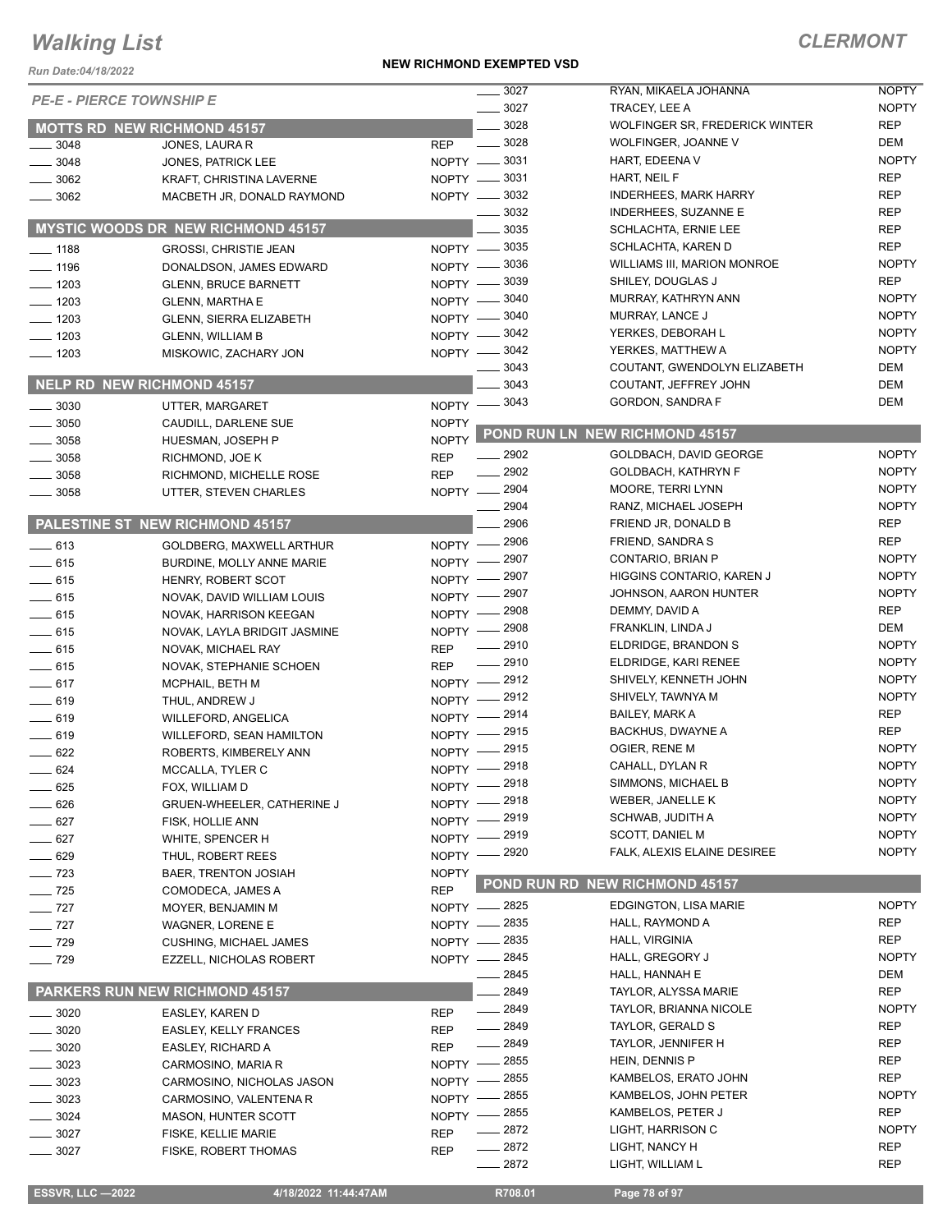# Walking List

**CLERMONT**

Run Date:04/18/2022

**NEW RICHMOND EXEMPTED VSD**

*PE-E - PIERCE TOWNSHIP E*

## MOTTS RD NEW RICHMOND 45157

| | | |
|---|---|---|
| ____ 3048 | JONES, LAURA R | REP |
| ____ 3048 | JONES, PATRICK LEE | NOPTY |
| ____ 3062 | KRAFT, CHRISTINA LAVERNE | NOPTY |
| ____ 3062 | MACBETH JR, DONALD RAYMOND | NOPTY |

## MYSTIC WOODS DR NEW RICHMOND 45157

| | | |
|---|---|---|
| ____ 1188 | GROSSI, CHRISTIE JEAN | NOPTY |
| ____ 1196 | DONALDSON, JAMES EDWARD | NOPTY |
| ____ 1203 | GLENN, BRUCE BARNETT | NOPTY |
| ____ 1203 | GLENN, MARTHA E | NOPTY |
| ____ 1203 | GLENN, SIERRA ELIZABETH | NOPTY |
| ____ 1203 | GLENN, WILLIAM B | NOPTY |
| ____ 1203 | MISKOWIC, ZACHARY JON | NOPTY |

## NELP RD NEW RICHMOND 45157

| | | |
|---|---|---|
| ____ 3030 | UTTER, MARGARET | NOPTY |
| ____ 3050 | CAUDILL, DARLENE SUE | NOPTY |
| ____ 3058 | HUESMAN, JOSEPH P | NOPTY |
| ____ 3058 | RICHMOND, JOE K | REP |
| ____ 3058 | RICHMOND, MICHELLE ROSE | REP |
| ____ 3058 | UTTER, STEVEN CHARLES | NOPTY |

## PALESTINE ST NEW RICHMOND 45157

| | | |
|---|---|---|
| ____ 613 | GOLDBERG, MAXWELL ARTHUR | NOPTY |
| ____ 615 | BURDINE, MOLLY ANNE MARIE | NOPTY |
| ____ 615 | HENRY, ROBERT SCOT | NOPTY |
| ____ 615 | NOVAK, DAVID WILLIAM LOUIS | NOPTY |
| ____ 615 | NOVAK, HARRISON KEEGAN | NOPTY |
| ____ 615 | NOVAK, LAYLA BRIDGIT JASMINE | NOPTY |
| ____ 615 | NOVAK, MICHAEL RAY | REP |
| ____ 615 | NOVAK, STEPHANIE SCHOEN | REP |
| ____ 617 | MCPHAIL, BETH M | NOPTY |
| ____ 619 | THUL, ANDREW J | NOPTY |
| ____ 619 | WILLEFORD, ANGELICA | NOPTY |
| ____ 619 | WILLEFORD, SEAN HAMILTON | NOPTY |
| ____ 622 | ROBERTS, KIMBERELY ANN | NOPTY |
| ____ 624 | MCCALLA, TYLER C | NOPTY |
| ____ 625 | FOX, WILLIAM D | NOPTY |
| ____ 626 | GRUEN-WHEELER, CATHERINE J | NOPTY |
| ____ 627 | FISK, HOLLIE ANN | NOPTY |
| ____ 627 | WHITE, SPENCER H | NOPTY |
| ____ 629 | THUL, ROBERT REES | NOPTY |
| ____ 723 | BAER, TRENTON JOSIAH | NOPTY |
| ____ 725 | COMODECA, JAMES A | REP |
| ____ 727 | MOYER, BENJAMIN M | NOPTY |
| ____ 727 | WAGNER, LORENE E | NOPTY |
| ____ 729 | CUSHING, MICHAEL JAMES | NOPTY |
| ____ 729 | EZZELL, NICHOLAS ROBERT | NOPTY |

## PARKERS RUN NEW RICHMOND 45157

| | | |
|---|---|---|
| ____ 3020 | EASLEY, KAREN D | REP |
| ____ 3020 | EASLEY, KELLY FRANCES | REP |
| ____ 3020 | EASLEY, RICHARD A | REP |
| ____ 3023 | CARMOSINO, MARIA R | NOPTY |
| ____ 3023 | CARMOSINO, NICHOLAS JASON | NOPTY |
| ____ 3023 | CARMOSINO, VALENTENA R | NOPTY |
| ____ 3024 | MASON, HUNTER SCOTT | NOPTY |
| ____ 3027 | FISKE, KELLIE MARIE | REP |
| ____ 3027 | FISKE, ROBERT THOMAS | REP |
| ____ 3027 | RYAN, MIKAELA JOHANNA | NOPTY |
| ____ 3027 | TRACEY, LEE A | NOPTY |
| ____ 3028 | WOLFINGER SR, FREDERICK WINTER | REP |
| ____ 3028 | WOLFINGER, JOANNE V | DEM |
| ____ 3031 | HART, EDEENA V | NOPTY |
| ____ 3031 | HART, NEIL F | REP |
| ____ 3032 | INDERHEES, MARK HARRY | REP |
| ____ 3032 | INDERHEES, SUZANNE E | REP |
| ____ 3035 | SCHLACHTA, ERNIE LEE | REP |
| ____ 3035 | SCHLACHTA, KAREN D | REP |
| ____ 3036 | WILLIAMS III, MARION MONROE | NOPTY |
| ____ 3039 | SHILEY, DOUGLAS J | REP |
| ____ 3040 | MURRAY, KATHRYN ANN | NOPTY |
| ____ 3040 | MURRAY, LANCE J | NOPTY |
| ____ 3042 | YERKES, DEBORAH L | NOPTY |
| ____ 3042 | YERKES, MATTHEW A | NOPTY |
| ____ 3043 | COUTANT, GWENDOLYN ELIZABETH | DEM |
| ____ 3043 | COUTANT, JEFFREY JOHN | DEM |
| ____ 3043 | GORDON, SANDRA F | DEM |

## POND RUN LN NEW RICHMOND 45157

| | | |
|---|---|---|
| ____ 2902 | GOLDBACH, DAVID GEORGE | NOPTY |
| ____ 2902 | GOLDBACH, KATHRYN F | NOPTY |
| ____ 2904 | MOORE, TERRI LYNN | NOPTY |
| ____ 2904 | RANZ, MICHAEL JOSEPH | NOPTY |
| ____ 2906 | FRIEND JR, DONALD B | REP |
| ____ 2906 | FRIEND, SANDRA S | REP |
| ____ 2907 | CONTARIO, BRIAN P | NOPTY |
| ____ 2907 | HIGGINS CONTARIO, KAREN J | NOPTY |
| ____ 2907 | JOHNSON, AARON HUNTER | NOPTY |
| ____ 2908 | DEMMY, DAVID A | REP |
| ____ 2908 | FRANKLIN, LINDA J | DEM |
| ____ 2910 | ELDRIDGE, BRANDON S | NOPTY |
| ____ 2910 | ELDRIDGE, KARI RENEE | NOPTY |
| ____ 2912 | SHIVELY, KENNETH JOHN | NOPTY |
| ____ 2912 | SHIVELY, TAWNYA M | NOPTY |
| ____ 2914 | BAILEY, MARK A | REP |
| ____ 2915 | BACKHUS, DWAYNE A | REP |
| ____ 2915 | OGIER, RENE M | NOPTY |
| ____ 2918 | CAHALL, DYLAN R | NOPTY |
| ____ 2918 | SIMMONS, MICHAEL B | NOPTY |
| ____ 2918 | WEBER, JANELLE K | NOPTY |
| ____ 2919 | SCHWAB, JUDITH A | NOPTY |
| ____ 2919 | SCOTT, DANIEL M | NOPTY |
| ____ 2920 | FALK, ALEXIS ELAINE DESIREE | NOPTY |

## POND RUN RD NEW RICHMOND 45157

| | | |
|---|---|---|
| ____ 2825 | EDGINGTON, LISA MARIE | NOPTY |
| ____ 2835 | HALL, RAYMOND A | REP |
| ____ 2835 | HALL, VIRGINIA | REP |
| ____ 2845 | HALL, GREGORY J | NOPTY |
| ____ 2845 | HALL, HANNAH E | DEM |
| ____ 2849 | TAYLOR, ALYSSA MARIE | REP |
| ____ 2849 | TAYLOR, BRIANNA NICOLE | NOPTY |
| ____ 2849 | TAYLOR, GERALD S | REP |
| ____ 2849 | TAYLOR, JENNIFER H | REP |
| ____ 2855 | HEIN, DENNIS P | REP |
| ____ 2855 | KAMBELOS, ERATO JOHN | REP |
| ____ 2855 | KAMBELOS, JOHN PETER | NOPTY |
| ____ 2855 | KAMBELOS, PETER J | REP |
| ____ 2872 | LIGHT, HARRISON C | NOPTY |
| ____ 2872 | LIGHT, NANCY H | REP |
| ____ 2872 | LIGHT, WILLIAM L | REP |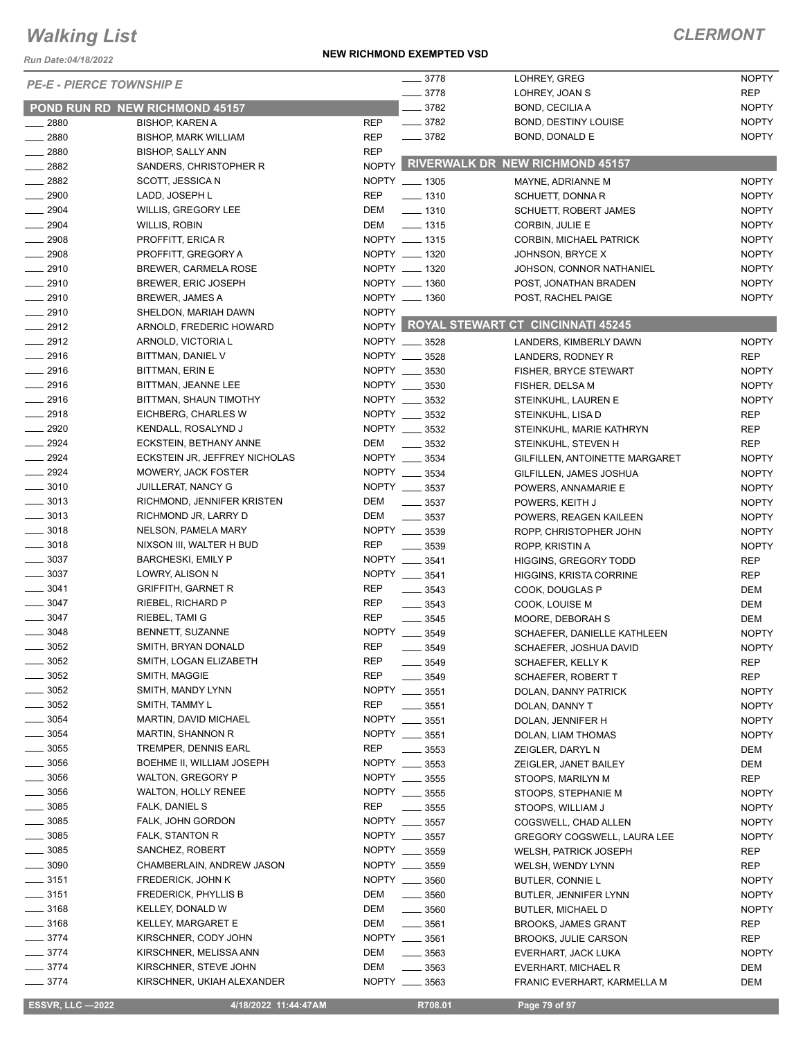# Walking List

## CLERMONT

Run Date:04/18/2022

**NEW RICHMOND EXEMPTED VSD**

*PE-E - PIERCE TOWNSHIP E*

### POND RUN RD NEW RICHMOND 45157

| No. | Name | Party |
|---|---|---|
| 2880 | BISHOP, KAREN A | REP |
| 2880 | BISHOP, MARK WILLIAM | REP |
| 2880 | BISHOP, SALLY ANN | REP |
| 2882 | SANDERS, CHRISTOPHER R | NOPTY |
| 2882 | SCOTT, JESSICA N | NOPTY |
| 2900 | LADD, JOSEPH L | REP |
| 2904 | WILLIS, GREGORY LEE | DEM |
| 2904 | WILLIS, ROBIN | DEM |
| 2908 | PROFFITT, ERICA R | NOPTY |
| 2908 | PROFFITT, GREGORY A | NOPTY |
| 2910 | BREWER, CARMELA ROSE | NOPTY |
| 2910 | BREWER, ERIC JOSEPH | NOPTY |
| 2910 | BREWER, JAMES A | NOPTY |
| 2910 | SHELDON, MARIAH DAWN | NOPTY |
| 2912 | ARNOLD, FREDERIC HOWARD | NOPTY |
| 2912 | ARNOLD, VICTORIA L | NOPTY |
| 2916 | BITTMAN, DANIEL V | NOPTY |
| 2916 | BITTMAN, ERIN E | NOPTY |
| 2916 | BITTMAN, JEANNE LEE | NOPTY |
| 2916 | BITTMAN, SHAUN TIMOTHY | NOPTY |
| 2918 | EICHBERG, CHARLES W | NOPTY |
| 2920 | KENDALL, ROSALYND J | NOPTY |
| 2924 | ECKSTEIN, BETHANY ANNE | DEM |
| 2924 | ECKSTEIN JR, JEFFREY NICHOLAS | NOPTY |
| 2924 | MOWERY, JACK FOSTER | NOPTY |
| 3010 | JUILLERAT, NANCY G | NOPTY |
| 3013 | RICHMOND, JENNIFER KRISTEN | DEM |
| 3013 | RICHMOND JR, LARRY D | DEM |
| 3018 | NELSON, PAMELA MARY | NOPTY |
| 3018 | NIXSON III, WALTER H BUD | REP |
| 3037 | BARCHESKI, EMILY P | NOPTY |
| 3037 | LOWRY, ALISON N | NOPTY |
| 3041 | GRIFFITH, GARNET R | REP |
| 3047 | RIEBEL, RICHARD P | REP |
| 3047 | RIEBEL, TAMI G | REP |
| 3048 | BENNETT, SUZANNE | NOPTY |
| 3052 | SMITH, BRYAN DONALD | REP |
| 3052 | SMITH, LOGAN ELIZABETH | REP |
| 3052 | SMITH, MAGGIE | REP |
| 3052 | SMITH, MANDY LYNN | NOPTY |
| 3052 | SMITH, TAMMY L | REP |
| 3054 | MARTIN, DAVID MICHAEL | NOPTY |
| 3054 | MARTIN, SHANNON R | NOPTY |
| 3055 | TREMPER, DENNIS EARL | REP |
| 3056 | BOEHME II, WILLIAM JOSEPH | NOPTY |
| 3056 | WALTON, GREGORY P | NOPTY |
| 3056 | WALTON, HOLLY RENEE | NOPTY |
| 3085 | FALK, DANIEL S | REP |
| 3085 | FALK, JOHN GORDON | NOPTY |
| 3085 | FALK, STANTON R | NOPTY |
| 3085 | SANCHEZ, ROBERT | NOPTY |
| 3090 | CHAMBERLAIN, ANDREW JASON | NOPTY |
| 3151 | FREDERICK, JOHN K | NOPTY |
| 3151 | FREDERICK, PHYLLIS B | DEM |
| 3168 | KELLEY, DONALD W | DEM |
| 3168 | KELLEY, MARGARET E | DEM |
| 3774 | KIRSCHNER, CODY JOHN | NOPTY |
| 3774 | KIRSCHNER, MELISSA ANN | DEM |
| 3774 | KIRSCHNER, STEVE JOHN | DEM |
| 3774 | KIRSCHNER, UKIAH ALEXANDER | NOPTY |
| 3778 | LOHREY, GREG | NOPTY |
| 3778 | LOHREY, JOAN S | REP |
| 3782 | BOND, CECILIA A | NOPTY |
| 3782 | BOND, DESTINY LOUISE | NOPTY |
| 3782 | BOND, DONALD E | NOPTY |

### RIVERWALK DR NEW RICHMOND 45157

| No. | Name | Party |
|---|---|---|
| 1305 | MAYNE, ADRIANNE M | NOPTY |
| 1310 | SCHUETT, DONNA R | NOPTY |
| 1310 | SCHUETT, ROBERT JAMES | NOPTY |
| 1315 | CORBIN, JULIE E | NOPTY |
| 1315 | CORBIN, MICHAEL PATRICK | NOPTY |
| 1320 | JOHNSON, BRYCE X | NOPTY |
| 1320 | JOHSON, CONNOR NATHANIEL | NOPTY |
| 1360 | POST, JONATHAN BRADEN | NOPTY |
| 1360 | POST, RACHEL PAIGE | NOPTY |

### ROYAL STEWART CT CINCINNATI 45245

| No. | Name | Party |
|---|---|---|
| 3528 | LANDERS, KIMBERLY DAWN | NOPTY |
| 3528 | LANDERS, RODNEY R | REP |
| 3530 | FISHER, BRYCE STEWART | NOPTY |
| 3530 | FISHER, DELSA M | NOPTY |
| 3532 | STEINKUHL, LAUREN E | NOPTY |
| 3532 | STEINKUHL, LISA D | REP |
| 3532 | STEINKUHL, MARIE KATHRYN | REP |
| 3532 | STEINKUHL, STEVEN H | REP |
| 3534 | GILFILLEN, ANTOINETTE MARGARET | NOPTY |
| 3534 | GILFILLEN, JAMES JOSHUA | NOPTY |
| 3537 | POWERS, ANNAMARIE E | NOPTY |
| 3537 | POWERS, KEITH J | NOPTY |
| 3537 | POWERS, REAGEN KAILEEN | NOPTY |
| 3539 | ROPP, CHRISTOPHER JOHN | NOPTY |
| 3539 | ROPP, KRISTIN A | NOPTY |
| 3541 | HIGGINS, GREGORY TODD | REP |
| 3541 | HIGGINS, KRISTA CORRINE | REP |
| 3543 | COOK, DOUGLAS P | DEM |
| 3543 | COOK, LOUISE M | DEM |
| 3545 | MOORE, DEBORAH S | DEM |
| 3549 | SCHAEFER, DANIELLE KATHLEEN | NOPTY |
| 3549 | SCHAEFER, JOSHUA DAVID | NOPTY |
| 3549 | SCHAEFER, KELLY K | REP |
| 3549 | SCHAEFER, ROBERT T | REP |
| 3551 | DOLAN, DANNY PATRICK | NOPTY |
| 3551 | DOLAN, DANNY T | NOPTY |
| 3551 | DOLAN, JENNIFER H | NOPTY |
| 3551 | DOLAN, LIAM THOMAS | NOPTY |
| 3553 | ZEIGLER, DARYL N | DEM |
| 3553 | ZEIGLER, JANET BAILEY | DEM |
| 3555 | STOOPS, MARILYN M | REP |
| 3555 | STOOPS, STEPHANIE M | NOPTY |
| 3555 | STOOPS, WILLIAM J | NOPTY |
| 3557 | COGSWELL, CHAD ALLEN | NOPTY |
| 3557 | GREGORY COGSWELL, LAURA LEE | NOPTY |
| 3559 | WELSH, PATRICK JOSEPH | REP |
| 3559 | WELSH, WENDY LYNN | REP |
| 3560 | BUTLER, CONNIE L | NOPTY |
| 3560 | BUTLER, JENNIFER LYNN | NOPTY |
| 3560 | BUTLER, MICHAEL D | NOPTY |
| 3561 | BROOKS, JAMES GRANT | REP |
| 3561 | BROOKS, JULIE CARSON | REP |
| 3563 | EVERHART, JACK LUKA | NOPTY |
| 3563 | EVERHART, MICHAEL R | DEM |
| 3563 | FRANIC EVERHART, KARMELLA M | DEM |

ESSVR, LLC —2022 | 4/18/2022 11:44:47AM | R708.01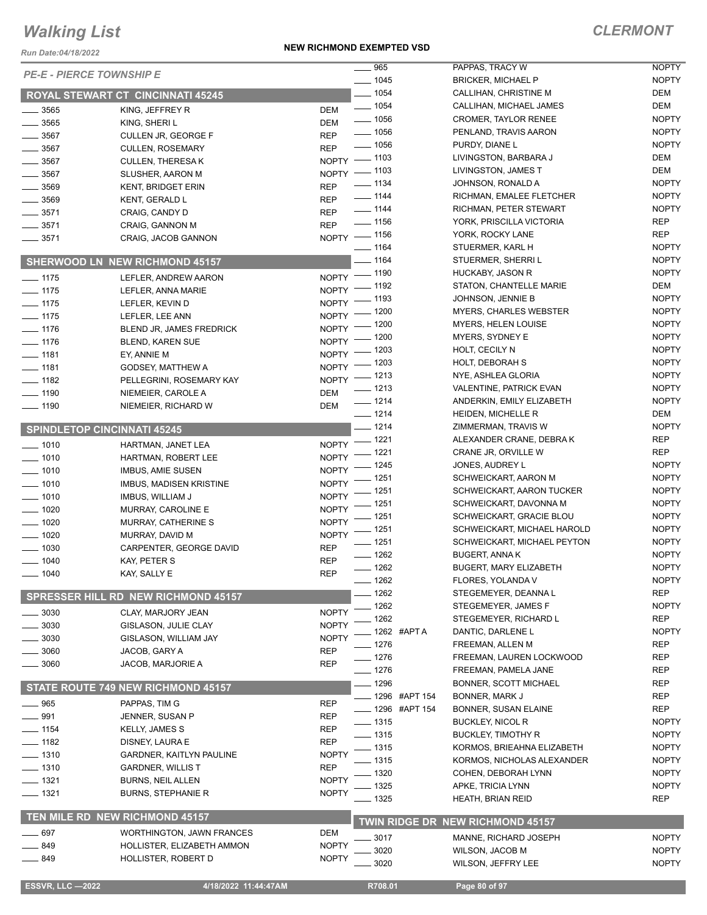# Walking List

## CLERMONT

Run Date:04/18/2022

**NEW RICHMOND EXEMPTED VSD**

*PE-E - PIERCE TOWNSHIP E*

### ROYAL STEWART CT CINCINNATI 45245

| No. | Name | Party |
|---|---|---|
| 3565 | KING, JEFFREY R | DEM |
| 3565 | KING, SHERI L | DEM |
| 3567 | CULLEN JR, GEORGE F | REP |
| 3567 | CULLEN, ROSEMARY | REP |
| 3567 | CULLEN, THERESA K | NOPTY |
| 3567 | SLUSHER, AARON M | NOPTY |
| 3569 | KENT, BRIDGET ERIN | REP |
| 3569 | KENT, GERALD L | REP |
| 3571 | CRAIG, CANDY D | REP |
| 3571 | CRAIG, GANNON M | REP |
| 3571 | CRAIG, JACOB GANNON | NOPTY |

### SHERWOOD LN NEW RICHMOND 45157

| No. | Name | Party |
|---|---|---|
| 1175 | LEFLER, ANDREW AARON | NOPTY |
| 1175 | LEFLER, ANNA MARIE | NOPTY |
| 1175 | LEFLER, KEVIN D | NOPTY |
| 1175 | LEFLER, LEE ANN | NOPTY |
| 1176 | BLEND JR, JAMES FREDRICK | NOPTY |
| 1176 | BLEND, KAREN SUE | NOPTY |
| 1181 | EY, ANNIE M | NOPTY |
| 1181 | GODSEY, MATTHEW A | NOPTY |
| 1182 | PELLEGRINI, ROSEMARY KAY | NOPTY |
| 1190 | NIEMEIER, CAROLE A | DEM |
| 1190 | NIEMEIER, RICHARD W | DEM |

### SPINDLETOP CINCINNATI 45245

| No. | Name | Party |
|---|---|---|
| 1010 | HARTMAN, JANET LEA | NOPTY |
| 1010 | HARTMAN, ROBERT LEE | NOPTY |
| 1010 | IMBUS, AMIE SUSEN | NOPTY |
| 1010 | IMBUS, MADISEN KRISTINE | NOPTY |
| 1010 | IMBUS, WILLIAM J | NOPTY |
| 1020 | MURRAY, CAROLINE E | NOPTY |
| 1020 | MURRAY, CATHERINE S | NOPTY |
| 1020 | MURRAY, DAVID M | NOPTY |
| 1030 | CARPENTER, GEORGE DAVID | REP |
| 1040 | KAY, PETER S | REP |
| 1040 | KAY, SALLY E | REP |

### SPRESSER HILL RD NEW RICHMOND 45157

| No. | Name | Party |
|---|---|---|
| 3030 | CLAY, MARJORY JEAN | NOPTY |
| 3030 | GISLASON, JULIE CLAY | NOPTY |
| 3030 | GISLASON, WILLIAM JAY | NOPTY |
| 3060 | JACOB, GARY A | REP |
| 3060 | JACOB, MARJORIE A | REP |

### STATE ROUTE 749 NEW RICHMOND 45157

| No. | Name | Party |
|---|---|---|
| 965 | PAPPAS, TIM G | REP |
| 991 | JENNER, SUSAN P | REP |
| 1154 | KELLY, JAMES S | REP |
| 1182 | DISNEY, LAURA E | REP |
| 1310 | GARDNER, KAITLYN PAULINE | NOPTY |
| 1310 | GARDNER, WILLIS T | REP |
| 1321 | BURNS, NEIL ALLEN | NOPTY |
| 1321 | BURNS, STEPHANIE R | NOPTY |

### TEN MILE RD NEW RICHMOND 45157

| No. | Name | Party |
|---|---|---|
| 697 | WORTHINGTON, JAWN FRANCES | DEM |
| 849 | HOLLISTER, ELIZABETH AMMON | NOPTY |
| 849 | HOLLISTER, ROBERT D | NOPTY |
| 965 | PAPPAS, TRACY W | NOPTY |
| 1045 | BRICKER, MICHAEL P | NOPTY |
| 1054 | CALLIHAN, CHRISTINE M | DEM |
| 1054 | CALLIHAN, MICHAEL JAMES | DEM |
| 1056 | CROMER, TAYLOR RENEE | NOPTY |
| 1056 | PENLAND, TRAVIS AARON | NOPTY |
| 1056 | PURDY, DIANE L | NOPTY |
| 1103 | LIVINGSTON, BARBARA J | DEM |
| 1103 | LIVINGSTON, JAMES T | DEM |
| 1134 | JOHNSON, RONALD A | NOPTY |
| 1144 | RICHMAN, EMALEE FLETCHER | NOPTY |
| 1144 | RICHMAN, PETER STEWART | NOPTY |
| 1156 | YORK, PRISCILLA VICTORIA | REP |
| 1156 | YORK, ROCKY LANE | REP |
| 1164 | STUERMER, KARL H | NOPTY |
| 1164 | STUERMER, SHERRI L | NOPTY |
| 1190 | HUCKABY, JASON R | NOPTY |
| 1192 | STATON, CHANTELLE MARIE | DEM |
| 1193 | JOHNSON, JENNIE B | NOPTY |
| 1200 | MYERS, CHARLES WEBSTER | NOPTY |
| 1200 | MYERS, HELEN LOUISE | NOPTY |
| 1200 | MYERS, SYDNEY E | NOPTY |
| 1203 | HOLT, CECILY N | NOPTY |
| 1203 | HOLT, DEBORAH S | NOPTY |
| 1213 | NYE, ASHLEA GLORIA | NOPTY |
| 1213 | VALENTINE, PATRICK EVAN | NOPTY |
| 1214 | ANDERKIN, EMILY ELIZABETH | NOPTY |
| 1214 | HEIDEN, MICHELLE R | DEM |
| 1214 | ZIMMERMAN, TRAVIS W | NOPTY |
| 1221 | ALEXANDER CRANE, DEBRA K | REP |
| 1221 | CRANE JR, ORVILLE W | REP |
| 1245 | JONES, AUDREY L | NOPTY |
| 1251 | SCHWEICKART, AARON M | NOPTY |
| 1251 | SCHWEICKART, AARON TUCKER | NOPTY |
| 1251 | SCHWEICKART, DAVONNA M | NOPTY |
| 1251 | SCHWEICKART, GRACIE BLOU | NOPTY |
| 1251 | SCHWEICKART, MICHAEL HAROLD | NOPTY |
| 1251 | SCHWEICKART, MICHAEL PEYTON | NOPTY |
| 1262 | BUGERT, ANNA K | NOPTY |
| 1262 | BUGERT, MARY ELIZABETH | NOPTY |
| 1262 | FLORES, YOLANDA V | NOPTY |
| 1262 | STEGEMEYER, DEANNA L | REP |
| 1262 | STEGEMEYER, JAMES F | NOPTY |
| 1262 | STEGEMEYER, RICHARD L | REP |
| 1262 #APT A | DANTIC, DARLENE L | NOPTY |
| 1276 | FREEMAN, ALLEN M | REP |
| 1276 | FREEMAN, LAUREN LOCKWOOD | REP |
| 1276 | FREEMAN, PAMELA JANE | REP |
| 1296 | BONNER, SCOTT MICHAEL | REP |
| 1296 #APT 154 | BONNER, MARK J | REP |
| 1296 #APT 154 | BONNER, SUSAN ELAINE | REP |
| 1315 | BUCKLEY, NICOL R | NOPTY |
| 1315 | BUCKLEY, TIMOTHY R | NOPTY |
| 1315 | KORMOS, BRIEAHNA ELIZABETH | NOPTY |
| 1315 | KORMOS, NICHOLAS ALEXANDER | NOPTY |
| 1320 | COHEN, DEBORAH LYNN | NOPTY |
| 1325 | APKE, TRICIA LYNN | NOPTY |
| 1325 | HEATH, BRIAN REID | REP |

### TWIN RIDGE DR NEW RICHMOND 45157

| No. | Name | Party |
|---|---|---|
| 3017 | MANNE, RICHARD JOSEPH | NOPTY |
| 3020 | WILSON, JACOB M | NOPTY |
| 3020 | WILSON, JEFFRY LEE | NOPTY |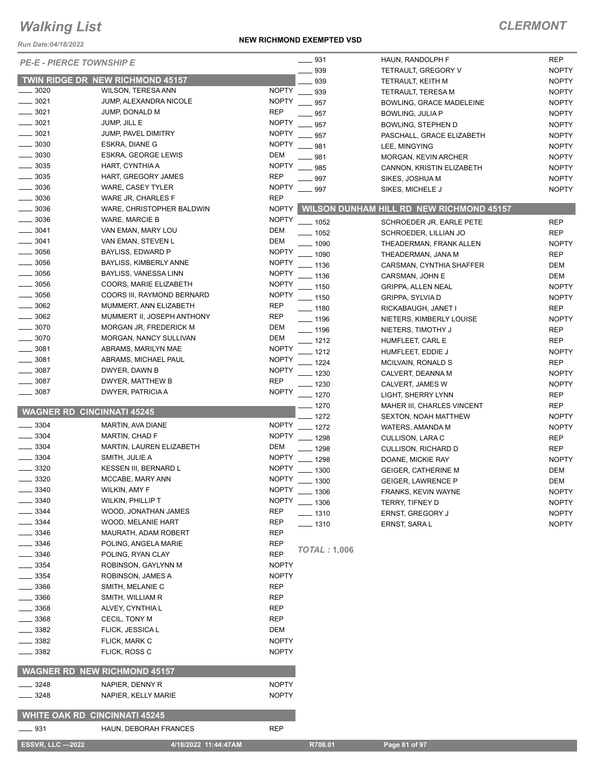# Walking List

# CLERMONT

Run Date:04/18/2022

**NEW RICHMOND EXEMPTED VSD**

*PE-E - PIERCE TOWNSHIP E*

## TWIN RIDGE DR NEW RICHMOND 45157

| | | |
|---|---|---|
| ____ 3020 | WILSON, TERESA ANN | NOPTY |
| ____ 3021 | JUMP, ALEXANDRA NICOLE | NOPTY |
| ____ 3021 | JUMP, DONALD M | REP |
| ____ 3021 | JUMP, JILL E | NOPTY |
| ____ 3021 | JUMP, PAVEL DIMITRY | NOPTY |
| ____ 3030 | ESKRA, DIANE G | NOPTY |
| ____ 3030 | ESKRA, GEORGE LEWIS | DEM |
| ____ 3035 | HART, CYNTHIA A | NOPTY |
| ____ 3035 | HART, GREGORY JAMES | REP |
| ____ 3036 | WARE, CASEY TYLER | NOPTY |
| ____ 3036 | WARE JR, CHARLES F | REP |
| ____ 3036 | WARE, CHRISTOPHER BALDWIN | NOPTY |
| ____ 3036 | WARE, MARCIE B | NOPTY |
| ____ 3041 | VAN EMAN, MARY LOU | DEM |
| ____ 3041 | VAN EMAN, STEVEN L | DEM |
| ____ 3056 | BAYLISS, EDWARD P | NOPTY |
| ____ 3056 | BAYLISS, KIMBERLY ANNE | NOPTY |
| ____ 3056 | BAYLISS, VANESSA LINN | NOPTY |
| ____ 3056 | COORS, MARIE ELIZABETH | NOPTY |
| ____ 3056 | COORS III, RAYMOND BERNARD | NOPTY |
| ____ 3062 | MUMMERT, ANN ELIZABETH | REP |
| ____ 3062 | MUMMERT II, JOSEPH ANTHONY | REP |
| ____ 3070 | MORGAN JR, FREDERICK M | DEM |
| ____ 3070 | MORGAN, NANCY SULLIVAN | DEM |
| ____ 3081 | ABRAMS, MARILYN MAE | NOPTY |
| ____ 3081 | ABRAMS, MICHAEL PAUL | NOPTY |
| ____ 3087 | DWYER, DAWN B | NOPTY |
| ____ 3087 | DWYER, MATTHEW B | REP |
| ____ 3087 | DWYER, PATRICIA A | NOPTY |

## WAGNER RD CINCINNATI 45245

| | | |
|---|---|---|
| ____ 3304 | MARTIN, AVA DIANE | NOPTY |
| ____ 3304 | MARTIN, CHAD F | NOPTY |
| ____ 3304 | MARTIN, LAUREN ELIZABETH | DEM |
| ____ 3304 | SMITH, JULIE A | NOPTY |
| ____ 3320 | KESSEN III, BERNARD L | NOPTY |
| ____ 3320 | MCCABE, MARY ANN | NOPTY |
| ____ 3340 | WILKIN, AMY F | NOPTY |
| ____ 3340 | WILKIN, PHILLIP T | NOPTY |
| ____ 3344 | WOOD, JONATHAN JAMES | REP |
| ____ 3344 | WOOD, MELANIE HART | REP |
| ____ 3346 | MAURATH, ADAM ROBERT | REP |
| ____ 3346 | POLING, ANGELA MARIE | REP |
| ____ 3346 | POLING, RYAN CLAY | REP |
| ____ 3354 | ROBINSON, GAYLYNN M | NOPTY |
| ____ 3354 | ROBINSON, JAMES A | NOPTY |
| ____ 3366 | SMITH, MELANIE C | REP |
| ____ 3366 | SMITH, WILLIAM R | REP |
| ____ 3368 | ALVEY, CYNTHIA L | REP |
| ____ 3368 | CECIL, TONY M | REP |
| ____ 3382 | FLICK, JESSICA L | DEM |
| ____ 3382 | FLICK, MARK C | NOPTY |
| ____ 3382 | FLICK, ROSS C | NOPTY |

## WAGNER RD NEW RICHMOND 45157

| | | |
|---|---|---|
| ____ 3248 | NAPIER, DENNY R | NOPTY |
| ____ 3248 | NAPIER, KELLY MARIE | NOPTY |

## WHITE OAK RD CINCINNATI 45245

| | | |
|---|---|---|
| ____ 931 | HAUN, DEBORAH FRANCES | REP |
| ____ 931 | HAUN, RANDOLPH F | REP |
| ____ 939 | TETRAULT, GREGORY V | NOPTY |
| ____ 939 | TETRAULT, KEITH M | NOPTY |
| ____ 939 | TETRAULT, TERESA M | NOPTY |
| ____ 957 | BOWLING, GRACE MADELEINE | NOPTY |
| ____ 957 | BOWLING, JULIA P | NOPTY |
| ____ 957 | BOWLING, STEPHEN D | NOPTY |
| ____ 957 | PASCHALL, GRACE ELIZABETH | NOPTY |
| ____ 981 | LEE, MINGYING | NOPTY |
| ____ 981 | MORGAN, KEVIN ARCHER | NOPTY |
| ____ 985 | CANNON, KRISTIN ELIZABETH | NOPTY |
| ____ 997 | SIKES, JOSHUA M | NOPTY |
| ____ 997 | SIKES, MICHELE J | NOPTY |

## WILSON DUNHAM HILL RD NEW RICHMOND 45157

| | | |
|---|---|---|
| ____ 1052 | SCHROEDER JR, EARLE PETE | REP |
| ____ 1052 | SCHROEDER, LILLIAN JO | REP |
| ____ 1090 | THEADERMAN, FRANK ALLEN | NOPTY |
| ____ 1090 | THEADERMAN, JANA M | REP |
| ____ 1136 | CARSMAN, CYNTHIA SHAFFER | DEM |
| ____ 1136 | CARSMAN, JOHN E | DEM |
| ____ 1150 | GRIPPA, ALLEN NEAL | NOPTY |
| ____ 1150 | GRIPPA, SYLVIA D | NOPTY |
| ____ 1180 | RICKABAUGH, JANET I | REP |
| ____ 1196 | NIETERS, KIMBERLY LOUISE | NOPTY |
| ____ 1196 | NIETERS, TIMOTHY J | REP |
| ____ 1212 | HUMFLEET, CARL E | REP |
| ____ 1212 | HUMFLEET, EDDIE J | NOPTY |
| ____ 1224 | MCILVAIN, RONALD S | REP |
| ____ 1230 | CALVERT, DEANNA M | NOPTY |
| ____ 1230 | CALVERT, JAMES W | NOPTY |
| ____ 1270 | LIGHT, SHERRY LYNN | REP |
| ____ 1270 | MAHER III, CHARLES VINCENT | REP |
| ____ 1272 | SEXTON, NOAH MATTHEW | NOPTY |
| ____ 1272 | WATERS, AMANDA M | NOPTY |
| ____ 1298 | CULLISON, LARA C | REP |
| ____ 1298 | CULLISON, RICHARD D | REP |
| ____ 1298 | DOANE, MICKIE RAY | NOPTY |
| ____ 1300 | GEIGER, CATHERINE M | DEM |
| ____ 1300 | GEIGER, LAWRENCE P | DEM |
| ____ 1306 | FRANKS, KEVIN WAYNE | NOPTY |
| ____ 1306 | TERRY, TIFNEY D | NOPTY |
| ____ 1310 | ERNST, GREGORY J | NOPTY |
| ____ 1310 | ERNST, SARA L | NOPTY |

*TOTAL :* **1,006**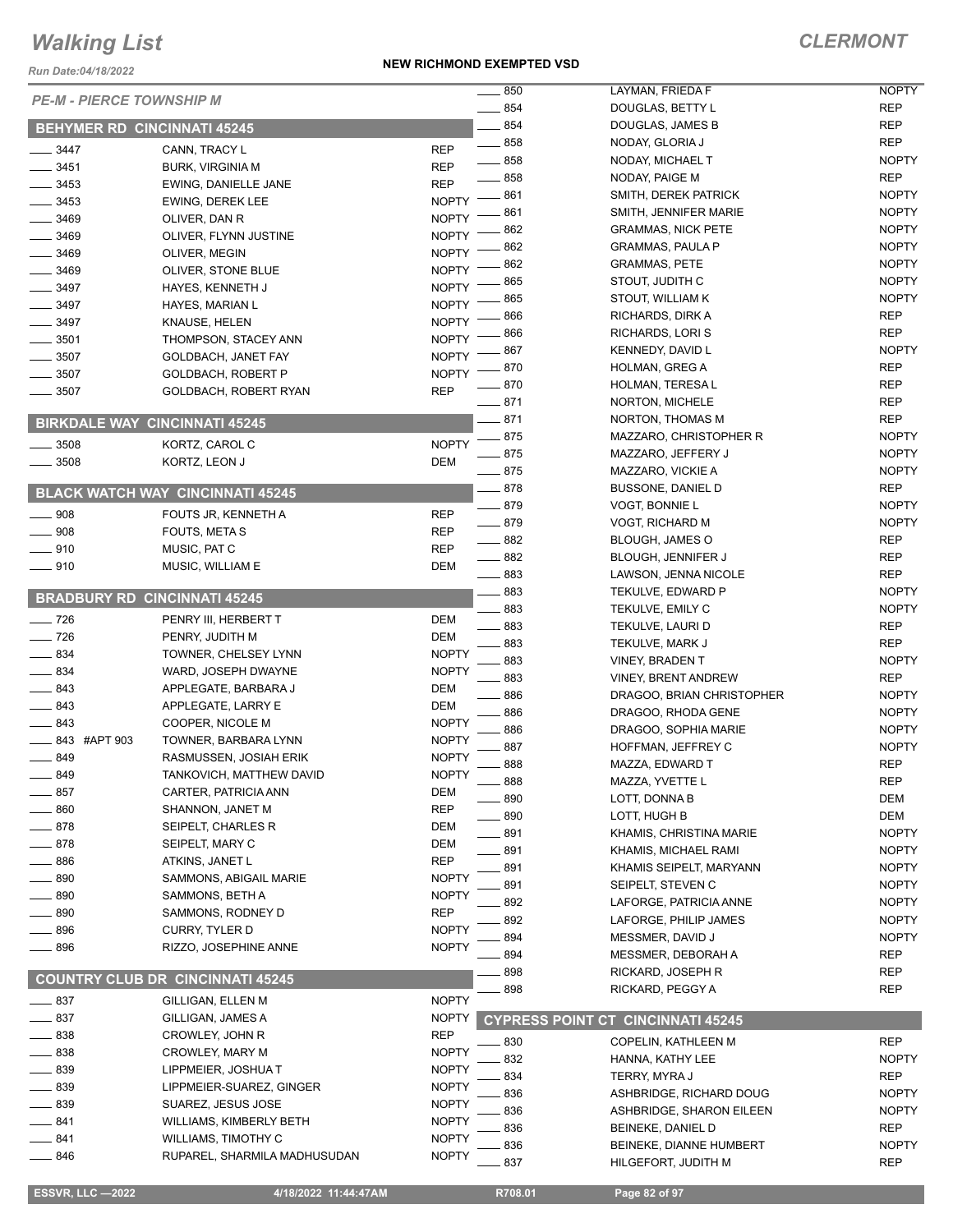# Walking List

## CLERMONT

**NEW RICHMOND EXEMPTED VSD**

*Run Date:04/18/2022*

*PE-M - PIERCE TOWNSHIP M*

### BEHYMER RD CINCINNATI 45245

| | | |
|---|---|---|
| ___ 3447 | CANN, TRACY L | REP |
| ___ 3451 | BURK, VIRGINIA M | REP |
| ___ 3453 | EWING, DANIELLE JANE | REP |
| ___ 3453 | EWING, DEREK LEE | NOPTY |
| ___ 3469 | OLIVER, DAN R | NOPTY |
| ___ 3469 | OLIVER, FLYNN JUSTINE | NOPTY |
| ___ 3469 | OLIVER, MEGIN | NOPTY |
| ___ 3469 | OLIVER, STONE BLUE | NOPTY |
| ___ 3497 | HAYES, KENNETH J | NOPTY |
| ___ 3497 | HAYES, MARIAN L | NOPTY |
| ___ 3497 | KNAUSE, HELEN | NOPTY |
| ___ 3501 | THOMPSON, STACEY ANN | NOPTY |
| ___ 3507 | GOLDBACH, JANET FAY | NOPTY |
| ___ 3507 | GOLDBACH, ROBERT P | NOPTY |
| ___ 3507 | GOLDBACH, ROBERT RYAN | REP |

### BIRKDALE WAY CINCINNATI 45245

| | | |
|---|---|---|
| ___ 3508 | KORTZ, CAROL C | NOPTY |
| ___ 3508 | KORTZ, LEON J | DEM |

### BLACK WATCH WAY CINCINNATI 45245

| | | |
|---|---|---|
| ___ 908 | FOUTS JR, KENNETH A | REP |
| ___ 908 | FOUTS, META S | REP |
| ___ 910 | MUSIC, PAT C | REP |
| ___ 910 | MUSIC, WILLIAM E | DEM |

### BRADBURY RD CINCINNATI 45245

| | | |
|---|---|---|
| ___ 726 | PENRY III, HERBERT T | DEM |
| ___ 726 | PENRY, JUDITH M | DEM |
| ___ 834 | TOWNER, CHELSEY LYNN | NOPTY |
| ___ 834 | WARD, JOSEPH DWAYNE | NOPTY |
| ___ 843 | APPLEGATE, BARBARA J | DEM |
| ___ 843 | APPLEGATE, LARRY E | DEM |
| ___ 843 | COOPER, NICOLE M | NOPTY |
| ___ 843 #APT 903 | TOWNER, BARBARA LYNN | NOPTY |
| ___ 849 | RASMUSSEN, JOSIAH ERIK | NOPTY |
| ___ 849 | TANKOVICH, MATTHEW DAVID | NOPTY |
| ___ 857 | CARTER, PATRICIA ANN | DEM |
| ___ 860 | SHANNON, JANET M | REP |
| ___ 878 | SEIPELT, CHARLES R | DEM |
| ___ 878 | SEIPELT, MARY C | DEM |
| ___ 886 | ATKINS, JANET L | REP |
| ___ 890 | SAMMONS, ABIGAIL MARIE | NOPTY |
| ___ 890 | SAMMONS, BETH A | NOPTY |
| ___ 890 | SAMMONS, RODNEY D | REP |
| ___ 896 | CURRY, TYLER D | NOPTY |
| ___ 896 | RIZZO, JOSEPHINE ANNE | NOPTY |

### COUNTRY CLUB DR CINCINNATI 45245

| | | |
|---|---|---|
| ___ 837 | GILLIGAN, ELLEN M | NOPTY |
| ___ 837 | GILLIGAN, JAMES A | NOPTY |
| ___ 838 | CROWLEY, JOHN R | REP |
| ___ 838 | CROWLEY, MARY M | NOPTY |
| ___ 839 | LIPPMEIER, JOSHUA T | NOPTY |
| ___ 839 | LIPPMEIER-SUAREZ, GINGER | NOPTY |
| ___ 839 | SUAREZ, JESUS JOSE | NOPTY |
| ___ 841 | WILLIAMS, KIMBERLY BETH | NOPTY |
| ___ 841 | WILLIAMS, TIMOTHY C | NOPTY |
| ___ 846 | RUPAREL, SHARMILA MADHUSUDAN | NOPTY |
| ___ 850 | LAYMAN, FRIEDA F | NOPTY |
| ___ 854 | DOUGLAS, BETTY L | REP |
| ___ 854 | DOUGLAS, JAMES B | REP |
| ___ 858 | NODAY, GLORIA J | REP |
| ___ 858 | NODAY, MICHAEL T | NOPTY |
| ___ 858 | NODAY, PAIGE M | REP |
| ___ 861 | SMITH, DEREK PATRICK | NOPTY |
| ___ 861 | SMITH, JENNIFER MARIE | NOPTY |
| ___ 862 | GRAMMAS, NICK PETE | NOPTY |
| ___ 862 | GRAMMAS, PAULA P | NOPTY |
| ___ 862 | GRAMMAS, PETE | NOPTY |
| ___ 865 | STOUT, JUDITH C | NOPTY |
| ___ 865 | STOUT, WILLIAM K | NOPTY |
| ___ 866 | RICHARDS, DIRK A | REP |
| ___ 866 | RICHARDS, LORI S | REP |
| ___ 867 | KENNEDY, DAVID L | NOPTY |
| ___ 870 | HOLMAN, GREG A | REP |
| ___ 870 | HOLMAN, TERESA L | REP |
| ___ 871 | NORTON, MICHELE | REP |
| ___ 871 | NORTON, THOMAS M | REP |
| ___ 875 | MAZZARO, CHRISTOPHER R | NOPTY |
| ___ 875 | MAZZARO, JEFFERY J | NOPTY |
| ___ 875 | MAZZARO, VICKIE A | NOPTY |
| ___ 878 | BUSSONE, DANIEL D | REP |
| ___ 879 | VOGT, BONNIE L | NOPTY |
| ___ 879 | VOGT, RICHARD M | NOPTY |
| ___ 882 | BLOUGH, JAMES O | REP |
| ___ 882 | BLOUGH, JENNIFER J | REP |
| ___ 883 | LAWSON, JENNA NICOLE | REP |
| ___ 883 | TEKULVE, EDWARD P | NOPTY |
| ___ 883 | TEKULVE, EMILY C | NOPTY |
| ___ 883 | TEKULVE, LAURI D | REP |
| ___ 883 | TEKULVE, MARK J | REP |
| ___ 883 | VINEY, BRADEN T | NOPTY |
| ___ 883 | VINEY, BRENT ANDREW | REP |
| ___ 886 | DRAGOO, BRIAN CHRISTOPHER | NOPTY |
| ___ 886 | DRAGOO, RHODA GENE | NOPTY |
| ___ 886 | DRAGOO, SOPHIA MARIE | NOPTY |
| ___ 887 | HOFFMAN, JEFFREY C | NOPTY |
| ___ 888 | MAZZA, EDWARD T | REP |
| ___ 888 | MAZZA, YVETTE L | REP |
| ___ 890 | LOTT, DONNA B | DEM |
| ___ 890 | LOTT, HUGH B | DEM |
| ___ 891 | KHAMIS, CHRISTINA MARIE | NOPTY |
| ___ 891 | KHAMIS, MICHAEL RAMI | NOPTY |
| ___ 891 | KHAMIS SEIPELT, MARYANN | NOPTY |
| ___ 891 | SEIPELT, STEVEN C | NOPTY |
| ___ 892 | LAFORGE, PATRICIA ANNE | NOPTY |
| ___ 892 | LAFORGE, PHILIP JAMES | NOPTY |
| ___ 894 | MESSMER, DAVID J | NOPTY |
| ___ 894 | MESSMER, DEBORAH A | REP |
| ___ 898 | RICKARD, JOSEPH R | REP |
| ___ 898 | RICKARD, PEGGY A | REP |

### CYPRESS POINT CT CINCINNATI 45245

| | | |
|---|---|---|
| ___ 830 | COPELIN, KATHLEEN M | REP |
| ___ 832 | HANNA, KATHY LEE | NOPTY |
| ___ 834 | TERRY, MYRA J | REP |
| ___ 836 | ASHBRIDGE, RICHARD DOUG | NOPTY |
| ___ 836 | ASHBRIDGE, SHARON EILEEN | NOPTY |
| ___ 836 | BEINEKE, DANIEL D | REP |
| ___ 836 | BEINEKE, DIANNE HUMBERT | NOPTY |
| ___ 837 | HILGEFORT, JUDITH M | REP |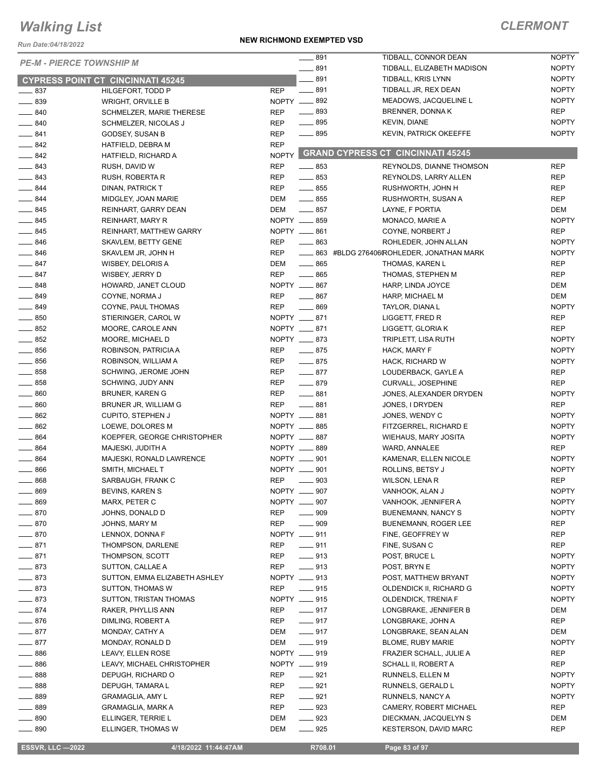# Walking List

## CLERMONT

*Run Date:04/18/2022*

**NEW RICHMOND EXEMPTED VSD**

*PE-M - PIERCE TOWNSHIP M*

### CYPRESS POINT CT CINCINNATI 45245

| No. | Name | Party |
|---|---|---|
| ____ 837 | HILGEFORT, TODD P | REP |
| ____ 839 | WRIGHT, ORVILLE B | NOPTY |
| ____ 840 | SCHMELZER, MARIE THERESE | REP |
| ____ 840 | SCHMELZER, NICOLAS J | REP |
| ____ 841 | GODSEY, SUSAN B | REP |
| ____ 842 | HATFIELD, DEBRA M | REP |
| ____ 842 | HATFIELD, RICHARD A | NOPTY |
| ____ 843 | RUSH, DAVID W | REP |
| ____ 843 | RUSH, ROBERTA R | REP |
| ____ 844 | DINAN, PATRICK T | REP |
| ____ 844 | MIDGLEY, JOAN MARIE | DEM |
| ____ 845 | REINHART, GARRY DEAN | DEM |
| ____ 845 | REINHART, MARY R | NOPTY |
| ____ 845 | REINHART, MATTHEW GARRY | NOPTY |
| ____ 846 | SKAVLEM, BETTY GENE | REP |
| ____ 846 | SKAVLEM JR, JOHN H | REP |
| ____ 847 | WISBEY, DELORIS A | DEM |
| ____ 847 | WISBEY, JERRY D | REP |
| ____ 848 | HOWARD, JANET CLOUD | NOPTY |
| ____ 849 | COYNE, NORMA J | REP |
| ____ 849 | COYNE, PAUL THOMAS | REP |
| ____ 850 | STIERINGER, CAROL W | NOPTY |
| ____ 852 | MOORE, CAROLE ANN | NOPTY |
| ____ 852 | MOORE, MICHAEL D | NOPTY |
| ____ 856 | ROBINSON, PATRICIA A | REP |
| ____ 856 | ROBINSON, WILLIAM A | REP |
| ____ 858 | SCHWING, JEROME JOHN | REP |
| ____ 858 | SCHWING, JUDY ANN | REP |
| ____ 860 | BRUNER, KAREN G | REP |
| ____ 860 | BRUNER JR, WILLIAM G | REP |
| ____ 862 | CUPITO, STEPHEN J | NOPTY |
| ____ 862 | LOEWE, DOLORES M | NOPTY |
| ____ 864 | KOEPFER, GEORGE CHRISTOPHER | NOPTY |
| ____ 864 | MAJESKI, JUDITH A | NOPTY |
| ____ 864 | MAJESKI, RONALD LAWRENCE | NOPTY |
| ____ 866 | SMITH, MICHAEL T | NOPTY |
| ____ 868 | SARBAUGH, FRANK C | REP |
| ____ 869 | BEVINS, KAREN S | NOPTY |
| ____ 869 | MARX, PETER C | NOPTY |
| ____ 870 | JOHNS, DONALD D | REP |
| ____ 870 | JOHNS, MARY M | REP |
| ____ 870 | LENNOX, DONNA F | NOPTY |
| ____ 871 | THOMPSON, DARLENE | REP |
| ____ 871 | THOMPSON, SCOTT | REP |
| ____ 873 | SUTTON, CALLAE A | REP |
| ____ 873 | SUTTON, EMMA ELIZABETH ASHLEY | NOPTY |
| ____ 873 | SUTTON, THOMAS W | REP |
| ____ 873 | SUTTON, TRISTAN THOMAS | NOPTY |
| ____ 874 | RAKER, PHYLLIS ANN | REP |
| ____ 876 | DIMLING, ROBERT A | REP |
| ____ 877 | MONDAY, CATHY A | DEM |
| ____ 877 | MONDAY, RONALD D | DEM |
| ____ 886 | LEAVY, ELLEN ROSE | NOPTY |
| ____ 886 | LEAVY, MICHAEL CHRISTOPHER | NOPTY |
| ____ 888 | DEPUGH, RICHARD O | REP |
| ____ 888 | DEPUGH, TAMARA L | REP |
| ____ 889 | GRAMAGLIA, AMY L | REP |
| ____ 889 | GRAMAGLIA, MARK A | REP |
| ____ 890 | ELLINGER, TERRIE L | DEM |
| ____ 890 | ELLINGER, THOMAS W | DEM |
| ____ 891 | TIDBALL, CONNOR DEAN | NOPTY |
| ____ 891 | TIDBALL, ELIZABETH MADISON | NOPTY |
| ____ 891 | TIDBALL, KRIS LYNN | NOPTY |
| ____ 891 | TIDBALL JR, REX DEAN | NOPTY |
| ____ 892 | MEADOWS, JACQUELINE L | NOPTY |
| ____ 893 | BRENNER, DONNA K | REP |
| ____ 895 | KEVIN, DIANE | NOPTY |
| ____ 895 | KEVIN, PATRICK OKEEFFE | NOPTY |

### GRAND CYPRESS CT CINCINNATI 45245

| No. | Name | Party |
|---|---|---|
| ____ 853 | REYNOLDS, DIANNE THOMSON | REP |
| ____ 853 | REYNOLDS, LARRY ALLEN | REP |
| ____ 855 | RUSHWORTH, JOHN H | REP |
| ____ 855 | RUSHWORTH, SUSAN A | REP |
| ____ 857 | LAYNE, F PORTIA | DEM |
| ____ 859 | MONACO, MARIE A | NOPTY |
| ____ 861 | COYNE, NORBERT J | REP |
| ____ 863 | ROHLEDER, JOHN ALLAN | NOPTY |
| ____ 863 #BLDG 276406 | ROHLEDER, JONATHAN MARK | NOPTY |
| ____ 865 | THOMAS, KAREN L | REP |
| ____ 865 | THOMAS, STEPHEN M | REP |
| ____ 867 | HARP, LINDA JOYCE | DEM |
| ____ 867 | HARP, MICHAEL M | DEM |
| ____ 869 | TAYLOR, DIANA L | NOPTY |
| ____ 871 | LIGGETT, FRED R | REP |
| ____ 871 | LIGGETT, GLORIA K | REP |
| ____ 873 | TRIPLETT, LISA RUTH | NOPTY |
| ____ 875 | HACK, MARY F | NOPTY |
| ____ 875 | HACK, RICHARD W | NOPTY |
| ____ 877 | LOUDERBACK, GAYLE A | REP |
| ____ 879 | CURVALL, JOSEPHINE | REP |
| ____ 881 | JONES, ALEXANDER DRYDEN | NOPTY |
| ____ 881 | JONES, I DRYDEN | REP |
| ____ 881 | JONES, WENDY C | NOPTY |
| ____ 885 | FITZGERREL, RICHARD E | NOPTY |
| ____ 887 | WIEHAUS, MARY JOSITA | NOPTY |
| ____ 889 | WARD, ANNALEE | REP |
| ____ 901 | KAMENAR, ELLEN NICOLE | NOPTY |
| ____ 901 | ROLLINS, BETSY J | NOPTY |
| ____ 903 | WILSON, LENA R | REP |
| ____ 907 | VANHOOK, ALAN J | NOPTY |
| ____ 907 | VANHOOK, JENNIFER A | NOPTY |
| ____ 909 | BUENEMANN, NANCY S | NOPTY |
| ____ 909 | BUENEMANN, ROGER LEE | REP |
| ____ 911 | FINE, GEOFFREY W | REP |
| ____ 911 | FINE, SUSAN C | REP |
| ____ 913 | POST, BRUCE L | NOPTY |
| ____ 913 | POST, BRYN E | NOPTY |
| ____ 913 | POST, MATTHEW BRYANT | NOPTY |
| ____ 915 | OLDENDICK II, RICHARD G | NOPTY |
| ____ 915 | OLDENDICK, TRENIA F | NOPTY |
| ____ 917 | LONGBRAKE, JENNIFER B | DEM |
| ____ 917 | LONGBRAKE, JOHN A | REP |
| ____ 917 | LONGBRAKE, SEAN ALAN | DEM |
| ____ 919 | BLOME, RUBY MARIE | NOPTY |
| ____ 919 | FRAZIER SCHALL, JULIE A | REP |
| ____ 919 | SCHALL II, ROBERT A | REP |
| ____ 921 | RUNNELS, ELLEN M | NOPTY |
| ____ 921 | RUNNELS, GERALD L | NOPTY |
| ____ 921 | RUNNELS, NANCY A | NOPTY |
| ____ 923 | CAMERY, ROBERT MICHAEL | REP |
| ____ 923 | DIECKMAN, JACQUELYN S | DEM |
| ____ 925 | KESTERSON, DAVID MARC | REP |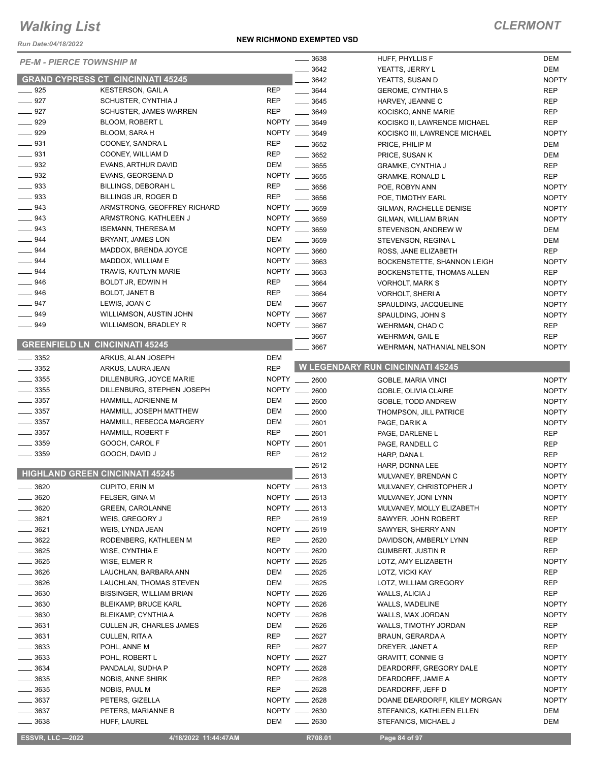# Walking List

## CLERMONT

Run Date:04/18/2022

**NEW RICHMOND EXEMPTED VSD**

*PE-M - PIERCE TOWNSHIP M*

### GRAND CYPRESS CT CINCINNATI 45245

| No. | Name | Party |
|---|---|---|
| 925 | KESTERSON, GAIL A | REP |
| 927 | SCHUSTER, CYNTHIA J | REP |
| 927 | SCHUSTER, JAMES WARREN | REP |
| 929 | BLOOM, ROBERT L | NOPTY |
| 929 | BLOOM, SARA H | NOPTY |
| 931 | COONEY, SANDRA L | REP |
| 931 | COONEY, WILLIAM D | REP |
| 932 | EVANS, ARTHUR DAVID | DEM |
| 932 | EVANS, GEORGENA D | NOPTY |
| 933 | BILLINGS, DEBORAH L | REP |
| 933 | BILLINGS JR, ROGER D | REP |
| 943 | ARMSTRONG, GEOFFREY RICHARD | NOPTY |
| 943 | ARMSTRONG, KATHLEEN J | NOPTY |
| 943 | ISEMANN, THERESA M | NOPTY |
| 944 | BRYANT, JAMES LON | DEM |
| 944 | MADDOX, BRENDA JOYCE | NOPTY |
| 944 | MADDOX, WILLIAM E | NOPTY |
| 944 | TRAVIS, KAITLYN MARIE | NOPTY |
| 946 | BOLDT JR, EDWIN H | REP |
| 946 | BOLDT, JANET B | REP |
| 947 | LEWIS, JOAN C | DEM |
| 949 | WILLIAMSON, AUSTIN JOHN | NOPTY |
| 949 | WILLIAMSON, BRADLEY R | NOPTY |

### GREENFIELD LN CINCINNATI 45245

| No. | Name | Party |
|---|---|---|
| 3352 | ARKUS, ALAN JOSEPH | DEM |
| 3352 | ARKUS, LAURA JEAN | REP |
| 3355 | DILLENBURG, JOYCE MARIE | NOPTY |
| 3355 | DILLENBURG, STEPHEN JOSEPH | NOPTY |
| 3357 | HAMMILL, ADRIENNE M | DEM |
| 3357 | HAMMILL, JOSEPH MATTHEW | DEM |
| 3357 | HAMMILL, REBECCA MARGERY | DEM |
| 3357 | HAMMILL, ROBERT F | REP |
| 3359 | GOOCH, CAROL F | NOPTY |
| 3359 | GOOCH, DAVID J | REP |

### HIGHLAND GREEN CINCINNATI 45245

| No. | Name | Party |
|---|---|---|
| 3620 | CUPITO, ERIN M | NOPTY |
| 3620 | FELSER, GINA M | NOPTY |
| 3620 | GREEN, CAROLANNE | NOPTY |
| 3621 | WEIS, GREGORY J | REP |
| 3621 | WEIS, LYNDA JEAN | NOPTY |
| 3622 | RODENBERG, KATHLEEN M | REP |
| 3625 | WISE, CYNTHIA E | NOPTY |
| 3625 | WISE, ELMER R | NOPTY |
| 3626 | LAUCHLAN, BARBARA ANN | DEM |
| 3626 | LAUCHLAN, THOMAS STEVEN | DEM |
| 3630 | BISSINGER, WILLIAM BRIAN | NOPTY |
| 3630 | BLEIKAMP, BRUCE KARL | NOPTY |
| 3630 | BLEIKAMP, CYNTHIA A | NOPTY |
| 3631 | CULLEN JR, CHARLES JAMES | DEM |
| 3631 | CULLEN, RITA A | REP |
| 3633 | POHL, ANNE M | REP |
| 3633 | POHL, ROBERT L | NOPTY |
| 3634 | PANDALAI, SUDHA P | NOPTY |
| 3635 | NOBIS, ANNE SHIRK | REP |
| 3635 | NOBIS, PAUL M | REP |
| 3637 | PETERS, GIZELLA | NOPTY |
| 3637 | PETERS, MARIANNE B | NOPTY |
| 3638 | HUFF, LAUREL | DEM |
| 3638 | HUFF, PHYLLIS F | DEM |
| 3642 | YEATTS, JERRY L | DEM |
| 3642 | YEATTS, SUSAN D | NOPTY |
| 3644 | GEROME, CYNTHIA S | REP |
| 3645 | HARVEY, JEANNE C | REP |
| 3649 | KOCISKO, ANNE MARIE | REP |
| 3649 | KOCISKO II, LAWRENCE MICHAEL | REP |
| 3649 | KOCISKO III, LAWRENCE MICHAEL | NOPTY |
| 3652 | PRICE, PHILIP M | DEM |
| 3652 | PRICE, SUSAN K | DEM |
| 3655 | GRAMKE, CYNTHIA J | REP |
| 3655 | GRAMKE, RONALD L | REP |
| 3656 | POE, ROBYN ANN | NOPTY |
| 3656 | POE, TIMOTHY EARL | NOPTY |
| 3659 | GILMAN, RACHELLE DENISE | NOPTY |
| 3659 | GILMAN, WILLIAM BRIAN | NOPTY |
| 3659 | STEVENSON, ANDREW W | DEM |
| 3659 | STEVENSON, REGINA L | DEM |
| 3660 | ROSS, JANE ELIZABETH | REP |
| 3663 | BOCKENSTETTE, SHANNON LEIGH | NOPTY |
| 3663 | BOCKENSTETTE, THOMAS ALLEN | REP |
| 3664 | VORHOLT, MARK S | NOPTY |
| 3664 | VORHOLT, SHERI A | NOPTY |
| 3667 | SPAULDING, JACQUELINE | NOPTY |
| 3667 | SPAULDING, JOHN S | NOPTY |
| 3667 | WEHRMAN, CHAD C | REP |
| 3667 | WEHRMAN, GAIL E | REP |
| 3667 | WEHRMAN, NATHANIAL NELSON | NOPTY |

### W LEGENDARY RUN CINCINNATI 45245

| No. | Name | Party |
|---|---|---|
| 2600 | GOBLE, MARIA VINCI | NOPTY |
| 2600 | GOBLE, OLIVIA CLAIRE | NOPTY |
| 2600 | GOBLE, TODD ANDREW | NOPTY |
| 2600 | THOMPSON, JILL PATRICE | NOPTY |
| 2601 | PAGE, DARIK A | NOPTY |
| 2601 | PAGE, DARLENE L | REP |
| 2601 | PAGE, RANDELL C | REP |
| 2612 | HARP, DANA L | REP |
| 2612 | HARP, DONNA LEE | NOPTY |
| 2613 | MULVANEY, BRENDAN C | NOPTY |
| 2613 | MULVANEY, CHRISTOPHER J | NOPTY |
| 2613 | MULVANEY, JONI LYNN | NOPTY |
| 2613 | MULVANEY, MOLLY ELIZABETH | NOPTY |
| 2619 | SAWYER, JOHN ROBERT | REP |
| 2619 | SAWYER, SHERRY ANN | NOPTY |
| 2620 | DAVIDSON, AMBERLY LYNN | REP |
| 2620 | GUMBERT, JUSTIN R | REP |
| 2625 | LOTZ, AMY ELIZABETH | NOPTY |
| 2625 | LOTZ, VICKI KAY | REP |
| 2625 | LOTZ, WILLIAM GREGORY | REP |
| 2626 | WALLS, ALICIA J | REP |
| 2626 | WALLS, MADELINE | NOPTY |
| 2626 | WALLS, MAX JORDAN | NOPTY |
| 2626 | WALLS, TIMOTHY JORDAN | REP |
| 2627 | BRAUN, GERARDA A | NOPTY |
| 2627 | DREYER, JANET A | REP |
| 2627 | GRAVITT, CONNIE G | NOPTY |
| 2628 | DEARDORFF, GREGORY DALE | NOPTY |
| 2628 | DEARDORFF, JAMIE A | NOPTY |
| 2628 | DEARDORFF, JEFF D | NOPTY |
| 2628 | DOANE DEARDORFF, KILEY MORGAN | NOPTY |
| 2630 | STEFANICS, KATHLEEN ELLEN | DEM |
| 2630 | STEFANICS, MICHAEL J | DEM |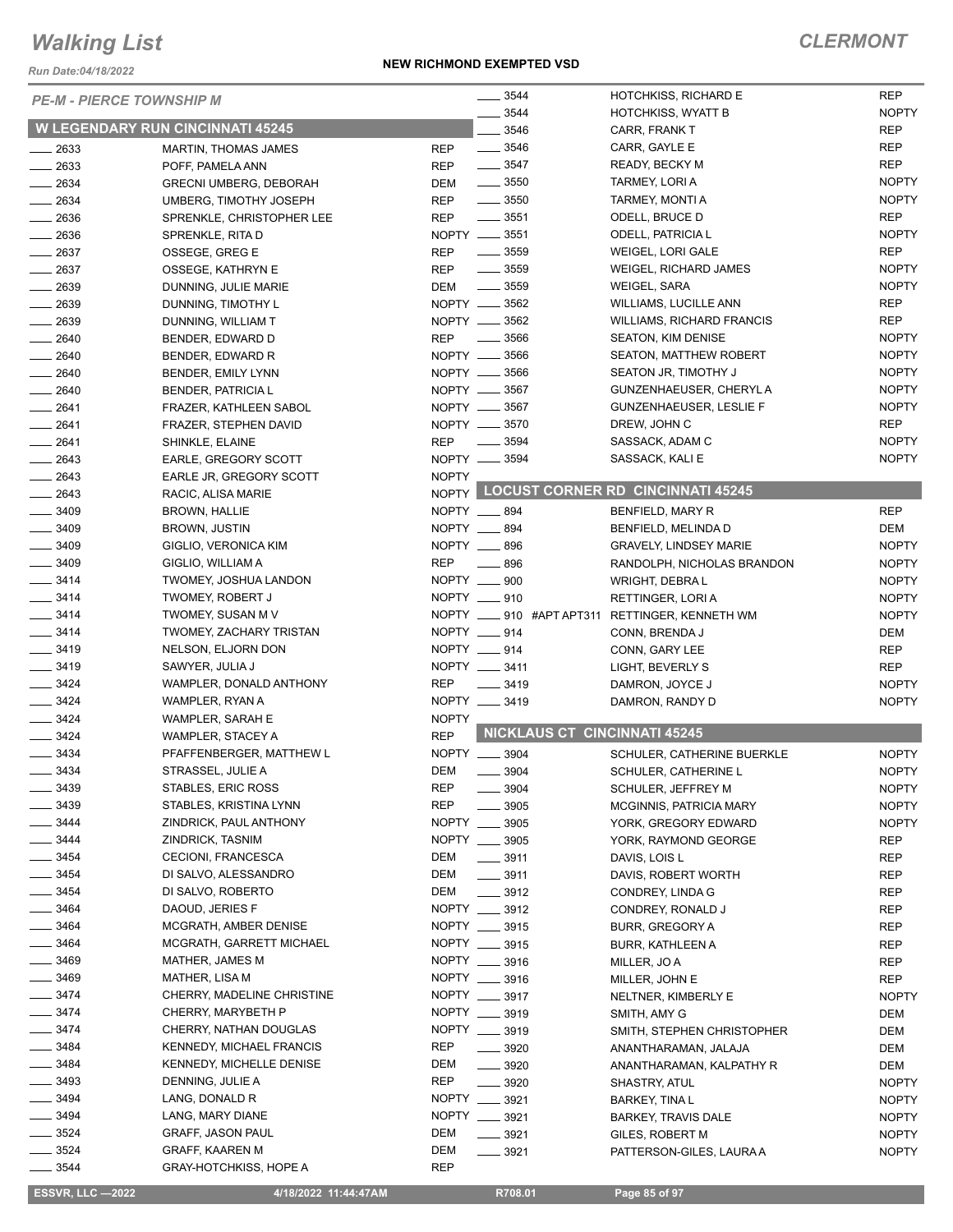# Walking List

## CLERMONT

Run Date:04/18/2022

**NEW RICHMOND EXEMPTED VSD**

*PE-M - PIERCE TOWNSHIP M*

### W LEGENDARY RUN CINCINNATI 45245

| No. | Name | Party |
|---|---|---|
| ____ 2633 | MARTIN, THOMAS JAMES | REP |
| ____ 2633 | POFF, PAMELA ANN | REP |
| ____ 2634 | GRECNI UMBERG, DEBORAH | DEM |
| ____ 2634 | UMBERG, TIMOTHY JOSEPH | REP |
| ____ 2636 | SPRENKLE, CHRISTOPHER LEE | REP |
| ____ 2636 | SPRENKLE, RITA D | NOPTY |
| ____ 2637 | OSSEGE, GREG E | REP |
| ____ 2637 | OSSEGE, KATHRYN E | REP |
| ____ 2639 | DUNNING, JULIE MARIE | DEM |
| ____ 2639 | DUNNING, TIMOTHY L | NOPTY |
| ____ 2639 | DUNNING, WILLIAM T | NOPTY |
| ____ 2640 | BENDER, EDWARD D | REP |
| ____ 2640 | BENDER, EDWARD R | NOPTY |
| ____ 2640 | BENDER, EMILY LYNN | NOPTY |
| ____ 2640 | BENDER, PATRICIA L | NOPTY |
| ____ 2641 | FRAZER, KATHLEEN SABOL | NOPTY |
| ____ 2641 | FRAZER, STEPHEN DAVID | NOPTY |
| ____ 2641 | SHINKLE, ELAINE | REP |
| ____ 2643 | EARLE, GREGORY SCOTT | NOPTY |
| ____ 2643 | EARLE JR, GREGORY SCOTT | NOPTY |
| ____ 2643 | RACIC, ALISA MARIE | NOPTY |
| ____ 3409 | BROWN, HALLIE | NOPTY |
| ____ 3409 | BROWN, JUSTIN | NOPTY |
| ____ 3409 | GIGLIO, VERONICA KIM | NOPTY |
| ____ 3409 | GIGLIO, WILLIAM A | REP |
| ____ 3414 | TWOMEY, JOSHUA LANDON | NOPTY |
| ____ 3414 | TWOMEY, ROBERT J | NOPTY |
| ____ 3414 | TWOMEY, SUSAN M V | NOPTY |
| ____ 3414 | TWOMEY, ZACHARY TRISTAN | NOPTY |
| ____ 3419 | NELSON, ELJORN DON | NOPTY |
| ____ 3419 | SAWYER, JULIA J | NOPTY |
| ____ 3424 | WAMPLER, DONALD ANTHONY | REP |
| ____ 3424 | WAMPLER, RYAN A | NOPTY |
| ____ 3424 | WAMPLER, SARAH E | NOPTY |
| ____ 3424 | WAMPLER, STACEY A | REP |
| ____ 3434 | PFAFFENBERGER, MATTHEW L | NOPTY |
| ____ 3434 | STRASSEL, JULIE A | DEM |
| ____ 3439 | STABLES, ERIC ROSS | REP |
| ____ 3439 | STABLES, KRISTINA LYNN | REP |
| ____ 3444 | ZINDRICK, PAUL ANTHONY | NOPTY |
| ____ 3444 | ZINDRICK, TASNIM | NOPTY |
| ____ 3454 | CECIONI, FRANCESCA | DEM |
| ____ 3454 | DI SALVO, ALESSANDRO | DEM |
| ____ 3454 | DI SALVO, ROBERTO | DEM |
| ____ 3464 | DAOUD, JERIES F | NOPTY |
| ____ 3464 | MCGRATH, AMBER DENISE | NOPTY |
| ____ 3464 | MCGRATH, GARRETT MICHAEL | NOPTY |
| ____ 3469 | MATHER, JAMES M | NOPTY |
| ____ 3469 | MATHER, LISA M | NOPTY |
| ____ 3474 | CHERRY, MADELINE CHRISTINE | NOPTY |
| ____ 3474 | CHERRY, MARYBETH P | NOPTY |
| ____ 3474 | CHERRY, NATHAN DOUGLAS | NOPTY |
| ____ 3484 | KENNEDY, MICHAEL FRANCIS | REP |
| ____ 3484 | KENNEDY, MICHELLE DENISE | DEM |
| ____ 3493 | DENNING, JULIE A | REP |
| ____ 3494 | LANG, DONALD R | NOPTY |
| ____ 3494 | LANG, MARY DIANE | NOPTY |
| ____ 3524 | GRAFF, JASON PAUL | DEM |
| ____ 3524 | GRAFF, KAAREN M | DEM |
| ____ 3544 | GRAY-HOTCHKISS, HOPE A | REP |
| ____ 3544 | HOTCHKISS, RICHARD E | REP |
| ____ 3544 | HOTCHKISS, WYATT B | NOPTY |
| ____ 3546 | CARR, FRANK T | REP |
| ____ 3546 | CARR, GAYLE E | REP |
| ____ 3547 | READY, BECKY M | REP |
| ____ 3550 | TARMEY, LORI A | NOPTY |
| ____ 3550 | TARMEY, MONTI A | NOPTY |
| ____ 3551 | ODELL, BRUCE D | REP |
| ____ 3551 | ODELL, PATRICIA L | NOPTY |
| ____ 3559 | WEIGEL, LORI GALE | REP |
| ____ 3559 | WEIGEL, RICHARD JAMES | NOPTY |
| ____ 3559 | WEIGEL, SARA | NOPTY |
| ____ 3562 | WILLIAMS, LUCILLE ANN | REP |
| ____ 3562 | WILLIAMS, RICHARD FRANCIS | REP |
| ____ 3566 | SEATON, KIM DENISE | NOPTY |
| ____ 3566 | SEATON, MATTHEW ROBERT | NOPTY |
| ____ 3566 | SEATON JR, TIMOTHY J | NOPTY |
| ____ 3567 | GUNZENHAEUSER, CHERYL A | NOPTY |
| ____ 3567 | GUNZENHAEUSER, LESLIE F | NOPTY |
| ____ 3570 | DREW, JOHN C | REP |
| ____ 3594 | SASSACK, ADAM C | NOPTY |
| ____ 3594 | SASSACK, KALI E | NOPTY |

### LOCUST CORNER RD CINCINNATI 45245

| No. | Name | Party |
|---|---|---|
| ____ 894 | BENFIELD, MARY R | REP |
| ____ 894 | BENFIELD, MELINDA D | DEM |
| ____ 896 | GRAVELY, LINDSEY MARIE | NOPTY |
| ____ 896 | RANDOLPH, NICHOLAS BRANDON | NOPTY |
| ____ 900 | WRIGHT, DEBRA L | NOPTY |
| ____ 910 | RETTINGER, LORI A | NOPTY |
| ____ 910 #APT APT311 | RETTINGER, KENNETH WM | NOPTY |
| ____ 914 | CONN, BRENDA J | DEM |
| ____ 914 | CONN, GARY LEE | REP |
| ____ 3411 | LIGHT, BEVERLY S | REP |
| ____ 3419 | DAMRON, JOYCE J | NOPTY |
| ____ 3419 | DAMRON, RANDY D | NOPTY |

### NICKLAUS CT CINCINNATI 45245

| No. | Name | Party |
|---|---|---|
| ____ 3904 | SCHULER, CATHERINE BUERKLE | NOPTY |
| ____ 3904 | SCHULER, CATHERINE L | NOPTY |
| ____ 3904 | SCHULER, JEFFREY M | NOPTY |
| ____ 3905 | MCGINNIS, PATRICIA MARY | NOPTY |
| ____ 3905 | YORK, GREGORY EDWARD | NOPTY |
| ____ 3905 | YORK, RAYMOND GEORGE | REP |
| ____ 3911 | DAVIS, LOIS L | REP |
| ____ 3911 | DAVIS, ROBERT WORTH | REP |
| ____ 3912 | CONDREY, LINDA G | REP |
| ____ 3912 | CONDREY, RONALD J | REP |
| ____ 3915 | BURR, GREGORY A | REP |
| ____ 3915 | BURR, KATHLEEN A | REP |
| ____ 3916 | MILLER, JO A | REP |
| ____ 3916 | MILLER, JOHN E | REP |
| ____ 3917 | NELTNER, KIMBERLY E | NOPTY |
| ____ 3919 | SMITH, AMY G | DEM |
| ____ 3919 | SMITH, STEPHEN CHRISTOPHER | DEM |
| ____ 3920 | ANANTHARAMAN, JALAJA | DEM |
| ____ 3920 | ANANTHARAMAN, KALPATHY R | DEM |
| ____ 3920 | SHASTRY, ATUL | NOPTY |
| ____ 3921 | BARKEY, TINA L | NOPTY |
| ____ 3921 | BARKEY, TRAVIS DALE | NOPTY |
| ____ 3921 | GILES, ROBERT M | NOPTY |
| ____ 3921 | PATTERSON-GILES, LAURA A | NOPTY |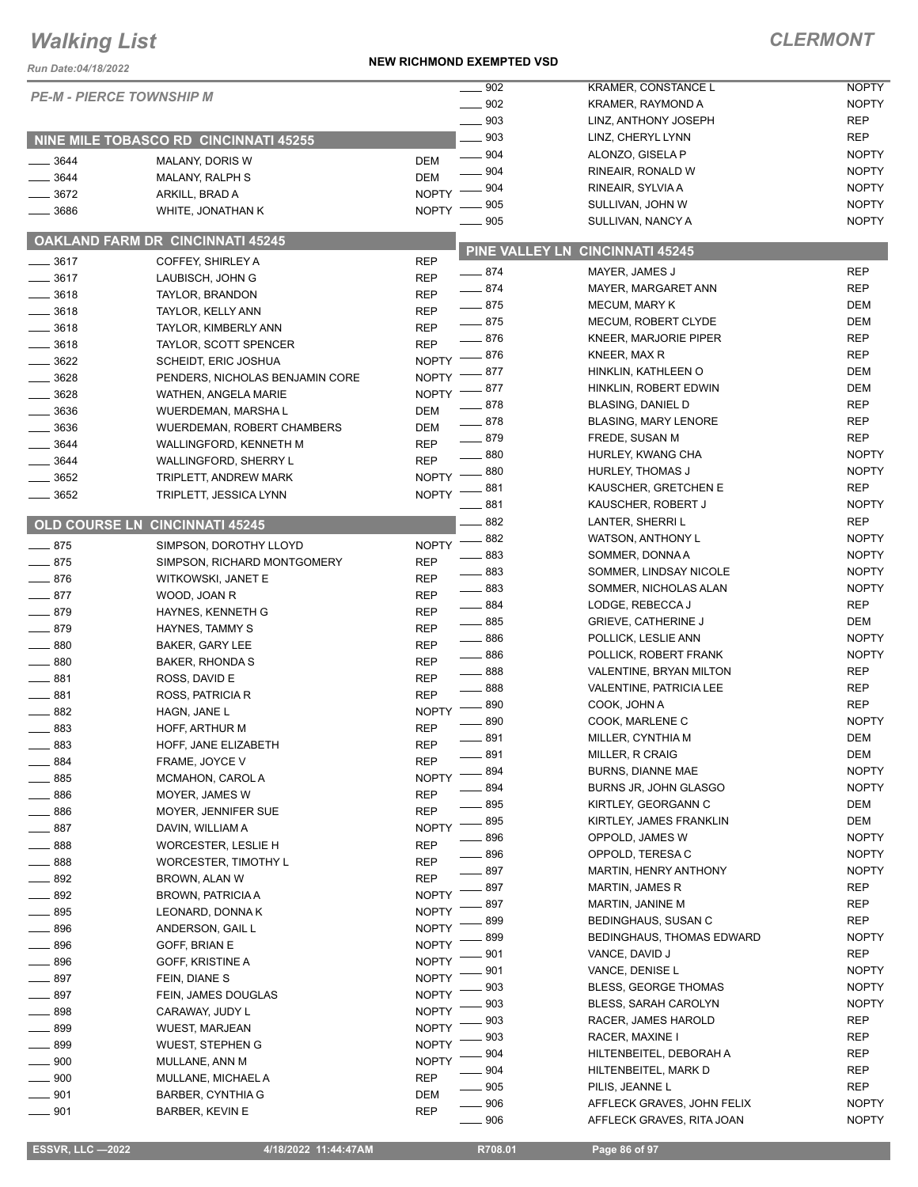# Walking List

## CLERMONT

**NEW RICHMOND EXEMPTED VSD**

Run Date:04/18/2022

*PE-M - PIERCE TOWNSHIP M*

### NINE MILE TOBASCO RD CINCINNATI 45255

| | | |
|---|---|---|
| ____ 3644 | MALANY, DORIS W | DEM |
| ____ 3644 | MALANY, RALPH S | DEM |
| ____ 3672 | ARKILL, BRAD A | NOPTY |
| ____ 3686 | WHITE, JONATHAN K | NOPTY |

### OAKLAND FARM DR CINCINNATI 45245

| | | |
|---|---|---|
| ____ 3617 | COFFEY, SHIRLEY A | REP |
| ____ 3617 | LAUBISCH, JOHN G | REP |
| ____ 3618 | TAYLOR, BRANDON | REP |
| ____ 3618 | TAYLOR, KELLY ANN | REP |
| ____ 3618 | TAYLOR, KIMBERLY ANN | REP |
| ____ 3618 | TAYLOR, SCOTT SPENCER | REP |
| ____ 3622 | SCHEIDT, ERIC JOSHUA | NOPTY |
| ____ 3628 | PENDERS, NICHOLAS BENJAMIN CORE | NOPTY |
| ____ 3628 | WATHEN, ANGELA MARIE | NOPTY |
| ____ 3636 | WUERDEMAN, MARSHA L | DEM |
| ____ 3636 | WUERDEMAN, ROBERT CHAMBERS | DEM |
| ____ 3644 | WALLINGFORD, KENNETH M | REP |
| ____ 3644 | WALLINGFORD, SHERRY L | REP |
| ____ 3652 | TRIPLETT, ANDREW MARK | NOPTY |
| ____ 3652 | TRIPLETT, JESSICA LYNN | NOPTY |

### OLD COURSE LN CINCINNATI 45245

| | | |
|---|---|---|
| ____ 875 | SIMPSON, DOROTHY LLOYD | NOPTY |
| ____ 875 | SIMPSON, RICHARD MONTGOMERY | REP |
| ____ 876 | WITKOWSKI, JANET E | REP |
| ____ 877 | WOOD, JOAN R | REP |
| ____ 879 | HAYNES, KENNETH G | REP |
| ____ 879 | HAYNES, TAMMY S | REP |
| ____ 880 | BAKER, GARY LEE | REP |
| ____ 880 | BAKER, RHONDA S | REP |
| ____ 881 | ROSS, DAVID E | REP |
| ____ 881 | ROSS, PATRICIA R | REP |
| ____ 882 | HAGN, JANE L | NOPTY |
| ____ 883 | HOFF, ARTHUR M | REP |
| ____ 883 | HOFF, JANE ELIZABETH | REP |
| ____ 884 | FRAME, JOYCE V | REP |
| ____ 885 | MCMAHON, CAROL A | NOPTY |
| ____ 886 | MOYER, JAMES W | REP |
| ____ 886 | MOYER, JENNIFER SUE | REP |
| ____ 887 | DAVIN, WILLIAM A | NOPTY |
| ____ 888 | WORCESTER, LESLIE H | REP |
| ____ 888 | WORCESTER, TIMOTHY L | REP |
| ____ 892 | BROWN, ALAN W | REP |
| ____ 892 | BROWN, PATRICIA A | NOPTY |
| ____ 895 | LEONARD, DONNA K | NOPTY |
| ____ 896 | ANDERSON, GAIL L | NOPTY |
| ____ 896 | GOFF, BRIAN E | NOPTY |
| ____ 896 | GOFF, KRISTINE A | NOPTY |
| ____ 897 | FEIN, DIANE S | NOPTY |
| ____ 897 | FEIN, JAMES DOUGLAS | NOPTY |
| ____ 898 | CARAWAY, JUDY L | NOPTY |
| ____ 899 | WUEST, MARJEAN | NOPTY |
| ____ 899 | WUEST, STEPHEN G | NOPTY |
| ____ 900 | MULLANE, ANN M | NOPTY |
| ____ 900 | MULLANE, MICHAEL A | REP |
| ____ 901 | BARBER, CYNTHIA G | DEM |
| ____ 901 | BARBER, KEVIN E | REP |
| ____ 902 | KRAMER, CONSTANCE L | NOPTY |
| ____ 902 | KRAMER, RAYMOND A | NOPTY |
| ____ 903 | LINZ, ANTHONY JOSEPH | REP |
| ____ 903 | LINZ, CHERYL LYNN | REP |
| ____ 904 | ALONZO, GISELA P | NOPTY |
| ____ 904 | RINEAIR, RONALD W | NOPTY |
| ____ 904 | RINEAIR, SYLVIA A | NOPTY |
| ____ 905 | SULLIVAN, JOHN W | NOPTY |
| ____ 905 | SULLIVAN, NANCY A | NOPTY |

### PINE VALLEY LN CINCINNATI 45245

| | | |
|---|---|---|
| ____ 874 | MAYER, JAMES J | REP |
| ____ 874 | MAYER, MARGARET ANN | REP |
| ____ 875 | MECUM, MARY K | DEM |
| ____ 875 | MECUM, ROBERT CLYDE | DEM |
| ____ 876 | KNEER, MARJORIE PIPER | REP |
| ____ 876 | KNEER, MAX R | REP |
| ____ 877 | HINKLIN, KATHLEEN O | DEM |
| ____ 877 | HINKLIN, ROBERT EDWIN | DEM |
| ____ 878 | BLASING, DANIEL D | REP |
| ____ 878 | BLASING, MARY LENORE | REP |
| ____ 879 | FREDE, SUSAN M | REP |
| ____ 880 | HURLEY, KWANG CHA | NOPTY |
| ____ 880 | HURLEY, THOMAS J | NOPTY |
| ____ 881 | KAUSCHER, GRETCHEN E | REP |
| ____ 881 | KAUSCHER, ROBERT J | NOPTY |
| ____ 882 | LANTER, SHERRI L | REP |
| ____ 882 | WATSON, ANTHONY L | NOPTY |
| ____ 883 | SOMMER, DONNA A | NOPTY |
| ____ 883 | SOMMER, LINDSAY NICOLE | NOPTY |
| ____ 883 | SOMMER, NICHOLAS ALAN | NOPTY |
| ____ 884 | LODGE, REBECCA J | REP |
| ____ 885 | GRIEVE, CATHERINE J | DEM |
| ____ 886 | POLLICK, LESLIE ANN | NOPTY |
| ____ 886 | POLLICK, ROBERT FRANK | NOPTY |
| ____ 888 | VALENTINE, BRYAN MILTON | REP |
| ____ 888 | VALENTINE, PATRICIA LEE | REP |
| ____ 890 | COOK, JOHN A | REP |
| ____ 890 | COOK, MARLENE C | NOPTY |
| ____ 891 | MILLER, CYNTHIA M | DEM |
| ____ 891 | MILLER, R CRAIG | DEM |
| ____ 894 | BURNS, DIANNE MAE | NOPTY |
| ____ 894 | BURNS JR, JOHN GLASGO | NOPTY |
| ____ 895 | KIRTLEY, GEORGANN C | DEM |
| ____ 895 | KIRTLEY, JAMES FRANKLIN | DEM |
| ____ 896 | OPPOLD, JAMES W | NOPTY |
| ____ 896 | OPPOLD, TERESA C | NOPTY |
| ____ 897 | MARTIN, HENRY ANTHONY | NOPTY |
| ____ 897 | MARTIN, JAMES R | REP |
| ____ 897 | MARTIN, JANINE M | REP |
| ____ 899 | BEDINGHAUS, SUSAN C | REP |
| ____ 899 | BEDINGHAUS, THOMAS EDWARD | NOPTY |
| ____ 901 | VANCE, DAVID J | REP |
| ____ 901 | VANCE, DENISE L | NOPTY |
| ____ 903 | BLESS, GEORGE THOMAS | NOPTY |
| ____ 903 | BLESS, SARAH CAROLYN | NOPTY |
| ____ 903 | RACER, JAMES HAROLD | REP |
| ____ 903 | RACER, MAXINE I | REP |
| ____ 904 | HILTENBEITEL, DEBORAH A | REP |
| ____ 904 | HILTENBEITEL, MARK D | REP |
| ____ 905 | PILIS, JEANNE L | REP |
| ____ 906 | AFFLECK GRAVES, JOHN FELIX | NOPTY |
| ____ 906 | AFFLECK GRAVES, RITA JOAN | NOPTY |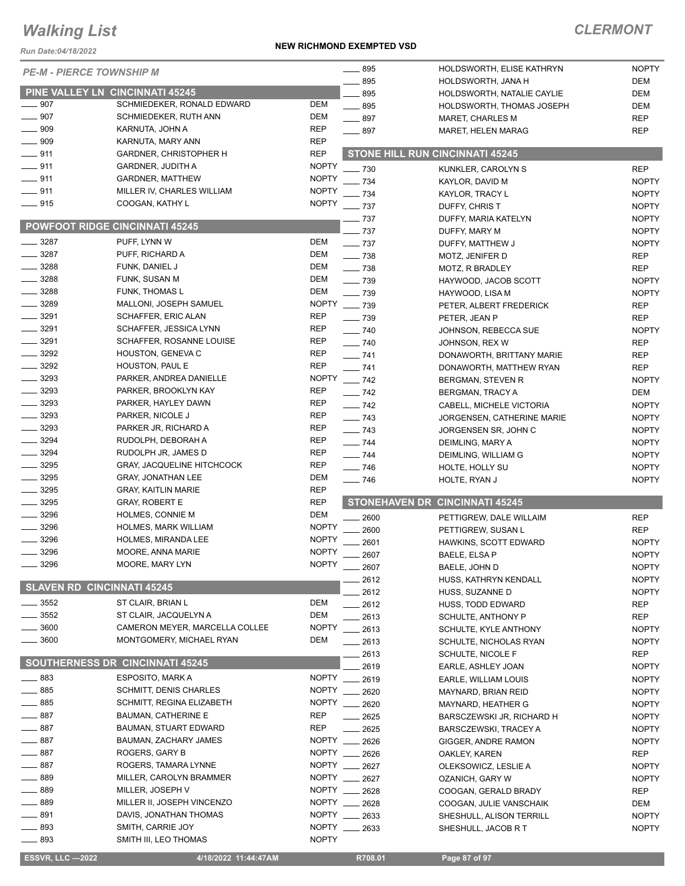# Walking List

**CLERMONT**

**NEW RICHMOND EXEMPTED VSD**

*Run Date:04/18/2022*

*PE-M - PIERCE TOWNSHIP M*

## PINE VALLEY LN CINCINNATI 45245

| | | |
|---|---|---|
| ____ 907 | SCHMIEDEKER, RONALD EDWARD | DEM |
| ____ 907 | SCHMIEDEKER, RUTH ANN | DEM |
| ____ 909 | KARNUTA, JOHN A | REP |
| ____ 909 | KARNUTA, MARY ANN | REP |
| ____ 911 | GARDNER, CHRISTOPHER H | REP |
| ____ 911 | GARDNER, JUDITH A | NOPTY |
| ____ 911 | GARDNER, MATTHEW | NOPTY |
| ____ 911 | MILLER IV, CHARLES WILLIAM | NOPTY |
| ____ 915 | COOGAN, KATHY L | NOPTY |

## POWFOOT RIDGE CINCINNATI 45245

| | | |
|---|---|---|
| ____ 3287 | PUFF, LYNN W | DEM |
| ____ 3287 | PUFF, RICHARD A | DEM |
| ____ 3288 | FUNK, DANIEL J | DEM |
| ____ 3288 | FUNK, SUSAN M | DEM |
| ____ 3288 | FUNK, THOMAS L | DEM |
| ____ 3289 | MALLONI, JOSEPH SAMUEL | NOPTY |
| ____ 3291 | SCHAFFER, ERIC ALAN | REP |
| ____ 3291 | SCHAFFER, JESSICA LYNN | REP |
| ____ 3291 | SCHAFFER, ROSANNE LOUISE | REP |
| ____ 3292 | HOUSTON, GENEVA C | REP |
| ____ 3292 | HOUSTON, PAUL E | REP |
| ____ 3293 | PARKER, ANDREA DANIELLE | NOPTY |
| ____ 3293 | PARKER, BROOKLYN KAY | REP |
| ____ 3293 | PARKER, HAYLEY DAWN | REP |
| ____ 3293 | PARKER, NICOLE J | REP |
| ____ 3293 | PARKER JR, RICHARD A | REP |
| ____ 3294 | RUDOLPH, DEBORAH A | REP |
| ____ 3294 | RUDOLPH JR, JAMES D | REP |
| ____ 3295 | GRAY, JACQUELINE HITCHCOCK | REP |
| ____ 3295 | GRAY, JONATHAN LEE | DEM |
| ____ 3295 | GRAY, KAITLIN MARIE | REP |
| ____ 3295 | GRAY, ROBERT E | REP |
| ____ 3296 | HOLMES, CONNIE M | DEM |
| ____ 3296 | HOLMES, MARK WILLIAM | NOPTY |
| ____ 3296 | HOLMES, MIRANDA LEE | NOPTY |
| ____ 3296 | MOORE, ANNA MARIE | NOPTY |
| ____ 3296 | MOORE, MARY LYN | NOPTY |

## SLAVEN RD CINCINNATI 45245

| | | |
|---|---|---|
| ____ 3552 | ST CLAIR, BRIAN L | DEM |
| ____ 3552 | ST CLAIR, JACQUELYN A | DEM |
| ____ 3600 | CAMERON MEYER, MARCELLA COLLEE | NOPTY |
| ____ 3600 | MONTGOMERY, MICHAEL RYAN | DEM |

## SOUTHERNESS DR CINCINNATI 45245

| | | |
|---|---|---|
| ____ 883 | ESPOSITO, MARK A | NOPTY |
| ____ 885 | SCHMITT, DENIS CHARLES | NOPTY |
| ____ 885 | SCHMITT, REGINA ELIZABETH | NOPTY |
| ____ 887 | BAUMAN, CATHERINE E | REP |
| ____ 887 | BAUMAN, STUART EDWARD | REP |
| ____ 887 | BAUMAN, ZACHARY JAMES | NOPTY |
| ____ 887 | ROGERS, GARY B | NOPTY |
| ____ 887 | ROGERS, TAMARA LYNNE | NOPTY |
| ____ 889 | MILLER, CAROLYN BRAMMER | NOPTY |
| ____ 889 | MILLER, JOSEPH V | NOPTY |
| ____ 889 | MILLER II, JOSEPH VINCENZO | NOPTY |
| ____ 891 | DAVIS, JONATHAN THOMAS | NOPTY |
| ____ 893 | SMITH, CARRIE JOY | NOPTY |
| ____ 893 | SMITH III, LEO THOMAS | NOPTY |
| ____ 895 | HOLDSWORTH, ELISE KATHRYN | NOPTY |
| ____ 895 | HOLDSWORTH, JANA H | DEM |
| ____ 895 | HOLDSWORTH, NATALIE CAYLIE | DEM |
| ____ 895 | HOLDSWORTH, THOMAS JOSEPH | DEM |
| ____ 897 | MARET, CHARLES M | REP |
| ____ 897 | MARET, HELEN MARAG | REP |

## STONE HILL RUN CINCINNATI 45245

| | | |
|---|---|---|
| ____ 730 | KUNKLER, CAROLYN S | REP |
| ____ 734 | KAYLOR, DAVID M | NOPTY |
| ____ 734 | KAYLOR, TRACY L | NOPTY |
| ____ 737 | DUFFY, CHRIS T | NOPTY |
| ____ 737 | DUFFY, MARIA KATELYN | NOPTY |
| ____ 737 | DUFFY, MARY M | NOPTY |
| ____ 737 | DUFFY, MATTHEW J | NOPTY |
| ____ 738 | MOTZ, JENIFER D | REP |
| ____ 738 | MOTZ, R BRADLEY | REP |
| ____ 739 | HAYWOOD, JACOB SCOTT | NOPTY |
| ____ 739 | HAYWOOD, LISA M | NOPTY |
| ____ 739 | PETER, ALBERT FREDERICK | REP |
| ____ 739 | PETER, JEAN P | REP |
| ____ 740 | JOHNSON, REBECCA SUE | NOPTY |
| ____ 740 | JOHNSON, REX W | REP |
| ____ 741 | DONAWORTH, BRITTANY MARIE | REP |
| ____ 741 | DONAWORTH, MATTHEW RYAN | REP |
| ____ 742 | BERGMAN, STEVEN R | NOPTY |
| ____ 742 | BERGMAN, TRACY A | DEM |
| ____ 742 | CABELL, MICHELE VICTORIA | NOPTY |
| ____ 743 | JORGENSEN, CATHERINE MARIE | NOPTY |
| ____ 743 | JORGENSEN SR, JOHN C | NOPTY |
| ____ 744 | DEIMLING, MARY A | NOPTY |
| ____ 744 | DEIMLING, WILLIAM G | NOPTY |
| ____ 746 | HOLTE, HOLLY SU | NOPTY |
| ____ 746 | HOLTE, RYAN J | NOPTY |

## STONEHAVEN DR CINCINNATI 45245

| | | |
|---|---|---|
| ____ 2600 | PETTIGREW, DALE WILLAIM | REP |
| ____ 2600 | PETTIGREW, SUSAN L | REP |
| ____ 2601 | HAWKINS, SCOTT EDWARD | NOPTY |
| ____ 2607 | BAELE, ELSA P | NOPTY |
| ____ 2607 | BAELE, JOHN D | NOPTY |
| ____ 2612 | HUSS, KATHRYN KENDALL | NOPTY |
| ____ 2612 | HUSS, SUZANNE D | NOPTY |
| ____ 2612 | HUSS, TODD EDWARD | REP |
| ____ 2613 | SCHULTE, ANTHONY P | REP |
| ____ 2613 | SCHULTE, KYLE ANTHONY | NOPTY |
| ____ 2613 | SCHULTE, NICHOLAS RYAN | NOPTY |
| ____ 2613 | SCHULTE, NICOLE F | REP |
| ____ 2619 | EARLE, ASHLEY JOAN | NOPTY |
| ____ 2619 | EARLE, WILLIAM LOUIS | NOPTY |
| ____ 2620 | MAYNARD, BRIAN REID | NOPTY |
| ____ 2620 | MAYNARD, HEATHER G | NOPTY |
| ____ 2625 | BARSCZEWSKI JR, RICHARD H | NOPTY |
| ____ 2625 | BARSCZEWSKI, TRACEY A | NOPTY |
| ____ 2626 | GIGGER, ANDRE RAMON | NOPTY |
| ____ 2626 | OAKLEY, KAREN | REP |
| ____ 2627 | OLEKSOWICZ, LESLIE A | NOPTY |
| ____ 2627 | OZANICH, GARY W | NOPTY |
| ____ 2628 | COOGAN, GERALD BRADY | REP |
| ____ 2628 | COOGAN, JULIE VANSCHAIK | DEM |
| ____ 2633 | SHESHULL, ALISON TERRILL | NOPTY |
| ____ 2633 | SHESHULL, JACOB R T | NOPTY |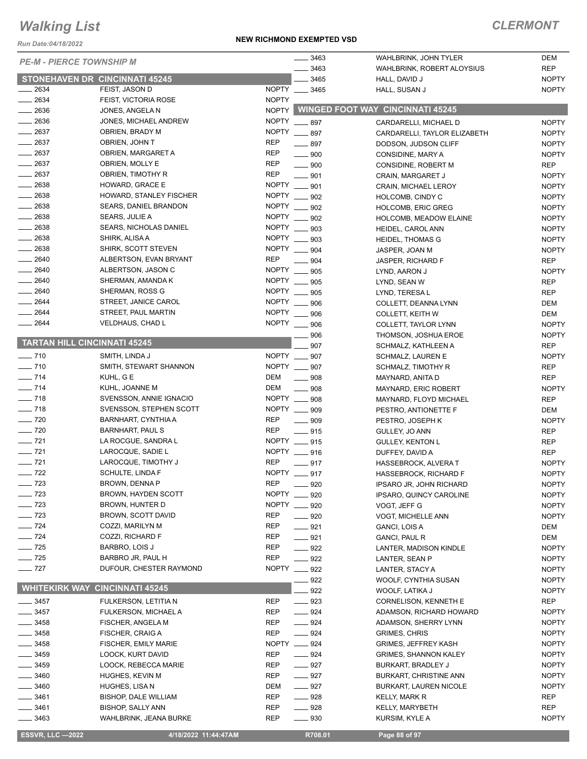# Walking List

**NEW RICHMOND EXEMPTED VSD**

**CLERMONT**

*Run Date:04/18/2022*

*PE-M - PIERCE TOWNSHIP M*

## STONEHAVEN DR CINCINNATI 45245

| | | |
|---|---|---|
| ____ 2634 | FEIST, JASON D | NOPTY |
| ____ 2634 | FEIST, VICTORIA ROSE | NOPTY |
| ____ 2636 | JONES, ANGELA N | NOPTY |
| ____ 2636 | JONES, MICHAEL ANDREW | NOPTY |
| ____ 2637 | OBRIEN, BRADY M | NOPTY |
| ____ 2637 | OBRIEN, JOHN T | REP |
| ____ 2637 | OBRIEN, MARGARET A | REP |
| ____ 2637 | OBRIEN, MOLLY E | REP |
| ____ 2637 | OBRIEN, TIMOTHY R | REP |
| ____ 2638 | HOWARD, GRACE E | NOPTY |
| ____ 2638 | HOWARD, STANLEY FISCHER | NOPTY |
| ____ 2638 | SEARS, DANIEL BRANDON | NOPTY |
| ____ 2638 | SEARS, JULIE A | NOPTY |
| ____ 2638 | SEARS, NICHOLAS DANIEL | NOPTY |
| ____ 2638 | SHIRK, ALISA A | NOPTY |
| ____ 2638 | SHIRK, SCOTT STEVEN | NOPTY |
| ____ 2640 | ALBERTSON, EVAN BRYANT | REP |
| ____ 2640 | ALBERTSON, JASON C | NOPTY |
| ____ 2640 | SHERMAN, AMANDA K | NOPTY |
| ____ 2640 | SHERMAN, ROSS G | NOPTY |
| ____ 2644 | STREET, JANICE CAROL | NOPTY |
| ____ 2644 | STREET, PAUL MARTIN | NOPTY |
| ____ 2644 | VELDHAUS, CHAD L | NOPTY |

## TARTAN HILL CINCINNATI 45245

| | | |
|---|---|---|
| ____ 710 | SMITH, LINDA J | NOPTY |
| ____ 710 | SMITH, STEWART SHANNON | NOPTY |
| ____ 714 | KUHL, G E | DEM |
| ____ 714 | KUHL, JOANNE M | DEM |
| ____ 718 | SVENSSON, ANNIE IGNACIO | NOPTY |
| ____ 718 | SVENSSON, STEPHEN SCOTT | NOPTY |
| ____ 720 | BARNHART, CYNTHIA A | REP |
| ____ 720 | BARNHART, PAUL S | REP |
| ____ 721 | LA ROCGUE, SANDRA L | NOPTY |
| ____ 721 | LAROCQUE, SADIE L | NOPTY |
| ____ 721 | LAROCQUE, TIMOTHY J | REP |
| ____ 722 | SCHULTE, LINDA F | NOPTY |
| ____ 723 | BROWN, DENNA P | REP |
| ____ 723 | BROWN, HAYDEN SCOTT | NOPTY |
| ____ 723 | BROWN, HUNTER D | NOPTY |
| ____ 723 | BROWN, SCOTT DAVID | REP |
| ____ 724 | COZZI, MARILYN M | REP |
| ____ 724 | COZZI, RICHARD F | REP |
| ____ 725 | BARBRO, LOIS J | REP |
| ____ 725 | BARBRO JR, PAUL H | REP |
| ____ 727 | DUFOUR, CHESTER RAYMOND | NOPTY |

## WHITEKIRK WAY CINCINNATI 45245

| | | |
|---|---|---|
| ____ 3457 | FULKERSON, LETITIA N | REP |
| ____ 3457 | FULKERSON, MICHAEL A | REP |
| ____ 3458 | FISCHER, ANGELA M | REP |
| ____ 3458 | FISCHER, CRAIG A | REP |
| ____ 3458 | FISCHER, EMILY MARIE | NOPTY |
| ____ 3459 | LOOCK, KURT DAVID | REP |
| ____ 3459 | LOOCK, REBECCA MARIE | REP |
| ____ 3460 | HUGHES, KEVIN M | REP |
| ____ 3460 | HUGHES, LISA N | DEM |
| ____ 3461 | BISHOP, DALE WILLIAM | REP |
| ____ 3461 | BISHOP, SALLY ANN | REP |
| ____ 3463 | WAHLBRINK, JEANA BURKE | REP |
| ____ 3463 | WAHLBRINK, JOHN TYLER | DEM |
| ____ 3463 | WAHLBRINK, ROBERT ALOYSIUS | REP |
| ____ 3465 | HALL, DAVID J | NOPTY |
| ____ 3465 | HALL, SUSAN J | NOPTY |

## WINGED FOOT WAY CINCINNATI 45245

| | | |
|---|---|---|
| ____ 897 | CARDARELLI, MICHAEL D | NOPTY |
| ____ 897 | CARDARELLI, TAYLOR ELIZABETH | NOPTY |
| ____ 897 | DODSON, JUDSON CLIFF | NOPTY |
| ____ 900 | CONSIDINE, MARY A | NOPTY |
| ____ 900 | CONSIDINE, ROBERT M | REP |
| ____ 901 | CRAIN, MARGARET J | NOPTY |
| ____ 901 | CRAIN, MICHAEL LEROY | NOPTY |
| ____ 902 | HOLCOMB, CINDY C | NOPTY |
| ____ 902 | HOLCOMB, ERIC GREG | NOPTY |
| ____ 902 | HOLCOMB, MEADOW ELAINE | NOPTY |
| ____ 903 | HEIDEL, CAROL ANN | NOPTY |
| ____ 903 | HEIDEL, THOMAS G | NOPTY |
| ____ 904 | JASPER, JOAN M | NOPTY |
| ____ 904 | JASPER, RICHARD F | REP |
| ____ 905 | LYND, AARON J | NOPTY |
| ____ 905 | LYND, SEAN W | REP |
| ____ 905 | LYND, TERESA L | REP |
| ____ 906 | COLLETT, DEANNA LYNN | DEM |
| ____ 906 | COLLETT, KEITH W | DEM |
| ____ 906 | COLLETT, TAYLOR LYNN | NOPTY |
| ____ 906 | THOMSON, JOSHUA EROE | NOPTY |
| ____ 907 | SCHMALZ, KATHLEEN A | REP |
| ____ 907 | SCHMALZ, LAUREN E | NOPTY |
| ____ 907 | SCHMALZ, TIMOTHY R | REP |
| ____ 908 | MAYNARD, ANITA D | REP |
| ____ 908 | MAYNARD, ERIC ROBERT | NOPTY |
| ____ 908 | MAYNARD, FLOYD MICHAEL | REP |
| ____ 909 | PESTRO, ANTIONETTE F | DEM |
| ____ 909 | PESTRO, JOSEPH K | NOPTY |
| ____ 915 | GULLEY, JO ANN | REP |
| ____ 915 | GULLEY, KENTON L | REP |
| ____ 916 | DUFFEY, DAVID A | REP |
| ____ 917 | HASSEBROCK, ALVERA T | NOPTY |
| ____ 917 | HASSEBROCK, RICHARD F | NOPTY |
| ____ 920 | IPSARO JR, JOHN RICHARD | NOPTY |
| ____ 920 | IPSARO, QUINCY CAROLINE | NOPTY |
| ____ 920 | VOGT, JEFF G | NOPTY |
| ____ 920 | VOGT, MICHELLE ANN | NOPTY |
| ____ 921 | GANCI, LOIS A | DEM |
| ____ 921 | GANCI, PAUL R | DEM |
| ____ 922 | LANTER, MADISON KINDLE | NOPTY |
| ____ 922 | LANTER, SEAN P | NOPTY |
| ____ 922 | LANTER, STACY A | NOPTY |
| ____ 922 | WOOLF, CYNTHIA SUSAN | NOPTY |
| ____ 922 | WOOLF, LATIKA J | NOPTY |
| ____ 923 | CORNELISON, KENNETH E | REP |
| ____ 924 | ADAMSON, RICHARD HOWARD | NOPTY |
| ____ 924 | ADAMSON, SHERRY LYNN | NOPTY |
| ____ 924 | GRIMES, CHRIS | NOPTY |
| ____ 924 | GRIMES, JEFFREY KASH | NOPTY |
| ____ 924 | GRIMES, SHANNON KALEY | NOPTY |
| ____ 927 | BURKART, BRADLEY J | NOPTY |
| ____ 927 | BURKART, CHRISTINE ANN | NOPTY |
| ____ 927 | BURKART, LAUREN NICOLE | NOPTY |
| ____ 928 | KELLY, MARK R | REP |
| ____ 928 | KELLY, MARYBETH | REP |
| ____ 930 | KURSIM, KYLE A | NOPTY |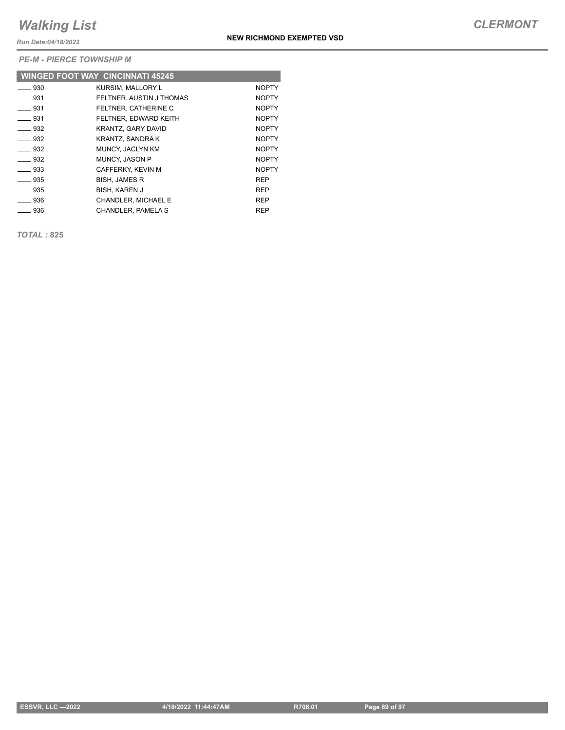# Walking List

**CLERMONT**

*Run Date:04/18/2022*

**NEW RICHMOND EXEMPTED VSD**

*PE-M - PIERCE TOWNSHIP M*

| WINGED FOOT WAY CINCINNATI 45245 | | |
|---|---|---|
| ____ 930 | KURSIM, MALLORY L | NOPTY |
| ____ 931 | FELTNER, AUSTIN J THOMAS | NOPTY |
| ____ 931 | FELTNER, CATHERINE C | NOPTY |
| ____ 931 | FELTNER, EDWARD KEITH | NOPTY |
| ____ 932 | KRANTZ, GARY DAVID | NOPTY |
| ____ 932 | KRANTZ, SANDRA K | NOPTY |
| ____ 932 | MUNCY, JACLYN KM | NOPTY |
| ____ 932 | MUNCY, JASON P | NOPTY |
| ____ 933 | CAFFERKY, KEVIN M | NOPTY |
| ____ 935 | BISH, JAMES R | REP |
| ____ 935 | BISH, KAREN J | REP |
| ____ 936 | CHANDLER, MICHAEL E | REP |
| ____ 936 | CHANDLER, PAMELA S | REP |

***TOTAL :*** **825**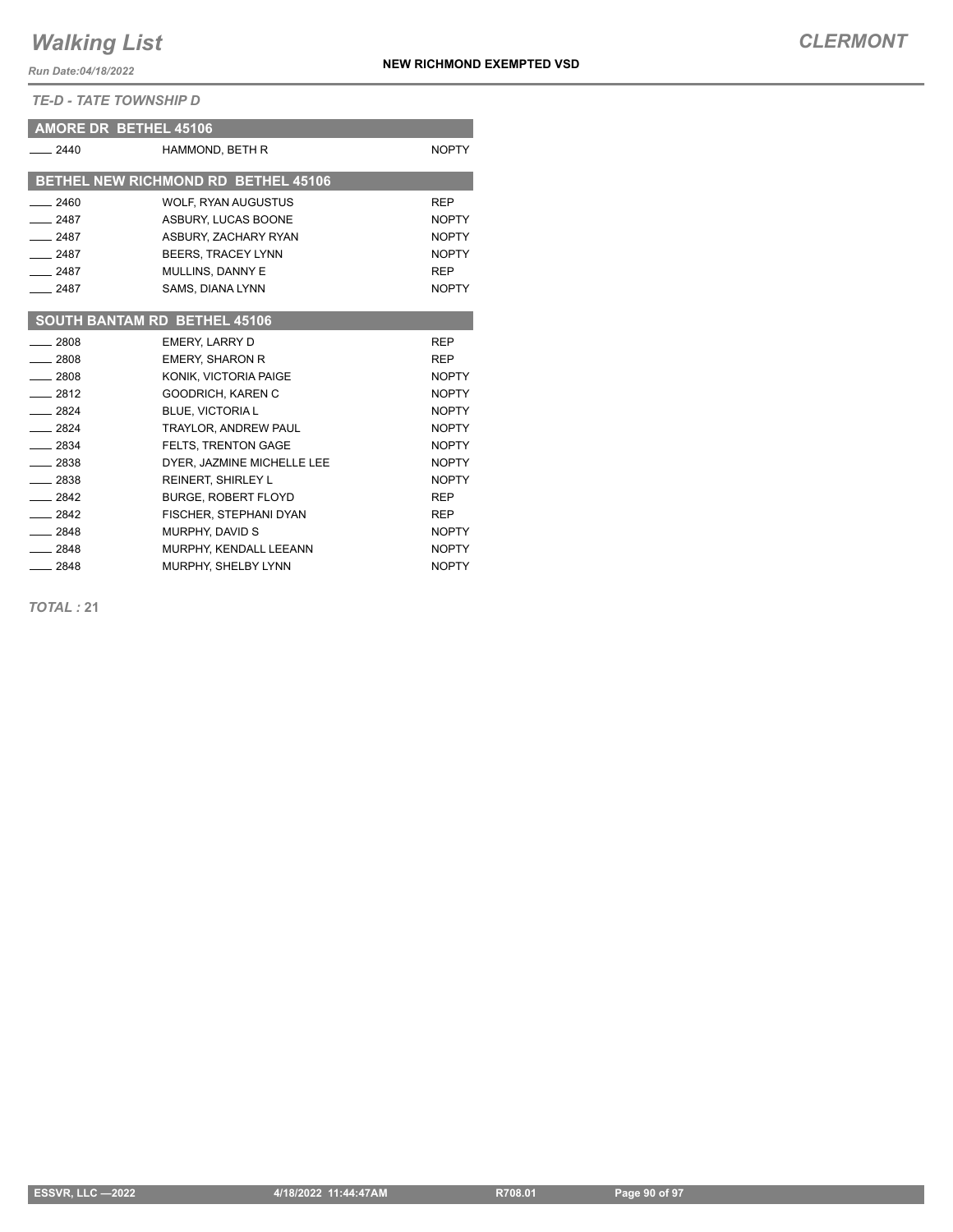# Walking List

*Run Date:04/18/2022*

**NEW RICHMOND EXEMPTED VSD**

***CLERMONT***

***TE-D - TATE TOWNSHIP D***

## AMORE DR BETHEL 45106

| | | |
|---|---|---|
| ____ 2440 | HAMMOND, BETH R | NOPTY |

## BETHEL NEW RICHMOND RD BETHEL 45106

| | | |
|---|---|---|
| ____ 2460 | WOLF, RYAN AUGUSTUS | REP |
| ____ 2487 | ASBURY, LUCAS BOONE | NOPTY |
| ____ 2487 | ASBURY, ZACHARY RYAN | NOPTY |
| ____ 2487 | BEERS, TRACEY LYNN | NOPTY |
| ____ 2487 | MULLINS, DANNY E | REP |
| ____ 2487 | SAMS, DIANA LYNN | NOPTY |

## SOUTH BANTAM RD BETHEL 45106

| | | |
|---|---|---|
| ____ 2808 | EMERY, LARRY D | REP |
| ____ 2808 | EMERY, SHARON R | REP |
| ____ 2808 | KONIK, VICTORIA PAIGE | NOPTY |
| ____ 2812 | GOODRICH, KAREN C | NOPTY |
| ____ 2824 | BLUE, VICTORIA L | NOPTY |
| ____ 2824 | TRAYLOR, ANDREW PAUL | NOPTY |
| ____ 2834 | FELTS, TRENTON GAGE | NOPTY |
| ____ 2838 | DYER, JAZMINE MICHELLE LEE | NOPTY |
| ____ 2838 | REINERT, SHIRLEY L | NOPTY |
| ____ 2842 | BURGE, ROBERT FLOYD | REP |
| ____ 2842 | FISCHER, STEPHANI DYAN | REP |
| ____ 2848 | MURPHY, DAVID S | NOPTY |
| ____ 2848 | MURPHY, KENDALL LEEANN | NOPTY |
| ____ 2848 | MURPHY, SHELBY LYNN | NOPTY |

***TOTAL :*** **21**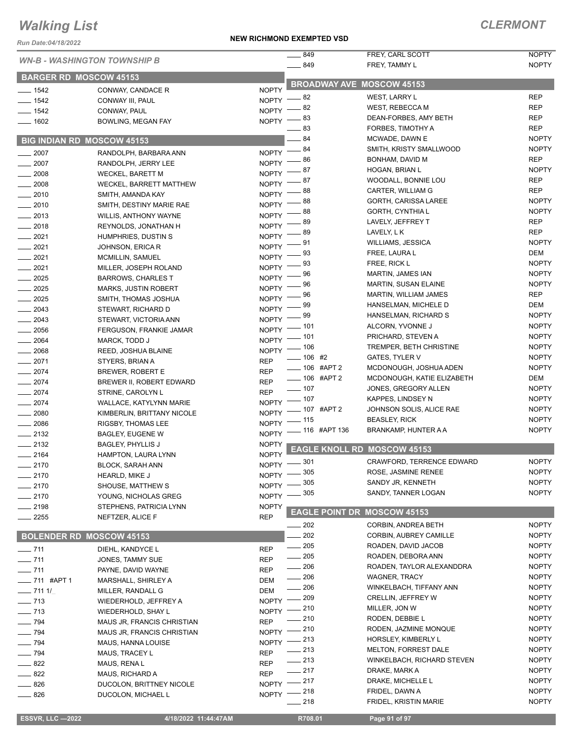# Walking List

**CLERMONT**

Run Date:04/18/2022

**NEW RICHMOND EXEMPTED VSD**

*WN-B - WASHINGTON TOWNSHIP B*

## BARGER RD MOSCOW 45153

| No. | Name | Party |
|---|---|---|
| 1542 | CONWAY, CANDACE R | NOPTY |
| 1542 | CONWAY III, PAUL | NOPTY |
| 1542 | CONWAY, PAUL | NOPTY |
| 1602 | BOWLING, MEGAN FAY | NOPTY |

## BIG INDIAN RD MOSCOW 45153

| No. | Name | Party |
|---|---|---|
| 2007 | RANDOLPH, BARBARA ANN | NOPTY |
| 2007 | RANDOLPH, JERRY LEE | NOPTY |
| 2008 | WECKEL, BARETT M | NOPTY |
| 2008 | WECKEL, BARRETT MATTHEW | NOPTY |
| 2010 | SMITH, AMANDA KAY | NOPTY |
| 2010 | SMITH, DESTINY MARIE RAE | NOPTY |
| 2013 | WILLIS, ANTHONY WAYNE | NOPTY |
| 2018 | REYNOLDS, JONATHAN H | NOPTY |
| 2021 | HUMPHRIES, DUSTIN S | NOPTY |
| 2021 | JOHNSON, ERICA R | NOPTY |
| 2021 | MCMILLIN, SAMUEL | NOPTY |
| 2021 | MILLER, JOSEPH ROLAND | NOPTY |
| 2025 | BARROWS, CHARLES T | NOPTY |
| 2025 | MARKS, JUSTIN ROBERT | NOPTY |
| 2025 | SMITH, THOMAS JOSHUA | NOPTY |
| 2043 | STEWART, RICHARD D | NOPTY |
| 2043 | STEWART, VICTORIA ANN | NOPTY |
| 2056 | FERGUSON, FRANKIE JAMAR | NOPTY |
| 2064 | MARCK, TODD J | NOPTY |
| 2068 | REED, JOSHUA BLAINE | NOPTY |
| 2071 | STYERS, BRIAN A | REP |
| 2074 | BREWER, ROBERT E | REP |
| 2074 | BREWER II, ROBERT EDWARD | REP |
| 2074 | STRINE, CAROLYN L | REP |
| 2074 | WALLACE, KATYLYNN MARIE | NOPTY |
| 2080 | KIMBERLIN, BRITTANY NICOLE | NOPTY |
| 2086 | RIGSBY, THOMAS LEE | NOPTY |
| 2132 | BAGLEY, EUGENE W | NOPTY |
| 2132 | BAGLEY, PHYLLIS J | NOPTY |
| 2164 | HAMPTON, LAURA LYNN | NOPTY |
| 2170 | BLOCK, SARAH ANN | NOPTY |
| 2170 | HEARLD, MIKE J | NOPTY |
| 2170 | SHOUSE, MATTHEW S | NOPTY |
| 2170 | YOUNG, NICHOLAS GREG | NOPTY |
| 2198 | STEPHENS, PATRICIA LYNN | NOPTY |
| 2255 | NEFTZER, ALICE F | REP |

## BOLENDER RD MOSCOW 45153

| No. | Name | Party |
|---|---|---|
| 711 | DIEHL, KANDYCE L | REP |
| 711 | JONES, TAMMY SUE | REP |
| 711 | PAYNE, DAVID WAYNE | REP |
| 711 #APT 1 | MARSHALL, SHIRLEY A | DEM |
| 711 1/_ | MILLER, RANDALL G | DEM |
| 713 | WIEDERHOLD, JEFFREY A | NOPTY |
| 713 | WIEDERHOLD, SHAY L | NOPTY |
| 794 | MAUS JR, FRANCIS CHRISTIAN | REP |
| 794 | MAUS JR, FRANCIS CHRISTIAN | NOPTY |
| 794 | MAUS, HANNA LOUISE | NOPTY |
| 794 | MAUS, TRACEY L | REP |
| 822 | MAUS, RENA L | REP |
| 822 | MAUS, RICHARD A | REP |
| 826 | DUCOLON, BRITTNEY NICOLE | NOPTY |
| 826 | DUCOLON, MICHAEL L | NOPTY |
| 849 | FREY, CARL SCOTT | NOPTY |
| 849 | FREY, TAMMY L | NOPTY |

## BROADWAY AVE MOSCOW 45153

| No. | Name | Party |
|---|---|---|
| 82 | WEST, LARRY L | REP |
| 82 | WEST, REBECCA M | REP |
| 83 | DEAN-FORBES, AMY BETH | REP |
| 83 | FORBES, TIMOTHY A | REP |
| 84 | MCWADE, DAWN E | NOPTY |
| 84 | SMITH, KRISTY SMALLWOOD | NOPTY |
| 86 | BONHAM, DAVID M | REP |
| 87 | HOGAN, BRIAN L | NOPTY |
| 87 | WOODALL, BONNIE LOU | REP |
| 88 | CARTER, WILLIAM G | REP |
| 88 | GORTH, CARISSA LAREE | NOPTY |
| 88 | GORTH, CYNTHIA L | NOPTY |
| 89 | LAVELY, JEFFREY T | REP |
| 89 | LAVELY, L K | REP |
| 91 | WILLIAMS, JESSICA | NOPTY |
| 93 | FREE, LAURA L | DEM |
| 93 | FREE, RICK L | NOPTY |
| 96 | MARTIN, JAMES IAN | NOPTY |
| 96 | MARTIN, SUSAN ELAINE | NOPTY |
| 96 | MARTIN, WILLIAM JAMES | REP |
| 99 | HANSELMAN, MICHELE D | DEM |
| 99 | HANSELMAN, RICHARD S | NOPTY |
| 101 | ALCORN, YVONNE J | NOPTY |
| 101 | PRICHARD, STEVEN A | NOPTY |
| 106 | TREMPER, BETH CHRISTINE | NOPTY |
| 106 #2 | GATES, TYLER V | NOPTY |
| 106 #APT 2 | MCDONOUGH, JOSHUA ADEN | NOPTY |
| 106 #APT 2 | MCDONOUGH, KATIE ELIZABETH | DEM |
| 107 | JONES, GREGORY ALLEN | NOPTY |
| 107 | KAPPES, LINDSEY N | NOPTY |
| 107 #APT 2 | JOHNSON SOLIS, ALICE RAE | NOPTY |
| 115 | BEASLEY, RICK | NOPTY |
| 116 #APT 136 | BRANKAMP, HUNTER A A | NOPTY |

## EAGLE KNOLL RD MOSCOW 45153

| No. | Name | Party |
|---|---|---|
| 301 | CRAWFORD, TERRENCE EDWARD | NOPTY |
| 305 | ROSE, JASMINE RENEE | NOPTY |
| 305 | SANDY JR, KENNETH | NOPTY |
| 305 | SANDY, TANNER LOGAN | NOPTY |

## EAGLE POINT DR MOSCOW 45153

| No. | Name | Party |
|---|---|---|
| 202 | CORBIN, ANDREA BETH | NOPTY |
| 202 | CORBIN, AUBREY CAMILLE | NOPTY |
| 205 | ROADEN, DAVID JACOB | NOPTY |
| 205 | ROADEN, DEBORA ANN | NOPTY |
| 206 | ROADEN, TAYLOR ALEXANDDRA | NOPTY |
| 206 | WAGNER, TRACY | NOPTY |
| 206 | WINKELBACH, TIFFANY ANN | NOPTY |
| 209 | CRELLIN, JEFFREY W | NOPTY |
| 210 | MILLER, JON W | NOPTY |
| 210 | RODEN, DEBBIE L | NOPTY |
| 210 | RODEN, JAZMINE MONQUE | NOPTY |
| 213 | HORSLEY, KIMBERLY L | NOPTY |
| 213 | MELTON, FORREST DALE | NOPTY |
| 213 | WINKELBACH, RICHARD STEVEN | NOPTY |
| 217 | DRAKE, MARK A | NOPTY |
| 217 | DRAKE, MICHELLE L | NOPTY |
| 218 | FRIDEL, DAWN A | NOPTY |
| 218 | FRIDEL, KRISTIN MARIE | NOPTY |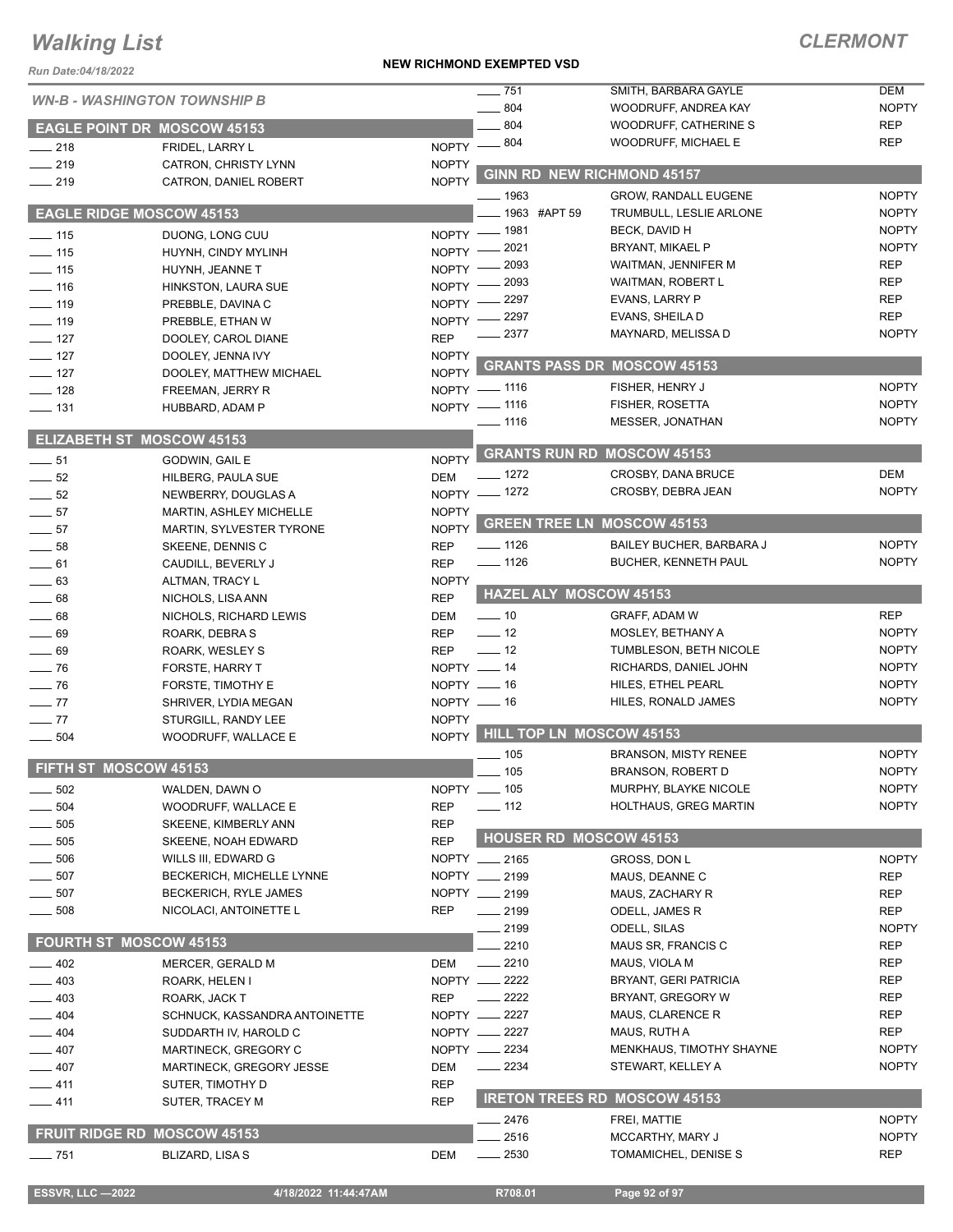# Walking List

## CLERMONT

**NEW RICHMOND EXEMPTED VSD**

Run Date:04/18/2022

### WN-B - WASHINGTON TOWNSHIP B

#### EAGLE POINT DR MOSCOW 45153

| No. | Name | Party |
|---|---|---|
| 218 | FRIDEL, LARRY L | NOPTY |
| 219 | CATRON, CHRISTY LYNN | NOPTY |
| 219 | CATRON, DANIEL ROBERT | NOPTY |

#### EAGLE RIDGE MOSCOW 45153

| No. | Name | Party |
|---|---|---|
| 115 | DUONG, LONG CUU | NOPTY |
| 115 | HUYNH, CINDY MYLINH | NOPTY |
| 115 | HUYNH, JEANNE T | NOPTY |
| 116 | HINKSTON, LAURA SUE | NOPTY |
| 119 | PREBBLE, DAVINA C | NOPTY |
| 119 | PREBBLE, ETHAN W | NOPTY |
| 127 | DOOLEY, CAROL DIANE | REP |
| 127 | DOOLEY, JENNA IVY | NOPTY |
| 127 | DOOLEY, MATTHEW MICHAEL | NOPTY |
| 128 | FREEMAN, JERRY R | NOPTY |
| 131 | HUBBARD, ADAM P | NOPTY |

#### ELIZABETH ST MOSCOW 45153

| No. | Name | Party |
|---|---|---|
| 51 | GODWIN, GAIL E | NOPTY |
| 52 | HILBERG, PAULA SUE | DEM |
| 52 | NEWBERRY, DOUGLAS A | NOPTY |
| 57 | MARTIN, ASHLEY MICHELLE | NOPTY |
| 57 | MARTIN, SYLVESTER TYRONE | NOPTY |
| 58 | SKEENE, DENNIS C | REP |
| 61 | CAUDILL, BEVERLY J | REP |
| 63 | ALTMAN, TRACY L | NOPTY |
| 68 | NICHOLS, LISA ANN | REP |
| 68 | NICHOLS, RICHARD LEWIS | DEM |
| 69 | ROARK, DEBRA S | REP |
| 69 | ROARK, WESLEY S | REP |
| 76 | FORSTE, HARRY T | NOPTY |
| 76 | FORSTE, TIMOTHY E | NOPTY |
| 77 | SHRIVER, LYDIA MEGAN | NOPTY |
| 77 | STURGILL, RANDY LEE | NOPTY |
| 504 | WOODRUFF, WALLACE E | NOPTY |

#### FIFTH ST MOSCOW 45153

| No. | Name | Party |
|---|---|---|
| 502 | WALDEN, DAWN O | NOPTY |
| 504 | WOODRUFF, WALLACE E | REP |
| 505 | SKEENE, KIMBERLY ANN | REP |
| 505 | SKEENE, NOAH EDWARD | REP |
| 506 | WILLS III, EDWARD G | NOPTY |
| 507 | BECKERICH, MICHELLE LYNNE | NOPTY |
| 507 | BECKERICH, RYLE JAMES | NOPTY |
| 508 | NICOLACI, ANTOINETTE L | REP |

#### FOURTH ST MOSCOW 45153

| No. | Name | Party |
|---|---|---|
| 402 | MERCER, GERALD M | DEM |
| 403 | ROARK, HELEN I | NOPTY |
| 403 | ROARK, JACK T | REP |
| 404 | SCHNUCK, KASSANDRA ANTOINETTE | NOPTY |
| 404 | SUDDARTH IV, HAROLD C | NOPTY |
| 407 | MARTINECK, GREGORY C | NOPTY |
| 407 | MARTINECK, GREGORY JESSE | DEM |
| 411 | SUTER, TIMOTHY D | REP |
| 411 | SUTER, TRACEY M | REP |

#### FRUIT RIDGE RD MOSCOW 45153

| No. | Name | Party |
|---|---|---|
| 751 | BLIZARD, LISA S | DEM |
| 751 | SMITH, BARBARA GAYLE | DEM |
| 804 | WOODRUFF, ANDREA KAY | NOPTY |
| 804 | WOODRUFF, CATHERINE S | REP |
| 804 | WOODRUFF, MICHAEL E | REP |

#### GINN RD NEW RICHMOND 45157

| No. | Name | Party |
|---|---|---|
| 1963 | GROW, RANDALL EUGENE | NOPTY |
| 1963 #APT 59 | TRUMBULL, LESLIE ARLONE | NOPTY |
| 1981 | BECK, DAVID H | NOPTY |
| 2021 | BRYANT, MIKAEL P | NOPTY |
| 2093 | WAITMAN, JENNIFER M | REP |
| 2093 | WAITMAN, ROBERT L | REP |
| 2297 | EVANS, LARRY P | REP |
| 2297 | EVANS, SHEILA D | REP |
| 2377 | MAYNARD, MELISSA D | NOPTY |

#### GRANTS PASS DR MOSCOW 45153

| No. | Name | Party |
|---|---|---|
| 1116 | FISHER, HENRY J | NOPTY |
| 1116 | FISHER, ROSETTA | NOPTY |
| 1116 | MESSER, JONATHAN | NOPTY |

#### GRANTS RUN RD MOSCOW 45153

| No. | Name | Party |
|---|---|---|
| 1272 | CROSBY, DANA BRUCE | DEM |
| 1272 | CROSBY, DEBRA JEAN | NOPTY |

#### GREEN TREE LN MOSCOW 45153

| No. | Name | Party |
|---|---|---|
| 1126 | BAILEY BUCHER, BARBARA J | NOPTY |
| 1126 | BUCHER, KENNETH PAUL | NOPTY |

#### HAZEL ALY MOSCOW 45153

| No. | Name | Party |
|---|---|---|
| 10 | GRAFF, ADAM W | REP |
| 12 | MOSLEY, BETHANY A | NOPTY |
| 12 | TUMBLESON, BETH NICOLE | NOPTY |
| 14 | RICHARDS, DANIEL JOHN | NOPTY |
| 16 | HILES, ETHEL PEARL | NOPTY |
| 16 | HILES, RONALD JAMES | NOPTY |

#### HILL TOP LN MOSCOW 45153

| No. | Name | Party |
|---|---|---|
| 105 | BRANSON, MISTY RENEE | NOPTY |
| 105 | BRANSON, ROBERT D | NOPTY |
| 105 | MURPHY, BLAYKE NICOLE | NOPTY |
| 112 | HOLTHAUS, GREG MARTIN | NOPTY |

#### HOUSER RD MOSCOW 45153

| No. | Name | Party |
|---|---|---|
| 2165 | GROSS, DON L | NOPTY |
| 2199 | MAUS, DEANNE C | REP |
| 2199 | MAUS, ZACHARY R | REP |
| 2199 | ODELL, JAMES R | REP |
| 2199 | ODELL, SILAS | NOPTY |
| 2210 | MAUS SR, FRANCIS C | REP |
| 2210 | MAUS, VIOLA M | REP |
| 2222 | BRYANT, GERI PATRICIA | REP |
| 2222 | BRYANT, GREGORY W | REP |
| 2227 | MAUS, CLARENCE R | REP |
| 2227 | MAUS, RUTH A | REP |
| 2234 | MENKHAUS, TIMOTHY SHAYNE | NOPTY |
| 2234 | STEWART, KELLEY A | NOPTY |

#### IRETON TREES RD MOSCOW 45153

| No. | Name | Party |
|---|---|---|
| 2476 | FREI, MATTIE | NOPTY |
| 2516 | MCCARTHY, MARY J | NOPTY |
| 2530 | TOMAMICHEL, DENISE S | REP |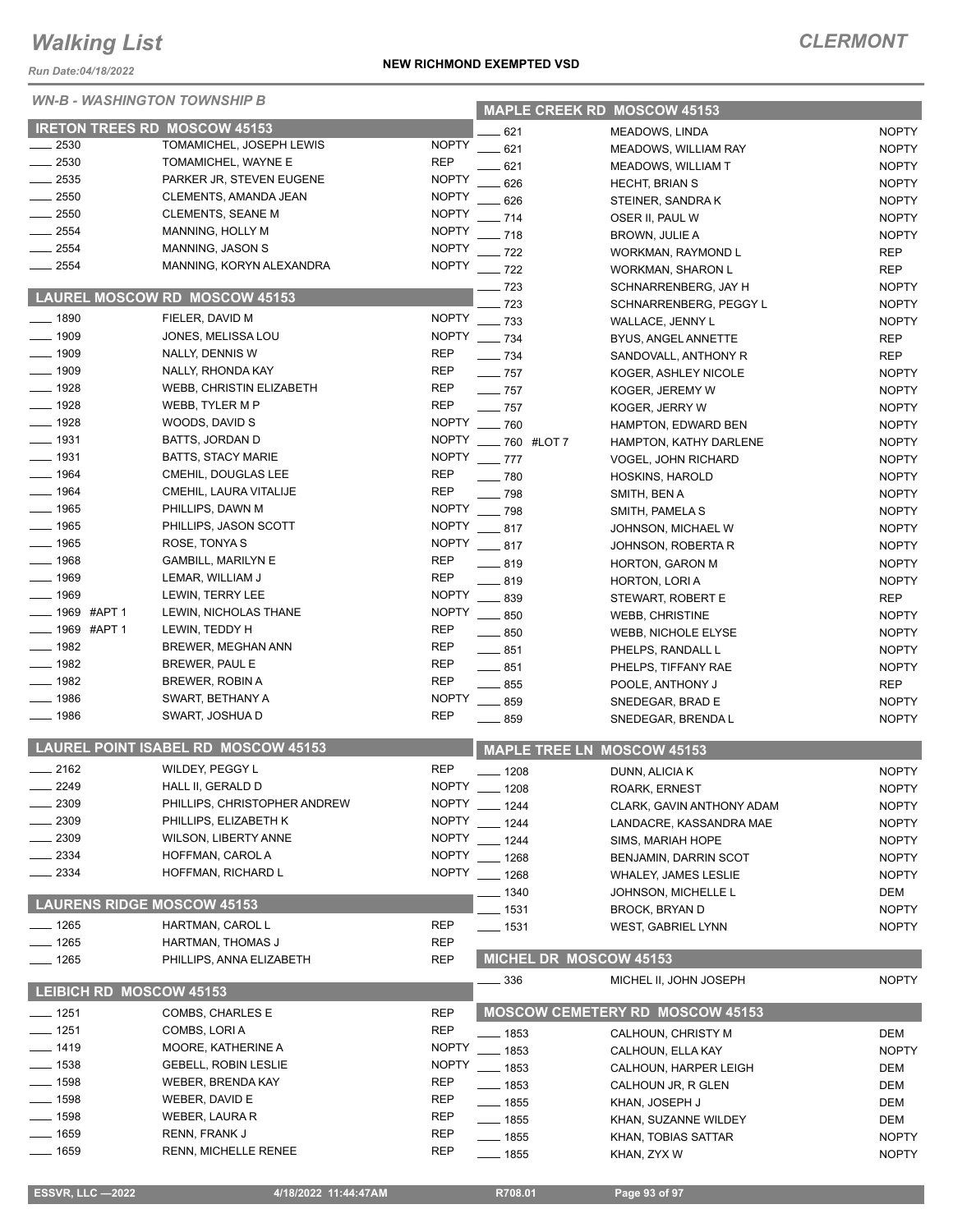# Walking List

**CLERMONT**

Run Date:04/18/2022

**NEW RICHMOND EXEMPTED VSD**

## WN-B - WASHINGTON TOWNSHIP B

### IRETON TREES RD MOSCOW 45153

| No. | Name | Party |
|---|---|---|
| 2530 | TOMAMICHEL, JOSEPH LEWIS | NOPTY |
| 2530 | TOMAMICHEL, WAYNE E | REP |
| 2535 | PARKER JR, STEVEN EUGENE | NOPTY |
| 2550 | CLEMENTS, AMANDA JEAN | NOPTY |
| 2550 | CLEMENTS, SEANE M | NOPTY |
| 2554 | MANNING, HOLLY M | NOPTY |
| 2554 | MANNING, JASON S | NOPTY |
| 2554 | MANNING, KORYN ALEXANDRA | NOPTY |

### LAUREL MOSCOW RD MOSCOW 45153

| No. | Name | Party |
|---|---|---|
| 1890 | FIELER, DAVID M | NOPTY |
| 1909 | JONES, MELISSA LOU | NOPTY |
| 1909 | NALLY, DENNIS W | REP |
| 1909 | NALLY, RHONDA KAY | REP |
| 1928 | WEBB, CHRISTIN ELIZABETH | REP |
| 1928 | WEBB, TYLER M P | REP |
| 1928 | WOODS, DAVID S | NOPTY |
| 1931 | BATTS, JORDAN D | NOPTY |
| 1931 | BATTS, STACY MARIE | NOPTY |
| 1964 | CMEHIL, DOUGLAS LEE | REP |
| 1964 | CMEHIL, LAURA VITALIJE | REP |
| 1965 | PHILLIPS, DAWN M | NOPTY |
| 1965 | PHILLIPS, JASON SCOTT | NOPTY |
| 1965 | ROSE, TONYA S | NOPTY |
| 1968 | GAMBILL, MARILYN E | REP |
| 1969 | LEMAR, WILLIAM J | REP |
| 1969 | LEWIN, TERRY LEE | NOPTY |
| 1969 #APT 1 | LEWIN, NICHOLAS THANE | NOPTY |
| 1969 #APT 1 | LEWIN, TEDDY H | REP |
| 1982 | BREWER, MEGHAN ANN | REP |
| 1982 | BREWER, PAUL E | REP |
| 1982 | BREWER, ROBIN A | REP |
| 1986 | SWART, BETHANY A | NOPTY |
| 1986 | SWART, JOSHUA D | REP |

### LAUREL POINT ISABEL RD MOSCOW 45153

| No. | Name | Party |
|---|---|---|
| 2162 | WILDEY, PEGGY L | REP |
| 2249 | HALL II, GERALD D | NOPTY |
| 2309 | PHILLIPS, CHRISTOPHER ANDREW | NOPTY |
| 2309 | PHILLIPS, ELIZABETH K | NOPTY |
| 2309 | WILSON, LIBERTY ANNE | NOPTY |
| 2334 | HOFFMAN, CAROL A | NOPTY |
| 2334 | HOFFMAN, RICHARD L | NOPTY |

### LAURENS RIDGE MOSCOW 45153

| No. | Name | Party |
|---|---|---|
| 1265 | HARTMAN, CAROL L | REP |
| 1265 | HARTMAN, THOMAS J | REP |
| 1265 | PHILLIPS, ANNA ELIZABETH | REP |

### LEIBICH RD MOSCOW 45153

| No. | Name | Party |
|---|---|---|
| 1251 | COMBS, CHARLES E | REP |
| 1251 | COMBS, LORI A | REP |
| 1419 | MOORE, KATHERINE A | NOPTY |
| 1538 | GEBELL, ROBIN LESLIE | NOPTY |
| 1598 | WEBER, BRENDA KAY | REP |
| 1598 | WEBER, DAVID E | REP |
| 1598 | WEBER, LAURA R | REP |
| 1659 | RENN, FRANK J | REP |
| 1659 | RENN, MICHELLE RENEE | REP |

### MAPLE CREEK RD MOSCOW 45153

| No. | Name | Party |
|---|---|---|
| 621 | MEADOWS, LINDA | NOPTY |
| 621 | MEADOWS, WILLIAM RAY | NOPTY |
| 621 | MEADOWS, WILLIAM T | NOPTY |
| 626 | HECHT, BRIAN S | NOPTY |
| 626 | STEINER, SANDRA K | NOPTY |
| 714 | OSER II, PAUL W | NOPTY |
| 718 | BROWN, JULIE A | NOPTY |
| 722 | WORKMAN, RAYMOND L | REP |
| 722 | WORKMAN, SHARON L | REP |
| 723 | SCHNARRENBERG, JAY H | NOPTY |
| 723 | SCHNARRENBERG, PEGGY L | NOPTY |
| 733 | WALLACE, JENNY L | NOPTY |
| 734 | BYUS, ANGEL ANNETTE | REP |
| 734 | SANDOVALL, ANTHONY R | REP |
| 757 | KOGER, ASHLEY NICOLE | NOPTY |
| 757 | KOGER, JEREMY W | NOPTY |
| 757 | KOGER, JERRY W | NOPTY |
| 760 | HAMPTON, EDWARD BEN | NOPTY |
| 760 #LOT 7 | HAMPTON, KATHY DARLENE | NOPTY |
| 777 | VOGEL, JOHN RICHARD | NOPTY |
| 780 | HOSKINS, HAROLD | NOPTY |
| 798 | SMITH, BEN A | NOPTY |
| 798 | SMITH, PAMELA S | NOPTY |
| 817 | JOHNSON, MICHAEL W | NOPTY |
| 817 | JOHNSON, ROBERTA R | NOPTY |
| 819 | HORTON, GARON M | NOPTY |
| 819 | HORTON, LORI A | NOPTY |
| 839 | STEWART, ROBERT E | REP |
| 850 | WEBB, CHRISTINE | NOPTY |
| 850 | WEBB, NICHOLE ELYSE | NOPTY |
| 851 | PHELPS, RANDALL L | NOPTY |
| 851 | PHELPS, TIFFANY RAE | NOPTY |
| 855 | POOLE, ANTHONY J | REP |
| 859 | SNEDEGAR, BRAD E | NOPTY |
| 859 | SNEDEGAR, BRENDA L | NOPTY |

### MAPLE TREE LN MOSCOW 45153

| No. | Name | Party |
|---|---|---|
| 1208 | DUNN, ALICIA K | NOPTY |
| 1208 | ROARK, ERNEST | NOPTY |
| 1244 | CLARK, GAVIN ANTHONY ADAM | NOPTY |
| 1244 | LANDACRE, KASSANDRA MAE | NOPTY |
| 1244 | SIMS, MARIAH HOPE | NOPTY |
| 1268 | BENJAMIN, DARRIN SCOT | NOPTY |
| 1268 | WHALEY, JAMES LESLIE | NOPTY |
| 1340 | JOHNSON, MICHELLE L | DEM |
| 1531 | BROCK, BRYAN D | NOPTY |
| 1531 | WEST, GABRIEL LYNN | NOPTY |

### MICHEL DR MOSCOW 45153

| No. | Name | Party |
|---|---|---|
| 336 | MICHEL II, JOHN JOSEPH | NOPTY |

### MOSCOW CEMETERY RD MOSCOW 45153

| No. | Name | Party |
|---|---|---|
| 1853 | CALHOUN, CHRISTY M | DEM |
| 1853 | CALHOUN, ELLA KAY | NOPTY |
| 1853 | CALHOUN, HARPER LEIGH | DEM |
| 1853 | CALHOUN JR, R GLEN | DEM |
| 1855 | KHAN, JOSEPH J | DEM |
| 1855 | KHAN, SUZANNE WILDEY | DEM |
| 1855 | KHAN, TOBIAS SATTAR | NOPTY |
| 1855 | KHAN, ZYX W | NOPTY |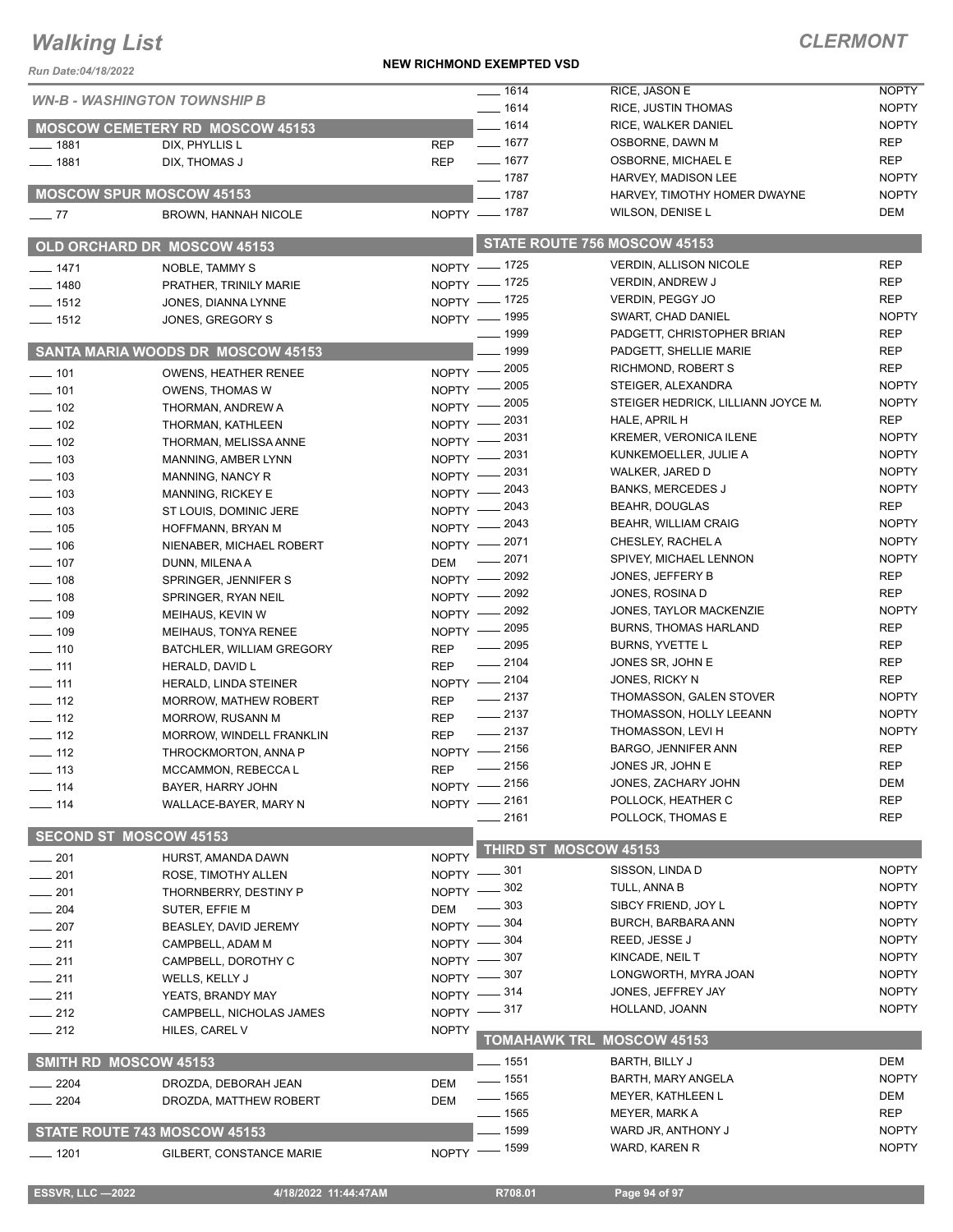# Walking List

## CLERMONT

**NEW RICHMOND EXEMPTED VSD**

Run Date:04/18/2022

### WN-B - WASHINGTON TOWNSHIP B

#### MOSCOW CEMETERY RD MOSCOW 45153

| No. | Name | Party |
|---|---|---|
| 1881 | DIX, PHYLLIS L | REP |
| 1881 | DIX, THOMAS J | REP |

#### MOSCOW SPUR MOSCOW 45153

| No. | Name | Party |
|---|---|---|
| 77 | BROWN, HANNAH NICOLE | NOPTY |

#### OLD ORCHARD DR MOSCOW 45153

| No. | Name | Party |
|---|---|---|
| 1471 | NOBLE, TAMMY S | NOPTY |
| 1480 | PRATHER, TRINILY MARIE | NOPTY |
| 1512 | JONES, DIANNA LYNNE | NOPTY |
| 1512 | JONES, GREGORY S | NOPTY |

#### SANTA MARIA WOODS DR MOSCOW 45153

| No. | Name | Party |
|---|---|---|
| 101 | OWENS, HEATHER RENEE | NOPTY |
| 101 | OWENS, THOMAS W | NOPTY |
| 102 | THORMAN, ANDREW A | NOPTY |
| 102 | THORMAN, KATHLEEN | NOPTY |
| 102 | THORMAN, MELISSA ANNE | NOPTY |
| 103 | MANNING, AMBER LYNN | NOPTY |
| 103 | MANNING, NANCY R | NOPTY |
| 103 | MANNING, RICKEY E | NOPTY |
| 103 | ST LOUIS, DOMINIC JERE | NOPTY |
| 105 | HOFFMANN, BRYAN M | NOPTY |
| 106 | NIENABER, MICHAEL ROBERT | NOPTY |
| 107 | DUNN, MILENA A | DEM |
| 108 | SPRINGER, JENNIFER S | NOPTY |
| 108 | SPRINGER, RYAN NEIL | NOPTY |
| 109 | MEIHAUS, KEVIN W | NOPTY |
| 109 | MEIHAUS, TONYA RENEE | NOPTY |
| 110 | BATCHLER, WILLIAM GREGORY | REP |
| 111 | HERALD, DAVID L | REP |
| 111 | HERALD, LINDA STEINER | NOPTY |
| 112 | MORROW, MATHEW ROBERT | REP |
| 112 | MORROW, RUSANN M | REP |
| 112 | MORROW, WINDELL FRANKLIN | REP |
| 112 | THROCKMORTON, ANNA P | NOPTY |
| 113 | MCCAMMON, REBECCA L | REP |
| 114 | BAYER, HARRY JOHN | NOPTY |
| 114 | WALLACE-BAYER, MARY N | NOPTY |

#### SECOND ST MOSCOW 45153

| No. | Name | Party |
|---|---|---|
| 201 | HURST, AMANDA DAWN | NOPTY |
| 201 | ROSE, TIMOTHY ALLEN | NOPTY |
| 201 | THORNBERRY, DESTINY P | NOPTY |
| 204 | SUTER, EFFIE M | DEM |
| 207 | BEASLEY, DAVID JEREMY | NOPTY |
| 211 | CAMPBELL, ADAM M | NOPTY |
| 211 | CAMPBELL, DOROTHY C | NOPTY |
| 211 | WELLS, KELLY J | NOPTY |
| 211 | YEATS, BRANDY MAY | NOPTY |
| 212 | CAMPBELL, NICHOLAS JAMES | NOPTY |
| 212 | HILES, CAREL V | NOPTY |

#### SMITH RD MOSCOW 45153

| No. | Name | Party |
|---|---|---|
| 2204 | DROZDA, DEBORAH JEAN | DEM |
| 2204 | DROZDA, MATTHEW ROBERT | DEM |

#### STATE ROUTE 743 MOSCOW 45153

| No. | Name | Party |
|---|---|---|
| 1201 | GILBERT, CONSTANCE MARIE | NOPTY |
| 1614 | RICE, JASON E | NOPTY |
| 1614 | RICE, JUSTIN THOMAS | NOPTY |
| 1614 | RICE, WALKER DANIEL | NOPTY |
| 1677 | OSBORNE, DAWN M | REP |
| 1677 | OSBORNE, MICHAEL E | REP |
| 1787 | HARVEY, MADISON LEE | NOPTY |
| 1787 | HARVEY, TIMOTHY HOMER DWAYNE | NOPTY |
| 1787 | WILSON, DENISE L | DEM |

#### STATE ROUTE 756 MOSCOW 45153

| No. | Name | Party |
|---|---|---|
| 1725 | VERDIN, ALLISON NICOLE | REP |
| 1725 | VERDIN, ANDREW J | REP |
| 1725 | VERDIN, PEGGY JO | REP |
| 1995 | SWART, CHAD DANIEL | NOPTY |
| 1999 | PADGETT, CHRISTOPHER BRIAN | REP |
| 1999 | PADGETT, SHELLIE MARIE | REP |
| 2005 | RICHMOND, ROBERT S | REP |
| 2005 | STEIGER, ALEXANDRA | NOPTY |
| 2005 | STEIGER HEDRICK, LILLIANN JOYCE M. | NOPTY |
| 2031 | HALE, APRIL H | REP |
| 2031 | KREMER, VERONICA ILENE | NOPTY |
| 2031 | KUNKEMOELLER, JULIE A | NOPTY |
| 2031 | WALKER, JARED D | NOPTY |
| 2043 | BANKS, MERCEDES J | NOPTY |
| 2043 | BEAHR, DOUGLAS | REP |
| 2043 | BEAHR, WILLIAM CRAIG | NOPTY |
| 2071 | CHESLEY, RACHEL A | NOPTY |
| 2071 | SPIVEY, MICHAEL LENNON | NOPTY |
| 2092 | JONES, JEFFERY B | REP |
| 2092 | JONES, ROSINA D | REP |
| 2092 | JONES, TAYLOR MACKENZIE | NOPTY |
| 2095 | BURNS, THOMAS HARLAND | REP |
| 2095 | BURNS, YVETTE L | REP |
| 2104 | JONES SR, JOHN E | REP |
| 2104 | JONES, RICKY N | REP |
| 2137 | THOMASSON, GALEN STOVER | NOPTY |
| 2137 | THOMASSON, HOLLY LEEANN | NOPTY |
| 2137 | THOMASSON, LEVI H | NOPTY |
| 2156 | BARGO, JENNIFER ANN | REP |
| 2156 | JONES JR, JOHN E | REP |
| 2156 | JONES, ZACHARY JOHN | DEM |
| 2161 | POLLOCK, HEATHER C | REP |
| 2161 | POLLOCK, THOMAS E | REP |

#### THIRD ST MOSCOW 45153

| No. | Name | Party |
|---|---|---|
| 301 | SISSON, LINDA D | NOPTY |
| 302 | TULL, ANNA B | NOPTY |
| 303 | SIBCY FRIEND, JOY L | NOPTY |
| 304 | BURCH, BARBARA ANN | NOPTY |
| 304 | REED, JESSE J | NOPTY |
| 307 | KINCADE, NEIL T | NOPTY |
| 307 | LONGWORTH, MYRA JOAN | NOPTY |
| 314 | JONES, JEFFREY JAY | NOPTY |
| 317 | HOLLAND, JOANN | NOPTY |

#### TOMAHAWK TRL MOSCOW 45153

| No. | Name | Party |
|---|---|---|
| 1551 | BARTH, BILLY J | DEM |
| 1551 | BARTH, MARY ANGELA | NOPTY |
| 1565 | MEYER, KATHLEEN L | DEM |
| 1565 | MEYER, MARK A | REP |
| 1599 | WARD JR, ANTHONY J | NOPTY |
| 1599 | WARD, KAREN R | NOPTY |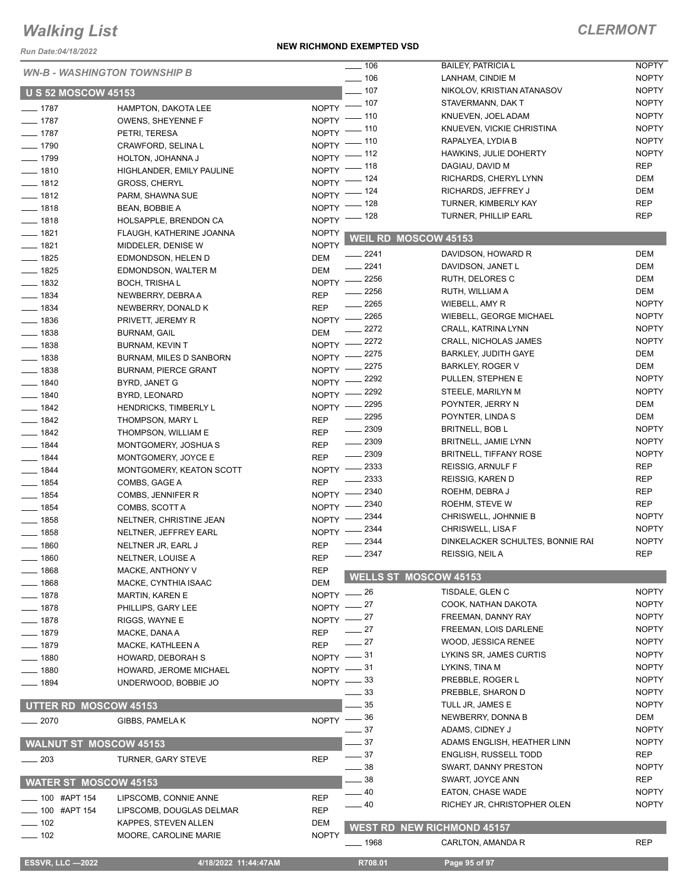# Walking List

**CLERMONT**

Run Date:04/18/2022

**NEW RICHMOND EXEMPTED VSD**

*WN-B - WASHINGTON TOWNSHIP B*

## U S 52 MOSCOW 45153

| No. | Name | Party |
|---|---|---|
| 1787 | HAMPTON, DAKOTA LEE | NOPTY |
| 1787 | OWENS, SHEYENNE F | NOPTY |
| 1787 | PETRI, TERESA | NOPTY |
| 1790 | CRAWFORD, SELINA L | NOPTY |
| 1799 | HOLTON, JOHANNA J | NOPTY |
| 1810 | HIGHLANDER, EMILY PAULINE | NOPTY |
| 1812 | GROSS, CHERYL | NOPTY |
| 1812 | PARM, SHAWNA SUE | NOPTY |
| 1818 | BEAN, BOBBIE A | NOPTY |
| 1818 | HOLSAPPLE, BRENDON CA | NOPTY |
| 1821 | FLAUGH, KATHERINE JOANNA | NOPTY |
| 1821 | MIDDELER, DENISE W | NOPTY |
| 1825 | EDMONDSON, HELEN D | DEM |
| 1825 | EDMONDSON, WALTER M | DEM |
| 1832 | BOCH, TRISHA L | NOPTY |
| 1834 | NEWBERRY, DEBRA A | REP |
| 1834 | NEWBERRY, DONALD K | REP |
| 1836 | PRIVETT, JEREMY R | NOPTY |
| 1838 | BURNAM, GAIL | DEM |
| 1838 | BURNAM, KEVIN T | NOPTY |
| 1838 | BURNAM, MILES D SANBORN | NOPTY |
| 1838 | BURNAM, PIERCE GRANT | NOPTY |
| 1840 | BYRD, JANET G | NOPTY |
| 1840 | BYRD, LEONARD | NOPTY |
| 1842 | HENDRICKS, TIMBERLY L | NOPTY |
| 1842 | THOMPSON, MARY L | REP |
| 1842 | THOMPSON, WILLIAM E | REP |
| 1844 | MONTGOMERY, JOSHUA S | REP |
| 1844 | MONTGOMERY, JOYCE E | REP |
| 1844 | MONTGOMERY, KEATON SCOTT | NOPTY |
| 1854 | COMBS, GAGE A | REP |
| 1854 | COMBS, JENNIFER R | NOPTY |
| 1854 | COMBS, SCOTT A | NOPTY |
| 1858 | NELTNER, CHRISTINE JEAN | NOPTY |
| 1858 | NELTNER, JEFFREY EARL | NOPTY |
| 1860 | NELTNER JR, EARL J | REP |
| 1860 | NELTNER, LOUISE A | REP |
| 1868 | MACKE, ANTHONY V | REP |
| 1868 | MACKE, CYNTHIA ISAAC | DEM |
| 1878 | MARTIN, KAREN E | NOPTY |
| 1878 | PHILLIPS, GARY LEE | NOPTY |
| 1878 | RIGGS, WAYNE E | NOPTY |
| 1879 | MACKE, DANA A | REP |
| 1879 | MACKE, KATHLEEN A | REP |
| 1880 | HOWARD, DEBORAH S | NOPTY |
| 1880 | HOWARD, JEROME MICHAEL | NOPTY |
| 1894 | UNDERWOOD, BOBBIE JO | NOPTY |

## UTTER RD MOSCOW 45153

| No. | Name | Party |
|---|---|---|
| 2070 | GIBBS, PAMELA K | NOPTY |

## WALNUT ST MOSCOW 45153

| No. | Name | Party |
|---|---|---|
| 203 | TURNER, GARY STEVE | REP |

## WATER ST MOSCOW 45153

| No. | Name | Party |
|---|---|---|
| 100 #APT 154 | LIPSCOMB, CONNIE ANNE | REP |
| 100 #APT 154 | LIPSCOMB, DOUGLAS DELMAR | REP |
| 102 | KAPPES, STEVEN ALLEN | DEM |
| 102 | MOORE, CAROLINE MARIE | NOPTY |
| 106 | BAILEY, PATRICIA L | NOPTY |
| 106 | LANHAM, CINDIE M | NOPTY |
| 107 | NIKOLOV, KRISTIAN ATANASOV | NOPTY |
| 107 | STAVERMANN, DAK T | NOPTY |
| 110 | KNUEVEN, JOEL ADAM | NOPTY |
| 110 | KNUEVEN, VICKIE CHRISTINA | NOPTY |
| 110 | RAPALYEA, LYDIA B | NOPTY |
| 112 | HAWKINS, JULIE DOHERTY | NOPTY |
| 118 | DAGIAU, DAVID M | REP |
| 124 | RICHARDS, CHERYL LYNN | DEM |
| 124 | RICHARDS, JEFFREY J | DEM |
| 128 | TURNER, KIMBERLY KAY | REP |
| 128 | TURNER, PHILLIP EARL | REP |

## WEIL RD MOSCOW 45153

| No. | Name | Party |
|---|---|---|
| 2241 | DAVIDSON, HOWARD R | DEM |
| 2241 | DAVIDSON, JANET L | DEM |
| 2256 | RUTH, DELORES C | DEM |
| 2256 | RUTH, WILLIAM A | DEM |
| 2265 | WIEBELL, AMY R | NOPTY |
| 2265 | WIEBELL, GEORGE MICHAEL | NOPTY |
| 2272 | CRALL, KATRINA LYNN | NOPTY |
| 2272 | CRALL, NICHOLAS JAMES | NOPTY |
| 2275 | BARKLEY, JUDITH GAYE | DEM |
| 2275 | BARKLEY, ROGER V | DEM |
| 2292 | PULLEN, STEPHEN E | NOPTY |
| 2292 | STEELE, MARILYN M | NOPTY |
| 2295 | POYNTER, JERRY N | DEM |
| 2295 | POYNTER, LINDA S | DEM |
| 2309 | BRITNELL, BOB L | NOPTY |
| 2309 | BRITNELL, JAMIE LYNN | NOPTY |
| 2309 | BRITNELL, TIFFANY ROSE | NOPTY |
| 2333 | REISSIG, ARNULF F | REP |
| 2333 | REISSIG, KAREN D | REP |
| 2340 | ROEHM, DEBRA J | REP |
| 2340 | ROEHM, STEVE W | REP |
| 2344 | CHRISWELL, JOHNNIE B | NOPTY |
| 2344 | CHRISWELL, LISA F | NOPTY |
| 2344 | DINKELACKER SCHULTES, BONNIE RAI | NOPTY |
| 2347 | REISSIG, NEIL A | REP |

## WELLS ST MOSCOW 45153

| No. | Name | Party |
|---|---|---|
| 26 | TISDALE, GLEN C | NOPTY |
| 27 | COOK, NATHAN DAKOTA | NOPTY |
| 27 | FREEMAN, DANNY RAY | NOPTY |
| 27 | FREEMAN, LOIS DARLENE | NOPTY |
| 27 | WOOD, JESSICA RENEE | NOPTY |
| 31 | LYKINS SR, JAMES CURTIS | NOPTY |
| 31 | LYKINS, TINA M | NOPTY |
| 33 | PREBBLE, ROGER L | NOPTY |
| 33 | PREBBLE, SHARON D | NOPTY |
| 35 | TULL JR, JAMES E | NOPTY |
| 36 | NEWBERRY, DONNA B | DEM |
| 37 | ADAMS, CIDNEY J | NOPTY |
| 37 | ADAMS ENGLISH, HEATHER LINN | NOPTY |
| 37 | ENGLISH, RUSSELL TODD | REP |
| 38 | SWART, DANNY PRESTON | NOPTY |
| 38 | SWART, JOYCE ANN | REP |
| 40 | EATON, CHASE WADE | NOPTY |
| 40 | RICHEY JR, CHRISTOPHER OLEN | NOPTY |

## WEST RD NEW RICHMOND 45157

| No. | Name | Party |
|---|---|---|
| 1968 | CARLTON, AMANDA R | REP |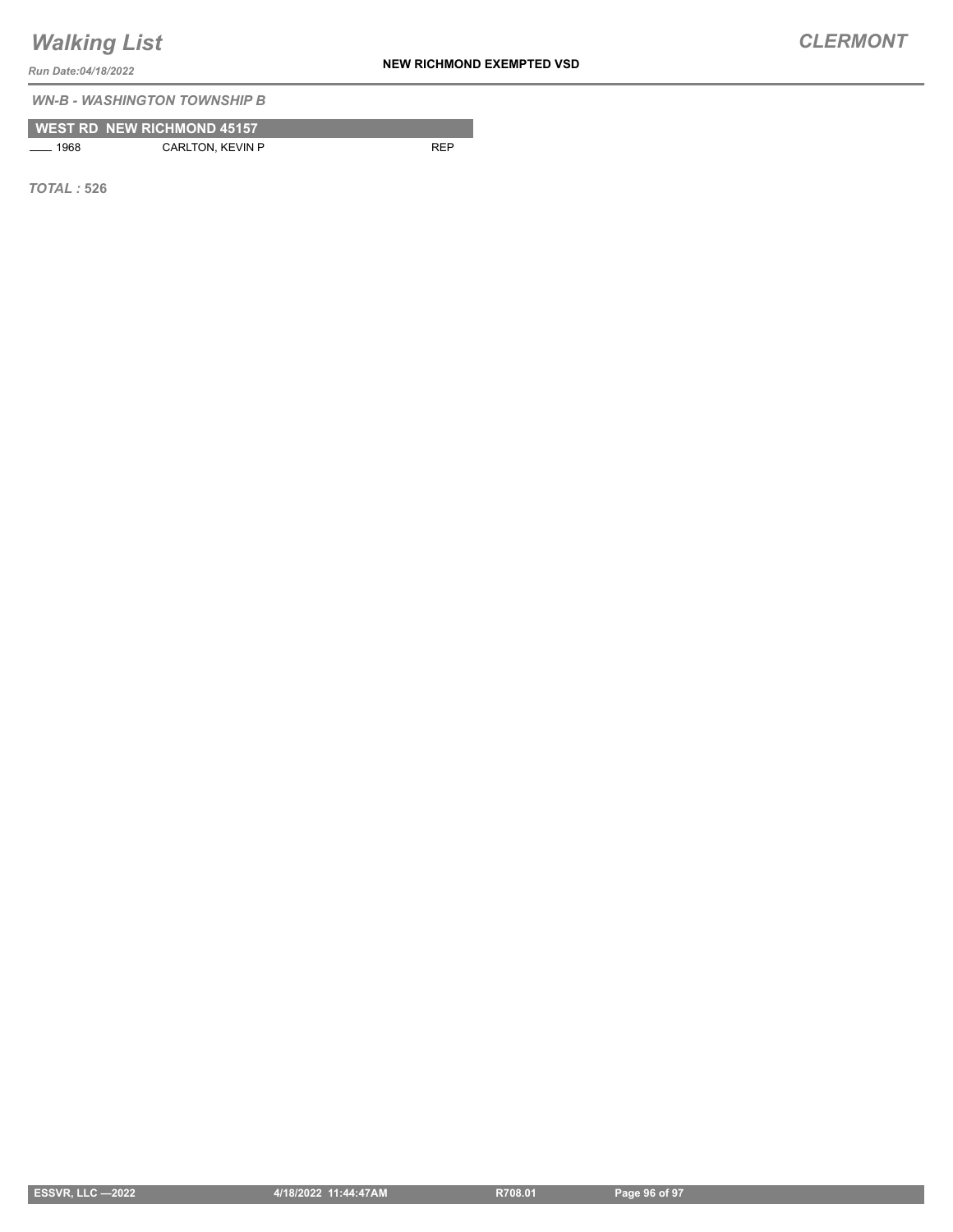*WN-B - WASHINGTON TOWNSHIP B*

**WEST RD NEW RICHMOND 45157**

| | | |
|---|---|---|
| ____ 1968 | CARLTON, KEVIN P | REP |

***TOTAL :*** **526**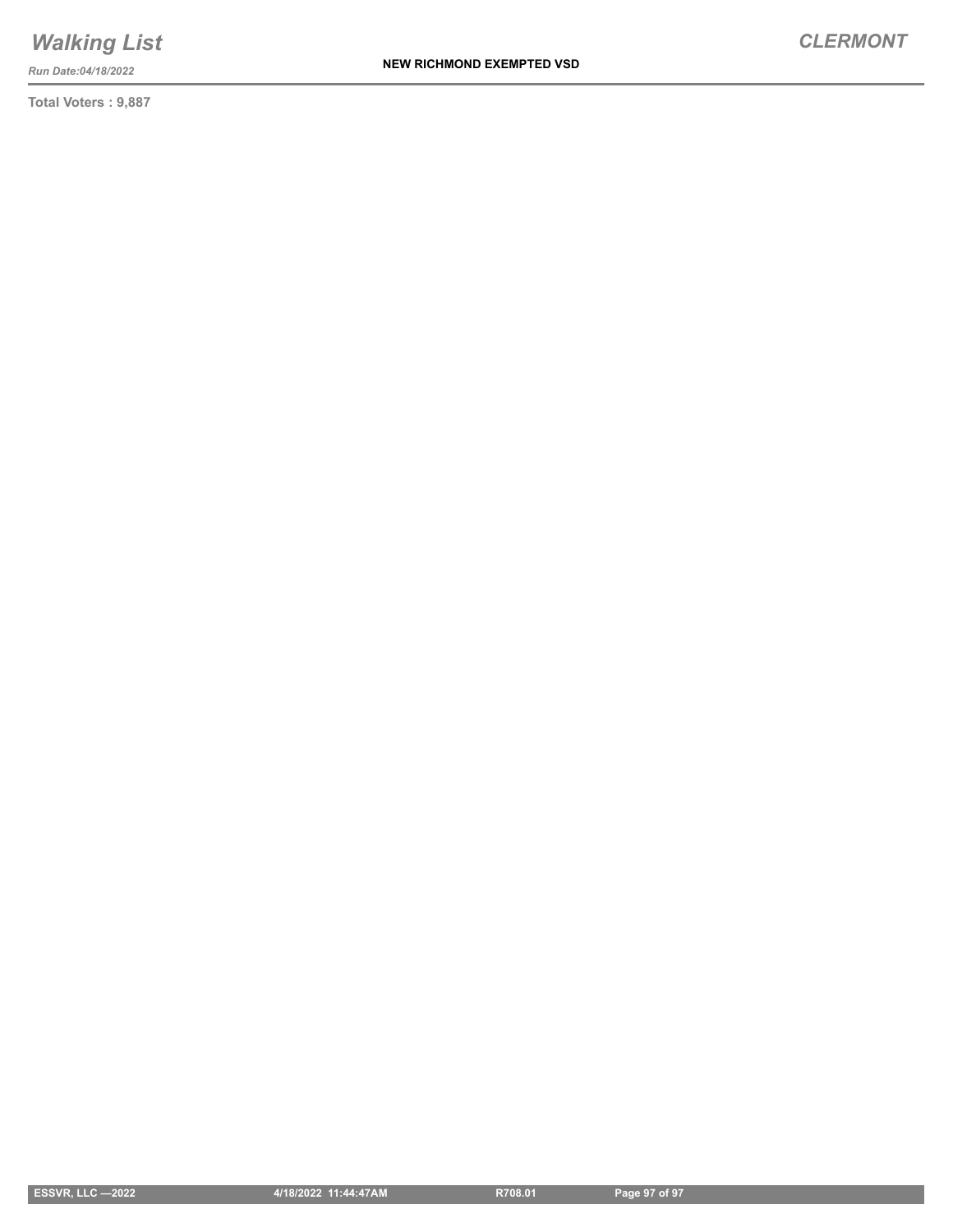**Total Voters : 9,887**